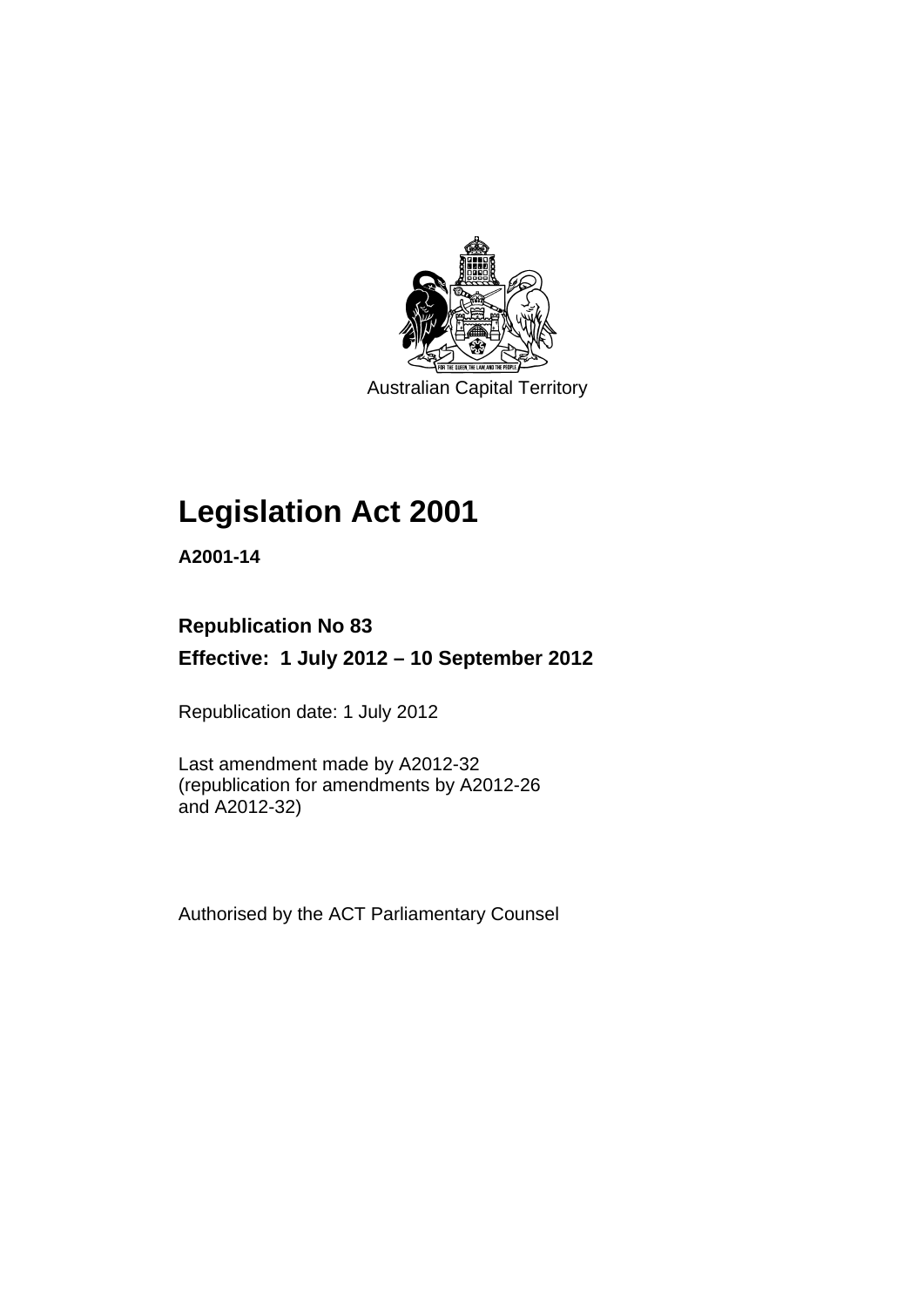Australian Capital Territory

# Legislation Act 2001

**A2001-14**

**Republication No 83**

**Effective: 1 July 2012 – 10 September 2012**

Republication date: 1 July 2012

Last amendment made by A2012-32
(republication for amendments by A2012-26
and A2012-32)

Authorised by the ACT Parliamentary Counsel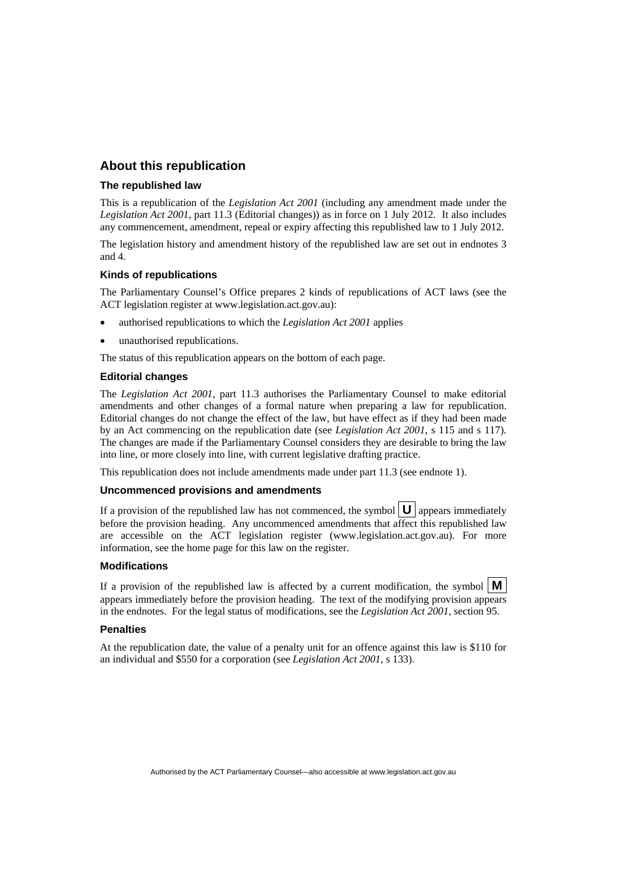## About this republication

### The republished law

This is a republication of the *Legislation Act 2001* (including any amendment made under the *Legislation Act 2001*, part 11.3 (Editorial changes)) as in force on 1 July 2012*.* It also includes any commencement, amendment, repeal or expiry affecting this republished law to 1 July 2012.

The legislation history and amendment history of the republished law are set out in endnotes 3 and 4.

### Kinds of republications

The Parliamentary Counsel's Office prepares 2 kinds of republications of ACT laws (see the ACT legislation register at www.legislation.act.gov.au):

- authorised republications to which the *Legislation Act 2001* applies
- unauthorised republications.

The status of this republication appears on the bottom of each page.

### Editorial changes

The *Legislation Act 2001*, part 11.3 authorises the Parliamentary Counsel to make editorial amendments and other changes of a formal nature when preparing a law for republication. Editorial changes do not change the effect of the law, but have effect as if they had been made by an Act commencing on the republication date (see *Legislation Act 2001*, s 115 and s 117). The changes are made if the Parliamentary Counsel considers they are desirable to bring the law into line, or more closely into line, with current legislative drafting practice.

This republication does not include amendments made under part 11.3 (see endnote 1).

### Uncommenced provisions and amendments

If a provision of the republished law has not commenced, the symbol **U** appears immediately before the provision heading. Any uncommenced amendments that affect this republished law are accessible on the ACT legislation register (www.legislation.act.gov.au). For more information, see the home page for this law on the register.

### Modifications

If a provision of the republished law is affected by a current modification, the symbol **M** appears immediately before the provision heading. The text of the modifying provision appears in the endnotes. For the legal status of modifications, see the *Legislation Act 2001*, section 95.

### Penalties

At the republication date, the value of a penalty unit for an offence against this law is $110 for an individual and $550 for a corporation (see *Legislation Act 2001*, s 133).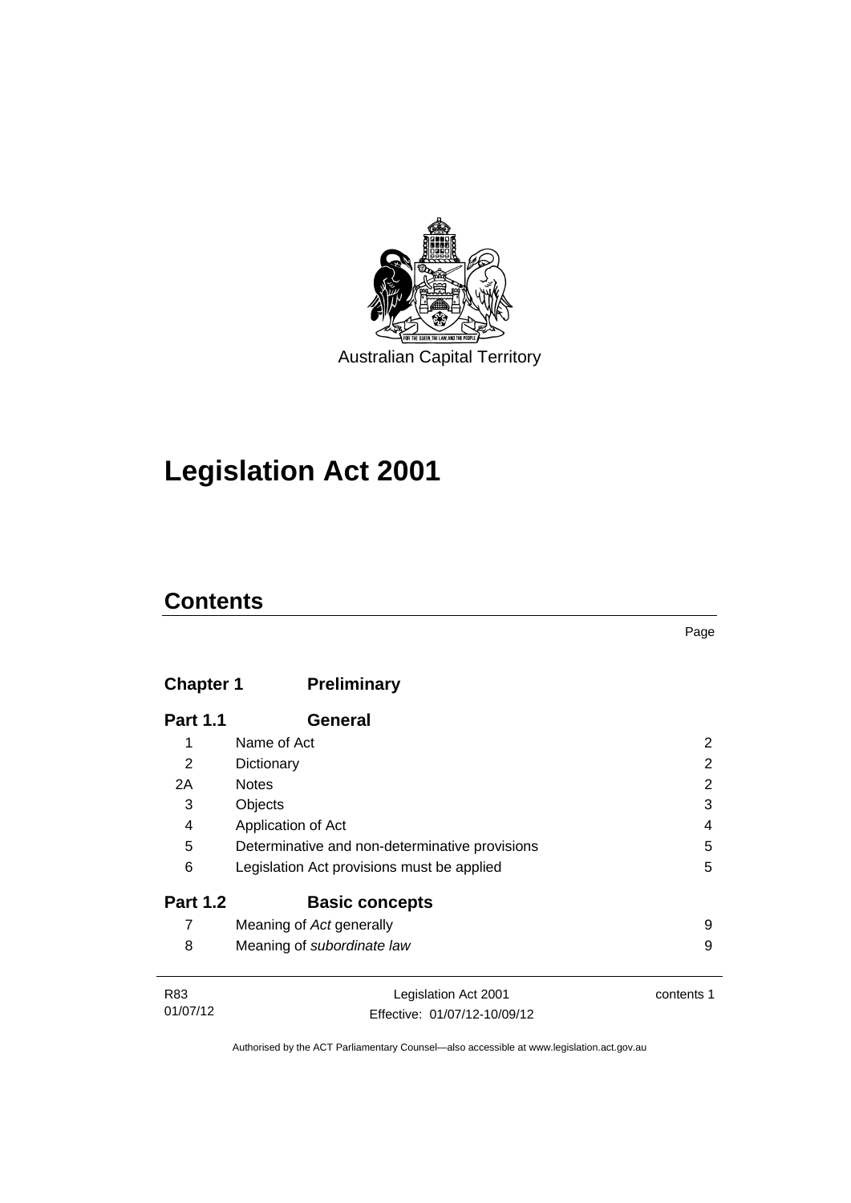Australian Capital Territory

# Legislation Act 2001

## Contents

Page

| | | |
|---|---|---|
| **Chapter 1** | **Preliminary** | |
| **Part 1.1** | **General** | |
| 1 | Name of Act | 2 |
| 2 | Dictionary | 2 |
| 2A | Notes | 2 |
| 3 | Objects | 3 |
| 4 | Application of Act | 4 |
| 5 | Determinative and non-determinative provisions | 5 |
| 6 | Legislation Act provisions must be applied | 5 |
| **Part 1.2** | **Basic concepts** | |
| 7 | Meaning of *Act* generally | 9 |
| 8 | Meaning of *subordinate law* | 9 |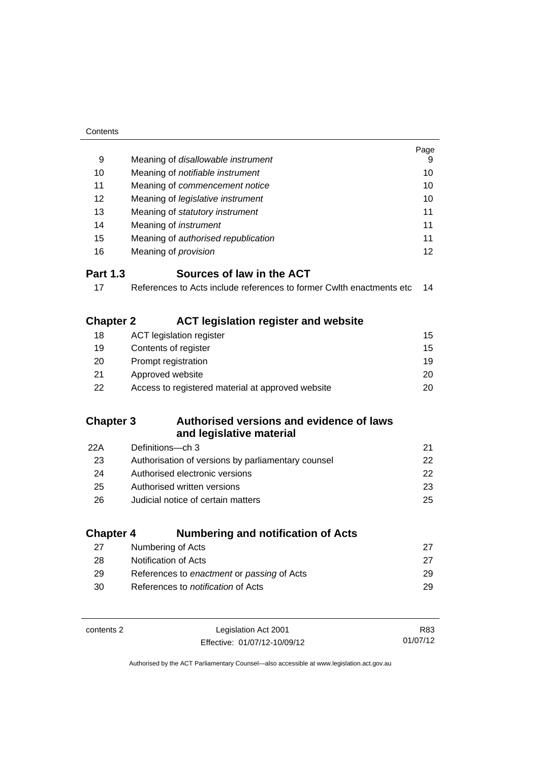| | | Page |
|---|---|---|
| 9 | Meaning of *disallowable instrument* | 9 |
| 10 | Meaning of *notifiable instrument* | 10 |
| 11 | Meaning of *commencement notice* | 10 |
| 12 | Meaning of *legislative instrument* | 10 |
| 13 | Meaning of *statutory instrument* | 11 |
| 14 | Meaning of *instrument* | 11 |
| 15 | Meaning of *authorised republication* | 11 |
| 16 | Meaning of *provision* | 12 |

### Part 1.3 Sources of law in the ACT

| | | |
|---|---|---|
| 17 | References to Acts include references to former Cwlth enactments etc | 14 |

## Chapter 2 ACT legislation register and website

| | | |
|---|---|---|
| 18 | ACT legislation register | 15 |
| 19 | Contents of register | 15 |
| 20 | Prompt registration | 19 |
| 21 | Approved website | 20 |
| 22 | Access to registered material at approved website | 20 |

## Chapter 3 Authorised versions and evidence of laws and legislative material

| | | |
|---|---|---|
| 22A | Definitions—ch 3 | 21 |
| 23 | Authorisation of versions by parliamentary counsel | 22 |
| 24 | Authorised electronic versions | 22 |
| 25 | Authorised written versions | 23 |
| 26 | Judicial notice of certain matters | 25 |

## Chapter 4 Numbering and notification of Acts

| | | |
|---|---|---|
| 27 | Numbering of Acts | 27 |
| 28 | Notification of Acts | 27 |
| 29 | References to *enactment* or *passing* of Acts | 29 |
| 30 | References to *notification* of Acts | 29 |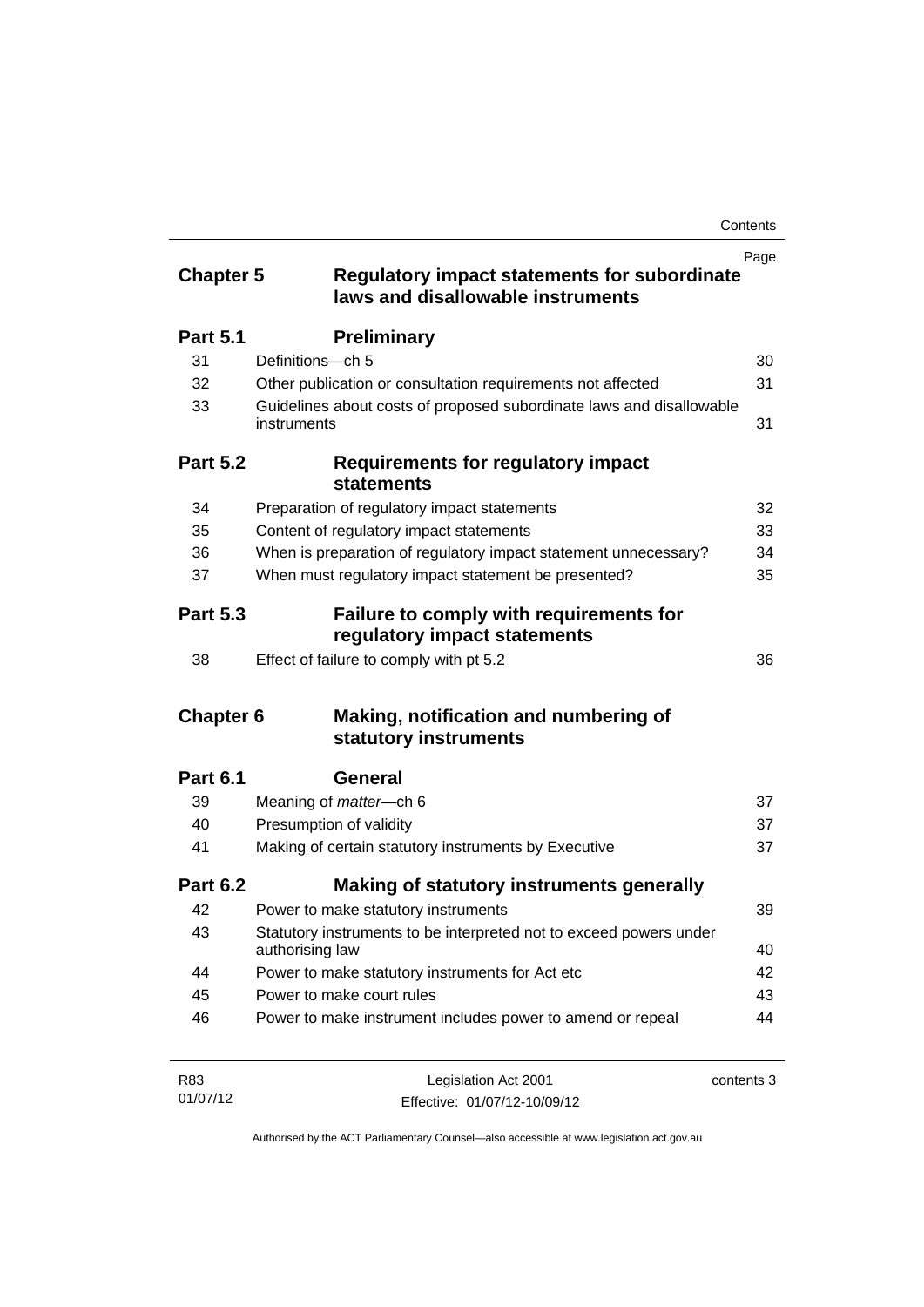| | | Page |
|---|---|---|
| **Chapter 5** | **Regulatory impact statements for subordinate laws and disallowable instruments** | |
| **Part 5.1** | **Preliminary** | |
| 31 | Definitions—ch 5 | 30 |
| 32 | Other publication or consultation requirements not affected | 31 |
| 33 | Guidelines about costs of proposed subordinate laws and disallowable instruments | 31 |
| **Part 5.2** | **Requirements for regulatory impact statements** | |
| 34 | Preparation of regulatory impact statements | 32 |
| 35 | Content of regulatory impact statements | 33 |
| 36 | When is preparation of regulatory impact statement unnecessary? | 34 |
| 37 | When must regulatory impact statement be presented? | 35 |
| **Part 5.3** | **Failure to comply with requirements for regulatory impact statements** | |
| 38 | Effect of failure to comply with pt 5.2 | 36 |
| **Chapter 6** | **Making, notification and numbering of statutory instruments** | |
| **Part 6.1** | **General** | |
| 39 | Meaning of *matter*—ch 6 | 37 |
| 40 | Presumption of validity | 37 |
| 41 | Making of certain statutory instruments by Executive | 37 |
| **Part 6.2** | **Making of statutory instruments generally** | |
| 42 | Power to make statutory instruments | 39 |
| 43 | Statutory instruments to be interpreted not to exceed powers under authorising law | 40 |
| 44 | Power to make statutory instruments for Act etc | 42 |
| 45 | Power to make court rules | 43 |
| 46 | Power to make instrument includes power to amend or repeal | 44 |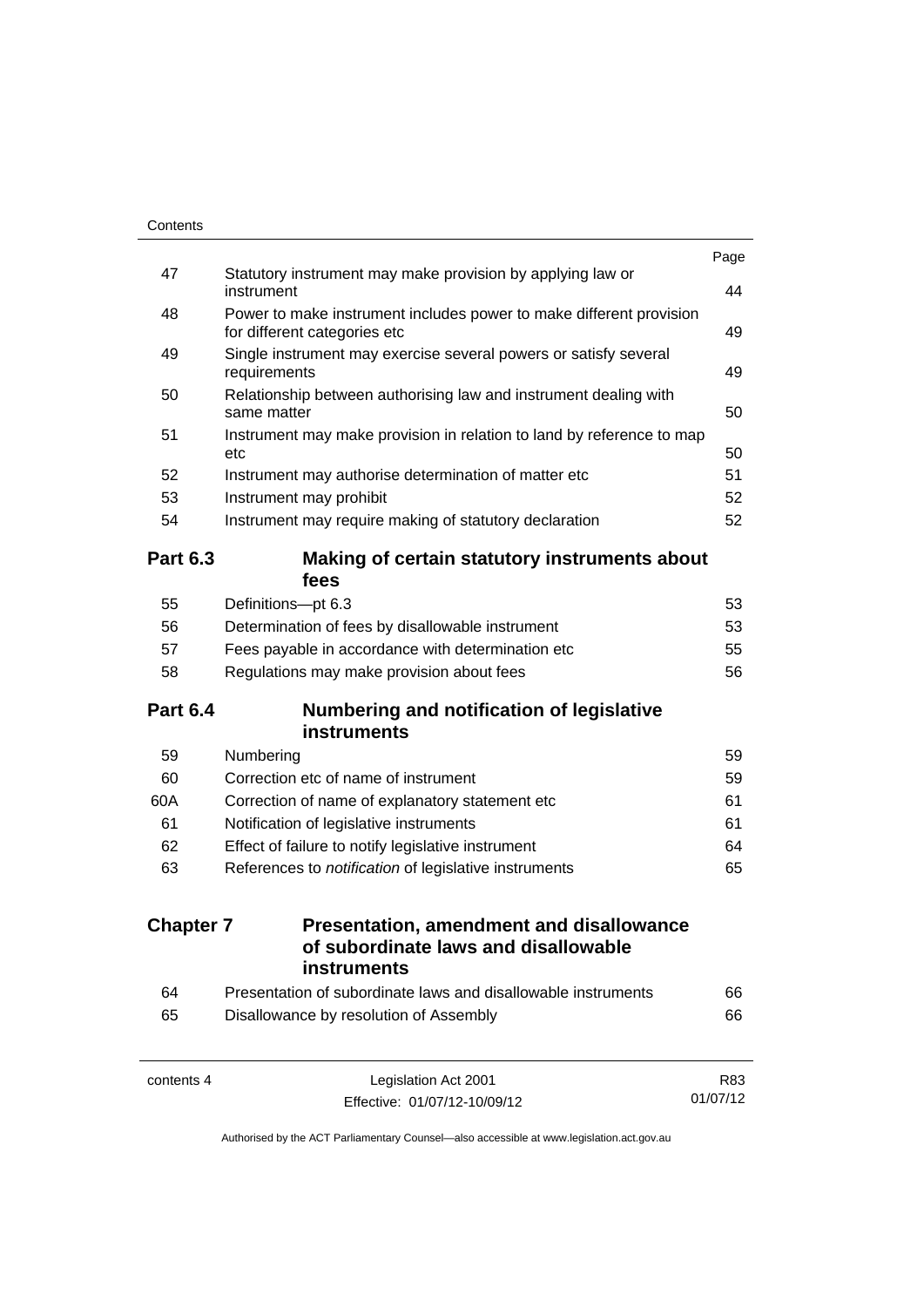| | | Page |
|---|---|---|
| 47 | Statutory instrument may make provision by applying law or instrument | 44 |
| 48 | Power to make instrument includes power to make different provision for different categories etc | 49 |
| 49 | Single instrument may exercise several powers or satisfy several requirements | 49 |
| 50 | Relationship between authorising law and instrument dealing with same matter | 50 |
| 51 | Instrument may make provision in relation to land by reference to map etc | 50 |
| 52 | Instrument may authorise determination of matter etc | 51 |
| 53 | Instrument may prohibit | 52 |
| 54 | Instrument may require making of statutory declaration | 52 |

## Part 6.3 Making of certain statutory instruments about fees

| | | |
|---|---|---|
| 55 | Definitions—pt 6.3 | 53 |
| 56 | Determination of fees by disallowable instrument | 53 |
| 57 | Fees payable in accordance with determination etc | 55 |
| 58 | Regulations may make provision about fees | 56 |

## Part 6.4 Numbering and notification of legislative instruments

| | | |
|---|---|---|
| 59 | Numbering | 59 |
| 60 | Correction etc of name of instrument | 59 |
| 60A | Correction of name of explanatory statement etc | 61 |
| 61 | Notification of legislative instruments | 61 |
| 62 | Effect of failure to notify legislative instrument | 64 |
| 63 | References to *notification* of legislative instruments | 65 |

## Chapter 7 Presentation, amendment and disallowance of subordinate laws and disallowable instruments

| | | |
|---|---|---|
| 64 | Presentation of subordinate laws and disallowable instruments | 66 |
| 65 | Disallowance by resolution of Assembly | 66 |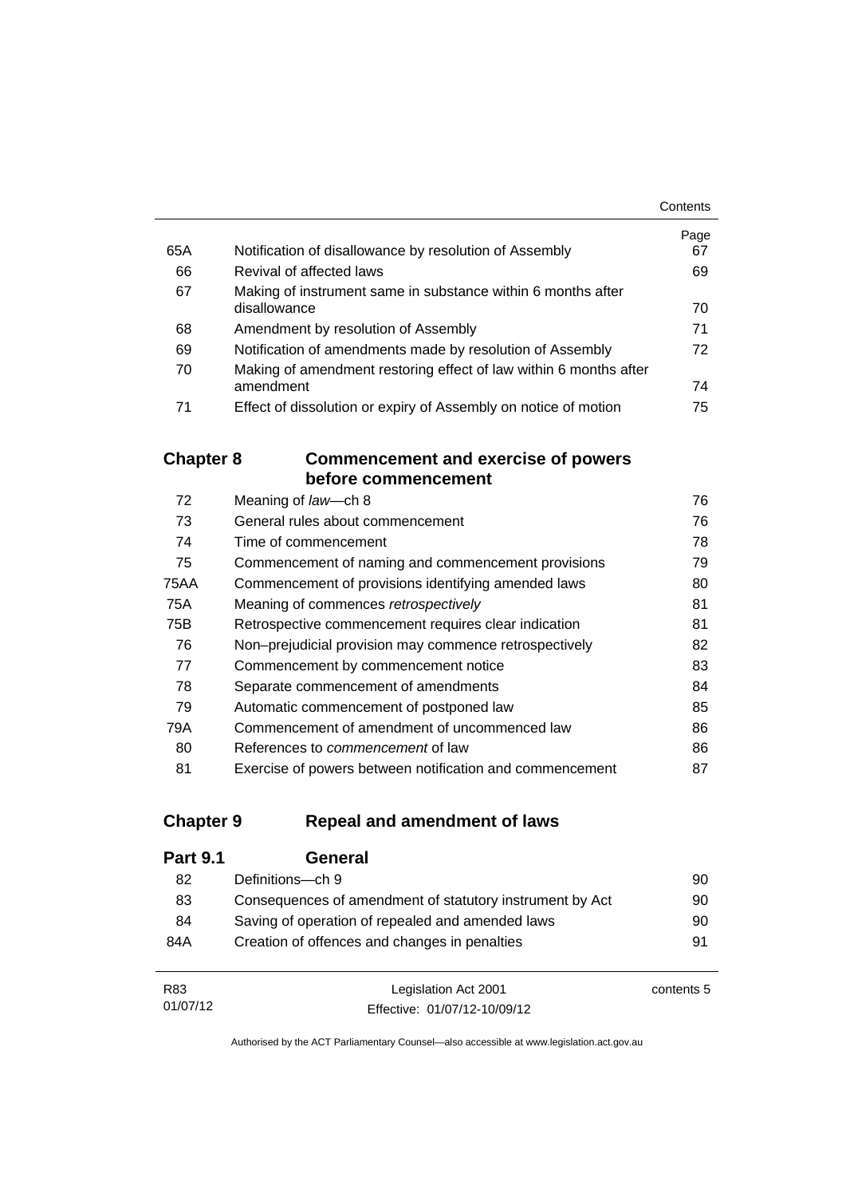| | | Page |
|---|---|---|
| 65A | Notification of disallowance by resolution of Assembly | 67 |
| 66 | Revival of affected laws | 69 |
| 67 | Making of instrument same in substance within 6 months after disallowance | 70 |
| 68 | Amendment by resolution of Assembly | 71 |
| 69 | Notification of amendments made by resolution of Assembly | 72 |
| 70 | Making of amendment restoring effect of law within 6 months after amendment | 74 |
| 71 | Effect of dissolution or expiry of Assembly on notice of motion | 75 |

## Chapter 8 Commencement and exercise of powers before commencement

| | | |
|---|---|---|
| 72 | Meaning of *law*—ch 8 | 76 |
| 73 | General rules about commencement | 76 |
| 74 | Time of commencement | 78 |
| 75 | Commencement of naming and commencement provisions | 79 |
| 75AA | Commencement of provisions identifying amended laws | 80 |
| 75A | Meaning of commences *retrospectively* | 81 |
| 75B | Retrospective commencement requires clear indication | 81 |
| 76 | Non–prejudicial provision may commence retrospectively | 82 |
| 77 | Commencement by commencement notice | 83 |
| 78 | Separate commencement of amendments | 84 |
| 79 | Automatic commencement of postponed law | 85 |
| 79A | Commencement of amendment of uncommenced law | 86 |
| 80 | References to *commencement* of law | 86 |
| 81 | Exercise of powers between notification and commencement | 87 |

## Chapter 9 Repeal and amendment of laws

### Part 9.1 General

| | | |
|---|---|---|
| 82 | Definitions—ch 9 | 90 |
| 83 | Consequences of amendment of statutory instrument by Act | 90 |
| 84 | Saving of operation of repealed and amended laws | 90 |
| 84A | Creation of offences and changes in penalties | 91 |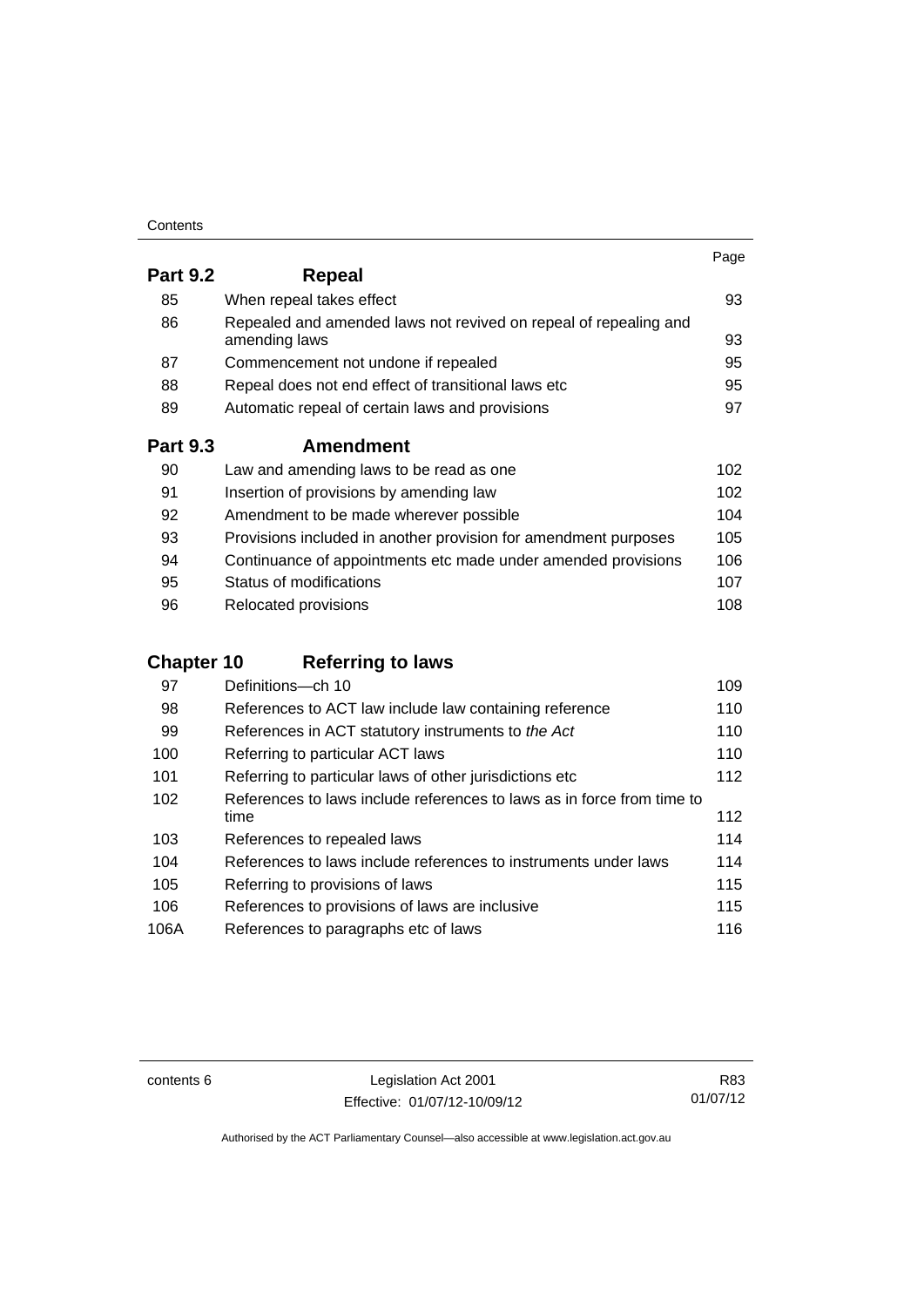| | | Page |
|---|---|---|
| **Part 9.2** | **Repeal** | |
| 85 | When repeal takes effect | 93 |
| 86 | Repealed and amended laws not revived on repeal of repealing and amending laws | 93 |
| 87 | Commencement not undone if repealed | 95 |
| 88 | Repeal does not end effect of transitional laws etc | 95 |
| 89 | Automatic repeal of certain laws and provisions | 97 |
| **Part 9.3** | **Amendment** | |
| 90 | Law and amending laws to be read as one | 102 |
| 91 | Insertion of provisions by amending law | 102 |
| 92 | Amendment to be made wherever possible | 104 |
| 93 | Provisions included in another provision for amendment purposes | 105 |
| 94 | Continuance of appointments etc made under amended provisions | 106 |
| 95 | Status of modifications | 107 |
| 96 | Relocated provisions | 108 |
| **Chapter 10** | **Referring to laws** | |
| 97 | Definitions—ch 10 | 109 |
| 98 | References to ACT law include law containing reference | 110 |
| 99 | References in ACT statutory instruments to *the Act* | 110 |
| 100 | Referring to particular ACT laws | 110 |
| 101 | Referring to particular laws of other jurisdictions etc | 112 |
| 102 | References to laws include references to laws as in force from time to time | 112 |
| 103 | References to repealed laws | 114 |
| 104 | References to laws include references to instruments under laws | 114 |
| 105 | Referring to provisions of laws | 115 |
| 106 | References to provisions of laws are inclusive | 115 |
| 106A | References to paragraphs etc of laws | 116 |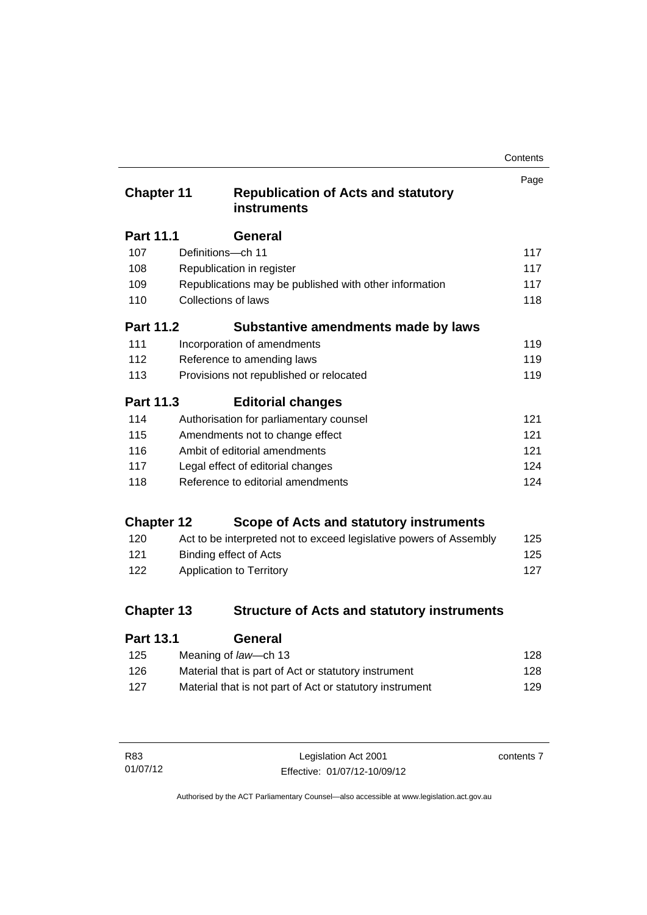| | | Page |
|---|---|---|
| **Chapter 11** | **Republication of Acts and statutory instruments** | |
| **Part 11.1** | **General** | |
| 107 | Definitions—ch 11 | 117 |
| 108 | Republication in register | 117 |
| 109 | Republications may be published with other information | 117 |
| 110 | Collections of laws | 118 |
| **Part 11.2** | **Substantive amendments made by laws** | |
| 111 | Incorporation of amendments | 119 |
| 112 | Reference to amending laws | 119 |
| 113 | Provisions not republished or relocated | 119 |
| **Part 11.3** | **Editorial changes** | |
| 114 | Authorisation for parliamentary counsel | 121 |
| 115 | Amendments not to change effect | 121 |
| 116 | Ambit of editorial amendments | 121 |
| 117 | Legal effect of editorial changes | 124 |
| 118 | Reference to editorial amendments | 124 |
| **Chapter 12** | **Scope of Acts and statutory instruments** | |
| 120 | Act to be interpreted not to exceed legislative powers of Assembly | 125 |
| 121 | Binding effect of Acts | 125 |
| 122 | Application to Territory | 127 |
| **Chapter 13** | **Structure of Acts and statutory instruments** | |
| **Part 13.1** | **General** | |
| 125 | Meaning of *law*—ch 13 | 128 |
| 126 | Material that is part of Act or statutory instrument | 128 |
| 127 | Material that is not part of Act or statutory instrument | 129 |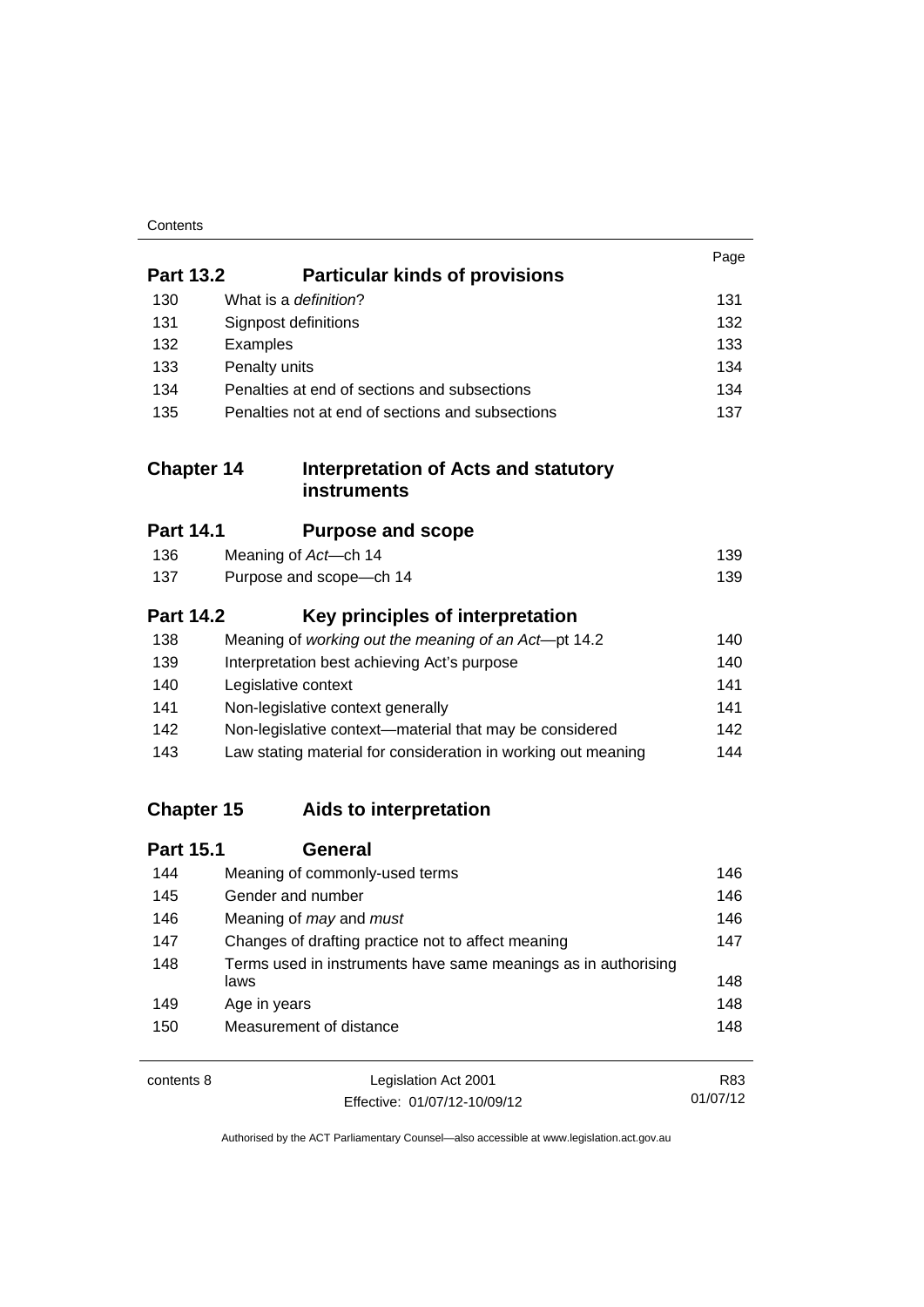| | | Page |
|---|---|---|
| **Part 13.2** | **Particular kinds of provisions** | |
| 130 | What is a *definition*? | 131 |
| 131 | Signpost definitions | 132 |
| 132 | Examples | 133 |
| 133 | Penalty units | 134 |
| 134 | Penalties at end of sections and subsections | 134 |
| 135 | Penalties not at end of sections and subsections | 137 |
| **Chapter 14** | **Interpretation of Acts and statutory instruments** | |
| **Part 14.1** | **Purpose and scope** | |
| 136 | Meaning of *Act*—ch 14 | 139 |
| 137 | Purpose and scope—ch 14 | 139 |
| **Part 14.2** | **Key principles of interpretation** | |
| 138 | Meaning of *working out the meaning of an Act*—pt 14.2 | 140 |
| 139 | Interpretation best achieving Act's purpose | 140 |
| 140 | Legislative context | 141 |
| 141 | Non-legislative context generally | 141 |
| 142 | Non-legislative context—material that may be considered | 142 |
| 143 | Law stating material for consideration in working out meaning | 144 |
| **Chapter 15** | **Aids to interpretation** | |
| **Part 15.1** | **General** | |
| 144 | Meaning of commonly-used terms | 146 |
| 145 | Gender and number | 146 |
| 146 | Meaning of *may* and *must* | 146 |
| 147 | Changes of drafting practice not to affect meaning | 147 |
| 148 | Terms used in instruments have same meanings as in authorising laws | 148 |
| 149 | Age in years | 148 |
| 150 | Measurement of distance | 148 |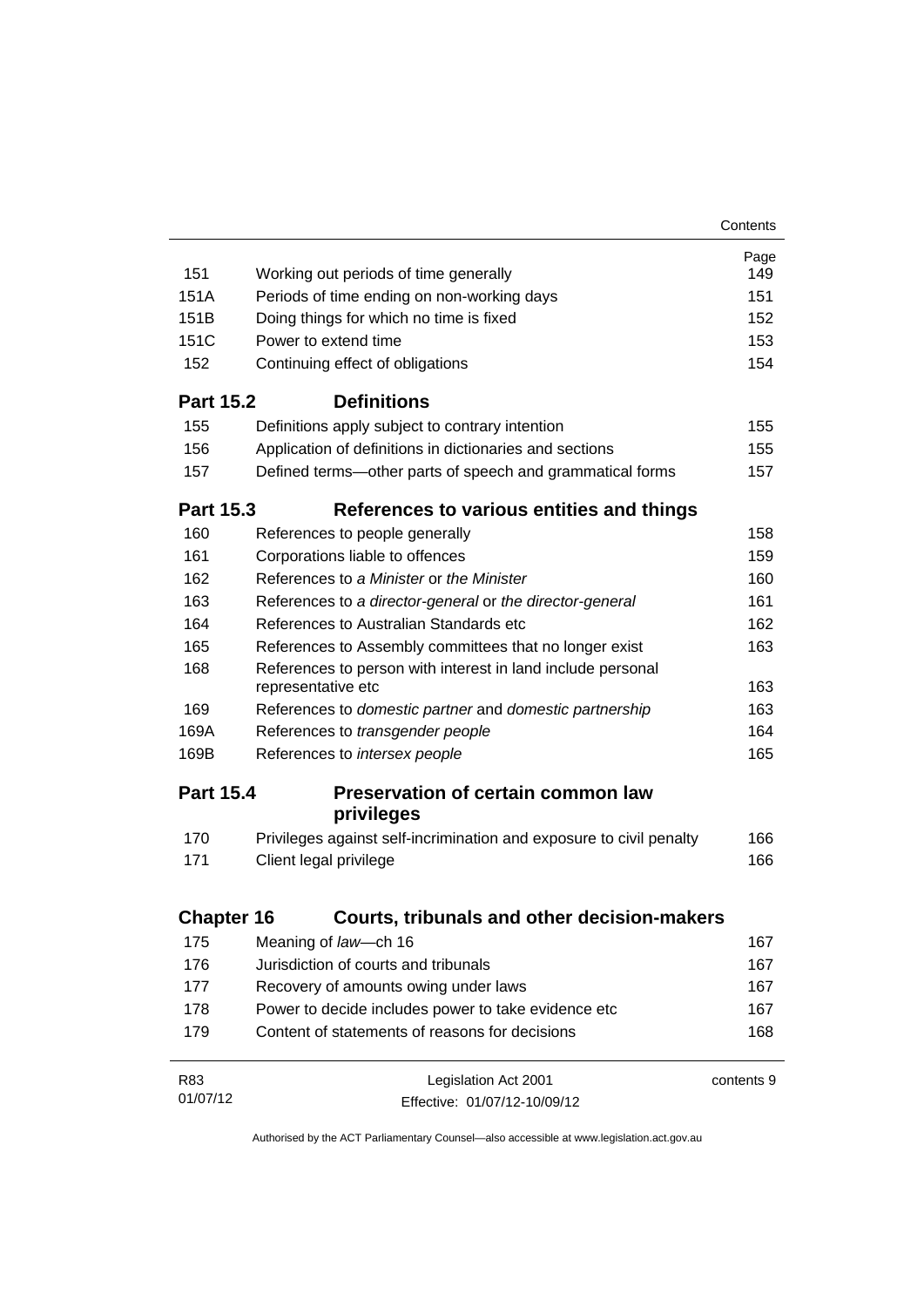| | | Page |
|---|---|---|
| 151 | Working out periods of time generally | 149 |
| 151A | Periods of time ending on non-working days | 151 |
| 151B | Doing things for which no time is fixed | 152 |
| 151C | Power to extend time | 153 |
| 152 | Continuing effect of obligations | 154 |
| **Part 15.2** | **Definitions** | |
| 155 | Definitions apply subject to contrary intention | 155 |
| 156 | Application of definitions in dictionaries and sections | 155 |
| 157 | Defined terms—other parts of speech and grammatical forms | 157 |
| **Part 15.3** | **References to various entities and things** | |
| 160 | References to people generally | 158 |
| 161 | Corporations liable to offences | 159 |
| 162 | References to *a Minister* or *the Minister* | 160 |
| 163 | References to *a director-general* or *the director-general* | 161 |
| 164 | References to Australian Standards etc | 162 |
| 165 | References to Assembly committees that no longer exist | 163 |
| 168 | References to person with interest in land include personal representative etc | 163 |
| 169 | References to *domestic partner* and *domestic partnership* | 163 |
| 169A | References to *transgender people* | 164 |
| 169B | References to *intersex people* | 165 |
| **Part 15.4** | **Preservation of certain common law privileges** | |
| 170 | Privileges against self-incrimination and exposure to civil penalty | 166 |
| 171 | Client legal privilege | 166 |
| **Chapter 16** | **Courts, tribunals and other decision-makers** | |
| 175 | Meaning of *law*—ch 16 | 167 |
| 176 | Jurisdiction of courts and tribunals | 167 |
| 177 | Recovery of amounts owing under laws | 167 |
| 178 | Power to decide includes power to take evidence etc | 167 |
| 179 | Content of statements of reasons for decisions | 168 |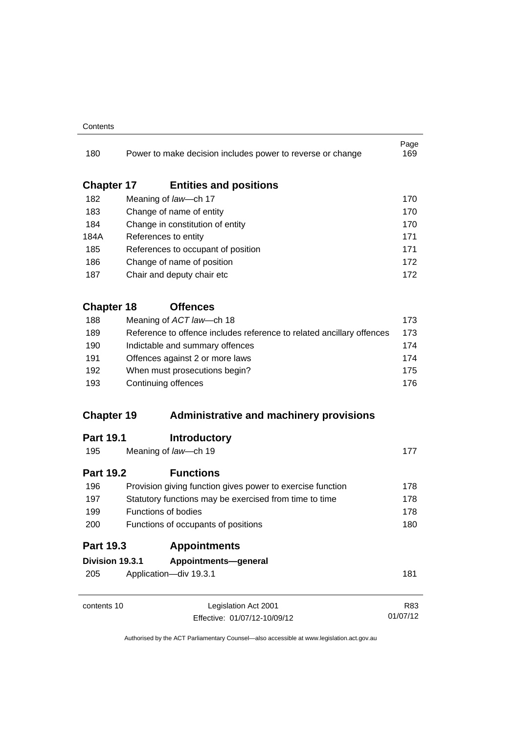| | | Page |
|---|---|---|
| 180 | Power to make decision includes power to reverse or change | 169 |

## Chapter 17 Entities and positions

| | | |
|---|---|---|
| 182 | Meaning of *law*—ch 17 | 170 |
| 183 | Change of name of entity | 170 |
| 184 | Change in constitution of entity | 170 |
| 184A | References to entity | 171 |
| 185 | References to occupant of position | 171 |
| 186 | Change of name of position | 172 |
| 187 | Chair and deputy chair etc | 172 |

## Chapter 18 Offences

| | | |
|---|---|---|
| 188 | Meaning of *ACT law*—ch 18 | 173 |
| 189 | Reference to offence includes reference to related ancillary offences | 173 |
| 190 | Indictable and summary offences | 174 |
| 191 | Offences against 2 or more laws | 174 |
| 192 | When must prosecutions begin? | 175 |
| 193 | Continuing offences | 176 |

## Chapter 19 Administrative and machinery provisions

### Part 19.1 Introductory

| | | |
|---|---|---|
| 195 | Meaning of *law*—ch 19 | 177 |

### Part 19.2 Functions

| | | |
|---|---|---|
| 196 | Provision giving function gives power to exercise function | 178 |
| 197 | Statutory functions may be exercised from time to time | 178 |
| 199 | Functions of bodies | 178 |
| 200 | Functions of occupants of positions | 180 |

### Part 19.3 Appointments

#### Division 19.3.1 Appointments—general

| | | |
|---|---|---|
| 205 | Application—div 19.3.1 | 181 |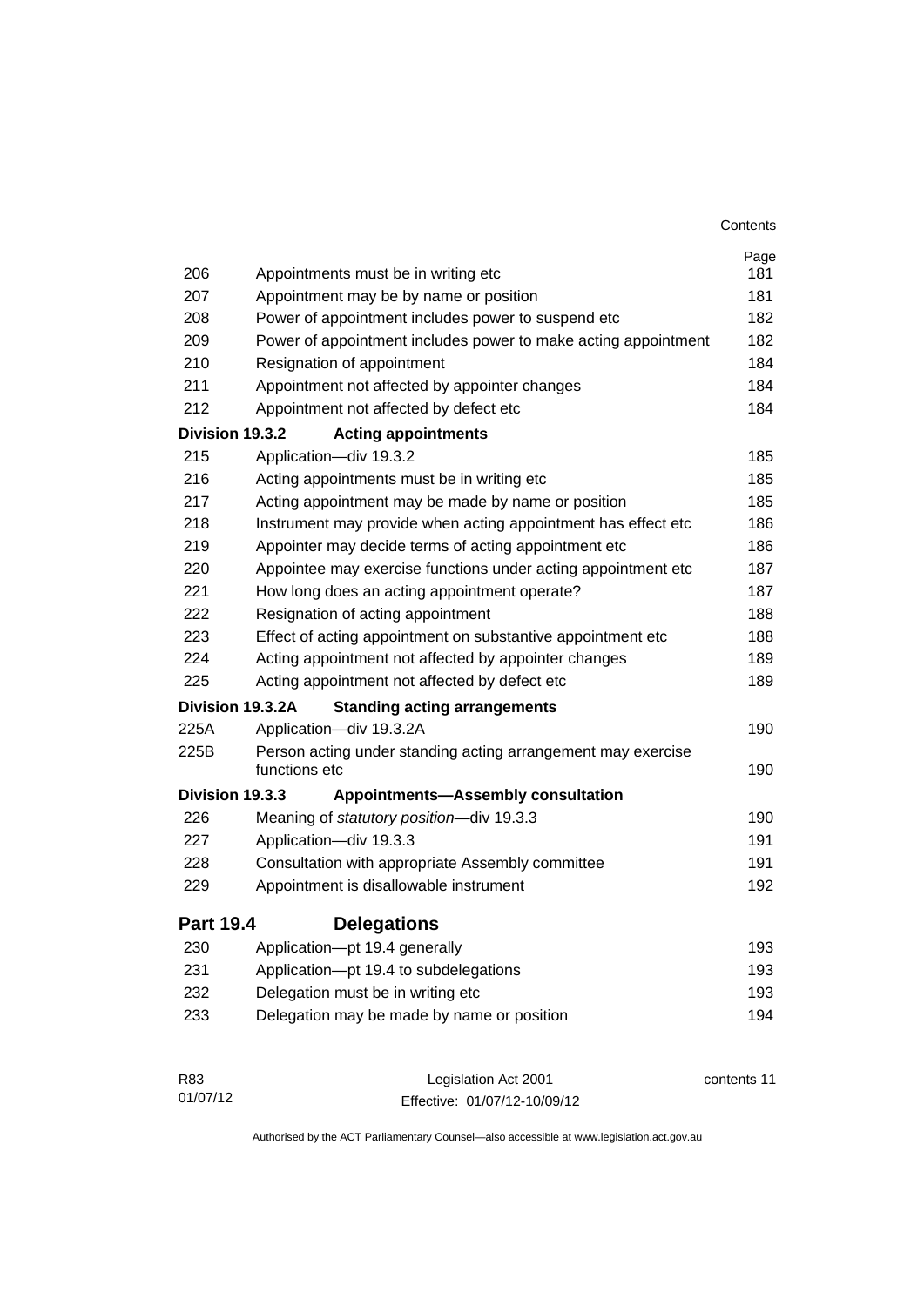| | | Page |
|---|---|---|
| 206 | Appointments must be in writing etc | 181 |
| 207 | Appointment may be by name or position | 181 |
| 208 | Power of appointment includes power to suspend etc | 182 |
| 209 | Power of appointment includes power to make acting appointment | 182 |
| 210 | Resignation of appointment | 184 |
| 211 | Appointment not affected by appointer changes | 184 |
| 212 | Appointment not affected by defect etc | 184 |
| **Division 19.3.2** | **Acting appointments** | |
| 215 | Application—div 19.3.2 | 185 |
| 216 | Acting appointments must be in writing etc | 185 |
| 217 | Acting appointment may be made by name or position | 185 |
| 218 | Instrument may provide when acting appointment has effect etc | 186 |
| 219 | Appointer may decide terms of acting appointment etc | 186 |
| 220 | Appointee may exercise functions under acting appointment etc | 187 |
| 221 | How long does an acting appointment operate? | 187 |
| 222 | Resignation of acting appointment | 188 |
| 223 | Effect of acting appointment on substantive appointment etc | 188 |
| 224 | Acting appointment not affected by appointer changes | 189 |
| 225 | Acting appointment not affected by defect etc | 189 |
| **Division 19.3.2A** | **Standing acting arrangements** | |
| 225A | Application—div 19.3.2A | 190 |
| 225B | Person acting under standing acting arrangement may exercise functions etc | 190 |
| **Division 19.3.3** | **Appointments—Assembly consultation** | |
| 226 | Meaning of *statutory position*—div 19.3.3 | 190 |
| 227 | Application—div 19.3.3 | 191 |
| 228 | Consultation with appropriate Assembly committee | 191 |
| 229 | Appointment is disallowable instrument | 192 |
| **Part 19.4** | **Delegations** | |
| 230 | Application—pt 19.4 generally | 193 |
| 231 | Application—pt 19.4 to subdelegations | 193 |
| 232 | Delegation must be in writing etc | 193 |
| 233 | Delegation may be made by name or position | 194 |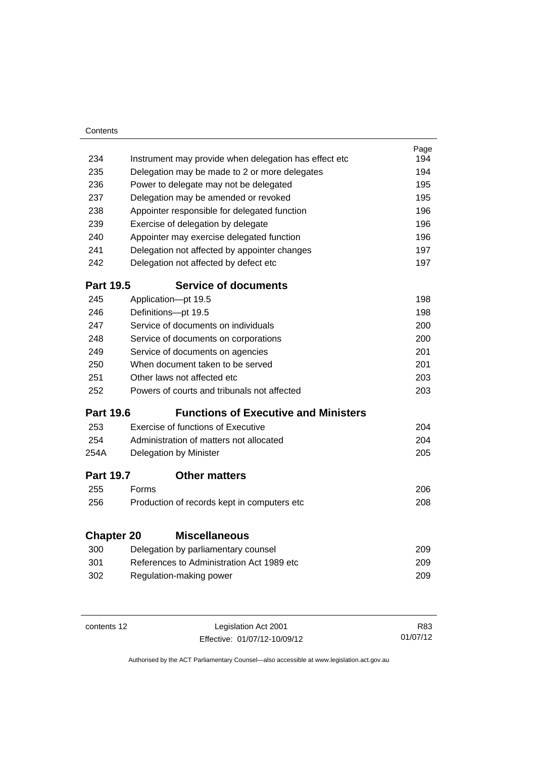| | | Page |
|---|---|---|
| 234 | Instrument may provide when delegation has effect etc | 194 |
| 235 | Delegation may be made to 2 or more delegates | 194 |
| 236 | Power to delegate may not be delegated | 195 |
| 237 | Delegation may be amended or revoked | 195 |
| 238 | Appointer responsible for delegated function | 196 |
| 239 | Exercise of delegation by delegate | 196 |
| 240 | Appointer may exercise delegated function | 196 |
| 241 | Delegation not affected by appointer changes | 197 |
| 242 | Delegation not affected by defect etc | 197 |

**Part 19.5 Service of documents**

| | | |
|---|---|---|
| 245 | Application—pt 19.5 | 198 |
| 246 | Definitions—pt 19.5 | 198 |
| 247 | Service of documents on individuals | 200 |
| 248 | Service of documents on corporations | 200 |
| 249 | Service of documents on agencies | 201 |
| 250 | When document taken to be served | 201 |
| 251 | Other laws not affected etc | 203 |
| 252 | Powers of courts and tribunals not affected | 203 |

**Part 19.6 Functions of Executive and Ministers**

| | | |
|---|---|---|
| 253 | Exercise of functions of Executive | 204 |
| 254 | Administration of matters not allocated | 204 |
| 254A | Delegation by Minister | 205 |

**Part 19.7 Other matters**

| | | |
|---|---|---|
| 255 | Forms | 206 |
| 256 | Production of records kept in computers etc | 208 |

**Chapter 20 Miscellaneous**

| | | |
|---|---|---|
| 300 | Delegation by parliamentary counsel | 209 |
| 301 | References to Administration Act 1989 etc | 209 |
| 302 | Regulation-making power | 209 |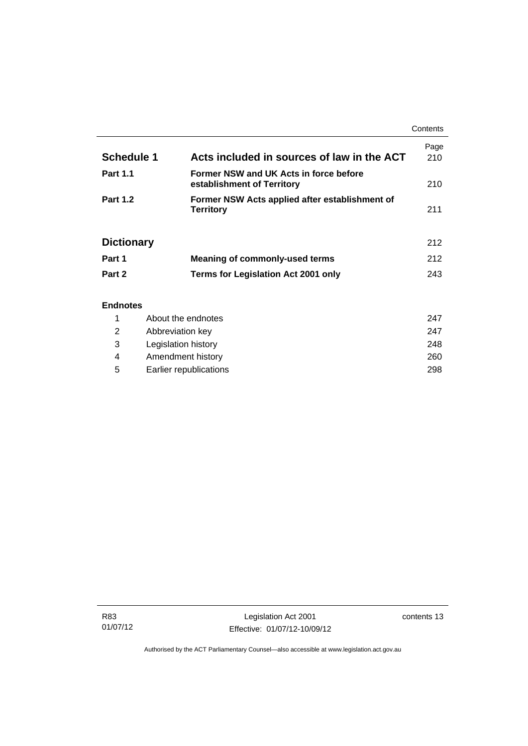| | | Page |
|---|---|---|
| **Schedule 1** | **Acts included in sources of law in the ACT** | 210 |
| **Part 1.1** | **Former NSW and UK Acts in force before establishment of Territory** | 210 |
| **Part 1.2** | **Former NSW Acts applied after establishment of Territory** | 211 |
| **Dictionary** | | 212 |
| **Part 1** | **Meaning of commonly-used terms** | 212 |
| **Part 2** | **Terms for Legislation Act 2001 only** | 243 |

**Endnotes**

| | | |
|---|---|---|
| 1 | About the endnotes | 247 |
| 2 | Abbreviation key | 247 |
| 3 | Legislation history | 248 |
| 4 | Amendment history | 260 |
| 5 | Earlier republications | 298 |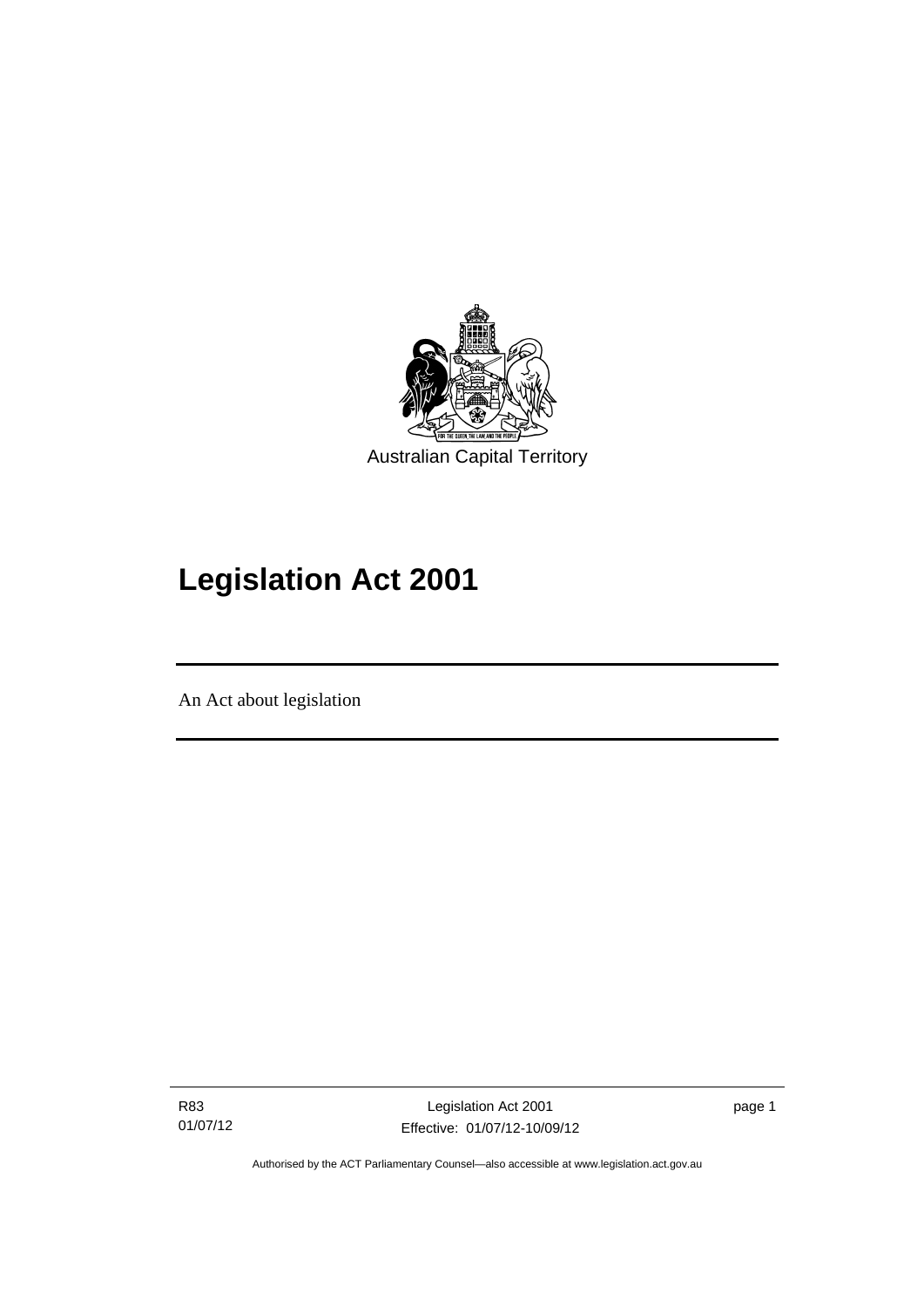Australian Capital Territory

# Legislation Act 2001

An Act about legislation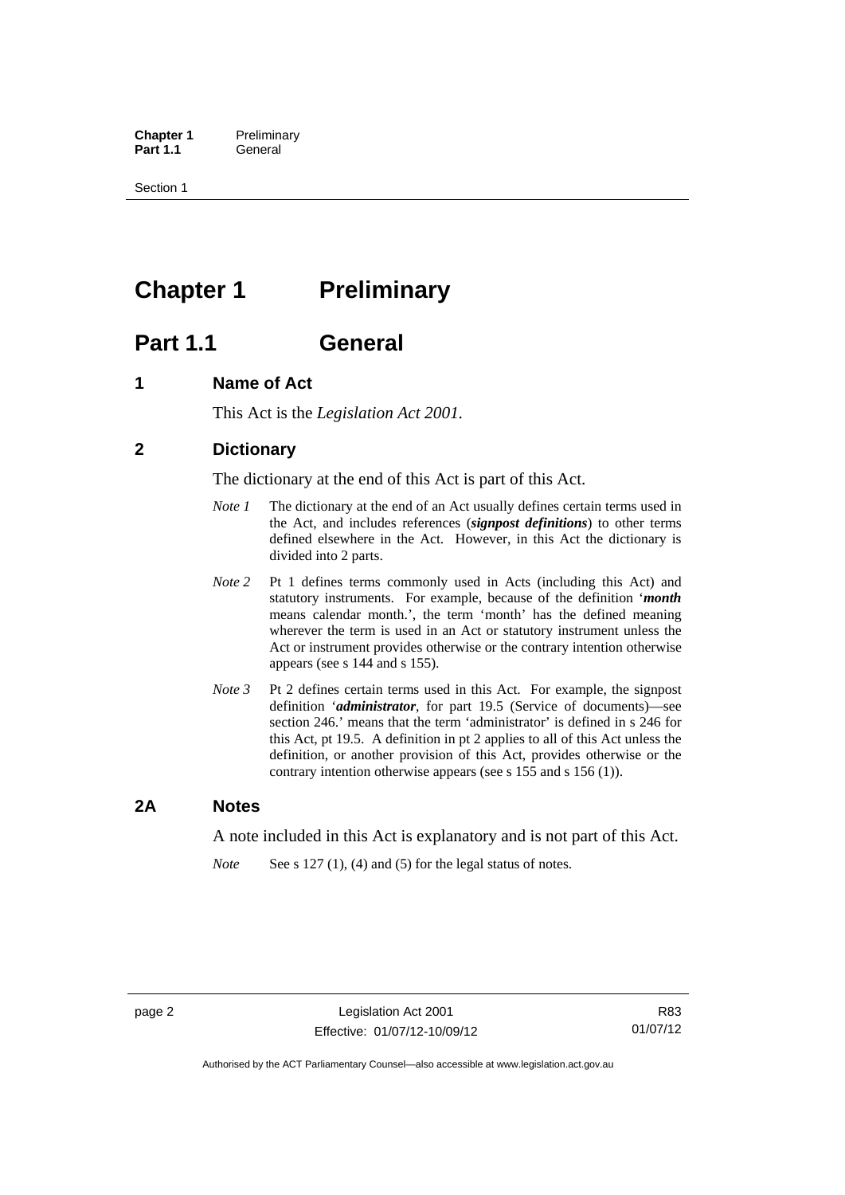# Chapter 1 Preliminary

## Part 1.1 General

### 1 Name of Act

This Act is the *Legislation Act 2001*.

### 2 Dictionary

The dictionary at the end of this Act is part of this Act.

*Note 1* The dictionary at the end of an Act usually defines certain terms used in the Act, and includes references (***signpost definitions***) to other terms defined elsewhere in the Act. However, in this Act the dictionary is divided into 2 parts.

*Note 2* Pt 1 defines terms commonly used in Acts (including this Act) and statutory instruments. For example, because of the definition '***month*** means calendar month.', the term 'month' has the defined meaning wherever the term is used in an Act or statutory instrument unless the Act or instrument provides otherwise or the contrary intention otherwise appears (see s 144 and s 155).

*Note 3* Pt 2 defines certain terms used in this Act. For example, the signpost definition '***administrator***, for part 19.5 (Service of documents)—see section 246.' means that the term 'administrator' is defined in s 246 for this Act, pt 19.5. A definition in pt 2 applies to all of this Act unless the definition, or another provision of this Act, provides otherwise or the contrary intention otherwise appears (see s 155 and s 156 (1)).

### 2A Notes

A note included in this Act is explanatory and is not part of this Act.

*Note* See s 127 (1), (4) and (5) for the legal status of notes.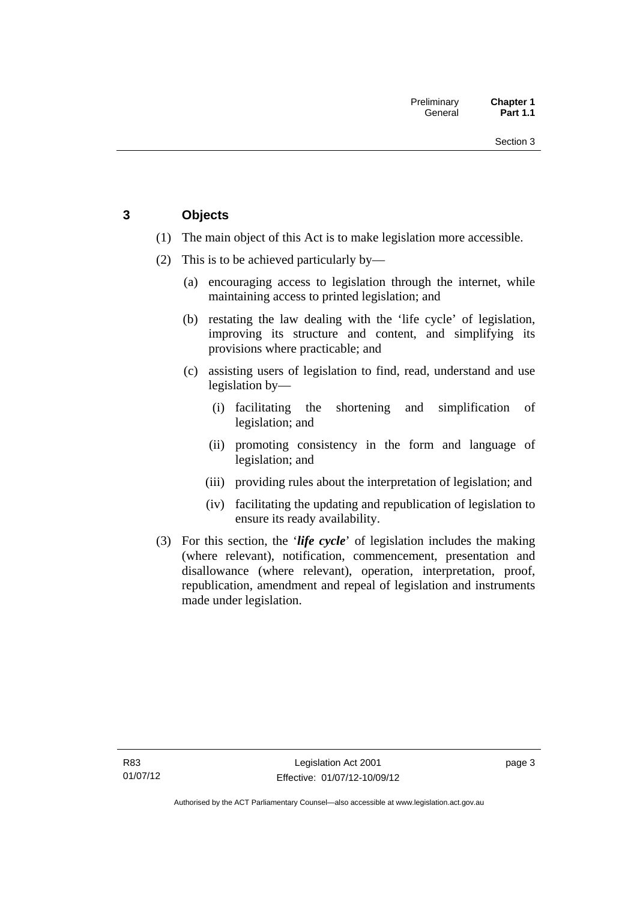## 3 Objects

(1) The main object of this Act is to make legislation more accessible.

(2) This is to be achieved particularly by—

(a) encouraging access to legislation through the internet, while maintaining access to printed legislation; and

(b) restating the law dealing with the 'life cycle' of legislation, improving its structure and content, and simplifying its provisions where practicable; and

(c) assisting users of legislation to find, read, understand and use legislation by—

(i) facilitating the shortening and simplification of legislation; and

(ii) promoting consistency in the form and language of legislation; and

(iii) providing rules about the interpretation of legislation; and

(iv) facilitating the updating and republication of legislation to ensure its ready availability.

(3) For this section, the '***life cycle***' of legislation includes the making (where relevant), notification, commencement, presentation and disallowance (where relevant), operation, interpretation, proof, republication, amendment and repeal of legislation and instruments made under legislation.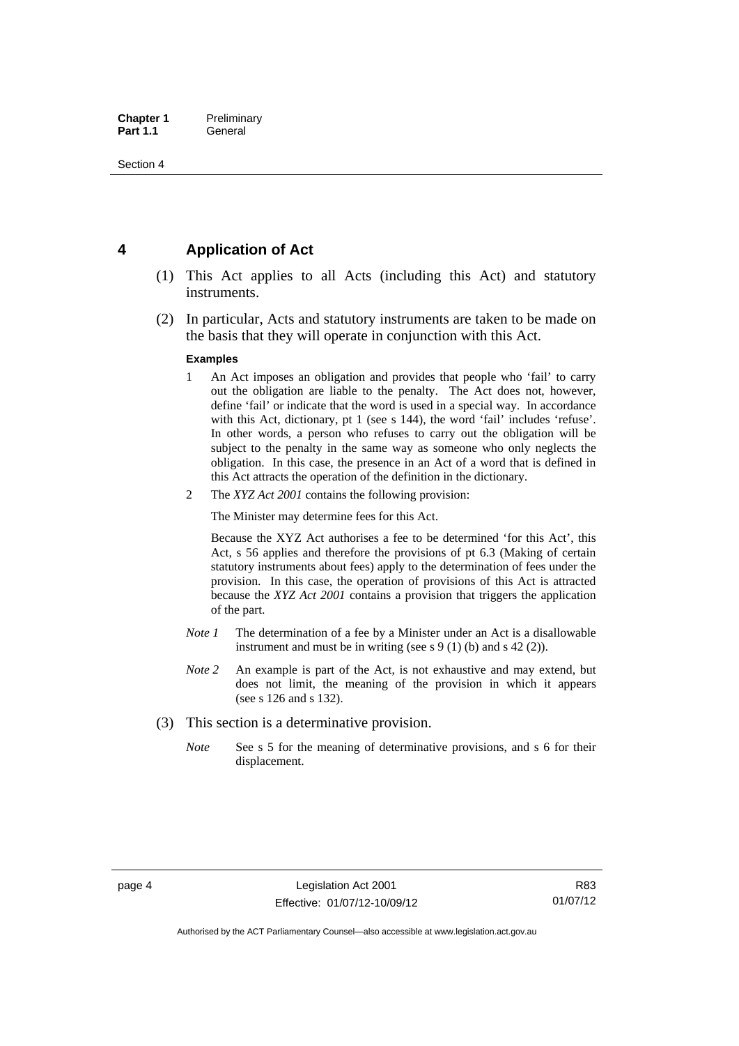## 4 Application of Act

(1) This Act applies to all Acts (including this Act) and statutory instruments.

(2) In particular, Acts and statutory instruments are taken to be made on the basis that they will operate in conjunction with this Act.

**Examples**

1. An Act imposes an obligation and provides that people who 'fail' to carry out the obligation are liable to the penalty. The Act does not, however, define 'fail' or indicate that the word is used in a special way. In accordance with this Act, dictionary, pt 1 (see s 144), the word 'fail' includes 'refuse'. In other words, a person who refuses to carry out the obligation will be subject to the penalty in the same way as someone who only neglects the obligation. In this case, the presence in an Act of a word that is defined in this Act attracts the operation of the definition in the dictionary.

2. The *XYZ Act 2001* contains the following provision:

   The Minister may determine fees for this Act.

   Because the XYZ Act authorises a fee to be determined 'for this Act', this Act, s 56 applies and therefore the provisions of pt 6.3 (Making of certain statutory instruments about fees) apply to the determination of fees under the provision. In this case, the operation of provisions of this Act is attracted because the *XYZ Act 2001* contains a provision that triggers the application of the part.

*Note 1* The determination of a fee by a Minister under an Act is a disallowable instrument and must be in writing (see s 9 (1) (b) and s 42 (2)).

*Note 2* An example is part of the Act, is not exhaustive and may extend, but does not limit, the meaning of the provision in which it appears (see s 126 and s 132).

(3) This section is a determinative provision.

*Note* See s 5 for the meaning of determinative provisions, and s 6 for their displacement.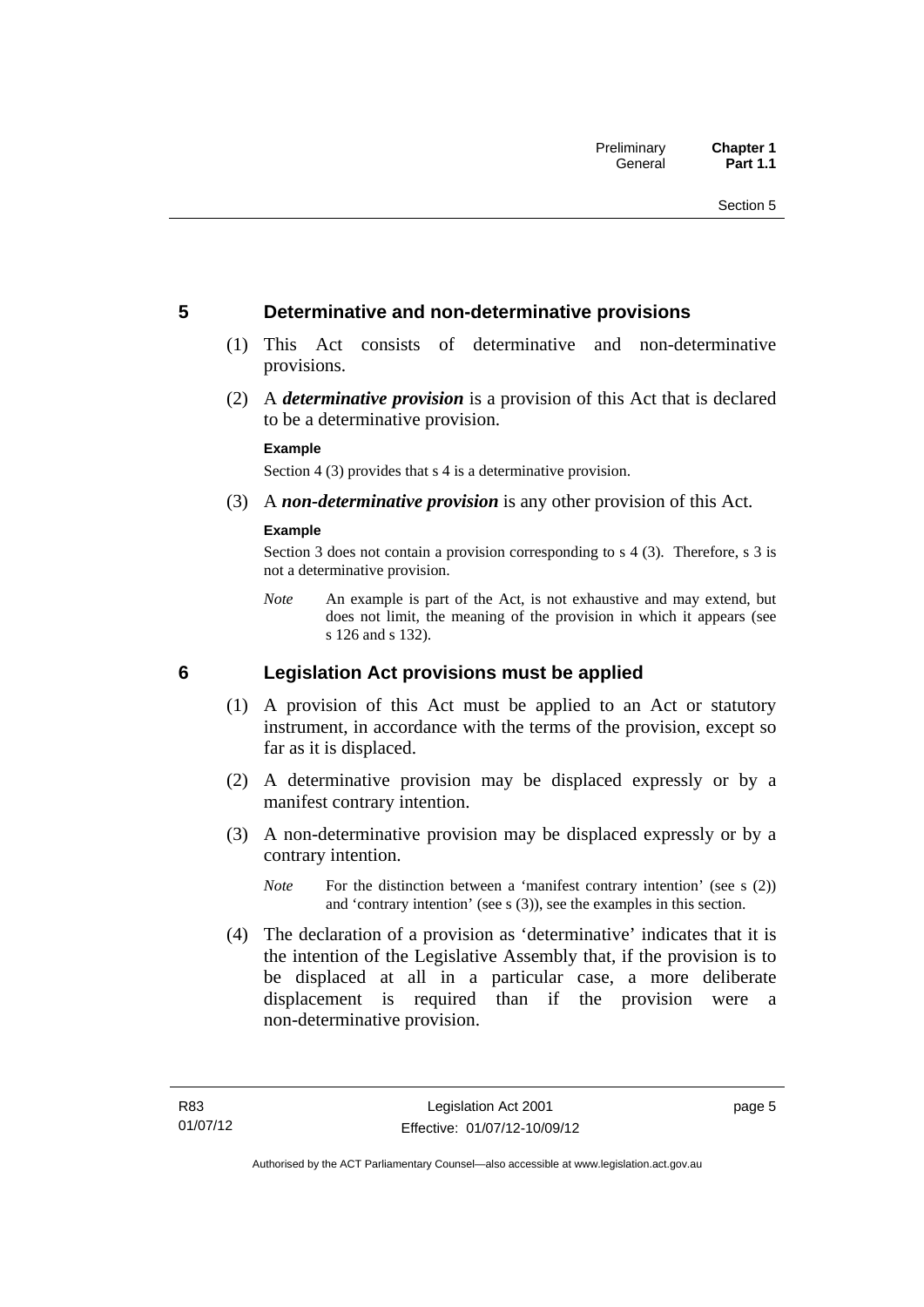## 5 Determinative and non-determinative provisions

(1) This Act consists of determinative and non-determinative provisions.

(2) A ***determinative provision*** is a provision of this Act that is declared to be a determinative provision.

**Example**

Section 4 (3) provides that s 4 is a determinative provision.

(3) A ***non-determinative provision*** is any other provision of this Act.

**Example**

Section 3 does not contain a provision corresponding to s 4 (3). Therefore, s 3 is not a determinative provision.

*Note* An example is part of the Act, is not exhaustive and may extend, but does not limit, the meaning of the provision in which it appears (see s 126 and s 132).

## 6 Legislation Act provisions must be applied

(1) A provision of this Act must be applied to an Act or statutory instrument, in accordance with the terms of the provision, except so far as it is displaced.

(2) A determinative provision may be displaced expressly or by a manifest contrary intention.

(3) A non-determinative provision may be displaced expressly or by a contrary intention.

*Note* For the distinction between a 'manifest contrary intention' (see s (2)) and 'contrary intention' (see s (3)), see the examples in this section.

(4) The declaration of a provision as 'determinative' indicates that it is the intention of the Legislative Assembly that, if the provision is to be displaced at all in a particular case, a more deliberate displacement is required than if the provision were a non-determinative provision.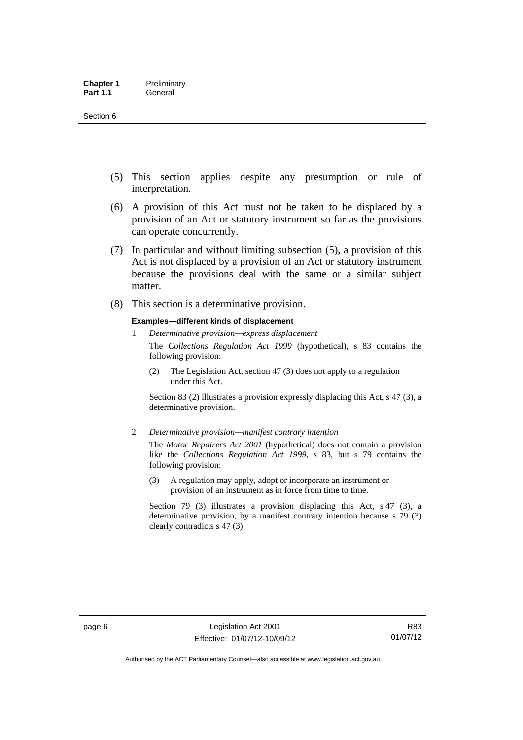(5) This section applies despite any presumption or rule of interpretation.

(6) A provision of this Act must not be taken to be displaced by a provision of an Act or statutory instrument so far as the provisions can operate concurrently.

(7) In particular and without limiting subsection (5), a provision of this Act is not displaced by a provision of an Act or statutory instrument because the provisions deal with the same or a similar subject matter.

(8) This section is a determinative provision.

**Examples—different kinds of displacement**

1 *Determinative provision—express displacement*

The *Collections Regulation Act 1999* (hypothetical), s 83 contains the following provision:

> (2) The Legislation Act, section 47 (3) does not apply to a regulation under this Act.

Section 83 (2) illustrates a provision expressly displacing this Act, s 47 (3), a determinative provision.

2 *Determinative provision—manifest contrary intention*

The *Motor Repairers Act 2001* (hypothetical) does not contain a provision like the *Collections Regulation Act 1999*, s 83, but s 79 contains the following provision:

> (3) A regulation may apply, adopt or incorporate an instrument or provision of an instrument as in force from time to time.

Section 79 (3) illustrates a provision displacing this Act, s 47 (3), a determinative provision, by a manifest contrary intention because s 79 (3) clearly contradicts s 47 (3).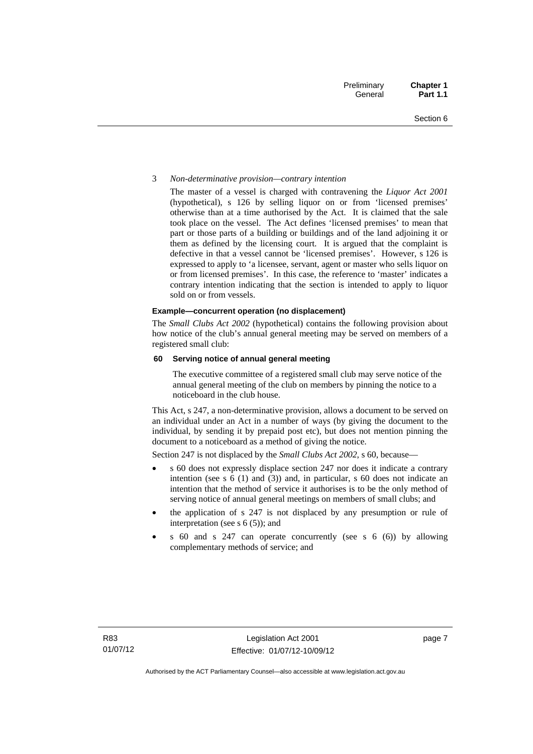3 *Non-determinative provision—contrary intention*

The master of a vessel is charged with contravening the *Liquor Act 2001* (hypothetical), s 126 by selling liquor on or from 'licensed premises' otherwise than at a time authorised by the Act. It is claimed that the sale took place on the vessel. The Act defines 'licensed premises' to mean that part or those parts of a building or buildings and of the land adjoining it or them as defined by the licensing court. It is argued that the complaint is defective in that a vessel cannot be 'licensed premises'. However, s 126 is expressed to apply to 'a licensee, servant, agent or master who sells liquor on or from licensed premises'. In this case, the reference to 'master' indicates a contrary intention indicating that the section is intended to apply to liquor sold on or from vessels.

**Example—concurrent operation (no displacement)**

The *Small Clubs Act 2002* (hypothetical) contains the following provision about how notice of the club's annual general meeting may be served on members of a registered small club:

**60 Serving notice of annual general meeting**

The executive committee of a registered small club may serve notice of the annual general meeting of the club on members by pinning the notice to a noticeboard in the club house.

This Act, s 247, a non-determinative provision, allows a document to be served on an individual under an Act in a number of ways (by giving the document to the individual, by sending it by prepaid post etc), but does not mention pinning the document to a noticeboard as a method of giving the notice.

Section 247 is not displaced by the *Small Clubs Act 2002*, s 60, because—

- s 60 does not expressly displace section 247 nor does it indicate a contrary intention (see s 6 (1) and (3)) and, in particular, s 60 does not indicate an intention that the method of service it authorises is to be the only method of serving notice of annual general meetings on members of small clubs; and
- the application of s 247 is not displaced by any presumption or rule of interpretation (see s 6 (5)); and
- s 60 and s 247 can operate concurrently (see s 6 (6)) by allowing complementary methods of service; and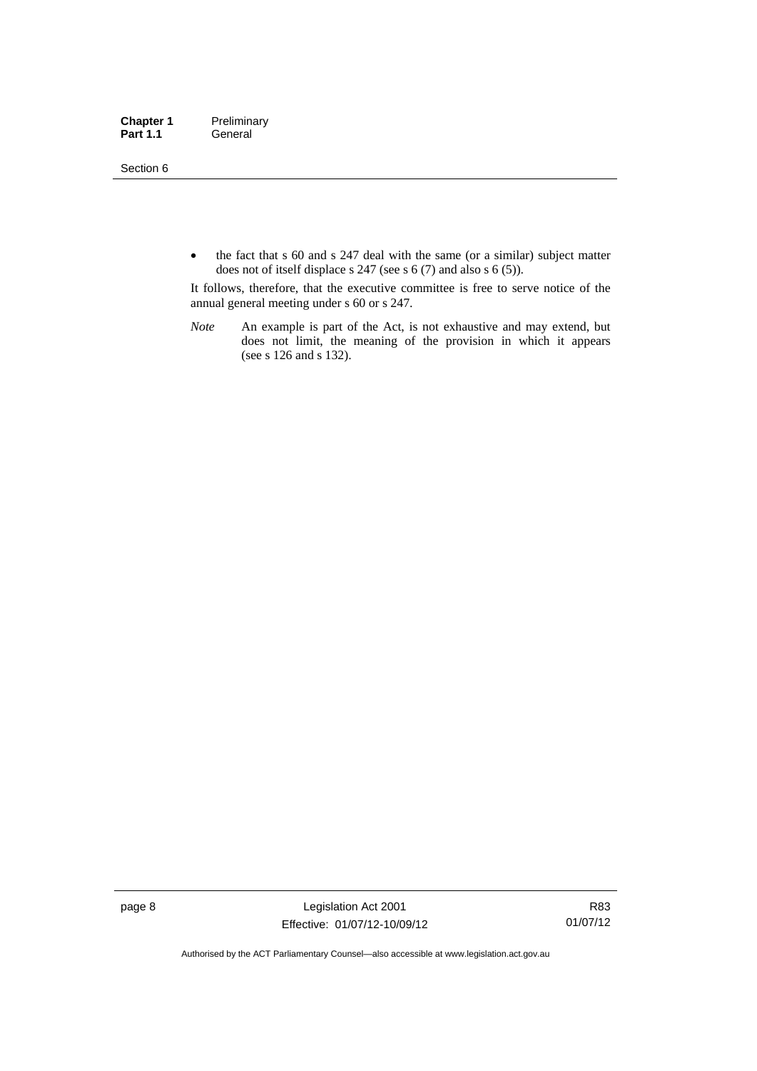- the fact that s 60 and s 247 deal with the same (or a similar) subject matter does not of itself displace s 247 (see s 6 (7) and also s 6 (5)).

It follows, therefore, that the executive committee is free to serve notice of the annual general meeting under s 60 or s 247.

*Note* An example is part of the Act, is not exhaustive and may extend, but does not limit, the meaning of the provision in which it appears (see s 126 and s 132).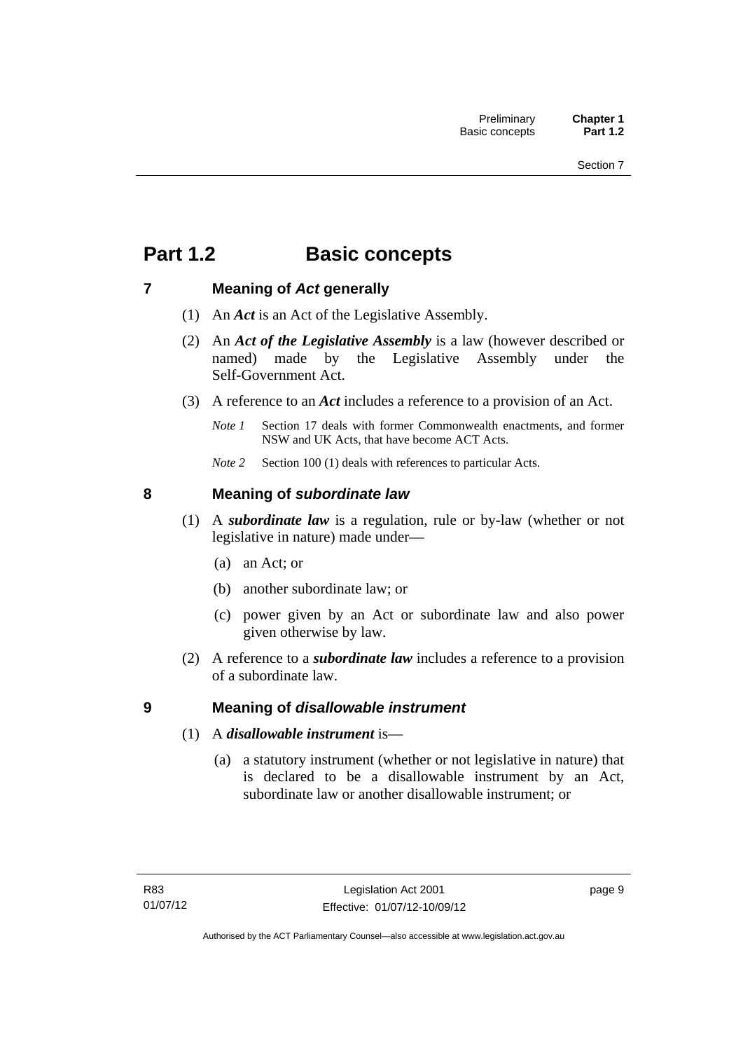# Part 1.2 Basic concepts

## 7 Meaning of *Act* generally

(1) An ***Act*** is an Act of the Legislative Assembly.

(2) An ***Act of the Legislative Assembly*** is a law (however described or named) made by the Legislative Assembly under the Self-Government Act.

(3) A reference to an ***Act*** includes a reference to a provision of an Act.

*Note 1* Section 17 deals with former Commonwealth enactments, and former NSW and UK Acts, that have become ACT Acts.

*Note 2* Section 100 (1) deals with references to particular Acts.

## 8 Meaning of *subordinate law*

(1) A ***subordinate law*** is a regulation, rule or by-law (whether or not legislative in nature) made under—

(a) an Act; or

(b) another subordinate law; or

(c) power given by an Act or subordinate law and also power given otherwise by law.

(2) A reference to a ***subordinate law*** includes a reference to a provision of a subordinate law.

## 9 Meaning of *disallowable instrument*

(1) A ***disallowable instrument*** is—

(a) a statutory instrument (whether or not legislative in nature) that is declared to be a disallowable instrument by an Act, subordinate law or another disallowable instrument; or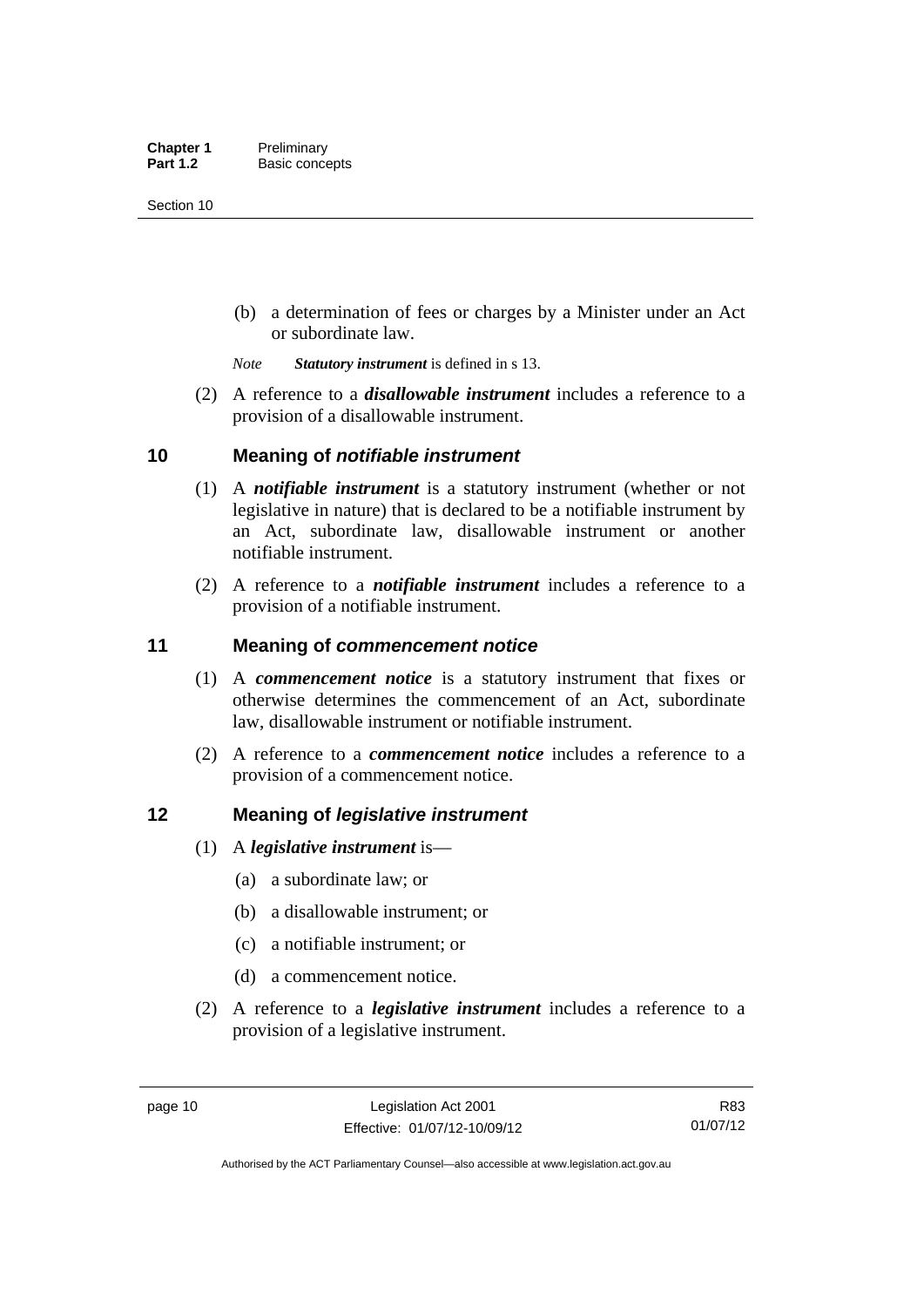(b) a determination of fees or charges by a Minister under an Act or subordinate law.

*Note* ***Statutory instrument*** is defined in s 13.

(2) A reference to a ***disallowable instrument*** includes a reference to a provision of a disallowable instrument.

## 10 Meaning of *notifiable instrument*

(1) A ***notifiable instrument*** is a statutory instrument (whether or not legislative in nature) that is declared to be a notifiable instrument by an Act, subordinate law, disallowable instrument or another notifiable instrument.

(2) A reference to a ***notifiable instrument*** includes a reference to a provision of a notifiable instrument.

## 11 Meaning of *commencement notice*

(1) A ***commencement notice*** is a statutory instrument that fixes or otherwise determines the commencement of an Act, subordinate law, disallowable instrument or notifiable instrument.

(2) A reference to a ***commencement notice*** includes a reference to a provision of a commencement notice.

## 12 Meaning of *legislative instrument*

(1) A ***legislative instrument*** is—

(a) a subordinate law; or

(b) a disallowable instrument; or

(c) a notifiable instrument; or

(d) a commencement notice.

(2) A reference to a ***legislative instrument*** includes a reference to a provision of a legislative instrument.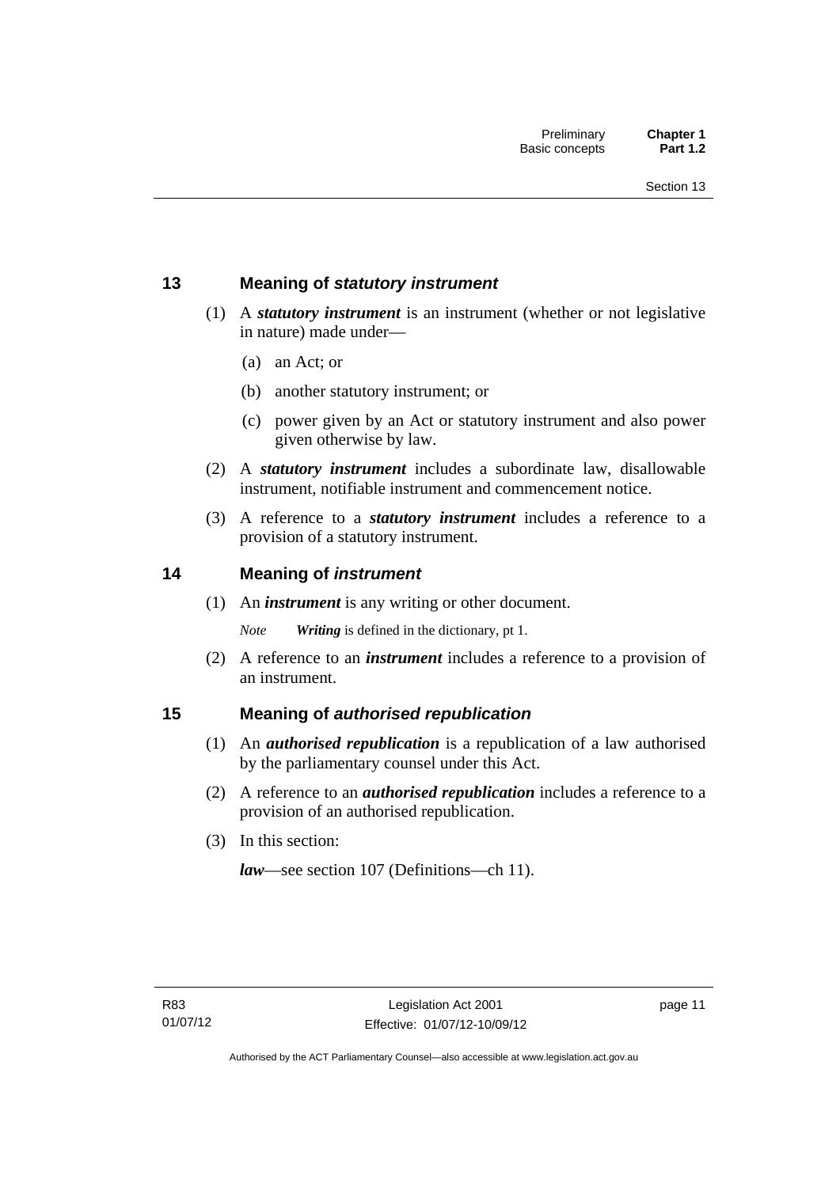## 13 Meaning of *statutory instrument*

(1) A ***statutory instrument*** is an instrument (whether or not legislative in nature) made under—

(a) an Act; or

(b) another statutory instrument; or

(c) power given by an Act or statutory instrument and also power given otherwise by law.

(2) A ***statutory instrument*** includes a subordinate law, disallowable instrument, notifiable instrument and commencement notice.

(3) A reference to a ***statutory instrument*** includes a reference to a provision of a statutory instrument.

## 14 Meaning of *instrument*

(1) An ***instrument*** is any writing or other document.

*Note* ***Writing*** is defined in the dictionary, pt 1.

(2) A reference to an ***instrument*** includes a reference to a provision of an instrument.

## 15 Meaning of *authorised republication*

(1) An ***authorised republication*** is a republication of a law authorised by the parliamentary counsel under this Act.

(2) A reference to an ***authorised republication*** includes a reference to a provision of an authorised republication.

(3) In this section:

***law***—see section 107 (Definitions—ch 11).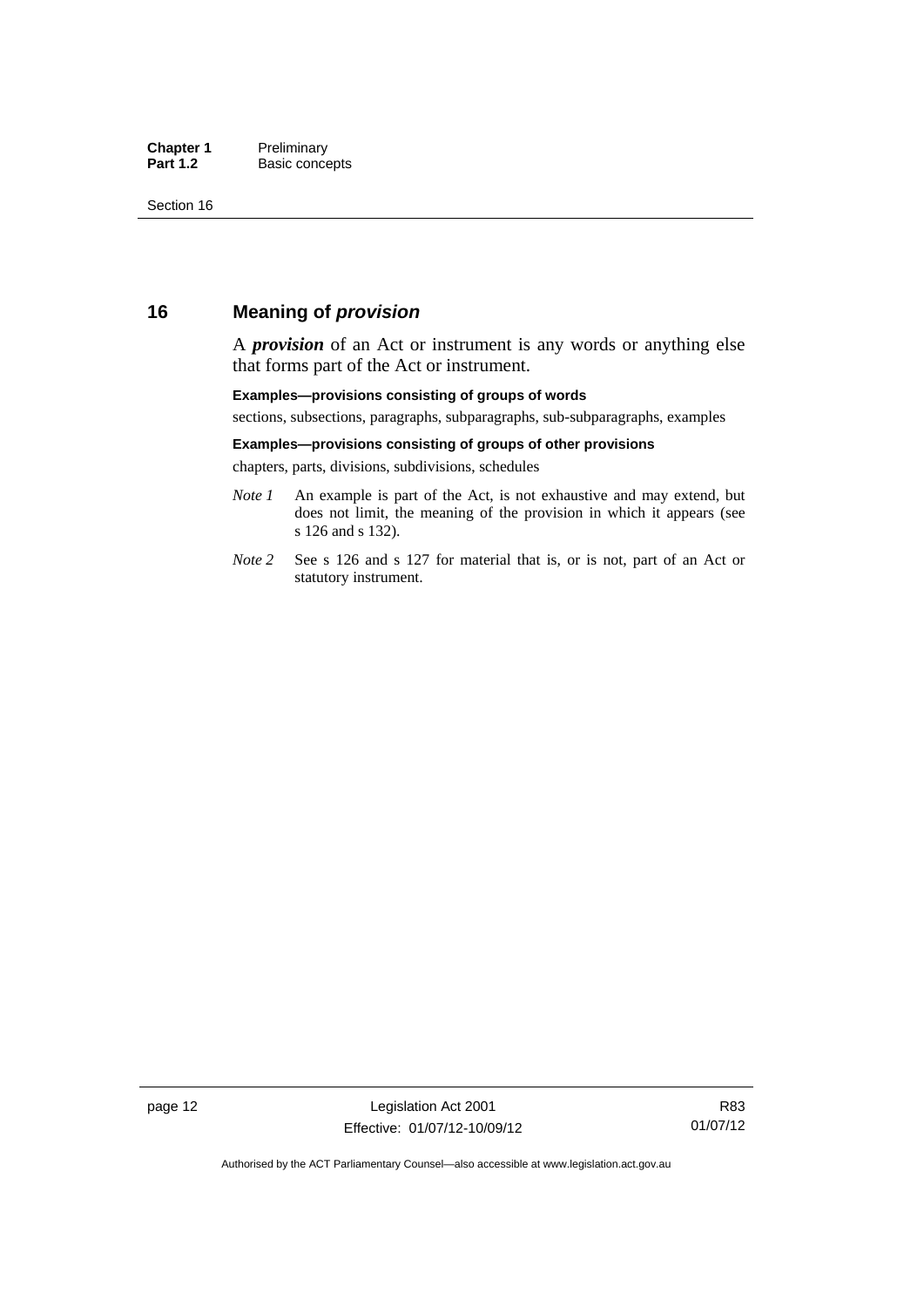## 16 Meaning of *provision*

A ***provision*** of an Act or instrument is any words or anything else that forms part of the Act or instrument.

**Examples—provisions consisting of groups of words**

sections, subsections, paragraphs, subparagraphs, sub-subparagraphs, examples

**Examples—provisions consisting of groups of other provisions**

chapters, parts, divisions, subdivisions, schedules

*Note 1* An example is part of the Act, is not exhaustive and may extend, but does not limit, the meaning of the provision in which it appears (see s 126 and s 132).

*Note 2* See s 126 and s 127 for material that is, or is not, part of an Act or statutory instrument.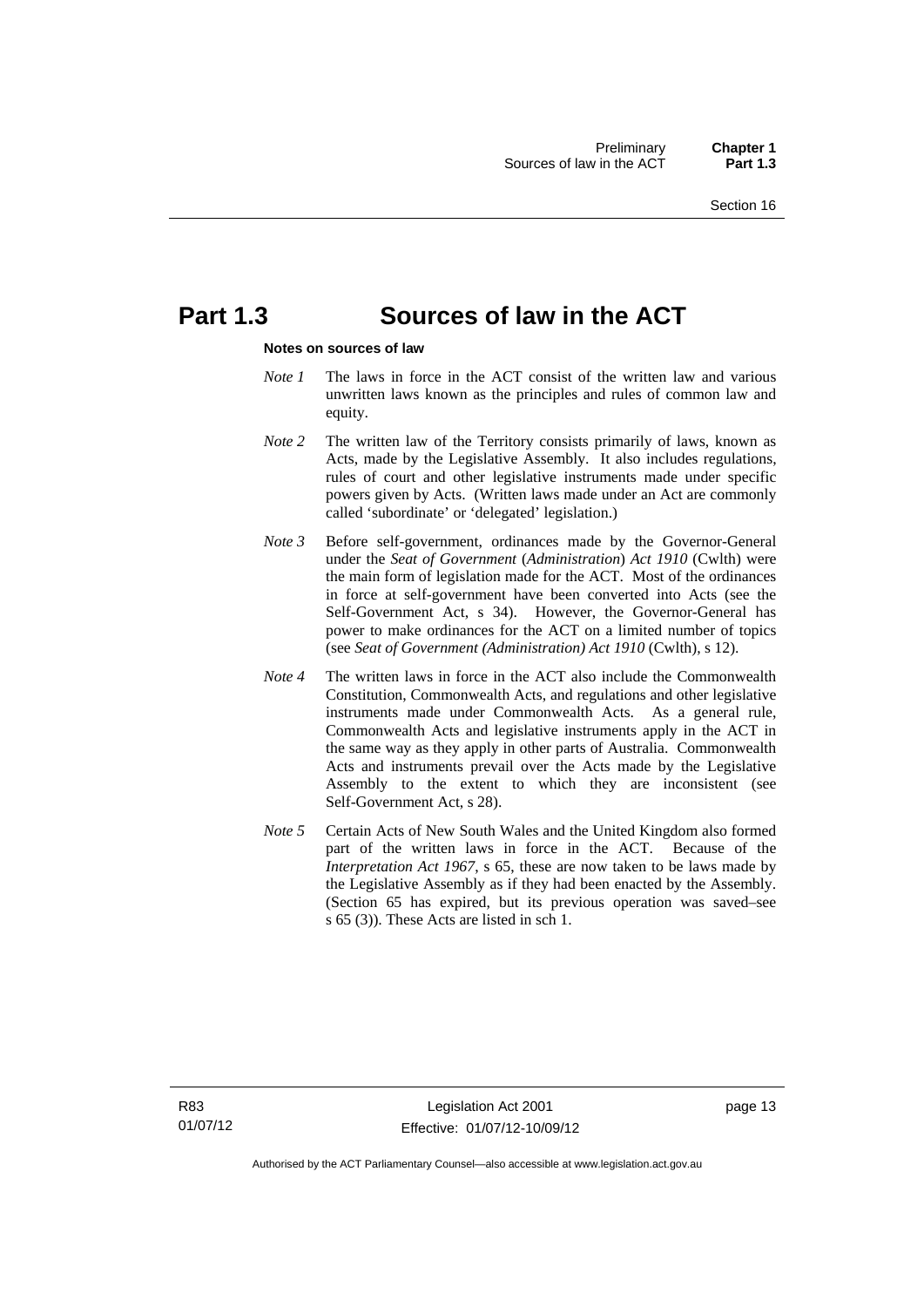# Part 1.3 Sources of law in the ACT

**Notes on sources of law**

*Note 1* The laws in force in the ACT consist of the written law and various unwritten laws known as the principles and rules of common law and equity.

*Note 2* The written law of the Territory consists primarily of laws, known as Acts, made by the Legislative Assembly. It also includes regulations, rules of court and other legislative instruments made under specific powers given by Acts. (Written laws made under an Act are commonly called 'subordinate' or 'delegated' legislation.)

*Note 3* Before self-government, ordinances made by the Governor-General under the *Seat of Government* (*Administration*) *Act 1910* (Cwlth) were the main form of legislation made for the ACT. Most of the ordinances in force at self-government have been converted into Acts (see the Self-Government Act, s 34). However, the Governor-General has power to make ordinances for the ACT on a limited number of topics (see *Seat of Government (Administration) Act 1910* (Cwlth), s 12).

*Note 4* The written laws in force in the ACT also include the Commonwealth Constitution, Commonwealth Acts, and regulations and other legislative instruments made under Commonwealth Acts. As a general rule, Commonwealth Acts and legislative instruments apply in the ACT in the same way as they apply in other parts of Australia. Commonwealth Acts and instruments prevail over the Acts made by the Legislative Assembly to the extent to which they are inconsistent (see Self-Government Act, s 28).

*Note 5* Certain Acts of New South Wales and the United Kingdom also formed part of the written laws in force in the ACT. Because of the *Interpretation Act 1967*, s 65, these are now taken to be laws made by the Legislative Assembly as if they had been enacted by the Assembly. (Section 65 has expired, but its previous operation was saved–see s 65 (3)). These Acts are listed in sch 1.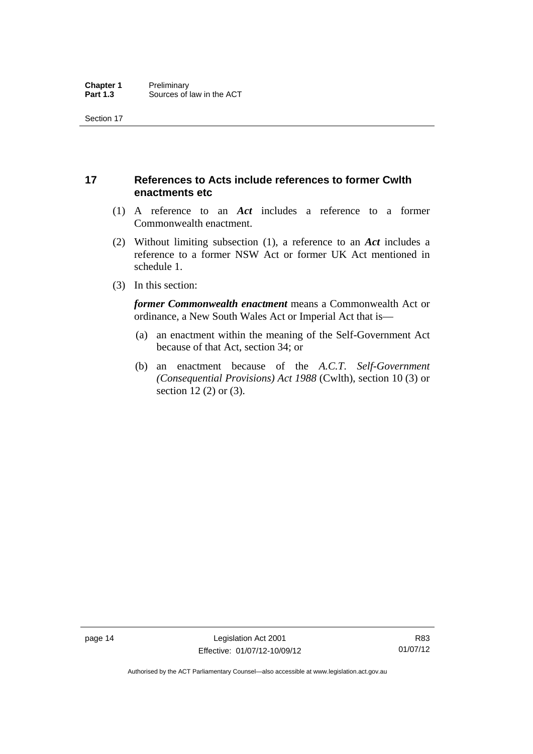## 17 References to Acts include references to former Cwlth enactments etc

(1) A reference to an ***Act*** includes a reference to a former Commonwealth enactment.

(2) Without limiting subsection (1), a reference to an ***Act*** includes a reference to a former NSW Act or former UK Act mentioned in schedule 1.

(3) In this section:

***former Commonwealth enactment*** means a Commonwealth Act or ordinance, a New South Wales Act or Imperial Act that is—

(a) an enactment within the meaning of the Self-Government Act because of that Act, section 34; or

(b) an enactment because of the *A.C.T. Self-Government (Consequential Provisions) Act 1988* (Cwlth), section 10 (3) or section 12 (2) or (3).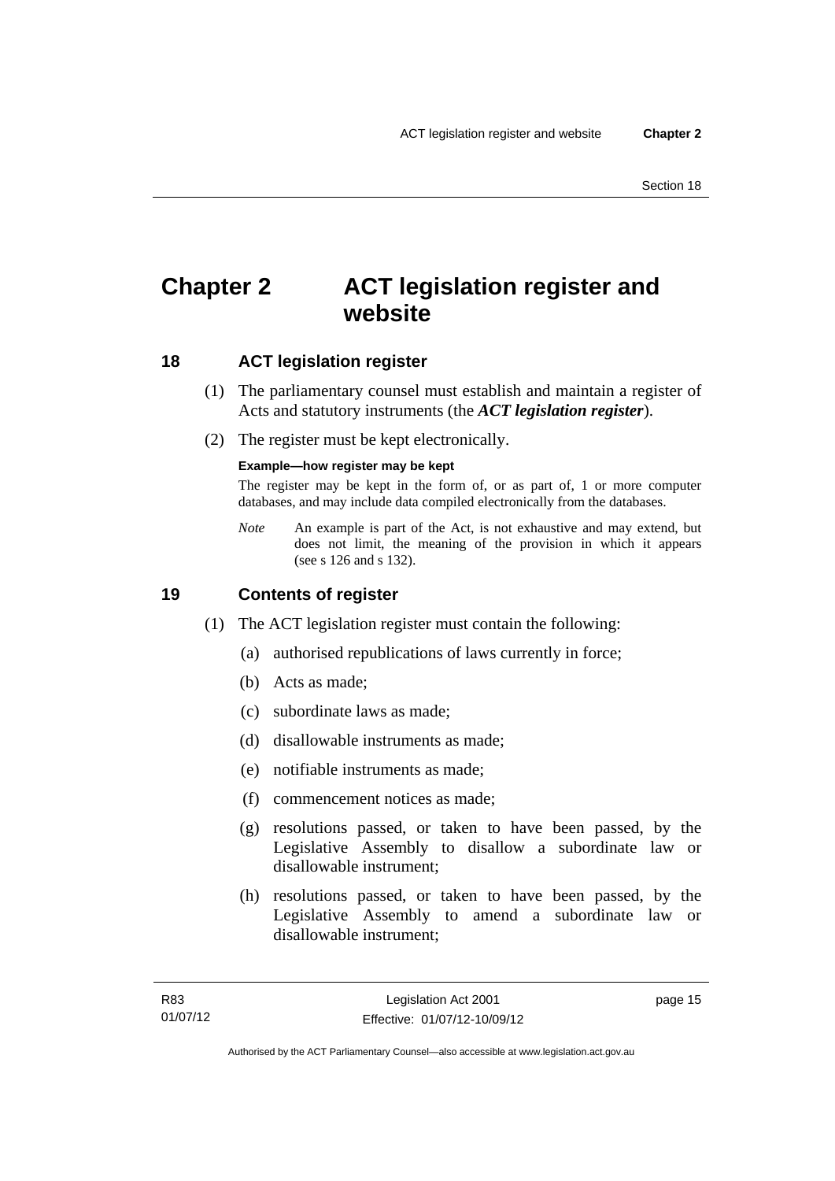# Chapter 2 ACT legislation register and website

## 18 ACT legislation register

(1) The parliamentary counsel must establish and maintain a register of Acts and statutory instruments (the ***ACT legislation register***).

(2) The register must be kept electronically.

**Example—how register may be kept**

The register may be kept in the form of, or as part of, 1 or more computer databases, and may include data compiled electronically from the databases.

*Note* An example is part of the Act, is not exhaustive and may extend, but does not limit, the meaning of the provision in which it appears (see s 126 and s 132).

## 19 Contents of register

(1) The ACT legislation register must contain the following:

(a) authorised republications of laws currently in force;

(b) Acts as made;

(c) subordinate laws as made;

(d) disallowable instruments as made;

(e) notifiable instruments as made;

(f) commencement notices as made;

(g) resolutions passed, or taken to have been passed, by the Legislative Assembly to disallow a subordinate law or disallowable instrument;

(h) resolutions passed, or taken to have been passed, by the Legislative Assembly to amend a subordinate law or disallowable instrument;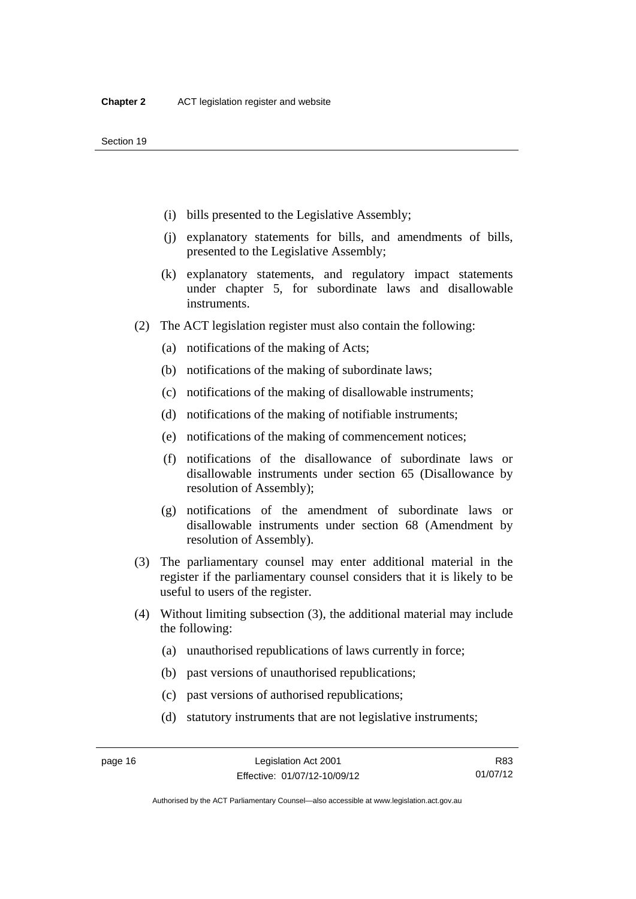(i) bills presented to the Legislative Assembly;

(j) explanatory statements for bills, and amendments of bills, presented to the Legislative Assembly;

(k) explanatory statements, and regulatory impact statements under chapter 5, for subordinate laws and disallowable instruments.

(2) The ACT legislation register must also contain the following:

(a) notifications of the making of Acts;

(b) notifications of the making of subordinate laws;

(c) notifications of the making of disallowable instruments;

(d) notifications of the making of notifiable instruments;

(e) notifications of the making of commencement notices;

(f) notifications of the disallowance of subordinate laws or disallowable instruments under section 65 (Disallowance by resolution of Assembly);

(g) notifications of the amendment of subordinate laws or disallowable instruments under section 68 (Amendment by resolution of Assembly).

(3) The parliamentary counsel may enter additional material in the register if the parliamentary counsel considers that it is likely to be useful to users of the register.

(4) Without limiting subsection (3), the additional material may include the following:

(a) unauthorised republications of laws currently in force;

(b) past versions of unauthorised republications;

(c) past versions of authorised republications;

(d) statutory instruments that are not legislative instruments;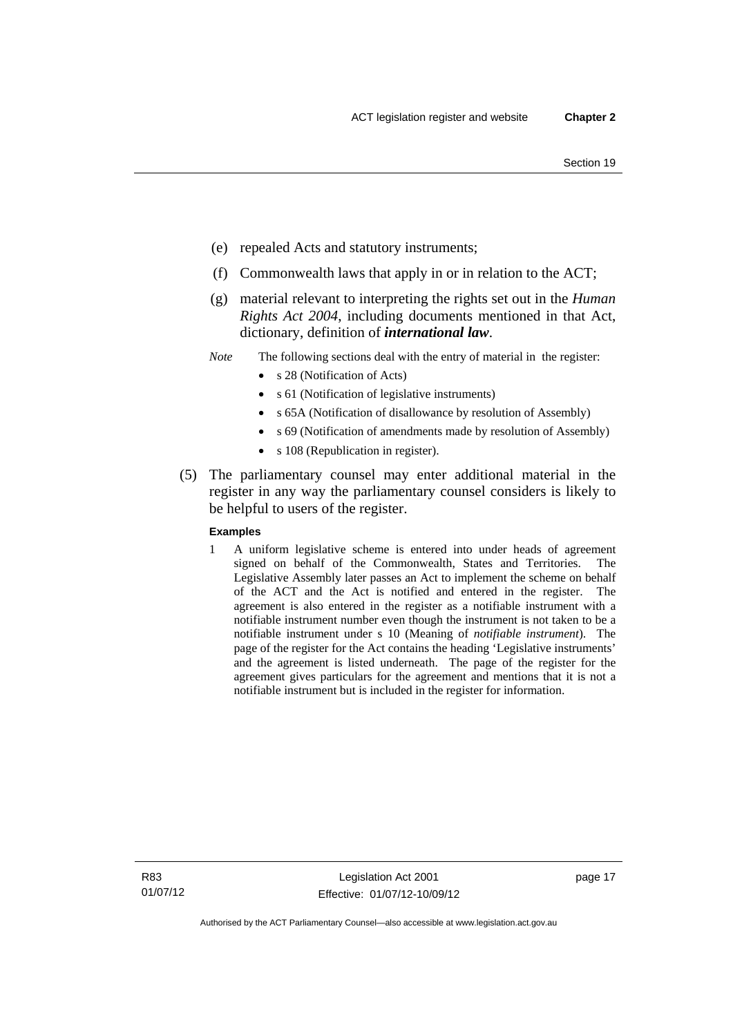(e) repealed Acts and statutory instruments;

(f) Commonwealth laws that apply in or in relation to the ACT;

(g) material relevant to interpreting the rights set out in the *Human Rights Act 2004*, including documents mentioned in that Act, dictionary, definition of ***international law***.

*Note* The following sections deal with the entry of material in the register:

- s 28 (Notification of Acts)
- s 61 (Notification of legislative instruments)
- s 65A (Notification of disallowance by resolution of Assembly)
- s 69 (Notification of amendments made by resolution of Assembly)
- s 108 (Republication in register).

(5) The parliamentary counsel may enter additional material in the register in any way the parliamentary counsel considers is likely to be helpful to users of the register.

**Examples**

1 A uniform legislative scheme is entered into under heads of agreement signed on behalf of the Commonwealth, States and Territories. The Legislative Assembly later passes an Act to implement the scheme on behalf of the ACT and the Act is notified and entered in the register. The agreement is also entered in the register as a notifiable instrument with a notifiable instrument number even though the instrument is not taken to be a notifiable instrument under s 10 (Meaning of *notifiable instrument*). The page of the register for the Act contains the heading 'Legislative instruments' and the agreement is listed underneath. The page of the register for the agreement gives particulars for the agreement and mentions that it is not a notifiable instrument but is included in the register for information.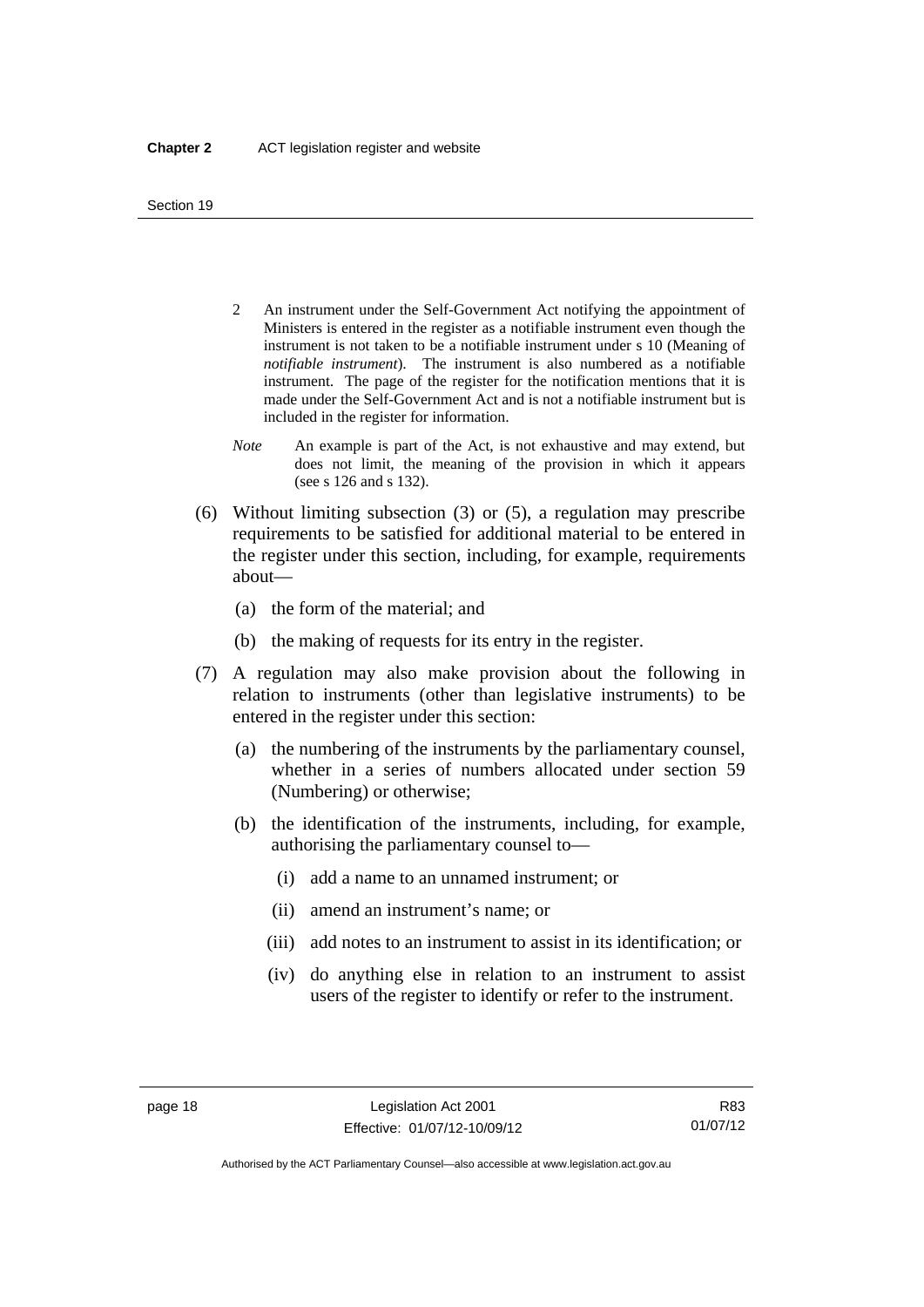2 An instrument under the Self-Government Act notifying the appointment of Ministers is entered in the register as a notifiable instrument even though the instrument is not taken to be a notifiable instrument under s 10 (Meaning of *notifiable instrument*). The instrument is also numbered as a notifiable instrument. The page of the register for the notification mentions that it is made under the Self-Government Act and is not a notifiable instrument but is included in the register for information.

*Note* An example is part of the Act, is not exhaustive and may extend, but does not limit, the meaning of the provision in which it appears (see s 126 and s 132).

(6) Without limiting subsection (3) or (5), a regulation may prescribe requirements to be satisfied for additional material to be entered in the register under this section, including, for example, requirements about—

(a) the form of the material; and

(b) the making of requests for its entry in the register.

(7) A regulation may also make provision about the following in relation to instruments (other than legislative instruments) to be entered in the register under this section:

(a) the numbering of the instruments by the parliamentary counsel, whether in a series of numbers allocated under section 59 (Numbering) or otherwise;

(b) the identification of the instruments, including, for example, authorising the parliamentary counsel to—

(i) add a name to an unnamed instrument; or

(ii) amend an instrument's name; or

(iii) add notes to an instrument to assist in its identification; or

(iv) do anything else in relation to an instrument to assist users of the register to identify or refer to the instrument.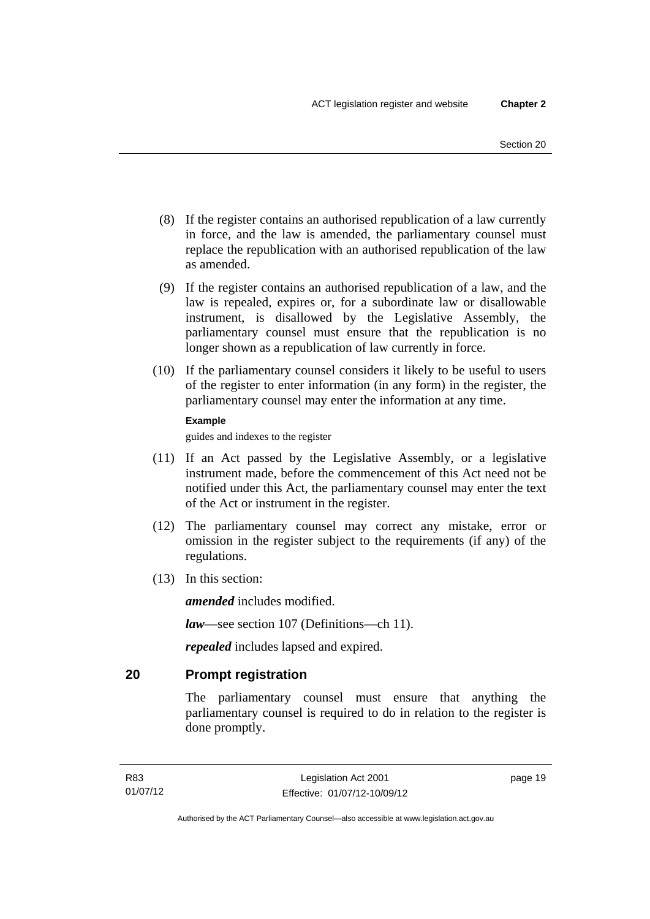(8) If the register contains an authorised republication of a law currently in force, and the law is amended, the parliamentary counsel must replace the republication with an authorised republication of the law as amended.

(9) If the register contains an authorised republication of a law, and the law is repealed, expires or, for a subordinate law or disallowable instrument, is disallowed by the Legislative Assembly, the parliamentary counsel must ensure that the republication is no longer shown as a republication of law currently in force.

(10) If the parliamentary counsel considers it likely to be useful to users of the register to enter information (in any form) in the register, the parliamentary counsel may enter the information at any time.

**Example**

guides and indexes to the register

(11) If an Act passed by the Legislative Assembly, or a legislative instrument made, before the commencement of this Act need not be notified under this Act, the parliamentary counsel may enter the text of the Act or instrument in the register.

(12) The parliamentary counsel may correct any mistake, error or omission in the register subject to the requirements (if any) of the regulations.

(13) In this section:

***amended*** includes modified.

***law***—see section 107 (Definitions—ch 11).

***repealed*** includes lapsed and expired.

## 20 Prompt registration

The parliamentary counsel must ensure that anything the parliamentary counsel is required to do in relation to the register is done promptly.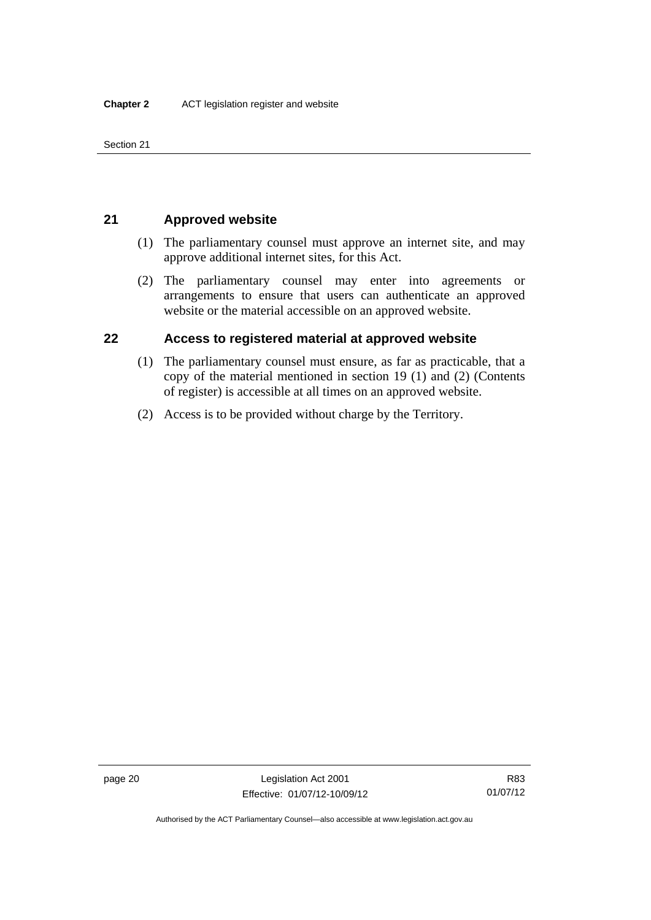## 21 Approved website

(1) The parliamentary counsel must approve an internet site, and may approve additional internet sites, for this Act.

(2) The parliamentary counsel may enter into agreements or arrangements to ensure that users can authenticate an approved website or the material accessible on an approved website.

## 22 Access to registered material at approved website

(1) The parliamentary counsel must ensure, as far as practicable, that a copy of the material mentioned in section 19 (1) and (2) (Contents of register) is accessible at all times on an approved website.

(2) Access is to be provided without charge by the Territory.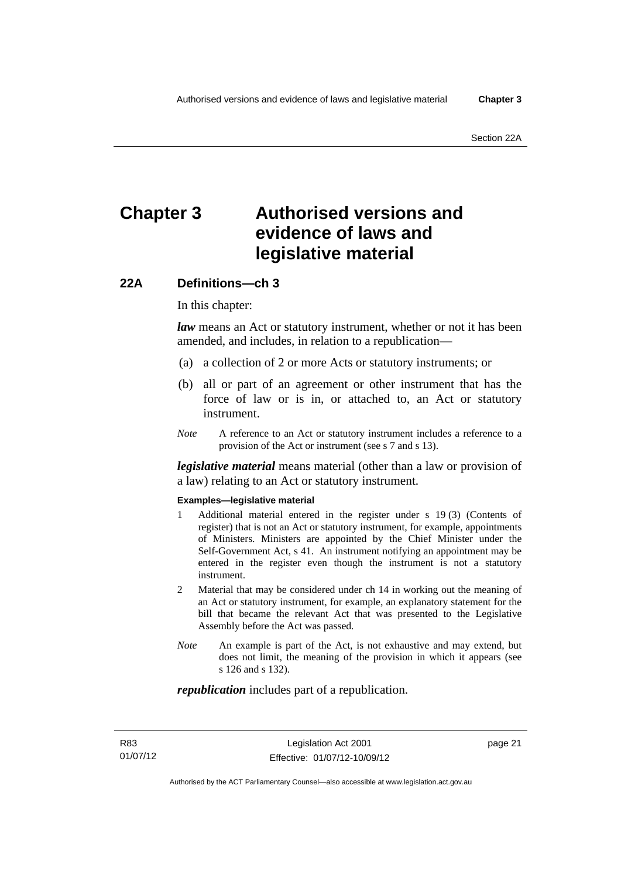# Chapter 3 Authorised versions and evidence of laws and legislative material

## 22A Definitions—ch 3

In this chapter:

***law*** means an Act or statutory instrument, whether or not it has been amended, and includes, in relation to a republication—

(a) a collection of 2 or more Acts or statutory instruments; or

(b) all or part of an agreement or other instrument that has the force of law or is in, or attached to, an Act or statutory instrument.

*Note* A reference to an Act or statutory instrument includes a reference to a provision of the Act or instrument (see s 7 and s 13).

***legislative material*** means material (other than a law or provision of a law) relating to an Act or statutory instrument.

**Examples—legislative material**

1 Additional material entered in the register under s 19 (3) (Contents of register) that is not an Act or statutory instrument, for example, appointments of Ministers. Ministers are appointed by the Chief Minister under the Self-Government Act, s 41. An instrument notifying an appointment may be entered in the register even though the instrument is not a statutory instrument.

2 Material that may be considered under ch 14 in working out the meaning of an Act or statutory instrument, for example, an explanatory statement for the bill that became the relevant Act that was presented to the Legislative Assembly before the Act was passed.

*Note* An example is part of the Act, is not exhaustive and may extend, but does not limit, the meaning of the provision in which it appears (see s 126 and s 132).

***republication*** includes part of a republication.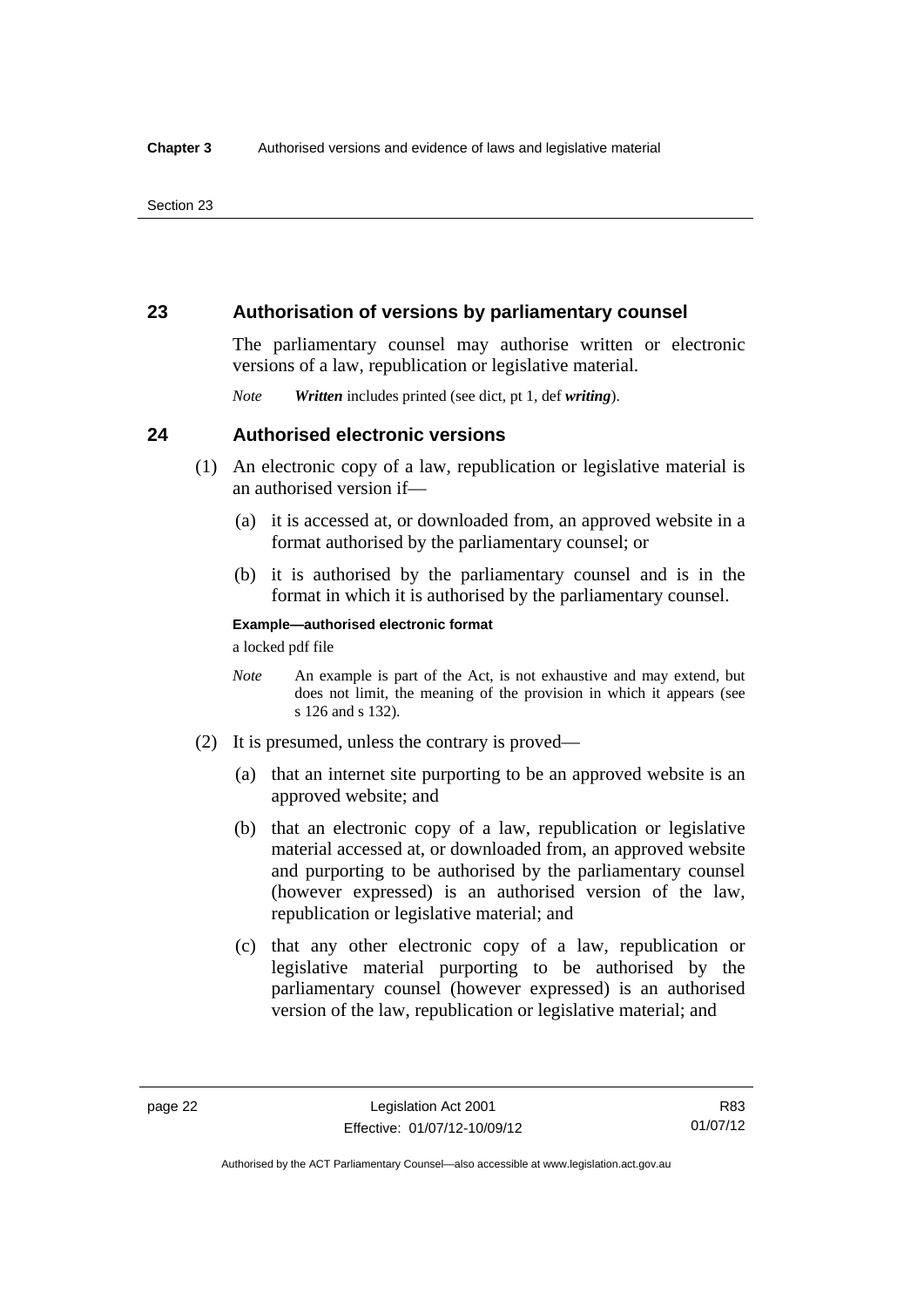## 23 Authorisation of versions by parliamentary counsel

The parliamentary counsel may authorise written or electronic versions of a law, republication or legislative material.

*Note* ***Written*** includes printed (see dict, pt 1, def ***writing***).

## 24 Authorised electronic versions

(1) An electronic copy of a law, republication or legislative material is an authorised version if—

(a) it is accessed at, or downloaded from, an approved website in a format authorised by the parliamentary counsel; or

(b) it is authorised by the parliamentary counsel and is in the format in which it is authorised by the parliamentary counsel.

**Example—authorised electronic format**

a locked pdf file

*Note* An example is part of the Act, is not exhaustive and may extend, but does not limit, the meaning of the provision in which it appears (see s 126 and s 132).

(2) It is presumed, unless the contrary is proved—

(a) that an internet site purporting to be an approved website is an approved website; and

(b) that an electronic copy of a law, republication or legislative material accessed at, or downloaded from, an approved website and purporting to be authorised by the parliamentary counsel (however expressed) is an authorised version of the law, republication or legislative material; and

(c) that any other electronic copy of a law, republication or legislative material purporting to be authorised by the parliamentary counsel (however expressed) is an authorised version of the law, republication or legislative material; and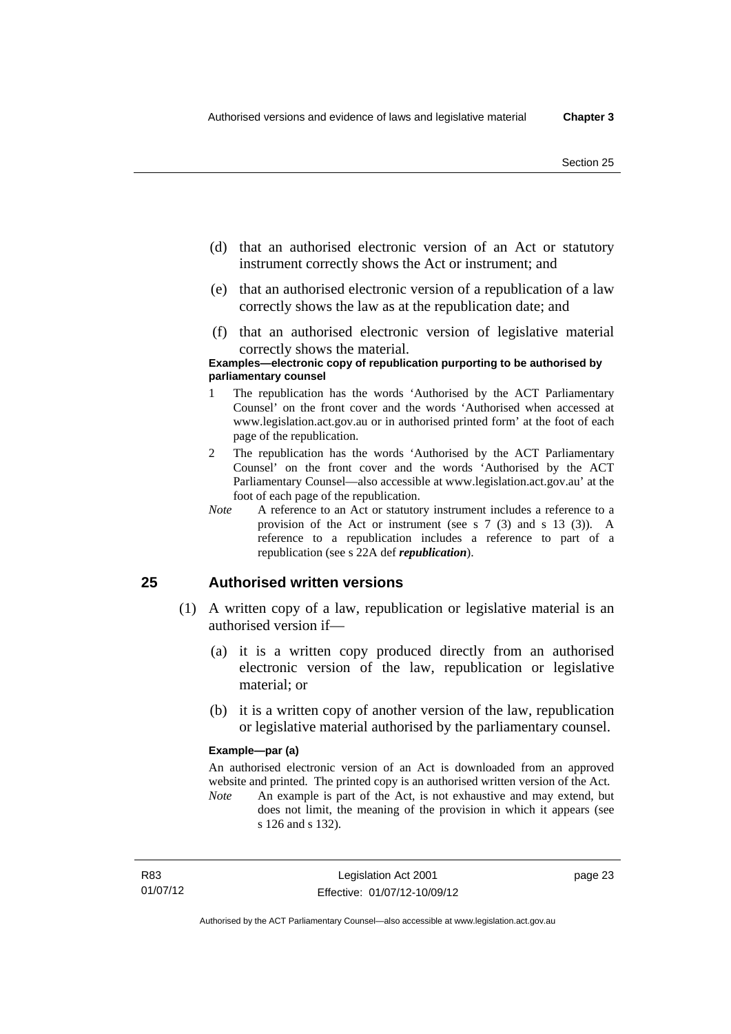(d) that an authorised electronic version of an Act or statutory instrument correctly shows the Act or instrument; and

(e) that an authorised electronic version of a republication of a law correctly shows the law as at the republication date; and

(f) that an authorised electronic version of legislative material correctly shows the material.

**Examples—electronic copy of republication purporting to be authorised by parliamentary counsel**

1. The republication has the words 'Authorised by the ACT Parliamentary Counsel' on the front cover and the words 'Authorised when accessed at www.legislation.act.gov.au or in authorised printed form' at the foot of each page of the republication.
2. The republication has the words 'Authorised by the ACT Parliamentary Counsel' on the front cover and the words 'Authorised by the ACT Parliamentary Counsel—also accessible at www.legislation.act.gov.au' at the foot of each page of the republication.

*Note* A reference to an Act or statutory instrument includes a reference to a provision of the Act or instrument (see s 7 (3) and s 13 (3)). A reference to a republication includes a reference to part of a republication (see s 22A def ***republication***).

## 25 Authorised written versions

(1) A written copy of a law, republication or legislative material is an authorised version if—

(a) it is a written copy produced directly from an authorised electronic version of the law, republication or legislative material; or

(b) it is a written copy of another version of the law, republication or legislative material authorised by the parliamentary counsel.

**Example—par (a)**

An authorised electronic version of an Act is downloaded from an approved website and printed. The printed copy is an authorised written version of the Act.

*Note* An example is part of the Act, is not exhaustive and may extend, but does not limit, the meaning of the provision in which it appears (see s 126 and s 132).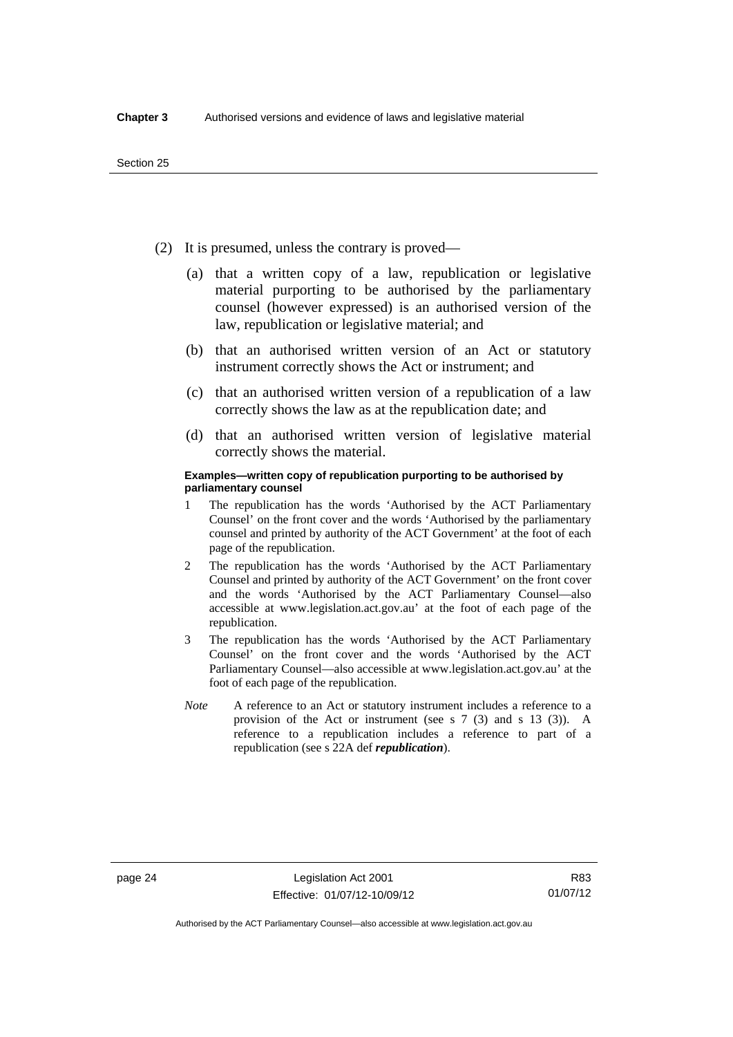(2) It is presumed, unless the contrary is proved—

(a) that a written copy of a law, republication or legislative material purporting to be authorised by the parliamentary counsel (however expressed) is an authorised version of the law, republication or legislative material; and

(b) that an authorised written version of an Act or statutory instrument correctly shows the Act or instrument; and

(c) that an authorised written version of a republication of a law correctly shows the law as at the republication date; and

(d) that an authorised written version of legislative material correctly shows the material.

**Examples—written copy of republication purporting to be authorised by parliamentary counsel**

1 The republication has the words 'Authorised by the ACT Parliamentary Counsel' on the front cover and the words 'Authorised by the parliamentary counsel and printed by authority of the ACT Government' at the foot of each page of the republication.

2 The republication has the words 'Authorised by the ACT Parliamentary Counsel and printed by authority of the ACT Government' on the front cover and the words 'Authorised by the ACT Parliamentary Counsel—also accessible at www.legislation.act.gov.au' at the foot of each page of the republication.

3 The republication has the words 'Authorised by the ACT Parliamentary Counsel' on the front cover and the words 'Authorised by the ACT Parliamentary Counsel—also accessible at www.legislation.act.gov.au' at the foot of each page of the republication.

*Note* A reference to an Act or statutory instrument includes a reference to a provision of the Act or instrument (see s 7 (3) and s 13 (3)). A reference to a republication includes a reference to part of a republication (see s 22A def ***republication***).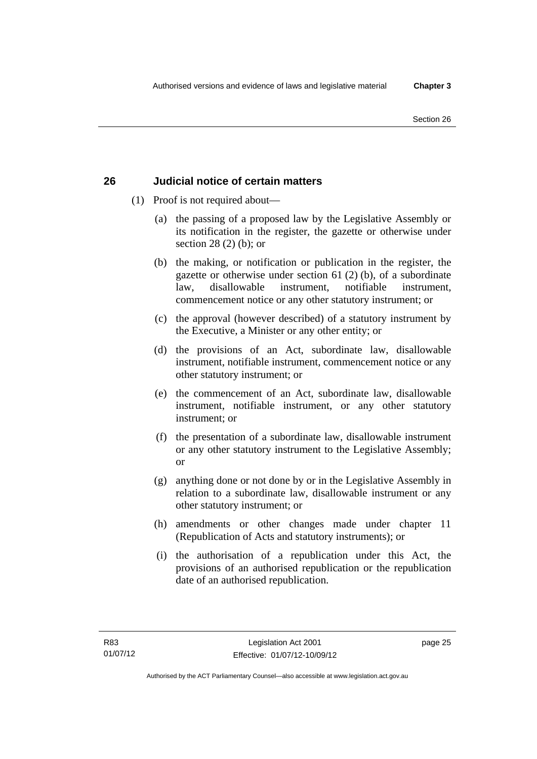## 26 Judicial notice of certain matters

(1) Proof is not required about—

(a) the passing of a proposed law by the Legislative Assembly or its notification in the register, the gazette or otherwise under section 28 (2) (b); or

(b) the making, or notification or publication in the register, the gazette or otherwise under section 61 (2) (b), of a subordinate law, disallowable instrument, notifiable instrument, commencement notice or any other statutory instrument; or

(c) the approval (however described) of a statutory instrument by the Executive, a Minister or any other entity; or

(d) the provisions of an Act, subordinate law, disallowable instrument, notifiable instrument, commencement notice or any other statutory instrument; or

(e) the commencement of an Act, subordinate law, disallowable instrument, notifiable instrument, or any other statutory instrument; or

(f) the presentation of a subordinate law, disallowable instrument or any other statutory instrument to the Legislative Assembly; or

(g) anything done or not done by or in the Legislative Assembly in relation to a subordinate law, disallowable instrument or any other statutory instrument; or

(h) amendments or other changes made under chapter 11 (Republication of Acts and statutory instruments); or

(i) the authorisation of a republication under this Act, the provisions of an authorised republication or the republication date of an authorised republication.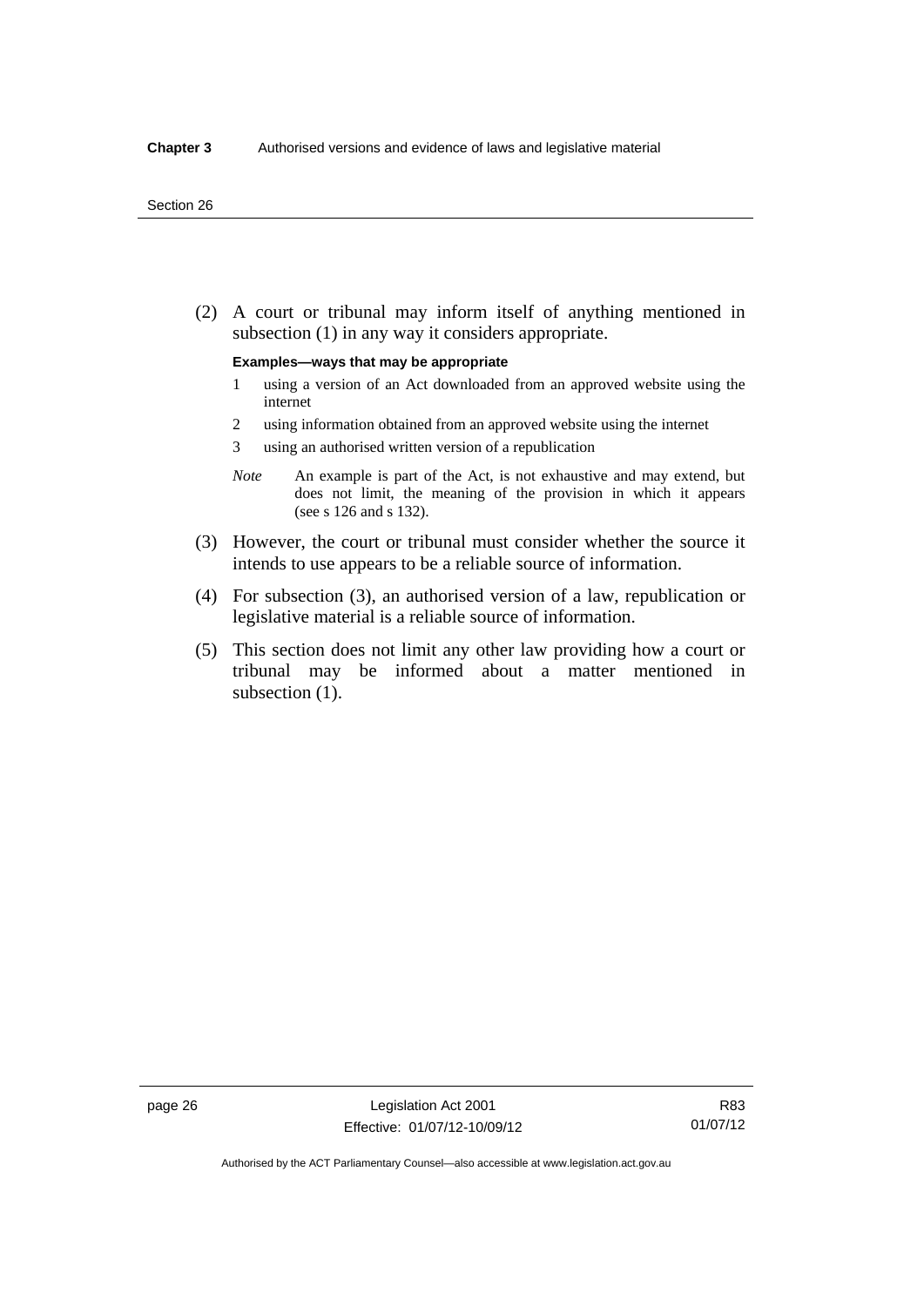(2) A court or tribunal may inform itself of anything mentioned in subsection (1) in any way it considers appropriate.

**Examples—ways that may be appropriate**

1 using a version of an Act downloaded from an approved website using the internet

2 using information obtained from an approved website using the internet

3 using an authorised written version of a republication

*Note* An example is part of the Act, is not exhaustive and may extend, but does not limit, the meaning of the provision in which it appears (see s 126 and s 132).

(3) However, the court or tribunal must consider whether the source it intends to use appears to be a reliable source of information.

(4) For subsection (3), an authorised version of a law, republication or legislative material is a reliable source of information.

(5) This section does not limit any other law providing how a court or tribunal may be informed about a matter mentioned in subsection (1).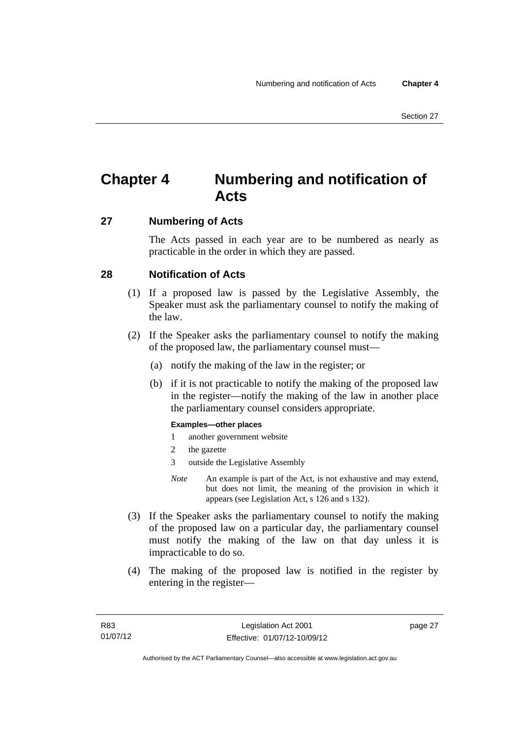# Chapter 4 Numbering and notification of Acts

## 27 Numbering of Acts

The Acts passed in each year are to be numbered as nearly as practicable in the order in which they are passed.

## 28 Notification of Acts

(1) If a proposed law is passed by the Legislative Assembly, the Speaker must ask the parliamentary counsel to notify the making of the law.

(2) If the Speaker asks the parliamentary counsel to notify the making of the proposed law, the parliamentary counsel must—

(a) notify the making of the law in the register; or

(b) if it is not practicable to notify the making of the proposed law in the register—notify the making of the law in another place the parliamentary counsel considers appropriate.

**Examples—other places**

1 another government website

2 the gazette

3 outside the Legislative Assembly

*Note* An example is part of the Act, is not exhaustive and may extend, but does not limit, the meaning of the provision in which it appears (see Legislation Act, s 126 and s 132).

(3) If the Speaker asks the parliamentary counsel to notify the making of the proposed law on a particular day, the parliamentary counsel must notify the making of the law on that day unless it is impracticable to do so.

(4) The making of the proposed law is notified in the register by entering in the register—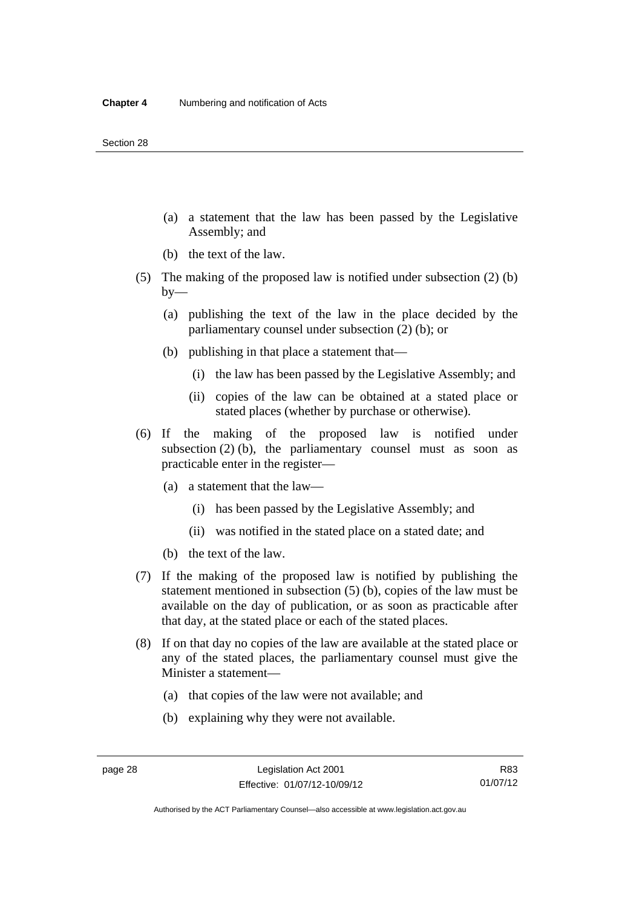(a) a statement that the law has been passed by the Legislative Assembly; and

(b) the text of the law.

(5) The making of the proposed law is notified under subsection (2) (b) by—

(a) publishing the text of the law in the place decided by the parliamentary counsel under subsection (2) (b); or

(b) publishing in that place a statement that—

(i) the law has been passed by the Legislative Assembly; and

(ii) copies of the law can be obtained at a stated place or stated places (whether by purchase or otherwise).

(6) If the making of the proposed law is notified under subsection (2) (b), the parliamentary counsel must as soon as practicable enter in the register—

(a) a statement that the law—

(i) has been passed by the Legislative Assembly; and

(ii) was notified in the stated place on a stated date; and

(b) the text of the law.

(7) If the making of the proposed law is notified by publishing the statement mentioned in subsection (5) (b), copies of the law must be available on the day of publication, or as soon as practicable after that day, at the stated place or each of the stated places.

(8) If on that day no copies of the law are available at the stated place or any of the stated places, the parliamentary counsel must give the Minister a statement—

(a) that copies of the law were not available; and

(b) explaining why they were not available.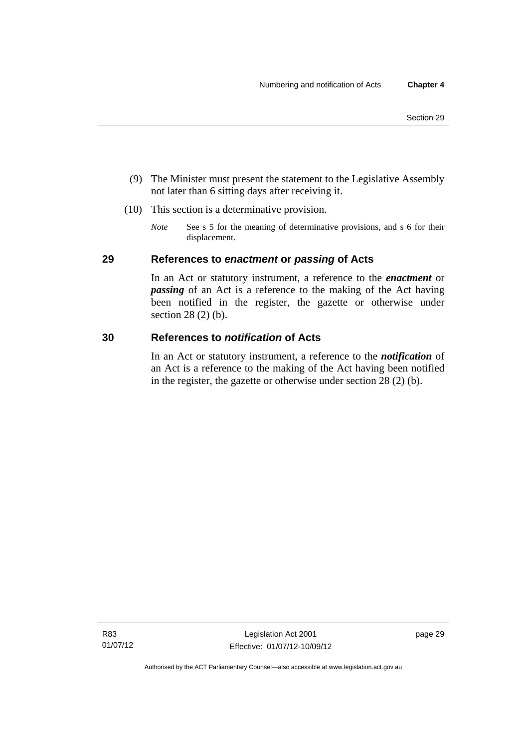(9) The Minister must present the statement to the Legislative Assembly not later than 6 sitting days after receiving it.

(10) This section is a determinative provision.

*Note* See s 5 for the meaning of determinative provisions, and s 6 for their displacement.

## 29 References to *enactment* or *passing* of Acts

In an Act or statutory instrument, a reference to the ***enactment*** or ***passing*** of an Act is a reference to the making of the Act having been notified in the register, the gazette or otherwise under section 28 (2) (b).

## 30 References to *notification* of Acts

In an Act or statutory instrument, a reference to the ***notification*** of an Act is a reference to the making of the Act having been notified in the register, the gazette or otherwise under section 28 (2) (b).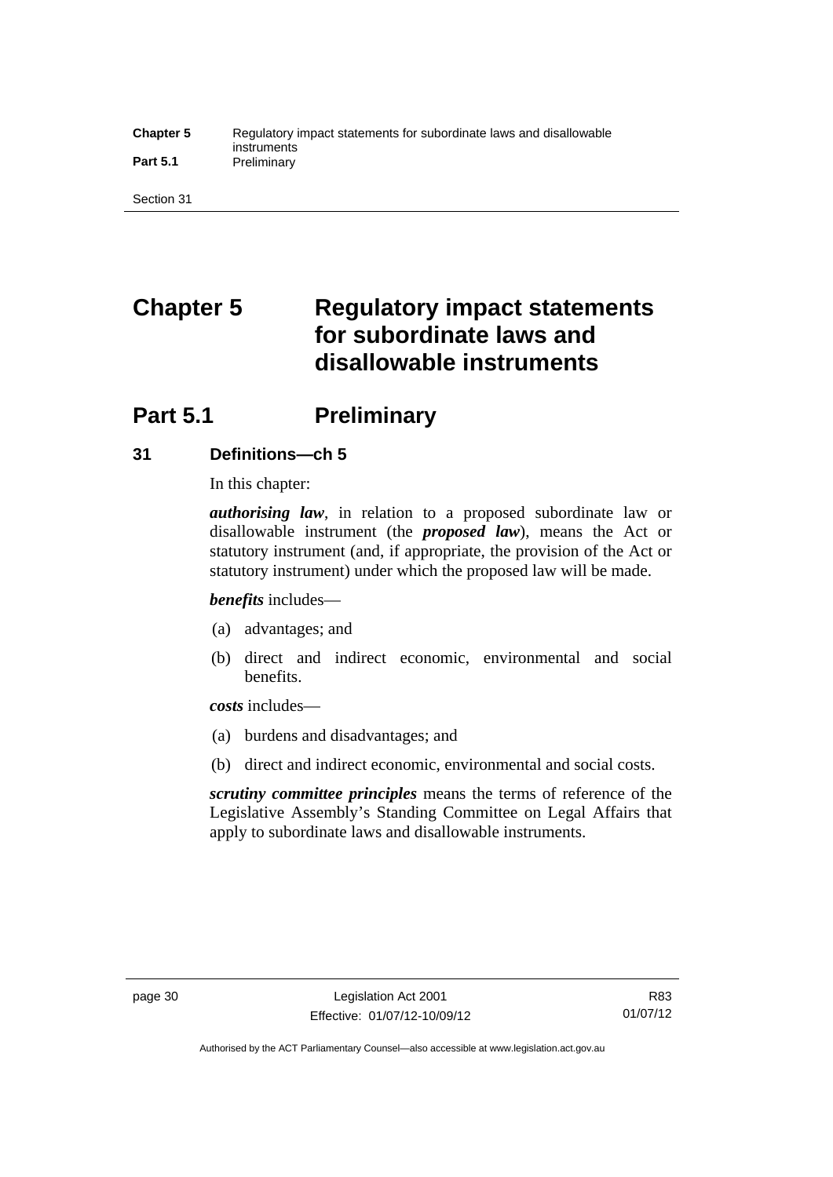# Chapter 5 Regulatory impact statements for subordinate laws and disallowable instruments

## Part 5.1 Preliminary

### 31 Definitions—ch 5

In this chapter:

***authorising law***, in relation to a proposed subordinate law or disallowable instrument (the ***proposed law***), means the Act or statutory instrument (and, if appropriate, the provision of the Act or statutory instrument) under which the proposed law will be made.

***benefits*** includes—

(a) advantages; and

(b) direct and indirect economic, environmental and social benefits.

***costs*** includes—

(a) burdens and disadvantages; and

(b) direct and indirect economic, environmental and social costs.

***scrutiny committee principles*** means the terms of reference of the Legislative Assembly's Standing Committee on Legal Affairs that apply to subordinate laws and disallowable instruments.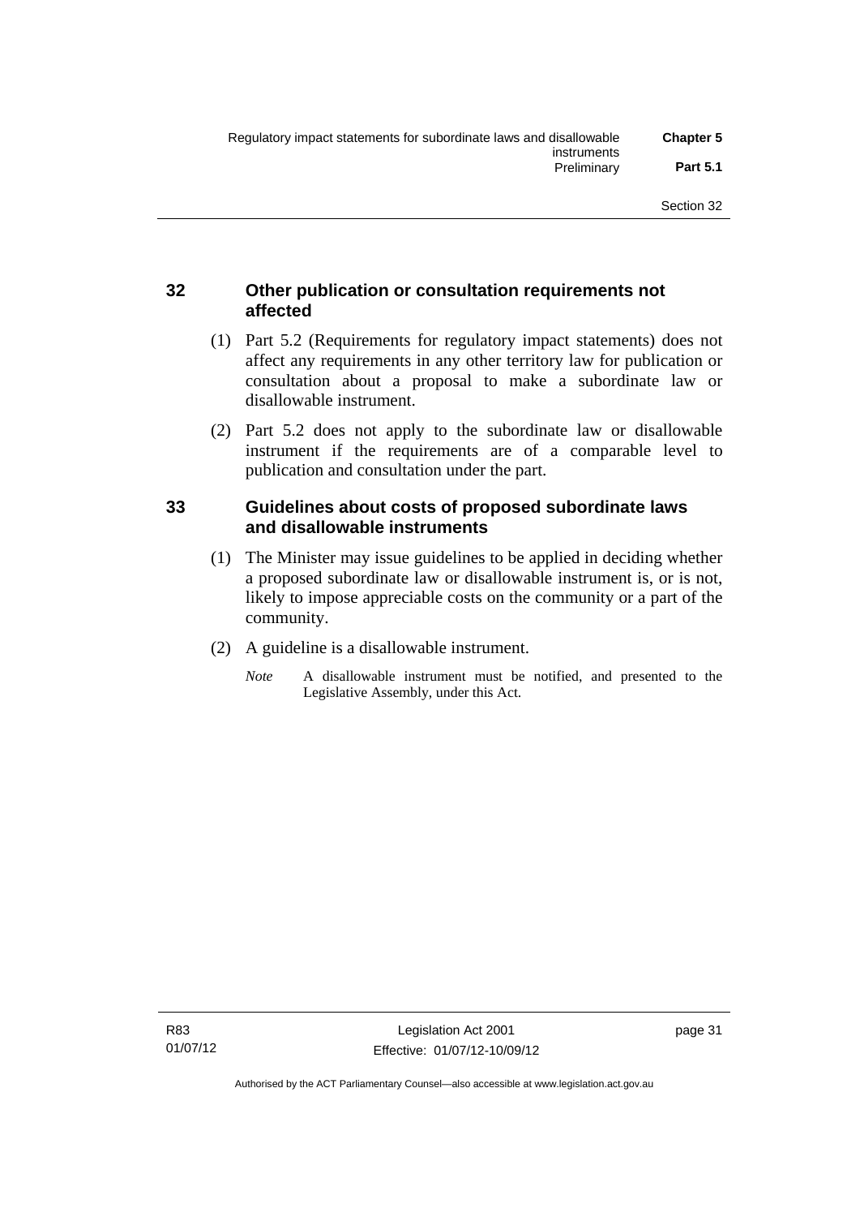### 32 Other publication or consultation requirements not affected

(1) Part 5.2 (Requirements for regulatory impact statements) does not affect any requirements in any other territory law for publication or consultation about a proposal to make a subordinate law or disallowable instrument.

(2) Part 5.2 does not apply to the subordinate law or disallowable instrument if the requirements are of a comparable level to publication and consultation under the part.

### 33 Guidelines about costs of proposed subordinate laws and disallowable instruments

(1) The Minister may issue guidelines to be applied in deciding whether a proposed subordinate law or disallowable instrument is, or is not, likely to impose appreciable costs on the community or a part of the community.

(2) A guideline is a disallowable instrument.

*Note* A disallowable instrument must be notified, and presented to the Legislative Assembly, under this Act.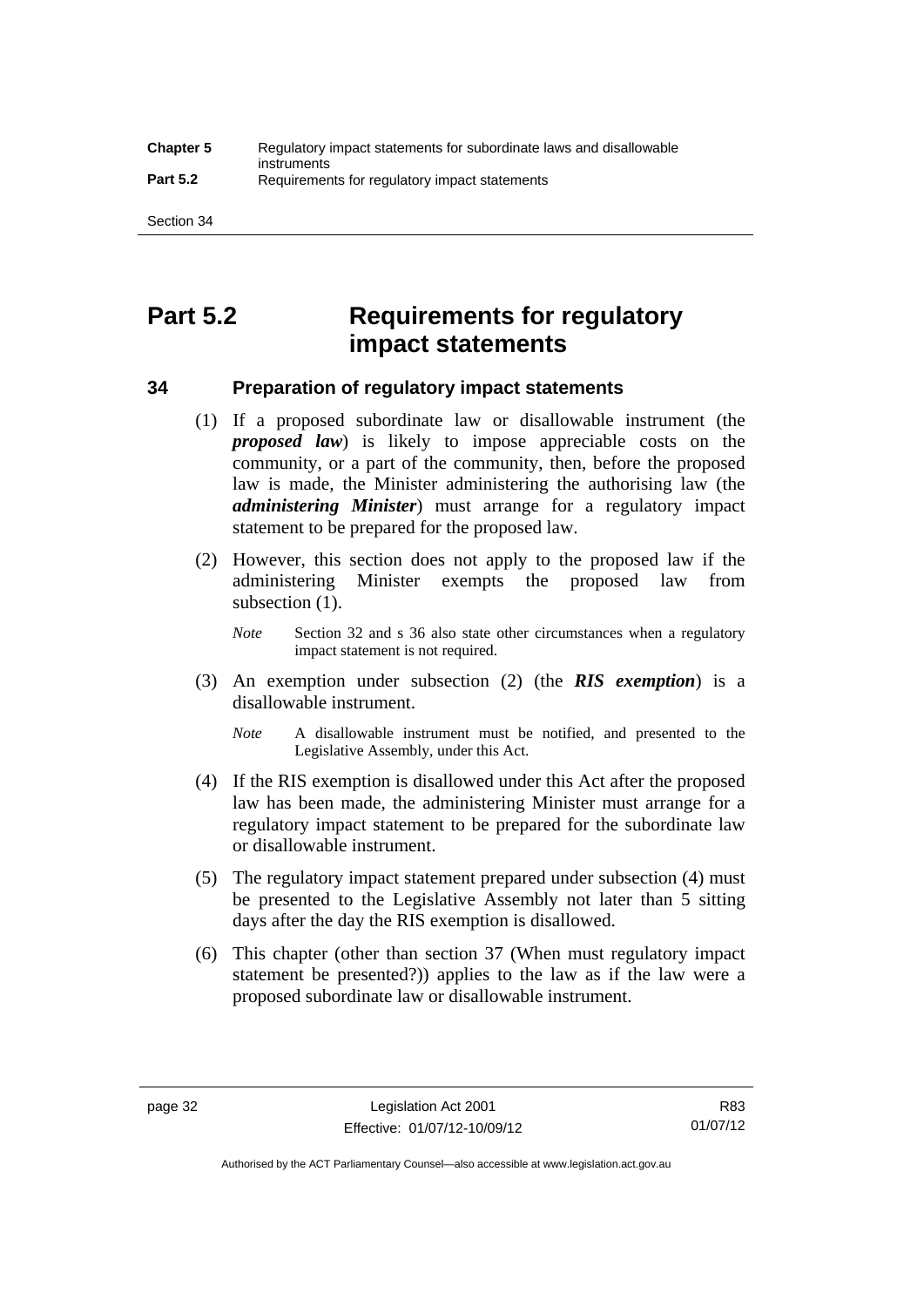# Part 5.2 Requirements for regulatory impact statements

## 34 Preparation of regulatory impact statements

(1) If a proposed subordinate law or disallowable instrument (the ***proposed law***) is likely to impose appreciable costs on the community, or a part of the community, then, before the proposed law is made, the Minister administering the authorising law (the ***administering Minister***) must arrange for a regulatory impact statement to be prepared for the proposed law.

(2) However, this section does not apply to the proposed law if the administering Minister exempts the proposed law from subsection (1).

*Note* Section 32 and s 36 also state other circumstances when a regulatory impact statement is not required.

(3) An exemption under subsection (2) (the ***RIS exemption***) is a disallowable instrument.

*Note* A disallowable instrument must be notified, and presented to the Legislative Assembly, under this Act.

(4) If the RIS exemption is disallowed under this Act after the proposed law has been made, the administering Minister must arrange for a regulatory impact statement to be prepared for the subordinate law or disallowable instrument.

(5) The regulatory impact statement prepared under subsection (4) must be presented to the Legislative Assembly not later than 5 sitting days after the day the RIS exemption is disallowed.

(6) This chapter (other than section 37 (When must regulatory impact statement be presented?)) applies to the law as if the law were a proposed subordinate law or disallowable instrument.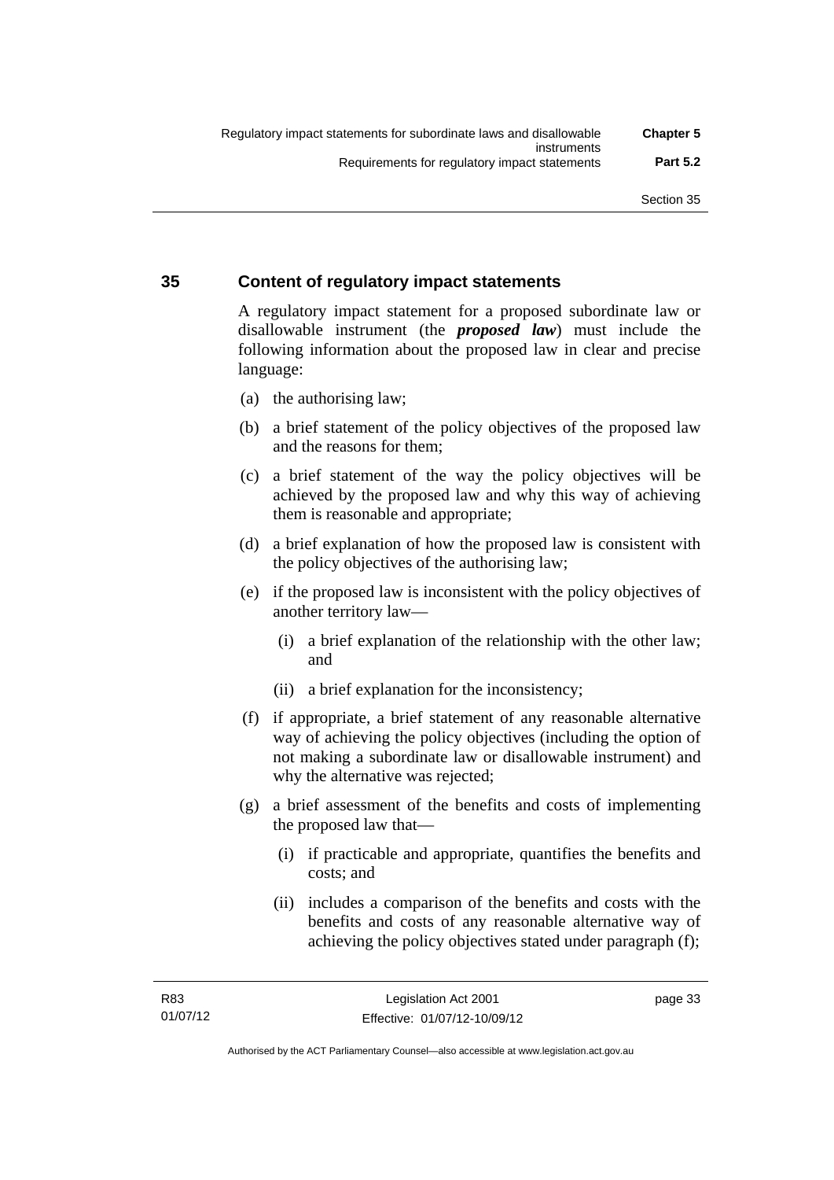## 35 Content of regulatory impact statements

A regulatory impact statement for a proposed subordinate law or disallowable instrument (the ***proposed law***) must include the following information about the proposed law in clear and precise language:

(a) the authorising law;

(b) a brief statement of the policy objectives of the proposed law and the reasons for them;

(c) a brief statement of the way the policy objectives will be achieved by the proposed law and why this way of achieving them is reasonable and appropriate;

(d) a brief explanation of how the proposed law is consistent with the policy objectives of the authorising law;

(e) if the proposed law is inconsistent with the policy objectives of another territory law—

 (i) a brief explanation of the relationship with the other law; and

 (ii) a brief explanation for the inconsistency;

(f) if appropriate, a brief statement of any reasonable alternative way of achieving the policy objectives (including the option of not making a subordinate law or disallowable instrument) and why the alternative was rejected;

(g) a brief assessment of the benefits and costs of implementing the proposed law that—

 (i) if practicable and appropriate, quantifies the benefits and costs; and

 (ii) includes a comparison of the benefits and costs with the benefits and costs of any reasonable alternative way of achieving the policy objectives stated under paragraph (f);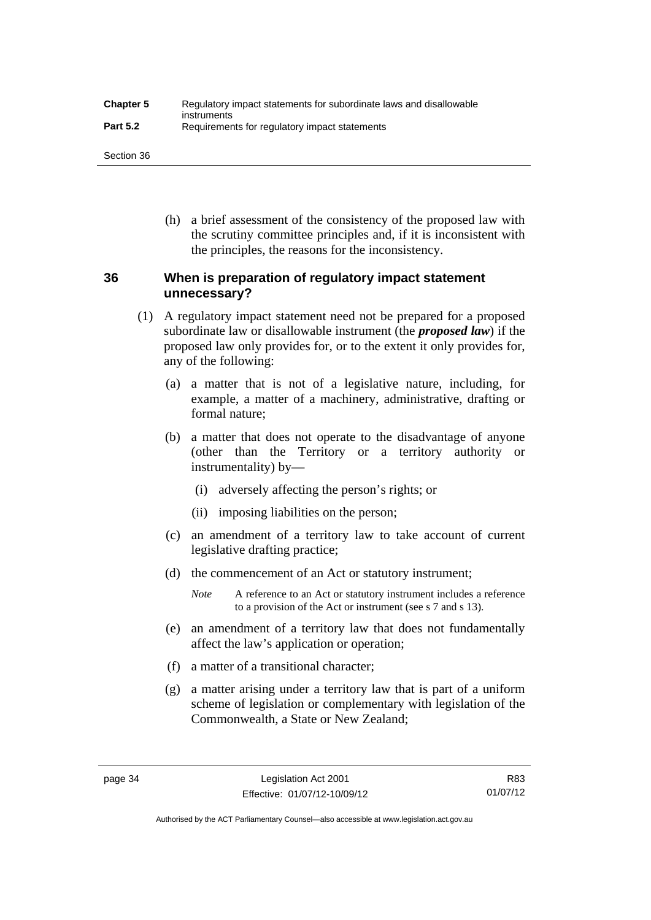(h) a brief assessment of the consistency of the proposed law with the scrutiny committee principles and, if it is inconsistent with the principles, the reasons for the inconsistency.

## 36 When is preparation of regulatory impact statement unnecessary?

(1) A regulatory impact statement need not be prepared for a proposed subordinate law or disallowable instrument (the ***proposed law***) if the proposed law only provides for, or to the extent it only provides for, any of the following:

(a) a matter that is not of a legislative nature, including, for example, a matter of a machinery, administrative, drafting or formal nature;

(b) a matter that does not operate to the disadvantage of anyone (other than the Territory or a territory authority or instrumentality) by—

(i) adversely affecting the person's rights; or

(ii) imposing liabilities on the person;

(c) an amendment of a territory law to take account of current legislative drafting practice;

(d) the commencement of an Act or statutory instrument;

*Note* A reference to an Act or statutory instrument includes a reference to a provision of the Act or instrument (see s 7 and s 13).

(e) an amendment of a territory law that does not fundamentally affect the law's application or operation;

(f) a matter of a transitional character;

(g) a matter arising under a territory law that is part of a uniform scheme of legislation or complementary with legislation of the Commonwealth, a State or New Zealand;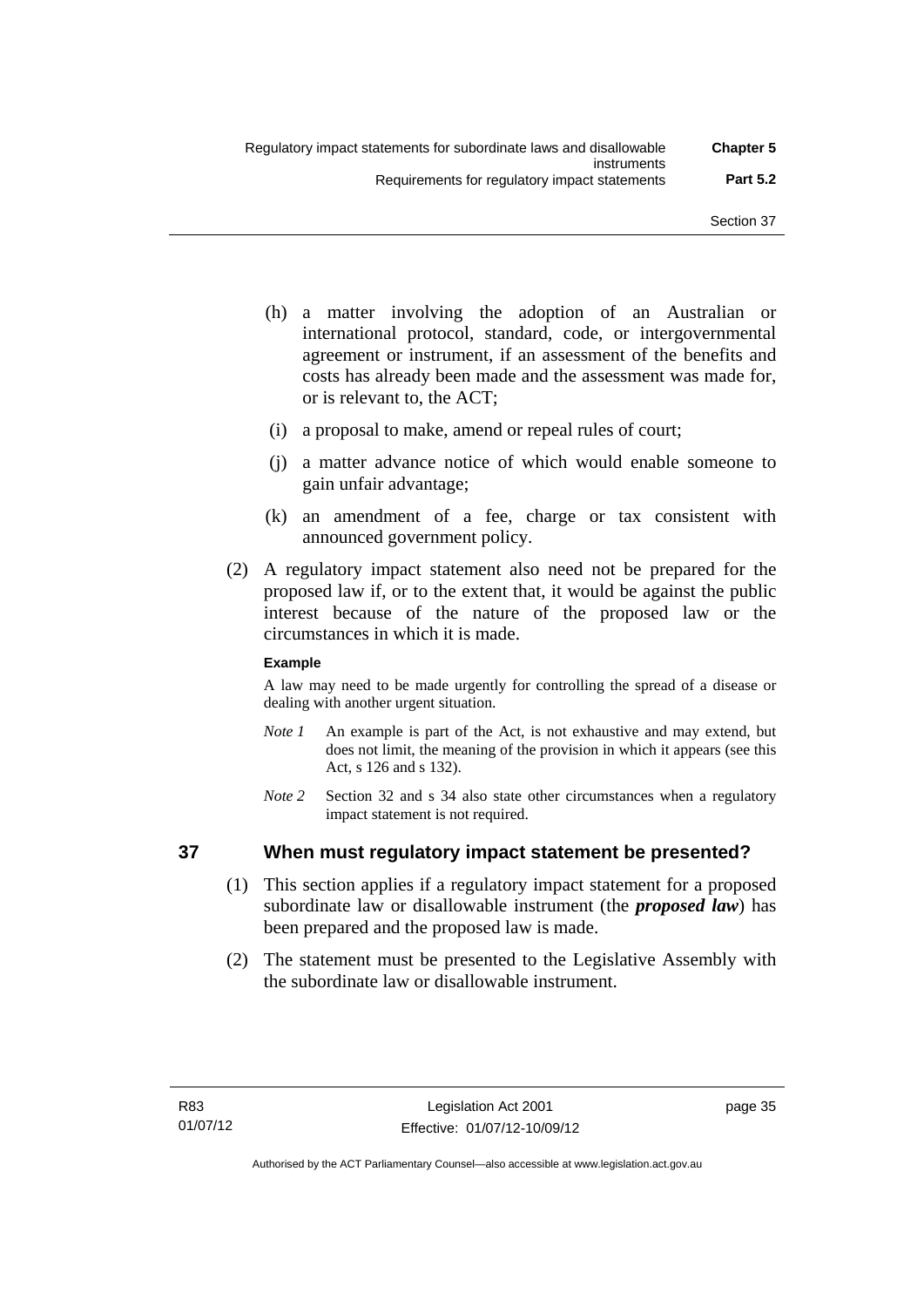(h) a matter involving the adoption of an Australian or international protocol, standard, code, or intergovernmental agreement or instrument, if an assessment of the benefits and costs has already been made and the assessment was made for, or is relevant to, the ACT;

(i) a proposal to make, amend or repeal rules of court;

(j) a matter advance notice of which would enable someone to gain unfair advantage;

(k) an amendment of a fee, charge or tax consistent with announced government policy.

(2) A regulatory impact statement also need not be prepared for the proposed law if, or to the extent that, it would be against the public interest because of the nature of the proposed law or the circumstances in which it is made.

**Example**

A law may need to be made urgently for controlling the spread of a disease or dealing with another urgent situation.

*Note 1* An example is part of the Act, is not exhaustive and may extend, but does not limit, the meaning of the provision in which it appears (see this Act, s 126 and s 132).

*Note 2* Section 32 and s 34 also state other circumstances when a regulatory impact statement is not required.

## 37 When must regulatory impact statement be presented?

(1) This section applies if a regulatory impact statement for a proposed subordinate law or disallowable instrument (the ***proposed law***) has been prepared and the proposed law is made.

(2) The statement must be presented to the Legislative Assembly with the subordinate law or disallowable instrument.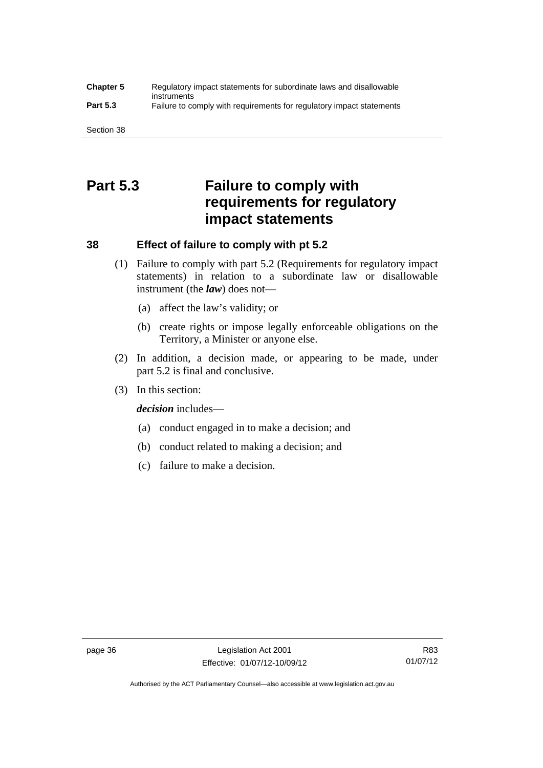# Part 5.3 Failure to comply with requirements for regulatory impact statements

## 38 Effect of failure to comply with pt 5.2

(1) Failure to comply with part 5.2 (Requirements for regulatory impact statements) in relation to a subordinate law or disallowable instrument (the ***law***) does not—

(a) affect the law's validity; or

(b) create rights or impose legally enforceable obligations on the Territory, a Minister or anyone else.

(2) In addition, a decision made, or appearing to be made, under part 5.2 is final and conclusive.

(3) In this section:

***decision*** includes—

(a) conduct engaged in to make a decision; and

(b) conduct related to making a decision; and

(c) failure to make a decision.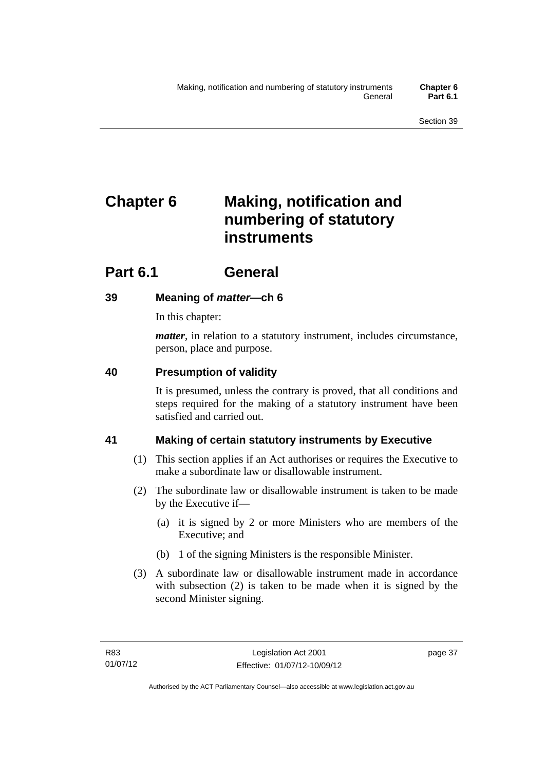# Chapter 6 Making, notification and numbering of statutory instruments

## Part 6.1 General

### 39 Meaning of *matter*—ch 6

In this chapter:

***matter***, in relation to a statutory instrument, includes circumstance, person, place and purpose.

### 40 Presumption of validity

It is presumed, unless the contrary is proved, that all conditions and steps required for the making of a statutory instrument have been satisfied and carried out.

### 41 Making of certain statutory instruments by Executive

(1) This section applies if an Act authorises or requires the Executive to make a subordinate law or disallowable instrument.

(2) The subordinate law or disallowable instrument is taken to be made by the Executive if—

(a) it is signed by 2 or more Ministers who are members of the Executive; and

(b) 1 of the signing Ministers is the responsible Minister.

(3) A subordinate law or disallowable instrument made in accordance with subsection (2) is taken to be made when it is signed by the second Minister signing.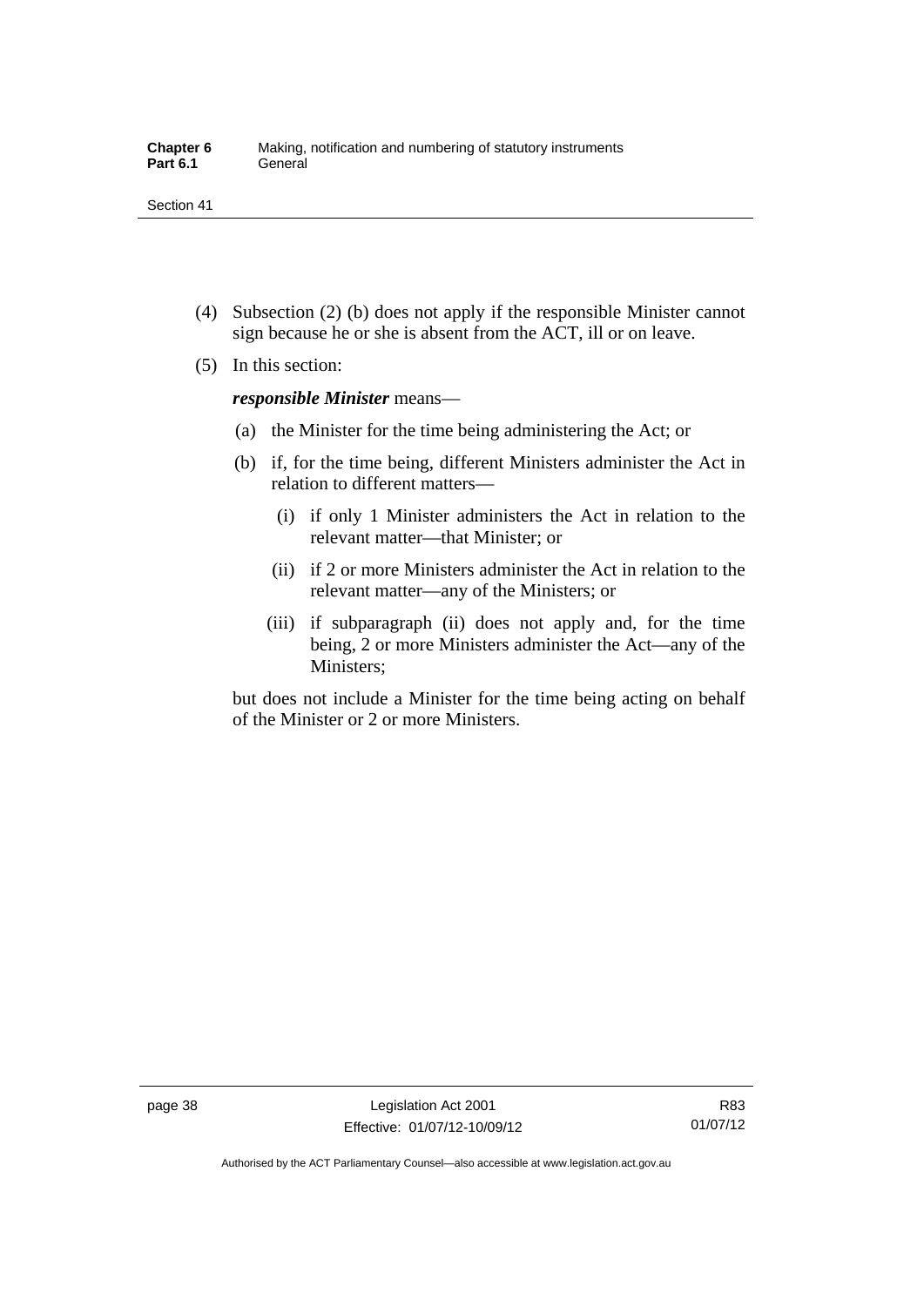(4) Subsection (2) (b) does not apply if the responsible Minister cannot sign because he or she is absent from the ACT, ill or on leave.

(5) In this section:

***responsible Minister*** means—

(a) the Minister for the time being administering the Act; or

(b) if, for the time being, different Ministers administer the Act in relation to different matters—

(i) if only 1 Minister administers the Act in relation to the relevant matter—that Minister; or

(ii) if 2 or more Ministers administer the Act in relation to the relevant matter—any of the Ministers; or

(iii) if subparagraph (ii) does not apply and, for the time being, 2 or more Ministers administer the Act—any of the Ministers;

but does not include a Minister for the time being acting on behalf of the Minister or 2 or more Ministers.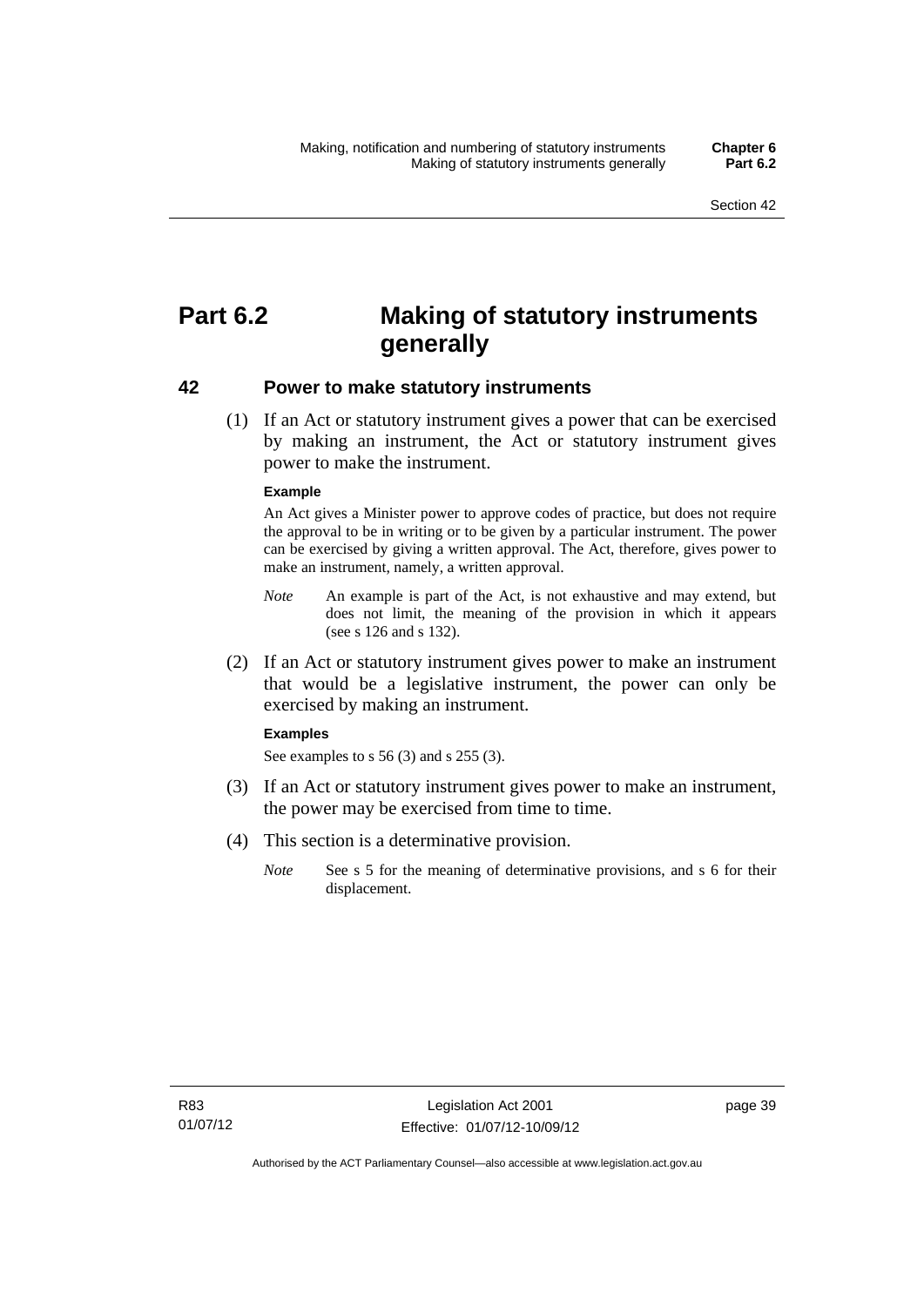# Part 6.2 Making of statutory instruments generally

## 42 Power to make statutory instruments

(1) If an Act or statutory instrument gives a power that can be exercised by making an instrument, the Act or statutory instrument gives power to make the instrument.

**Example**

An Act gives a Minister power to approve codes of practice, but does not require the approval to be in writing or to be given by a particular instrument. The power can be exercised by giving a written approval. The Act, therefore, gives power to make an instrument, namely, a written approval.

*Note* An example is part of the Act, is not exhaustive and may extend, but does not limit, the meaning of the provision in which it appears (see s 126 and s 132).

(2) If an Act or statutory instrument gives power to make an instrument that would be a legislative instrument, the power can only be exercised by making an instrument.

**Examples**

See examples to s 56 (3) and s 255 (3).

(3) If an Act or statutory instrument gives power to make an instrument, the power may be exercised from time to time.

(4) This section is a determinative provision.

*Note* See s 5 for the meaning of determinative provisions, and s 6 for their displacement.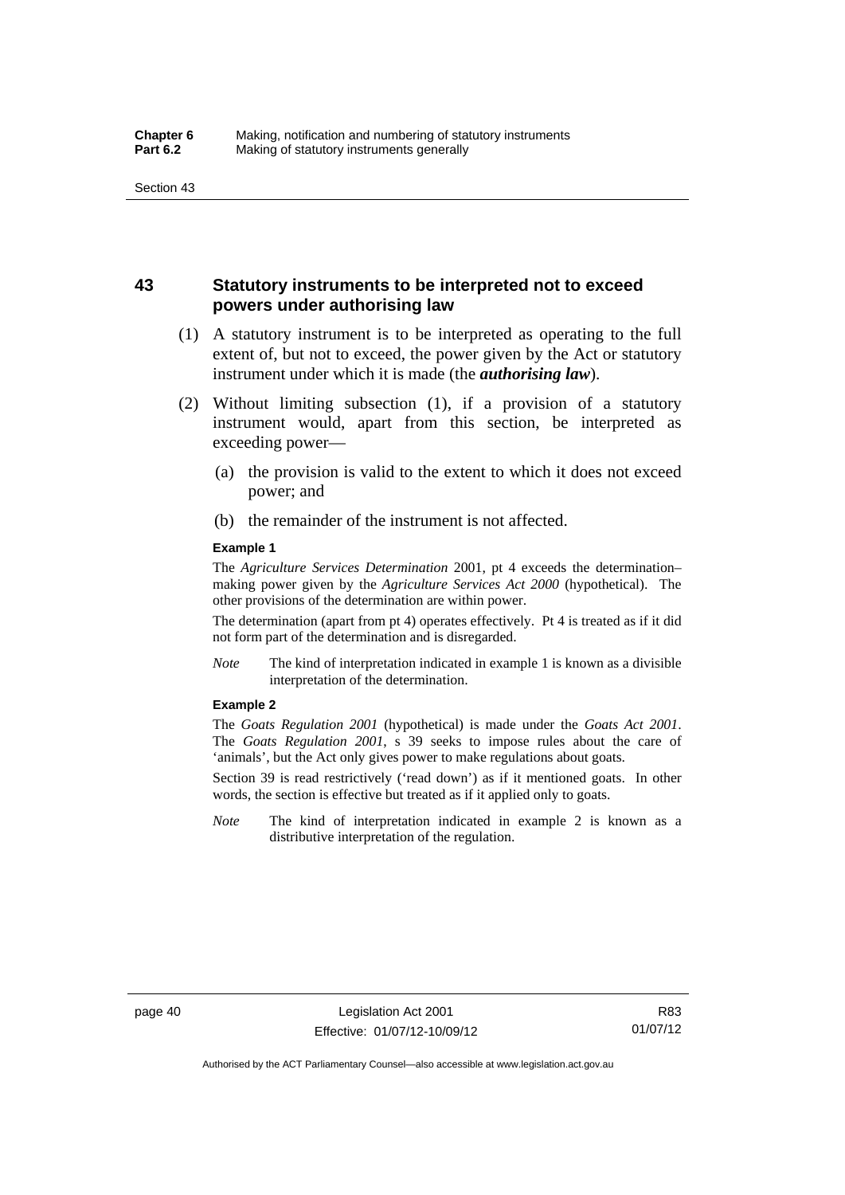## 43 Statutory instruments to be interpreted not to exceed powers under authorising law

(1) A statutory instrument is to be interpreted as operating to the full extent of, but not to exceed, the power given by the Act or statutory instrument under which it is made (the ***authorising law***).

(2) Without limiting subsection (1), if a provision of a statutory instrument would, apart from this section, be interpreted as exceeding power—

(a) the provision is valid to the extent to which it does not exceed power; and

(b) the remainder of the instrument is not affected.

**Example 1**

The *Agriculture Services Determination* 2001, pt 4 exceeds the determination–making power given by the *Agriculture Services Act 2000* (hypothetical). The other provisions of the determination are within power.

The determination (apart from pt 4) operates effectively. Pt 4 is treated as if it did not form part of the determination and is disregarded.

*Note* The kind of interpretation indicated in example 1 is known as a divisible interpretation of the determination.

**Example 2**

The *Goats Regulation 2001* (hypothetical) is made under the *Goats Act 2001*. The *Goats Regulation 2001*, s 39 seeks to impose rules about the care of 'animals', but the Act only gives power to make regulations about goats.

Section 39 is read restrictively ('read down') as if it mentioned goats. In other words, the section is effective but treated as if it applied only to goats.

*Note* The kind of interpretation indicated in example 2 is known as a distributive interpretation of the regulation.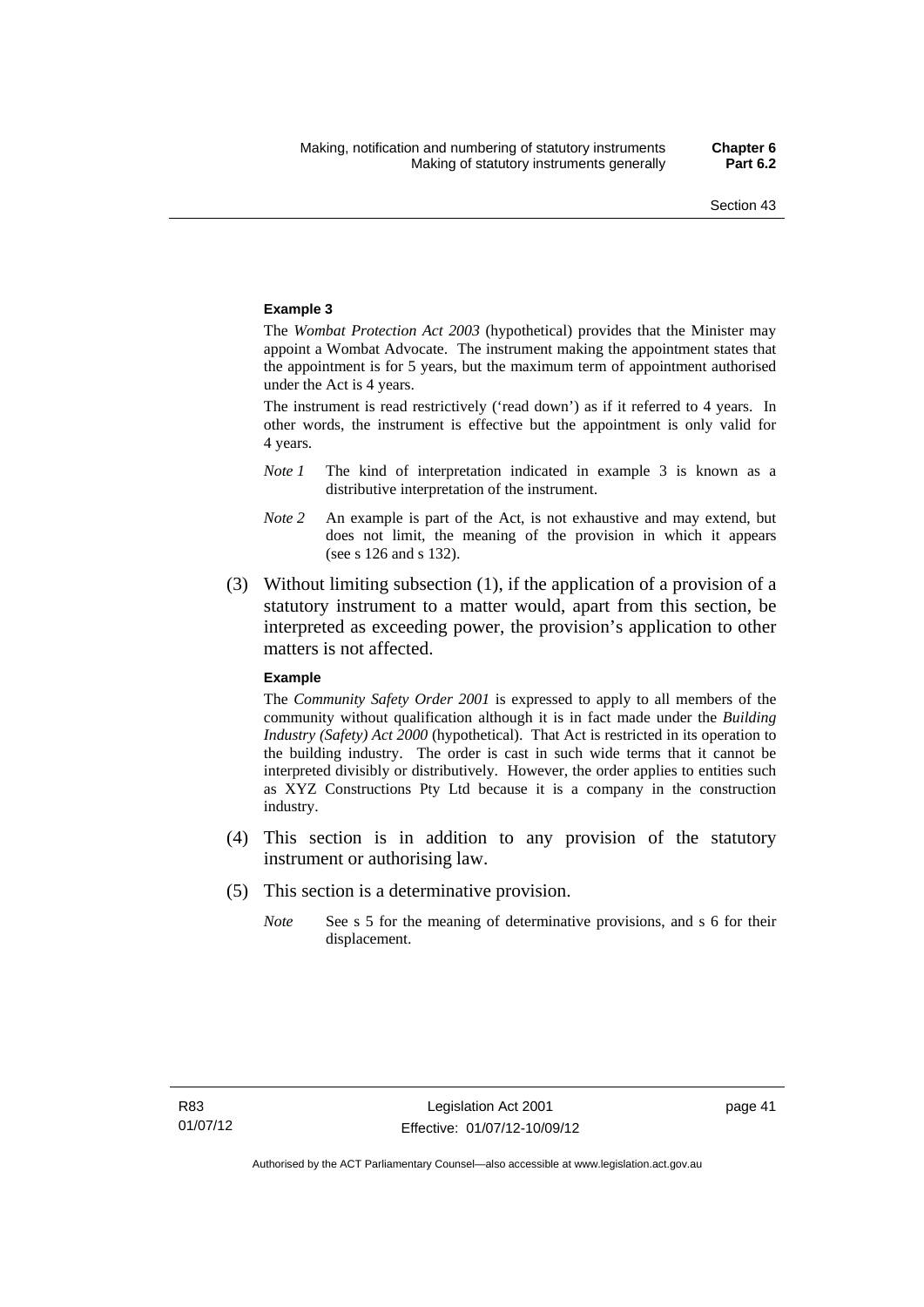**Example 3**

The *Wombat Protection Act 2003* (hypothetical) provides that the Minister may appoint a Wombat Advocate. The instrument making the appointment states that the appointment is for 5 years, but the maximum term of appointment authorised under the Act is 4 years.

The instrument is read restrictively ('read down') as if it referred to 4 years. In other words, the instrument is effective but the appointment is only valid for 4 years.

*Note 1* The kind of interpretation indicated in example 3 is known as a distributive interpretation of the instrument.

*Note 2* An example is part of the Act, is not exhaustive and may extend, but does not limit, the meaning of the provision in which it appears (see s 126 and s 132).

(3) Without limiting subsection (1), if the application of a provision of a statutory instrument to a matter would, apart from this section, be interpreted as exceeding power, the provision's application to other matters is not affected.

**Example**

The *Community Safety Order 2001* is expressed to apply to all members of the community without qualification although it is in fact made under the *Building Industry (Safety) Act 2000* (hypothetical). That Act is restricted in its operation to the building industry. The order is cast in such wide terms that it cannot be interpreted divisibly or distributively. However, the order applies to entities such as XYZ Constructions Pty Ltd because it is a company in the construction industry.

(4) This section is in addition to any provision of the statutory instrument or authorising law.

(5) This section is a determinative provision.

*Note* See s 5 for the meaning of determinative provisions, and s 6 for their displacement.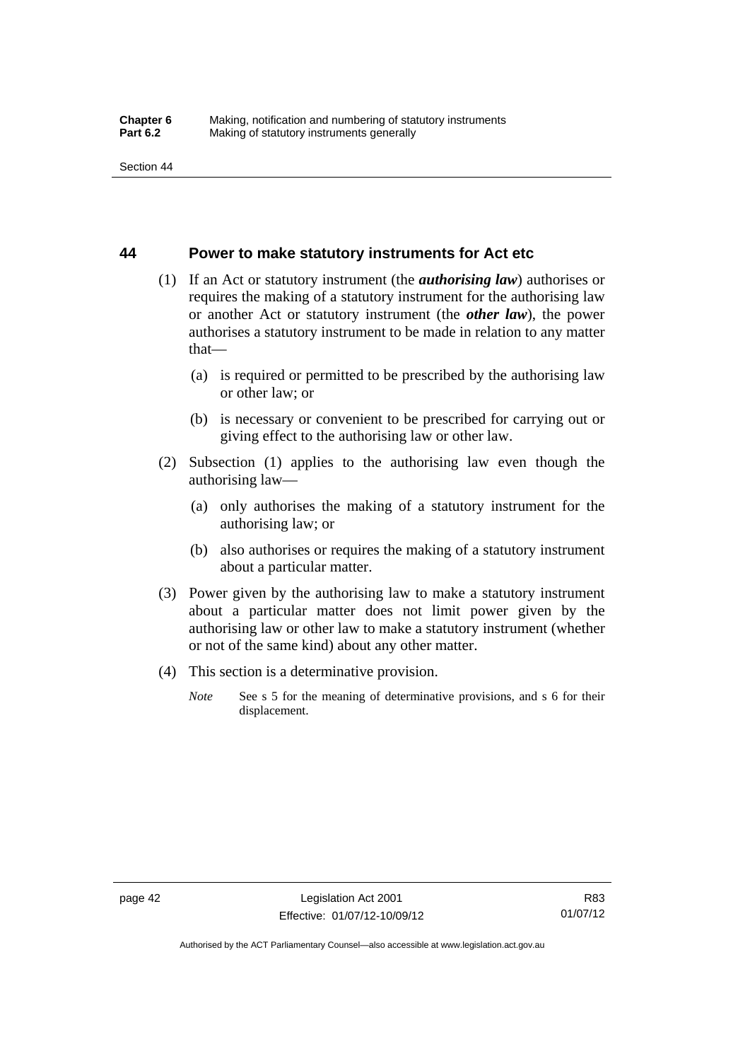## 44 Power to make statutory instruments for Act etc

(1) If an Act or statutory instrument (the ***authorising law***) authorises or requires the making of a statutory instrument for the authorising law or another Act or statutory instrument (the ***other law***), the power authorises a statutory instrument to be made in relation to any matter that—

(a) is required or permitted to be prescribed by the authorising law or other law; or

(b) is necessary or convenient to be prescribed for carrying out or giving effect to the authorising law or other law.

(2) Subsection (1) applies to the authorising law even though the authorising law—

(a) only authorises the making of a statutory instrument for the authorising law; or

(b) also authorises or requires the making of a statutory instrument about a particular matter.

(3) Power given by the authorising law to make a statutory instrument about a particular matter does not limit power given by the authorising law or other law to make a statutory instrument (whether or not of the same kind) about any other matter.

(4) This section is a determinative provision.

*Note* See s 5 for the meaning of determinative provisions, and s 6 for their displacement.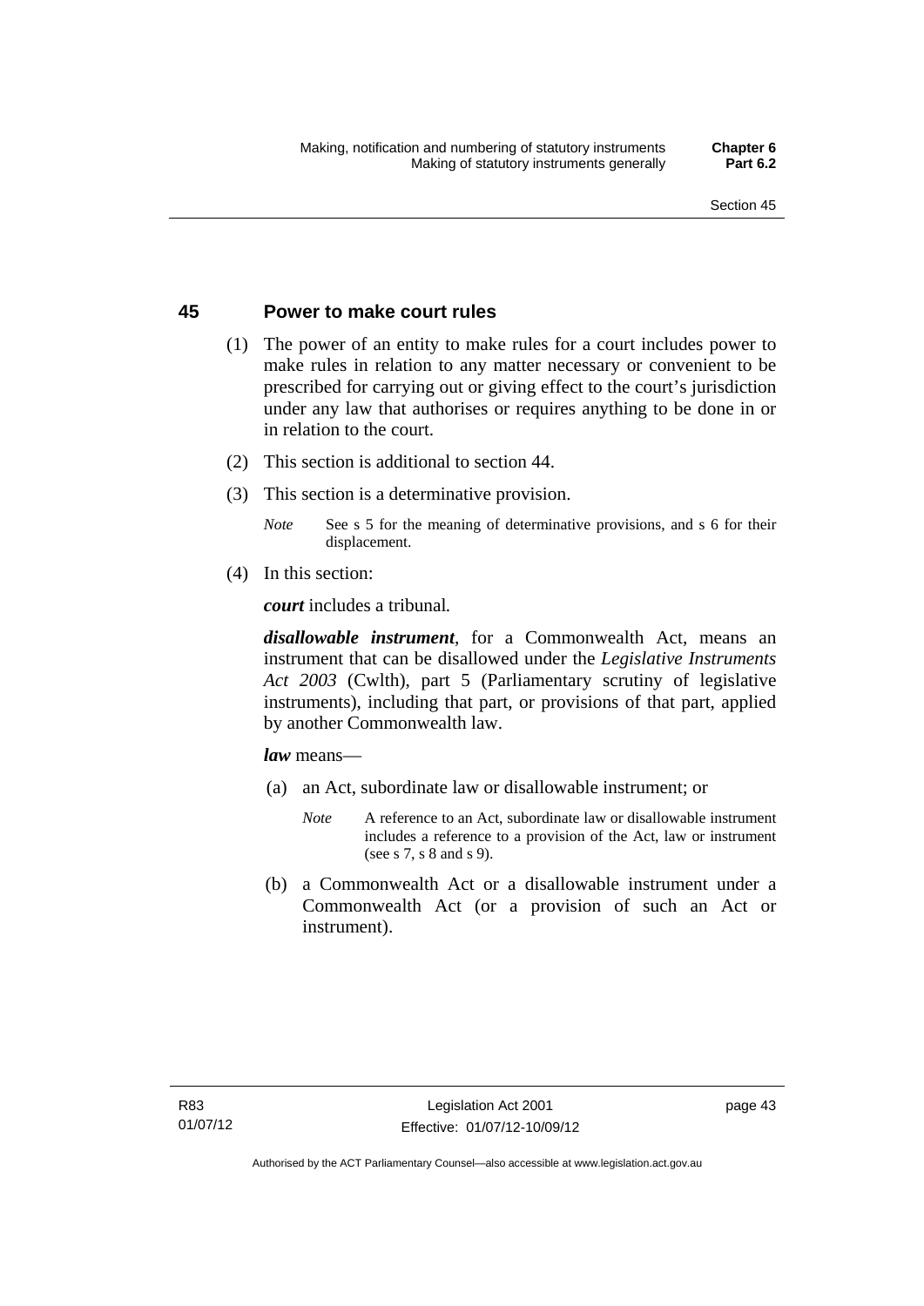## 45 Power to make court rules

(1) The power of an entity to make rules for a court includes power to make rules in relation to any matter necessary or convenient to be prescribed for carrying out or giving effect to the court's jurisdiction under any law that authorises or requires anything to be done in or in relation to the court.

(2) This section is additional to section 44.

(3) This section is a determinative provision.

*Note* See s 5 for the meaning of determinative provisions, and s 6 for their displacement.

(4) In this section:

***court*** includes a tribunal.

***disallowable instrument***, for a Commonwealth Act, means an instrument that can be disallowed under the *Legislative Instruments Act 2003* (Cwlth), part 5 (Parliamentary scrutiny of legislative instruments), including that part, or provisions of that part, applied by another Commonwealth law.

***law*** means—

(a) an Act, subordinate law or disallowable instrument; or

*Note* A reference to an Act, subordinate law or disallowable instrument includes a reference to a provision of the Act, law or instrument (see s 7, s 8 and s 9).

(b) a Commonwealth Act or a disallowable instrument under a Commonwealth Act (or a provision of such an Act or instrument).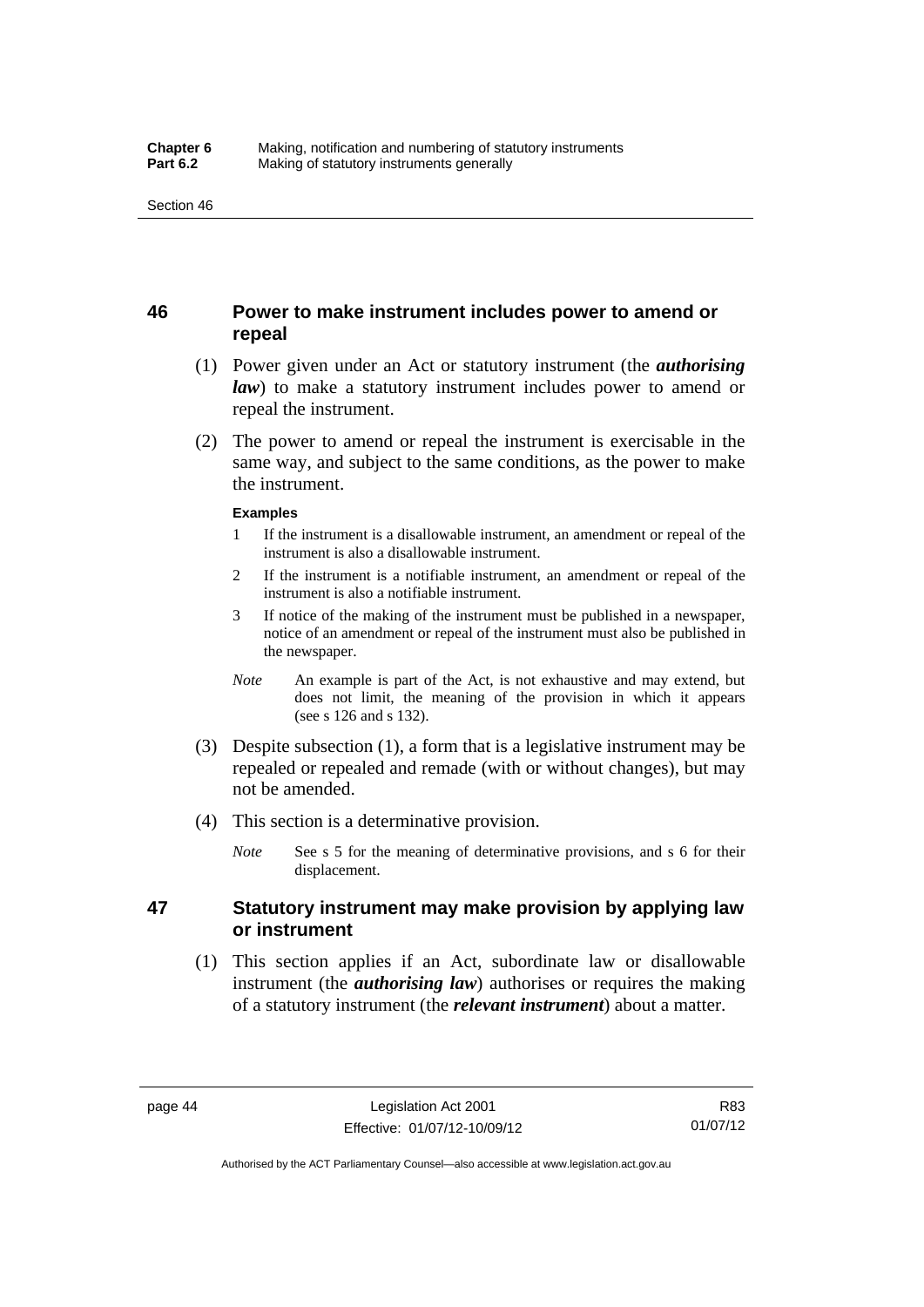## 46 Power to make instrument includes power to amend or repeal

(1) Power given under an Act or statutory instrument (the ***authorising law***) to make a statutory instrument includes power to amend or repeal the instrument.

(2) The power to amend or repeal the instrument is exercisable in the same way, and subject to the same conditions, as the power to make the instrument.

**Examples**

1 If the instrument is a disallowable instrument, an amendment or repeal of the instrument is also a disallowable instrument.

2 If the instrument is a notifiable instrument, an amendment or repeal of the instrument is also a notifiable instrument.

3 If notice of the making of the instrument must be published in a newspaper, notice of an amendment or repeal of the instrument must also be published in the newspaper.

*Note* An example is part of the Act, is not exhaustive and may extend, but does not limit, the meaning of the provision in which it appears (see s 126 and s 132).

(3) Despite subsection (1), a form that is a legislative instrument may be repealed or repealed and remade (with or without changes), but may not be amended.

(4) This section is a determinative provision.

*Note* See s 5 for the meaning of determinative provisions, and s 6 for their displacement.

## 47 Statutory instrument may make provision by applying law or instrument

(1) This section applies if an Act, subordinate law or disallowable instrument (the ***authorising law***) authorises or requires the making of a statutory instrument (the ***relevant instrument***) about a matter.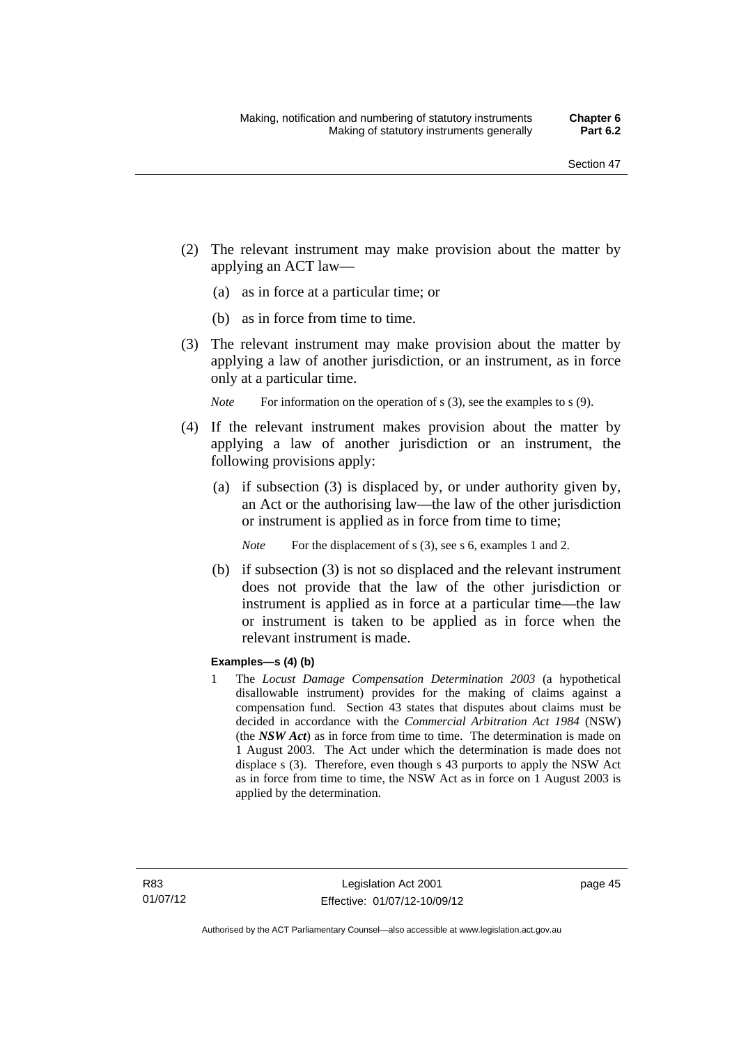(2) The relevant instrument may make provision about the matter by applying an ACT law—

   (a) as in force at a particular time; or

   (b) as in force from time to time.

(3) The relevant instrument may make provision about the matter by applying a law of another jurisdiction, or an instrument, as in force only at a particular time.

   *Note* For information on the operation of s (3), see the examples to s (9).

(4) If the relevant instrument makes provision about the matter by applying a law of another jurisdiction or an instrument, the following provisions apply:

   (a) if subsection (3) is displaced by, or under authority given by, an Act or the authorising law—the law of the other jurisdiction or instrument is applied as in force from time to time;

      *Note* For the displacement of s (3), see s 6, examples 1 and 2.

   (b) if subsection (3) is not so displaced and the relevant instrument does not provide that the law of the other jurisdiction or instrument is applied as in force at a particular time—the law or instrument is taken to be applied as in force when the relevant instrument is made.

**Examples—s (4) (b)**

1 The *Locust Damage Compensation Determination 2003* (a hypothetical disallowable instrument) provides for the making of claims against a compensation fund. Section 43 states that disputes about claims must be decided in accordance with the *Commercial Arbitration Act 1984* (NSW) (the ***NSW Act***) as in force from time to time. The determination is made on 1 August 2003. The Act under which the determination is made does not displace s (3). Therefore, even though s 43 purports to apply the NSW Act as in force from time to time, the NSW Act as in force on 1 August 2003 is applied by the determination.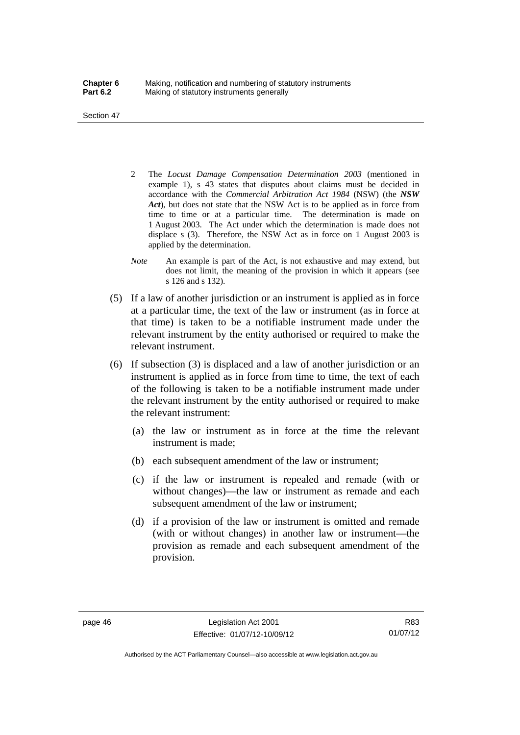2 The *Locust Damage Compensation Determination 2003* (mentioned in example 1), s 43 states that disputes about claims must be decided in accordance with the *Commercial Arbitration Act 1984* (NSW) (the ***NSW Act***), but does not state that the NSW Act is to be applied as in force from time to time or at a particular time. The determination is made on 1 August 2003. The Act under which the determination is made does not displace s (3). Therefore, the NSW Act as in force on 1 August 2003 is applied by the determination.

*Note* An example is part of the Act, is not exhaustive and may extend, but does not limit, the meaning of the provision in which it appears (see s 126 and s 132).

(5) If a law of another jurisdiction or an instrument is applied as in force at a particular time, the text of the law or instrument (as in force at that time) is taken to be a notifiable instrument made under the relevant instrument by the entity authorised or required to make the relevant instrument.

(6) If subsection (3) is displaced and a law of another jurisdiction or an instrument is applied as in force from time to time, the text of each of the following is taken to be a notifiable instrument made under the relevant instrument by the entity authorised or required to make the relevant instrument:

(a) the law or instrument as in force at the time the relevant instrument is made;

(b) each subsequent amendment of the law or instrument;

(c) if the law or instrument is repealed and remade (with or without changes)—the law or instrument as remade and each subsequent amendment of the law or instrument;

(d) if a provision of the law or instrument is omitted and remade (with or without changes) in another law or instrument—the provision as remade and each subsequent amendment of the provision.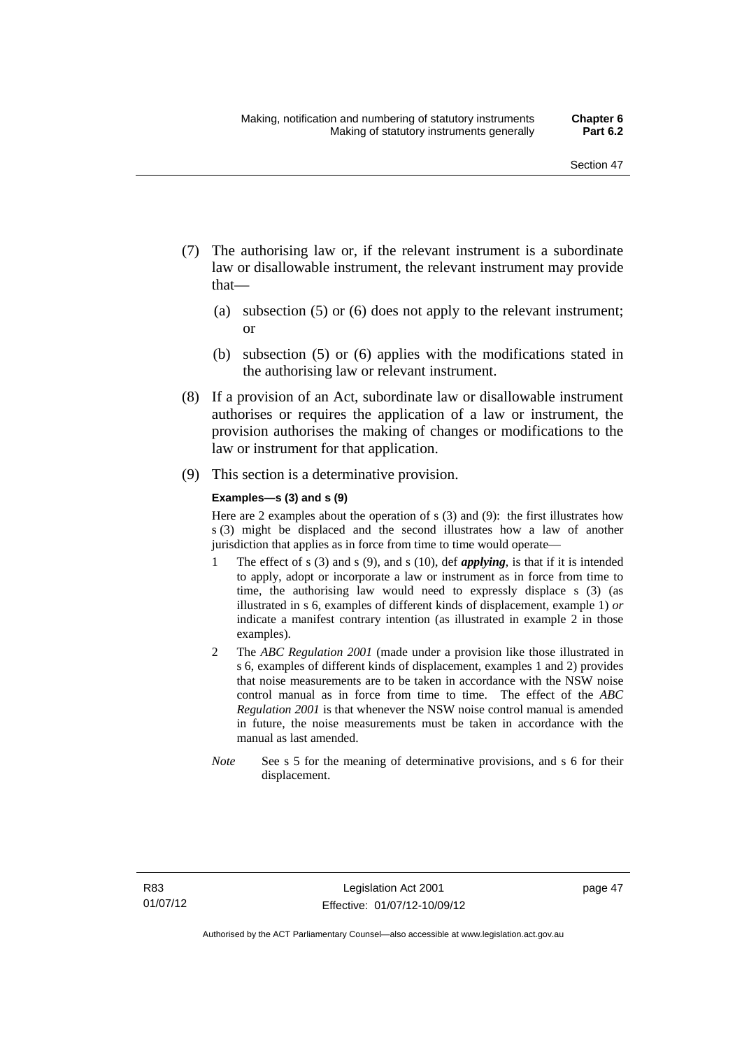(7) The authorising law or, if the relevant instrument is a subordinate law or disallowable instrument, the relevant instrument may provide that—

  (a) subsection (5) or (6) does not apply to the relevant instrument; or

  (b) subsection (5) or (6) applies with the modifications stated in the authorising law or relevant instrument.

(8) If a provision of an Act, subordinate law or disallowable instrument authorises or requires the application of a law or instrument, the provision authorises the making of changes or modifications to the law or instrument for that application.

(9) This section is a determinative provision.

**Examples—s (3) and s (9)**

Here are 2 examples about the operation of s (3) and (9): the first illustrates how s (3) might be displaced and the second illustrates how a law of another jurisdiction that applies as in force from time to time would operate—

1 The effect of s (3) and s (9), and s (10), def ***applying***, is that if it is intended to apply, adopt or incorporate a law or instrument as in force from time to time, the authorising law would need to expressly displace s (3) (as illustrated in s 6, examples of different kinds of displacement, example 1) *or* indicate a manifest contrary intention (as illustrated in example 2 in those examples).

2 The *ABC Regulation 2001* (made under a provision like those illustrated in s 6, examples of different kinds of displacement, examples 1 and 2) provides that noise measurements are to be taken in accordance with the NSW noise control manual as in force from time to time. The effect of the *ABC Regulation 2001* is that whenever the NSW noise control manual is amended in future, the noise measurements must be taken in accordance with the manual as last amended.

*Note* See s 5 for the meaning of determinative provisions, and s 6 for their displacement.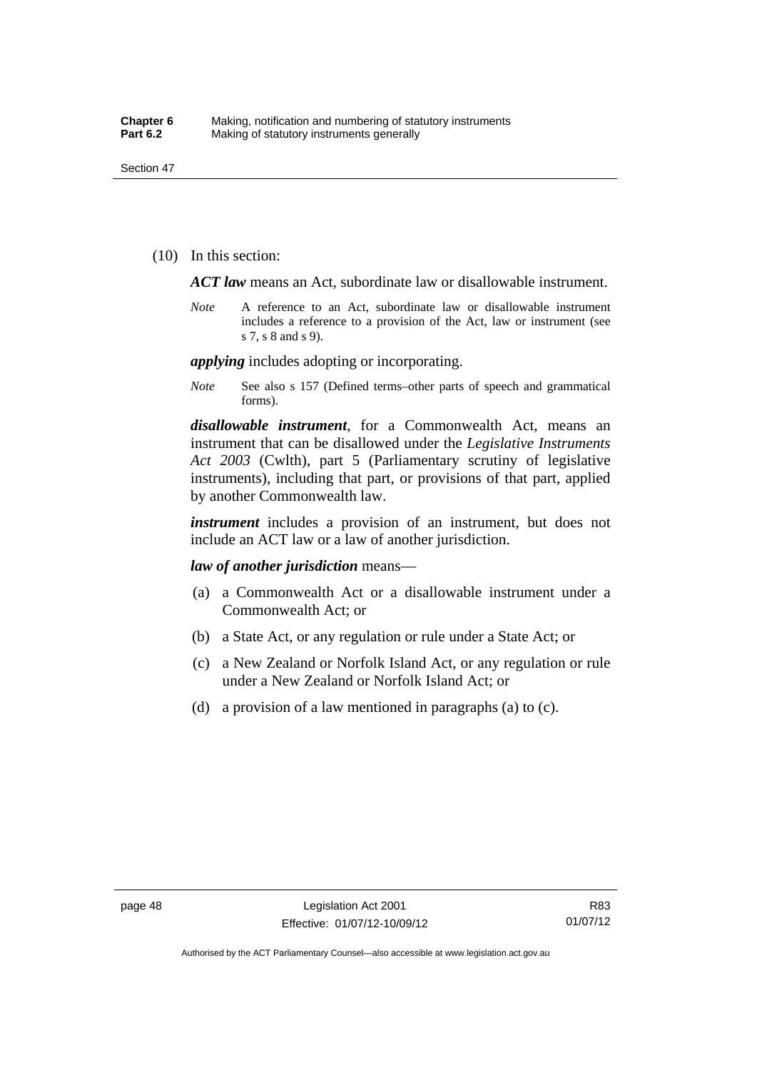(10) In this section:

***ACT law*** means an Act, subordinate law or disallowable instrument.

*Note* A reference to an Act, subordinate law or disallowable instrument includes a reference to a provision of the Act, law or instrument (see s 7, s 8 and s 9).

***applying*** includes adopting or incorporating.

*Note* See also s 157 (Defined terms–other parts of speech and grammatical forms).

***disallowable instrument***, for a Commonwealth Act, means an instrument that can be disallowed under the *Legislative Instruments Act 2003* (Cwlth), part 5 (Parliamentary scrutiny of legislative instruments), including that part, or provisions of that part, applied by another Commonwealth law.

***instrument*** includes a provision of an instrument, but does not include an ACT law or a law of another jurisdiction.

***law of another jurisdiction*** means—

(a) a Commonwealth Act or a disallowable instrument under a Commonwealth Act; or

(b) a State Act, or any regulation or rule under a State Act; or

(c) a New Zealand or Norfolk Island Act, or any regulation or rule under a New Zealand or Norfolk Island Act; or

(d) a provision of a law mentioned in paragraphs (a) to (c).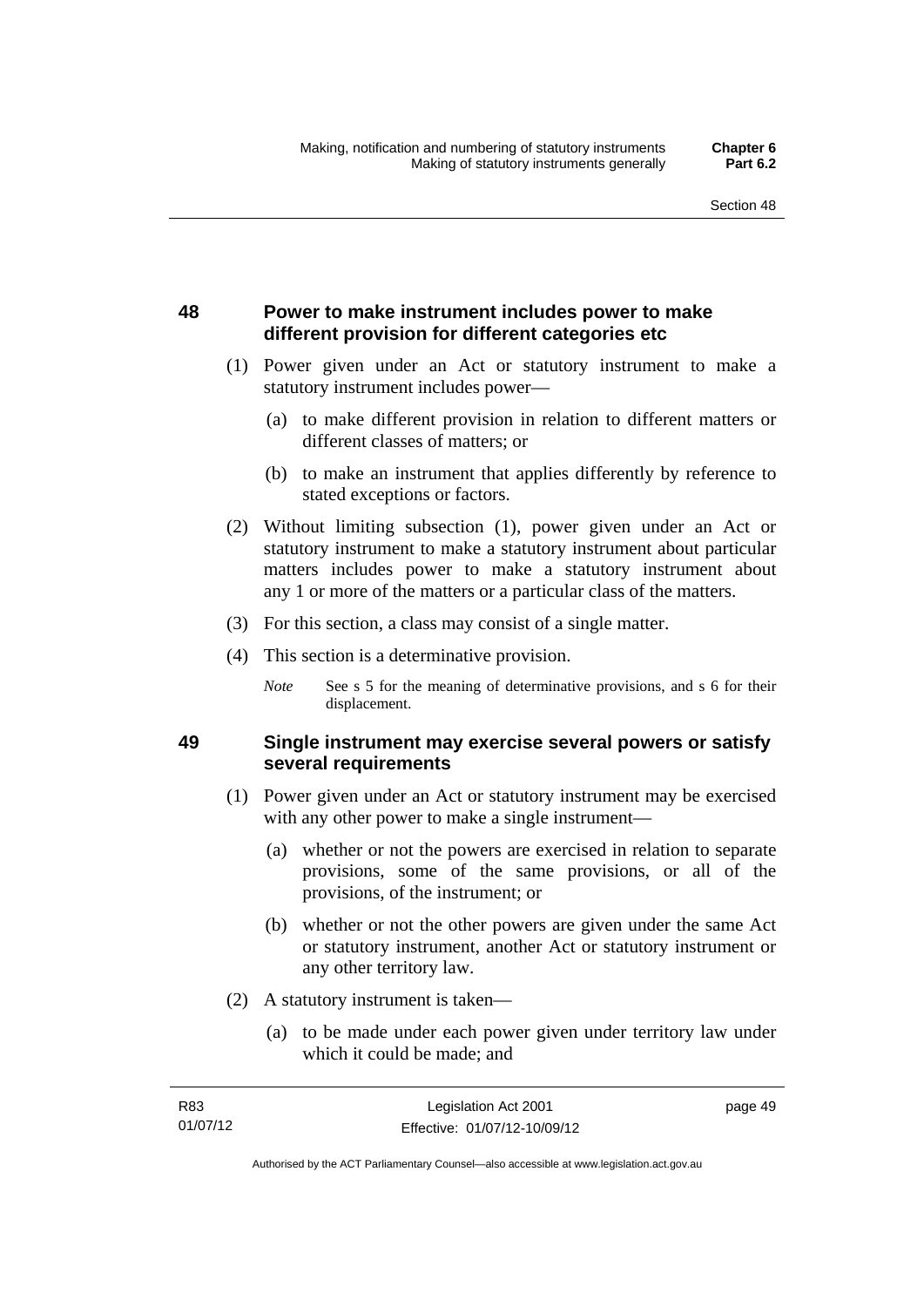## 48 Power to make instrument includes power to make different provision for different categories etc

(1) Power given under an Act or statutory instrument to make a statutory instrument includes power—

(a) to make different provision in relation to different matters or different classes of matters; or

(b) to make an instrument that applies differently by reference to stated exceptions or factors.

(2) Without limiting subsection (1), power given under an Act or statutory instrument to make a statutory instrument about particular matters includes power to make a statutory instrument about any 1 or more of the matters or a particular class of the matters.

(3) For this section, a class may consist of a single matter.

(4) This section is a determinative provision.

*Note* See s 5 for the meaning of determinative provisions, and s 6 for their displacement.

## 49 Single instrument may exercise several powers or satisfy several requirements

(1) Power given under an Act or statutory instrument may be exercised with any other power to make a single instrument—

(a) whether or not the powers are exercised in relation to separate provisions, some of the same provisions, or all of the provisions, of the instrument; or

(b) whether or not the other powers are given under the same Act or statutory instrument, another Act or statutory instrument or any other territory law.

(2) A statutory instrument is taken—

(a) to be made under each power given under territory law under which it could be made; and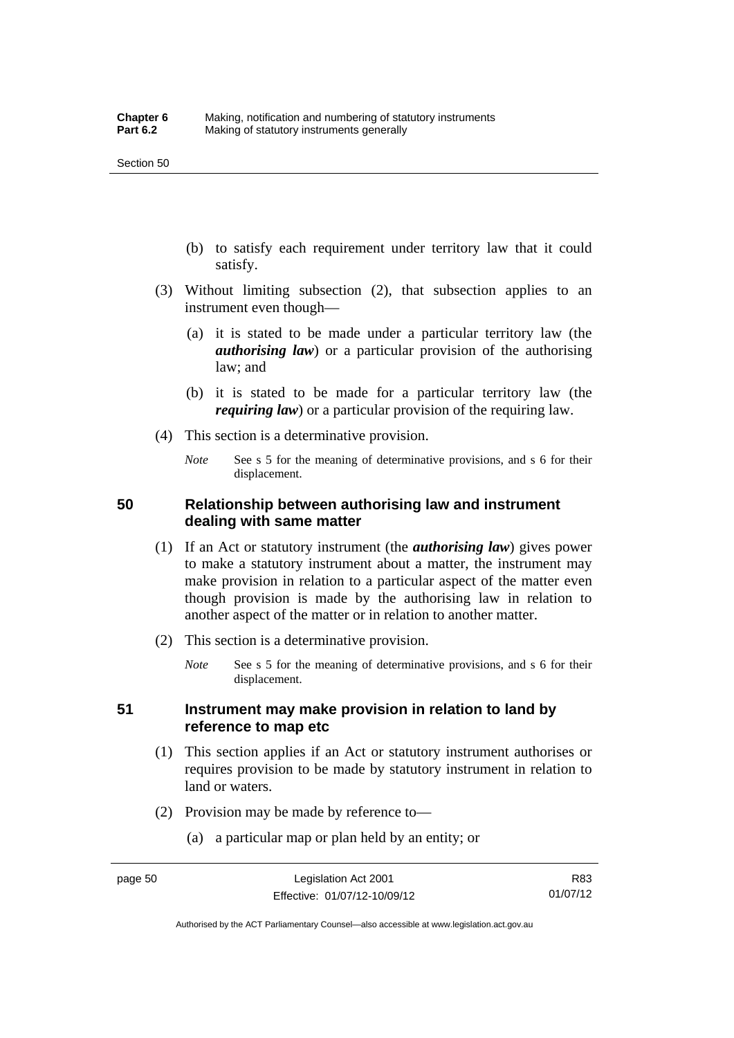(b) to satisfy each requirement under territory law that it could satisfy.

(3) Without limiting subsection (2), that subsection applies to an instrument even though—

(a) it is stated to be made under a particular territory law (the ***authorising law***) or a particular provision of the authorising law; and

(b) it is stated to be made for a particular territory law (the ***requiring law***) or a particular provision of the requiring law.

(4) This section is a determinative provision.

*Note* See s 5 for the meaning of determinative provisions, and s 6 for their displacement.

## 50 Relationship between authorising law and instrument dealing with same matter

(1) If an Act or statutory instrument (the ***authorising law***) gives power to make a statutory instrument about a matter, the instrument may make provision in relation to a particular aspect of the matter even though provision is made by the authorising law in relation to another aspect of the matter or in relation to another matter.

(2) This section is a determinative provision.

*Note* See s 5 for the meaning of determinative provisions, and s 6 for their displacement.

## 51 Instrument may make provision in relation to land by reference to map etc

(1) This section applies if an Act or statutory instrument authorises or requires provision to be made by statutory instrument in relation to land or waters.

(2) Provision may be made by reference to—

(a) a particular map or plan held by an entity; or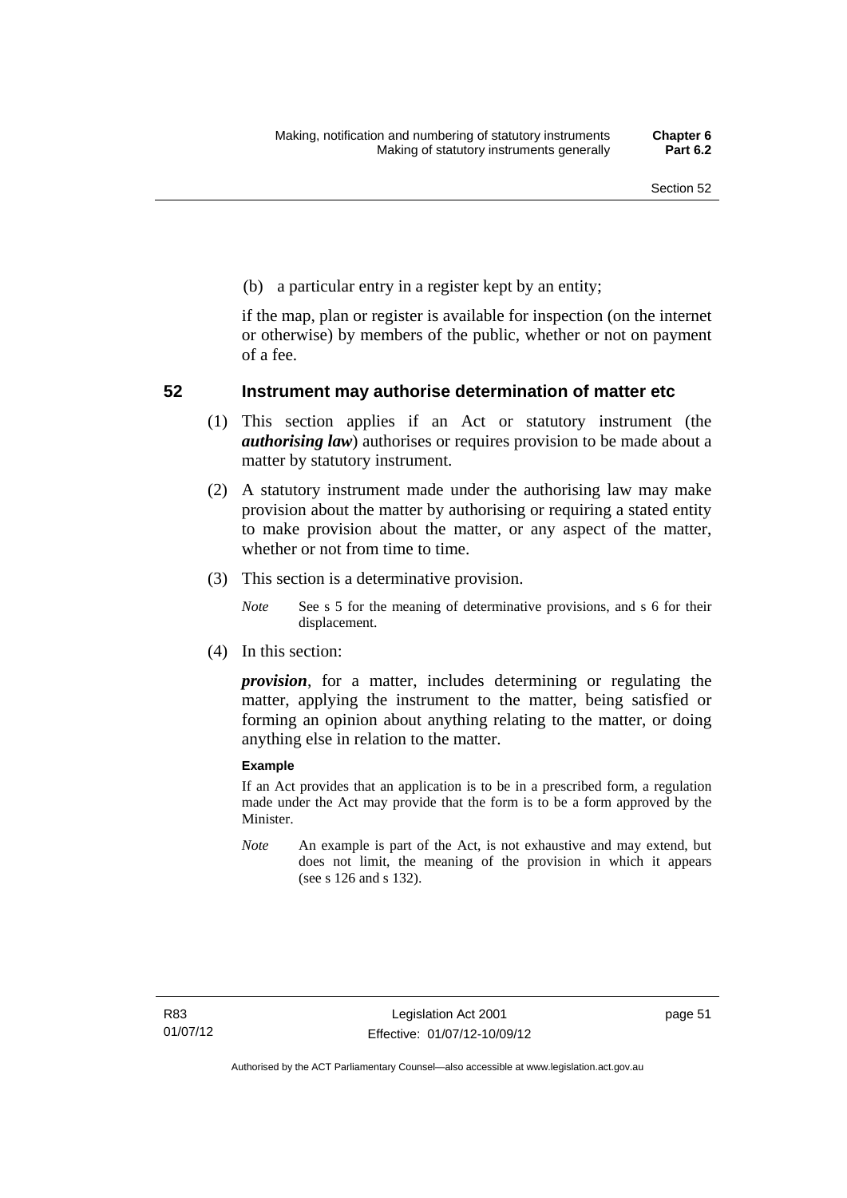(b) a particular entry in a register kept by an entity;

if the map, plan or register is available for inspection (on the internet or otherwise) by members of the public, whether or not on payment of a fee.

## 52 Instrument may authorise determination of matter etc

(1) This section applies if an Act or statutory instrument (the ***authorising law***) authorises or requires provision to be made about a matter by statutory instrument.

(2) A statutory instrument made under the authorising law may make provision about the matter by authorising or requiring a stated entity to make provision about the matter, or any aspect of the matter, whether or not from time to time.

(3) This section is a determinative provision.

*Note* See s 5 for the meaning of determinative provisions, and s 6 for their displacement.

(4) In this section:

***provision***, for a matter, includes determining or regulating the matter, applying the instrument to the matter, being satisfied or forming an opinion about anything relating to the matter, or doing anything else in relation to the matter.

**Example**

If an Act provides that an application is to be in a prescribed form, a regulation made under the Act may provide that the form is to be a form approved by the Minister.

*Note* An example is part of the Act, is not exhaustive and may extend, but does not limit, the meaning of the provision in which it appears (see s 126 and s 132).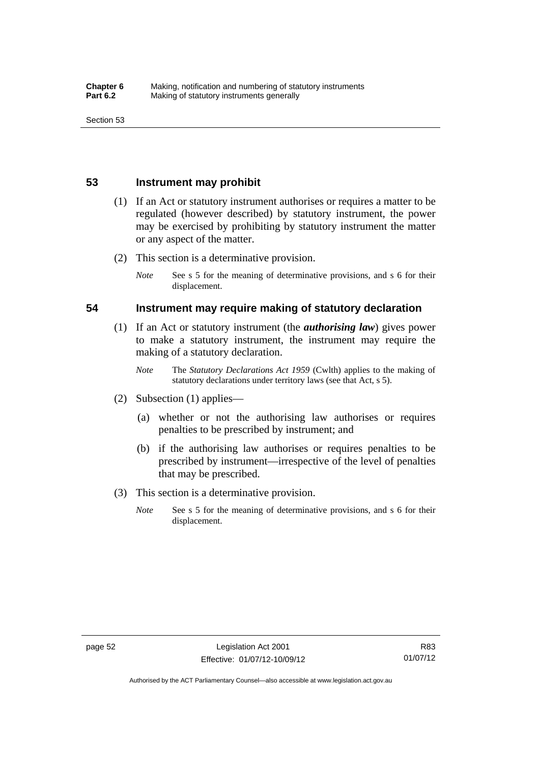## 53 Instrument may prohibit

(1) If an Act or statutory instrument authorises or requires a matter to be regulated (however described) by statutory instrument, the power may be exercised by prohibiting by statutory instrument the matter or any aspect of the matter.

(2) This section is a determinative provision.

*Note* See s 5 for the meaning of determinative provisions, and s 6 for their displacement.

## 54 Instrument may require making of statutory declaration

(1) If an Act or statutory instrument (the ***authorising law***) gives power to make a statutory instrument, the instrument may require the making of a statutory declaration.

*Note* The *Statutory Declarations Act 1959* (Cwlth) applies to the making of statutory declarations under territory laws (see that Act, s 5).

(2) Subsection (1) applies—

(a) whether or not the authorising law authorises or requires penalties to be prescribed by instrument; and

(b) if the authorising law authorises or requires penalties to be prescribed by instrument—irrespective of the level of penalties that may be prescribed.

(3) This section is a determinative provision.

*Note* See s 5 for the meaning of determinative provisions, and s 6 for their displacement.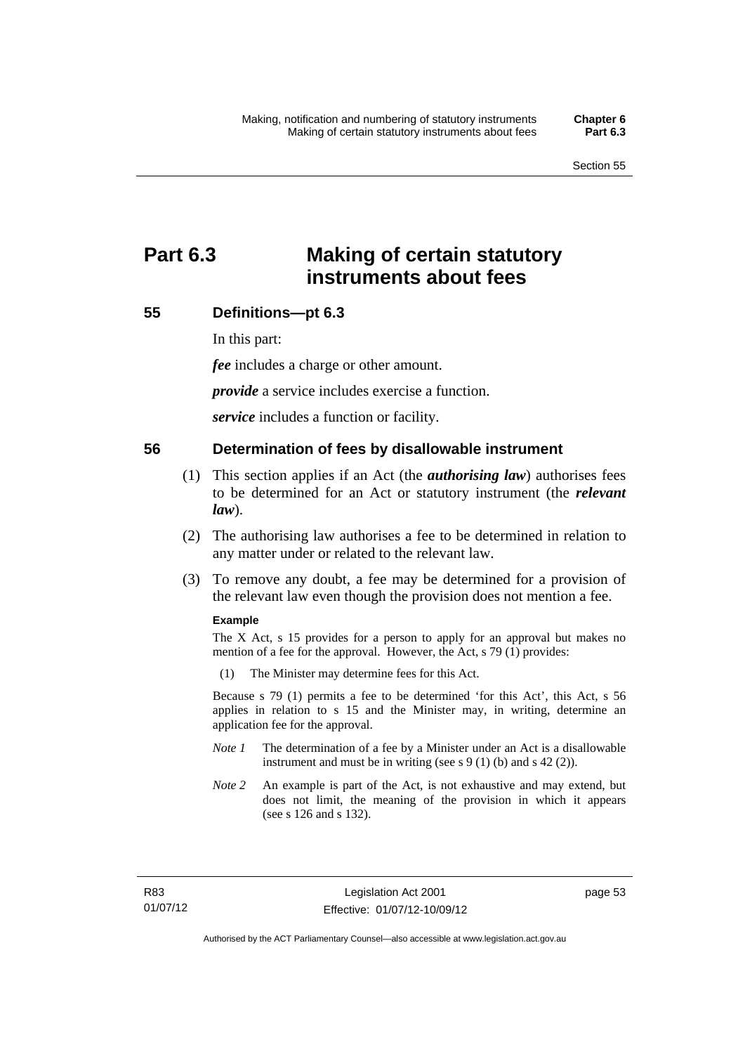# Part 6.3 Making of certain statutory instruments about fees

## 55 Definitions—pt 6.3

In this part:

***fee*** includes a charge or other amount.

***provide*** a service includes exercise a function.

***service*** includes a function or facility.

## 56 Determination of fees by disallowable instrument

(1) This section applies if an Act (the ***authorising law***) authorises fees to be determined for an Act or statutory instrument (the ***relevant law***).

(2) The authorising law authorises a fee to be determined in relation to any matter under or related to the relevant law.

(3) To remove any doubt, a fee may be determined for a provision of the relevant law even though the provision does not mention a fee.

**Example**

The X Act, s 15 provides for a person to apply for an approval but makes no mention of a fee for the approval. However, the Act, s 79 (1) provides:

(1) The Minister may determine fees for this Act.

Because s 79 (1) permits a fee to be determined 'for this Act', this Act, s 56 applies in relation to s 15 and the Minister may, in writing, determine an application fee for the approval.

*Note 1* The determination of a fee by a Minister under an Act is a disallowable instrument and must be in writing (see s 9 (1) (b) and s 42 (2)).

*Note 2* An example is part of the Act, is not exhaustive and may extend, but does not limit, the meaning of the provision in which it appears (see s 126 and s 132).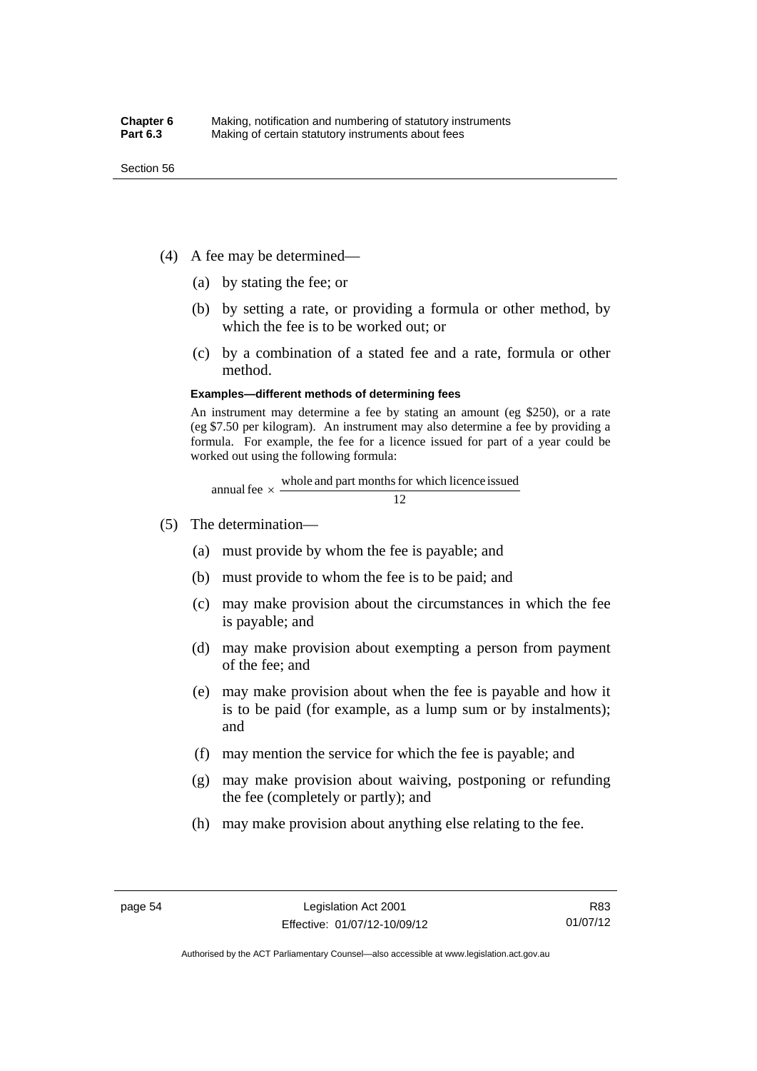(4) A fee may be determined—

(a) by stating the fee; or

(b) by setting a rate, or providing a formula or other method, by which the fee is to be worked out; or

(c) by a combination of a stated fee and a rate, formula or other method.

**Examples—different methods of determining fees**

An instrument may determine a fee by stating an amount (eg $250), or a rate (eg $7.50 per kilogram). An instrument may also determine a fee by providing a formula. For example, the fee for a licence issued for part of a year could be worked out using the following formula:

$$\text{annual fee} \times \frac{\text{whole and part months for which licence issued}}{12}$$

(5) The determination—

(a) must provide by whom the fee is payable; and

(b) must provide to whom the fee is to be paid; and

(c) may make provision about the circumstances in which the fee is payable; and

(d) may make provision about exempting a person from payment of the fee; and

(e) may make provision about when the fee is payable and how it is to be paid (for example, as a lump sum or by instalments); and

(f) may mention the service for which the fee is payable; and

(g) may make provision about waiving, postponing or refunding the fee (completely or partly); and

(h) may make provision about anything else relating to the fee.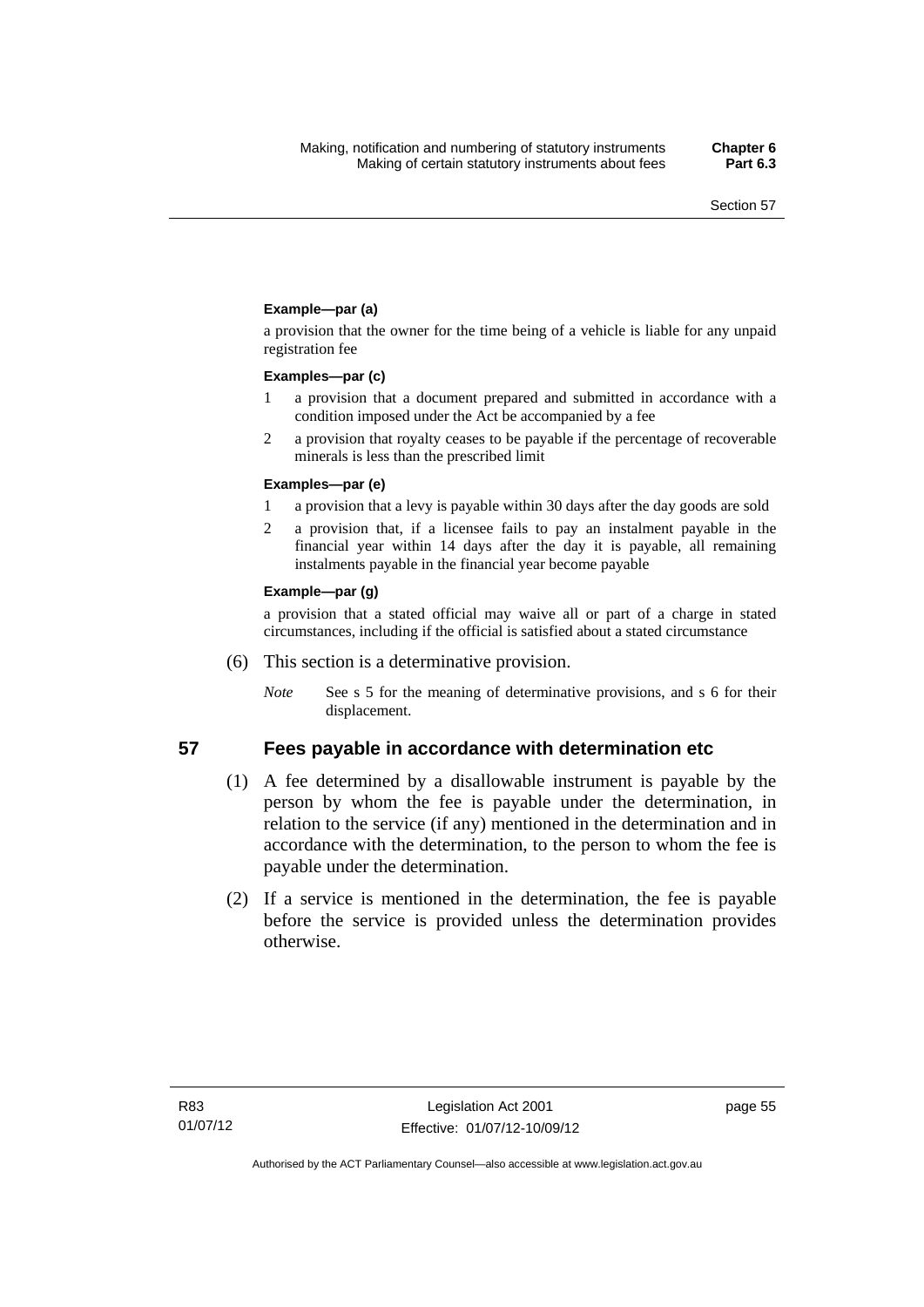**Example—par (a)**

a provision that the owner for the time being of a vehicle is liable for any unpaid registration fee

**Examples—par (c)**

1 a provision that a document prepared and submitted in accordance with a condition imposed under the Act be accompanied by a fee

2 a provision that royalty ceases to be payable if the percentage of recoverable minerals is less than the prescribed limit

**Examples—par (e)**

1 a provision that a levy is payable within 30 days after the day goods are sold

2 a provision that, if a licensee fails to pay an instalment payable in the financial year within 14 days after the day it is payable, all remaining instalments payable in the financial year become payable

**Example—par (g)**

a provision that a stated official may waive all or part of a charge in stated circumstances, including if the official is satisfied about a stated circumstance

(6) This section is a determinative provision.

*Note* See s 5 for the meaning of determinative provisions, and s 6 for their displacement.

## 57 Fees payable in accordance with determination etc

(1) A fee determined by a disallowable instrument is payable by the person by whom the fee is payable under the determination, in relation to the service (if any) mentioned in the determination and in accordance with the determination, to the person to whom the fee is payable under the determination.

(2) If a service is mentioned in the determination, the fee is payable before the service is provided unless the determination provides otherwise.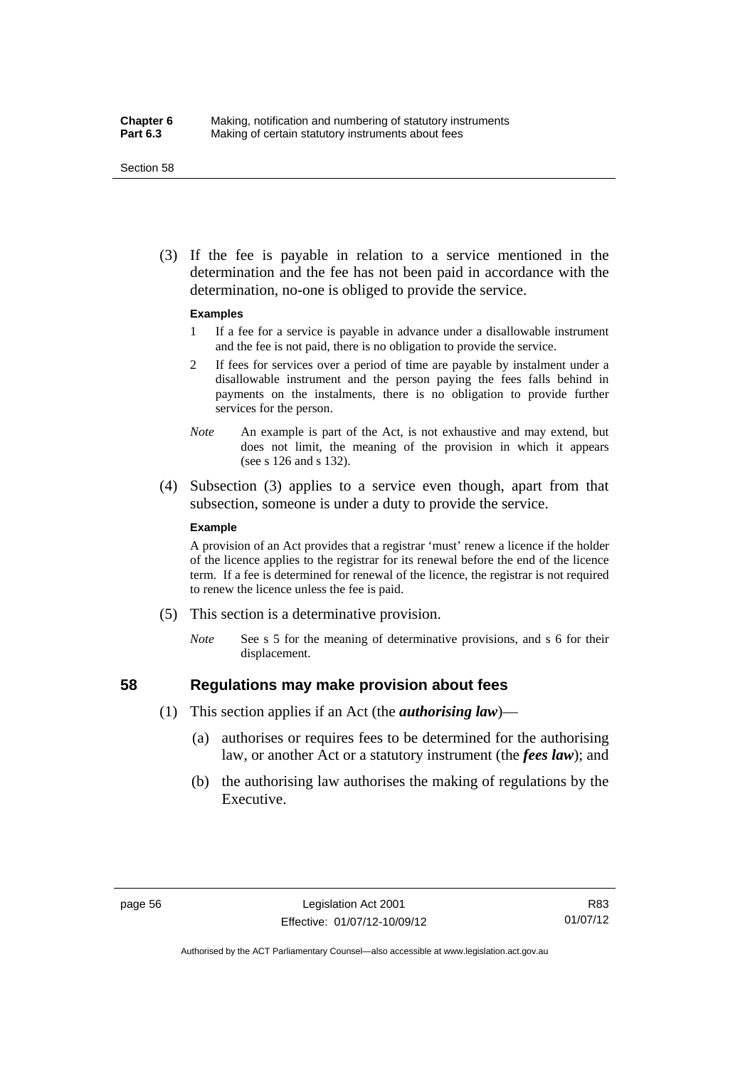(3) If the fee is payable in relation to a service mentioned in the determination and the fee has not been paid in accordance with the determination, no-one is obliged to provide the service.

**Examples**

1 If a fee for a service is payable in advance under a disallowable instrument and the fee is not paid, there is no obligation to provide the service.

2 If fees for services over a period of time are payable by instalment under a disallowable instrument and the person paying the fees falls behind in payments on the instalments, there is no obligation to provide further services for the person.

*Note* An example is part of the Act, is not exhaustive and may extend, but does not limit, the meaning of the provision in which it appears (see s 126 and s 132).

(4) Subsection (3) applies to a service even though, apart from that subsection, someone is under a duty to provide the service.

**Example**

A provision of an Act provides that a registrar 'must' renew a licence if the holder of the licence applies to the registrar for its renewal before the end of the licence term. If a fee is determined for renewal of the licence, the registrar is not required to renew the licence unless the fee is paid.

(5) This section is a determinative provision.

*Note* See s 5 for the meaning of determinative provisions, and s 6 for their displacement.

## 58 Regulations may make provision about fees

(1) This section applies if an Act (the ***authorising law***)—

(a) authorises or requires fees to be determined for the authorising law, or another Act or a statutory instrument (the ***fees law***); and

(b) the authorising law authorises the making of regulations by the Executive.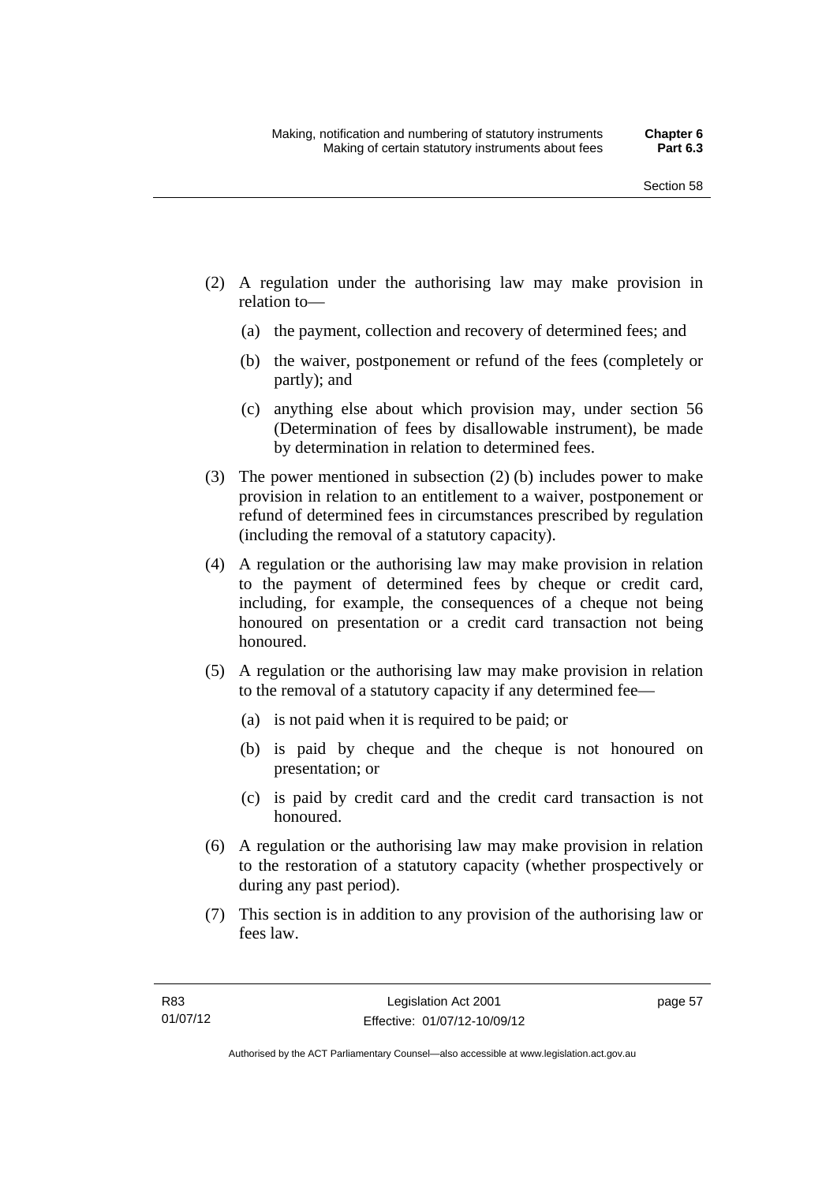(2) A regulation under the authorising law may make provision in relation to—

(a) the payment, collection and recovery of determined fees; and

(b) the waiver, postponement or refund of the fees (completely or partly); and

(c) anything else about which provision may, under section 56 (Determination of fees by disallowable instrument), be made by determination in relation to determined fees.

(3) The power mentioned in subsection (2) (b) includes power to make provision in relation to an entitlement to a waiver, postponement or refund of determined fees in circumstances prescribed by regulation (including the removal of a statutory capacity).

(4) A regulation or the authorising law may make provision in relation to the payment of determined fees by cheque or credit card, including, for example, the consequences of a cheque not being honoured on presentation or a credit card transaction not being honoured.

(5) A regulation or the authorising law may make provision in relation to the removal of a statutory capacity if any determined fee—

(a) is not paid when it is required to be paid; or

(b) is paid by cheque and the cheque is not honoured on presentation; or

(c) is paid by credit card and the credit card transaction is not honoured.

(6) A regulation or the authorising law may make provision in relation to the restoration of a statutory capacity (whether prospectively or during any past period).

(7) This section is in addition to any provision of the authorising law or fees law.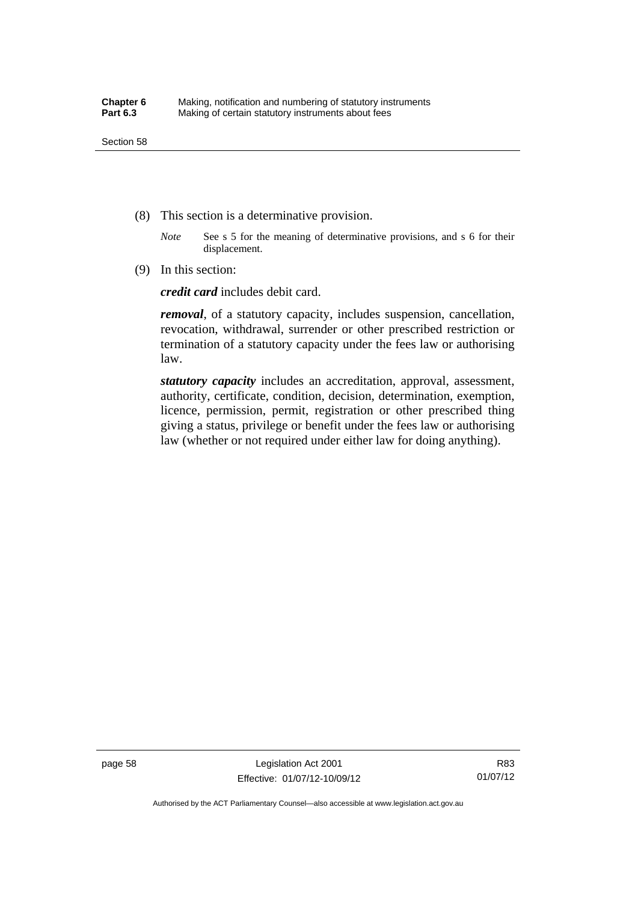(8) This section is a determinative provision.

*Note* See s 5 for the meaning of determinative provisions, and s 6 for their displacement.

(9) In this section:

***credit card*** includes debit card.

***removal***, of a statutory capacity, includes suspension, cancellation, revocation, withdrawal, surrender or other prescribed restriction or termination of a statutory capacity under the fees law or authorising law.

***statutory capacity*** includes an accreditation, approval, assessment, authority, certificate, condition, decision, determination, exemption, licence, permission, permit, registration or other prescribed thing giving a status, privilege or benefit under the fees law or authorising law (whether or not required under either law for doing anything).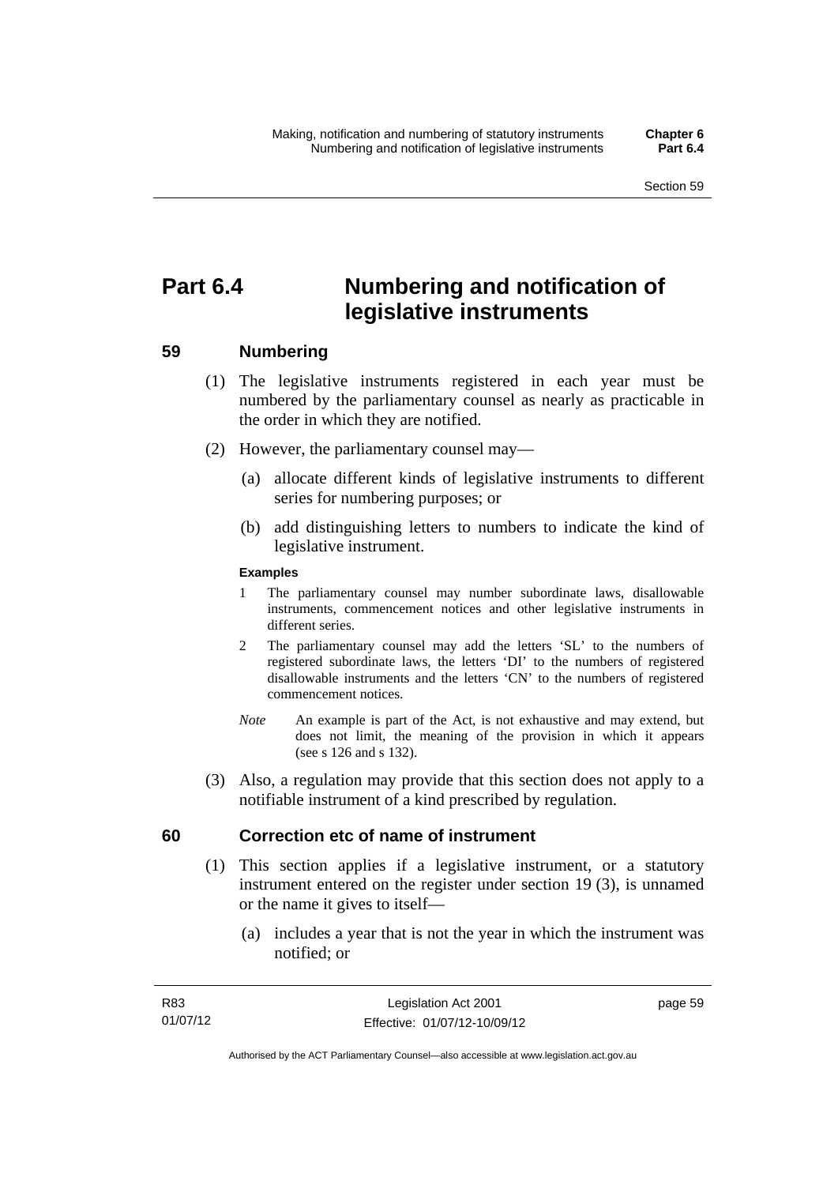# Part 6.4 Numbering and notification of legislative instruments

## 59 Numbering

(1) The legislative instruments registered in each year must be numbered by the parliamentary counsel as nearly as practicable in the order in which they are notified.

(2) However, the parliamentary counsel may—

(a) allocate different kinds of legislative instruments to different series for numbering purposes; or

(b) add distinguishing letters to numbers to indicate the kind of legislative instrument.

**Examples**

1 The parliamentary counsel may number subordinate laws, disallowable instruments, commencement notices and other legislative instruments in different series.

2 The parliamentary counsel may add the letters 'SL' to the numbers of registered subordinate laws, the letters 'DI' to the numbers of registered disallowable instruments and the letters 'CN' to the numbers of registered commencement notices.

*Note* An example is part of the Act, is not exhaustive and may extend, but does not limit, the meaning of the provision in which it appears (see s 126 and s 132).

(3) Also, a regulation may provide that this section does not apply to a notifiable instrument of a kind prescribed by regulation.

## 60 Correction etc of name of instrument

(1) This section applies if a legislative instrument, or a statutory instrument entered on the register under section 19 (3), is unnamed or the name it gives to itself—

(a) includes a year that is not the year in which the instrument was notified; or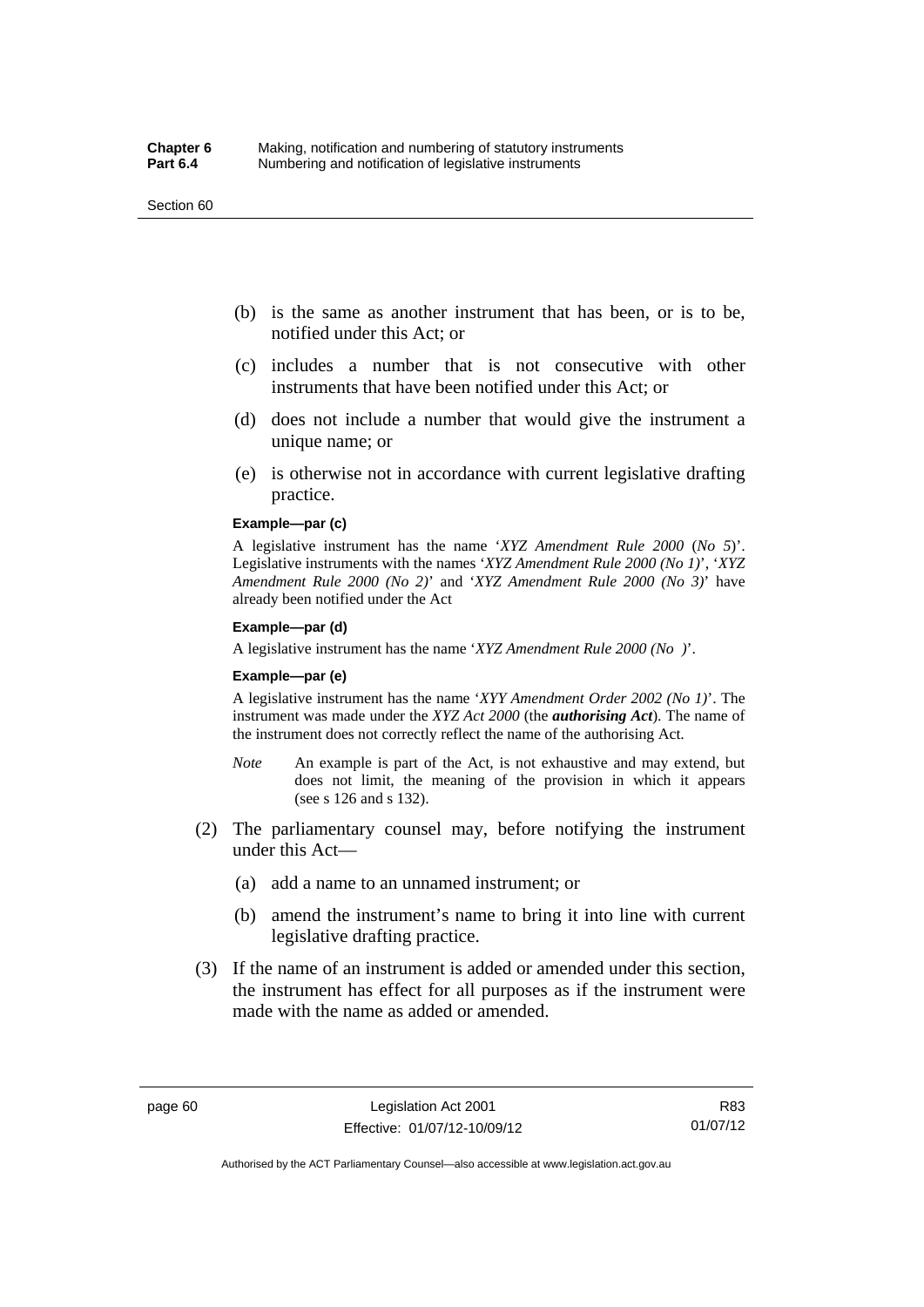(b) is the same as another instrument that has been, or is to be, notified under this Act; or

(c) includes a number that is not consecutive with other instruments that have been notified under this Act; or

(d) does not include a number that would give the instrument a unique name; or

(e) is otherwise not in accordance with current legislative drafting practice.

**Example—par (c)**

A legislative instrument has the name '*XYZ Amendment Rule 2000* (*No 5*)'. Legislative instruments with the names '*XYZ Amendment Rule 2000 (No 1)*', '*XYZ Amendment Rule 2000 (No 2)*' and '*XYZ Amendment Rule 2000 (No 3)*' have already been notified under the Act

**Example—par (d)**

A legislative instrument has the name '*XYZ Amendment Rule 2000 (No )*'.

**Example—par (e)**

A legislative instrument has the name '*XYY Amendment Order 2002 (No 1)*'. The instrument was made under the *XYZ Act 2000* (the ***authorising Act***). The name of the instrument does not correctly reflect the name of the authorising Act.

*Note* An example is part of the Act, is not exhaustive and may extend, but does not limit, the meaning of the provision in which it appears (see s 126 and s 132).

(2) The parliamentary counsel may, before notifying the instrument under this Act—

(a) add a name to an unnamed instrument; or

(b) amend the instrument's name to bring it into line with current legislative drafting practice.

(3) If the name of an instrument is added or amended under this section, the instrument has effect for all purposes as if the instrument were made with the name as added or amended.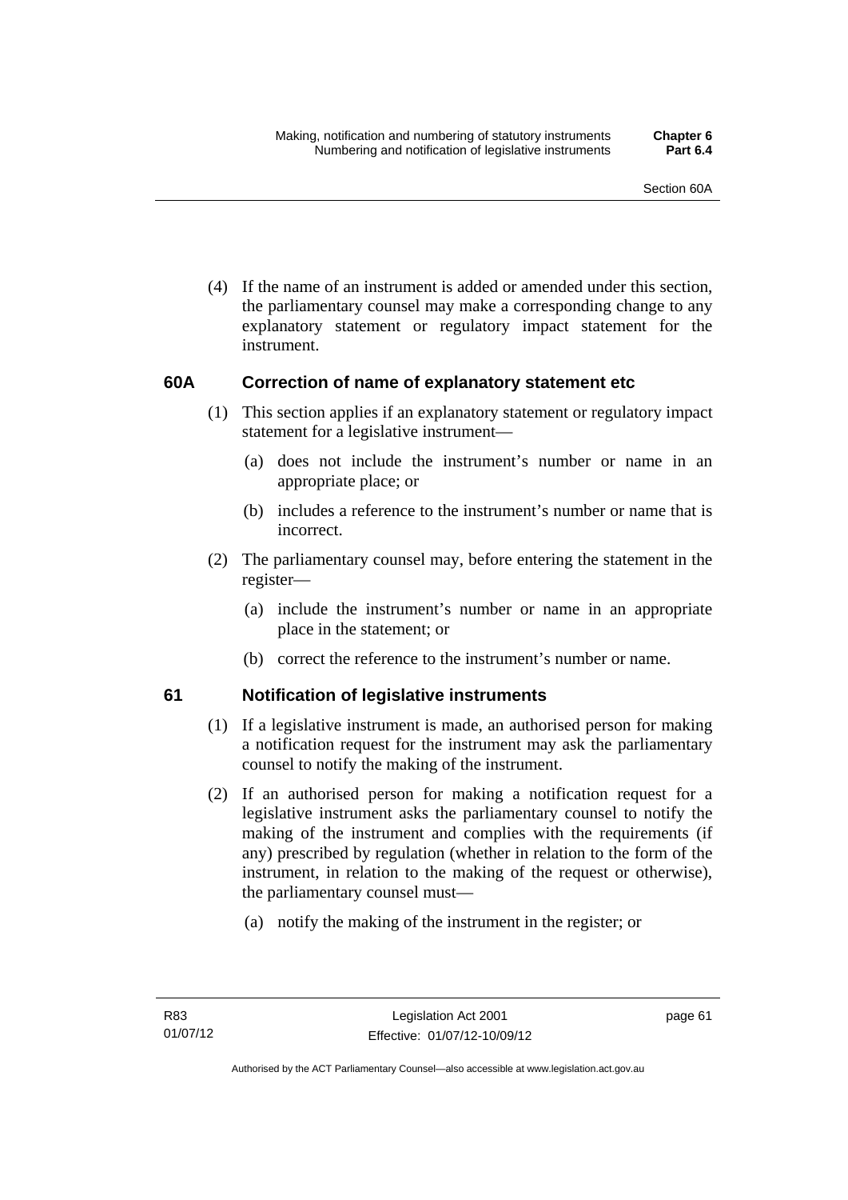(4) If the name of an instrument is added or amended under this section, the parliamentary counsel may make a corresponding change to any explanatory statement or regulatory impact statement for the instrument.

### 60A Correction of name of explanatory statement etc

(1) This section applies if an explanatory statement or regulatory impact statement for a legislative instrument—

(a) does not include the instrument's number or name in an appropriate place; or

(b) includes a reference to the instrument's number or name that is incorrect.

(2) The parliamentary counsel may, before entering the statement in the register—

(a) include the instrument's number or name in an appropriate place in the statement; or

(b) correct the reference to the instrument's number or name.

### 61 Notification of legislative instruments

(1) If a legislative instrument is made, an authorised person for making a notification request for the instrument may ask the parliamentary counsel to notify the making of the instrument.

(2) If an authorised person for making a notification request for a legislative instrument asks the parliamentary counsel to notify the making of the instrument and complies with the requirements (if any) prescribed by regulation (whether in relation to the form of the instrument, in relation to the making of the request or otherwise), the parliamentary counsel must—

(a) notify the making of the instrument in the register; or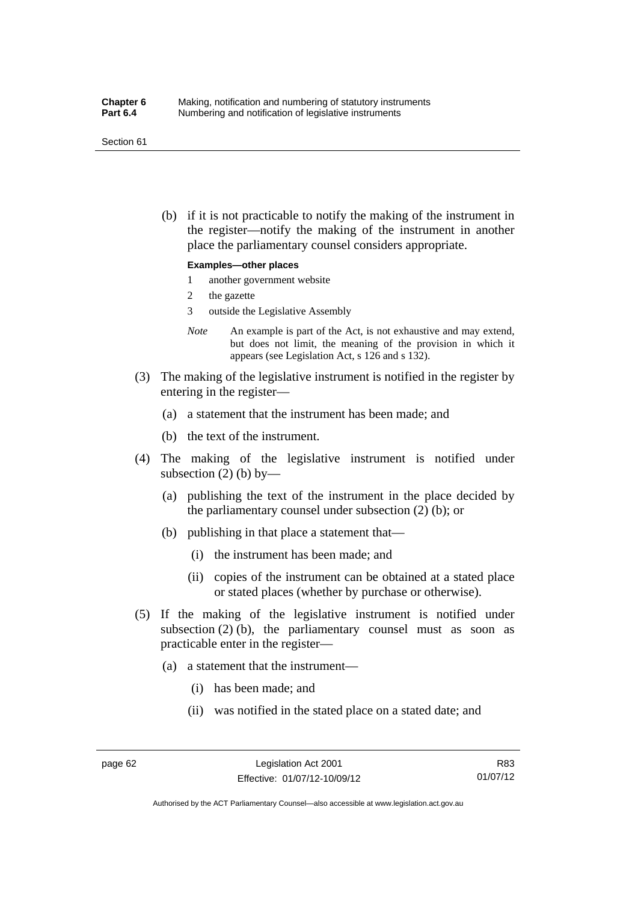(b) if it is not practicable to notify the making of the instrument in the register—notify the making of the instrument in another place the parliamentary counsel considers appropriate.

**Examples—other places**

1 another government website

2 the gazette

3 outside the Legislative Assembly

*Note* An example is part of the Act, is not exhaustive and may extend, but does not limit, the meaning of the provision in which it appears (see Legislation Act, s 126 and s 132).

(3) The making of the legislative instrument is notified in the register by entering in the register—

(a) a statement that the instrument has been made; and

(b) the text of the instrument.

(4) The making of the legislative instrument is notified under subsection (2) (b) by—

(a) publishing the text of the instrument in the place decided by the parliamentary counsel under subsection (2) (b); or

(b) publishing in that place a statement that—

(i) the instrument has been made; and

(ii) copies of the instrument can be obtained at a stated place or stated places (whether by purchase or otherwise).

(5) If the making of the legislative instrument is notified under subsection (2) (b), the parliamentary counsel must as soon as practicable enter in the register—

(a) a statement that the instrument—

(i) has been made; and

(ii) was notified in the stated place on a stated date; and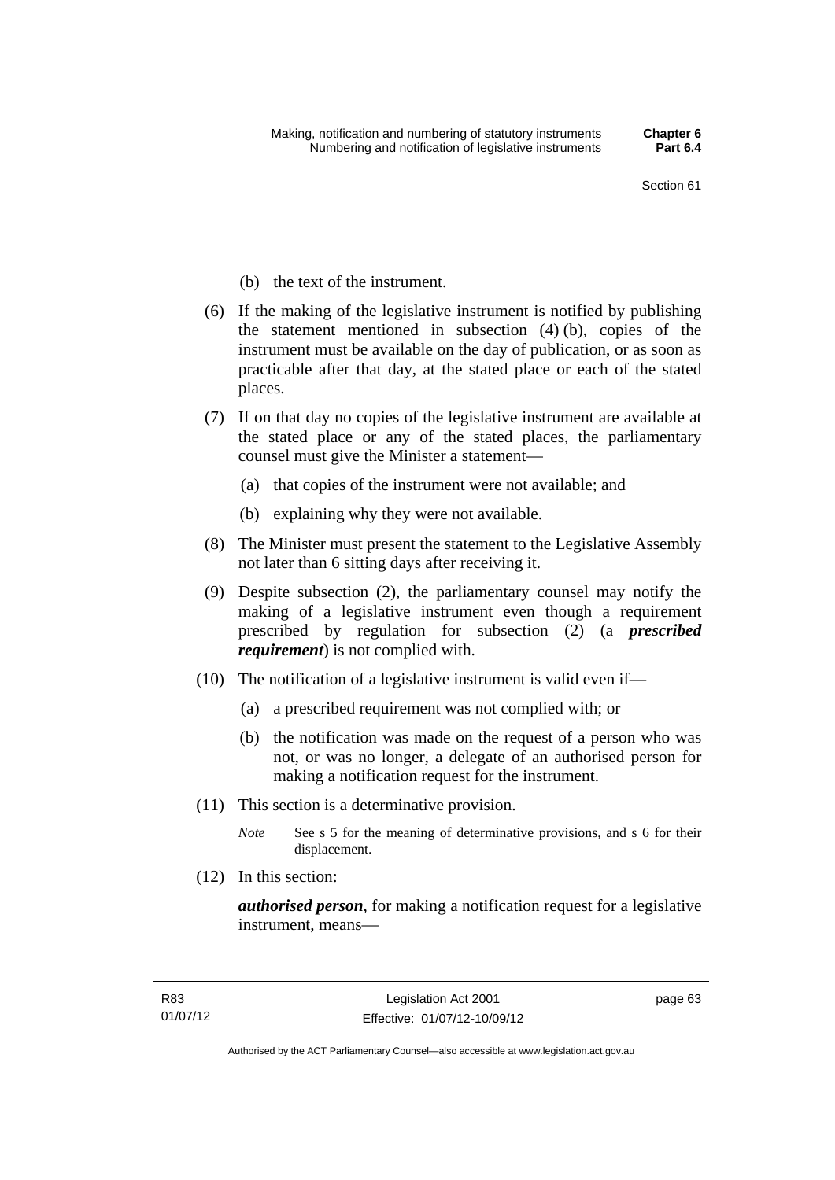(b) the text of the instrument.

(6) If the making of the legislative instrument is notified by publishing the statement mentioned in subsection (4) (b), copies of the instrument must be available on the day of publication, or as soon as practicable after that day, at the stated place or each of the stated places.

(7) If on that day no copies of the legislative instrument are available at the stated place or any of the stated places, the parliamentary counsel must give the Minister a statement—

(a) that copies of the instrument were not available; and

(b) explaining why they were not available.

(8) The Minister must present the statement to the Legislative Assembly not later than 6 sitting days after receiving it.

(9) Despite subsection (2), the parliamentary counsel may notify the making of a legislative instrument even though a requirement prescribed by regulation for subsection (2) (a ***prescribed requirement***) is not complied with.

(10) The notification of a legislative instrument is valid even if—

(a) a prescribed requirement was not complied with; or

(b) the notification was made on the request of a person who was not, or was no longer, a delegate of an authorised person for making a notification request for the instrument.

(11) This section is a determinative provision.

*Note* See s 5 for the meaning of determinative provisions, and s 6 for their displacement.

(12) In this section:

***authorised person***, for making a notification request for a legislative instrument, means—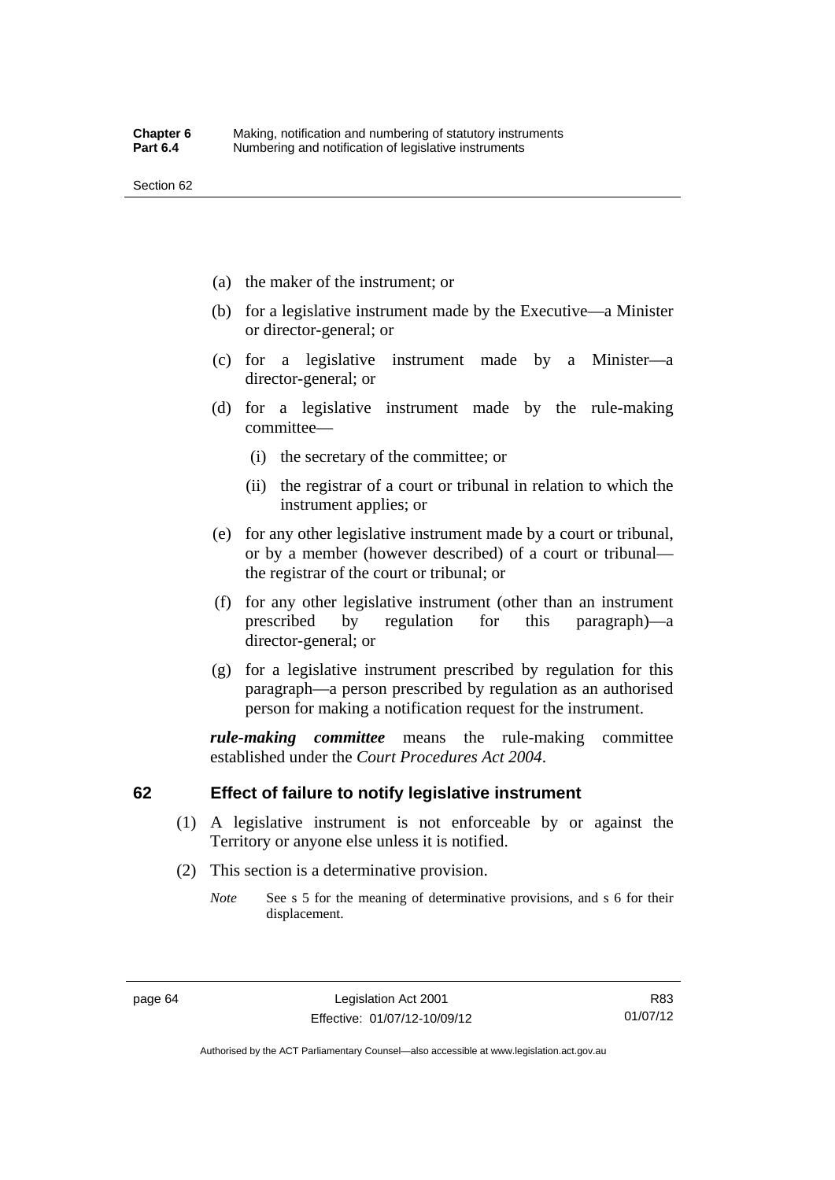(a) the maker of the instrument; or

(b) for a legislative instrument made by the Executive—a Minister or director-general; or

(c) for a legislative instrument made by a Minister—a director-general; or

(d) for a legislative instrument made by the rule-making committee—

  (i) the secretary of the committee; or

  (ii) the registrar of a court or tribunal in relation to which the instrument applies; or

(e) for any other legislative instrument made by a court or tribunal, or by a member (however described) of a court or tribunal—the registrar of the court or tribunal; or

(f) for any other legislative instrument (other than an instrument prescribed by regulation for this paragraph)—a director-general; or

(g) for a legislative instrument prescribed by regulation for this paragraph—a person prescribed by regulation as an authorised person for making a notification request for the instrument.

***rule-making committee*** means the rule-making committee established under the *Court Procedures Act 2004*.

## 62 Effect of failure to notify legislative instrument

(1) A legislative instrument is not enforceable by or against the Territory or anyone else unless it is notified.

(2) This section is a determinative provision.

*Note* See s 5 for the meaning of determinative provisions, and s 6 for their displacement.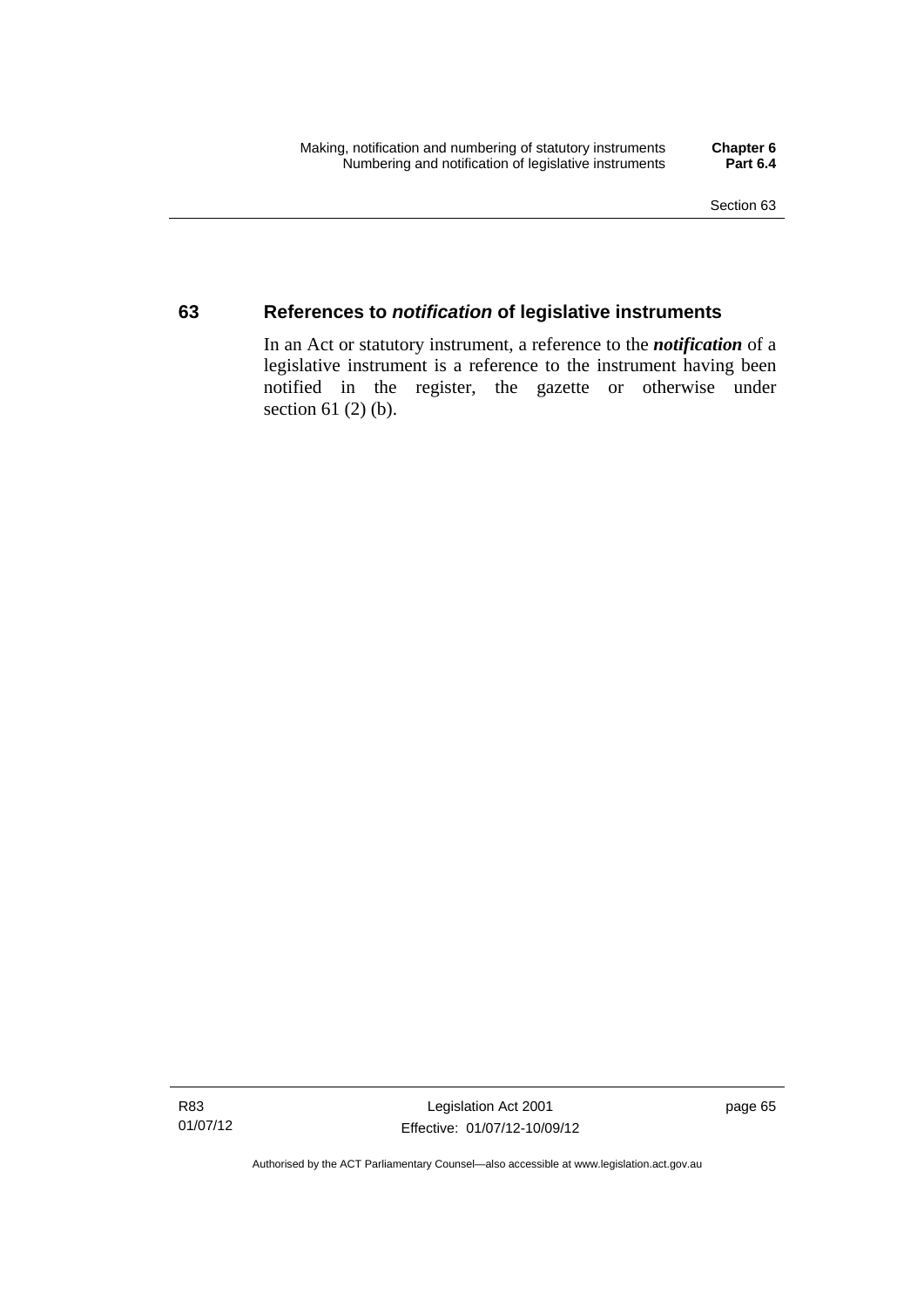## 63 References to *notification* of legislative instruments

In an Act or statutory instrument, a reference to the ***notification*** of a legislative instrument is a reference to the instrument having been notified in the register, the gazette or otherwise under section 61 (2) (b).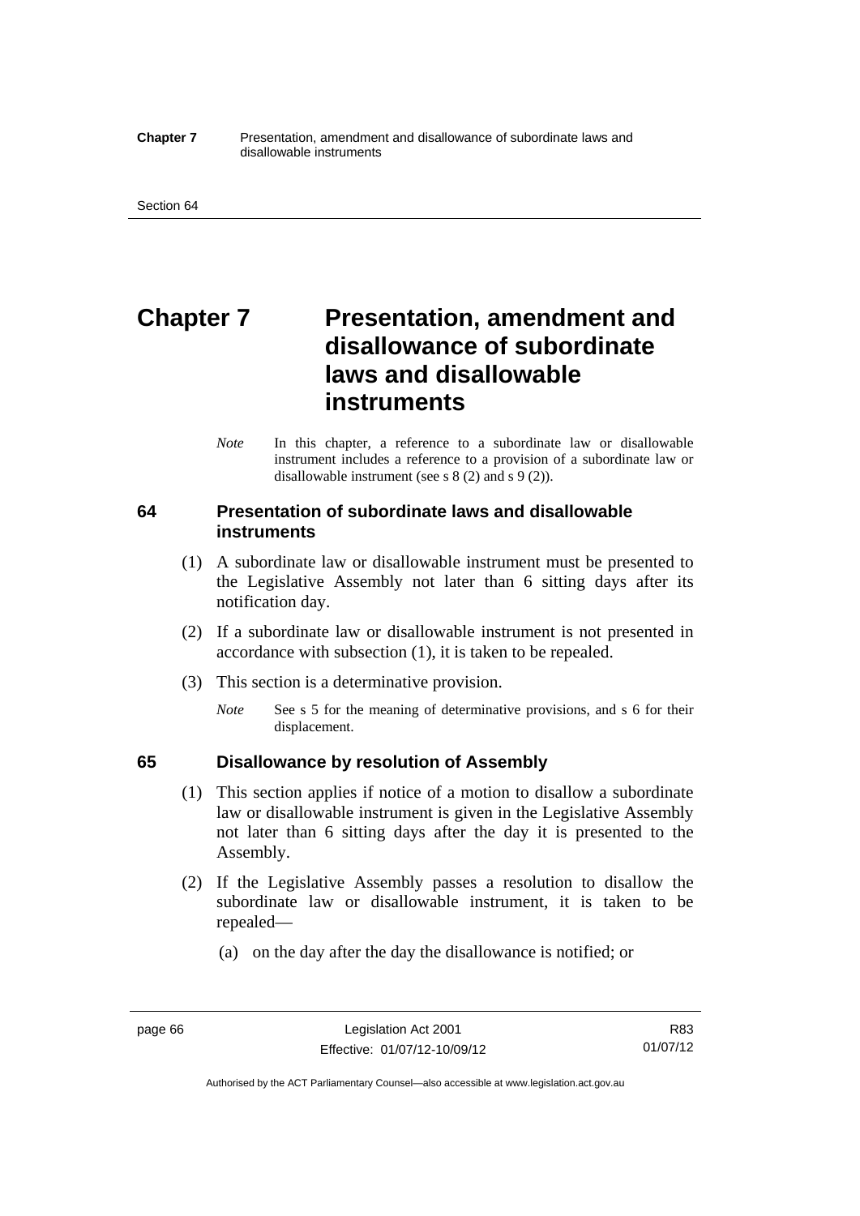# Chapter 7 Presentation, amendment and disallowance of subordinate laws and disallowable instruments

*Note* In this chapter, a reference to a subordinate law or disallowable instrument includes a reference to a provision of a subordinate law or disallowable instrument (see s 8 (2) and s 9 (2)).

## 64 Presentation of subordinate laws and disallowable instruments

(1) A subordinate law or disallowable instrument must be presented to the Legislative Assembly not later than 6 sitting days after its notification day.

(2) If a subordinate law or disallowable instrument is not presented in accordance with subsection (1), it is taken to be repealed.

(3) This section is a determinative provision.

*Note* See s 5 for the meaning of determinative provisions, and s 6 for their displacement.

## 65 Disallowance by resolution of Assembly

(1) This section applies if notice of a motion to disallow a subordinate law or disallowable instrument is given in the Legislative Assembly not later than 6 sitting days after the day it is presented to the Assembly.

(2) If the Legislative Assembly passes a resolution to disallow the subordinate law or disallowable instrument, it is taken to be repealed—

(a) on the day after the day the disallowance is notified; or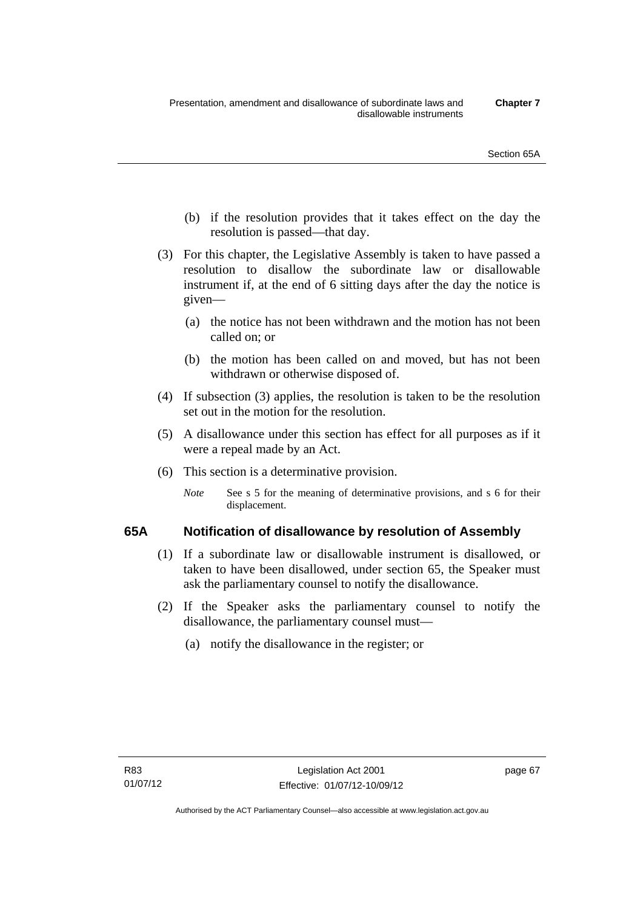(b) if the resolution provides that it takes effect on the day the resolution is passed—that day.

(3) For this chapter, the Legislative Assembly is taken to have passed a resolution to disallow the subordinate law or disallowable instrument if, at the end of 6 sitting days after the day the notice is given—

(a) the notice has not been withdrawn and the motion has not been called on; or

(b) the motion has been called on and moved, but has not been withdrawn or otherwise disposed of.

(4) If subsection (3) applies, the resolution is taken to be the resolution set out in the motion for the resolution.

(5) A disallowance under this section has effect for all purposes as if it were a repeal made by an Act.

(6) This section is a determinative provision.

*Note* See s 5 for the meaning of determinative provisions, and s 6 for their displacement.

## 65A Notification of disallowance by resolution of Assembly

(1) If a subordinate law or disallowable instrument is disallowed, or taken to have been disallowed, under section 65, the Speaker must ask the parliamentary counsel to notify the disallowance.

(2) If the Speaker asks the parliamentary counsel to notify the disallowance, the parliamentary counsel must—

(a) notify the disallowance in the register; or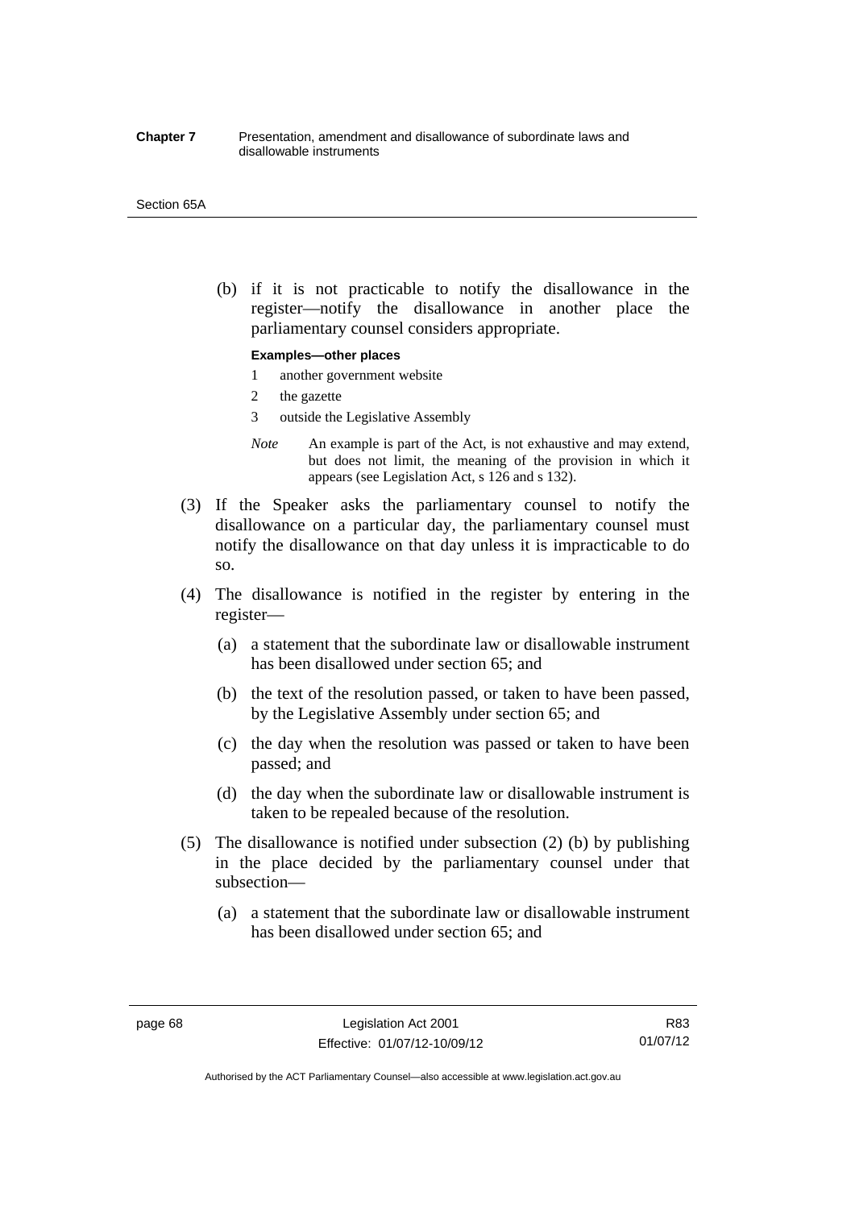(b) if it is not practicable to notify the disallowance in the register—notify the disallowance in another place the parliamentary counsel considers appropriate.

**Examples—other places**

1 another government website

2 the gazette

3 outside the Legislative Assembly

*Note* An example is part of the Act, is not exhaustive and may extend, but does not limit, the meaning of the provision in which it appears (see Legislation Act, s 126 and s 132).

(3) If the Speaker asks the parliamentary counsel to notify the disallowance on a particular day, the parliamentary counsel must notify the disallowance on that day unless it is impracticable to do so.

(4) The disallowance is notified in the register by entering in the register—

(a) a statement that the subordinate law or disallowable instrument has been disallowed under section 65; and

(b) the text of the resolution passed, or taken to have been passed, by the Legislative Assembly under section 65; and

(c) the day when the resolution was passed or taken to have been passed; and

(d) the day when the subordinate law or disallowable instrument is taken to be repealed because of the resolution.

(5) The disallowance is notified under subsection (2) (b) by publishing in the place decided by the parliamentary counsel under that subsection—

(a) a statement that the subordinate law or disallowable instrument has been disallowed under section 65; and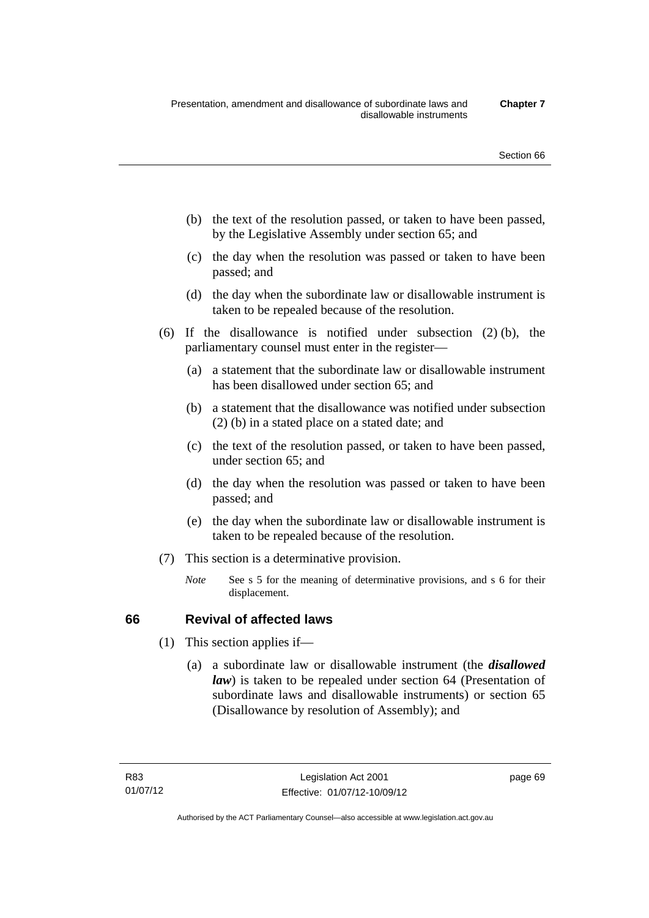(b) the text of the resolution passed, or taken to have been passed, by the Legislative Assembly under section 65; and

(c) the day when the resolution was passed or taken to have been passed; and

(d) the day when the subordinate law or disallowable instrument is taken to be repealed because of the resolution.

(6) If the disallowance is notified under subsection (2) (b), the parliamentary counsel must enter in the register—

(a) a statement that the subordinate law or disallowable instrument has been disallowed under section 65; and

(b) a statement that the disallowance was notified under subsection (2) (b) in a stated place on a stated date; and

(c) the text of the resolution passed, or taken to have been passed, under section 65; and

(d) the day when the resolution was passed or taken to have been passed; and

(e) the day when the subordinate law or disallowable instrument is taken to be repealed because of the resolution.

(7) This section is a determinative provision.

*Note* See s 5 for the meaning of determinative provisions, and s 6 for their displacement.

## 66 Revival of affected laws

(1) This section applies if—

(a) a subordinate law or disallowable instrument (the ***disallowed law***) is taken to be repealed under section 64 (Presentation of subordinate laws and disallowable instruments) or section 65 (Disallowance by resolution of Assembly); and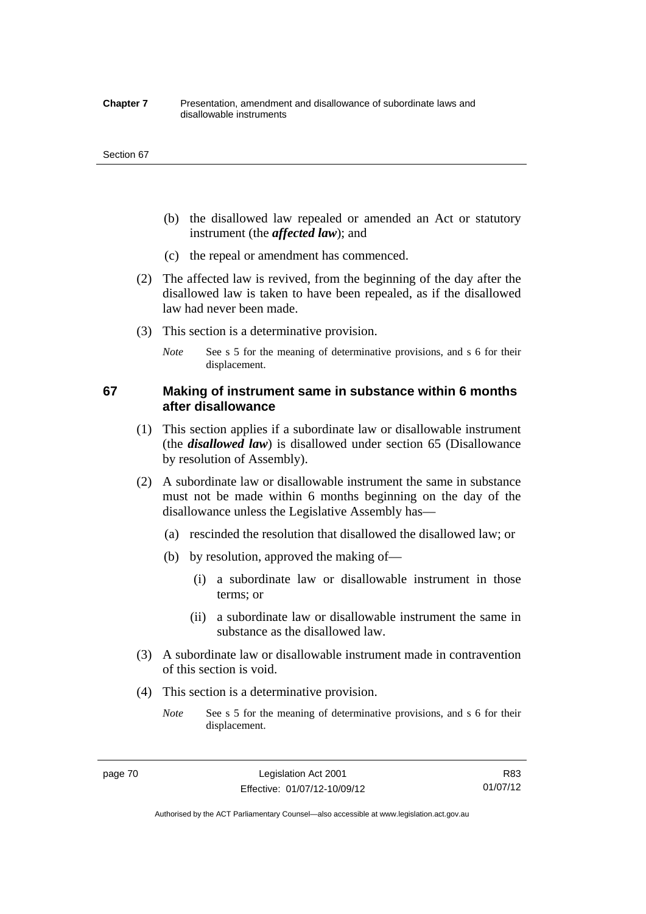(b) the disallowed law repealed or amended an Act or statutory instrument (the ***affected law***); and

(c) the repeal or amendment has commenced.

(2) The affected law is revived, from the beginning of the day after the disallowed law is taken to have been repealed, as if the disallowed law had never been made.

(3) This section is a determinative provision.

*Note* See s 5 for the meaning of determinative provisions, and s 6 for their displacement.

## 67 Making of instrument same in substance within 6 months after disallowance

(1) This section applies if a subordinate law or disallowable instrument (the ***disallowed law***) is disallowed under section 65 (Disallowance by resolution of Assembly).

(2) A subordinate law or disallowable instrument the same in substance must not be made within 6 months beginning on the day of the disallowance unless the Legislative Assembly has—

(a) rescinded the resolution that disallowed the disallowed law; or

(b) by resolution, approved the making of—

(i) a subordinate law or disallowable instrument in those terms; or

(ii) a subordinate law or disallowable instrument the same in substance as the disallowed law.

(3) A subordinate law or disallowable instrument made in contravention of this section is void.

(4) This section is a determinative provision.

*Note* See s 5 for the meaning of determinative provisions, and s 6 for their displacement.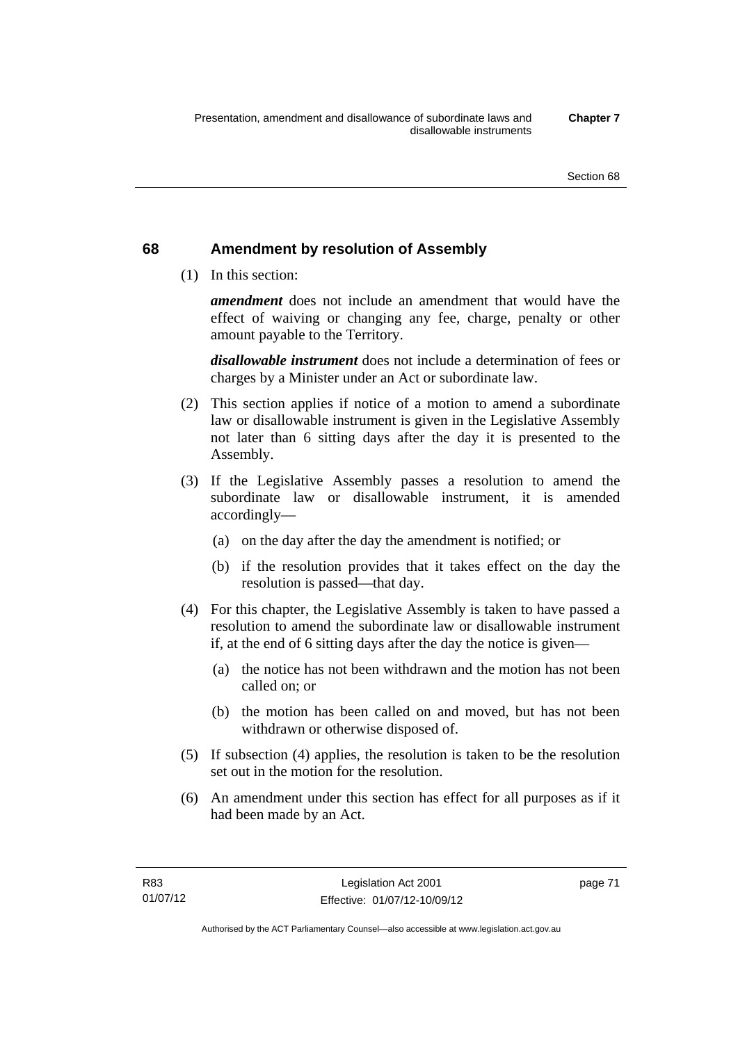## 68 Amendment by resolution of Assembly

(1) In this section:

***amendment*** does not include an amendment that would have the effect of waiving or changing any fee, charge, penalty or other amount payable to the Territory.

***disallowable instrument*** does not include a determination of fees or charges by a Minister under an Act or subordinate law.

(2) This section applies if notice of a motion to amend a subordinate law or disallowable instrument is given in the Legislative Assembly not later than 6 sitting days after the day it is presented to the Assembly.

(3) If the Legislative Assembly passes a resolution to amend the subordinate law or disallowable instrument, it is amended accordingly—

(a) on the day after the day the amendment is notified; or

(b) if the resolution provides that it takes effect on the day the resolution is passed—that day.

(4) For this chapter, the Legislative Assembly is taken to have passed a resolution to amend the subordinate law or disallowable instrument if, at the end of 6 sitting days after the day the notice is given—

(a) the notice has not been withdrawn and the motion has not been called on; or

(b) the motion has been called on and moved, but has not been withdrawn or otherwise disposed of.

(5) If subsection (4) applies, the resolution is taken to be the resolution set out in the motion for the resolution.

(6) An amendment under this section has effect for all purposes as if it had been made by an Act.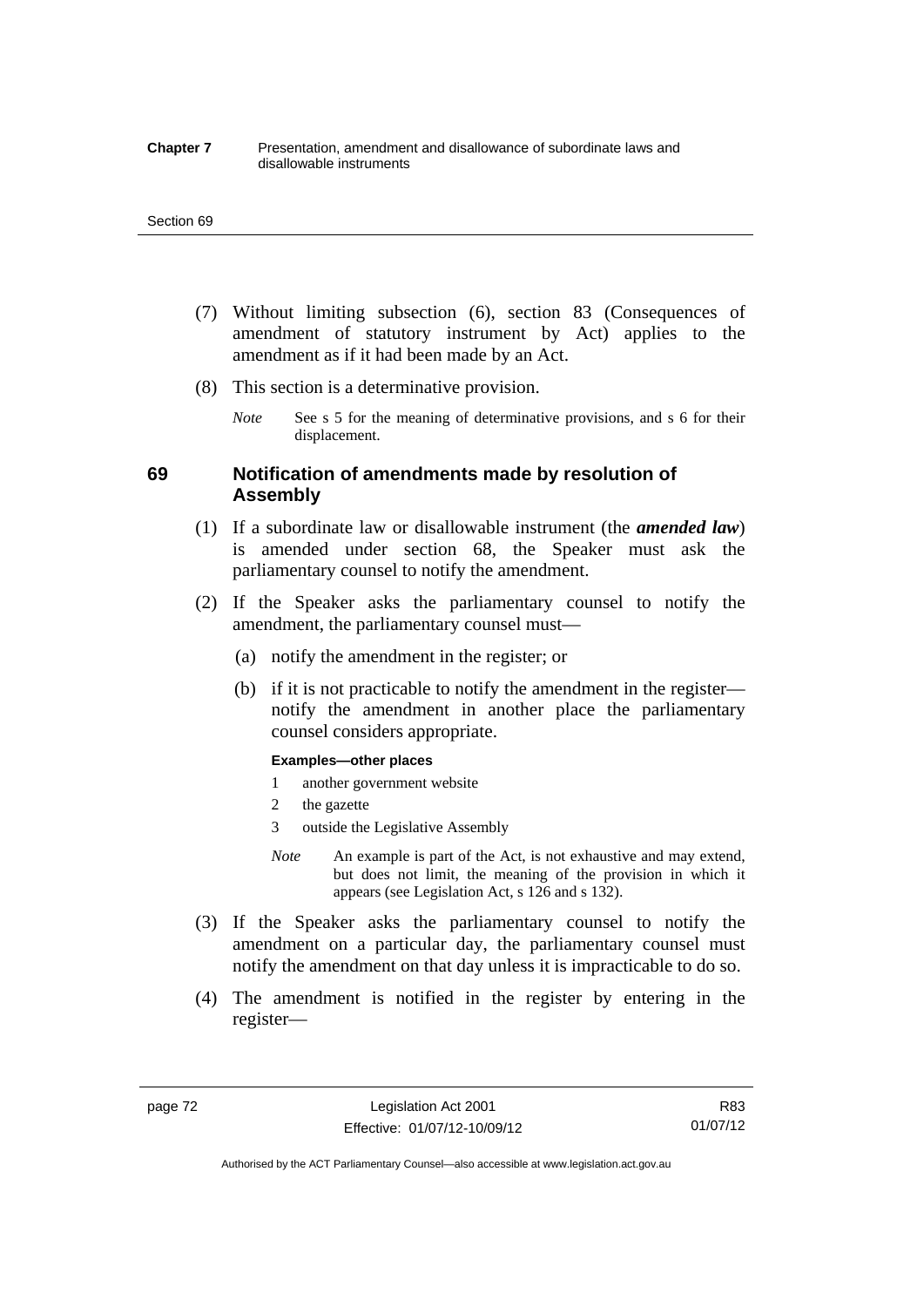(7) Without limiting subsection (6), section 83 (Consequences of amendment of statutory instrument by Act) applies to the amendment as if it had been made by an Act.

(8) This section is a determinative provision.

*Note* See s 5 for the meaning of determinative provisions, and s 6 for their displacement.

## 69 Notification of amendments made by resolution of Assembly

(1) If a subordinate law or disallowable instrument (the ***amended law***) is amended under section 68, the Speaker must ask the parliamentary counsel to notify the amendment.

(2) If the Speaker asks the parliamentary counsel to notify the amendment, the parliamentary counsel must—

(a) notify the amendment in the register; or

(b) if it is not practicable to notify the amendment in the register—notify the amendment in another place the parliamentary counsel considers appropriate.

**Examples—other places**

1 another government website

2 the gazette

3 outside the Legislative Assembly

*Note* An example is part of the Act, is not exhaustive and may extend, but does not limit, the meaning of the provision in which it appears (see Legislation Act, s 126 and s 132).

(3) If the Speaker asks the parliamentary counsel to notify the amendment on a particular day, the parliamentary counsel must notify the amendment on that day unless it is impracticable to do so.

(4) The amendment is notified in the register by entering in the register—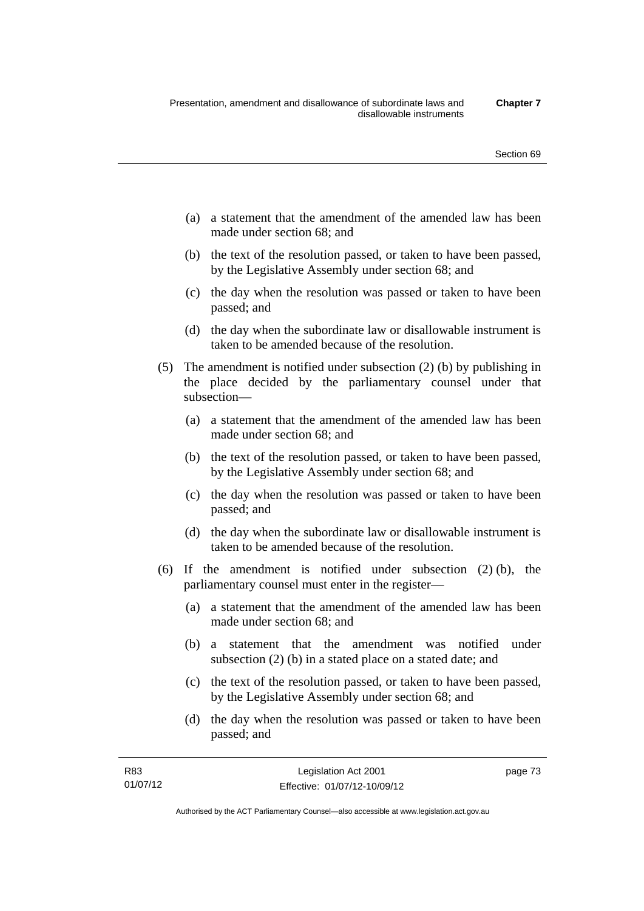(a) a statement that the amendment of the amended law has been made under section 68; and

(b) the text of the resolution passed, or taken to have been passed, by the Legislative Assembly under section 68; and

(c) the day when the resolution was passed or taken to have been passed; and

(d) the day when the subordinate law or disallowable instrument is taken to be amended because of the resolution.

(5) The amendment is notified under subsection (2) (b) by publishing in the place decided by the parliamentary counsel under that subsection—

(a) a statement that the amendment of the amended law has been made under section 68; and

(b) the text of the resolution passed, or taken to have been passed, by the Legislative Assembly under section 68; and

(c) the day when the resolution was passed or taken to have been passed; and

(d) the day when the subordinate law or disallowable instrument is taken to be amended because of the resolution.

(6) If the amendment is notified under subsection (2) (b), the parliamentary counsel must enter in the register—

(a) a statement that the amendment of the amended law has been made under section 68; and

(b) a statement that the amendment was notified under subsection (2) (b) in a stated place on a stated date; and

(c) the text of the resolution passed, or taken to have been passed, by the Legislative Assembly under section 68; and

(d) the day when the resolution was passed or taken to have been passed; and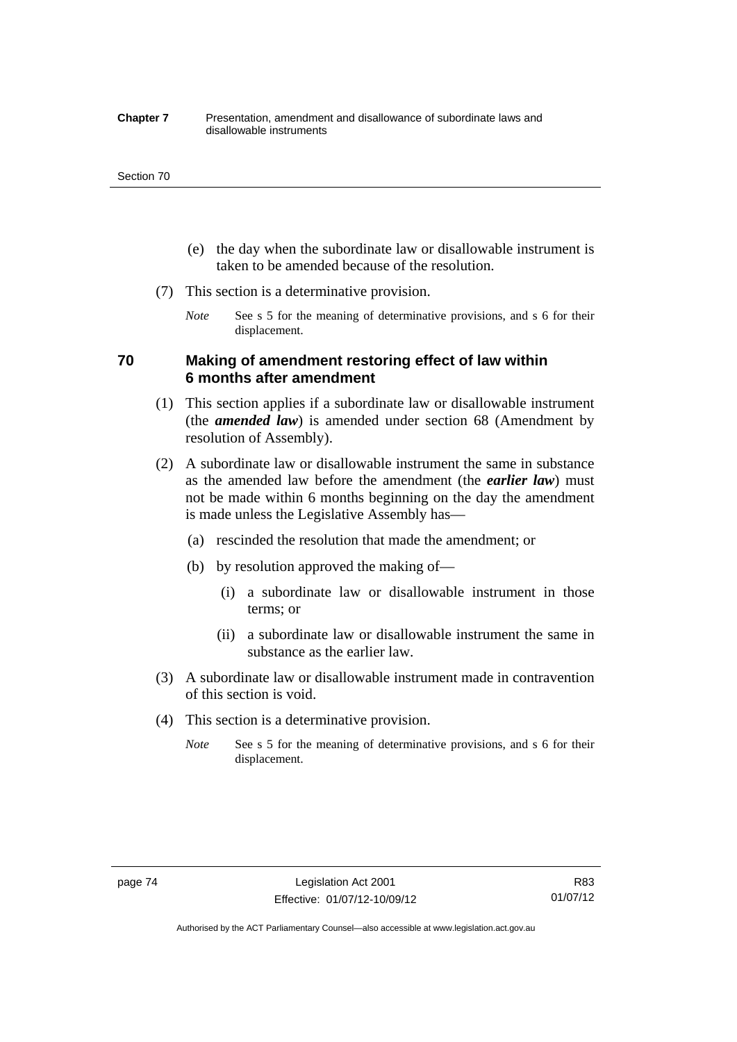(e) the day when the subordinate law or disallowable instrument is taken to be amended because of the resolution.

(7) This section is a determinative provision.

*Note* See s 5 for the meaning of determinative provisions, and s 6 for their displacement.

## 70 Making of amendment restoring effect of law within 6 months after amendment

(1) This section applies if a subordinate law or disallowable instrument (the ***amended law***) is amended under section 68 (Amendment by resolution of Assembly).

(2) A subordinate law or disallowable instrument the same in substance as the amended law before the amendment (the ***earlier law***) must not be made within 6 months beginning on the day the amendment is made unless the Legislative Assembly has—

(a) rescinded the resolution that made the amendment; or

(b) by resolution approved the making of—

(i) a subordinate law or disallowable instrument in those terms; or

(ii) a subordinate law or disallowable instrument the same in substance as the earlier law.

(3) A subordinate law or disallowable instrument made in contravention of this section is void.

(4) This section is a determinative provision.

*Note* See s 5 for the meaning of determinative provisions, and s 6 for their displacement.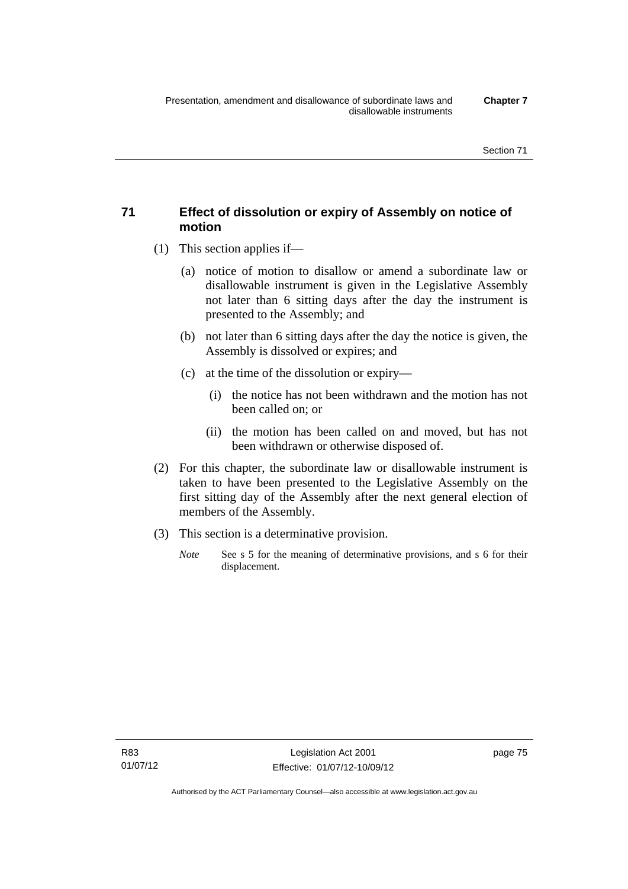## 71 Effect of dissolution or expiry of Assembly on notice of motion

(1) This section applies if—

(a) notice of motion to disallow or amend a subordinate law or disallowable instrument is given in the Legislative Assembly not later than 6 sitting days after the day the instrument is presented to the Assembly; and

(b) not later than 6 sitting days after the day the notice is given, the Assembly is dissolved or expires; and

(c) at the time of the dissolution or expiry—

(i) the notice has not been withdrawn and the motion has not been called on; or

(ii) the motion has been called on and moved, but has not been withdrawn or otherwise disposed of.

(2) For this chapter, the subordinate law or disallowable instrument is taken to have been presented to the Legislative Assembly on the first sitting day of the Assembly after the next general election of members of the Assembly.

(3) This section is a determinative provision.

*Note* See s 5 for the meaning of determinative provisions, and s 6 for their displacement.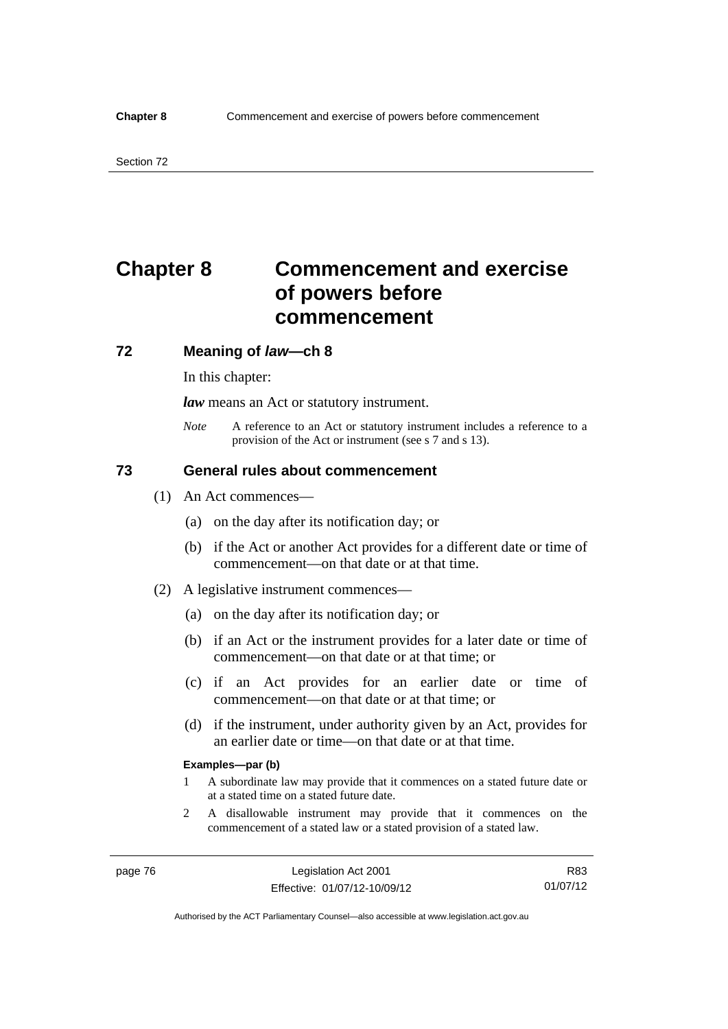# Chapter 8 Commencement and exercise of powers before commencement

## 72 Meaning of *law*—ch 8

In this chapter:

***law*** means an Act or statutory instrument.

*Note* A reference to an Act or statutory instrument includes a reference to a provision of the Act or instrument (see s 7 and s 13).

## 73 General rules about commencement

(1) An Act commences—

(a) on the day after its notification day; or

(b) if the Act or another Act provides for a different date or time of commencement—on that date or at that time.

(2) A legislative instrument commences—

(a) on the day after its notification day; or

(b) if an Act or the instrument provides for a later date or time of commencement—on that date or at that time; or

(c) if an Act provides for an earlier date or time of commencement—on that date or at that time; or

(d) if the instrument, under authority given by an Act, provides for an earlier date or time—on that date or at that time.

**Examples—par (b)**

1 A subordinate law may provide that it commences on a stated future date or at a stated time on a stated future date.

2 A disallowable instrument may provide that it commences on the commencement of a stated law or a stated provision of a stated law.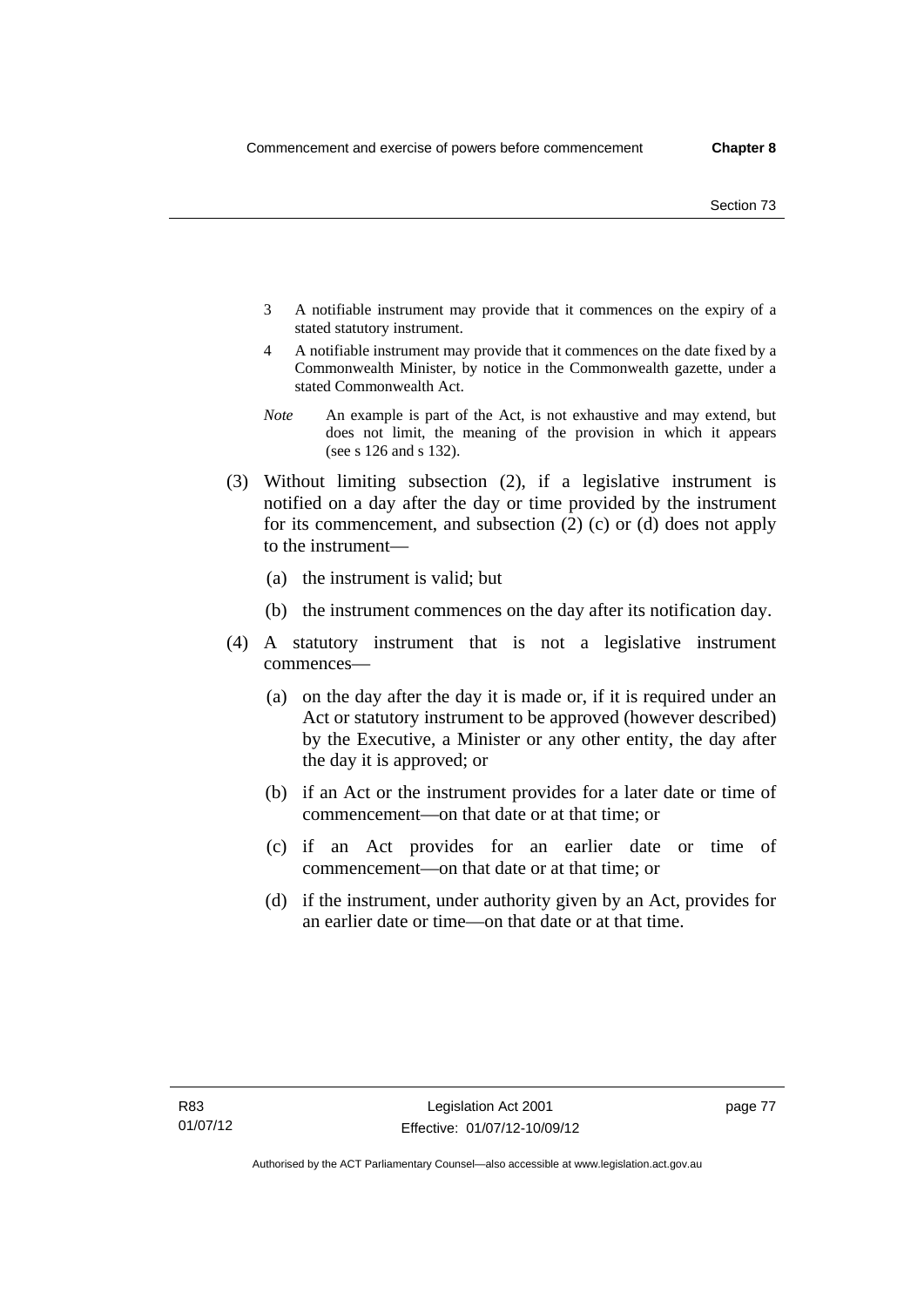3 A notifiable instrument may provide that it commences on the expiry of a stated statutory instrument.

4 A notifiable instrument may provide that it commences on the date fixed by a Commonwealth Minister, by notice in the Commonwealth gazette, under a stated Commonwealth Act.

*Note* An example is part of the Act, is not exhaustive and may extend, but does not limit, the meaning of the provision in which it appears (see s 126 and s 132).

(3) Without limiting subsection (2), if a legislative instrument is notified on a day after the day or time provided by the instrument for its commencement, and subsection (2) (c) or (d) does not apply to the instrument—

(a) the instrument is valid; but

(b) the instrument commences on the day after its notification day.

(4) A statutory instrument that is not a legislative instrument commences—

(a) on the day after the day it is made or, if it is required under an Act or statutory instrument to be approved (however described) by the Executive, a Minister or any other entity, the day after the day it is approved; or

(b) if an Act or the instrument provides for a later date or time of commencement—on that date or at that time; or

(c) if an Act provides for an earlier date or time of commencement—on that date or at that time; or

(d) if the instrument, under authority given by an Act, provides for an earlier date or time—on that date or at that time.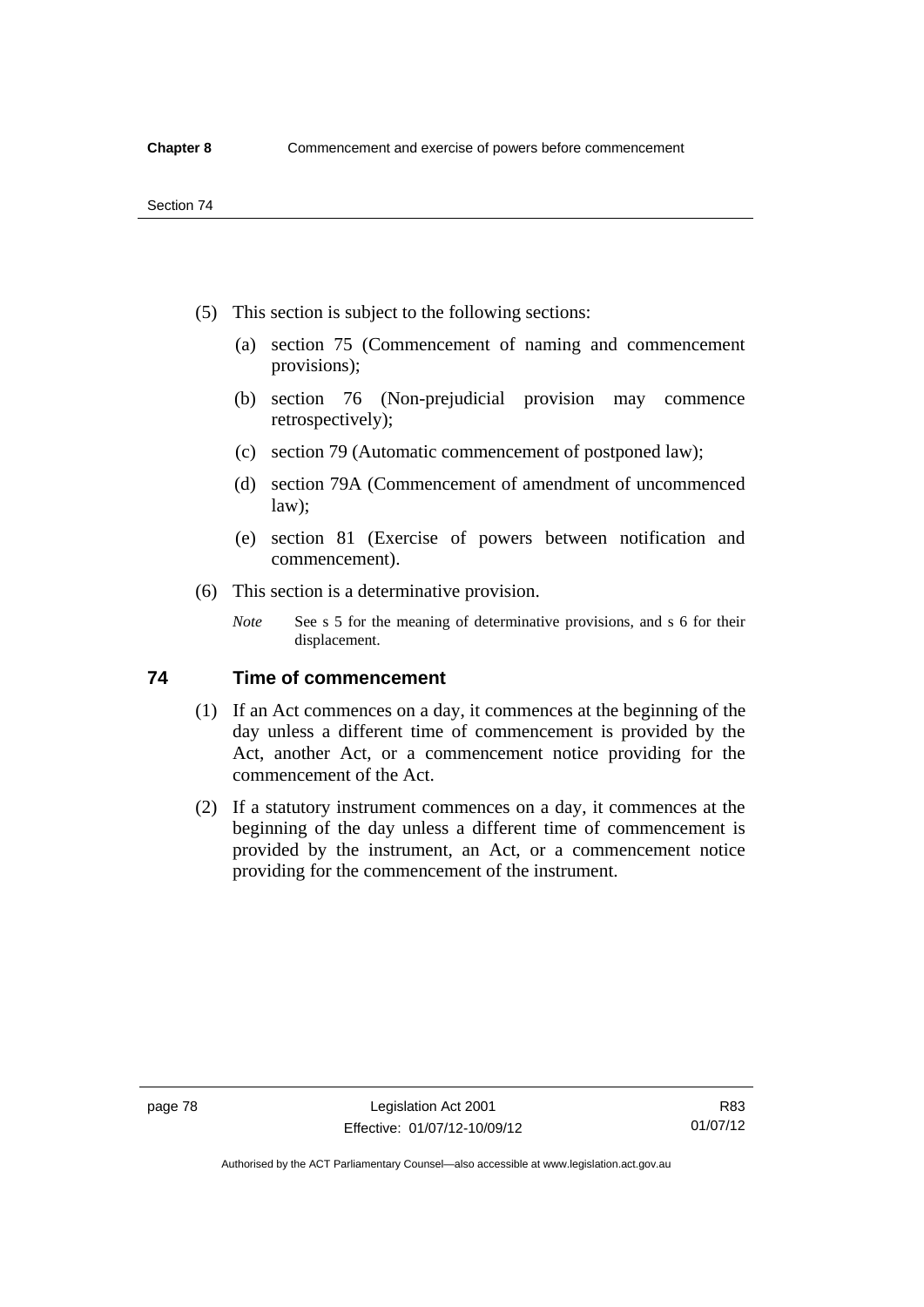(5) This section is subject to the following sections:

(a) section 75 (Commencement of naming and commencement provisions);

(b) section 76 (Non-prejudicial provision may commence retrospectively);

(c) section 79 (Automatic commencement of postponed law);

(d) section 79A (Commencement of amendment of uncommenced law);

(e) section 81 (Exercise of powers between notification and commencement).

(6) This section is a determinative provision.

*Note* See s 5 for the meaning of determinative provisions, and s 6 for their displacement.

## 74 Time of commencement

(1) If an Act commences on a day, it commences at the beginning of the day unless a different time of commencement is provided by the Act, another Act, or a commencement notice providing for the commencement of the Act.

(2) If a statutory instrument commences on a day, it commences at the beginning of the day unless a different time of commencement is provided by the instrument, an Act, or a commencement notice providing for the commencement of the instrument.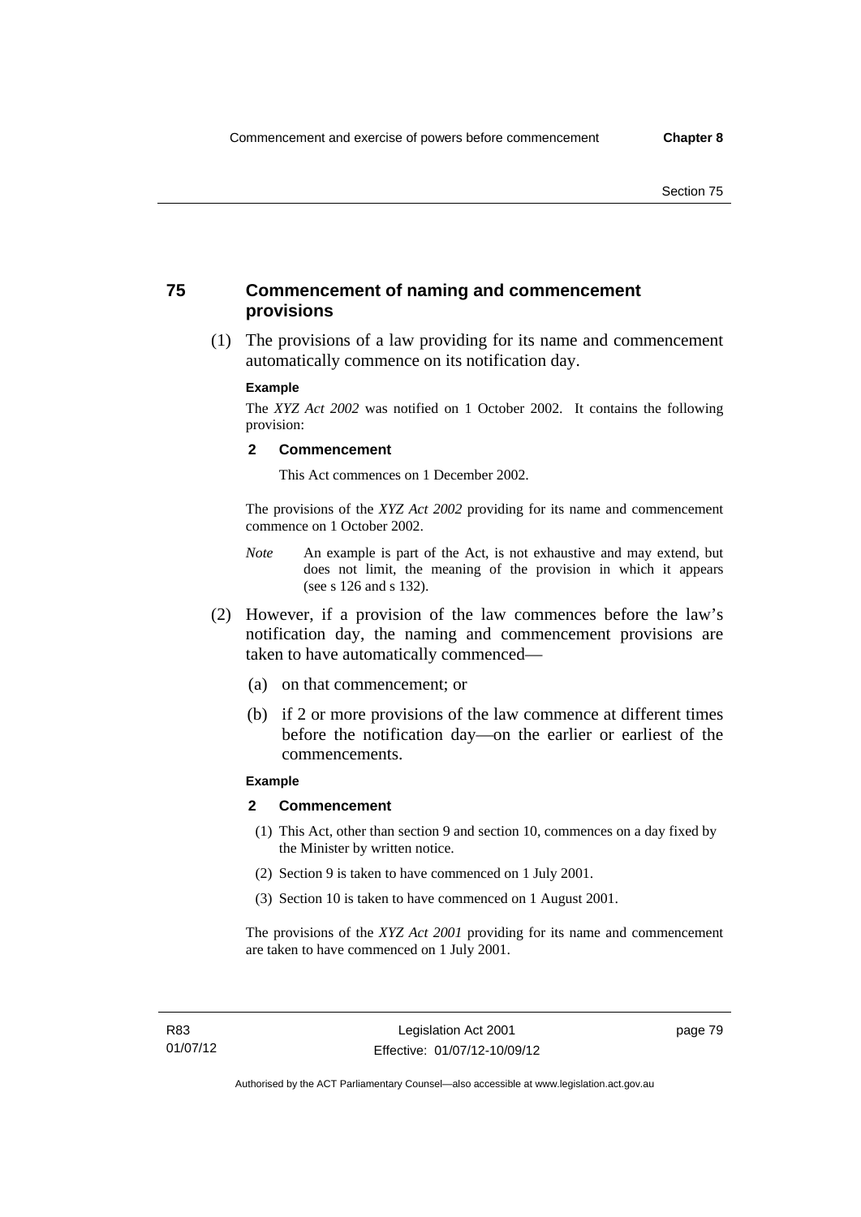## 75 Commencement of naming and commencement provisions

(1) The provisions of a law providing for its name and commencement automatically commence on its notification day.

**Example**

The *XYZ Act 2002* was notified on 1 October 2002. It contains the following provision:

**2 Commencement**

This Act commences on 1 December 2002.

The provisions of the *XYZ Act 2002* providing for its name and commencement commence on 1 October 2002.

*Note* An example is part of the Act, is not exhaustive and may extend, but does not limit, the meaning of the provision in which it appears (see s 126 and s 132).

(2) However, if a provision of the law commences before the law's notification day, the naming and commencement provisions are taken to have automatically commenced—

(a) on that commencement; or

(b) if 2 or more provisions of the law commence at different times before the notification day—on the earlier or earliest of the commencements.

**Example**

**2 Commencement**

(1) This Act, other than section 9 and section 10, commences on a day fixed by the Minister by written notice.

(2) Section 9 is taken to have commenced on 1 July 2001.

(3) Section 10 is taken to have commenced on 1 August 2001.

The provisions of the *XYZ Act 2001* providing for its name and commencement are taken to have commenced on 1 July 2001.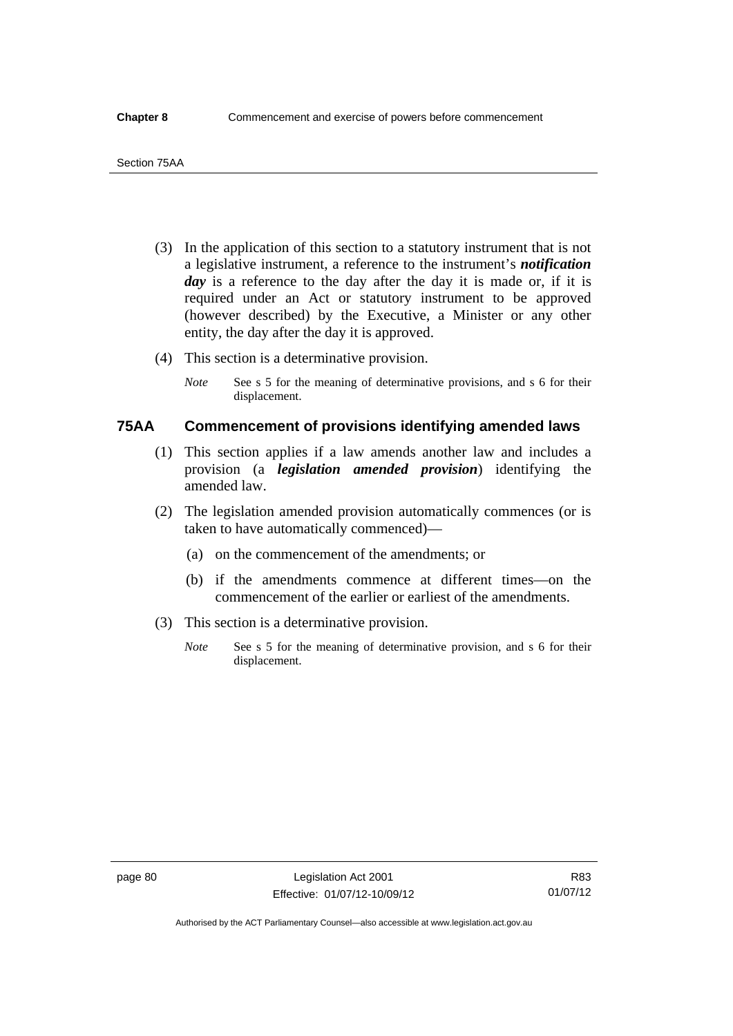(3) In the application of this section to a statutory instrument that is not a legislative instrument, a reference to the instrument's ***notification day*** is a reference to the day after the day it is made or, if it is required under an Act or statutory instrument to be approved (however described) by the Executive, a Minister or any other entity, the day after the day it is approved.

(4) This section is a determinative provision.

*Note* See s 5 for the meaning of determinative provisions, and s 6 for their displacement.

## 75AA Commencement of provisions identifying amended laws

(1) This section applies if a law amends another law and includes a provision (a ***legislation amended provision***) identifying the amended law.

(2) The legislation amended provision automatically commences (or is taken to have automatically commenced)—

(a) on the commencement of the amendments; or

(b) if the amendments commence at different times—on the commencement of the earlier or earliest of the amendments.

(3) This section is a determinative provision.

*Note* See s 5 for the meaning of determinative provision, and s 6 for their displacement.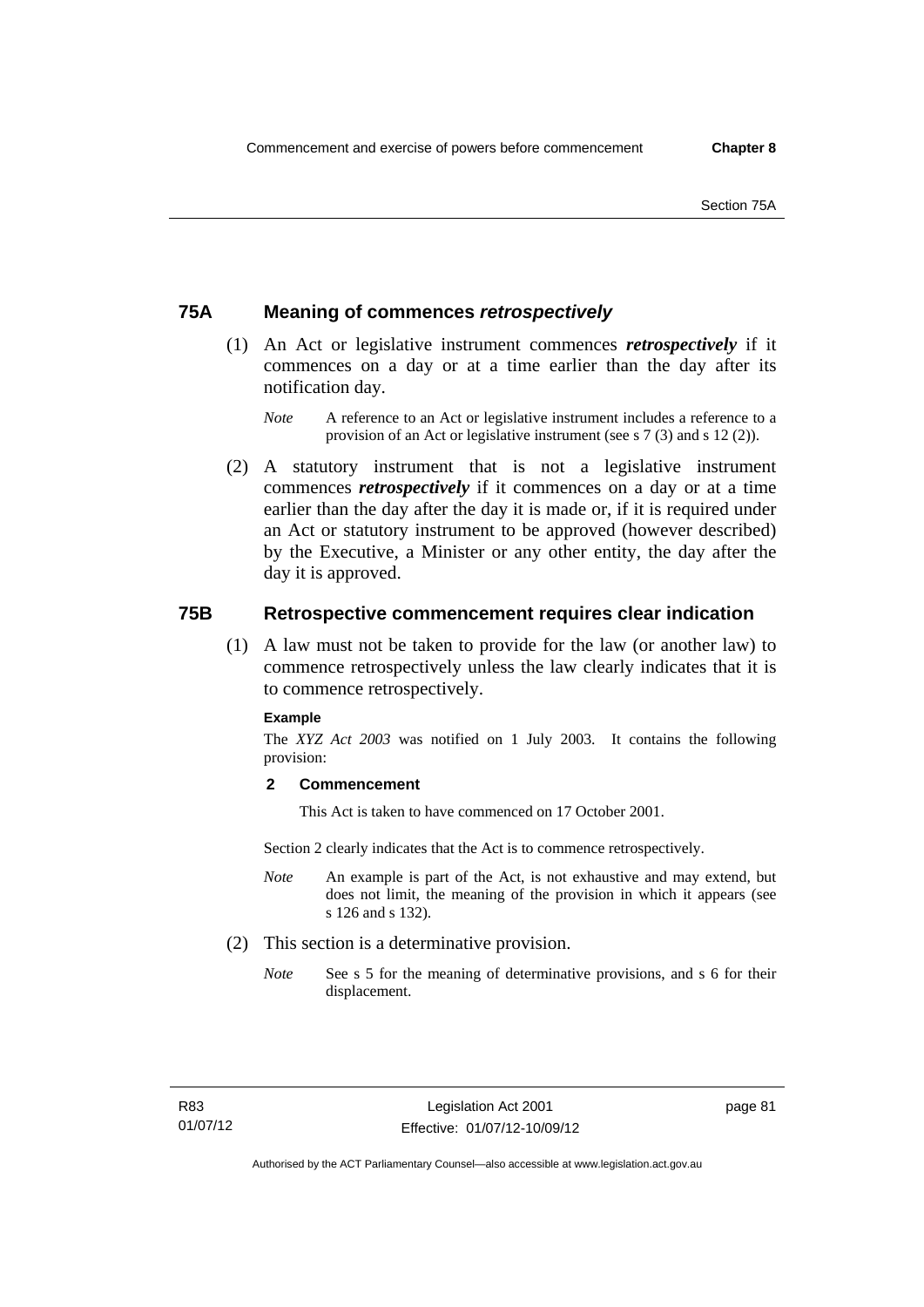## 75A Meaning of commences *retrospectively*

(1) An Act or legislative instrument commences ***retrospectively*** if it commences on a day or at a time earlier than the day after its notification day.

*Note* A reference to an Act or legislative instrument includes a reference to a provision of an Act or legislative instrument (see s 7 (3) and s 12 (2)).

(2) A statutory instrument that is not a legislative instrument commences ***retrospectively*** if it commences on a day or at a time earlier than the day after the day it is made or, if it is required under an Act or statutory instrument to be approved (however described) by the Executive, a Minister or any other entity, the day after the day it is approved.

## 75B Retrospective commencement requires clear indication

(1) A law must not be taken to provide for the law (or another law) to commence retrospectively unless the law clearly indicates that it is to commence retrospectively.

**Example**

The *XYZ Act 2003* was notified on 1 July 2003. It contains the following provision:

**2 Commencement**

This Act is taken to have commenced on 17 October 2001.

Section 2 clearly indicates that the Act is to commence retrospectively.

*Note* An example is part of the Act, is not exhaustive and may extend, but does not limit, the meaning of the provision in which it appears (see s 126 and s 132).

(2) This section is a determinative provision.

*Note* See s 5 for the meaning of determinative provisions, and s 6 for their displacement.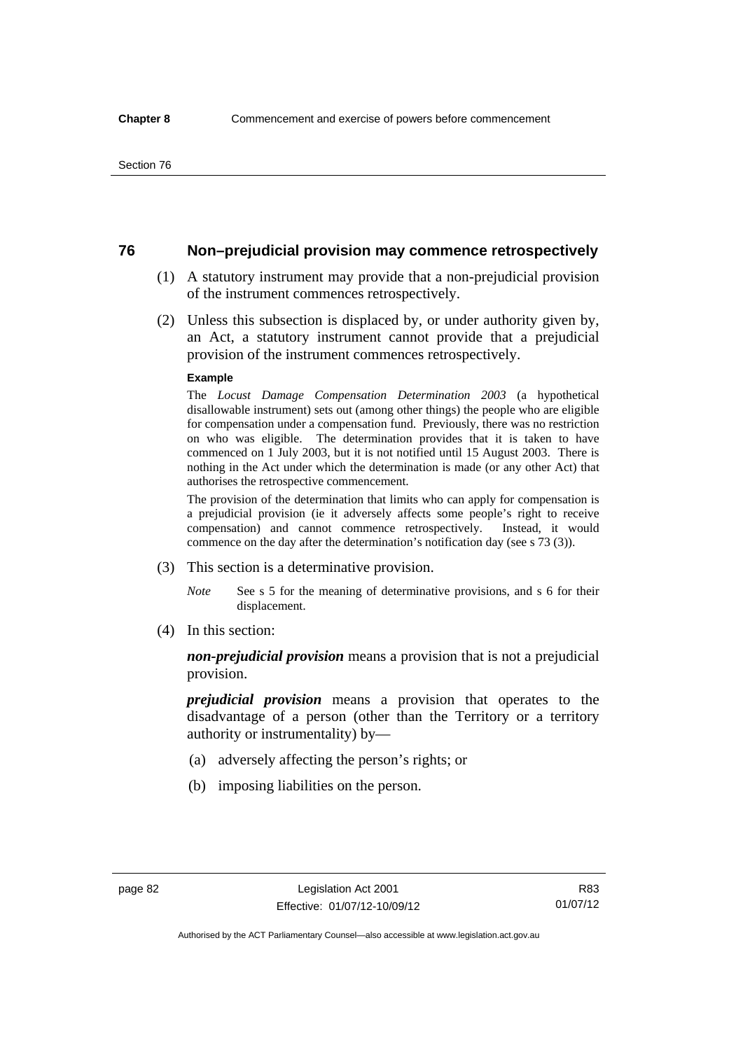## 76 Non–prejudicial provision may commence retrospectively

(1) A statutory instrument may provide that a non-prejudicial provision of the instrument commences retrospectively.

(2) Unless this subsection is displaced by, or under authority given by, an Act, a statutory instrument cannot provide that a prejudicial provision of the instrument commences retrospectively.

**Example**

The *Locust Damage Compensation Determination 2003* (a hypothetical disallowable instrument) sets out (among other things) the people who are eligible for compensation under a compensation fund. Previously, there was no restriction on who was eligible. The determination provides that it is taken to have commenced on 1 July 2003, but it is not notified until 15 August 2003. There is nothing in the Act under which the determination is made (or any other Act) that authorises the retrospective commencement.

The provision of the determination that limits who can apply for compensation is a prejudicial provision (ie it adversely affects some people's right to receive compensation) and cannot commence retrospectively. Instead, it would commence on the day after the determination's notification day (see s 73 (3)).

(3) This section is a determinative provision.

*Note* See s 5 for the meaning of determinative provisions, and s 6 for their displacement.

(4) In this section:

***non-prejudicial provision*** means a provision that is not a prejudicial provision.

***prejudicial provision*** means a provision that operates to the disadvantage of a person (other than the Territory or a territory authority or instrumentality) by—

(a) adversely affecting the person's rights; or

(b) imposing liabilities on the person.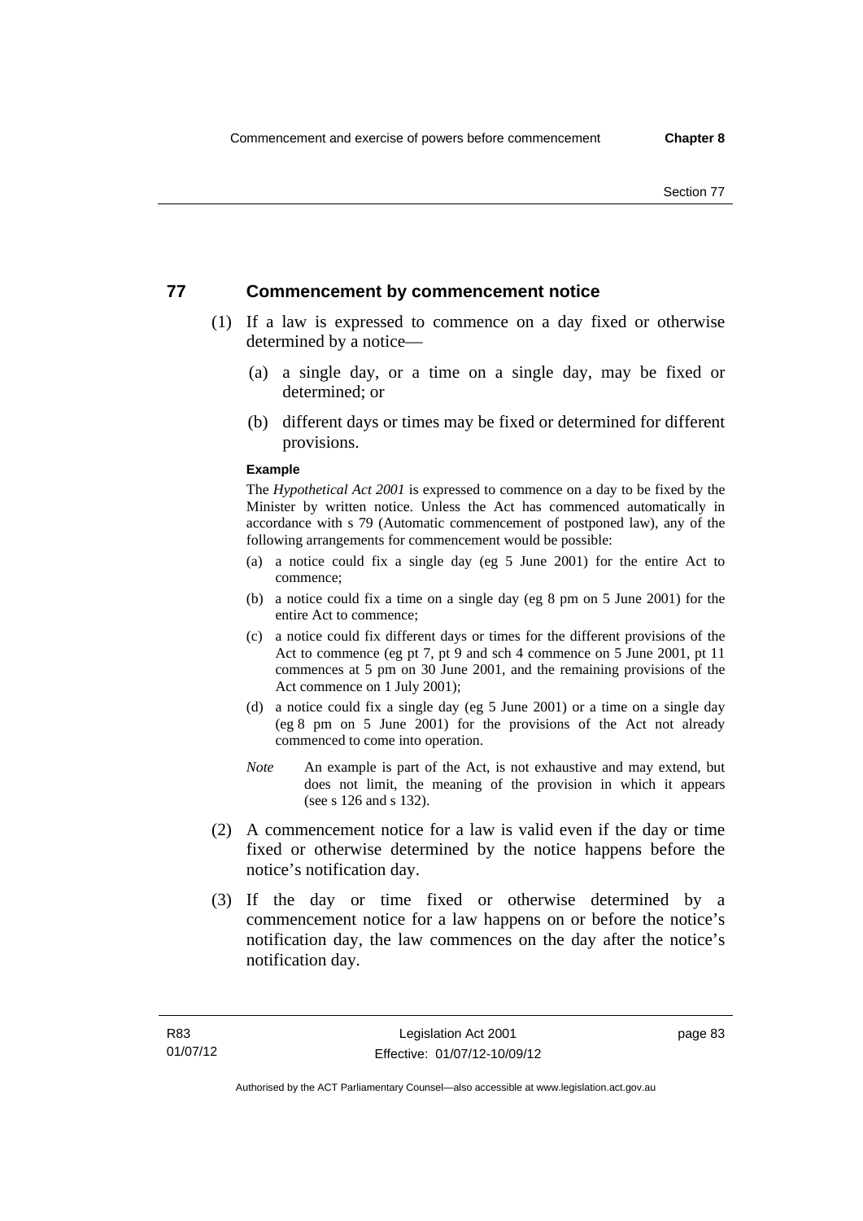## 77 Commencement by commencement notice

(1) If a law is expressed to commence on a day fixed or otherwise determined by a notice—

(a) a single day, or a time on a single day, may be fixed or determined; or

(b) different days or times may be fixed or determined for different provisions.

**Example**

The *Hypothetical Act 2001* is expressed to commence on a day to be fixed by the Minister by written notice. Unless the Act has commenced automatically in accordance with s 79 (Automatic commencement of postponed law), any of the following arrangements for commencement would be possible:

(a) a notice could fix a single day (eg 5 June 2001) for the entire Act to commence;

(b) a notice could fix a time on a single day (eg 8 pm on 5 June 2001) for the entire Act to commence;

(c) a notice could fix different days or times for the different provisions of the Act to commence (eg pt 7, pt 9 and sch 4 commence on 5 June 2001, pt 11 commences at 5 pm on 30 June 2001, and the remaining provisions of the Act commence on 1 July 2001);

(d) a notice could fix a single day (eg 5 June 2001) or a time on a single day (eg 8 pm on 5 June 2001) for the provisions of the Act not already commenced to come into operation.

*Note* An example is part of the Act, is not exhaustive and may extend, but does not limit, the meaning of the provision in which it appears (see s 126 and s 132).

(2) A commencement notice for a law is valid even if the day or time fixed or otherwise determined by the notice happens before the notice's notification day.

(3) If the day or time fixed or otherwise determined by a commencement notice for a law happens on or before the notice's notification day, the law commences on the day after the notice's notification day.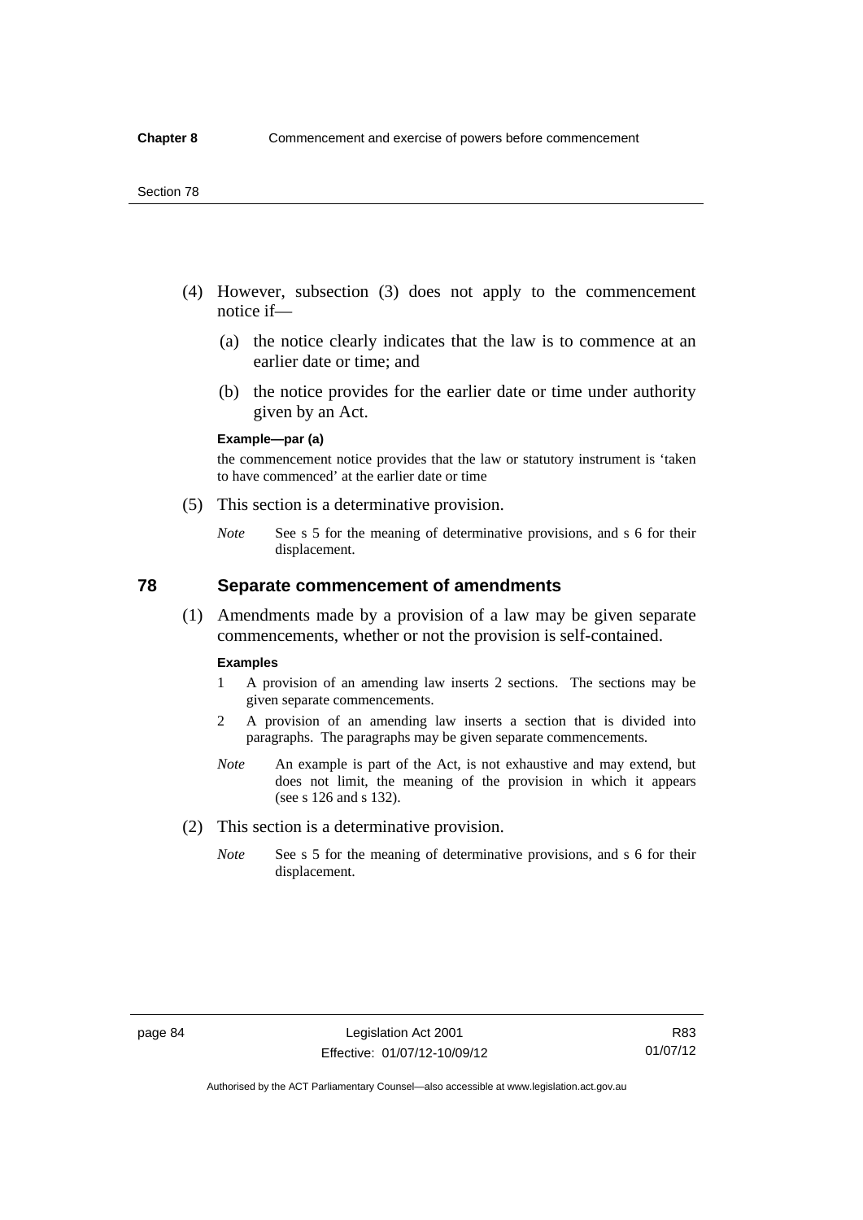(4) However, subsection (3) does not apply to the commencement notice if—

(a) the notice clearly indicates that the law is to commence at an earlier date or time; and

(b) the notice provides for the earlier date or time under authority given by an Act.

**Example—par (a)**

the commencement notice provides that the law or statutory instrument is 'taken to have commenced' at the earlier date or time

(5) This section is a determinative provision.

*Note* See s 5 for the meaning of determinative provisions, and s 6 for their displacement.

## 78 Separate commencement of amendments

(1) Amendments made by a provision of a law may be given separate commencements, whether or not the provision is self-contained.

**Examples**

1 A provision of an amending law inserts 2 sections. The sections may be given separate commencements.

2 A provision of an amending law inserts a section that is divided into paragraphs. The paragraphs may be given separate commencements.

*Note* An example is part of the Act, is not exhaustive and may extend, but does not limit, the meaning of the provision in which it appears (see s 126 and s 132).

(2) This section is a determinative provision.

*Note* See s 5 for the meaning of determinative provisions, and s 6 for their displacement.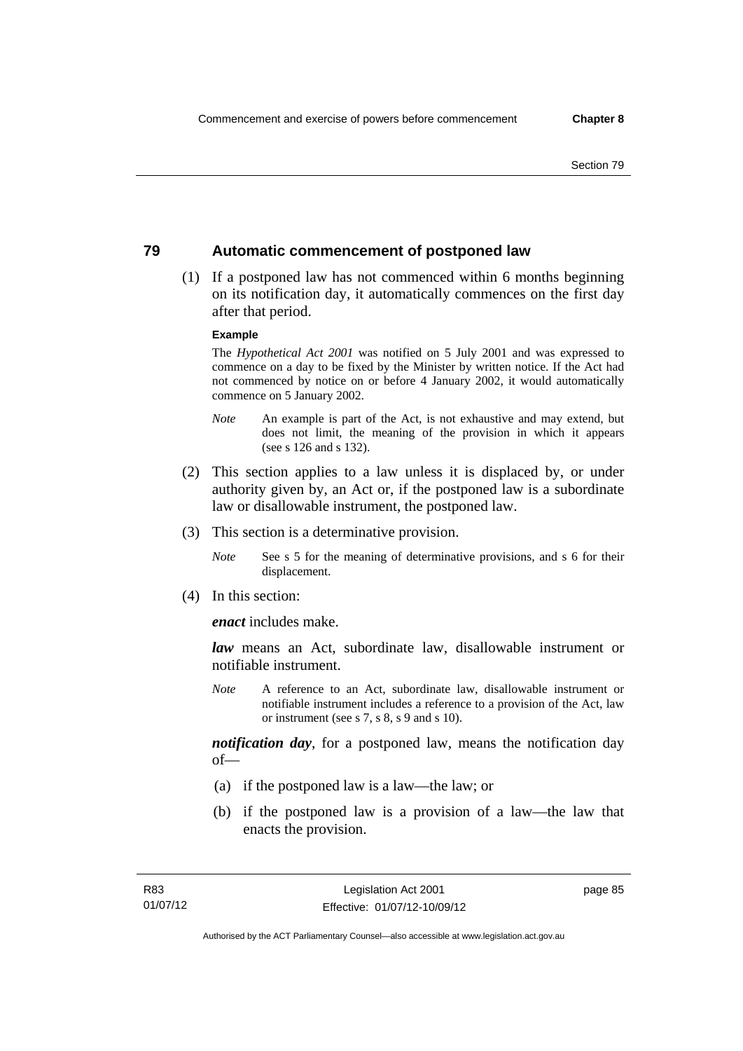## 79 Automatic commencement of postponed law

(1) If a postponed law has not commenced within 6 months beginning on its notification day, it automatically commences on the first day after that period.

**Example**

The *Hypothetical Act 2001* was notified on 5 July 2001 and was expressed to commence on a day to be fixed by the Minister by written notice. If the Act had not commenced by notice on or before 4 January 2002, it would automatically commence on 5 January 2002.

*Note* An example is part of the Act, is not exhaustive and may extend, but does not limit, the meaning of the provision in which it appears (see s 126 and s 132).

(2) This section applies to a law unless it is displaced by, or under authority given by, an Act or, if the postponed law is a subordinate law or disallowable instrument, the postponed law.

(3) This section is a determinative provision.

*Note* See s 5 for the meaning of determinative provisions, and s 6 for their displacement.

(4) In this section:

***enact*** includes make.

***law*** means an Act, subordinate law, disallowable instrument or notifiable instrument.

*Note* A reference to an Act, subordinate law, disallowable instrument or notifiable instrument includes a reference to a provision of the Act, law or instrument (see s 7, s 8, s 9 and s 10).

***notification day***, for a postponed law, means the notification day of—

(a) if the postponed law is a law—the law; or

(b) if the postponed law is a provision of a law—the law that enacts the provision.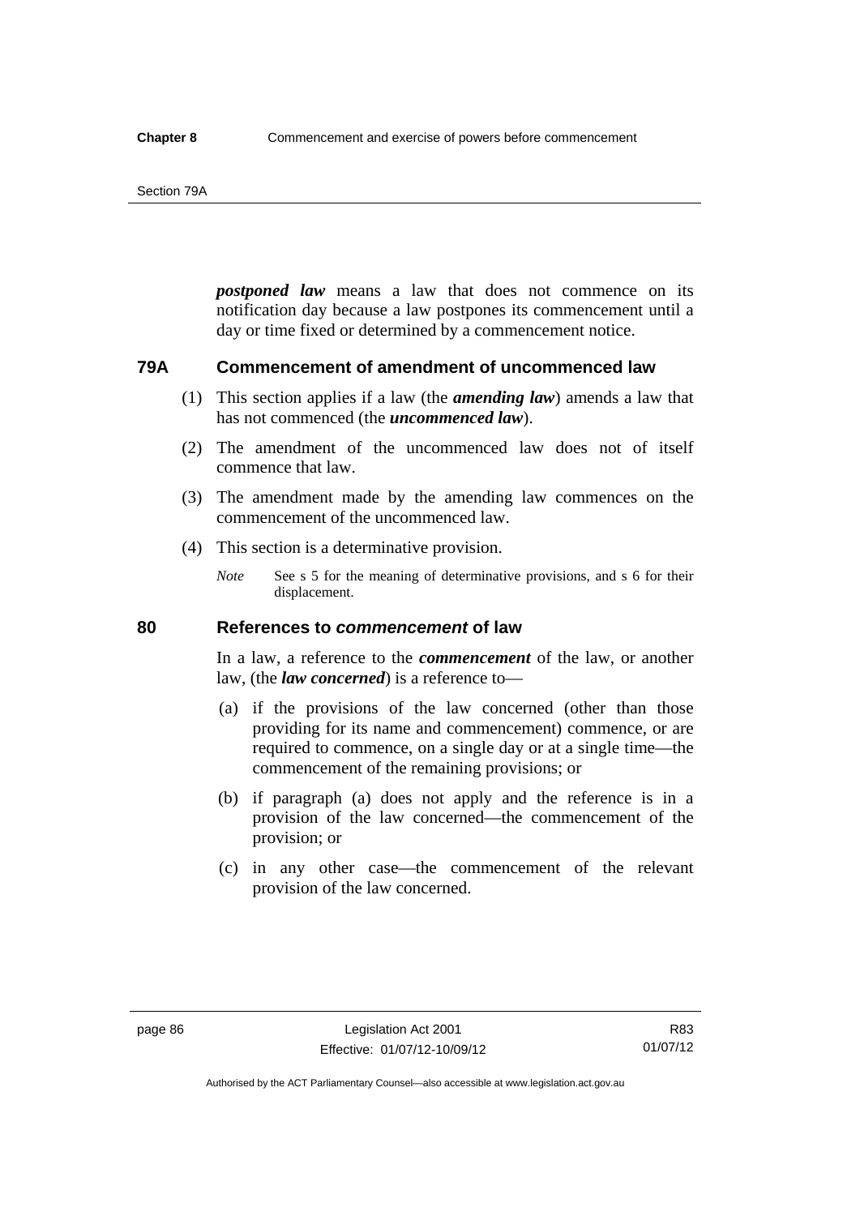***postponed law*** means a law that does not commence on its notification day because a law postpones its commencement until a day or time fixed or determined by a commencement notice.

### 79A Commencement of amendment of uncommenced law

(1) This section applies if a law (the ***amending law***) amends a law that has not commenced (the ***uncommenced law***).

(2) The amendment of the uncommenced law does not of itself commence that law.

(3) The amendment made by the amending law commences on the commencement of the uncommenced law.

(4) This section is a determinative provision.

*Note* See s 5 for the meaning of determinative provisions, and s 6 for their displacement.

### 80 References to *commencement* of law

In a law, a reference to the ***commencement*** of the law, or another law, (the ***law concerned***) is a reference to—

(a) if the provisions of the law concerned (other than those providing for its name and commencement) commence, or are required to commence, on a single day or at a single time—the commencement of the remaining provisions; or

(b) if paragraph (a) does not apply and the reference is in a provision of the law concerned—the commencement of the provision; or

(c) in any other case—the commencement of the relevant provision of the law concerned.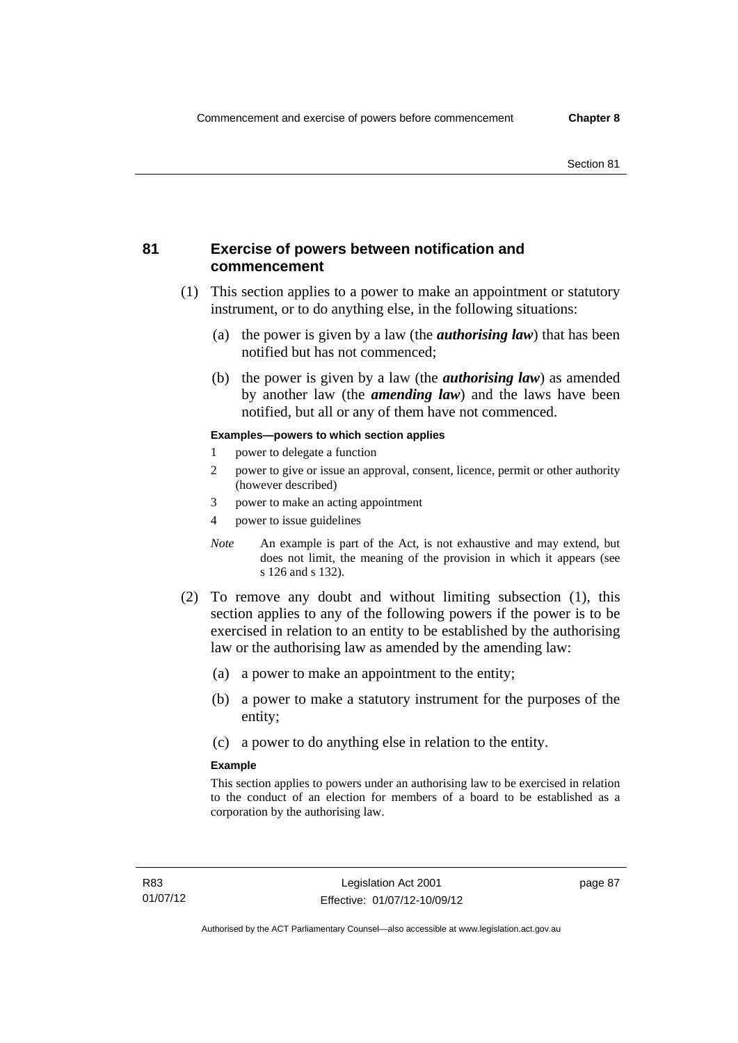## 81 Exercise of powers between notification and commencement

(1) This section applies to a power to make an appointment or statutory instrument, or to do anything else, in the following situations:

(a) the power is given by a law (the ***authorising law***) that has been notified but has not commenced;

(b) the power is given by a law (the ***authorising law***) as amended by another law (the ***amending law***) and the laws have been notified, but all or any of them have not commenced.

**Examples—powers to which section applies**

1 power to delegate a function

2 power to give or issue an approval, consent, licence, permit or other authority (however described)

3 power to make an acting appointment

4 power to issue guidelines

*Note* An example is part of the Act, is not exhaustive and may extend, but does not limit, the meaning of the provision in which it appears (see s 126 and s 132).

(2) To remove any doubt and without limiting subsection (1), this section applies to any of the following powers if the power is to be exercised in relation to an entity to be established by the authorising law or the authorising law as amended by the amending law:

(a) a power to make an appointment to the entity;

(b) a power to make a statutory instrument for the purposes of the entity;

(c) a power to do anything else in relation to the entity.

**Example**

This section applies to powers under an authorising law to be exercised in relation to the conduct of an election for members of a board to be established as a corporation by the authorising law.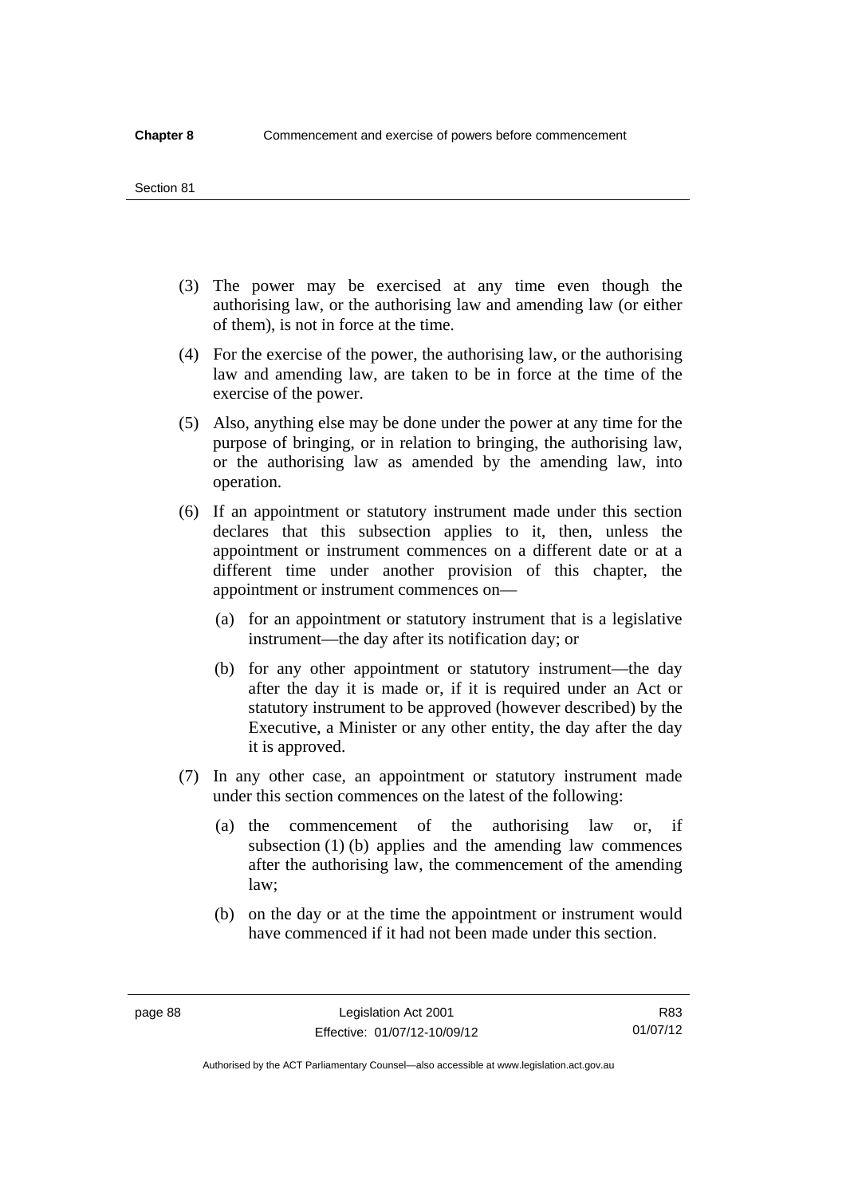(3) The power may be exercised at any time even though the authorising law, or the authorising law and amending law (or either of them), is not in force at the time.

(4) For the exercise of the power, the authorising law, or the authorising law and amending law, are taken to be in force at the time of the exercise of the power.

(5) Also, anything else may be done under the power at any time for the purpose of bringing, or in relation to bringing, the authorising law, or the authorising law as amended by the amending law, into operation.

(6) If an appointment or statutory instrument made under this section declares that this subsection applies to it, then, unless the appointment or instrument commences on a different date or at a different time under another provision of this chapter, the appointment or instrument commences on—

   (a) for an appointment or statutory instrument that is a legislative instrument—the day after its notification day; or

   (b) for any other appointment or statutory instrument—the day after the day it is made or, if it is required under an Act or statutory instrument to be approved (however described) by the Executive, a Minister or any other entity, the day after the day it is approved.

(7) In any other case, an appointment or statutory instrument made under this section commences on the latest of the following:

   (a) the commencement of the authorising law or, if subsection (1) (b) applies and the amending law commences after the authorising law, the commencement of the amending law;

   (b) on the day or at the time the appointment or instrument would have commenced if it had not been made under this section.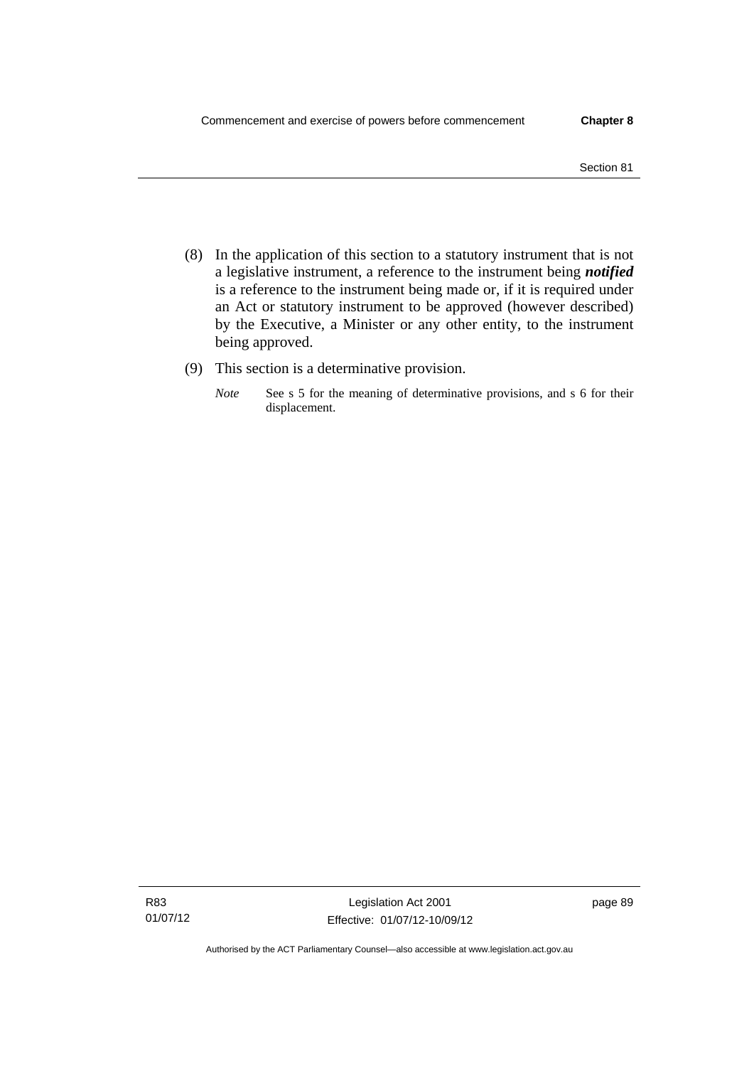(8) In the application of this section to a statutory instrument that is not a legislative instrument, a reference to the instrument being ***notified*** is a reference to the instrument being made or, if it is required under an Act or statutory instrument to be approved (however described) by the Executive, a Minister or any other entity, to the instrument being approved.

(9) This section is a determinative provision.

*Note* See s 5 for the meaning of determinative provisions, and s 6 for their displacement.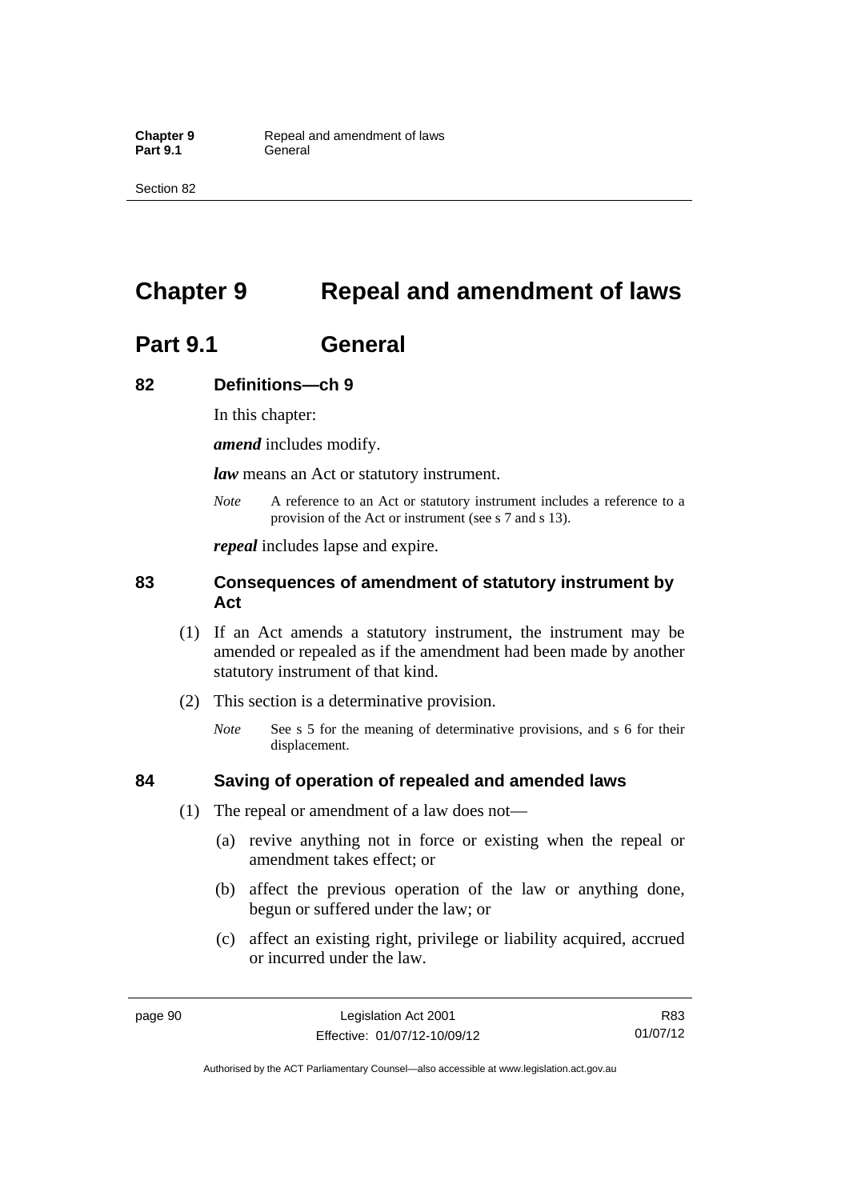# Chapter 9 Repeal and amendment of laws

## Part 9.1 General

### 82 Definitions—ch 9

In this chapter:

***amend*** includes modify.

***law*** means an Act or statutory instrument.

*Note* A reference to an Act or statutory instrument includes a reference to a provision of the Act or instrument (see s 7 and s 13).

***repeal*** includes lapse and expire.

### 83 Consequences of amendment of statutory instrument by Act

(1) If an Act amends a statutory instrument, the instrument may be amended or repealed as if the amendment had been made by another statutory instrument of that kind.

(2) This section is a determinative provision.

*Note* See s 5 for the meaning of determinative provisions, and s 6 for their displacement.

### 84 Saving of operation of repealed and amended laws

(1) The repeal or amendment of a law does not—

(a) revive anything not in force or existing when the repeal or amendment takes effect; or

(b) affect the previous operation of the law or anything done, begun or suffered under the law; or

(c) affect an existing right, privilege or liability acquired, accrued or incurred under the law.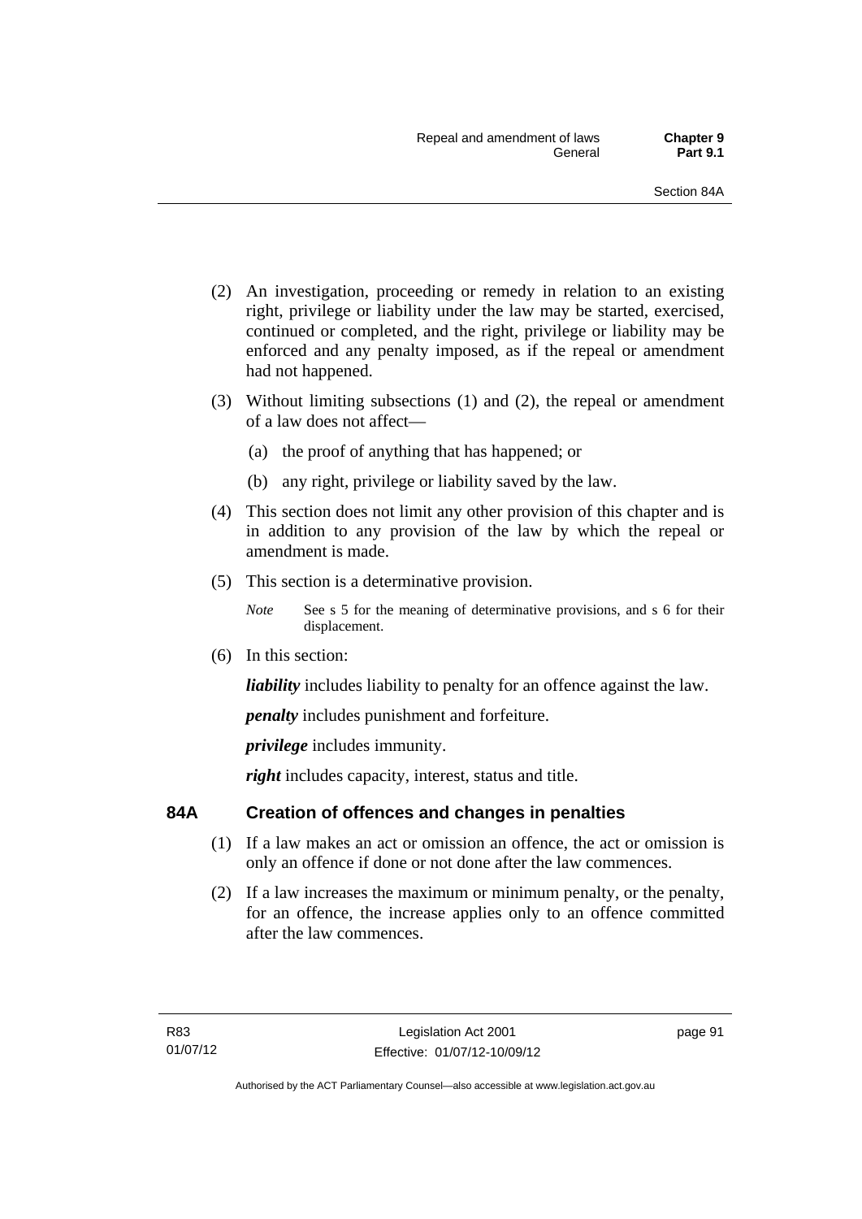(2) An investigation, proceeding or remedy in relation to an existing right, privilege or liability under the law may be started, exercised, continued or completed, and the right, privilege or liability may be enforced and any penalty imposed, as if the repeal or amendment had not happened.

(3) Without limiting subsections (1) and (2), the repeal or amendment of a law does not affect—

(a) the proof of anything that has happened; or

(b) any right, privilege or liability saved by the law.

(4) This section does not limit any other provision of this chapter and is in addition to any provision of the law by which the repeal or amendment is made.

(5) This section is a determinative provision.

*Note* See s 5 for the meaning of determinative provisions, and s 6 for their displacement.

(6) In this section:

***liability*** includes liability to penalty for an offence against the law.

***penalty*** includes punishment and forfeiture.

***privilege*** includes immunity.

***right*** includes capacity, interest, status and title.

## 84A Creation of offences and changes in penalties

(1) If a law makes an act or omission an offence, the act or omission is only an offence if done or not done after the law commences.

(2) If a law increases the maximum or minimum penalty, or the penalty, for an offence, the increase applies only to an offence committed after the law commences.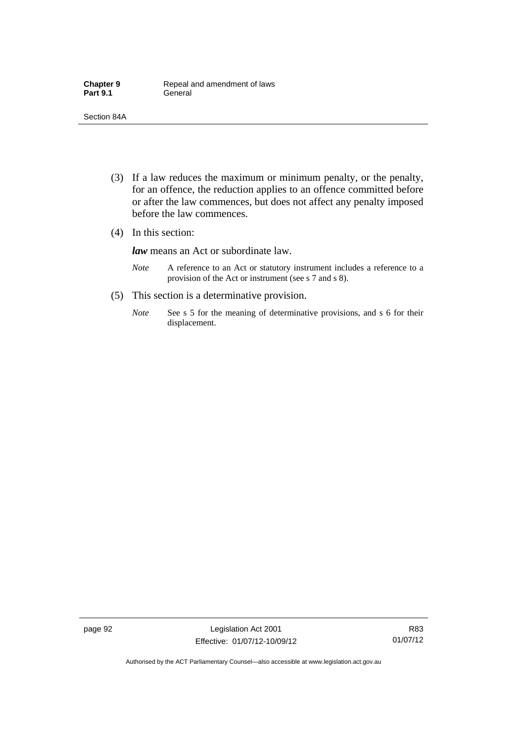(3) If a law reduces the maximum or minimum penalty, or the penalty, for an offence, the reduction applies to an offence committed before or after the law commences, but does not affect any penalty imposed before the law commences.

(4) In this section:

***law*** means an Act or subordinate law.

*Note* A reference to an Act or statutory instrument includes a reference to a provision of the Act or instrument (see s 7 and s 8).

(5) This section is a determinative provision.

*Note* See s 5 for the meaning of determinative provisions, and s 6 for their displacement.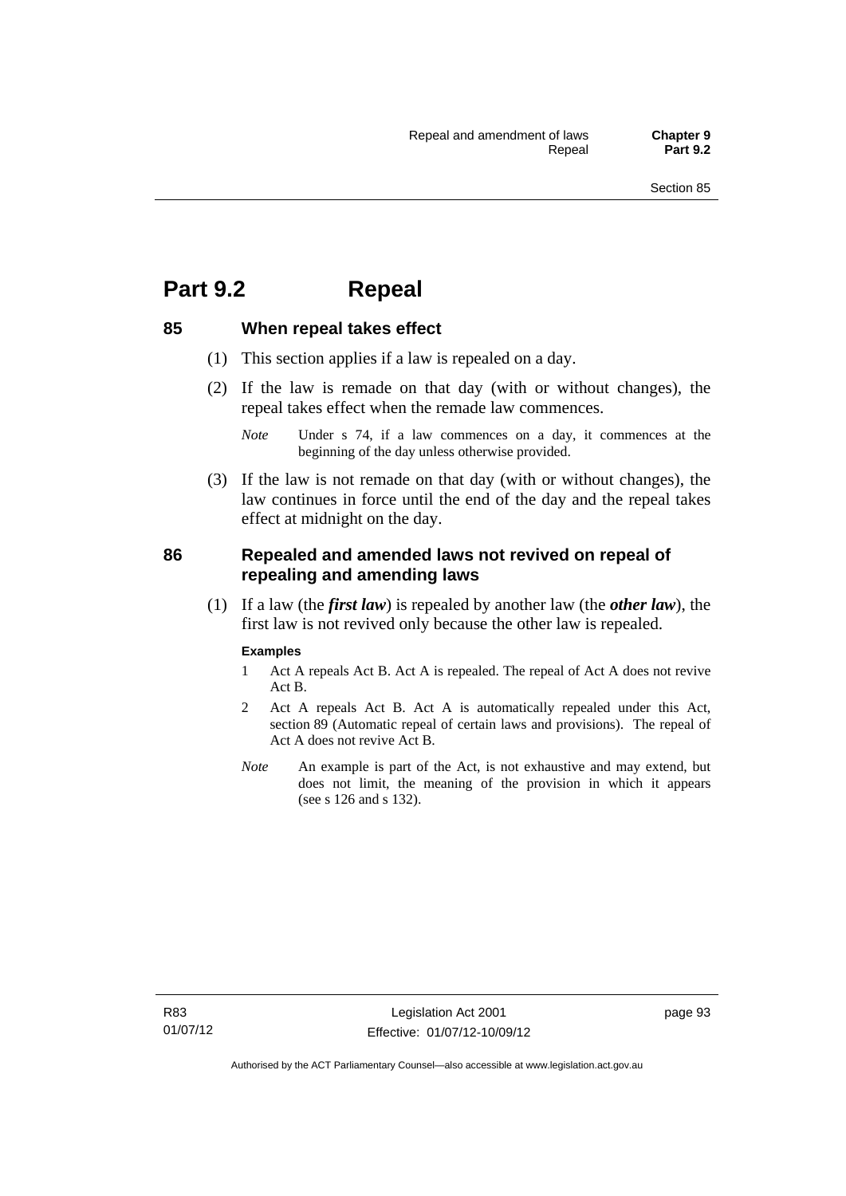# Part 9.2 Repeal

## 85 When repeal takes effect

(1) This section applies if a law is repealed on a day.

(2) If the law is remade on that day (with or without changes), the repeal takes effect when the remade law commences.

*Note* Under s 74, if a law commences on a day, it commences at the beginning of the day unless otherwise provided.

(3) If the law is not remade on that day (with or without changes), the law continues in force until the end of the day and the repeal takes effect at midnight on the day.

## 86 Repealed and amended laws not revived on repeal of repealing and amending laws

(1) If a law (the ***first law***) is repealed by another law (the ***other law***), the first law is not revived only because the other law is repealed.

**Examples**

1 Act A repeals Act B. Act A is repealed. The repeal of Act A does not revive Act B.

2 Act A repeals Act B. Act A is automatically repealed under this Act, section 89 (Automatic repeal of certain laws and provisions). The repeal of Act A does not revive Act B.

*Note* An example is part of the Act, is not exhaustive and may extend, but does not limit, the meaning of the provision in which it appears (see s 126 and s 132).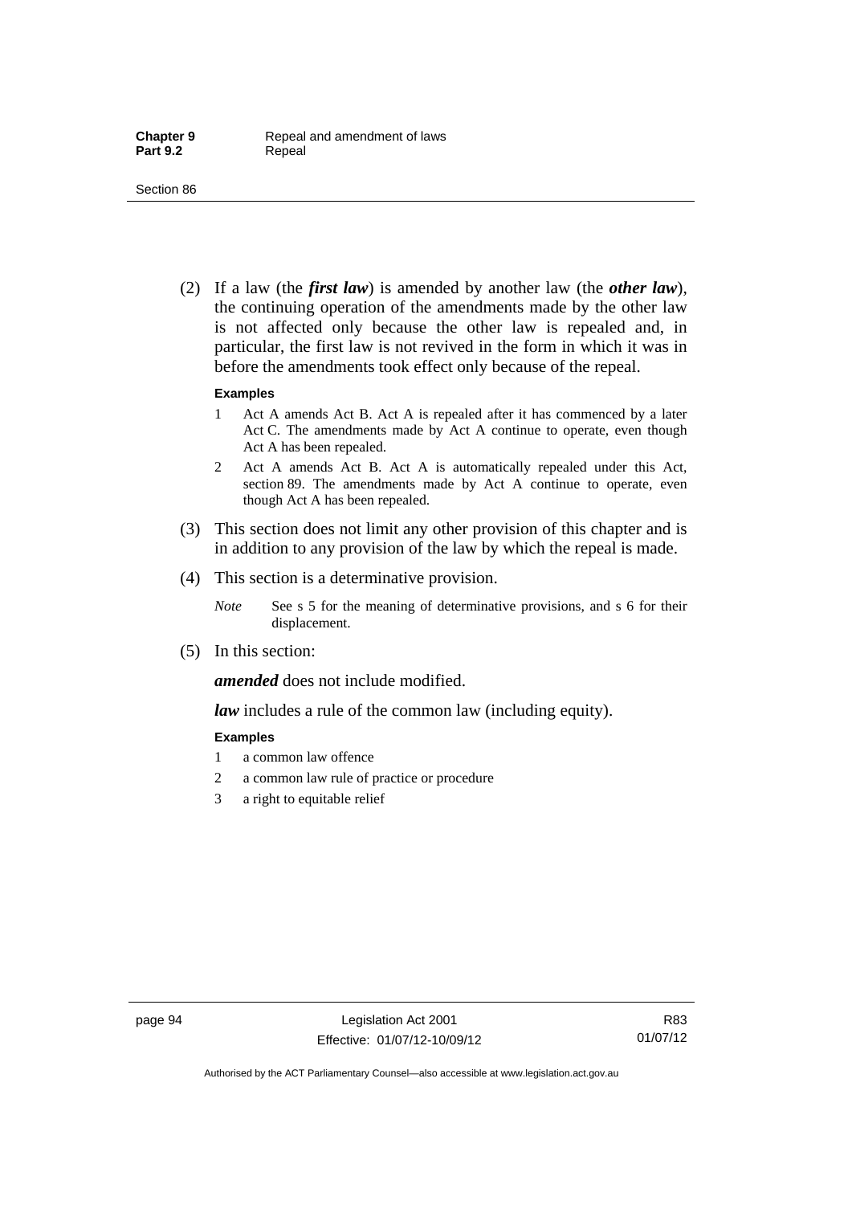(2) If a law (the ***first law***) is amended by another law (the ***other law***), the continuing operation of the amendments made by the other law is not affected only because the other law is repealed and, in particular, the first law is not revived in the form in which it was in before the amendments took effect only because of the repeal.

**Examples**

1 Act A amends Act B. Act A is repealed after it has commenced by a later Act C. The amendments made by Act A continue to operate, even though Act A has been repealed.

2 Act A amends Act B. Act A is automatically repealed under this Act, section 89. The amendments made by Act A continue to operate, even though Act A has been repealed.

(3) This section does not limit any other provision of this chapter and is in addition to any provision of the law by which the repeal is made.

(4) This section is a determinative provision.

*Note* See s 5 for the meaning of determinative provisions, and s 6 for their displacement.

(5) In this section:

***amended*** does not include modified.

***law*** includes a rule of the common law (including equity).

**Examples**

1 a common law offence

2 a common law rule of practice or procedure

3 a right to equitable relief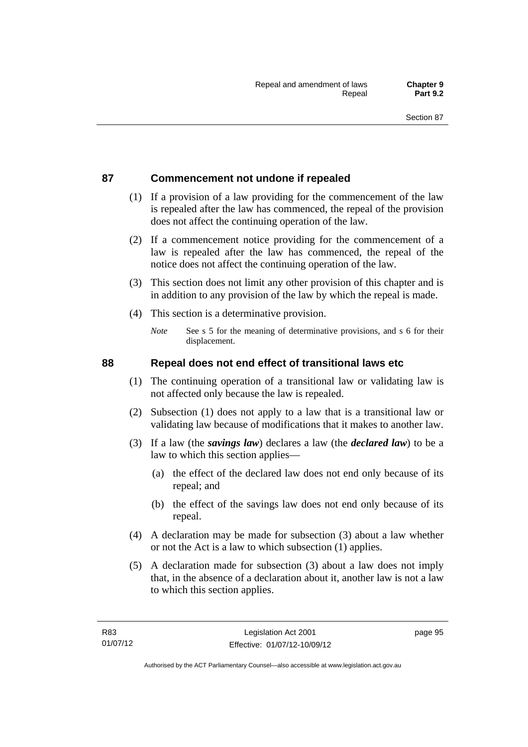## 87 Commencement not undone if repealed

(1) If a provision of a law providing for the commencement of the law is repealed after the law has commenced, the repeal of the provision does not affect the continuing operation of the law.

(2) If a commencement notice providing for the commencement of a law is repealed after the law has commenced, the repeal of the notice does not affect the continuing operation of the law.

(3) This section does not limit any other provision of this chapter and is in addition to any provision of the law by which the repeal is made.

(4) This section is a determinative provision.

*Note* See s 5 for the meaning of determinative provisions, and s 6 for their displacement.

## 88 Repeal does not end effect of transitional laws etc

(1) The continuing operation of a transitional law or validating law is not affected only because the law is repealed.

(2) Subsection (1) does not apply to a law that is a transitional law or validating law because of modifications that it makes to another law.

(3) If a law (the ***savings law***) declares a law (the ***declared law***) to be a law to which this section applies—

(a) the effect of the declared law does not end only because of its repeal; and

(b) the effect of the savings law does not end only because of its repeal.

(4) A declaration may be made for subsection (3) about a law whether or not the Act is a law to which subsection (1) applies.

(5) A declaration made for subsection (3) about a law does not imply that, in the absence of a declaration about it, another law is not a law to which this section applies.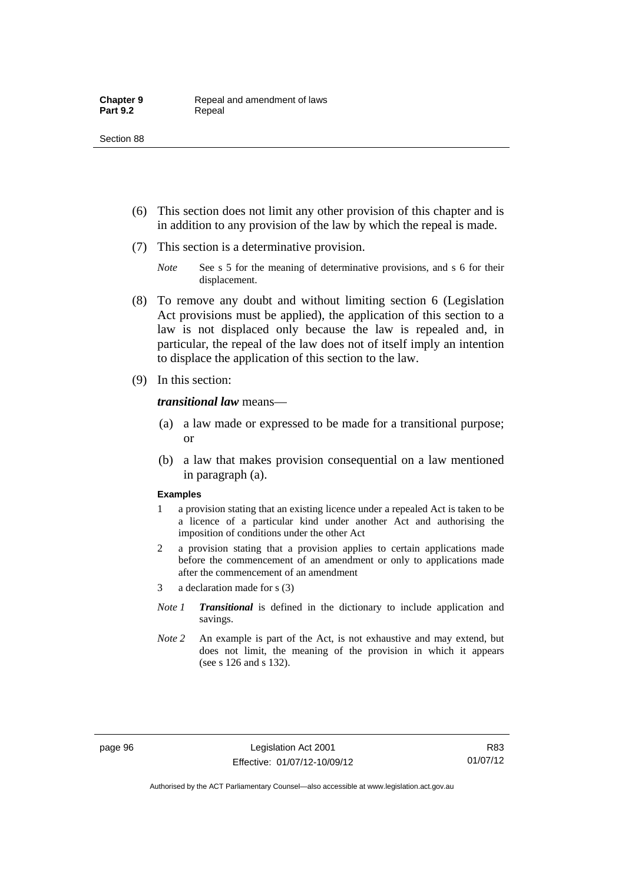(6) This section does not limit any other provision of this chapter and is in addition to any provision of the law by which the repeal is made.

(7) This section is a determinative provision.

*Note* See s 5 for the meaning of determinative provisions, and s 6 for their displacement.

(8) To remove any doubt and without limiting section 6 (Legislation Act provisions must be applied), the application of this section to a law is not displaced only because the law is repealed and, in particular, the repeal of the law does not of itself imply an intention to displace the application of this section to the law.

(9) In this section:

***transitional law*** means—

(a) a law made or expressed to be made for a transitional purpose; or

(b) a law that makes provision consequential on a law mentioned in paragraph (a).

**Examples**

1 a provision stating that an existing licence under a repealed Act is taken to be a licence of a particular kind under another Act and authorising the imposition of conditions under the other Act

2 a provision stating that a provision applies to certain applications made before the commencement of an amendment or only to applications made after the commencement of an amendment

3 a declaration made for s (3)

*Note 1* ***Transitional*** is defined in the dictionary to include application and savings.

*Note 2* An example is part of the Act, is not exhaustive and may extend, but does not limit, the meaning of the provision in which it appears (see s 126 and s 132).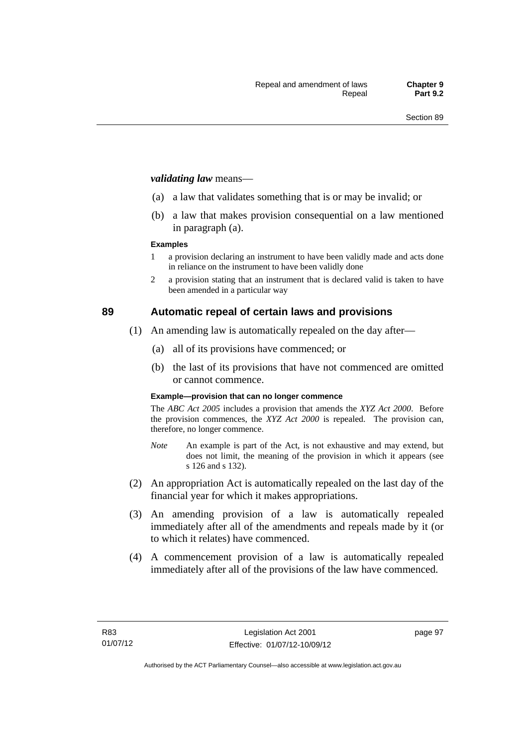***validating law*** means—

(a) a law that validates something that is or may be invalid; or

(b) a law that makes provision consequential on a law mentioned in paragraph (a).

**Examples**

1 a provision declaring an instrument to have been validly made and acts done in reliance on the instrument to have been validly done

2 a provision stating that an instrument that is declared valid is taken to have been amended in a particular way

## 89 Automatic repeal of certain laws and provisions

(1) An amending law is automatically repealed on the day after—

(a) all of its provisions have commenced; or

(b) the last of its provisions that have not commenced are omitted or cannot commence.

**Example—provision that can no longer commence**

The *ABC Act 2005* includes a provision that amends the *XYZ Act 2000*. Before the provision commences, the *XYZ Act 2000* is repealed. The provision can, therefore, no longer commence.

*Note* An example is part of the Act, is not exhaustive and may extend, but does not limit, the meaning of the provision in which it appears (see s 126 and s 132).

(2) An appropriation Act is automatically repealed on the last day of the financial year for which it makes appropriations.

(3) An amending provision of a law is automatically repealed immediately after all of the amendments and repeals made by it (or to which it relates) have commenced.

(4) A commencement provision of a law is automatically repealed immediately after all of the provisions of the law have commenced.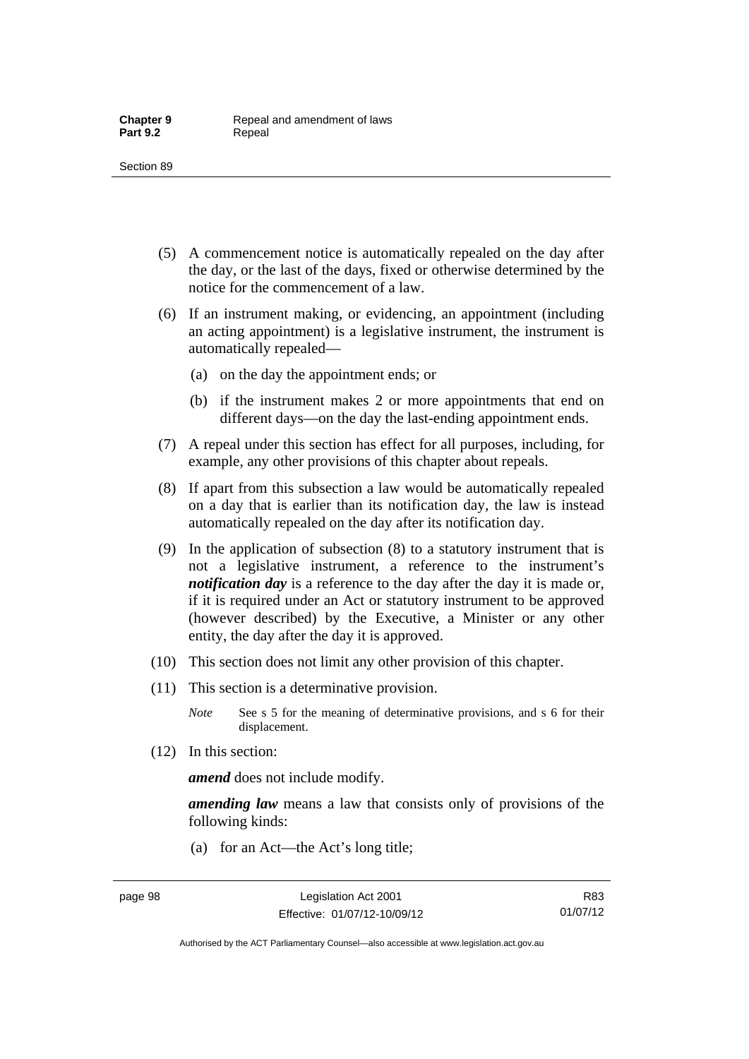(5) A commencement notice is automatically repealed on the day after the day, or the last of the days, fixed or otherwise determined by the notice for the commencement of a law.

(6) If an instrument making, or evidencing, an appointment (including an acting appointment) is a legislative instrument, the instrument is automatically repealed—

(a) on the day the appointment ends; or

(b) if the instrument makes 2 or more appointments that end on different days—on the day the last-ending appointment ends.

(7) A repeal under this section has effect for all purposes, including, for example, any other provisions of this chapter about repeals.

(8) If apart from this subsection a law would be automatically repealed on a day that is earlier than its notification day, the law is instead automatically repealed on the day after its notification day.

(9) In the application of subsection (8) to a statutory instrument that is not a legislative instrument, a reference to the instrument's ***notification day*** is a reference to the day after the day it is made or, if it is required under an Act or statutory instrument to be approved (however described) by the Executive, a Minister or any other entity, the day after the day it is approved.

(10) This section does not limit any other provision of this chapter.

(11) This section is a determinative provision.

*Note* See s 5 for the meaning of determinative provisions, and s 6 for their displacement.

(12) In this section:

***amend*** does not include modify.

***amending law*** means a law that consists only of provisions of the following kinds:

(a) for an Act—the Act's long title;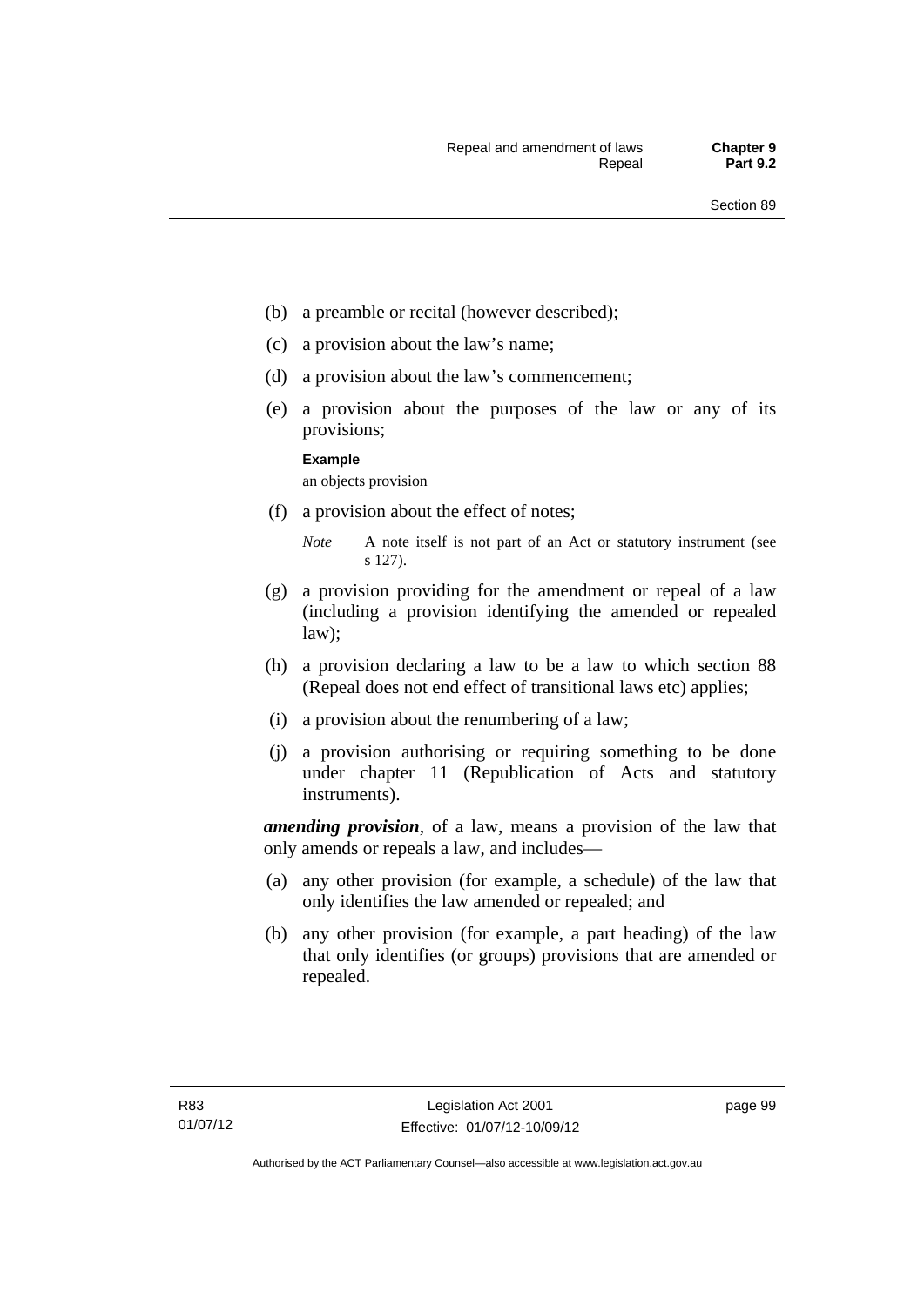(b) a preamble or recital (however described);

(c) a provision about the law's name;

(d) a provision about the law's commencement;

(e) a provision about the purposes of the law or any of its provisions;

**Example**

an objects provision

(f) a provision about the effect of notes;

*Note* A note itself is not part of an Act or statutory instrument (see s 127).

(g) a provision providing for the amendment or repeal of a law (including a provision identifying the amended or repealed law);

(h) a provision declaring a law to be a law to which section 88 (Repeal does not end effect of transitional laws etc) applies;

(i) a provision about the renumbering of a law;

(j) a provision authorising or requiring something to be done under chapter 11 (Republication of Acts and statutory instruments).

***amending provision***, of a law, means a provision of the law that only amends or repeals a law, and includes—

(a) any other provision (for example, a schedule) of the law that only identifies the law amended or repealed; and

(b) any other provision (for example, a part heading) of the law that only identifies (or groups) provisions that are amended or repealed.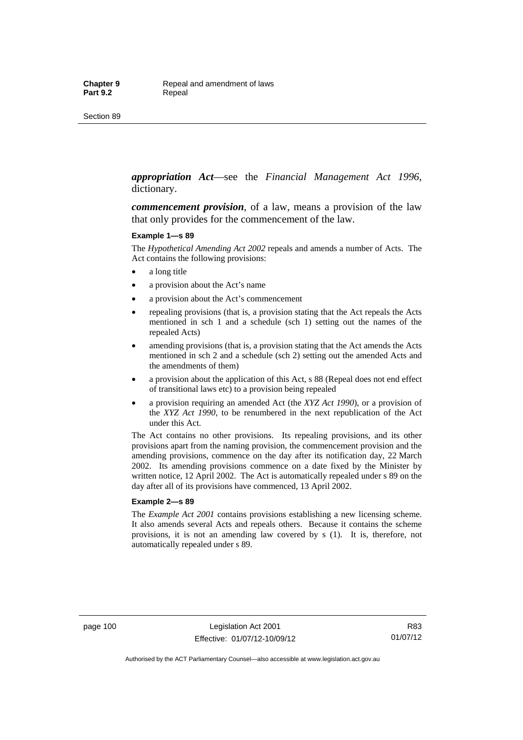***appropriation Act***—see the *Financial Management Act 1996*, dictionary.

***commencement provision***, of a law, means a provision of the law that only provides for the commencement of the law.

**Example 1—s 89**

The *Hypothetical Amending Act 2002* repeals and amends a number of Acts. The Act contains the following provisions:

- a long title
- a provision about the Act's name
- a provision about the Act's commencement
- repealing provisions (that is, a provision stating that the Act repeals the Acts mentioned in sch 1 and a schedule (sch 1) setting out the names of the repealed Acts)
- amending provisions (that is, a provision stating that the Act amends the Acts mentioned in sch 2 and a schedule (sch 2) setting out the amended Acts and the amendments of them)
- a provision about the application of this Act, s 88 (Repeal does not end effect of transitional laws etc) to a provision being repealed
- a provision requiring an amended Act (the *XYZ Act 1990*), or a provision of the *XYZ Act 1990*, to be renumbered in the next republication of the Act under this Act.

The Act contains no other provisions. Its repealing provisions, and its other provisions apart from the naming provision, the commencement provision and the amending provisions, commence on the day after its notification day, 22 March 2002. Its amending provisions commence on a date fixed by the Minister by written notice, 12 April 2002. The Act is automatically repealed under s 89 on the day after all of its provisions have commenced, 13 April 2002.

**Example 2—s 89**

The *Example Act 2001* contains provisions establishing a new licensing scheme. It also amends several Acts and repeals others. Because it contains the scheme provisions, it is not an amending law covered by s (1). It is, therefore, not automatically repealed under s 89.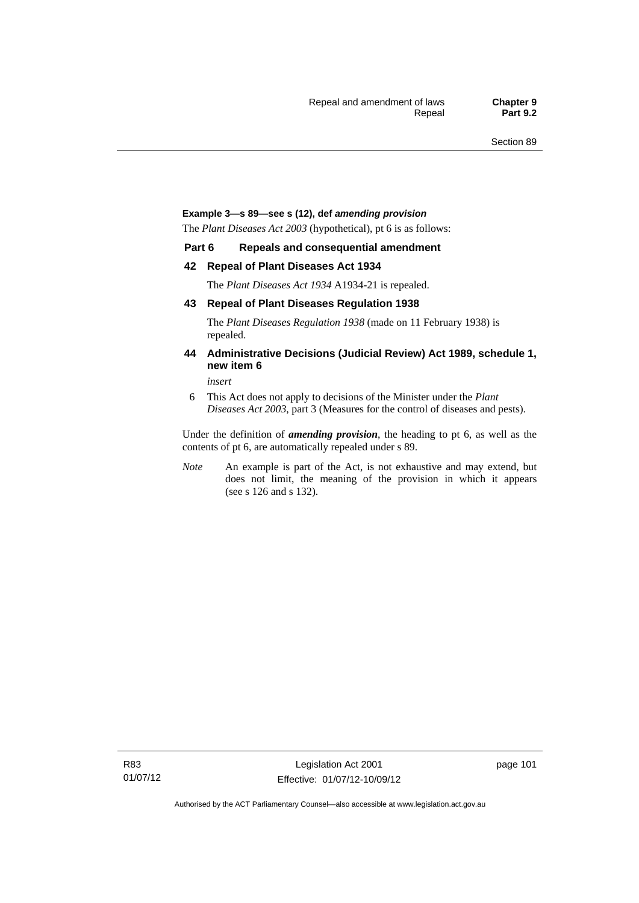**Example 3—s 89—see s (12), def *amending provision***

The *Plant Diseases Act 2003* (hypothetical), pt 6 is as follows:

**Part 6 Repeals and consequential amendment**

**42 Repeal of Plant Diseases Act 1934**

The *Plant Diseases Act 1934* A1934-21 is repealed.

**43 Repeal of Plant Diseases Regulation 1938**

The *Plant Diseases Regulation 1938* (made on 11 February 1938) is repealed.

**44 Administrative Decisions (Judicial Review) Act 1989, schedule 1, new item 6**

*insert*

6 This Act does not apply to decisions of the Minister under the *Plant Diseases Act 2003*, part 3 (Measures for the control of diseases and pests).

Under the definition of ***amending provision***, the heading to pt 6, as well as the contents of pt 6, are automatically repealed under s 89.

*Note* An example is part of the Act, is not exhaustive and may extend, but does not limit, the meaning of the provision in which it appears (see s 126 and s 132).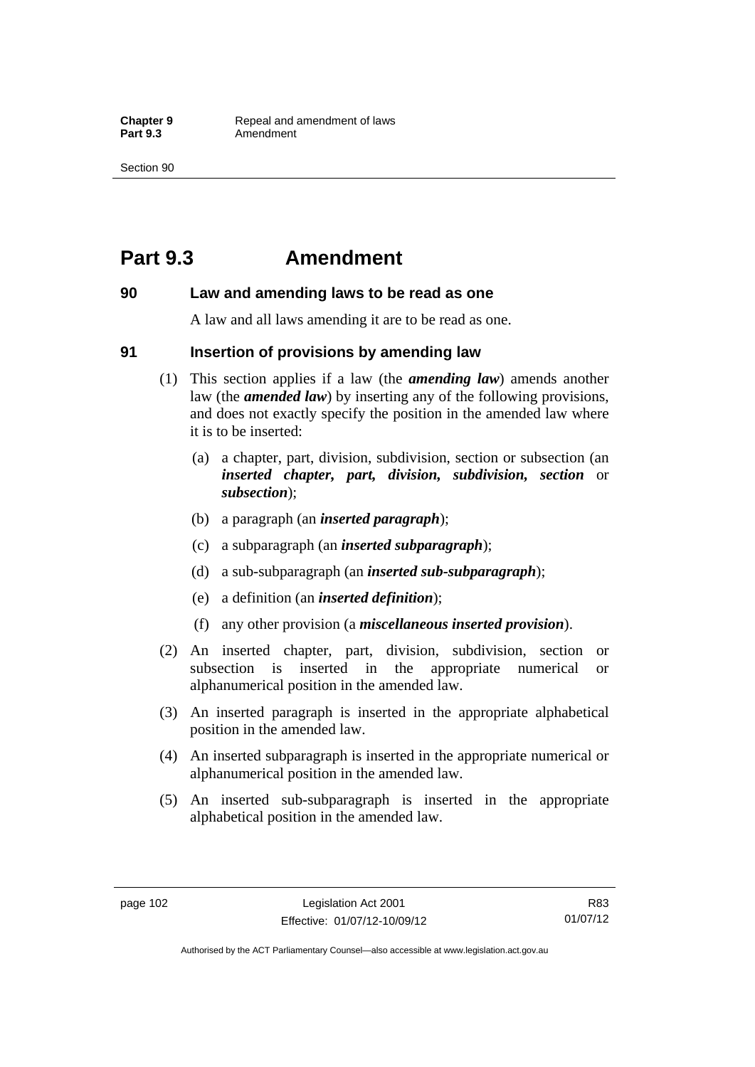# Part 9.3 Amendment

## 90 Law and amending laws to be read as one

A law and all laws amending it are to be read as one.

## 91 Insertion of provisions by amending law

(1) This section applies if a law (the ***amending law***) amends another law (the ***amended law***) by inserting any of the following provisions, and does not exactly specify the position in the amended law where it is to be inserted:

(a) a chapter, part, division, subdivision, section or subsection (an ***inserted chapter, part, division, subdivision, section*** or ***subsection***);

(b) a paragraph (an ***inserted paragraph***);

(c) a subparagraph (an ***inserted subparagraph***);

(d) a sub-subparagraph (an ***inserted sub-subparagraph***);

(e) a definition (an ***inserted definition***);

(f) any other provision (a ***miscellaneous inserted provision***).

(2) An inserted chapter, part, division, subdivision, section or subsection is inserted in the appropriate numerical or alphanumerical position in the amended law.

(3) An inserted paragraph is inserted in the appropriate alphabetical position in the amended law.

(4) An inserted subparagraph is inserted in the appropriate numerical or alphanumerical position in the amended law.

(5) An inserted sub-subparagraph is inserted in the appropriate alphabetical position in the amended law.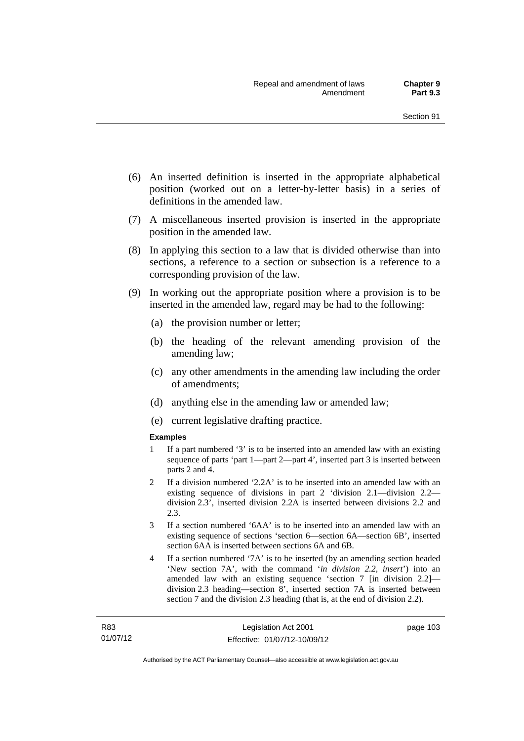(6) An inserted definition is inserted in the appropriate alphabetical position (worked out on a letter-by-letter basis) in a series of definitions in the amended law.

(7) A miscellaneous inserted provision is inserted in the appropriate position in the amended law.

(8) In applying this section to a law that is divided otherwise than into sections, a reference to a section or subsection is a reference to a corresponding provision of the law.

(9) In working out the appropriate position where a provision is to be inserted in the amended law, regard may be had to the following:

(a) the provision number or letter;

(b) the heading of the relevant amending provision of the amending law;

(c) any other amendments in the amending law including the order of amendments;

(d) anything else in the amending law or amended law;

(e) current legislative drafting practice.

**Examples**

1 If a part numbered '3' is to be inserted into an amended law with an existing sequence of parts 'part 1—part 2—part 4', inserted part 3 is inserted between parts 2 and 4.

2 If a division numbered '2.2A' is to be inserted into an amended law with an existing sequence of divisions in part 2 'division 2.1—division 2.2—division 2.3', inserted division 2.2A is inserted between divisions 2.2 and 2.3.

3 If a section numbered '6AA' is to be inserted into an amended law with an existing sequence of sections 'section 6—section 6A—section 6B', inserted section 6AA is inserted between sections 6A and 6B.

4 If a section numbered '7A' is to be inserted (by an amending section headed 'New section 7A', with the command '*in division 2.2, insert*') into an amended law with an existing sequence 'section 7 [in division 2.2]—division 2.3 heading—section 8', inserted section 7A is inserted between section 7 and the division 2.3 heading (that is, at the end of division 2.2).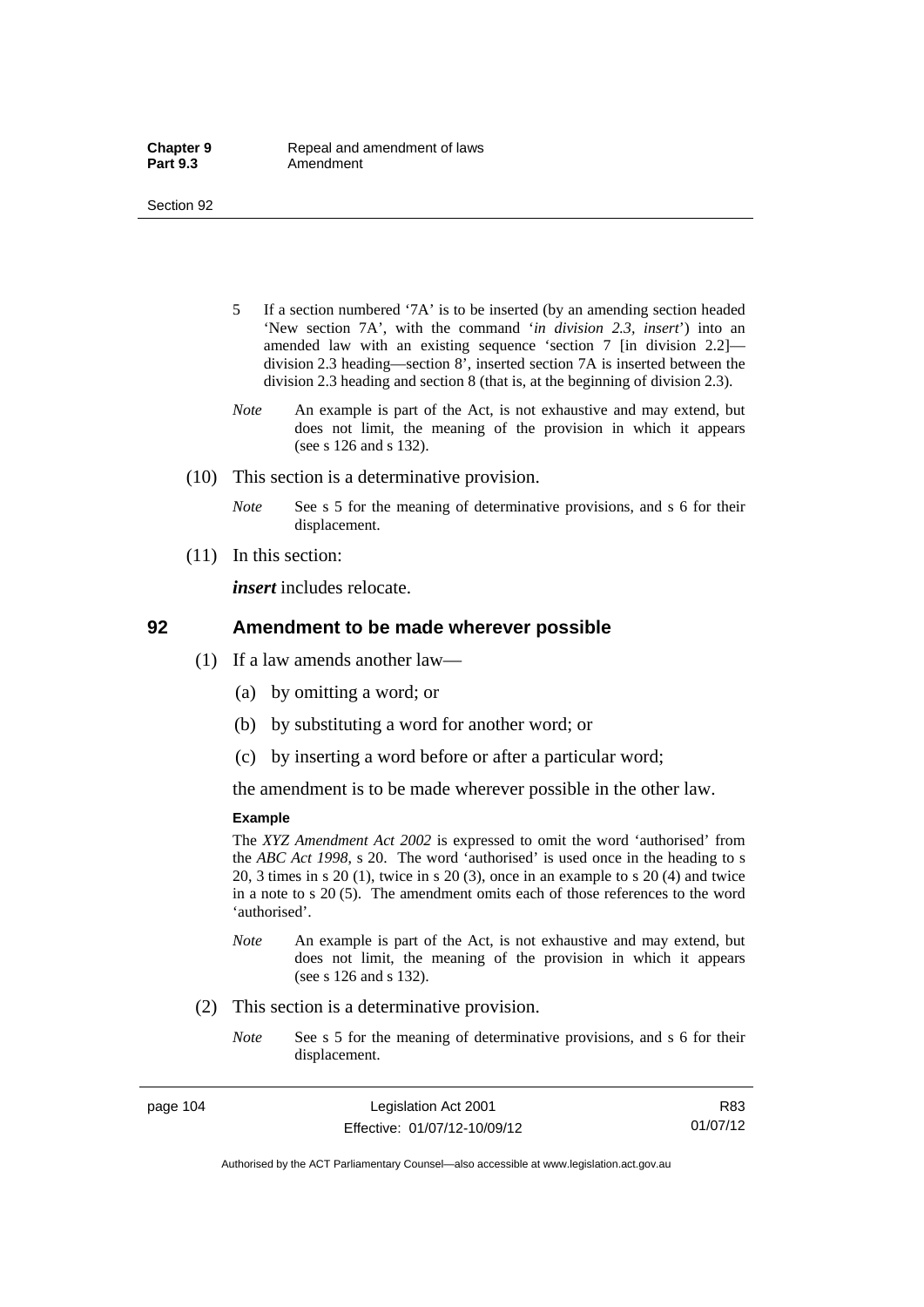5 If a section numbered '7A' is to be inserted (by an amending section headed 'New section 7A', with the command '*in division 2.3, insert*') into an amended law with an existing sequence 'section 7 [in division 2.2]—division 2.3 heading—section 8', inserted section 7A is inserted between the division 2.3 heading and section 8 (that is, at the beginning of division 2.3).

*Note* An example is part of the Act, is not exhaustive and may extend, but does not limit, the meaning of the provision in which it appears (see s 126 and s 132).

(10) This section is a determinative provision.

*Note* See s 5 for the meaning of determinative provisions, and s 6 for their displacement.

(11) In this section:

***insert*** includes relocate.

## 92 Amendment to be made wherever possible

(1) If a law amends another law—

(a) by omitting a word; or

(b) by substituting a word for another word; or

(c) by inserting a word before or after a particular word;

the amendment is to be made wherever possible in the other law.

**Example**

The *XYZ Amendment Act 2002* is expressed to omit the word 'authorised' from the *ABC Act 1998*, s 20. The word 'authorised' is used once in the heading to s 20, 3 times in s 20 (1), twice in s 20 (3), once in an example to s 20 (4) and twice in a note to s 20 (5). The amendment omits each of those references to the word 'authorised'.

*Note* An example is part of the Act, is not exhaustive and may extend, but does not limit, the meaning of the provision in which it appears (see s 126 and s 132).

(2) This section is a determinative provision.

*Note* See s 5 for the meaning of determinative provisions, and s 6 for their displacement.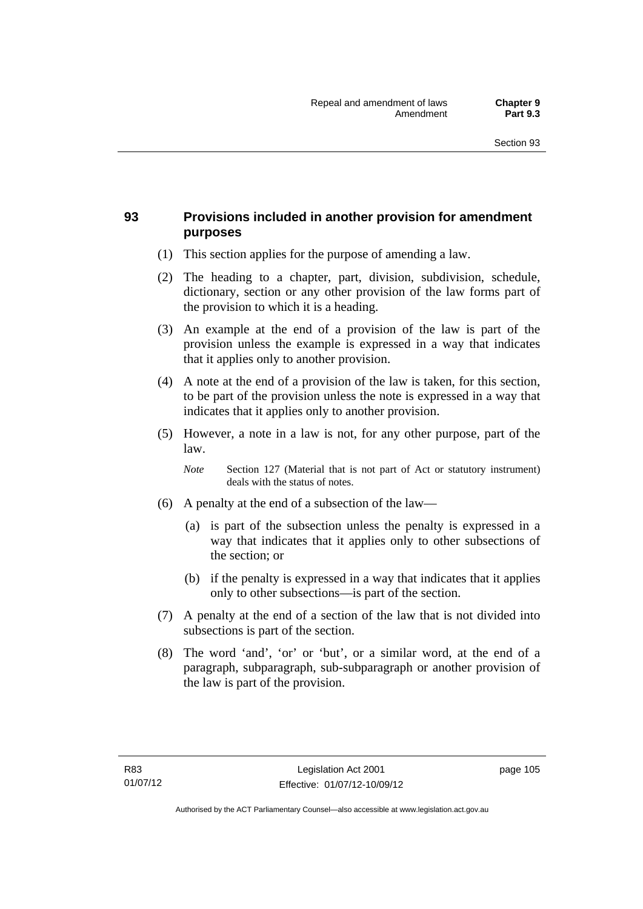## 93 Provisions included in another provision for amendment purposes

(1) This section applies for the purpose of amending a law.

(2) The heading to a chapter, part, division, subdivision, schedule, dictionary, section or any other provision of the law forms part of the provision to which it is a heading.

(3) An example at the end of a provision of the law is part of the provision unless the example is expressed in a way that indicates that it applies only to another provision.

(4) A note at the end of a provision of the law is taken, for this section, to be part of the provision unless the note is expressed in a way that indicates that it applies only to another provision.

(5) However, a note in a law is not, for any other purpose, part of the law.

*Note* Section 127 (Material that is not part of Act or statutory instrument) deals with the status of notes.

(6) A penalty at the end of a subsection of the law—

(a) is part of the subsection unless the penalty is expressed in a way that indicates that it applies only to other subsections of the section; or

(b) if the penalty is expressed in a way that indicates that it applies only to other subsections—is part of the section.

(7) A penalty at the end of a section of the law that is not divided into subsections is part of the section.

(8) The word 'and', 'or' or 'but', or a similar word, at the end of a paragraph, subparagraph, sub-subparagraph or another provision of the law is part of the provision.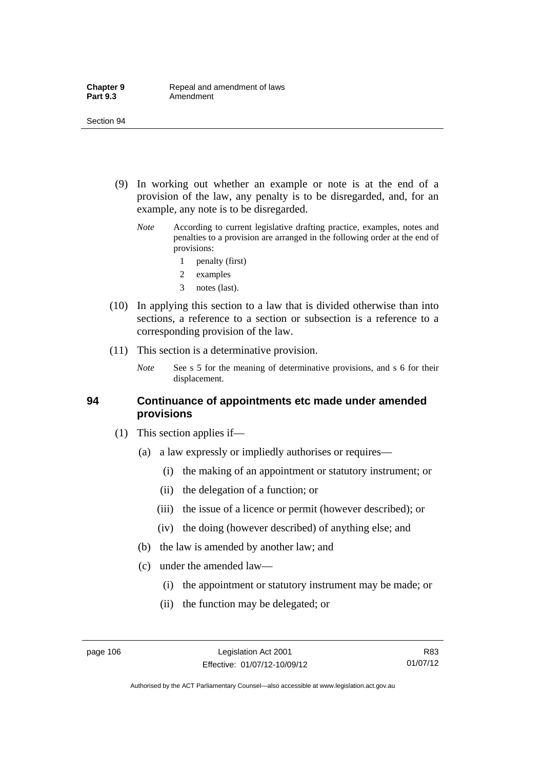(9) In working out whether an example or note is at the end of a provision of the law, any penalty is to be disregarded, and, for an example, any note is to be disregarded.

*Note* According to current legislative drafting practice, examples, notes and penalties to a provision are arranged in the following order at the end of provisions:

1 penalty (first)

2 examples

3 notes (last).

(10) In applying this section to a law that is divided otherwise than into sections, a reference to a section or subsection is a reference to a corresponding provision of the law.

(11) This section is a determinative provision.

*Note* See s 5 for the meaning of determinative provisions, and s 6 for their displacement.

## 94 Continuance of appointments etc made under amended provisions

(1) This section applies if—

(a) a law expressly or impliedly authorises or requires—

(i) the making of an appointment or statutory instrument; or

(ii) the delegation of a function; or

(iii) the issue of a licence or permit (however described); or

(iv) the doing (however described) of anything else; and

(b) the law is amended by another law; and

(c) under the amended law—

(i) the appointment or statutory instrument may be made; or

(ii) the function may be delegated; or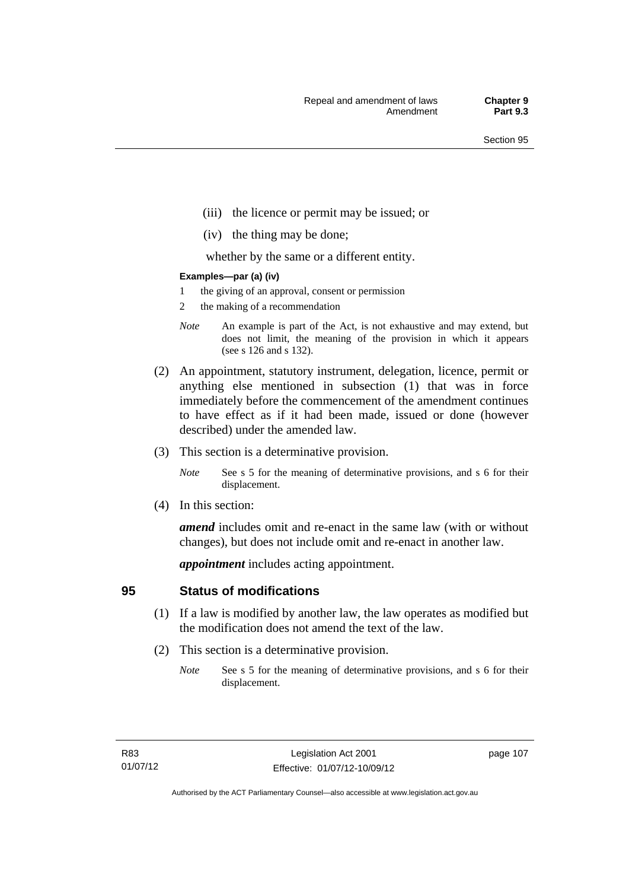(iii) the licence or permit may be issued; or

(iv) the thing may be done;

whether by the same or a different entity.

**Examples—par (a) (iv)**

1 the giving of an approval, consent or permission

2 the making of a recommendation

*Note* An example is part of the Act, is not exhaustive and may extend, but does not limit, the meaning of the provision in which it appears (see s 126 and s 132).

(2) An appointment, statutory instrument, delegation, licence, permit or anything else mentioned in subsection (1) that was in force immediately before the commencement of the amendment continues to have effect as if it had been made, issued or done (however described) under the amended law.

(3) This section is a determinative provision.

*Note* See s 5 for the meaning of determinative provisions, and s 6 for their displacement.

(4) In this section:

***amend*** includes omit and re-enact in the same law (with or without changes), but does not include omit and re-enact in another law.

***appointment*** includes acting appointment.

## 95 Status of modifications

(1) If a law is modified by another law, the law operates as modified but the modification does not amend the text of the law.

(2) This section is a determinative provision.

*Note* See s 5 for the meaning of determinative provisions, and s 6 for their displacement.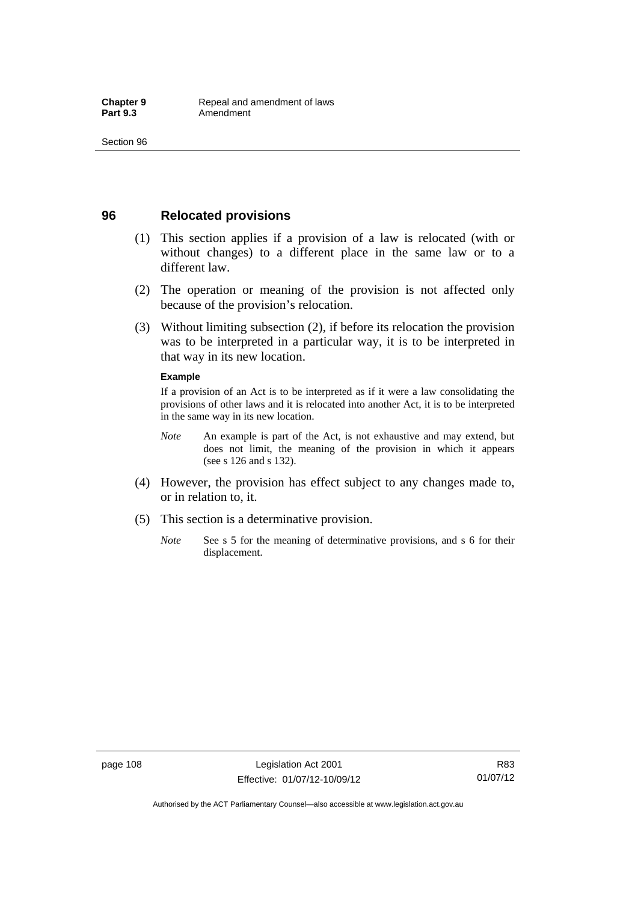## 96 Relocated provisions

(1) This section applies if a provision of a law is relocated (with or without changes) to a different place in the same law or to a different law.

(2) The operation or meaning of the provision is not affected only because of the provision's relocation.

(3) Without limiting subsection (2), if before its relocation the provision was to be interpreted in a particular way, it is to be interpreted in that way in its new location.

**Example**

If a provision of an Act is to be interpreted as if it were a law consolidating the provisions of other laws and it is relocated into another Act, it is to be interpreted in the same way in its new location.

*Note* An example is part of the Act, is not exhaustive and may extend, but does not limit, the meaning of the provision in which it appears (see s 126 and s 132).

(4) However, the provision has effect subject to any changes made to, or in relation to, it.

(5) This section is a determinative provision.

*Note* See s 5 for the meaning of determinative provisions, and s 6 for their displacement.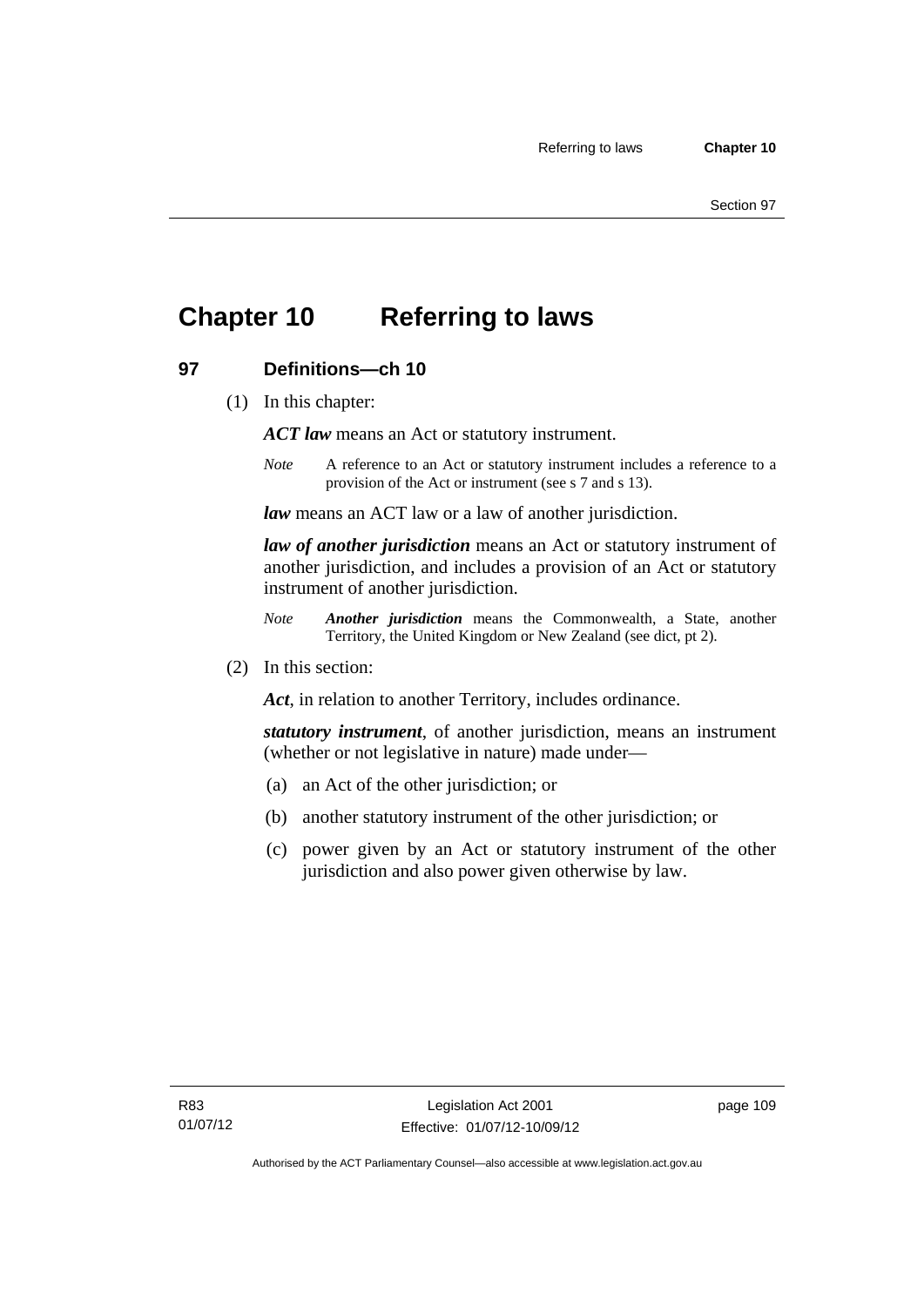# Chapter 10 Referring to laws

## 97 Definitions—ch 10

(1) In this chapter:

***ACT law*** means an Act or statutory instrument.

*Note* A reference to an Act or statutory instrument includes a reference to a provision of the Act or instrument (see s 7 and s 13).

***law*** means an ACT law or a law of another jurisdiction.

***law of another jurisdiction*** means an Act or statutory instrument of another jurisdiction, and includes a provision of an Act or statutory instrument of another jurisdiction.

*Note* ***Another jurisdiction*** means the Commonwealth, a State, another Territory, the United Kingdom or New Zealand (see dict, pt 2).

(2) In this section:

***Act***, in relation to another Territory, includes ordinance.

***statutory instrument***, of another jurisdiction, means an instrument (whether or not legislative in nature) made under—

(a) an Act of the other jurisdiction; or

(b) another statutory instrument of the other jurisdiction; or

(c) power given by an Act or statutory instrument of the other jurisdiction and also power given otherwise by law.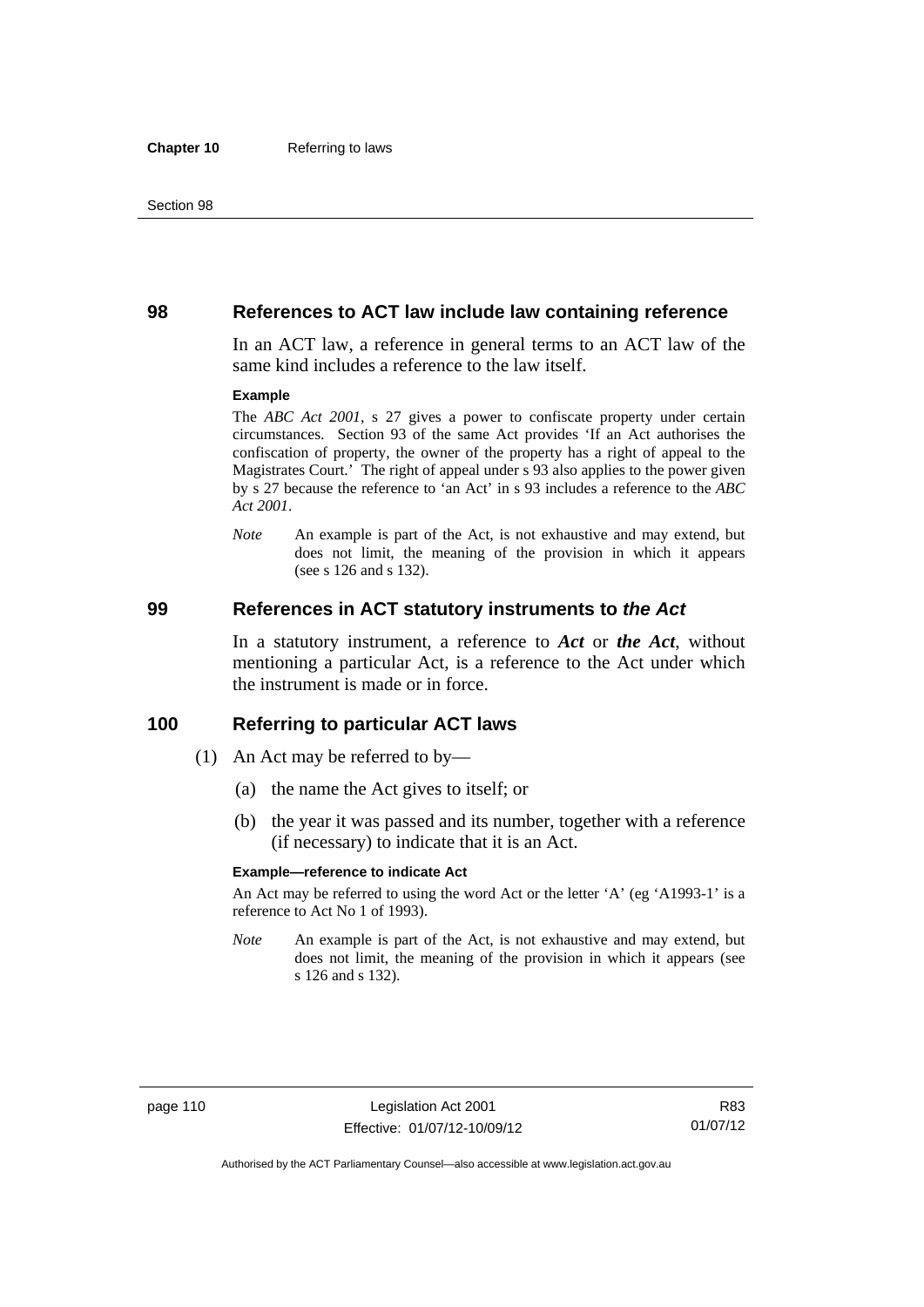## 98 References to ACT law include law containing reference

In an ACT law, a reference in general terms to an ACT law of the same kind includes a reference to the law itself.

**Example**

The *ABC Act 2001*, s 27 gives a power to confiscate property under certain circumstances. Section 93 of the same Act provides 'If an Act authorises the confiscation of property, the owner of the property has a right of appeal to the Magistrates Court.' The right of appeal under s 93 also applies to the power given by s 27 because the reference to 'an Act' in s 93 includes a reference to the *ABC Act 2001*.

*Note* An example is part of the Act, is not exhaustive and may extend, but does not limit, the meaning of the provision in which it appears (see s 126 and s 132).

## 99 References in ACT statutory instruments to *the Act*

In a statutory instrument, a reference to ***Act*** or ***the Act***, without mentioning a particular Act, is a reference to the Act under which the instrument is made or in force.

## 100 Referring to particular ACT laws

(1) An Act may be referred to by—

(a) the name the Act gives to itself; or

(b) the year it was passed and its number, together with a reference (if necessary) to indicate that it is an Act.

**Example—reference to indicate Act**

An Act may be referred to using the word Act or the letter 'A' (eg 'A1993-1' is a reference to Act No 1 of 1993).

*Note* An example is part of the Act, is not exhaustive and may extend, but does not limit, the meaning of the provision in which it appears (see s 126 and s 132).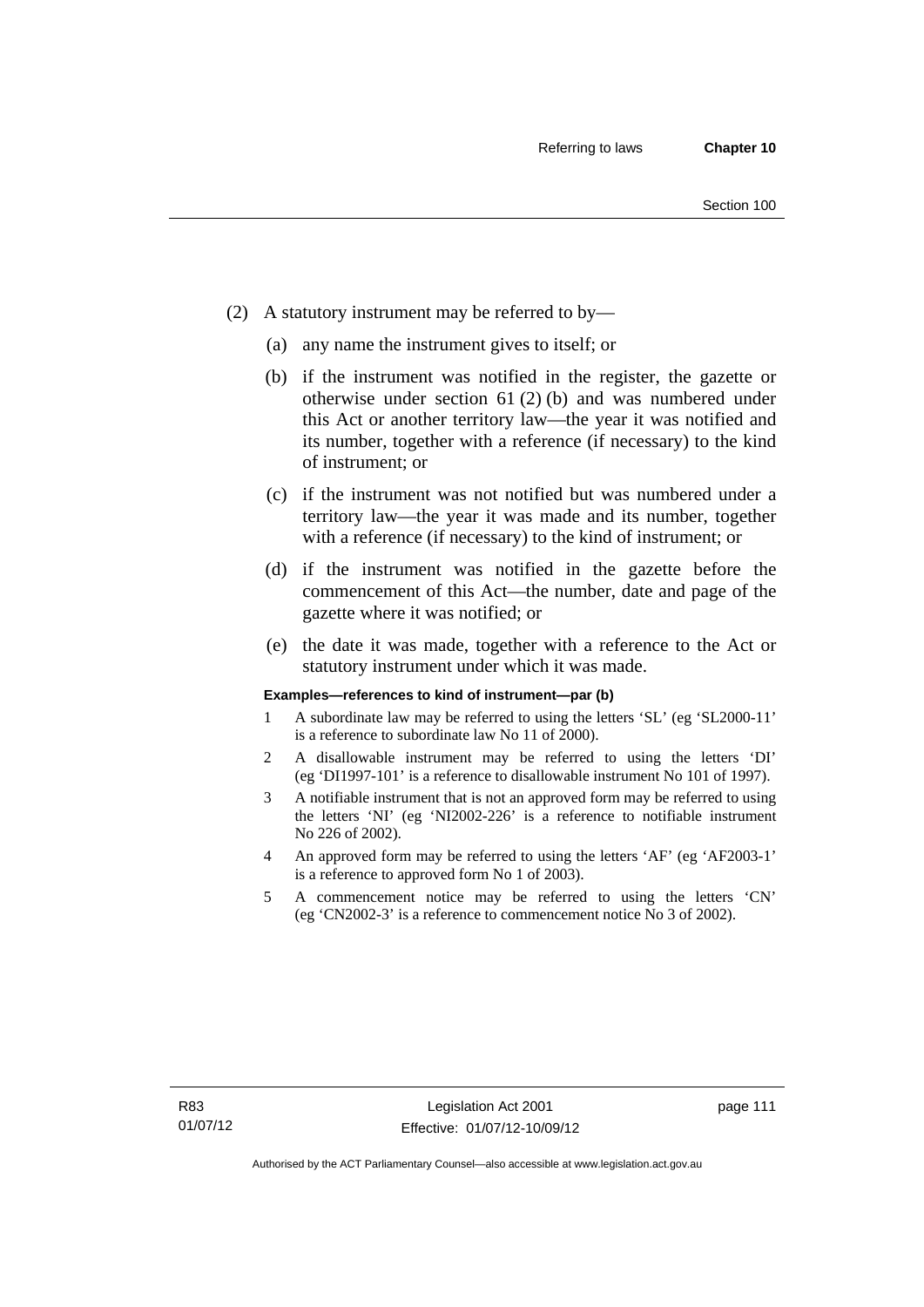(2) A statutory instrument may be referred to by—

(a) any name the instrument gives to itself; or

(b) if the instrument was notified in the register, the gazette or otherwise under section 61 (2) (b) and was numbered under this Act or another territory law—the year it was notified and its number, together with a reference (if necessary) to the kind of instrument; or

(c) if the instrument was not notified but was numbered under a territory law—the year it was made and its number, together with a reference (if necessary) to the kind of instrument; or

(d) if the instrument was notified in the gazette before the commencement of this Act—the number, date and page of the gazette where it was notified; or

(e) the date it was made, together with a reference to the Act or statutory instrument under which it was made.

**Examples—references to kind of instrument—par (b)**

1 A subordinate law may be referred to using the letters 'SL' (eg 'SL2000-11' is a reference to subordinate law No 11 of 2000).

2 A disallowable instrument may be referred to using the letters 'DI' (eg 'DI1997-101' is a reference to disallowable instrument No 101 of 1997).

3 A notifiable instrument that is not an approved form may be referred to using the letters 'NI' (eg 'NI2002-226' is a reference to notifiable instrument No 226 of 2002).

4 An approved form may be referred to using the letters 'AF' (eg 'AF2003-1' is a reference to approved form No 1 of 2003).

5 A commencement notice may be referred to using the letters 'CN' (eg 'CN2002-3' is a reference to commencement notice No 3 of 2002).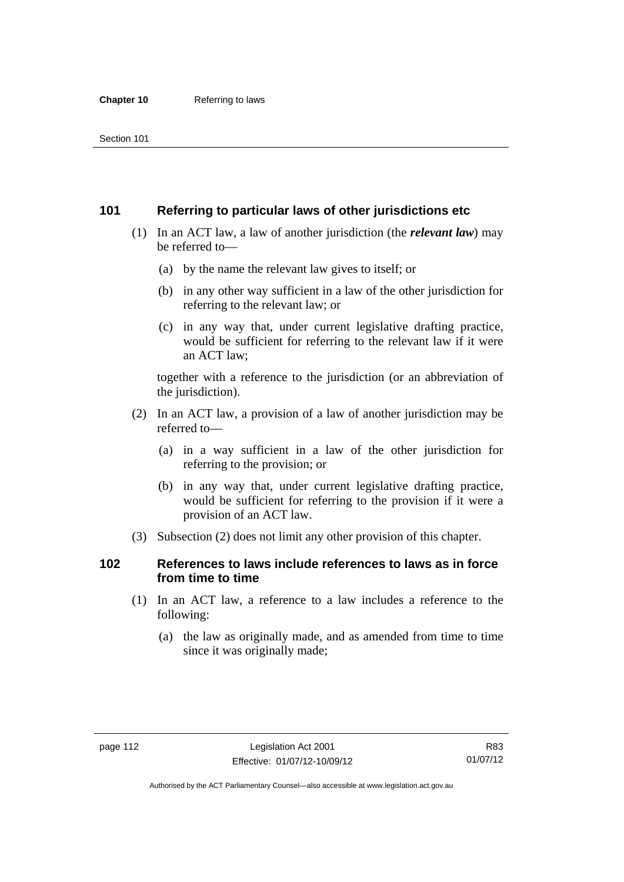## 101 Referring to particular laws of other jurisdictions etc

(1) In an ACT law, a law of another jurisdiction (the ***relevant law***) may be referred to—

(a) by the name the relevant law gives to itself; or

(b) in any other way sufficient in a law of the other jurisdiction for referring to the relevant law; or

(c) in any way that, under current legislative drafting practice, would be sufficient for referring to the relevant law if it were an ACT law;

together with a reference to the jurisdiction (or an abbreviation of the jurisdiction).

(2) In an ACT law, a provision of a law of another jurisdiction may be referred to—

(a) in a way sufficient in a law of the other jurisdiction for referring to the provision; or

(b) in any way that, under current legislative drafting practice, would be sufficient for referring to the provision if it were a provision of an ACT law.

(3) Subsection (2) does not limit any other provision of this chapter.

## 102 References to laws include references to laws as in force from time to time

(1) In an ACT law, a reference to a law includes a reference to the following:

(a) the law as originally made, and as amended from time to time since it was originally made;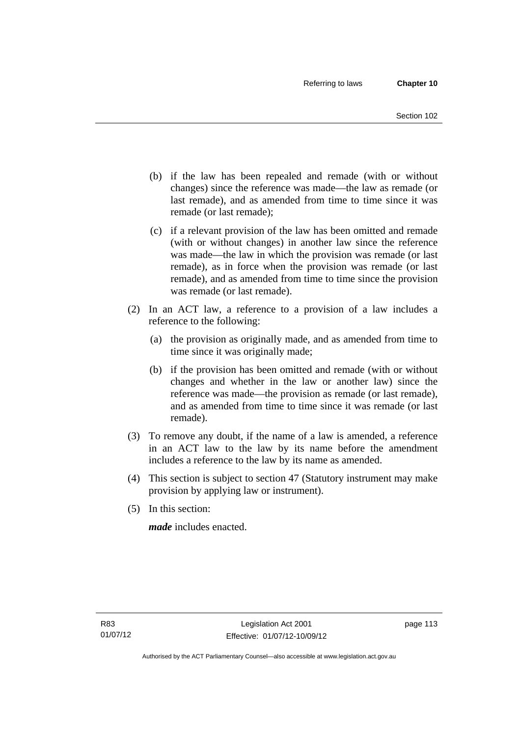(b) if the law has been repealed and remade (with or without changes) since the reference was made—the law as remade (or last remade), and as amended from time to time since it was remade (or last remade);

(c) if a relevant provision of the law has been omitted and remade (with or without changes) in another law since the reference was made—the law in which the provision was remade (or last remade), as in force when the provision was remade (or last remade), and as amended from time to time since the provision was remade (or last remade).

(2) In an ACT law, a reference to a provision of a law includes a reference to the following:

(a) the provision as originally made, and as amended from time to time since it was originally made;

(b) if the provision has been omitted and remade (with or without changes and whether in the law or another law) since the reference was made—the provision as remade (or last remade), and as amended from time to time since it was remade (or last remade).

(3) To remove any doubt, if the name of a law is amended, a reference in an ACT law to the law by its name before the amendment includes a reference to the law by its name as amended.

(4) This section is subject to section 47 (Statutory instrument may make provision by applying law or instrument).

(5) In this section:

***made*** includes enacted.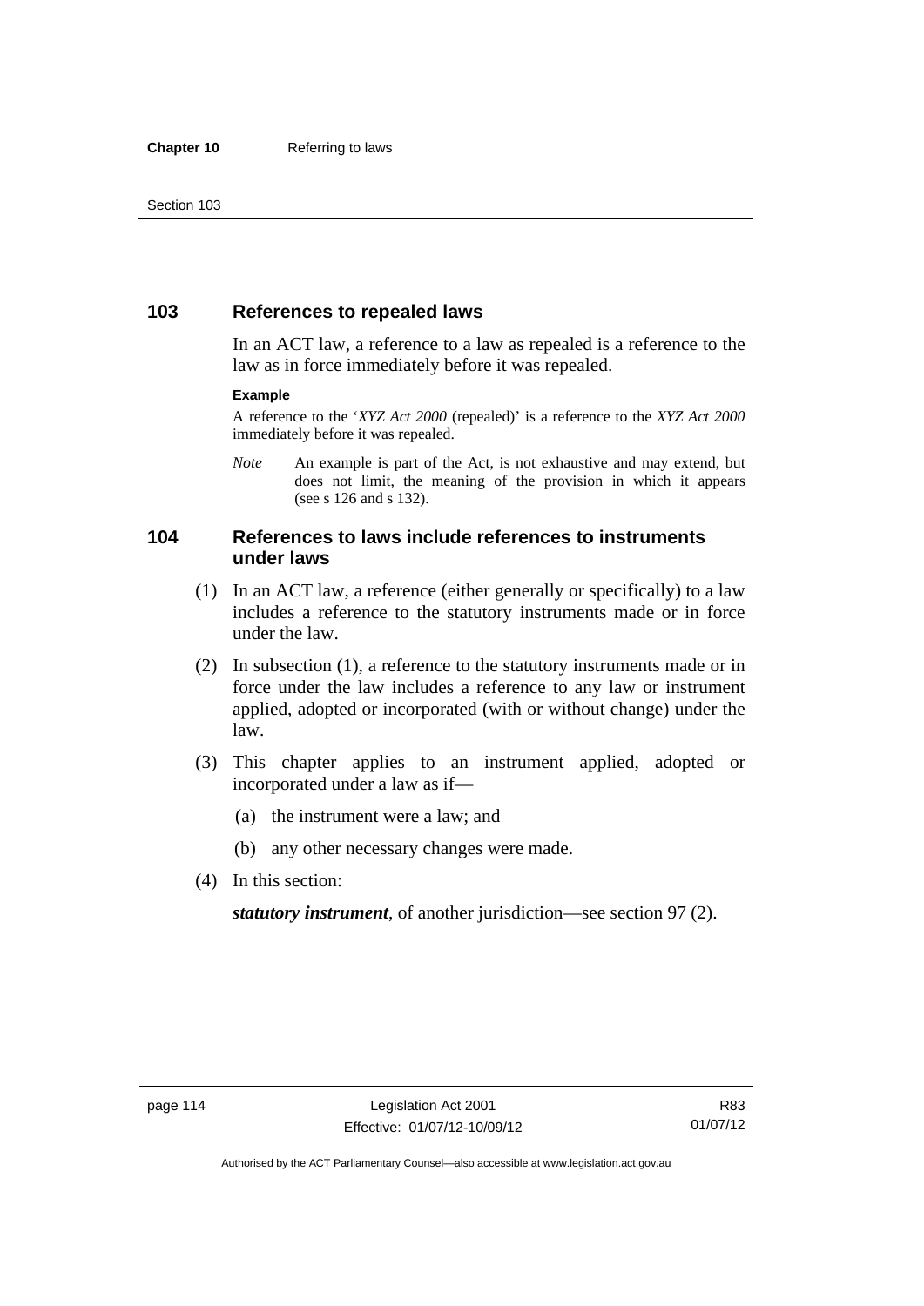## 103 References to repealed laws

In an ACT law, a reference to a law as repealed is a reference to the law as in force immediately before it was repealed.

**Example**

A reference to the '*XYZ Act 2000* (repealed)' is a reference to the *XYZ Act 2000* immediately before it was repealed.

*Note* An example is part of the Act, is not exhaustive and may extend, but does not limit, the meaning of the provision in which it appears (see s 126 and s 132).

## 104 References to laws include references to instruments under laws

(1) In an ACT law, a reference (either generally or specifically) to a law includes a reference to the statutory instruments made or in force under the law.

(2) In subsection (1), a reference to the statutory instruments made or in force under the law includes a reference to any law or instrument applied, adopted or incorporated (with or without change) under the law.

(3) This chapter applies to an instrument applied, adopted or incorporated under a law as if—

(a) the instrument were a law; and

(b) any other necessary changes were made.

(4) In this section:

***statutory instrument***, of another jurisdiction—see section 97 (2).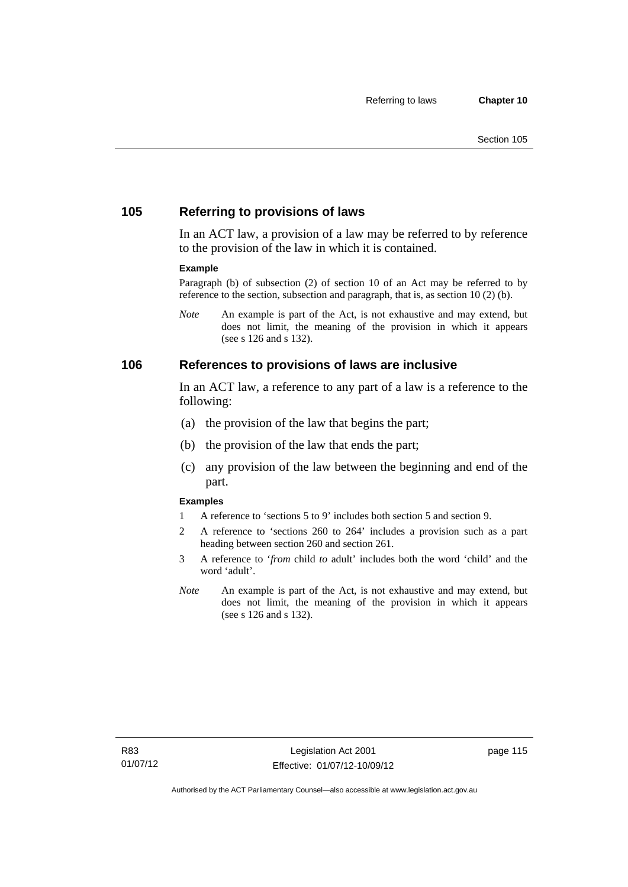## 105 Referring to provisions of laws

In an ACT law, a provision of a law may be referred to by reference to the provision of the law in which it is contained.

**Example**

Paragraph (b) of subsection (2) of section 10 of an Act may be referred to by reference to the section, subsection and paragraph, that is, as section 10 (2) (b).

*Note* An example is part of the Act, is not exhaustive and may extend, but does not limit, the meaning of the provision in which it appears (see s 126 and s 132).

## 106 References to provisions of laws are inclusive

In an ACT law, a reference to any part of a law is a reference to the following:

(a) the provision of the law that begins the part;

(b) the provision of the law that ends the part;

(c) any provision of the law between the beginning and end of the part.

**Examples**

1 A reference to 'sections 5 to 9' includes both section 5 and section 9.

2 A reference to 'sections 260 to 264' includes a provision such as a part heading between section 260 and section 261.

3 A reference to '*from* child *to* adult' includes both the word 'child' and the word 'adult'.

*Note* An example is part of the Act, is not exhaustive and may extend, but does not limit, the meaning of the provision in which it appears (see s 126 and s 132).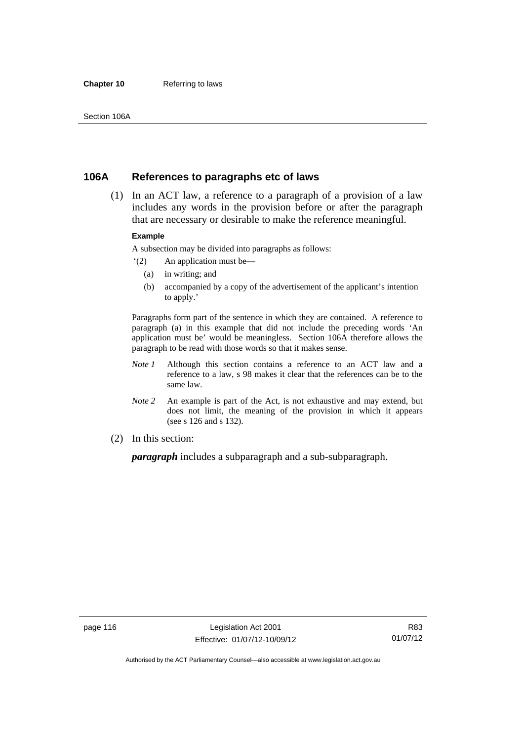## 106A References to paragraphs etc of laws

(1) In an ACT law, a reference to a paragraph of a provision of a law includes any words in the provision before or after the paragraph that are necessary or desirable to make the reference meaningful.

**Example**

A subsection may be divided into paragraphs as follows:

'(2) An application must be—

(a) in writing; and

(b) accompanied by a copy of the advertisement of the applicant's intention to apply.'

Paragraphs form part of the sentence in which they are contained. A reference to paragraph (a) in this example that did not include the preceding words 'An application must be' would be meaningless. Section 106A therefore allows the paragraph to be read with those words so that it makes sense.

*Note 1* Although this section contains a reference to an ACT law and a reference to a law, s 98 makes it clear that the references can be to the same law.

*Note 2* An example is part of the Act, is not exhaustive and may extend, but does not limit, the meaning of the provision in which it appears (see s 126 and s 132).

(2) In this section:

***paragraph*** includes a subparagraph and a sub-subparagraph.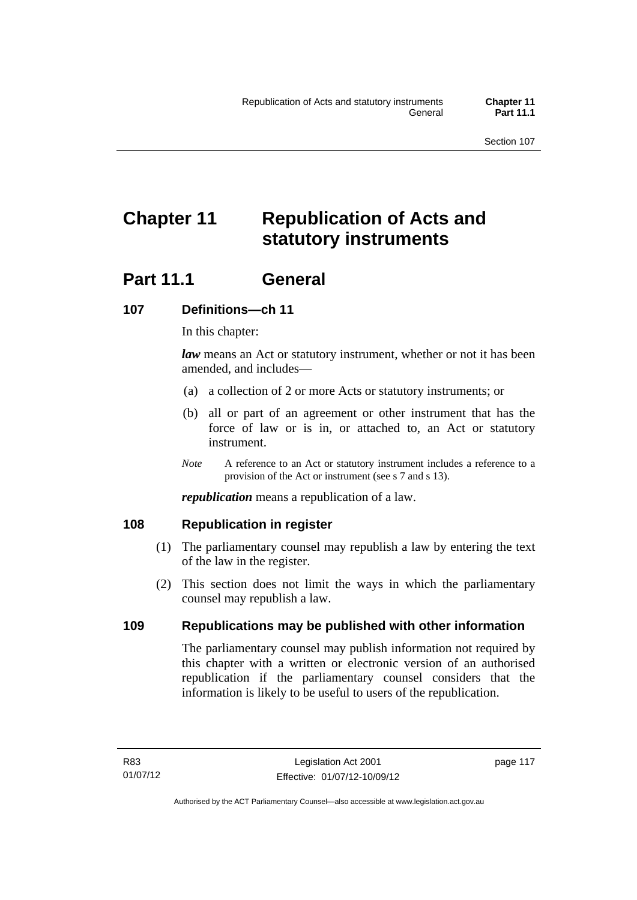# Chapter 11 Republication of Acts and statutory instruments

## Part 11.1 General

### 107 Definitions—ch 11

In this chapter:

***law*** means an Act or statutory instrument, whether or not it has been amended, and includes—

(a) a collection of 2 or more Acts or statutory instruments; or

(b) all or part of an agreement or other instrument that has the force of law or is in, or attached to, an Act or statutory instrument.

*Note* A reference to an Act or statutory instrument includes a reference to a provision of the Act or instrument (see s 7 and s 13).

***republication*** means a republication of a law.

### 108 Republication in register

(1) The parliamentary counsel may republish a law by entering the text of the law in the register.

(2) This section does not limit the ways in which the parliamentary counsel may republish a law.

### 109 Republications may be published with other information

The parliamentary counsel may publish information not required by this chapter with a written or electronic version of an authorised republication if the parliamentary counsel considers that the information is likely to be useful to users of the republication.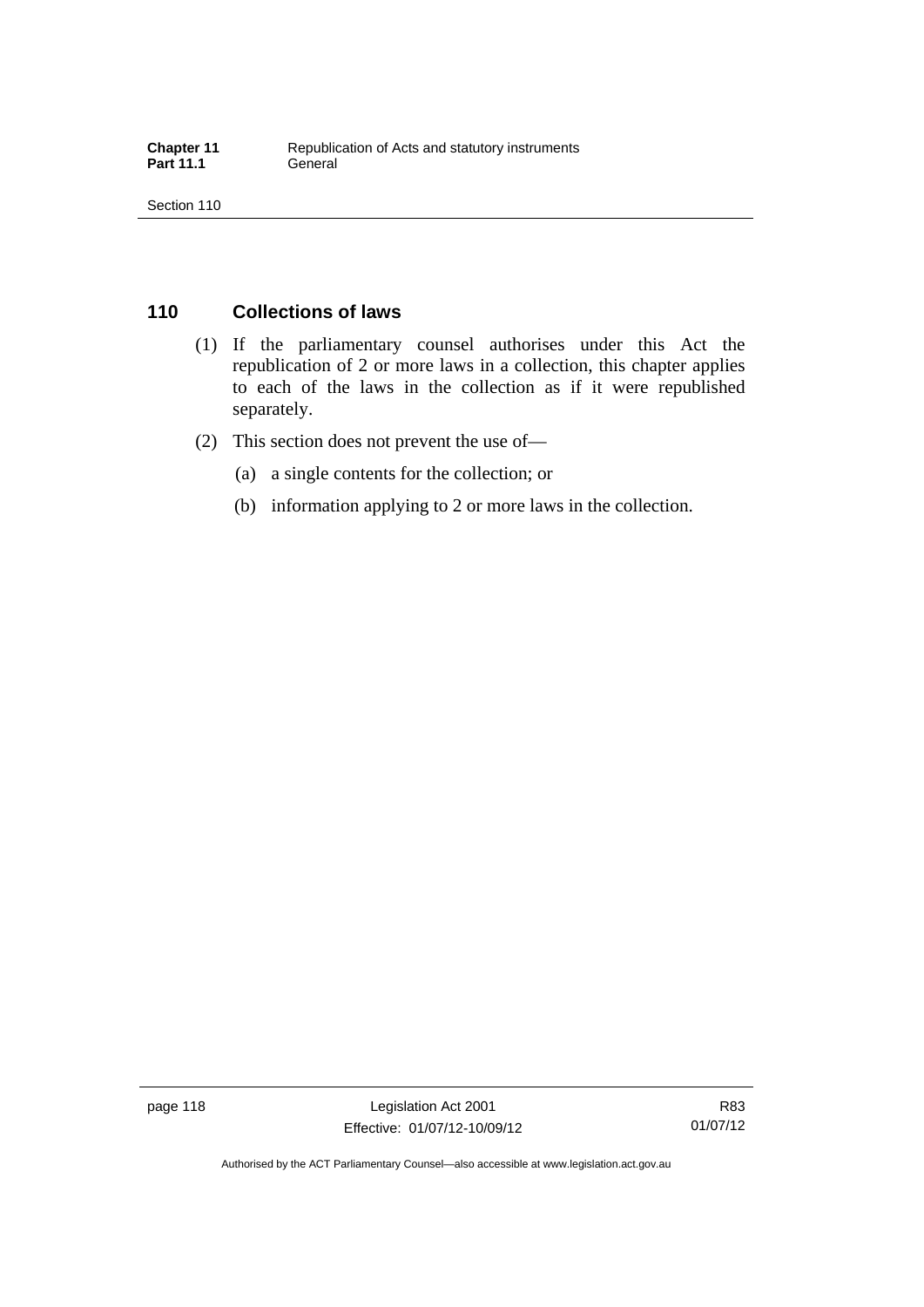## 110 Collections of laws

(1) If the parliamentary counsel authorises under this Act the republication of 2 or more laws in a collection, this chapter applies to each of the laws in the collection as if it were republished separately.

(2) This section does not prevent the use of—

(a) a single contents for the collection; or

(b) information applying to 2 or more laws in the collection.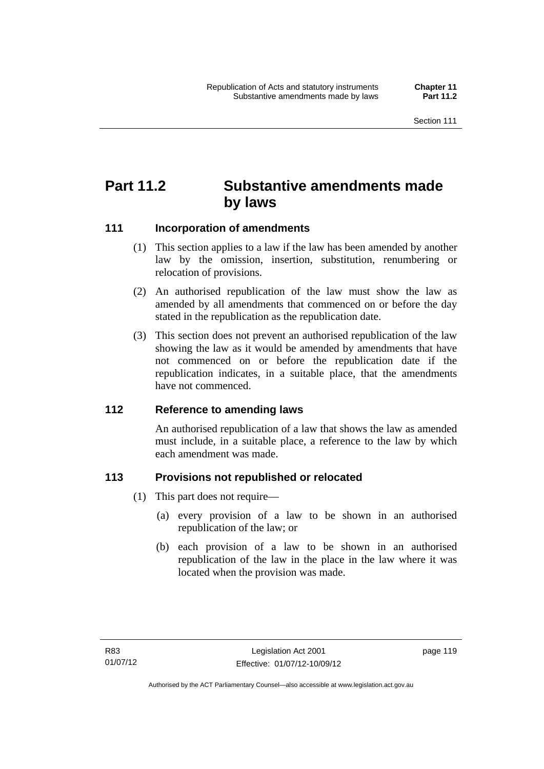# Part 11.2 Substantive amendments made by laws

### 111 Incorporation of amendments

(1) This section applies to a law if the law has been amended by another law by the omission, insertion, substitution, renumbering or relocation of provisions.

(2) An authorised republication of the law must show the law as amended by all amendments that commenced on or before the day stated in the republication as the republication date.

(3) This section does not prevent an authorised republication of the law showing the law as it would be amended by amendments that have not commenced on or before the republication date if the republication indicates, in a suitable place, that the amendments have not commenced.

### 112 Reference to amending laws

An authorised republication of a law that shows the law as amended must include, in a suitable place, a reference to the law by which each amendment was made.

### 113 Provisions not republished or relocated

(1) This part does not require—

(a) every provision of a law to be shown in an authorised republication of the law; or

(b) each provision of a law to be shown in an authorised republication of the law in the place in the law where it was located when the provision was made.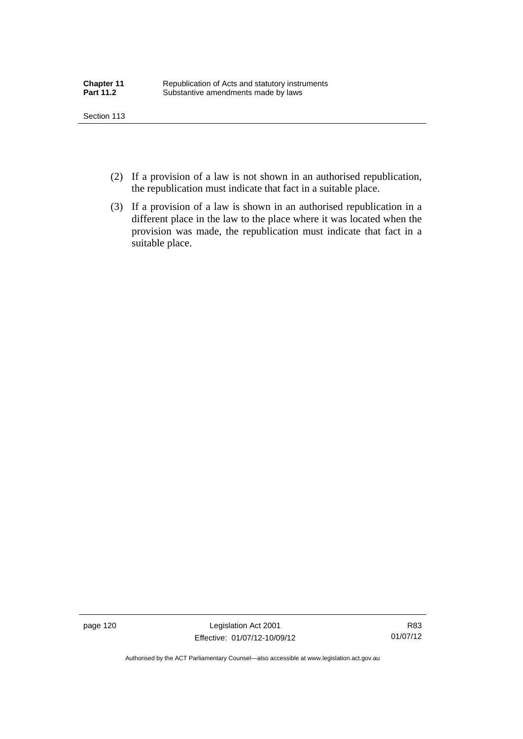(2) If a provision of a law is not shown in an authorised republication, the republication must indicate that fact in a suitable place.

(3) If a provision of a law is shown in an authorised republication in a different place in the law to the place where it was located when the provision was made, the republication must indicate that fact in a suitable place.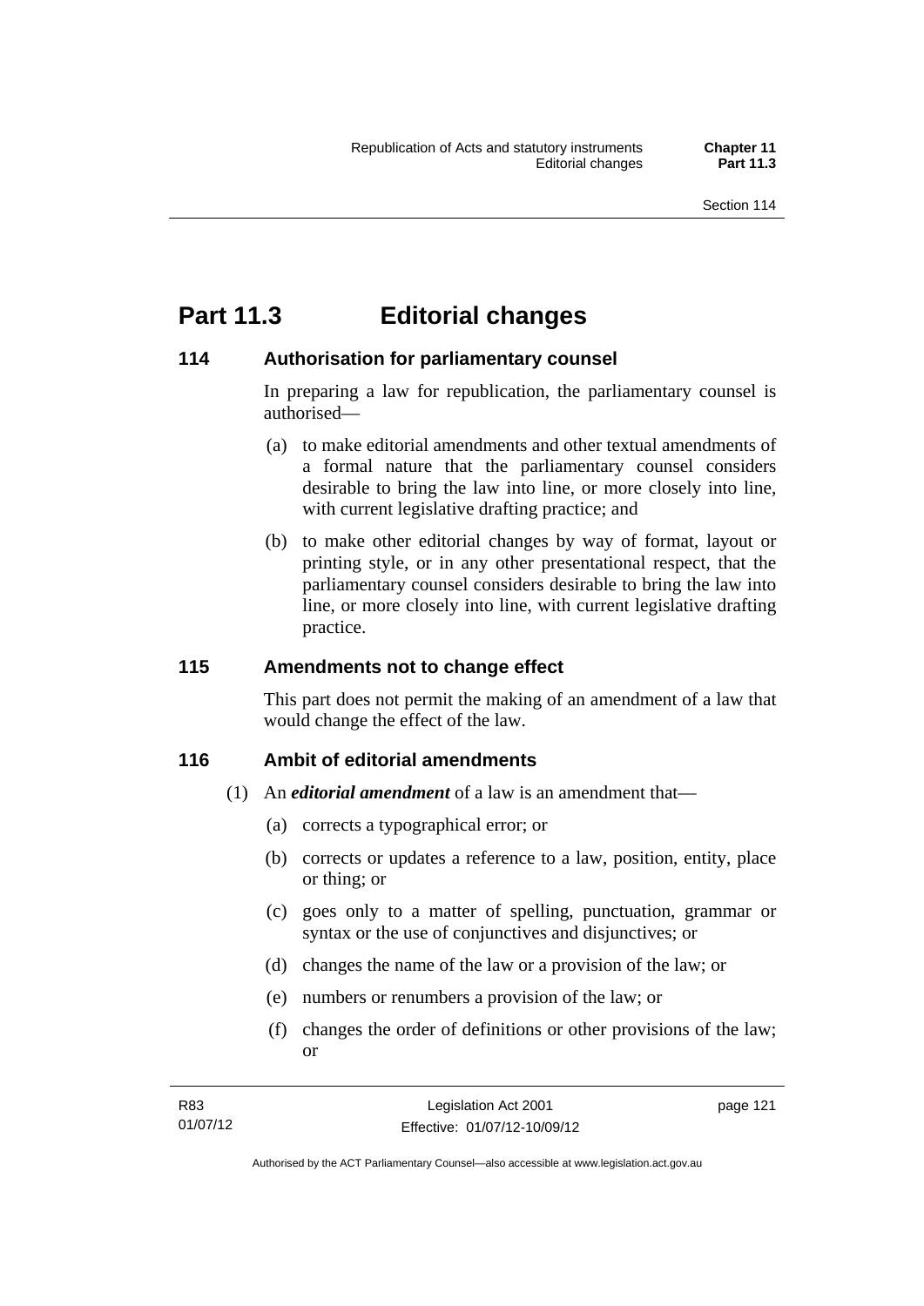# Part 11.3 Editorial changes

## 114 Authorisation for parliamentary counsel

In preparing a law for republication, the parliamentary counsel is authorised—

(a) to make editorial amendments and other textual amendments of a formal nature that the parliamentary counsel considers desirable to bring the law into line, or more closely into line, with current legislative drafting practice; and

(b) to make other editorial changes by way of format, layout or printing style, or in any other presentational respect, that the parliamentary counsel considers desirable to bring the law into line, or more closely into line, with current legislative drafting practice.

## 115 Amendments not to change effect

This part does not permit the making of an amendment of a law that would change the effect of the law.

## 116 Ambit of editorial amendments

(1) An ***editorial amendment*** of a law is an amendment that—

(a) corrects a typographical error; or

(b) corrects or updates a reference to a law, position, entity, place or thing; or

(c) goes only to a matter of spelling, punctuation, grammar or syntax or the use of conjunctives and disjunctives; or

(d) changes the name of the law or a provision of the law; or

(e) numbers or renumbers a provision of the law; or

(f) changes the order of definitions or other provisions of the law; or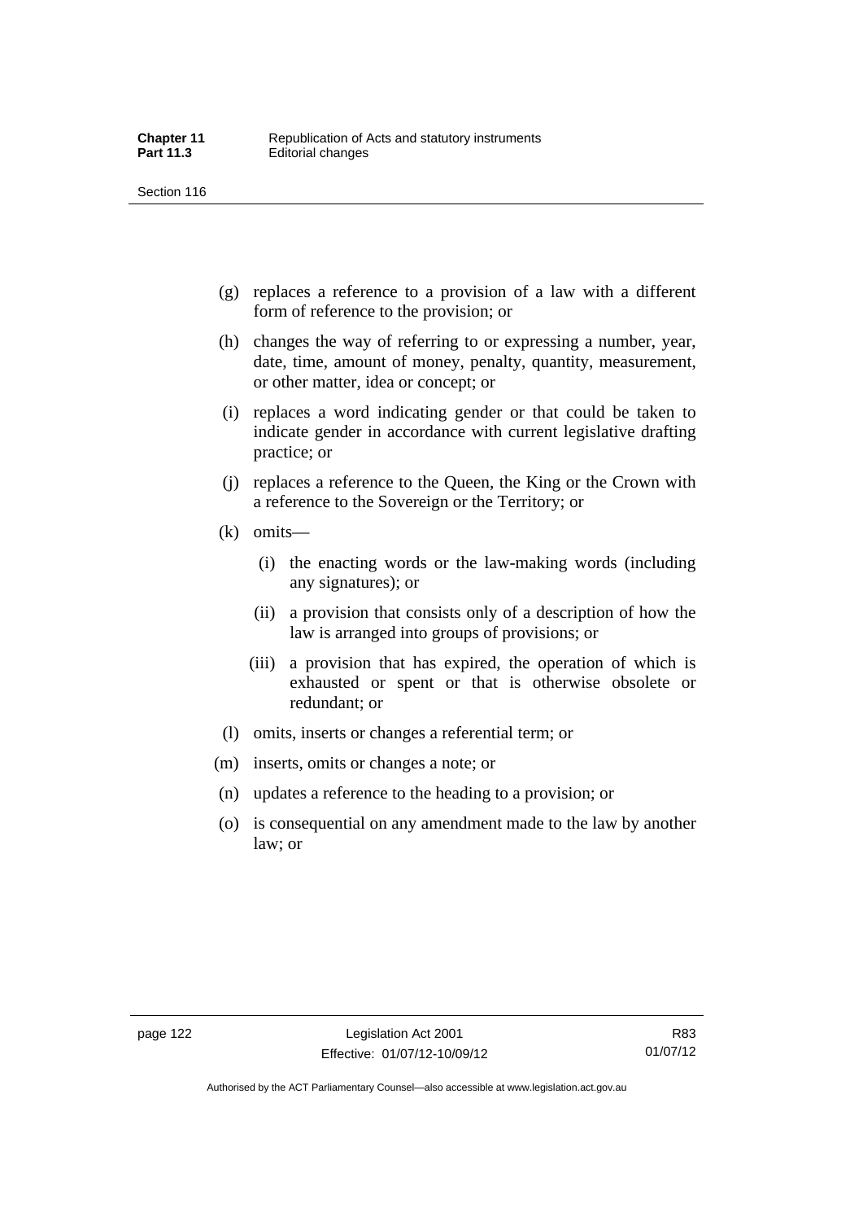(g) replaces a reference to a provision of a law with a different form of reference to the provision; or

(h) changes the way of referring to or expressing a number, year, date, time, amount of money, penalty, quantity, measurement, or other matter, idea or concept; or

(i) replaces a word indicating gender or that could be taken to indicate gender in accordance with current legislative drafting practice; or

(j) replaces a reference to the Queen, the King or the Crown with a reference to the Sovereign or the Territory; or

(k) omits—

   (i) the enacting words or the law-making words (including any signatures); or

   (ii) a provision that consists only of a description of how the law is arranged into groups of provisions; or

   (iii) a provision that has expired, the operation of which is exhausted or spent or that is otherwise obsolete or redundant; or

(l) omits, inserts or changes a referential term; or

(m) inserts, omits or changes a note; or

(n) updates a reference to the heading to a provision; or

(o) is consequential on any amendment made to the law by another law; or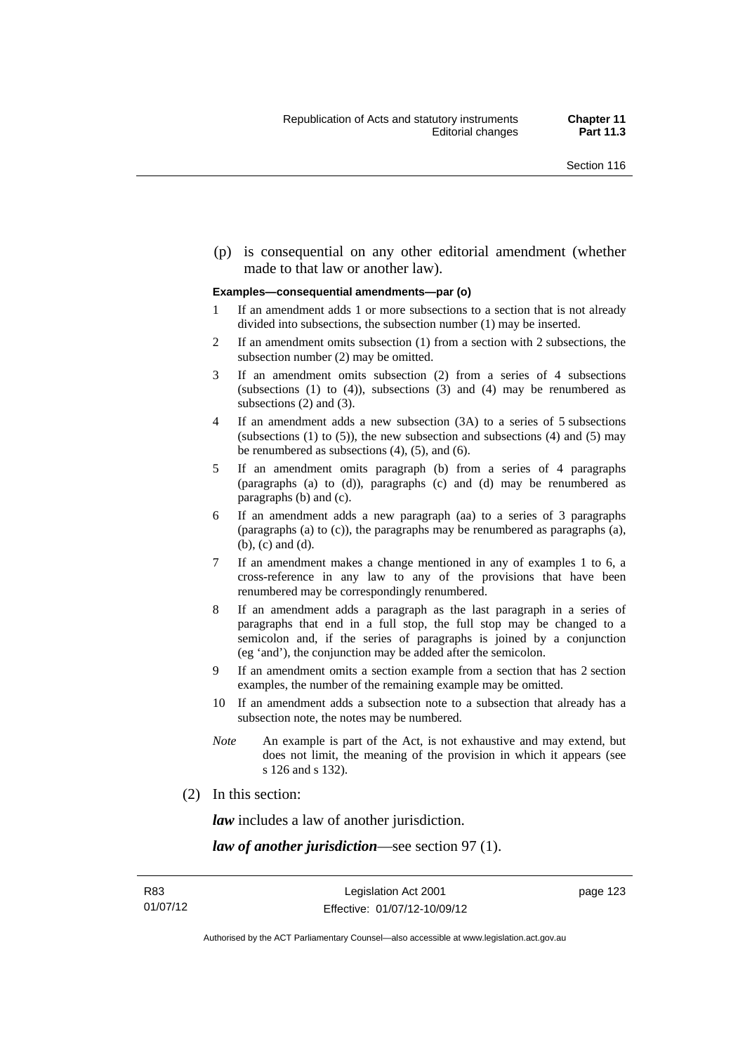(p) is consequential on any other editorial amendment (whether made to that law or another law).

**Examples—consequential amendments—par (o)**

1 If an amendment adds 1 or more subsections to a section that is not already divided into subsections, the subsection number (1) may be inserted.

2 If an amendment omits subsection (1) from a section with 2 subsections, the subsection number (2) may be omitted.

3 If an amendment omits subsection (2) from a series of 4 subsections (subsections (1) to (4)), subsections (3) and (4) may be renumbered as subsections (2) and (3).

4 If an amendment adds a new subsection (3A) to a series of 5 subsections (subsections (1) to (5)), the new subsection and subsections (4) and (5) may be renumbered as subsections (4), (5), and (6).

5 If an amendment omits paragraph (b) from a series of 4 paragraphs (paragraphs (a) to (d)), paragraphs (c) and (d) may be renumbered as paragraphs (b) and (c).

6 If an amendment adds a new paragraph (aa) to a series of 3 paragraphs (paragraphs (a) to (c)), the paragraphs may be renumbered as paragraphs (a), (b), (c) and (d).

7 If an amendment makes a change mentioned in any of examples 1 to 6, a cross-reference in any law to any of the provisions that have been renumbered may be correspondingly renumbered.

8 If an amendment adds a paragraph as the last paragraph in a series of paragraphs that end in a full stop, the full stop may be changed to a semicolon and, if the series of paragraphs is joined by a conjunction (eg 'and'), the conjunction may be added after the semicolon.

9 If an amendment omits a section example from a section that has 2 section examples, the number of the remaining example may be omitted.

10 If an amendment adds a subsection note to a subsection that already has a subsection note, the notes may be numbered.

*Note* An example is part of the Act, is not exhaustive and may extend, but does not limit, the meaning of the provision in which it appears (see s 126 and s 132).

(2) In this section:

***law*** includes a law of another jurisdiction.

***law of another jurisdiction***—see section 97 (1).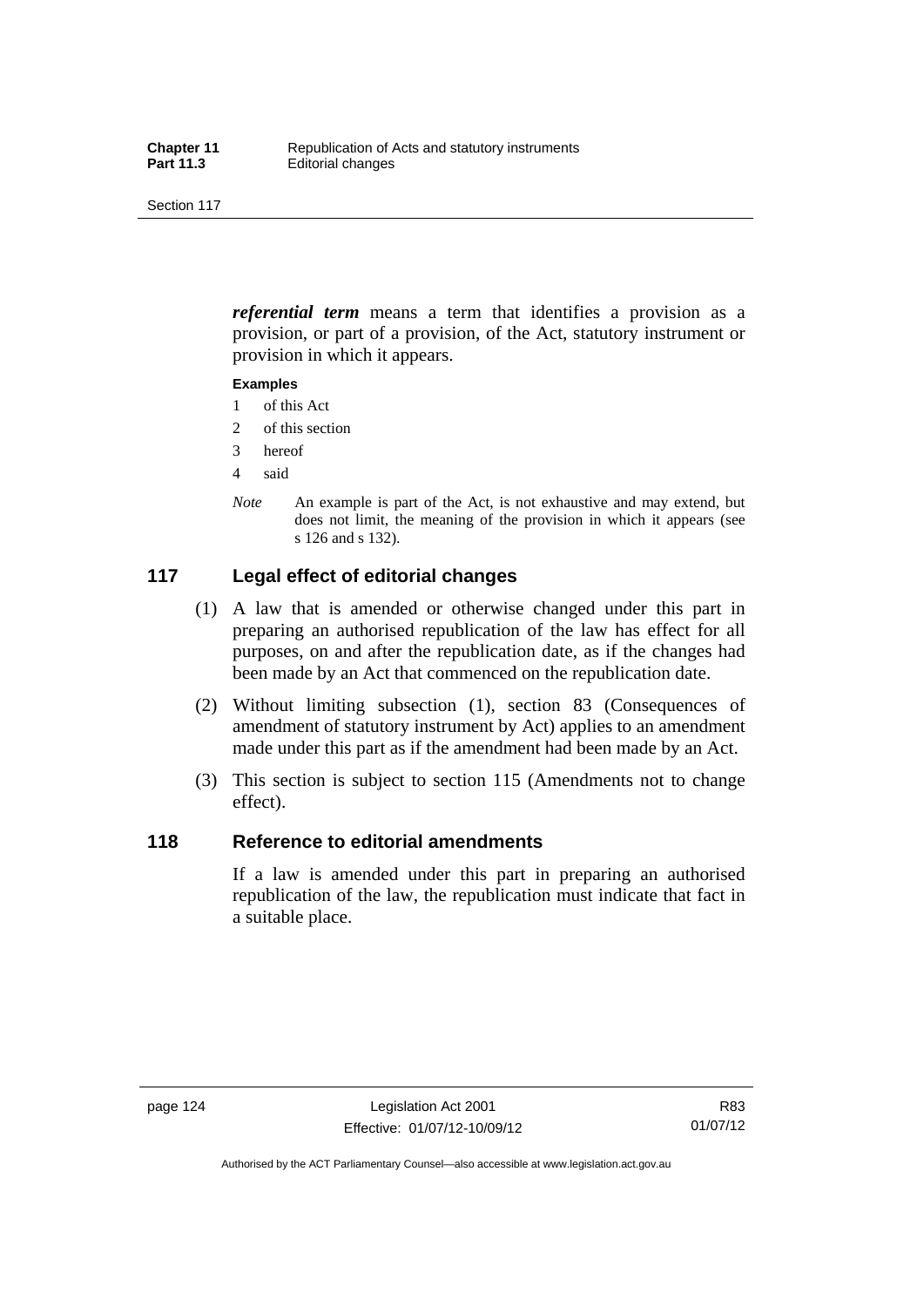***referential term*** means a term that identifies a provision as a provision, or part of a provision, of the Act, statutory instrument or provision in which it appears.

**Examples**

1 of this Act

2 of this section

3 hereof

4 said

*Note* An example is part of the Act, is not exhaustive and may extend, but does not limit, the meaning of the provision in which it appears (see s 126 and s 132).

## 117 Legal effect of editorial changes

(1) A law that is amended or otherwise changed under this part in preparing an authorised republication of the law has effect for all purposes, on and after the republication date, as if the changes had been made by an Act that commenced on the republication date.

(2) Without limiting subsection (1), section 83 (Consequences of amendment of statutory instrument by Act) applies to an amendment made under this part as if the amendment had been made by an Act.

(3) This section is subject to section 115 (Amendments not to change effect).

## 118 Reference to editorial amendments

If a law is amended under this part in preparing an authorised republication of the law, the republication must indicate that fact in a suitable place.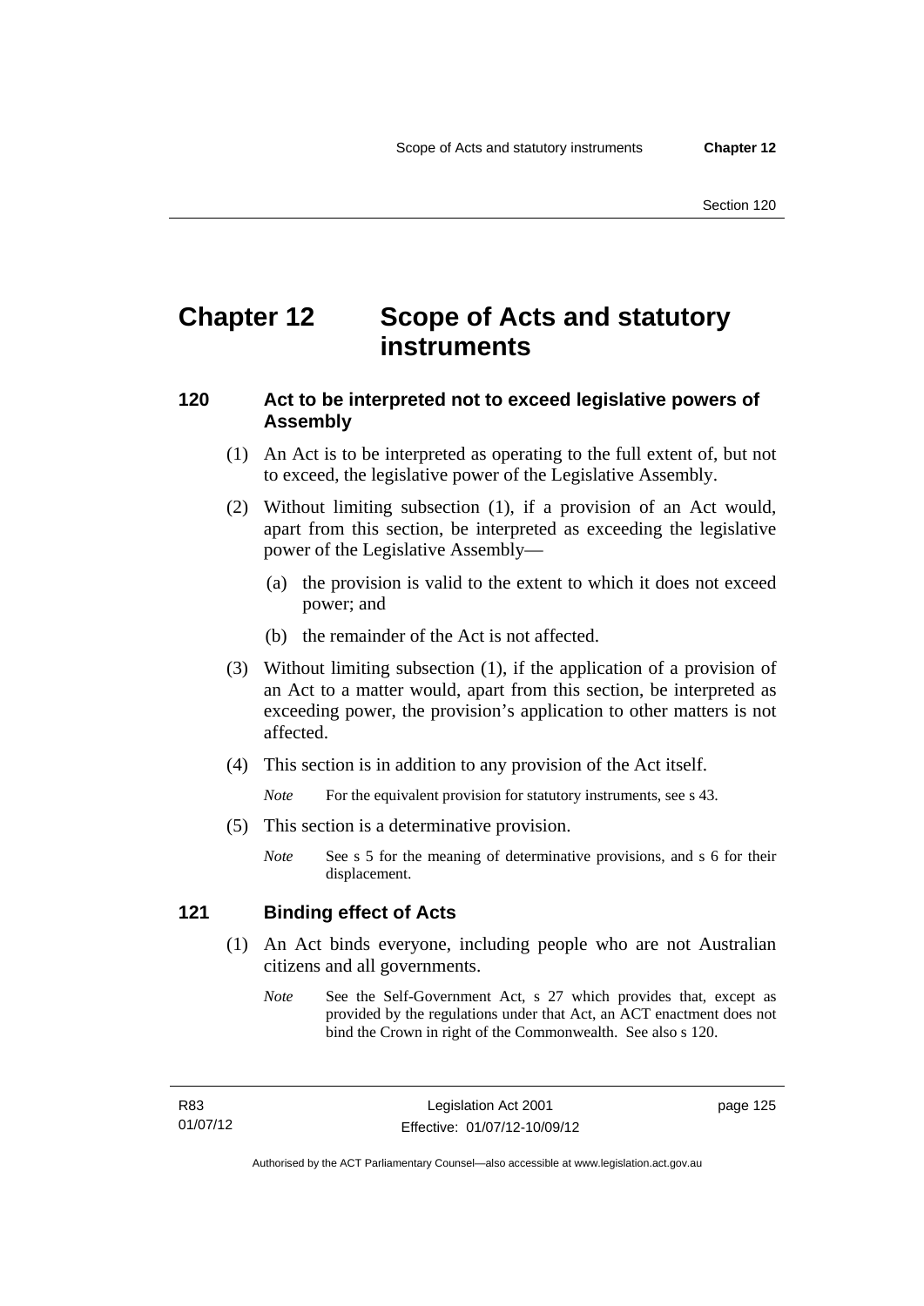# Chapter 12 Scope of Acts and statutory instruments

## 120 Act to be interpreted not to exceed legislative powers of Assembly

(1) An Act is to be interpreted as operating to the full extent of, but not to exceed, the legislative power of the Legislative Assembly.

(2) Without limiting subsection (1), if a provision of an Act would, apart from this section, be interpreted as exceeding the legislative power of the Legislative Assembly—

(a) the provision is valid to the extent to which it does not exceed power; and

(b) the remainder of the Act is not affected.

(3) Without limiting subsection (1), if the application of a provision of an Act to a matter would, apart from this section, be interpreted as exceeding power, the provision's application to other matters is not affected.

(4) This section is in addition to any provision of the Act itself.

*Note* For the equivalent provision for statutory instruments, see s 43.

(5) This section is a determinative provision.

*Note* See s 5 for the meaning of determinative provisions, and s 6 for their displacement.

## 121 Binding effect of Acts

(1) An Act binds everyone, including people who are not Australian citizens and all governments.

*Note* See the Self-Government Act, s 27 which provides that, except as provided by the regulations under that Act, an ACT enactment does not bind the Crown in right of the Commonwealth. See also s 120.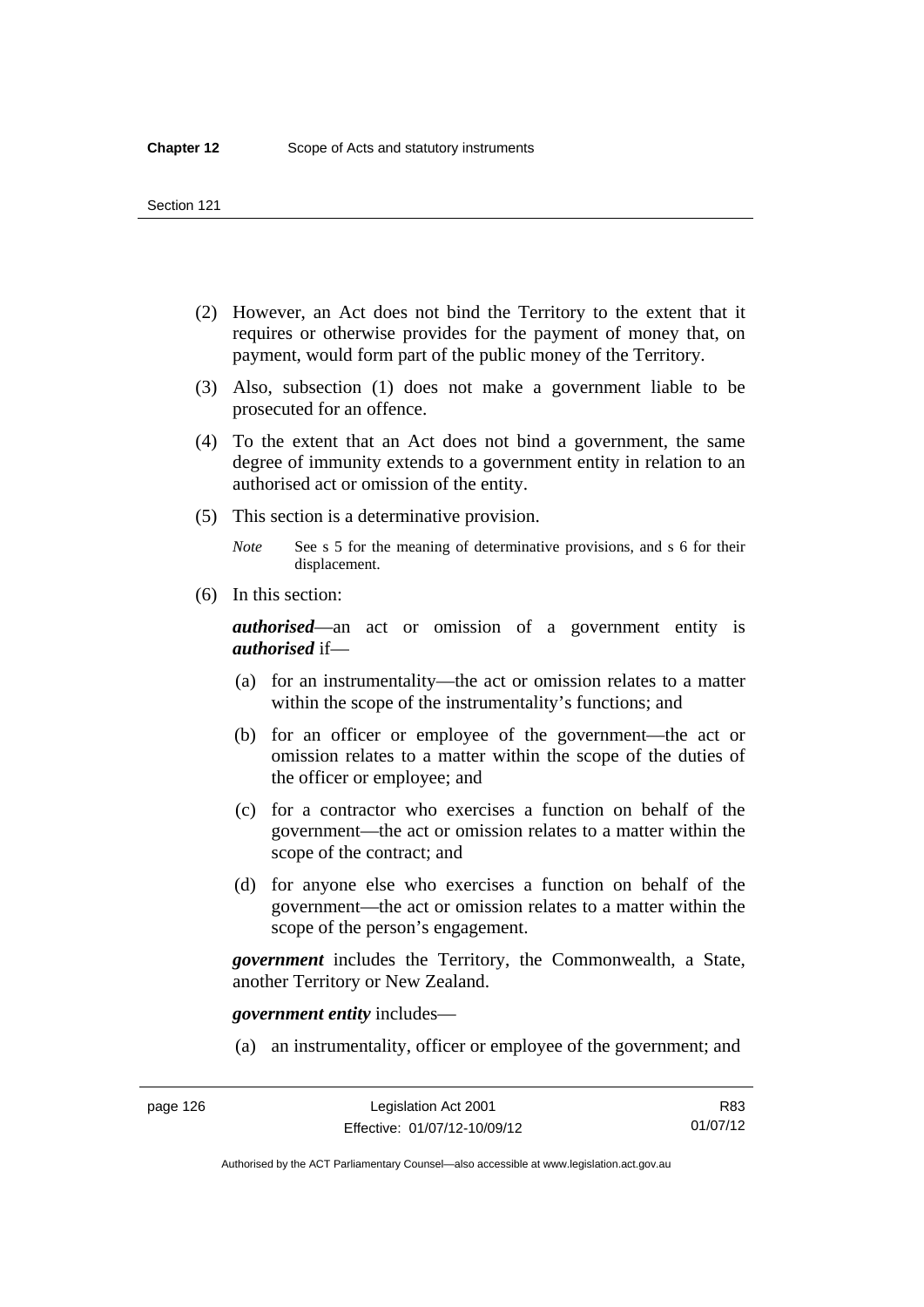(2) However, an Act does not bind the Territory to the extent that it requires or otherwise provides for the payment of money that, on payment, would form part of the public money of the Territory.

(3) Also, subsection (1) does not make a government liable to be prosecuted for an offence.

(4) To the extent that an Act does not bind a government, the same degree of immunity extends to a government entity in relation to an authorised act or omission of the entity.

(5) This section is a determinative provision.

*Note* See s 5 for the meaning of determinative provisions, and s 6 for their displacement.

(6) In this section:

***authorised***—an act or omission of a government entity is ***authorised*** if—

(a) for an instrumentality—the act or omission relates to a matter within the scope of the instrumentality's functions; and

(b) for an officer or employee of the government—the act or omission relates to a matter within the scope of the duties of the officer or employee; and

(c) for a contractor who exercises a function on behalf of the government—the act or omission relates to a matter within the scope of the contract; and

(d) for anyone else who exercises a function on behalf of the government—the act or omission relates to a matter within the scope of the person's engagement.

***government*** includes the Territory, the Commonwealth, a State, another Territory or New Zealand.

***government entity*** includes—

(a) an instrumentality, officer or employee of the government; and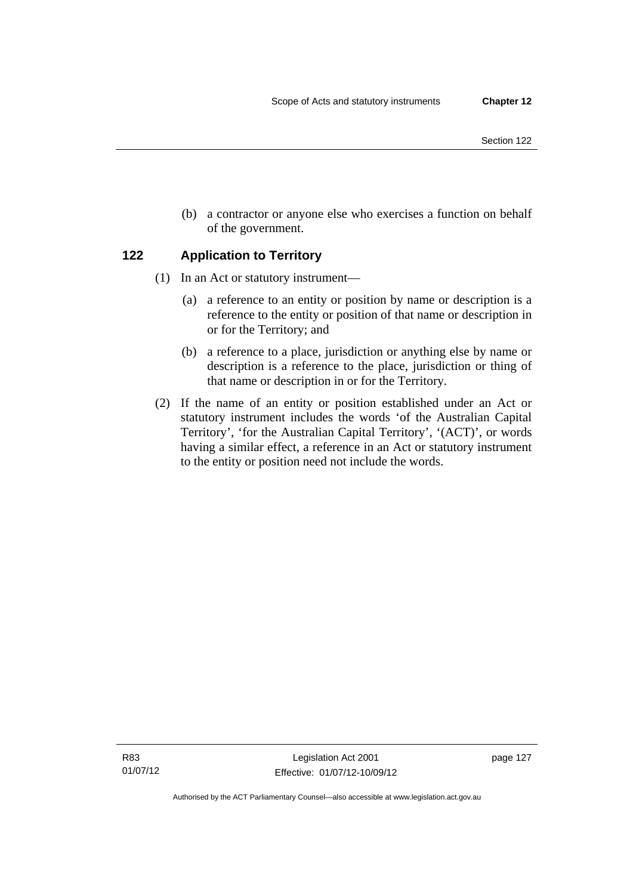(b) a contractor or anyone else who exercises a function on behalf of the government.

## 122 Application to Territory

(1) In an Act or statutory instrument—

(a) a reference to an entity or position by name or description is a reference to the entity or position of that name or description in or for the Territory; and

(b) a reference to a place, jurisdiction or anything else by name or description is a reference to the place, jurisdiction or thing of that name or description in or for the Territory.

(2) If the name of an entity or position established under an Act or statutory instrument includes the words 'of the Australian Capital Territory', 'for the Australian Capital Territory', '(ACT)', or words having a similar effect, a reference in an Act or statutory instrument to the entity or position need not include the words.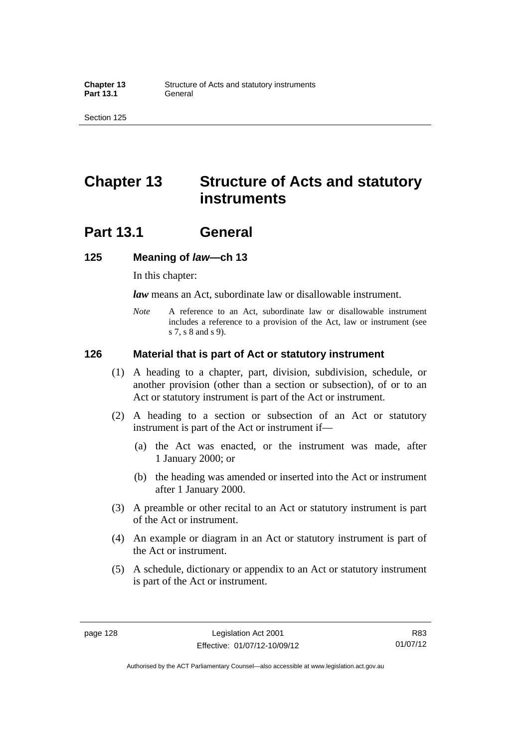# Chapter 13 Structure of Acts and statutory instruments

## Part 13.1 General

### 125 Meaning of *law*—ch 13

In this chapter:

***law*** means an Act, subordinate law or disallowable instrument.

*Note* A reference to an Act, subordinate law or disallowable instrument includes a reference to a provision of the Act, law or instrument (see s 7, s 8 and s 9).

### 126 Material that is part of Act or statutory instrument

(1) A heading to a chapter, part, division, subdivision, schedule, or another provision (other than a section or subsection), of or to an Act or statutory instrument is part of the Act or instrument.

(2) A heading to a section or subsection of an Act or statutory instrument is part of the Act or instrument if—

(a) the Act was enacted, or the instrument was made, after 1 January 2000; or

(b) the heading was amended or inserted into the Act or instrument after 1 January 2000.

(3) A preamble or other recital to an Act or statutory instrument is part of the Act or instrument.

(4) An example or diagram in an Act or statutory instrument is part of the Act or instrument.

(5) A schedule, dictionary or appendix to an Act or statutory instrument is part of the Act or instrument.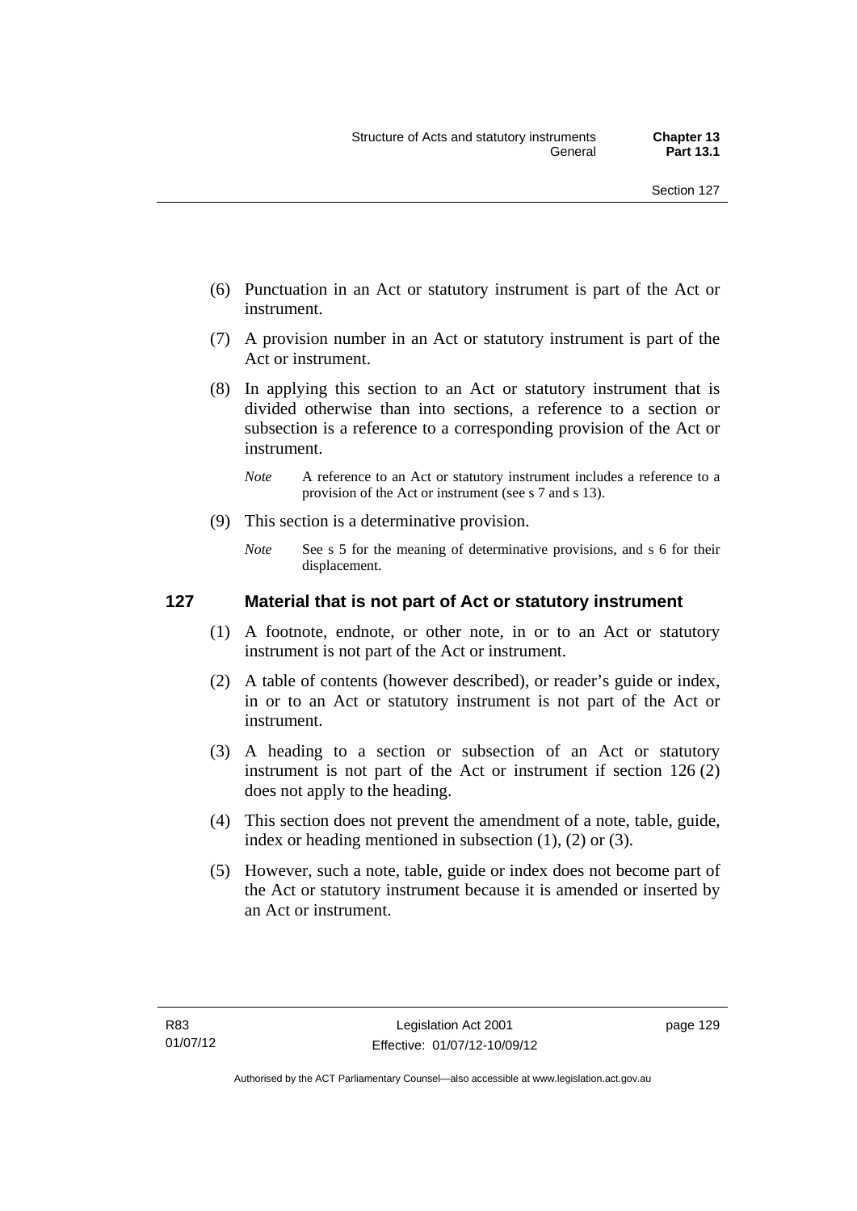(6) Punctuation in an Act or statutory instrument is part of the Act or instrument.

(7) A provision number in an Act or statutory instrument is part of the Act or instrument.

(8) In applying this section to an Act or statutory instrument that is divided otherwise than into sections, a reference to a section or subsection is a reference to a corresponding provision of the Act or instrument.

*Note* A reference to an Act or statutory instrument includes a reference to a provision of the Act or instrument (see s 7 and s 13).

(9) This section is a determinative provision.

*Note* See s 5 for the meaning of determinative provisions, and s 6 for their displacement.

### 127 Material that is not part of Act or statutory instrument

(1) A footnote, endnote, or other note, in or to an Act or statutory instrument is not part of the Act or instrument.

(2) A table of contents (however described), or reader's guide or index, in or to an Act or statutory instrument is not part of the Act or instrument.

(3) A heading to a section or subsection of an Act or statutory instrument is not part of the Act or instrument if section 126 (2) does not apply to the heading.

(4) This section does not prevent the amendment of a note, table, guide, index or heading mentioned in subsection (1), (2) or (3).

(5) However, such a note, table, guide or index does not become part of the Act or statutory instrument because it is amended or inserted by an Act or instrument.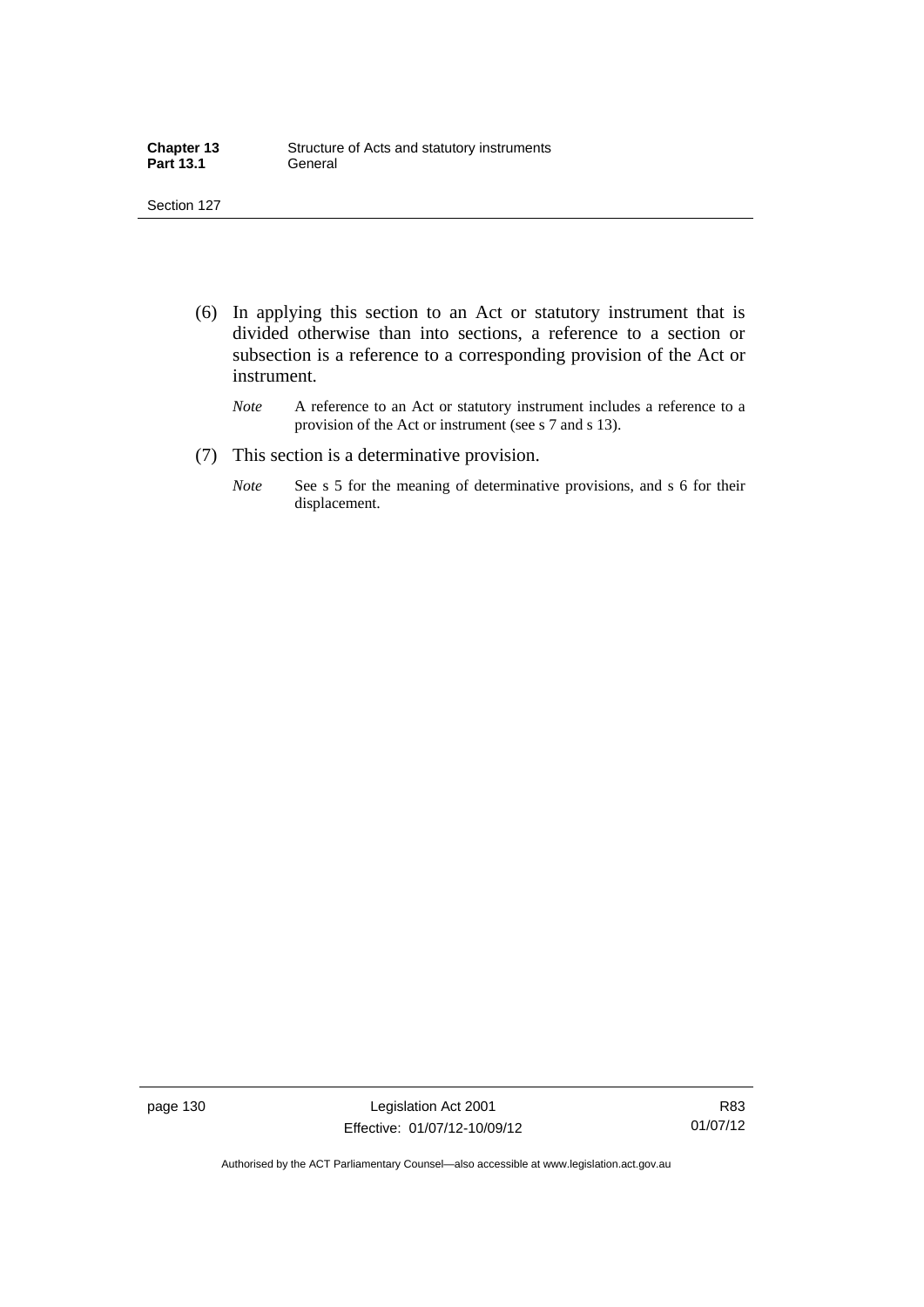(6) In applying this section to an Act or statutory instrument that is divided otherwise than into sections, a reference to a section or subsection is a reference to a corresponding provision of the Act or instrument.

*Note* A reference to an Act or statutory instrument includes a reference to a provision of the Act or instrument (see s 7 and s 13).

(7) This section is a determinative provision.

*Note* See s 5 for the meaning of determinative provisions, and s 6 for their displacement.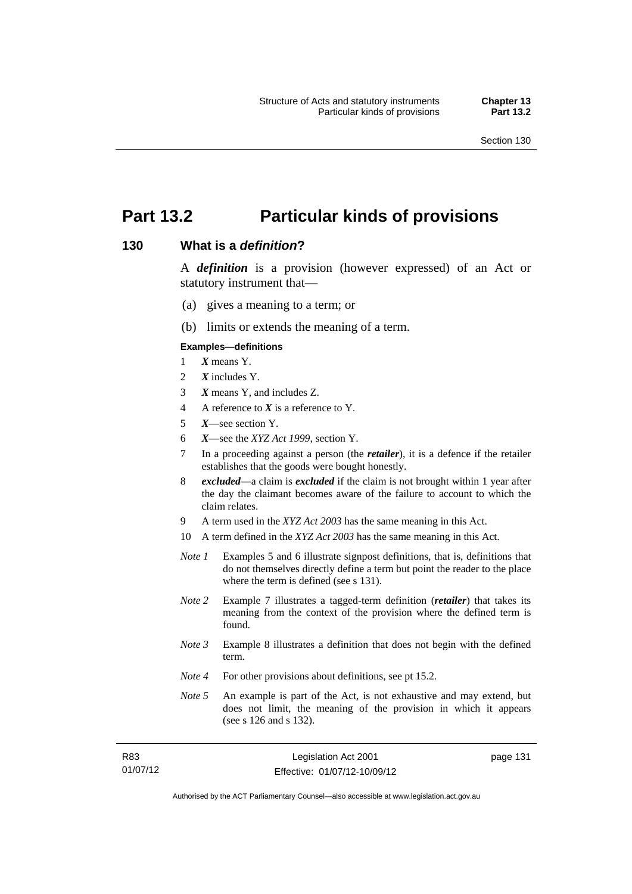# Part 13.2 Particular kinds of provisions

## 130 What is a *definition*?

A ***definition*** is a provision (however expressed) of an Act or statutory instrument that—

(a) gives a meaning to a term; or

(b) limits or extends the meaning of a term.

**Examples—definitions**

1 ***X*** means Y.

2 ***X*** includes Y.

3 ***X*** means Y, and includes Z.

4 A reference to ***X*** is a reference to Y.

5 ***X***—see section Y.

6 ***X***—see the *XYZ Act 1999*, section Y.

7 In a proceeding against a person (the ***retailer***), it is a defence if the retailer establishes that the goods were bought honestly.

8 ***excluded***—a claim is ***excluded*** if the claim is not brought within 1 year after the day the claimant becomes aware of the failure to account to which the claim relates.

9 A term used in the *XYZ Act 2003* has the same meaning in this Act.

10 A term defined in the *XYZ Act 2003* has the same meaning in this Act.

*Note 1* Examples 5 and 6 illustrate signpost definitions, that is, definitions that do not themselves directly define a term but point the reader to the place where the term is defined (see s 131).

*Note 2* Example 7 illustrates a tagged-term definition (***retailer***) that takes its meaning from the context of the provision where the defined term is found.

*Note 3* Example 8 illustrates a definition that does not begin with the defined term.

*Note 4* For other provisions about definitions, see pt 15.2.

*Note 5* An example is part of the Act, is not exhaustive and may extend, but does not limit, the meaning of the provision in which it appears (see s 126 and s 132).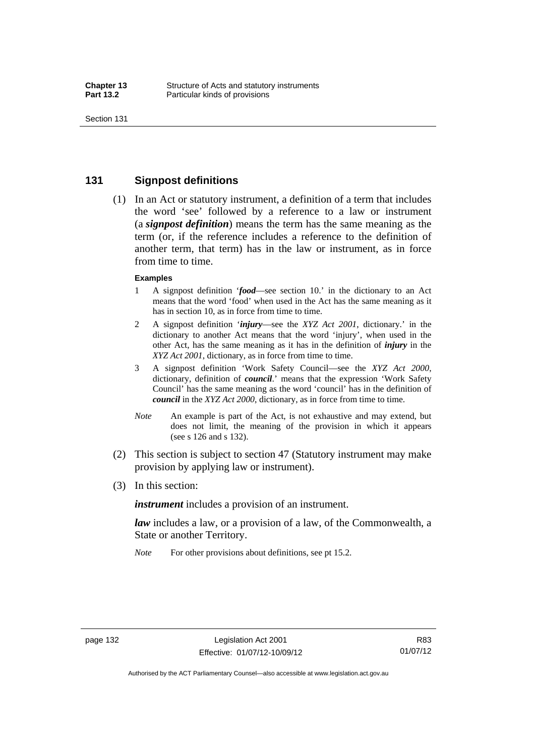## 131 Signpost definitions

(1) In an Act or statutory instrument, a definition of a term that includes the word 'see' followed by a reference to a law or instrument (a ***signpost definition***) means the term has the same meaning as the term (or, if the reference includes a reference to the definition of another term, that term) has in the law or instrument, as in force from time to time.

**Examples**

1 A signpost definition '***food***—see section 10.' in the dictionary to an Act means that the word 'food' when used in the Act has the same meaning as it has in section 10, as in force from time to time.

2 A signpost definition '***injury***—see the *XYZ Act 2001*, dictionary.' in the dictionary to another Act means that the word 'injury', when used in the other Act, has the same meaning as it has in the definition of ***injury*** in the *XYZ Act 2001*, dictionary, as in force from time to time.

3 A signpost definition 'Work Safety Council—see the *XYZ Act 2000*, dictionary, definition of ***council***.' means that the expression 'Work Safety Council' has the same meaning as the word 'council' has in the definition of ***council*** in the *XYZ Act 2000*, dictionary, as in force from time to time.

*Note* An example is part of the Act, is not exhaustive and may extend, but does not limit, the meaning of the provision in which it appears (see s 126 and s 132).

(2) This section is subject to section 47 (Statutory instrument may make provision by applying law or instrument).

(3) In this section:

***instrument*** includes a provision of an instrument.

***law*** includes a law, or a provision of a law, of the Commonwealth, a State or another Territory.

*Note* For other provisions about definitions, see pt 15.2.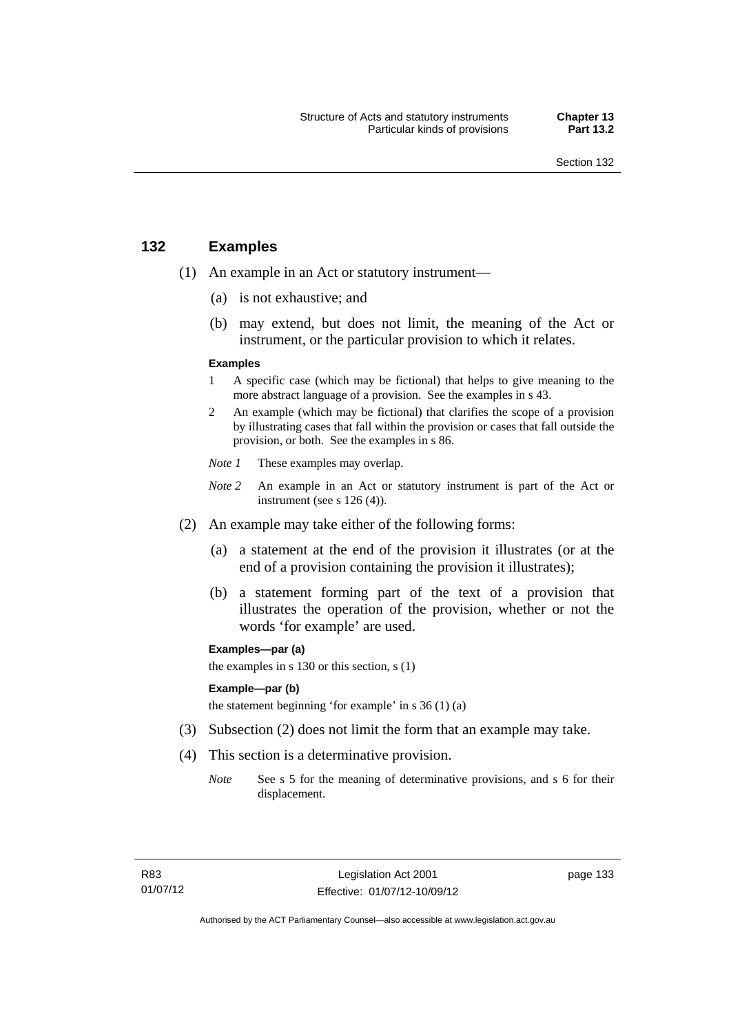## 132 Examples

(1) An example in an Act or statutory instrument—

(a) is not exhaustive; and

(b) may extend, but does not limit, the meaning of the Act or instrument, or the particular provision to which it relates.

**Examples**

1 A specific case (which may be fictional) that helps to give meaning to the more abstract language of a provision. See the examples in s 43.

2 An example (which may be fictional) that clarifies the scope of a provision by illustrating cases that fall within the provision or cases that fall outside the provision, or both. See the examples in s 86.

*Note 1* These examples may overlap.

*Note 2* An example in an Act or statutory instrument is part of the Act or instrument (see s 126 (4)).

(2) An example may take either of the following forms:

(a) a statement at the end of the provision it illustrates (or at the end of a provision containing the provision it illustrates);

(b) a statement forming part of the text of a provision that illustrates the operation of the provision, whether or not the words 'for example' are used.

**Examples—par (a)**

the examples in s 130 or this section, s (1)

**Example—par (b)**

the statement beginning 'for example' in s 36 (1) (a)

(3) Subsection (2) does not limit the form that an example may take.

(4) This section is a determinative provision.

*Note* See s 5 for the meaning of determinative provisions, and s 6 for their displacement.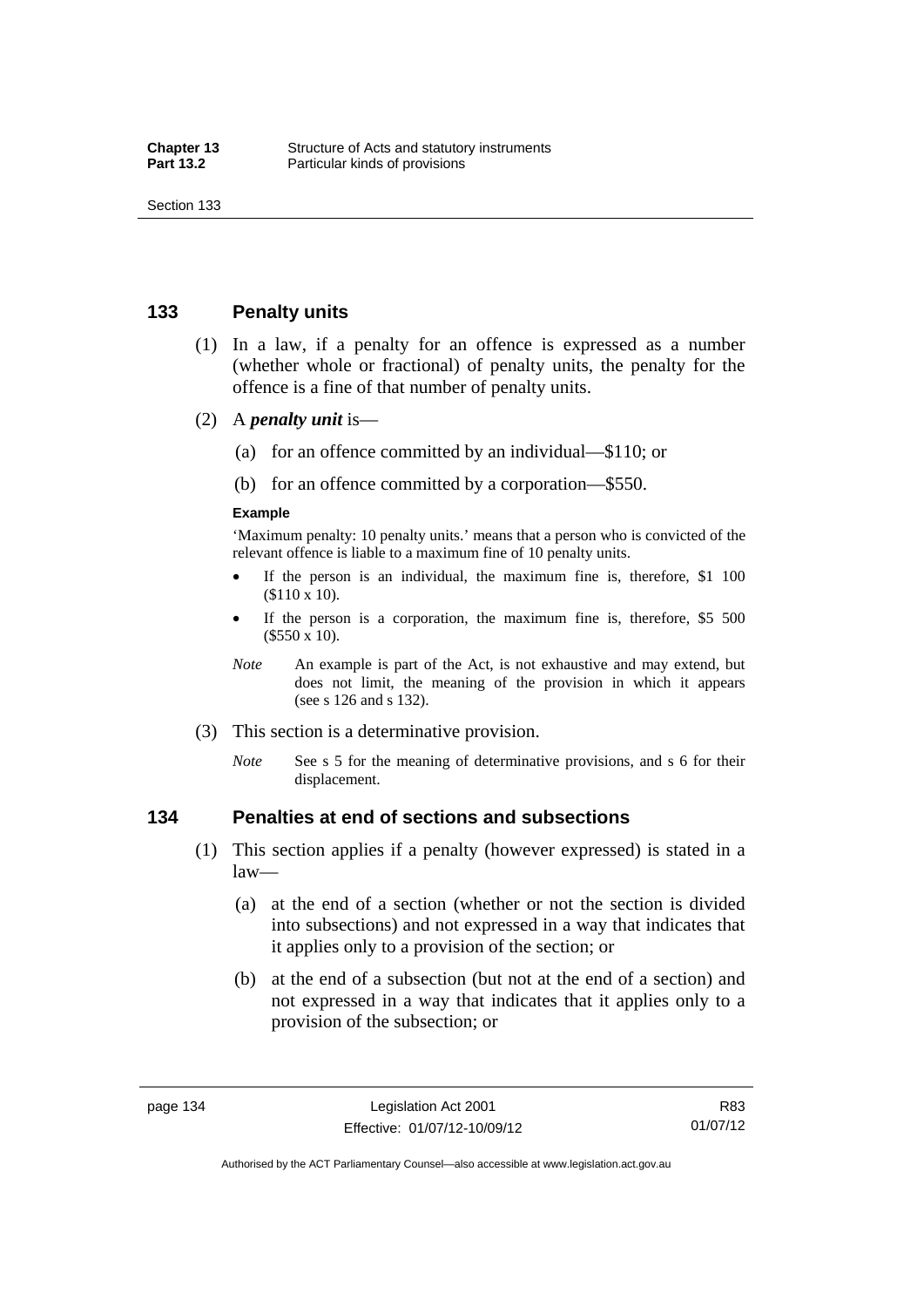## 133 Penalty units

(1) In a law, if a penalty for an offence is expressed as a number (whether whole or fractional) of penalty units, the penalty for the offence is a fine of that number of penalty units.

(2) A ***penalty unit*** is—

(a) for an offence committed by an individual—$110; or

(b) for an offence committed by a corporation—$550.

**Example**

'Maximum penalty: 10 penalty units.' means that a person who is convicted of the relevant offence is liable to a maximum fine of 10 penalty units.

- If the person is an individual, the maximum fine is, therefore, $1 100 ($110 x 10).
- If the person is a corporation, the maximum fine is, therefore, $5 500 ($550 x 10).

*Note* An example is part of the Act, is not exhaustive and may extend, but does not limit, the meaning of the provision in which it appears (see s 126 and s 132).

(3) This section is a determinative provision.

*Note* See s 5 for the meaning of determinative provisions, and s 6 for their displacement.

## 134 Penalties at end of sections and subsections

(1) This section applies if a penalty (however expressed) is stated in a law—

(a) at the end of a section (whether or not the section is divided into subsections) and not expressed in a way that indicates that it applies only to a provision of the section; or

(b) at the end of a subsection (but not at the end of a section) and not expressed in a way that indicates that it applies only to a provision of the subsection; or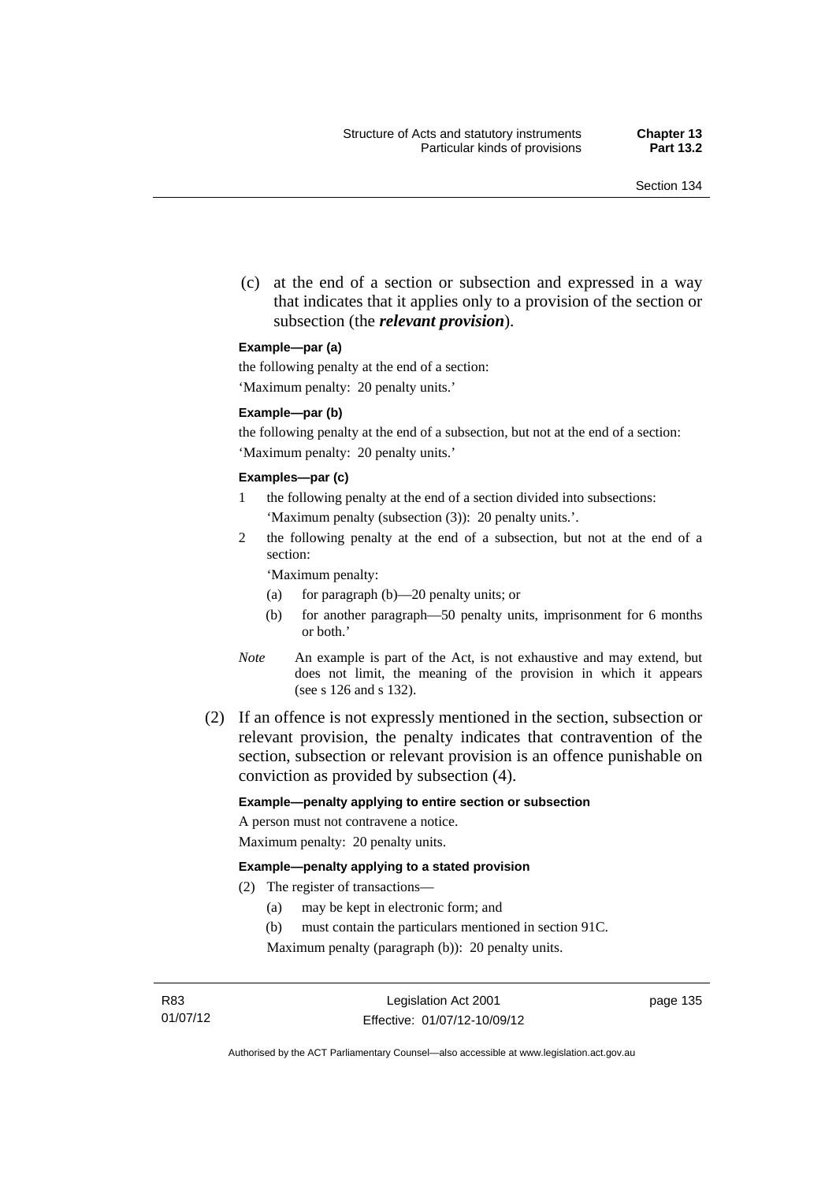(c) at the end of a section or subsection and expressed in a way that indicates that it applies only to a provision of the section or subsection (the ***relevant provision***).

**Example—par (a)**

the following penalty at the end of a section:

'Maximum penalty: 20 penalty units.'

**Example—par (b)**

the following penalty at the end of a subsection, but not at the end of a section:

'Maximum penalty: 20 penalty units.'

**Examples—par (c)**

1 the following penalty at the end of a section divided into subsections:

'Maximum penalty (subsection (3)): 20 penalty units.'.

2 the following penalty at the end of a subsection, but not at the end of a section:

'Maximum penalty:

(a) for paragraph (b)—20 penalty units; or

(b) for another paragraph—50 penalty units, imprisonment for 6 months or both.'

*Note* An example is part of the Act, is not exhaustive and may extend, but does not limit, the meaning of the provision in which it appears (see s 126 and s 132).

(2) If an offence is not expressly mentioned in the section, subsection or relevant provision, the penalty indicates that contravention of the section, subsection or relevant provision is an offence punishable on conviction as provided by subsection (4).

**Example—penalty applying to entire section or subsection**

A person must not contravene a notice.

Maximum penalty: 20 penalty units.

**Example—penalty applying to a stated provision**

(2) The register of transactions—

(a) may be kept in electronic form; and

(b) must contain the particulars mentioned in section 91C.

Maximum penalty (paragraph (b)): 20 penalty units.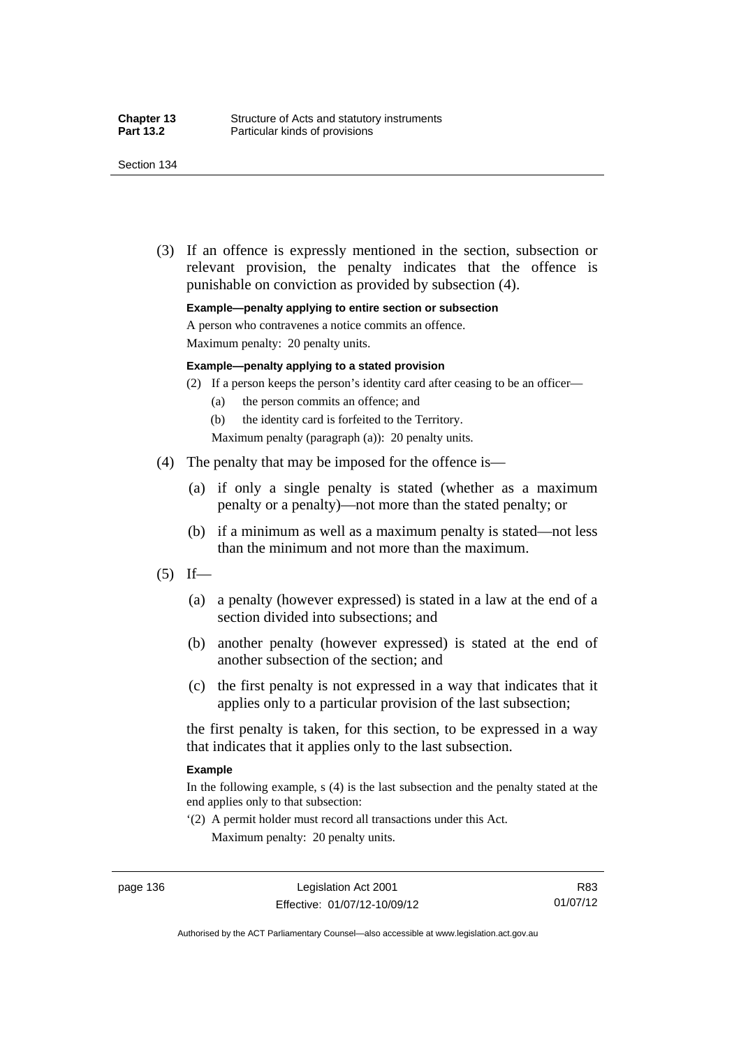(3) If an offence is expressly mentioned in the section, subsection or relevant provision, the penalty indicates that the offence is punishable on conviction as provided by subsection (4).

**Example—penalty applying to entire section or subsection**

A person who contravenes a notice commits an offence.

Maximum penalty: 20 penalty units.

**Example—penalty applying to a stated provision**

(2) If a person keeps the person's identity card after ceasing to be an officer—

(a) the person commits an offence; and

(b) the identity card is forfeited to the Territory.

Maximum penalty (paragraph (a)): 20 penalty units.

(4) The penalty that may be imposed for the offence is—

(a) if only a single penalty is stated (whether as a maximum penalty or a penalty)—not more than the stated penalty; or

(b) if a minimum as well as a maximum penalty is stated—not less than the minimum and not more than the maximum.

(5) If—

(a) a penalty (however expressed) is stated in a law at the end of a section divided into subsections; and

(b) another penalty (however expressed) is stated at the end of another subsection of the section; and

(c) the first penalty is not expressed in a way that indicates that it applies only to a particular provision of the last subsection;

the first penalty is taken, for this section, to be expressed in a way that indicates that it applies only to the last subsection.

**Example**

In the following example, s (4) is the last subsection and the penalty stated at the end applies only to that subsection:

'(2) A permit holder must record all transactions under this Act.

Maximum penalty: 20 penalty units.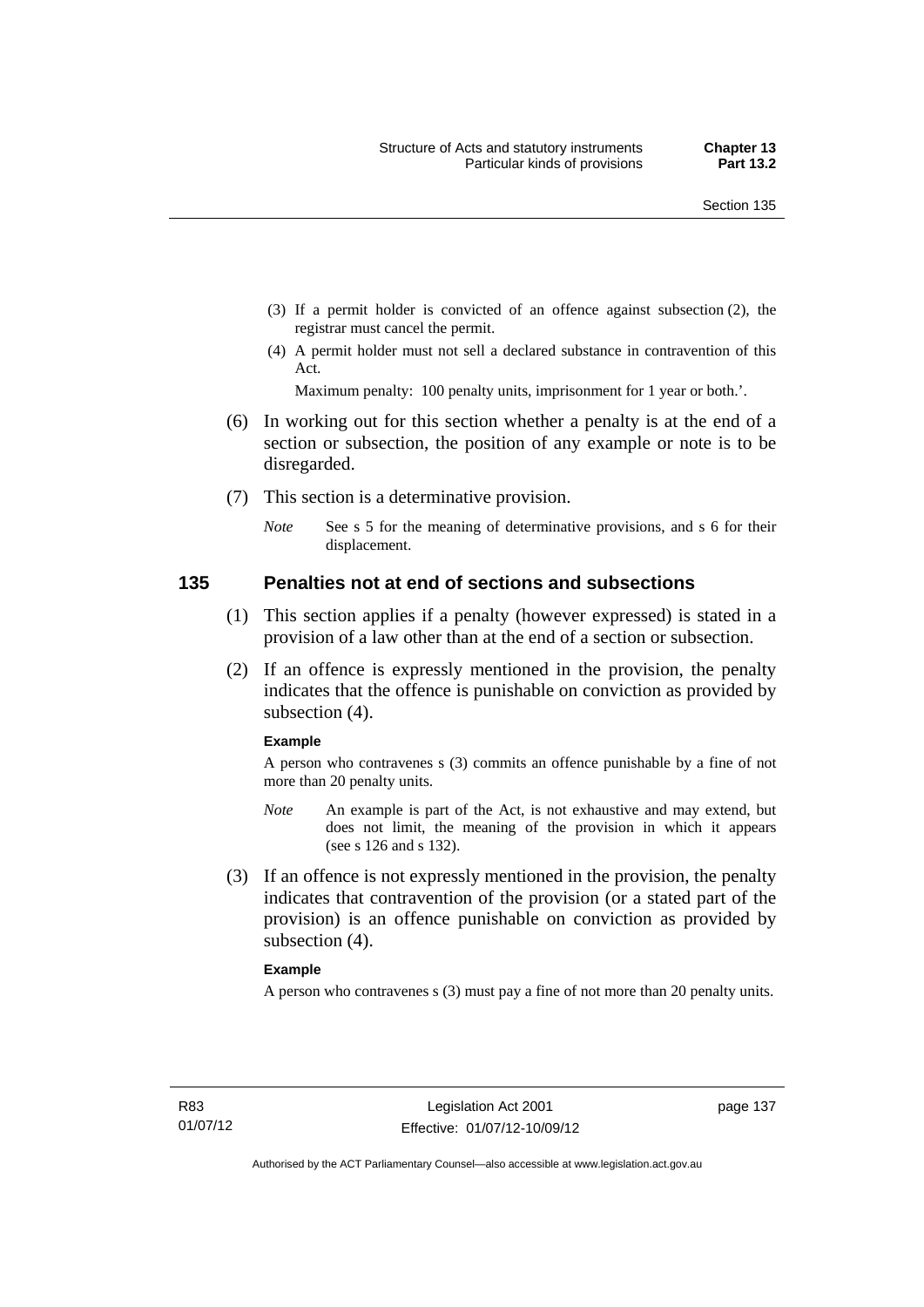(3) If a permit holder is convicted of an offence against subsection (2), the registrar must cancel the permit.

(4) A permit holder must not sell a declared substance in contravention of this Act.

Maximum penalty: 100 penalty units, imprisonment for 1 year or both.'.

(6) In working out for this section whether a penalty is at the end of a section or subsection, the position of any example or note is to be disregarded.

(7) This section is a determinative provision.

*Note* See s 5 for the meaning of determinative provisions, and s 6 for their displacement.

## 135 Penalties not at end of sections and subsections

(1) This section applies if a penalty (however expressed) is stated in a provision of a law other than at the end of a section or subsection.

(2) If an offence is expressly mentioned in the provision, the penalty indicates that the offence is punishable on conviction as provided by subsection (4).

**Example**

A person who contravenes s (3) commits an offence punishable by a fine of not more than 20 penalty units.

*Note* An example is part of the Act, is not exhaustive and may extend, but does not limit, the meaning of the provision in which it appears (see s 126 and s 132).

(3) If an offence is not expressly mentioned in the provision, the penalty indicates that contravention of the provision (or a stated part of the provision) is an offence punishable on conviction as provided by subsection (4).

**Example**

A person who contravenes s (3) must pay a fine of not more than 20 penalty units.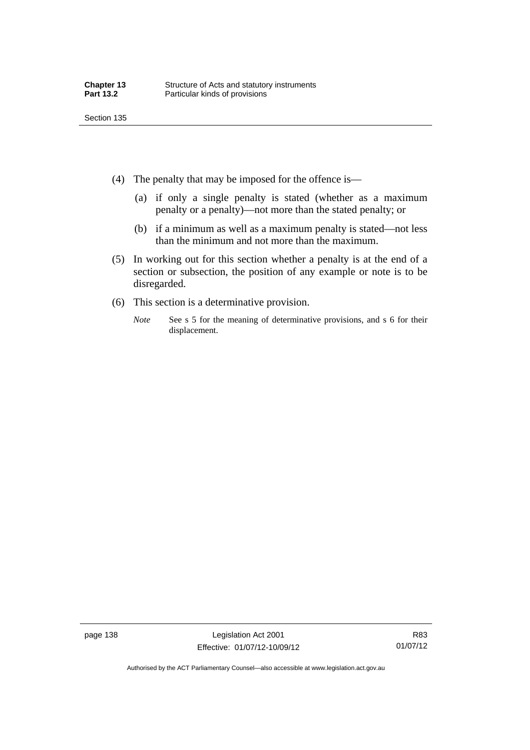(4) The penalty that may be imposed for the offence is—

(a) if only a single penalty is stated (whether as a maximum penalty or a penalty)—not more than the stated penalty; or

(b) if a minimum as well as a maximum penalty is stated—not less than the minimum and not more than the maximum.

(5) In working out for this section whether a penalty is at the end of a section or subsection, the position of any example or note is to be disregarded.

(6) This section is a determinative provision.

*Note* See s 5 for the meaning of determinative provisions, and s 6 for their displacement.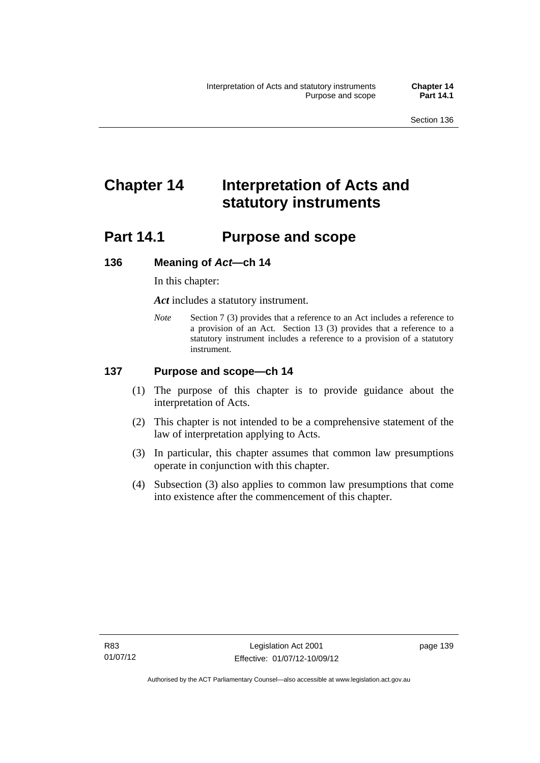# Chapter 14 Interpretation of Acts and statutory instruments

## Part 14.1 Purpose and scope

### 136 Meaning of *Act*—ch 14

In this chapter:

***Act*** includes a statutory instrument.

*Note* Section 7 (3) provides that a reference to an Act includes a reference to a provision of an Act. Section 13 (3) provides that a reference to a statutory instrument includes a reference to a provision of a statutory instrument.

### 137 Purpose and scope—ch 14

(1) The purpose of this chapter is to provide guidance about the interpretation of Acts.

(2) This chapter is not intended to be a comprehensive statement of the law of interpretation applying to Acts.

(3) In particular, this chapter assumes that common law presumptions operate in conjunction with this chapter.

(4) Subsection (3) also applies to common law presumptions that come into existence after the commencement of this chapter.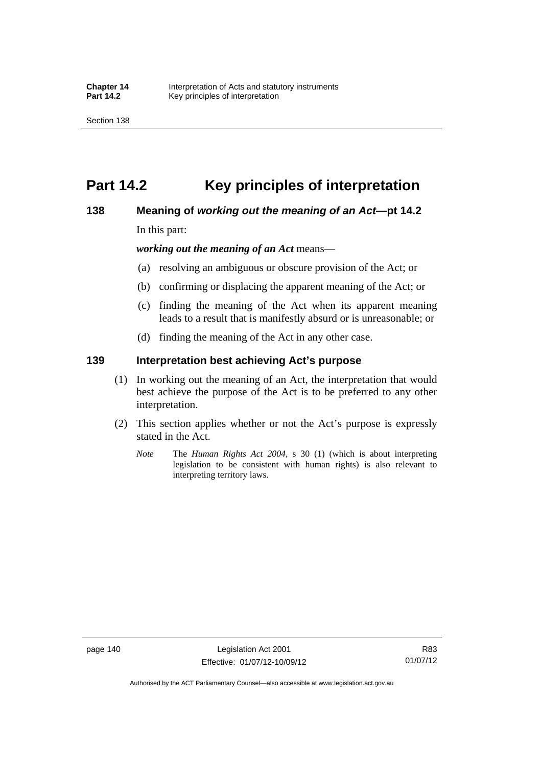# Part 14.2 Key principles of interpretation

## 138 Meaning of *working out the meaning of an Act*—pt 14.2

In this part:

***working out the meaning of an Act*** means—

(a) resolving an ambiguous or obscure provision of the Act; or

(b) confirming or displacing the apparent meaning of the Act; or

(c) finding the meaning of the Act when its apparent meaning leads to a result that is manifestly absurd or is unreasonable; or

(d) finding the meaning of the Act in any other case.

## 139 Interpretation best achieving Act's purpose

(1) In working out the meaning of an Act, the interpretation that would best achieve the purpose of the Act is to be preferred to any other interpretation.

(2) This section applies whether or not the Act's purpose is expressly stated in the Act.

*Note* The *Human Rights Act 2004*, s 30 (1) (which is about interpreting legislation to be consistent with human rights) is also relevant to interpreting territory laws.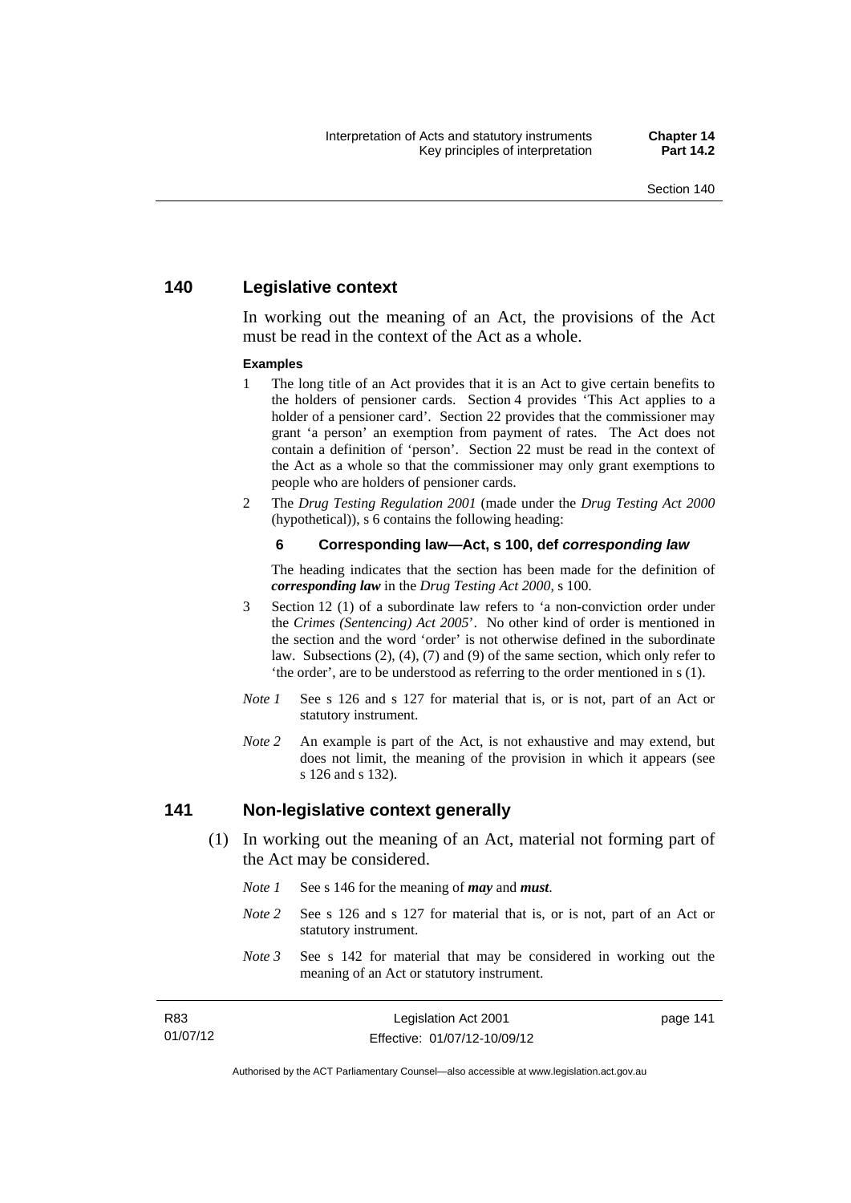## 140 Legislative context

In working out the meaning of an Act, the provisions of the Act must be read in the context of the Act as a whole.

**Examples**

1 The long title of an Act provides that it is an Act to give certain benefits to the holders of pensioner cards. Section 4 provides 'This Act applies to a holder of a pensioner card'. Section 22 provides that the commissioner may grant 'a person' an exemption from payment of rates. The Act does not contain a definition of 'person'. Section 22 must be read in the context of the Act as a whole so that the commissioner may only grant exemptions to people who are holders of pensioner cards.

2 The *Drug Testing Regulation 2001* (made under the *Drug Testing Act 2000* (hypothetical)), s 6 contains the following heading:

**6 Corresponding law—Act, s 100, def *corresponding law***

The heading indicates that the section has been made for the definition of ***corresponding law*** in the *Drug Testing Act 2000*, s 100.

3 Section 12 (1) of a subordinate law refers to 'a non-conviction order under the *Crimes (Sentencing) Act 2005*'. No other kind of order is mentioned in the section and the word 'order' is not otherwise defined in the subordinate law. Subsections (2), (4), (7) and (9) of the same section, which only refer to 'the order', are to be understood as referring to the order mentioned in s (1).

*Note 1* See s 126 and s 127 for material that is, or is not, part of an Act or statutory instrument.

*Note 2* An example is part of the Act, is not exhaustive and may extend, but does not limit, the meaning of the provision in which it appears (see s 126 and s 132).

## 141 Non-legislative context generally

(1) In working out the meaning of an Act, material not forming part of the Act may be considered.

*Note 1* See s 146 for the meaning of ***may*** and ***must***.

*Note 2* See s 126 and s 127 for material that is, or is not, part of an Act or statutory instrument.

*Note 3* See s 142 for material that may be considered in working out the meaning of an Act or statutory instrument.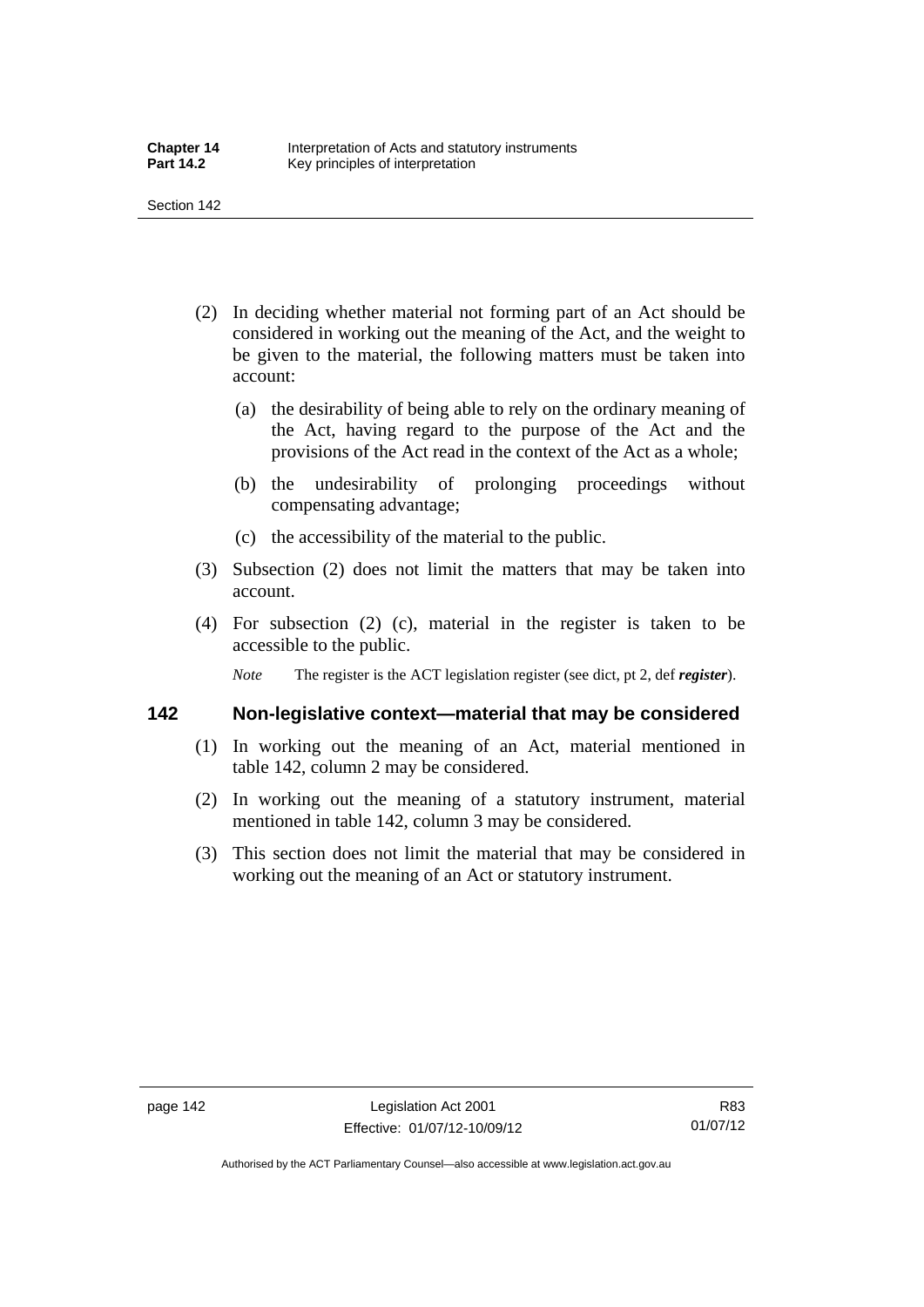(2) In deciding whether material not forming part of an Act should be considered in working out the meaning of the Act, and the weight to be given to the material, the following matters must be taken into account:

(a) the desirability of being able to rely on the ordinary meaning of the Act, having regard to the purpose of the Act and the provisions of the Act read in the context of the Act as a whole;

(b) the undesirability of prolonging proceedings without compensating advantage;

(c) the accessibility of the material to the public.

(3) Subsection (2) does not limit the matters that may be taken into account.

(4) For subsection (2) (c), material in the register is taken to be accessible to the public.

*Note* The register is the ACT legislation register (see dict, pt 2, def ***register***).

## 142 Non-legislative context—material that may be considered

(1) In working out the meaning of an Act, material mentioned in table 142, column 2 may be considered.

(2) In working out the meaning of a statutory instrument, material mentioned in table 142, column 3 may be considered.

(3) This section does not limit the material that may be considered in working out the meaning of an Act or statutory instrument.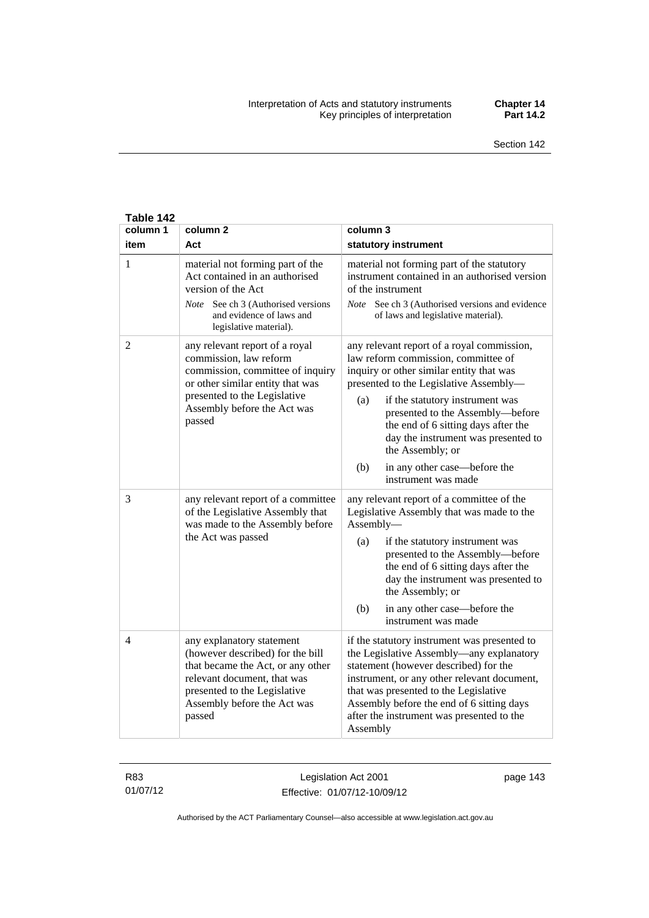**Table 142**

| column 1<br>item | column 2<br>Act | column 3<br>statutory instrument |
|---|---|---|
| 1 | material not forming part of the Act contained in an authorised version of the Act<br>*Note* See ch 3 (Authorised versions and evidence of laws and legislative material). | material not forming part of the statutory instrument contained in an authorised version of the instrument<br>*Note* See ch 3 (Authorised versions and evidence of laws and legislative material). |
| 2 | any relevant report of a royal commission, law reform commission, committee of inquiry or other similar entity that was presented to the Legislative Assembly before the Act was passed | any relevant report of a royal commission, law reform commission, committee of inquiry or other similar entity that was presented to the Legislative Assembly—<br>(a) if the statutory instrument was presented to the Assembly—before the end of 6 sitting days after the day the instrument was presented to the Assembly; or<br>(b) in any other case—before the instrument was made |
| 3 | any relevant report of a committee of the Legislative Assembly that was made to the Assembly before the Act was passed | any relevant report of a committee of the Legislative Assembly that was made to the Assembly—<br>(a) if the statutory instrument was presented to the Assembly—before the end of 6 sitting days after the day the instrument was presented to the Assembly; or<br>(b) in any other case—before the instrument was made |
| 4 | any explanatory statement (however described) for the bill that became the Act, or any other relevant document, that was presented to the Legislative Assembly before the Act was passed | if the statutory instrument was presented to the Legislative Assembly—any explanatory statement (however described) for the instrument, or any other relevant document, that was presented to the Legislative Assembly before the end of 6 sitting days after the instrument was presented to the Assembly |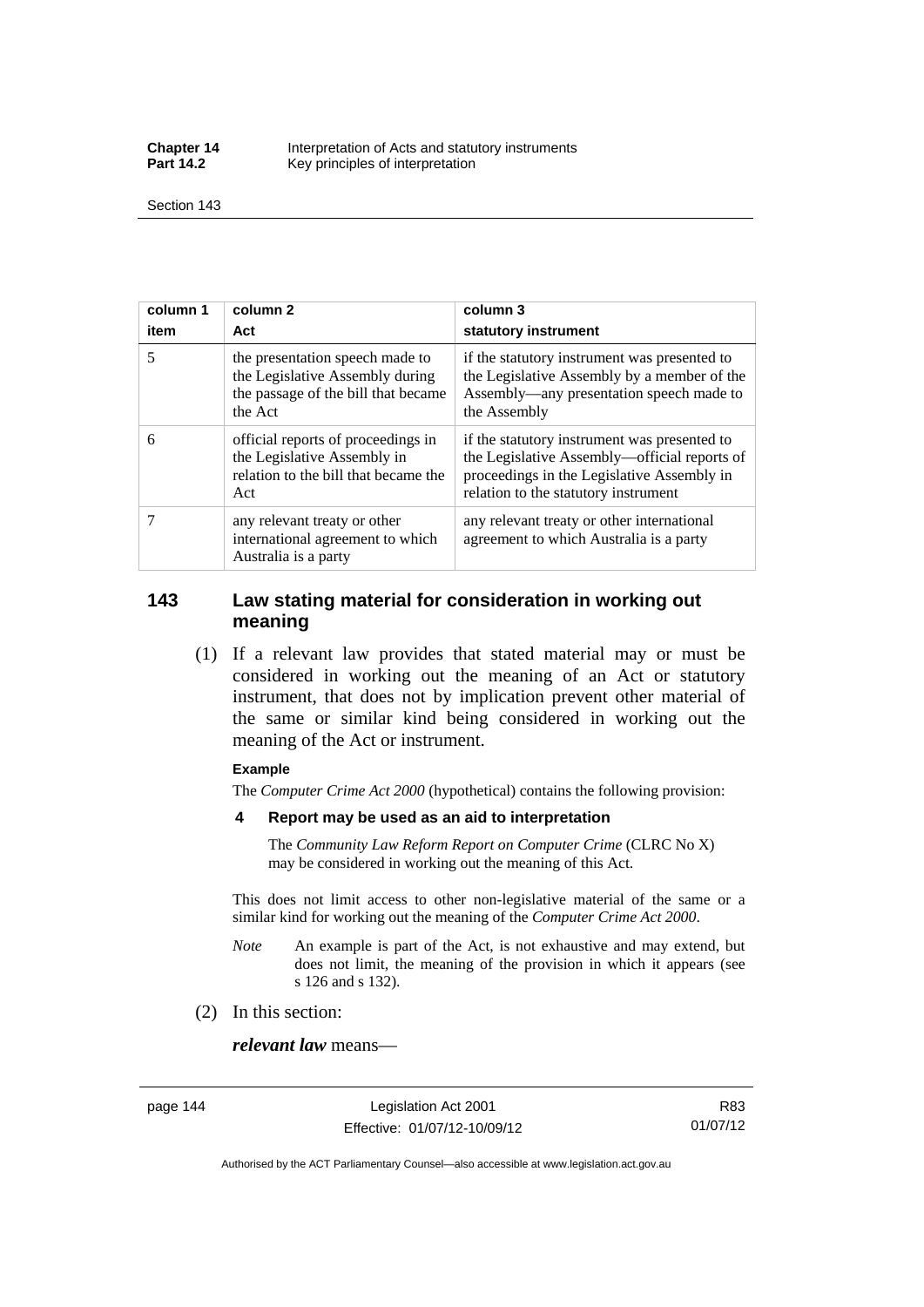| column 1 item | column 2 Act | column 3 statutory instrument |
|---|---|---|
| 5 | the presentation speech made to the Legislative Assembly during the passage of the bill that became the Act | if the statutory instrument was presented to the Legislative Assembly by a member of the Assembly—any presentation speech made to the Assembly |
| 6 | official reports of proceedings in the Legislative Assembly in relation to the bill that became the Act | if the statutory instrument was presented to the Legislative Assembly—official reports of proceedings in the Legislative Assembly in relation to the statutory instrument |
| 7 | any relevant treaty or other international agreement to which Australia is a party | any relevant treaty or other international agreement to which Australia is a party |

## 143 Law stating material for consideration in working out meaning

(1) If a relevant law provides that stated material may or must be considered in working out the meaning of an Act or statutory instrument, that does not by implication prevent other material of the same or similar kind being considered in working out the meaning of the Act or instrument.

**Example**

The *Computer Crime Act 2000* (hypothetical) contains the following provision:

**4 Report may be used as an aid to interpretation**

The *Community Law Reform Report on Computer Crime* (CLRC No X) may be considered in working out the meaning of this Act.

This does not limit access to other non-legislative material of the same or a similar kind for working out the meaning of the *Computer Crime Act 2000*.

*Note* An example is part of the Act, is not exhaustive and may extend, but does not limit, the meaning of the provision in which it appears (see s 126 and s 132).

(2) In this section:

***relevant law*** means—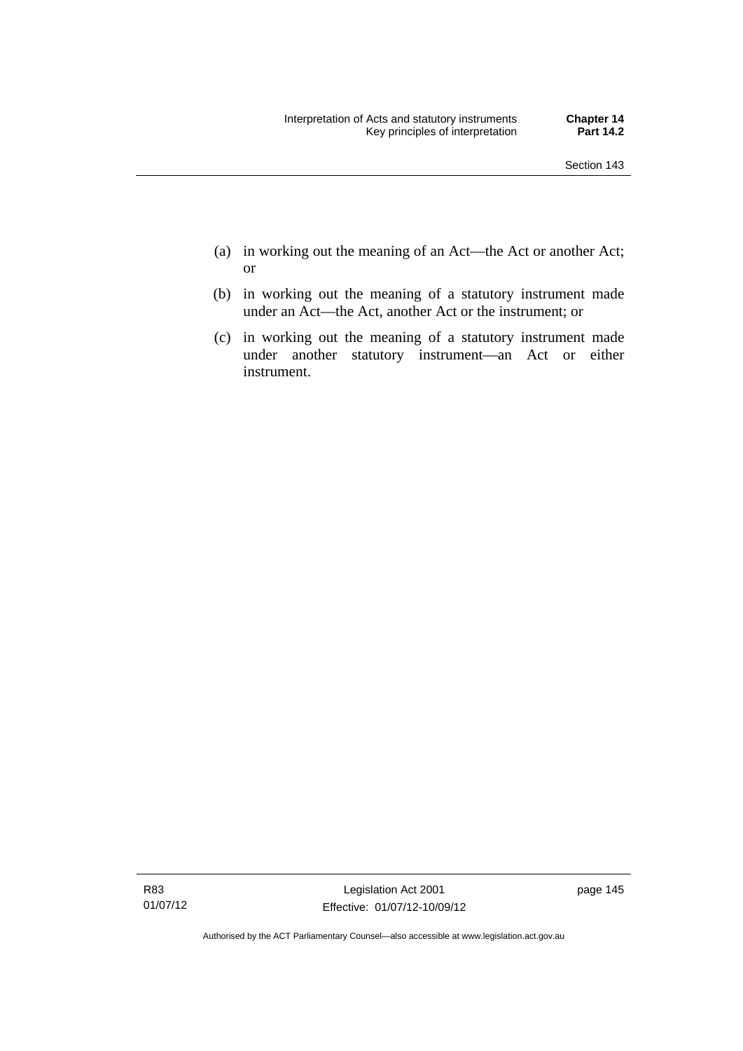(a) in working out the meaning of an Act—the Act or another Act; or

(b) in working out the meaning of a statutory instrument made under an Act—the Act, another Act or the instrument; or

(c) in working out the meaning of a statutory instrument made under another statutory instrument—an Act or either instrument.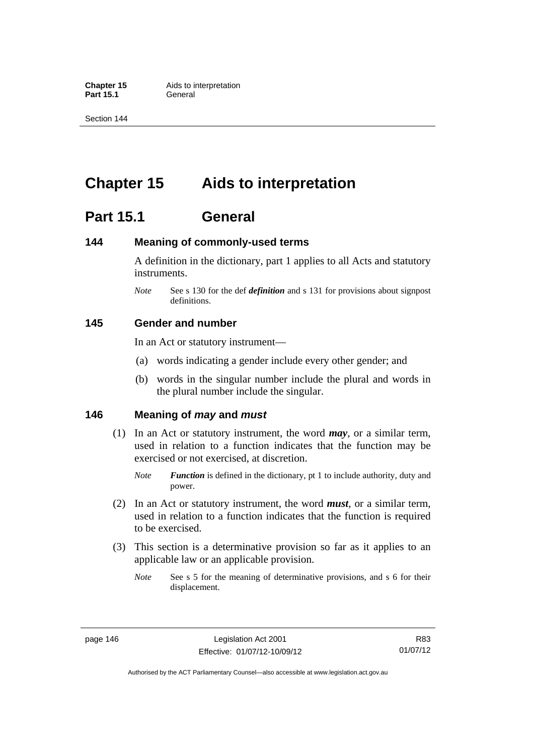# Chapter 15 Aids to interpretation

## Part 15.1 General

### 144 Meaning of commonly-used terms

A definition in the dictionary, part 1 applies to all Acts and statutory instruments.

*Note* See s 130 for the def ***definition*** and s 131 for provisions about signpost definitions.

### 145 Gender and number

In an Act or statutory instrument—

(a) words indicating a gender include every other gender; and

(b) words in the singular number include the plural and words in the plural number include the singular.

### 146 Meaning of *may* and *must*

(1) In an Act or statutory instrument, the word ***may***, or a similar term, used in relation to a function indicates that the function may be exercised or not exercised, at discretion.

*Note* ***Function*** is defined in the dictionary, pt 1 to include authority, duty and power.

(2) In an Act or statutory instrument, the word ***must***, or a similar term, used in relation to a function indicates that the function is required to be exercised.

(3) This section is a determinative provision so far as it applies to an applicable law or an applicable provision.

*Note* See s 5 for the meaning of determinative provisions, and s 6 for their displacement.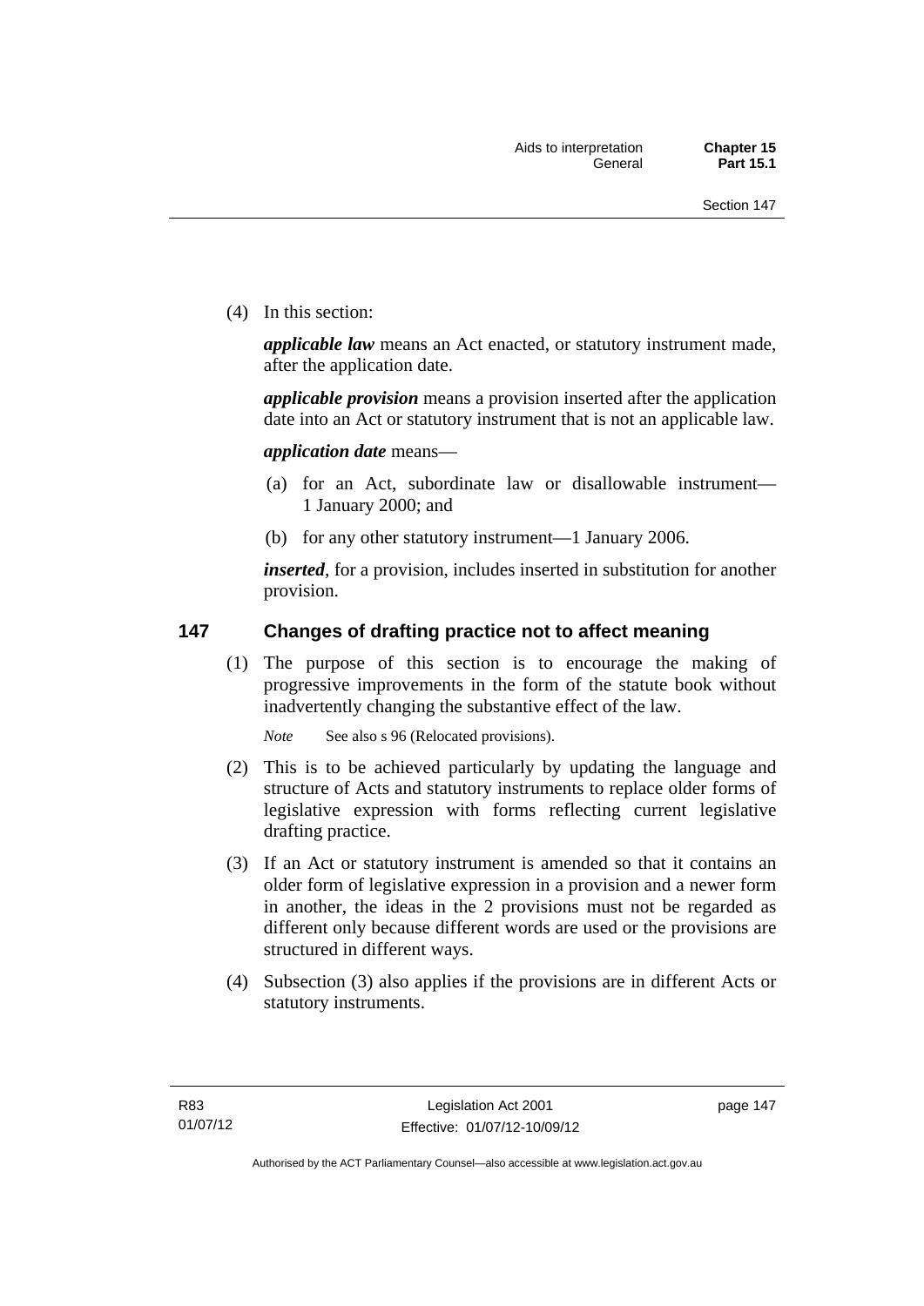(4) In this section:

***applicable law*** means an Act enacted, or statutory instrument made, after the application date.

***applicable provision*** means a provision inserted after the application date into an Act or statutory instrument that is not an applicable law.

***application date*** means—

(a) for an Act, subordinate law or disallowable instrument—1 January 2000; and

(b) for any other statutory instrument—1 January 2006.

***inserted***, for a provision, includes inserted in substitution for another provision.

## 147 Changes of drafting practice not to affect meaning

(1) The purpose of this section is to encourage the making of progressive improvements in the form of the statute book without inadvertently changing the substantive effect of the law.

*Note* See also s 96 (Relocated provisions).

(2) This is to be achieved particularly by updating the language and structure of Acts and statutory instruments to replace older forms of legislative expression with forms reflecting current legislative drafting practice.

(3) If an Act or statutory instrument is amended so that it contains an older form of legislative expression in a provision and a newer form in another, the ideas in the 2 provisions must not be regarded as different only because different words are used or the provisions are structured in different ways.

(4) Subsection (3) also applies if the provisions are in different Acts or statutory instruments.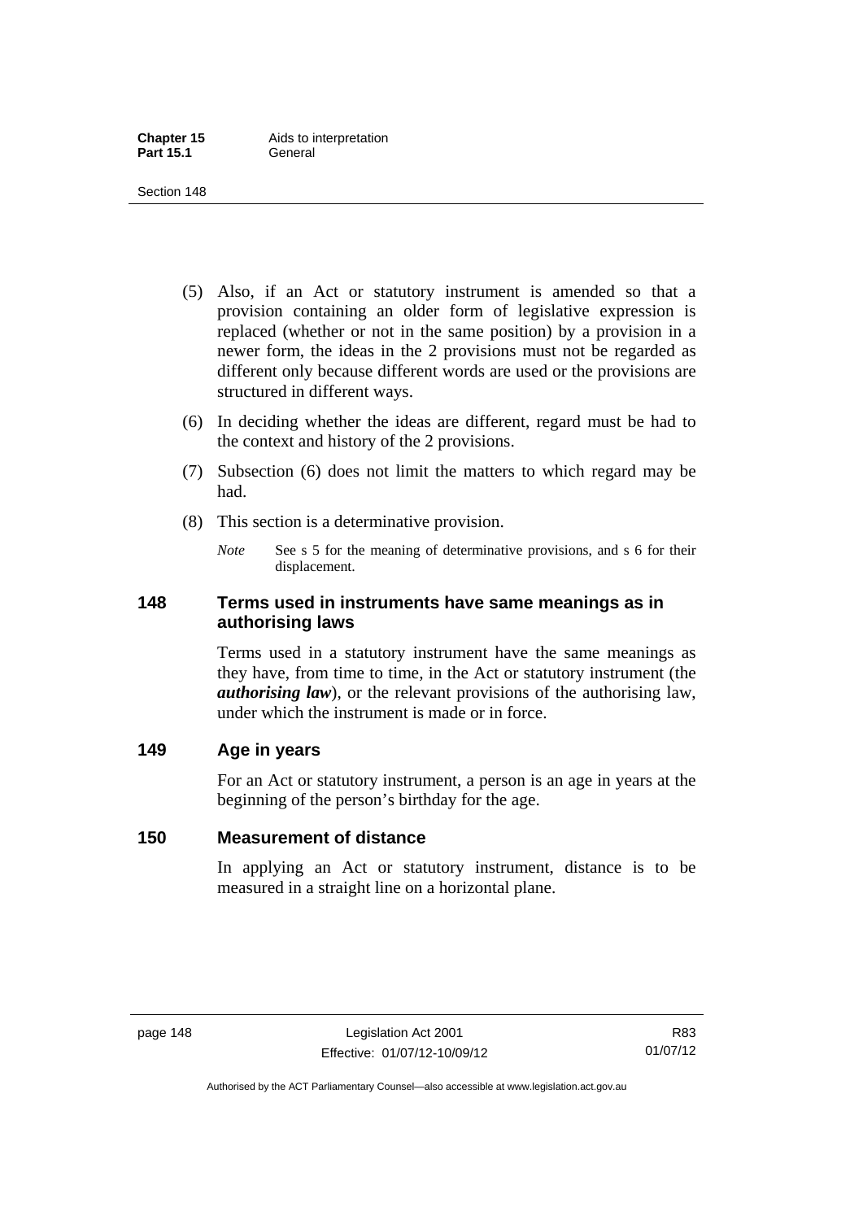(5) Also, if an Act or statutory instrument is amended so that a provision containing an older form of legislative expression is replaced (whether or not in the same position) by a provision in a newer form, the ideas in the 2 provisions must not be regarded as different only because different words are used or the provisions are structured in different ways.

(6) In deciding whether the ideas are different, regard must be had to the context and history of the 2 provisions.

(7) Subsection (6) does not limit the matters to which regard may be had.

(8) This section is a determinative provision.

*Note* See s 5 for the meaning of determinative provisions, and s 6 for their displacement.

## 148 Terms used in instruments have same meanings as in authorising laws

Terms used in a statutory instrument have the same meanings as they have, from time to time, in the Act or statutory instrument (the ***authorising law***), or the relevant provisions of the authorising law, under which the instrument is made or in force.

## 149 Age in years

For an Act or statutory instrument, a person is an age in years at the beginning of the person's birthday for the age.

## 150 Measurement of distance

In applying an Act or statutory instrument, distance is to be measured in a straight line on a horizontal plane.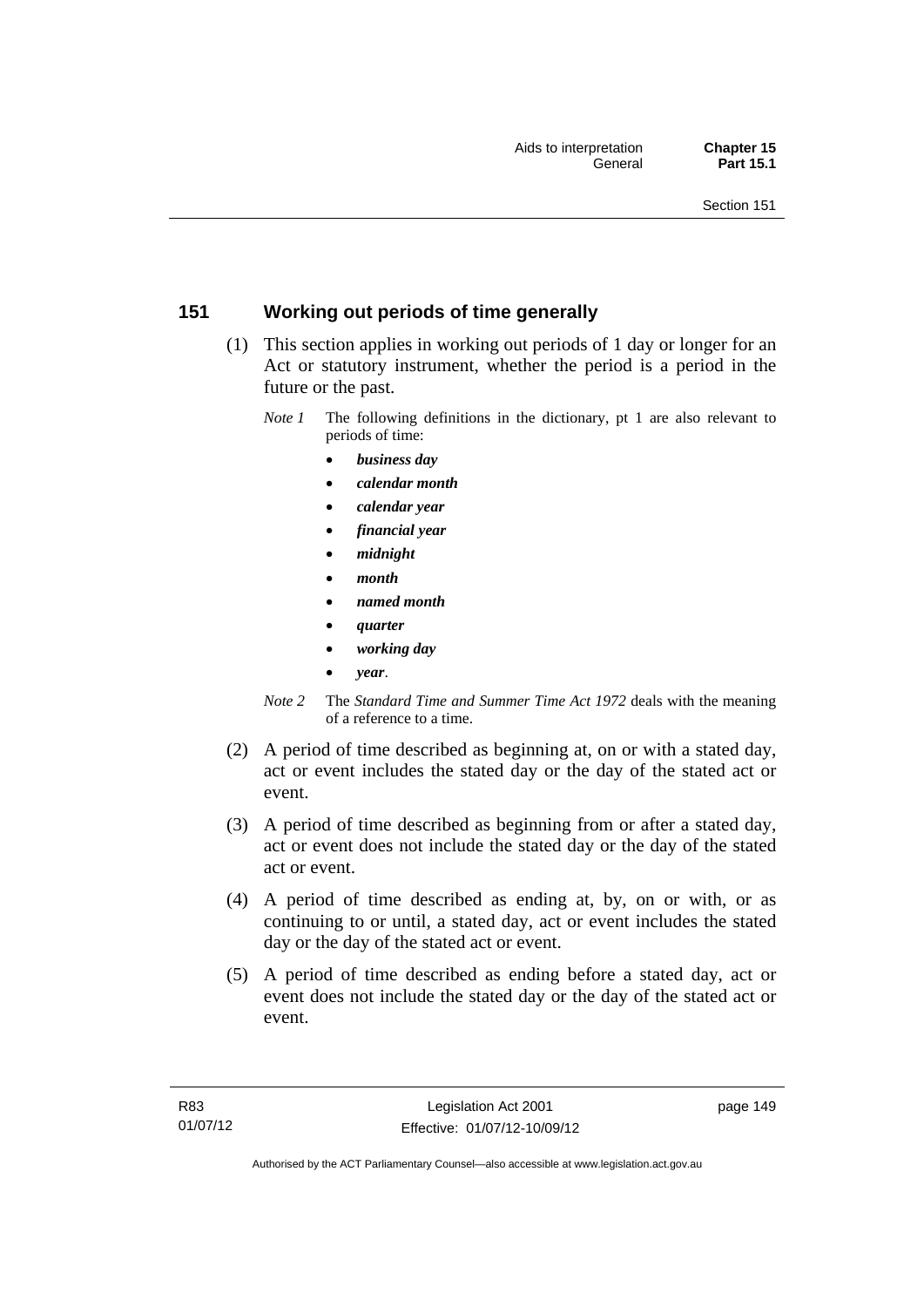## 151 Working out periods of time generally

(1) This section applies in working out periods of 1 day or longer for an Act or statutory instrument, whether the period is a period in the future or the past.

*Note 1* The following definitions in the dictionary, pt 1 are also relevant to periods of time:

- ***business day***
- ***calendar month***
- ***calendar year***
- ***financial year***
- ***midnight***
- ***month***
- ***named month***
- ***quarter***
- ***working day***
- ***year***.

*Note 2* The *Standard Time and Summer Time Act 1972* deals with the meaning of a reference to a time.

(2) A period of time described as beginning at, on or with a stated day, act or event includes the stated day or the day of the stated act or event.

(3) A period of time described as beginning from or after a stated day, act or event does not include the stated day or the day of the stated act or event.

(4) A period of time described as ending at, by, on or with, or as continuing to or until, a stated day, act or event includes the stated day or the day of the stated act or event.

(5) A period of time described as ending before a stated day, act or event does not include the stated day or the day of the stated act or event.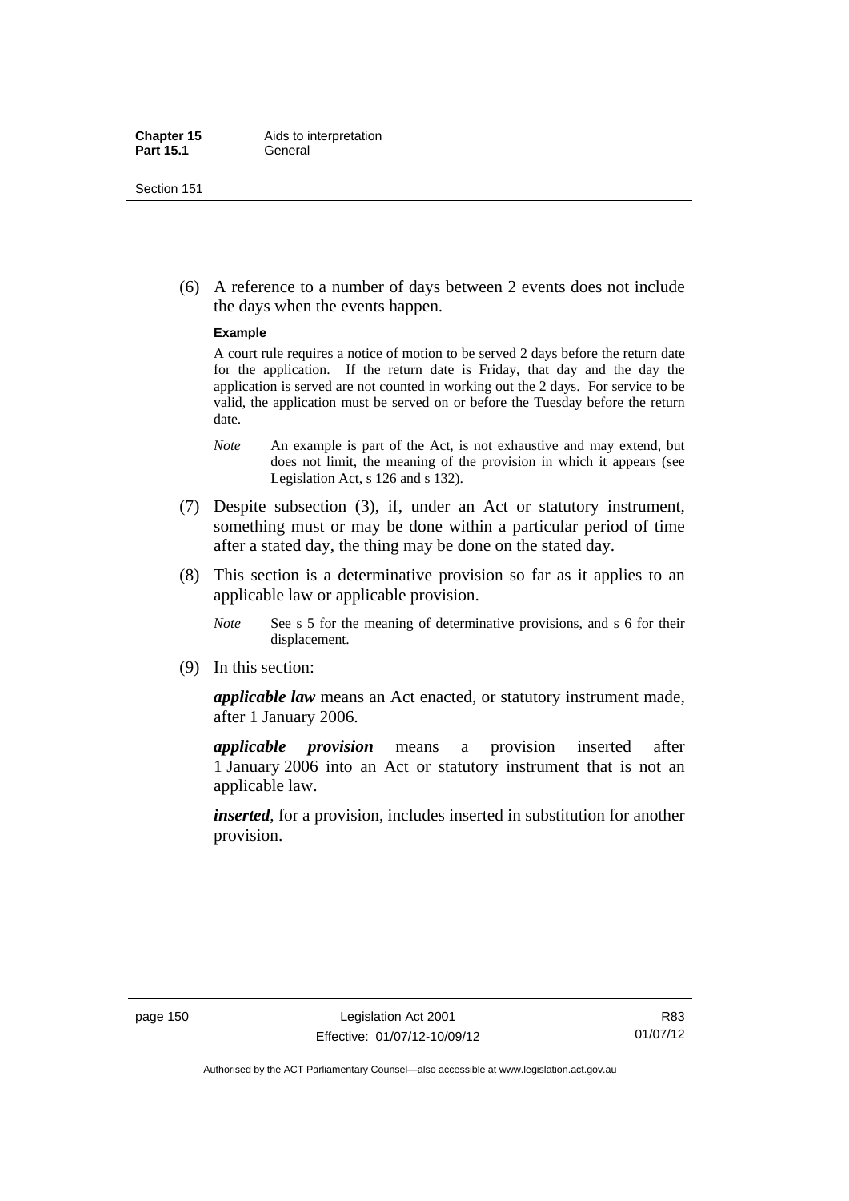(6) A reference to a number of days between 2 events does not include the days when the events happen.

**Example**

A court rule requires a notice of motion to be served 2 days before the return date for the application. If the return date is Friday, that day and the day the application is served are not counted in working out the 2 days. For service to be valid, the application must be served on or before the Tuesday before the return date.

*Note* An example is part of the Act, is not exhaustive and may extend, but does not limit, the meaning of the provision in which it appears (see Legislation Act, s 126 and s 132).

(7) Despite subsection (3), if, under an Act or statutory instrument, something must or may be done within a particular period of time after a stated day, the thing may be done on the stated day.

(8) This section is a determinative provision so far as it applies to an applicable law or applicable provision.

*Note* See s 5 for the meaning of determinative provisions, and s 6 for their displacement.

(9) In this section:

***applicable law*** means an Act enacted, or statutory instrument made, after 1 January 2006.

***applicable provision*** means a provision inserted after 1 January 2006 into an Act or statutory instrument that is not an applicable law.

***inserted***, for a provision, includes inserted in substitution for another provision.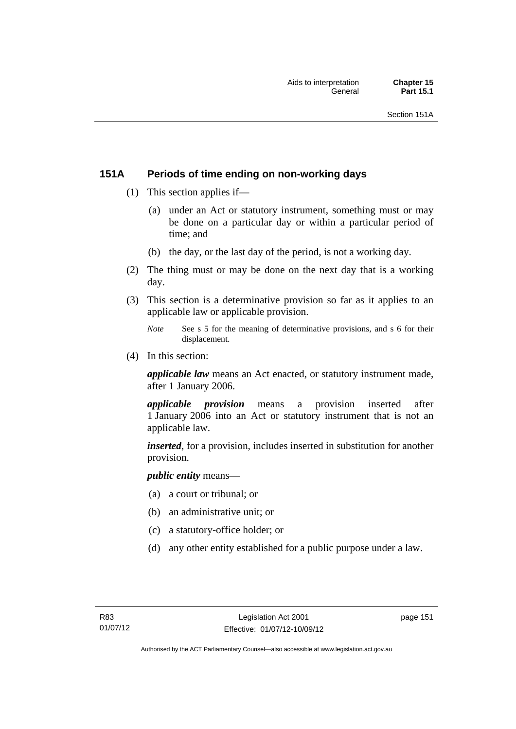## 151A Periods of time ending on non-working days

(1) This section applies if—

(a) under an Act or statutory instrument, something must or may be done on a particular day or within a particular period of time; and

(b) the day, or the last day of the period, is not a working day.

(2) The thing must or may be done on the next day that is a working day.

(3) This section is a determinative provision so far as it applies to an applicable law or applicable provision.

*Note* See s 5 for the meaning of determinative provisions, and s 6 for their displacement.

(4) In this section:

***applicable law*** means an Act enacted, or statutory instrument made, after 1 January 2006.

***applicable provision*** means a provision inserted after 1 January 2006 into an Act or statutory instrument that is not an applicable law.

***inserted***, for a provision, includes inserted in substitution for another provision.

***public entity*** means—

(a) a court or tribunal; or

(b) an administrative unit; or

(c) a statutory-office holder; or

(d) any other entity established for a public purpose under a law.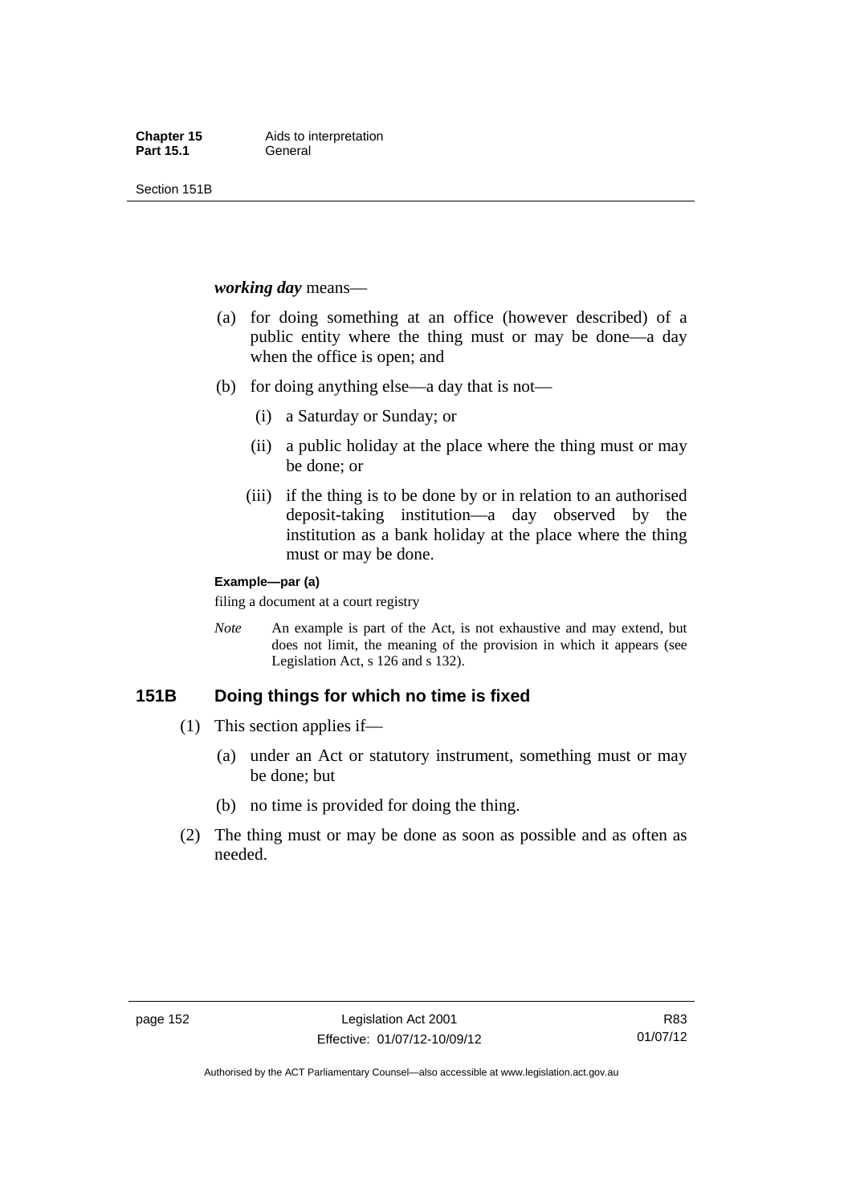***working day*** means—

(a) for doing something at an office (however described) of a public entity where the thing must or may be done—a day when the office is open; and

(b) for doing anything else—a day that is not—

  (i) a Saturday or Sunday; or

  (ii) a public holiday at the place where the thing must or may be done; or

  (iii) if the thing is to be done by or in relation to an authorised deposit-taking institution—a day observed by the institution as a bank holiday at the place where the thing must or may be done.

**Example—par (a)**

filing a document at a court registry

*Note* An example is part of the Act, is not exhaustive and may extend, but does not limit, the meaning of the provision in which it appears (see Legislation Act, s 126 and s 132).

## 151B Doing things for which no time is fixed

(1) This section applies if—

  (a) under an Act or statutory instrument, something must or may be done; but

  (b) no time is provided for doing the thing.

(2) The thing must or may be done as soon as possible and as often as needed.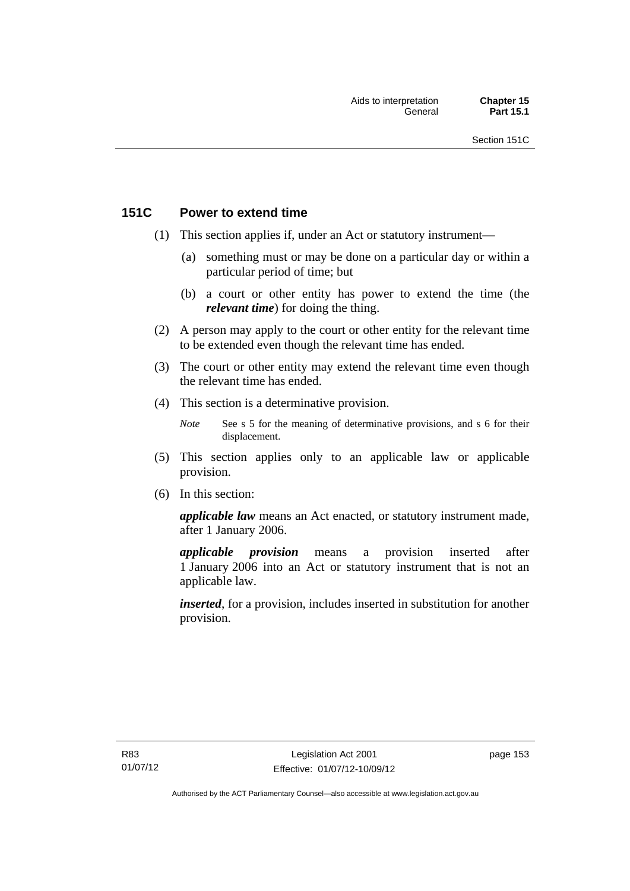## 151C Power to extend time

(1) This section applies if, under an Act or statutory instrument—

(a) something must or may be done on a particular day or within a particular period of time; but

(b) a court or other entity has power to extend the time (the ***relevant time***) for doing the thing.

(2) A person may apply to the court or other entity for the relevant time to be extended even though the relevant time has ended.

(3) The court or other entity may extend the relevant time even though the relevant time has ended.

(4) This section is a determinative provision.

*Note* See s 5 for the meaning of determinative provisions, and s 6 for their displacement.

(5) This section applies only to an applicable law or applicable provision.

(6) In this section:

***applicable law*** means an Act enacted, or statutory instrument made, after 1 January 2006.

***applicable provision*** means a provision inserted after 1 January 2006 into an Act or statutory instrument that is not an applicable law.

***inserted***, for a provision, includes inserted in substitution for another provision.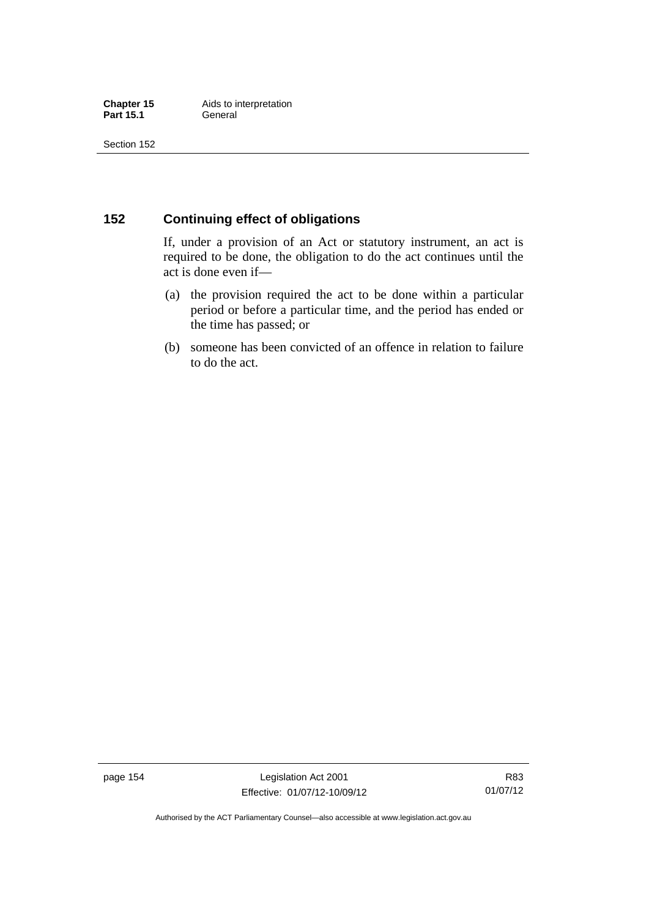## 152 Continuing effect of obligations

If, under a provision of an Act or statutory instrument, an act is required to be done, the obligation to do the act continues until the act is done even if—

(a) the provision required the act to be done within a particular period or before a particular time, and the period has ended or the time has passed; or

(b) someone has been convicted of an offence in relation to failure to do the act.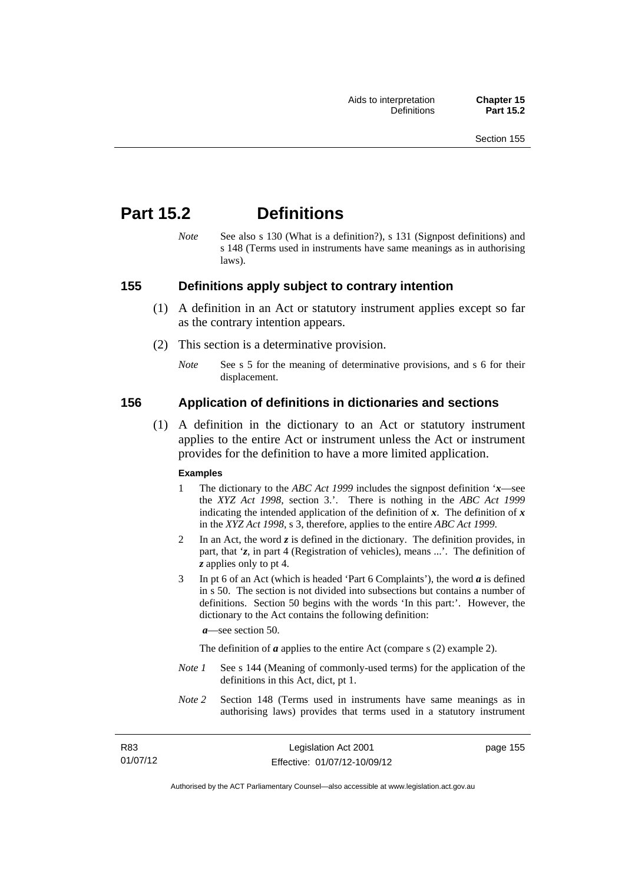# Part 15.2 Definitions

*Note* See also s 130 (What is a definition?), s 131 (Signpost definitions) and s 148 (Terms used in instruments have same meanings as in authorising laws).

## 155 Definitions apply subject to contrary intention

(1) A definition in an Act or statutory instrument applies except so far as the contrary intention appears.

(2) This section is a determinative provision.

*Note* See s 5 for the meaning of determinative provisions, and s 6 for their displacement.

## 156 Application of definitions in dictionaries and sections

(1) A definition in the dictionary to an Act or statutory instrument applies to the entire Act or instrument unless the Act or instrument provides for the definition to have a more limited application.

**Examples**

1 The dictionary to the *ABC Act 1999* includes the signpost definition '***x***—see the *XYZ Act 1998*, section 3.'. There is nothing in the *ABC Act 1999* indicating the intended application of the definition of ***x***. The definition of ***x*** in the *XYZ Act 1998*, s 3, therefore, applies to the entire *ABC Act 1999*.

2 In an Act, the word ***z*** is defined in the dictionary. The definition provides, in part, that '***z***, in part 4 (Registration of vehicles), means ...'. The definition of ***z*** applies only to pt 4.

3 In pt 6 of an Act (which is headed 'Part 6 Complaints'), the word ***a*** is defined in s 50. The section is not divided into subsections but contains a number of definitions. Section 50 begins with the words 'In this part:'. However, the dictionary to the Act contains the following definition:

***a***—see section 50.

The definition of ***a*** applies to the entire Act (compare s (2) example 2).

*Note 1* See s 144 (Meaning of commonly-used terms) for the application of the definitions in this Act, dict, pt 1.

*Note 2* Section 148 (Terms used in instruments have same meanings as in authorising laws) provides that terms used in a statutory instrument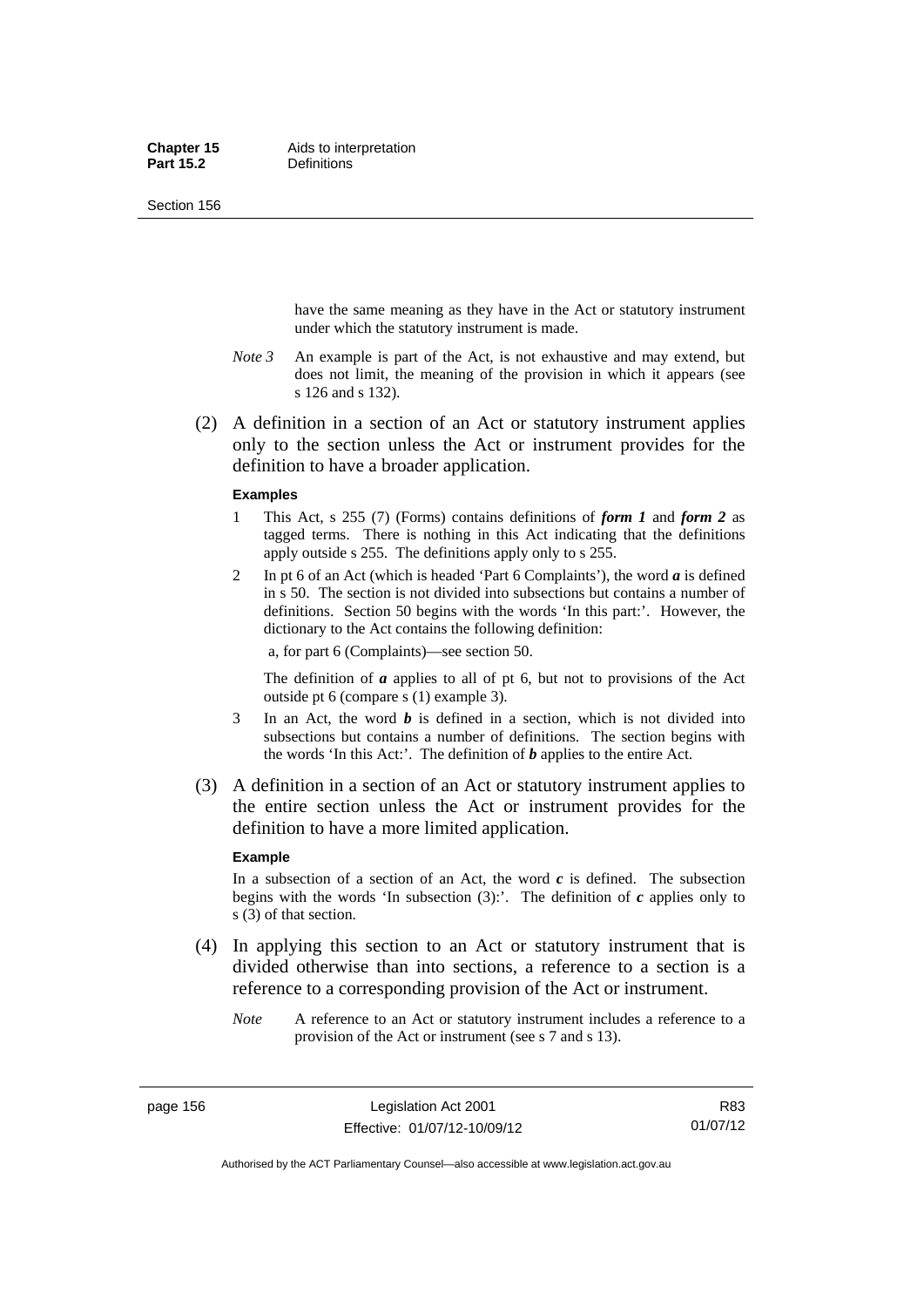have the same meaning as they have in the Act or statutory instrument under which the statutory instrument is made.

*Note 3* An example is part of the Act, is not exhaustive and may extend, but does not limit, the meaning of the provision in which it appears (see s 126 and s 132).

(2) A definition in a section of an Act or statutory instrument applies only to the section unless the Act or instrument provides for the definition to have a broader application.

**Examples**

1 This Act, s 255 (7) (Forms) contains definitions of ***form 1*** and ***form 2*** as tagged terms. There is nothing in this Act indicating that the definitions apply outside s 255. The definitions apply only to s 255.

2 In pt 6 of an Act (which is headed 'Part 6 Complaints'), the word ***a*** is defined in s 50. The section is not divided into subsections but contains a number of definitions. Section 50 begins with the words 'In this part:'. However, the dictionary to the Act contains the following definition:

a, for part 6 (Complaints)—see section 50.

The definition of ***a*** applies to all of pt 6, but not to provisions of the Act outside pt 6 (compare s (1) example 3).

3 In an Act, the word ***b*** is defined in a section, which is not divided into subsections but contains a number of definitions. The section begins with the words 'In this Act:'. The definition of ***b*** applies to the entire Act.

(3) A definition in a section of an Act or statutory instrument applies to the entire section unless the Act or instrument provides for the definition to have a more limited application.

**Example**

In a subsection of a section of an Act, the word ***c*** is defined. The subsection begins with the words 'In subsection (3):'. The definition of ***c*** applies only to s (3) of that section.

(4) In applying this section to an Act or statutory instrument that is divided otherwise than into sections, a reference to a section is a reference to a corresponding provision of the Act or instrument.

*Note* A reference to an Act or statutory instrument includes a reference to a provision of the Act or instrument (see s 7 and s 13).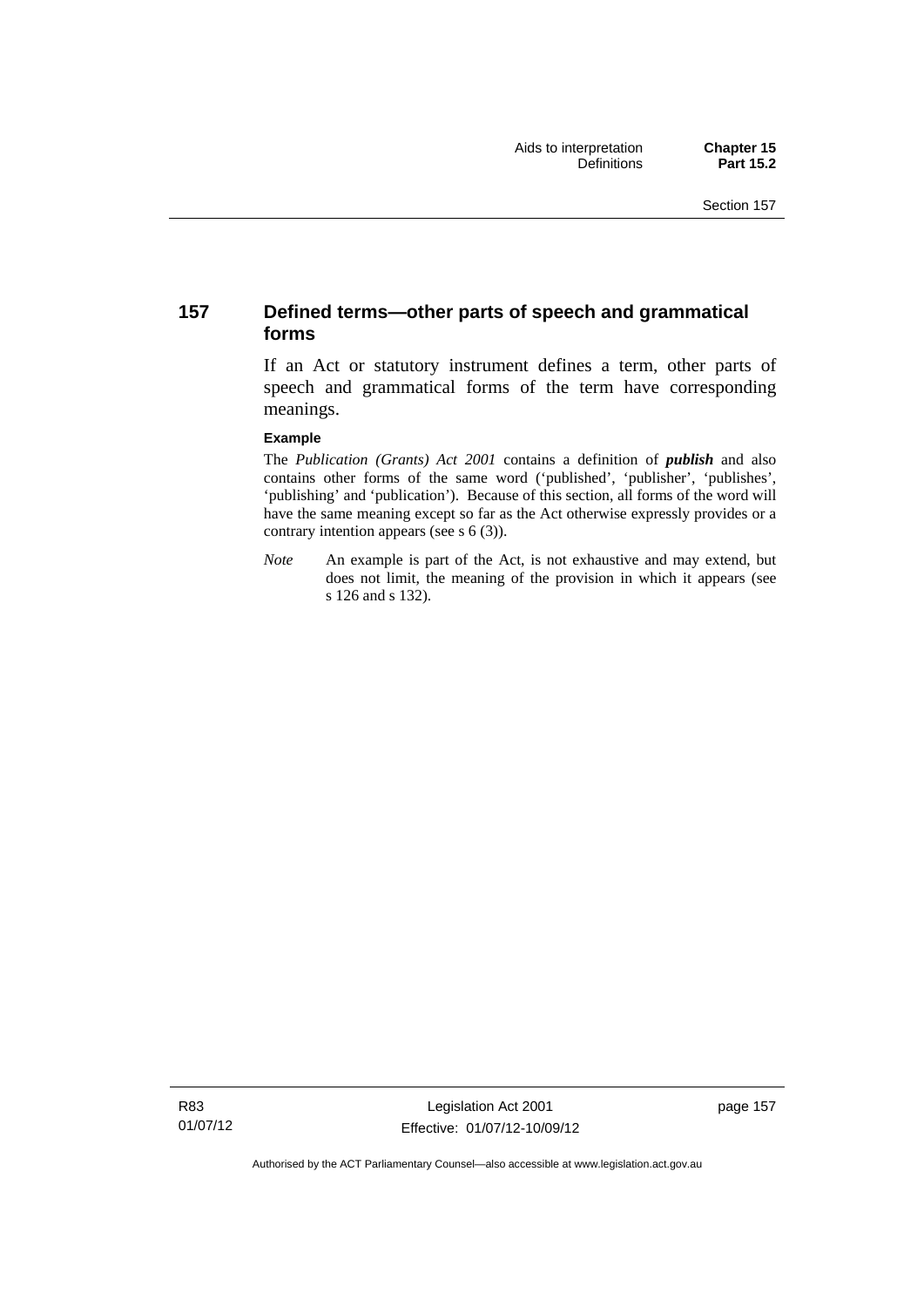## 157 Defined terms—other parts of speech and grammatical forms

If an Act or statutory instrument defines a term, other parts of speech and grammatical forms of the term have corresponding meanings.

**Example**

The *Publication (Grants) Act 2001* contains a definition of ***publish*** and also contains other forms of the same word ('published', 'publisher', 'publishes', 'publishing' and 'publication'). Because of this section, all forms of the word will have the same meaning except so far as the Act otherwise expressly provides or a contrary intention appears (see s 6 (3)).

*Note* An example is part of the Act, is not exhaustive and may extend, but does not limit, the meaning of the provision in which it appears (see s 126 and s 132).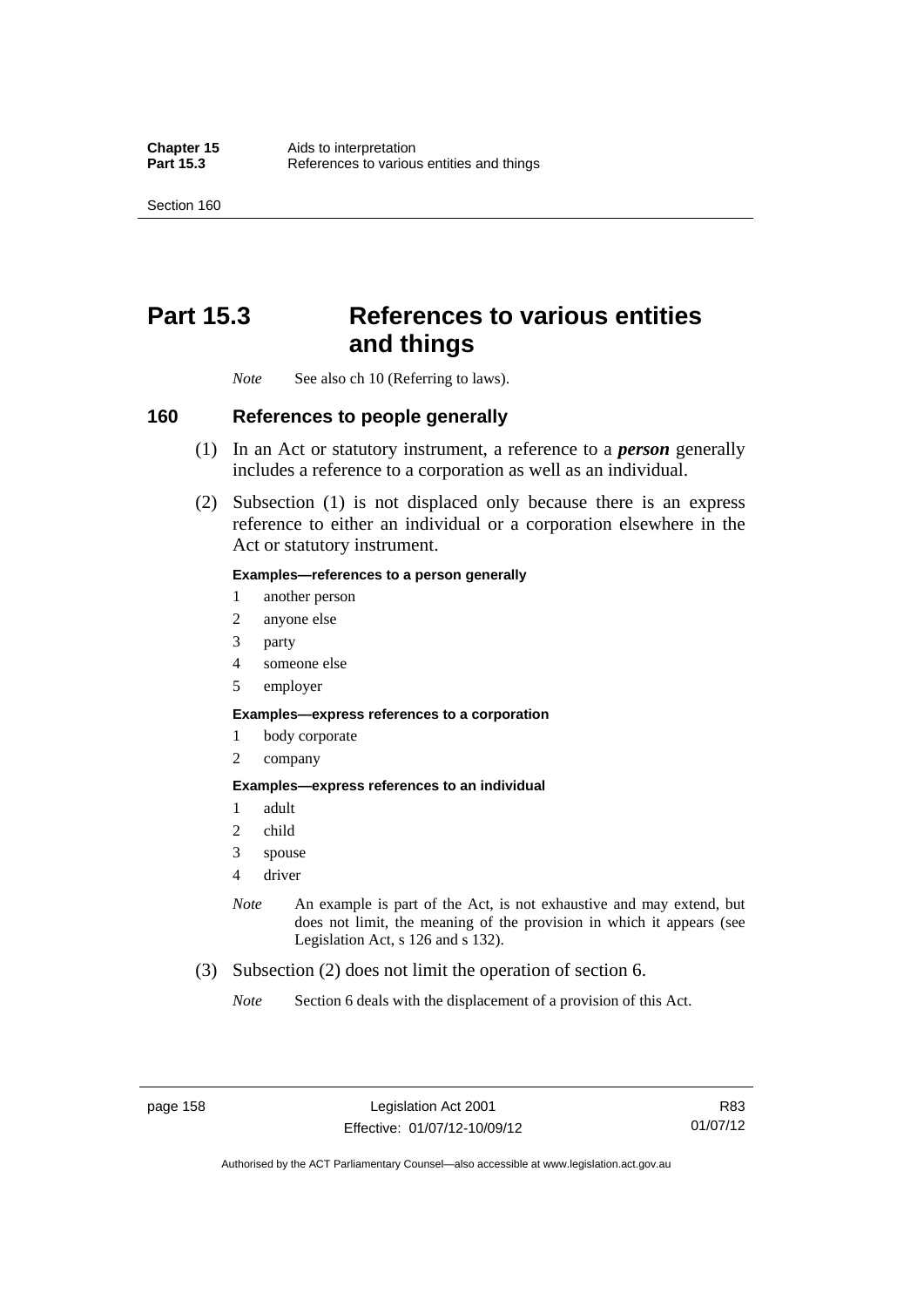# Part 15.3 References to various entities and things

*Note* See also ch 10 (Referring to laws).

## 160 References to people generally

(1) In an Act or statutory instrument, a reference to a ***person*** generally includes a reference to a corporation as well as an individual.

(2) Subsection (1) is not displaced only because there is an express reference to either an individual or a corporation elsewhere in the Act or statutory instrument.

**Examples—references to a person generally**

1 another person
2 anyone else
3 party
4 someone else
5 employer

**Examples—express references to a corporation**

1 body corporate
2 company

**Examples—express references to an individual**

1 adult
2 child
3 spouse
4 driver

*Note* An example is part of the Act, is not exhaustive and may extend, but does not limit, the meaning of the provision in which it appears (see Legislation Act, s 126 and s 132).

(3) Subsection (2) does not limit the operation of section 6.

*Note* Section 6 deals with the displacement of a provision of this Act.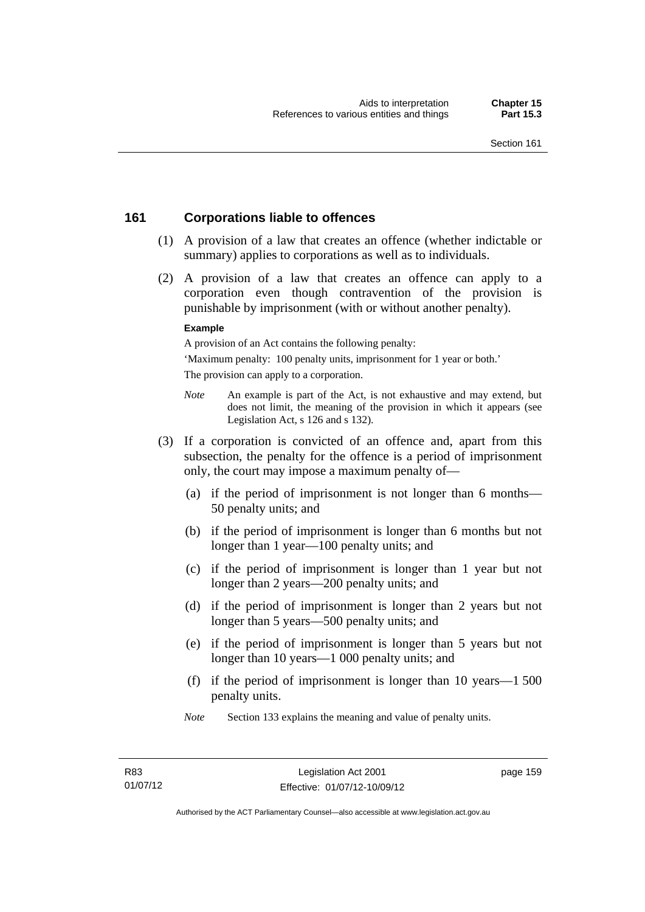## 161 Corporations liable to offences

(1) A provision of a law that creates an offence (whether indictable or summary) applies to corporations as well as to individuals.

(2) A provision of a law that creates an offence can apply to a corporation even though contravention of the provision is punishable by imprisonment (with or without another penalty).

**Example**

A provision of an Act contains the following penalty:

'Maximum penalty: 100 penalty units, imprisonment for 1 year or both.'

The provision can apply to a corporation.

*Note* An example is part of the Act, is not exhaustive and may extend, but does not limit, the meaning of the provision in which it appears (see Legislation Act, s 126 and s 132).

(3) If a corporation is convicted of an offence and, apart from this subsection, the penalty for the offence is a period of imprisonment only, the court may impose a maximum penalty of—

(a) if the period of imprisonment is not longer than 6 months—50 penalty units; and

(b) if the period of imprisonment is longer than 6 months but not longer than 1 year—100 penalty units; and

(c) if the period of imprisonment is longer than 1 year but not longer than 2 years—200 penalty units; and

(d) if the period of imprisonment is longer than 2 years but not longer than 5 years—500 penalty units; and

(e) if the period of imprisonment is longer than 5 years but not longer than 10 years—1 000 penalty units; and

(f) if the period of imprisonment is longer than 10 years—1 500 penalty units.

*Note* Section 133 explains the meaning and value of penalty units.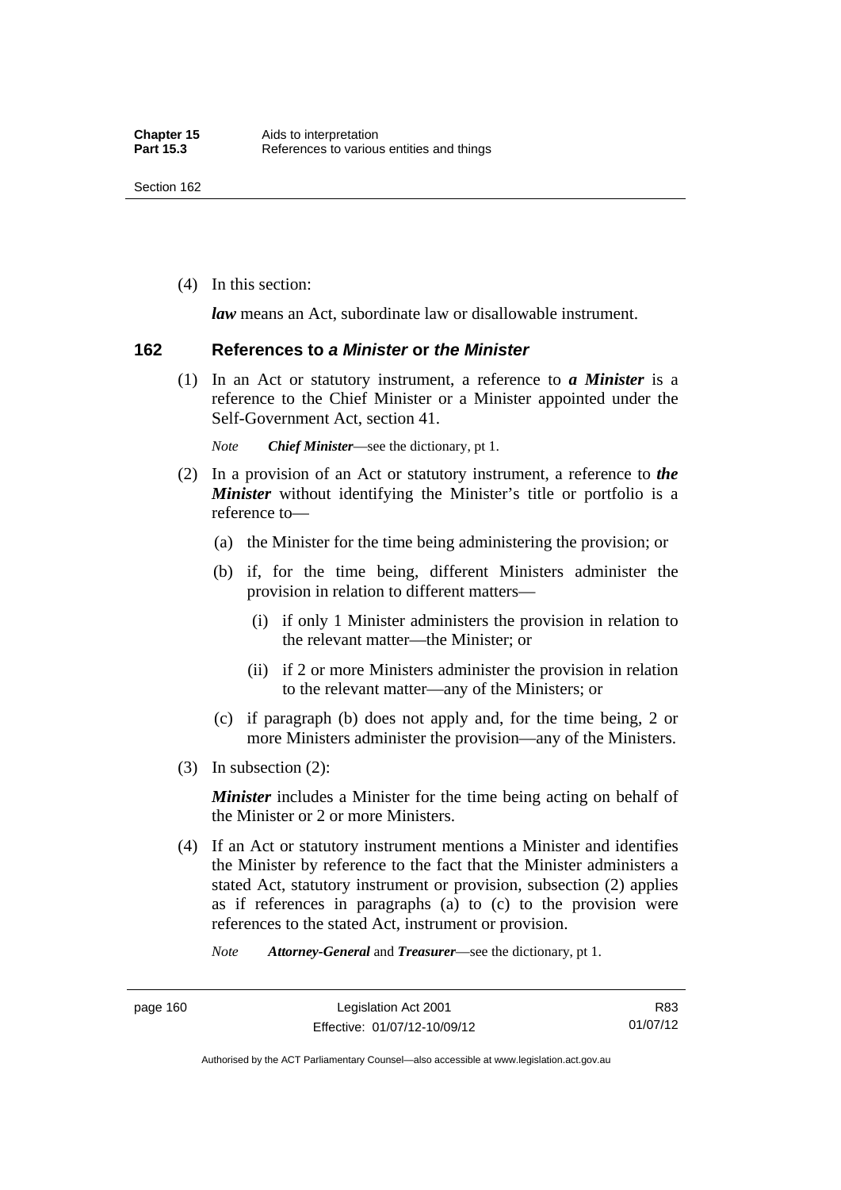(4) In this section:

***law*** means an Act, subordinate law or disallowable instrument.

### 162 References to *a Minister* or *the Minister*

(1) In an Act or statutory instrument, a reference to ***a Minister*** is a reference to the Chief Minister or a Minister appointed under the Self-Government Act, section 41.

*Note* ***Chief Minister***—see the dictionary, pt 1.

(2) In a provision of an Act or statutory instrument, a reference to ***the Minister*** without identifying the Minister's title or portfolio is a reference to—

(a) the Minister for the time being administering the provision; or

(b) if, for the time being, different Ministers administer the provision in relation to different matters—

(i) if only 1 Minister administers the provision in relation to the relevant matter—the Minister; or

(ii) if 2 or more Ministers administer the provision in relation to the relevant matter—any of the Ministers; or

(c) if paragraph (b) does not apply and, for the time being, 2 or more Ministers administer the provision—any of the Ministers.

(3) In subsection (2):

***Minister*** includes a Minister for the time being acting on behalf of the Minister or 2 or more Ministers.

(4) If an Act or statutory instrument mentions a Minister and identifies the Minister by reference to the fact that the Minister administers a stated Act, statutory instrument or provision, subsection (2) applies as if references in paragraphs (a) to (c) to the provision were references to the stated Act, instrument or provision.

*Note* ***Attorney-General*** and ***Treasurer***—see the dictionary, pt 1.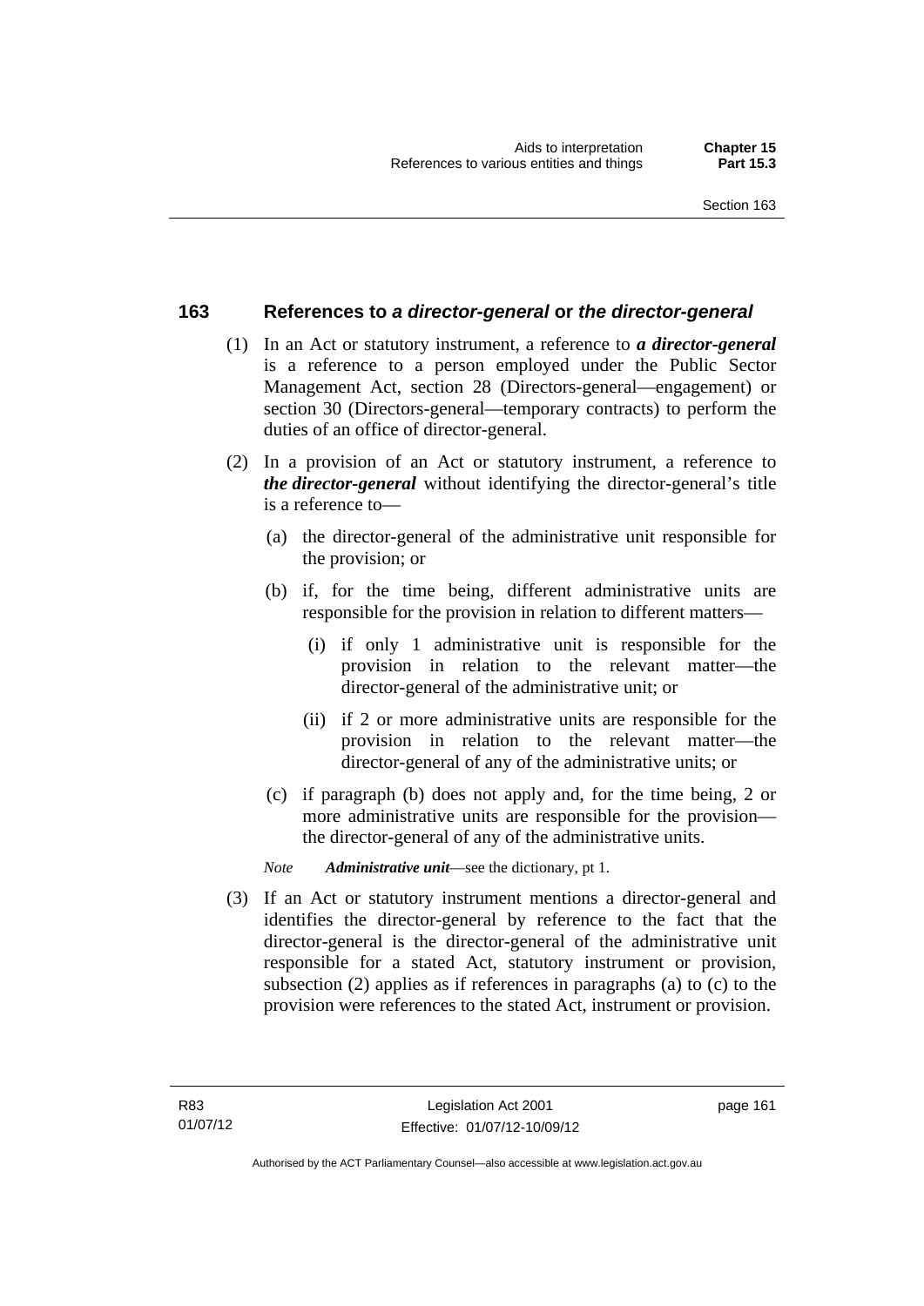## 163 References to *a director-general* or *the director-general*

(1) In an Act or statutory instrument, a reference to ***a director-general*** is a reference to a person employed under the Public Sector Management Act, section 28 (Directors-general—engagement) or section 30 (Directors-general—temporary contracts) to perform the duties of an office of director-general.

(2) In a provision of an Act or statutory instrument, a reference to ***the director-general*** without identifying the director-general's title is a reference to—

(a) the director-general of the administrative unit responsible for the provision; or

(b) if, for the time being, different administrative units are responsible for the provision in relation to different matters—

(i) if only 1 administrative unit is responsible for the provision in relation to the relevant matter—the director-general of the administrative unit; or

(ii) if 2 or more administrative units are responsible for the provision in relation to the relevant matter—the director-general of any of the administrative units; or

(c) if paragraph (b) does not apply and, for the time being, 2 or more administrative units are responsible for the provision—the director-general of any of the administrative units.

*Note* ***Administrative unit***—see the dictionary, pt 1.

(3) If an Act or statutory instrument mentions a director-general and identifies the director-general by reference to the fact that the director-general is the director-general of the administrative unit responsible for a stated Act, statutory instrument or provision, subsection (2) applies as if references in paragraphs (a) to (c) to the provision were references to the stated Act, instrument or provision.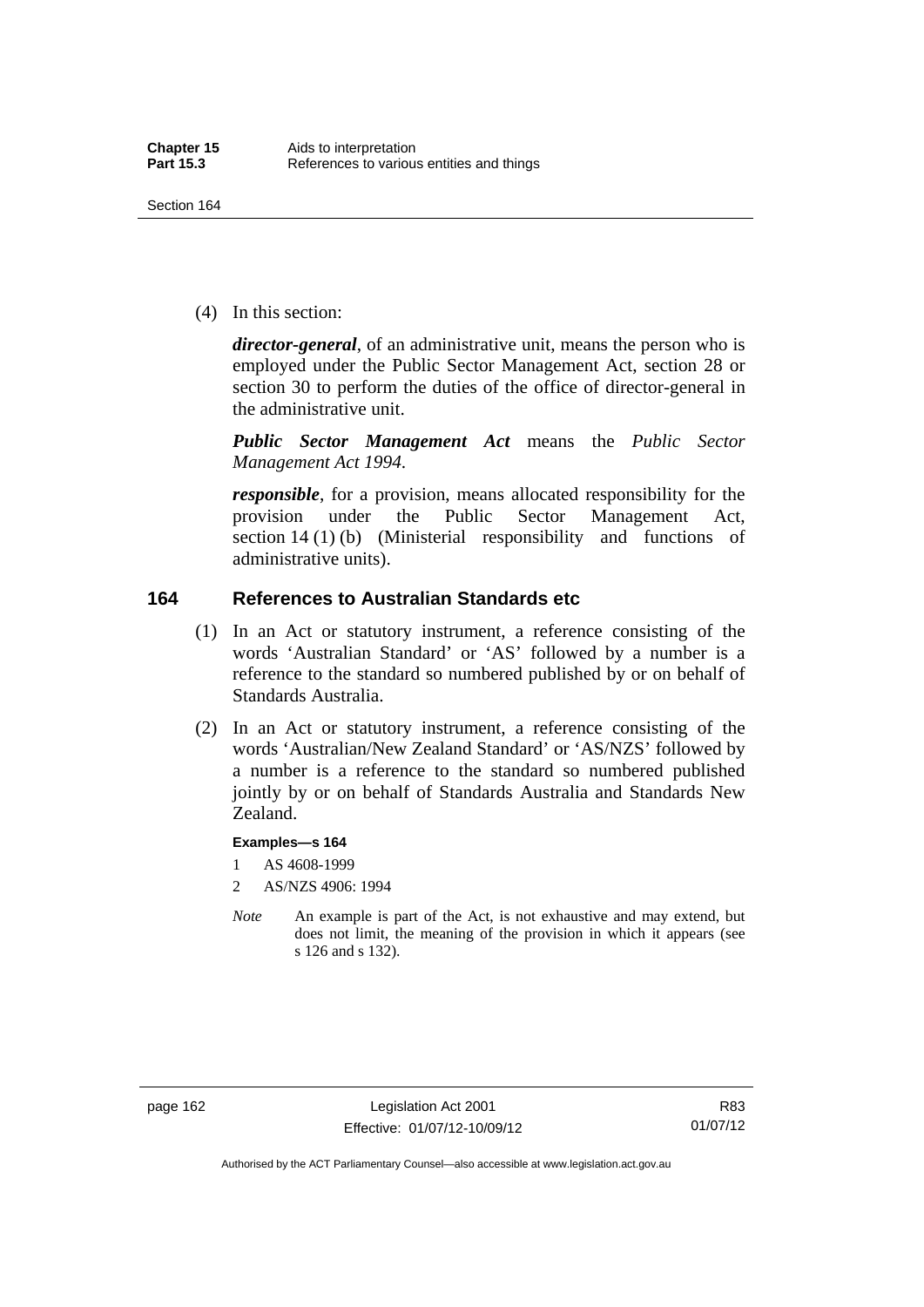(4) In this section:

***director-general***, of an administrative unit, means the person who is employed under the Public Sector Management Act, section 28 or section 30 to perform the duties of the office of director-general in the administrative unit.

***Public Sector Management Act*** means the *Public Sector Management Act 1994*.

***responsible***, for a provision, means allocated responsibility for the provision under the Public Sector Management Act, section 14 (1) (b) (Ministerial responsibility and functions of administrative units).

## 164 References to Australian Standards etc

(1) In an Act or statutory instrument, a reference consisting of the words 'Australian Standard' or 'AS' followed by a number is a reference to the standard so numbered published by or on behalf of Standards Australia.

(2) In an Act or statutory instrument, a reference consisting of the words 'Australian/New Zealand Standard' or 'AS/NZS' followed by a number is a reference to the standard so numbered published jointly by or on behalf of Standards Australia and Standards New Zealand.

**Examples—s 164**

1 AS 4608-1999

2 AS/NZS 4906: 1994

*Note* An example is part of the Act, is not exhaustive and may extend, but does not limit, the meaning of the provision in which it appears (see s 126 and s 132).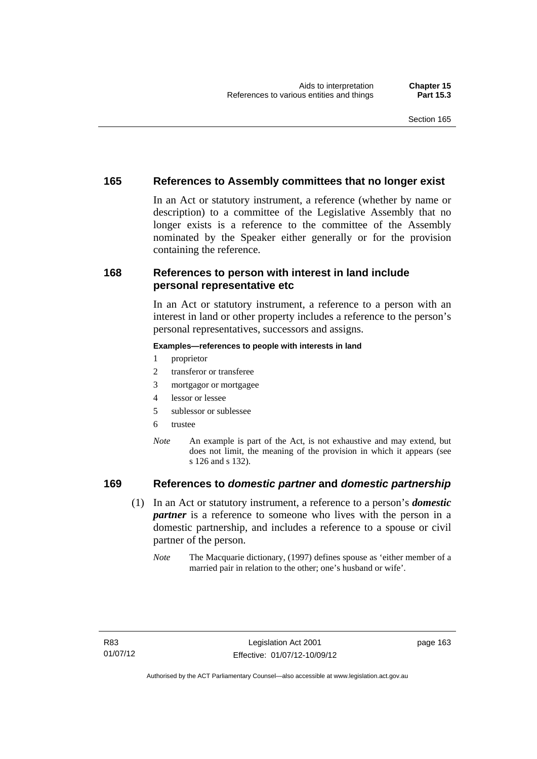## 165 References to Assembly committees that no longer exist

In an Act or statutory instrument, a reference (whether by name or description) to a committee of the Legislative Assembly that no longer exists is a reference to the committee of the Assembly nominated by the Speaker either generally or for the provision containing the reference.

## 168 References to person with interest in land include personal representative etc

In an Act or statutory instrument, a reference to a person with an interest in land or other property includes a reference to the person's personal representatives, successors and assigns.

**Examples—references to people with interests in land**

1 proprietor
2 transferor or transferee
3 mortgagor or mortgagee
4 lessor or lessee
5 sublessor or sublessee
6 trustee

*Note* An example is part of the Act, is not exhaustive and may extend, but does not limit, the meaning of the provision in which it appears (see s 126 and s 132).

## 169 References to *domestic partner* and *domestic partnership*

(1) In an Act or statutory instrument, a reference to a person's ***domestic partner*** is a reference to someone who lives with the person in a domestic partnership, and includes a reference to a spouse or civil partner of the person.

*Note* The Macquarie dictionary, (1997) defines spouse as 'either member of a married pair in relation to the other; one's husband or wife'.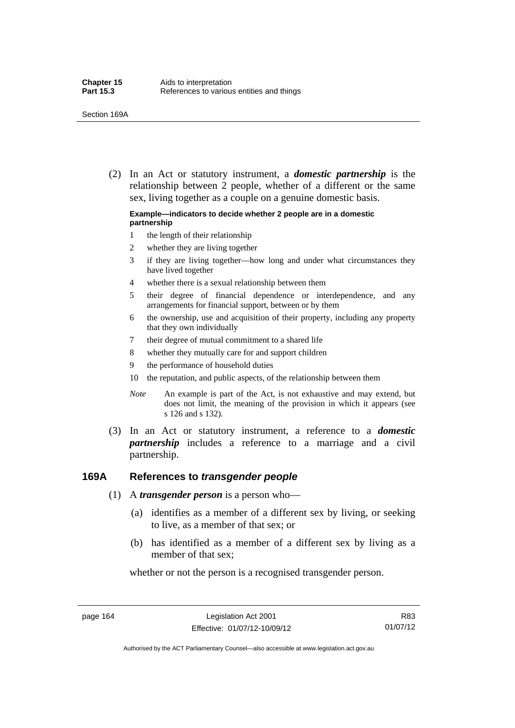(2) In an Act or statutory instrument, a ***domestic partnership*** is the relationship between 2 people, whether of a different or the same sex, living together as a couple on a genuine domestic basis.

**Example—indicators to decide whether 2 people are in a domestic partnership**

1. the length of their relationship
2. whether they are living together
3. if they are living together—how long and under what circumstances they have lived together
4. whether there is a sexual relationship between them
5. their degree of financial dependence or interdependence, and any arrangements for financial support, between or by them
6. the ownership, use and acquisition of their property, including any property that they own individually
7. their degree of mutual commitment to a shared life
8. whether they mutually care for and support children
9. the performance of household duties
10. the reputation, and public aspects, of the relationship between them

*Note* An example is part of the Act, is not exhaustive and may extend, but does not limit, the meaning of the provision in which it appears (see s 126 and s 132).

(3) In an Act or statutory instrument, a reference to a ***domestic partnership*** includes a reference to a marriage and a civil partnership.

## 169A References to *transgender people*

(1) A ***transgender person*** is a person who—

(a) identifies as a member of a different sex by living, or seeking to live, as a member of that sex; or

(b) has identified as a member of a different sex by living as a member of that sex;

whether or not the person is a recognised transgender person.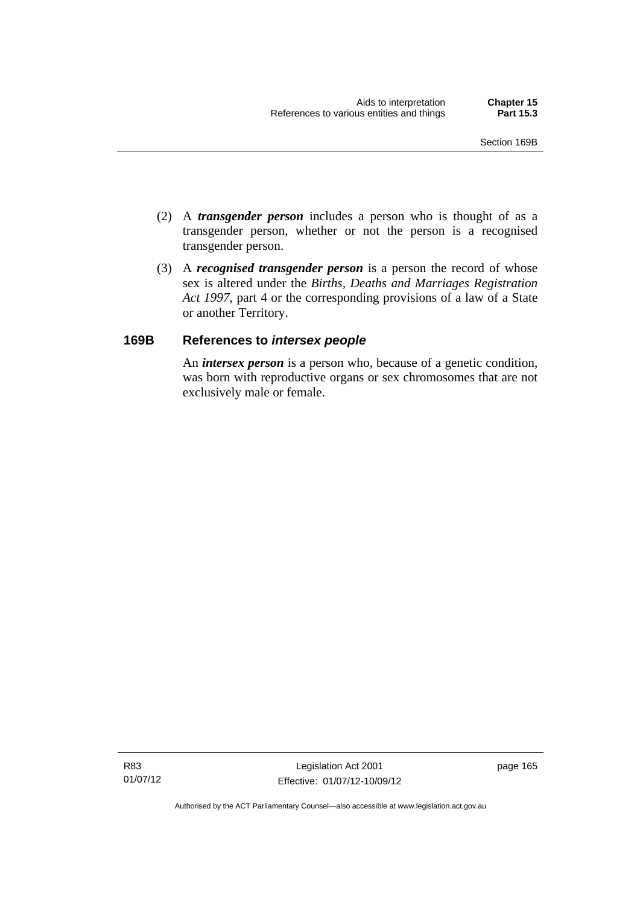(2) A ***transgender person*** includes a person who is thought of as a transgender person, whether or not the person is a recognised transgender person.

(3) A ***recognised transgender person*** is a person the record of whose sex is altered under the *Births, Deaths and Marriages Registration Act 1997*, part 4 or the corresponding provisions of a law of a State or another Territory.

### 169B References to *intersex people*

An ***intersex person*** is a person who, because of a genetic condition, was born with reproductive organs or sex chromosomes that are not exclusively male or female.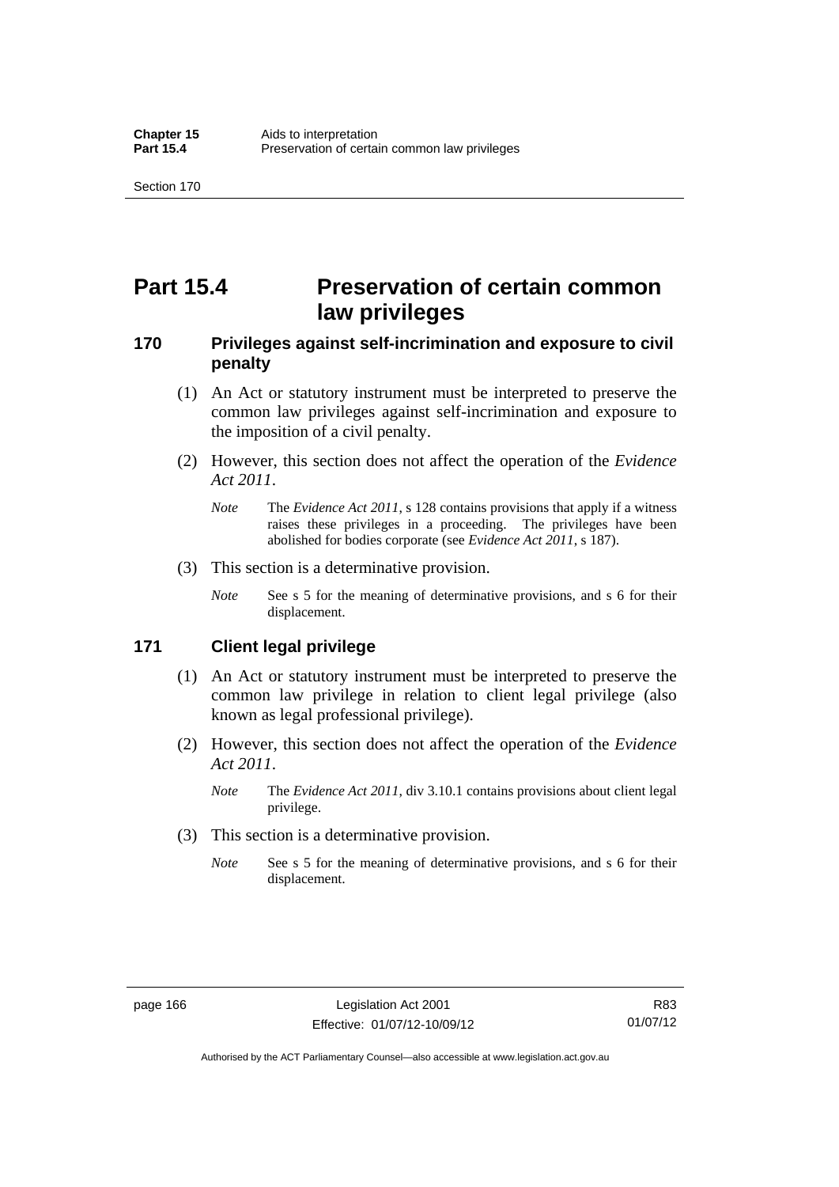# Part 15.4 Preservation of certain common law privileges

## 170 Privileges against self-incrimination and exposure to civil penalty

(1) An Act or statutory instrument must be interpreted to preserve the common law privileges against self-incrimination and exposure to the imposition of a civil penalty.

(2) However, this section does not affect the operation of the *Evidence Act 2011*.

*Note* The *Evidence Act 2011*, s 128 contains provisions that apply if a witness raises these privileges in a proceeding. The privileges have been abolished for bodies corporate (see *Evidence Act 2011*, s 187).

(3) This section is a determinative provision.

*Note* See s 5 for the meaning of determinative provisions, and s 6 for their displacement.

## 171 Client legal privilege

(1) An Act or statutory instrument must be interpreted to preserve the common law privilege in relation to client legal privilege (also known as legal professional privilege).

(2) However, this section does not affect the operation of the *Evidence Act 2011*.

*Note* The *Evidence Act 2011*, div 3.10.1 contains provisions about client legal privilege.

(3) This section is a determinative provision.

*Note* See s 5 for the meaning of determinative provisions, and s 6 for their displacement.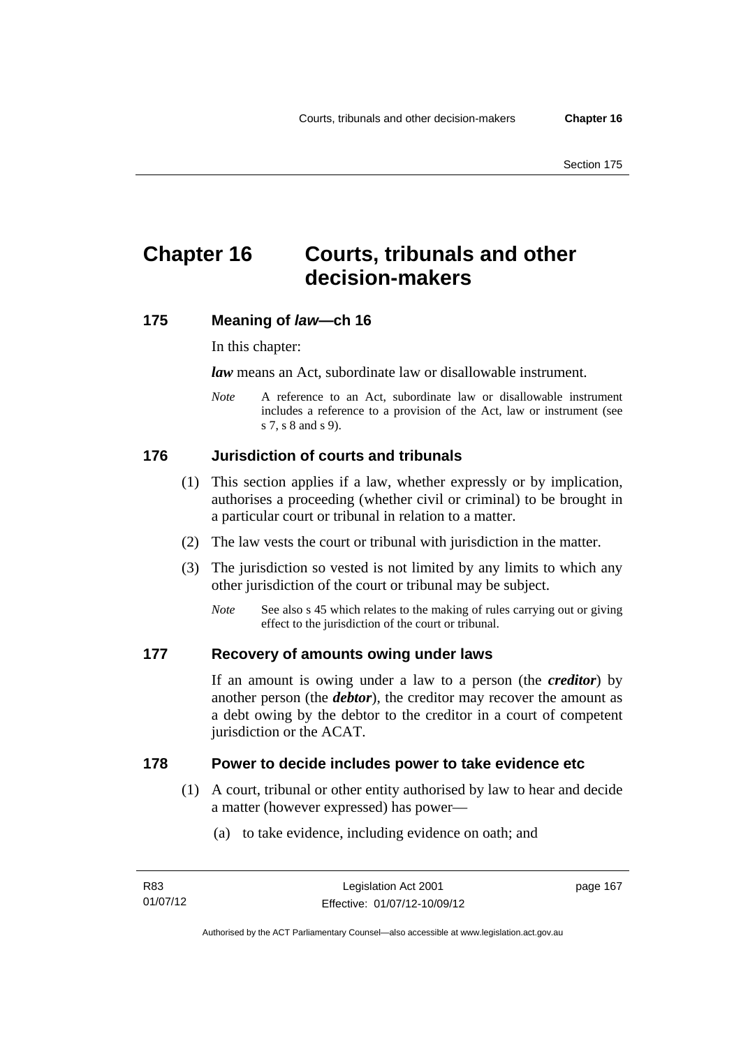# Chapter 16 Courts, tribunals and other decision-makers

## 175 Meaning of *law*—ch 16

In this chapter:

***law*** means an Act, subordinate law or disallowable instrument.

*Note* A reference to an Act, subordinate law or disallowable instrument includes a reference to a provision of the Act, law or instrument (see s 7, s 8 and s 9).

## 176 Jurisdiction of courts and tribunals

(1) This section applies if a law, whether expressly or by implication, authorises a proceeding (whether civil or criminal) to be brought in a particular court or tribunal in relation to a matter.

(2) The law vests the court or tribunal with jurisdiction in the matter.

(3) The jurisdiction so vested is not limited by any limits to which any other jurisdiction of the court or tribunal may be subject.

*Note* See also s 45 which relates to the making of rules carrying out or giving effect to the jurisdiction of the court or tribunal.

## 177 Recovery of amounts owing under laws

If an amount is owing under a law to a person (the ***creditor***) by another person (the ***debtor***), the creditor may recover the amount as a debt owing by the debtor to the creditor in a court of competent jurisdiction or the ACAT.

## 178 Power to decide includes power to take evidence etc

(1) A court, tribunal or other entity authorised by law to hear and decide a matter (however expressed) has power—

(a) to take evidence, including evidence on oath; and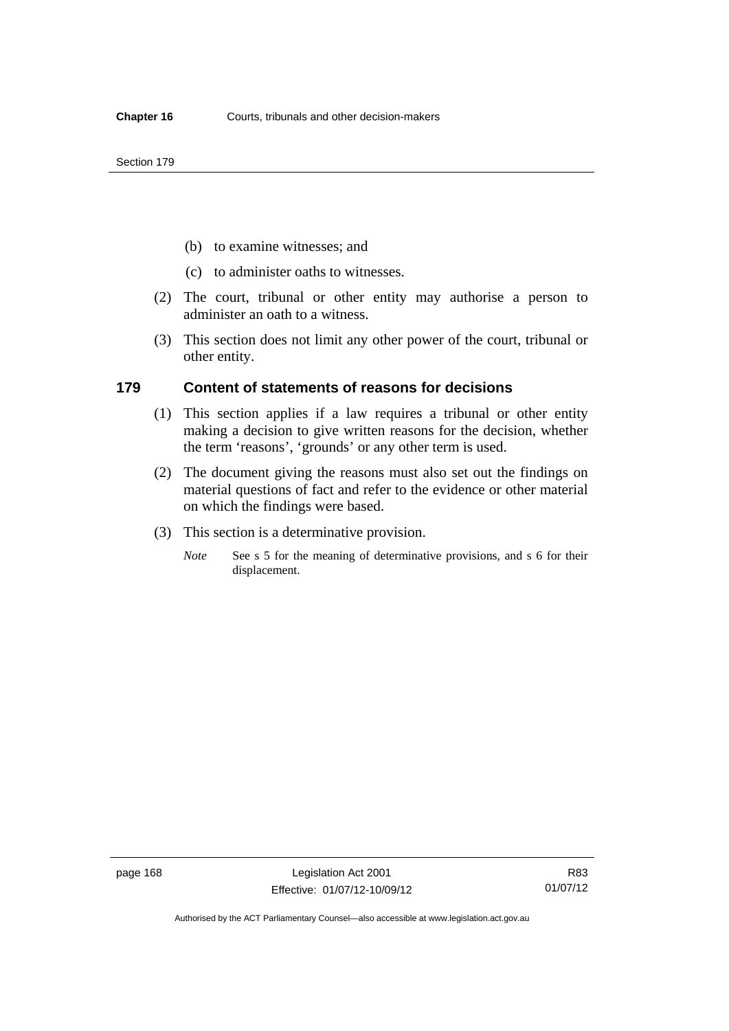(b) to examine witnesses; and

(c) to administer oaths to witnesses.

(2) The court, tribunal or other entity may authorise a person to administer an oath to a witness.

(3) This section does not limit any other power of the court, tribunal or other entity.

### 179 Content of statements of reasons for decisions

(1) This section applies if a law requires a tribunal or other entity making a decision to give written reasons for the decision, whether the term 'reasons', 'grounds' or any other term is used.

(2) The document giving the reasons must also set out the findings on material questions of fact and refer to the evidence or other material on which the findings were based.

(3) This section is a determinative provision.

*Note* See s 5 for the meaning of determinative provisions, and s 6 for their displacement.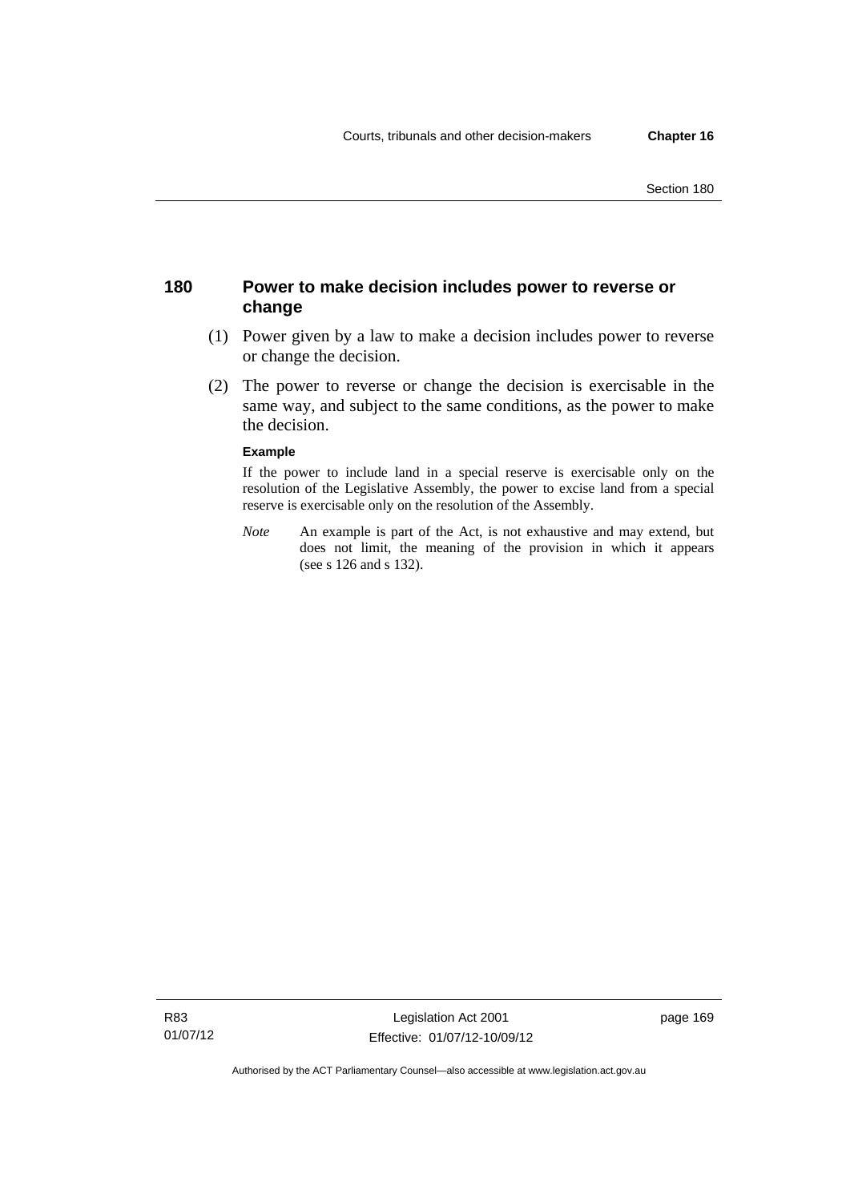## 180 Power to make decision includes power to reverse or change

(1) Power given by a law to make a decision includes power to reverse or change the decision.

(2) The power to reverse or change the decision is exercisable in the same way, and subject to the same conditions, as the power to make the decision.

**Example**

If the power to include land in a special reserve is exercisable only on the resolution of the Legislative Assembly, the power to excise land from a special reserve is exercisable only on the resolution of the Assembly.

*Note* An example is part of the Act, is not exhaustive and may extend, but does not limit, the meaning of the provision in which it appears (see s 126 and s 132).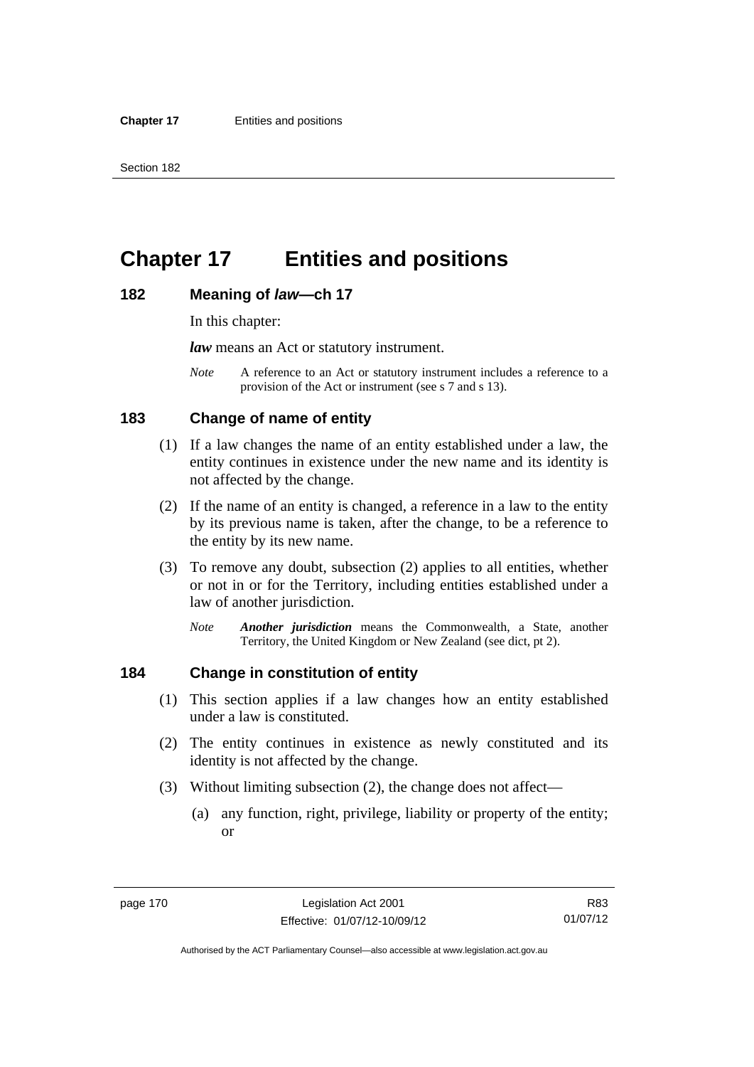# Chapter 17 Entities and positions

## 182 Meaning of *law*—ch 17

In this chapter:

***law*** means an Act or statutory instrument.

*Note* A reference to an Act or statutory instrument includes a reference to a provision of the Act or instrument (see s 7 and s 13).

## 183 Change of name of entity

(1) If a law changes the name of an entity established under a law, the entity continues in existence under the new name and its identity is not affected by the change.

(2) If the name of an entity is changed, a reference in a law to the entity by its previous name is taken, after the change, to be a reference to the entity by its new name.

(3) To remove any doubt, subsection (2) applies to all entities, whether or not in or for the Territory, including entities established under a law of another jurisdiction.

*Note* ***Another jurisdiction*** means the Commonwealth, a State, another Territory, the United Kingdom or New Zealand (see dict, pt 2).

## 184 Change in constitution of entity

(1) This section applies if a law changes how an entity established under a law is constituted.

(2) The entity continues in existence as newly constituted and its identity is not affected by the change.

(3) Without limiting subsection (2), the change does not affect—

(a) any function, right, privilege, liability or property of the entity; or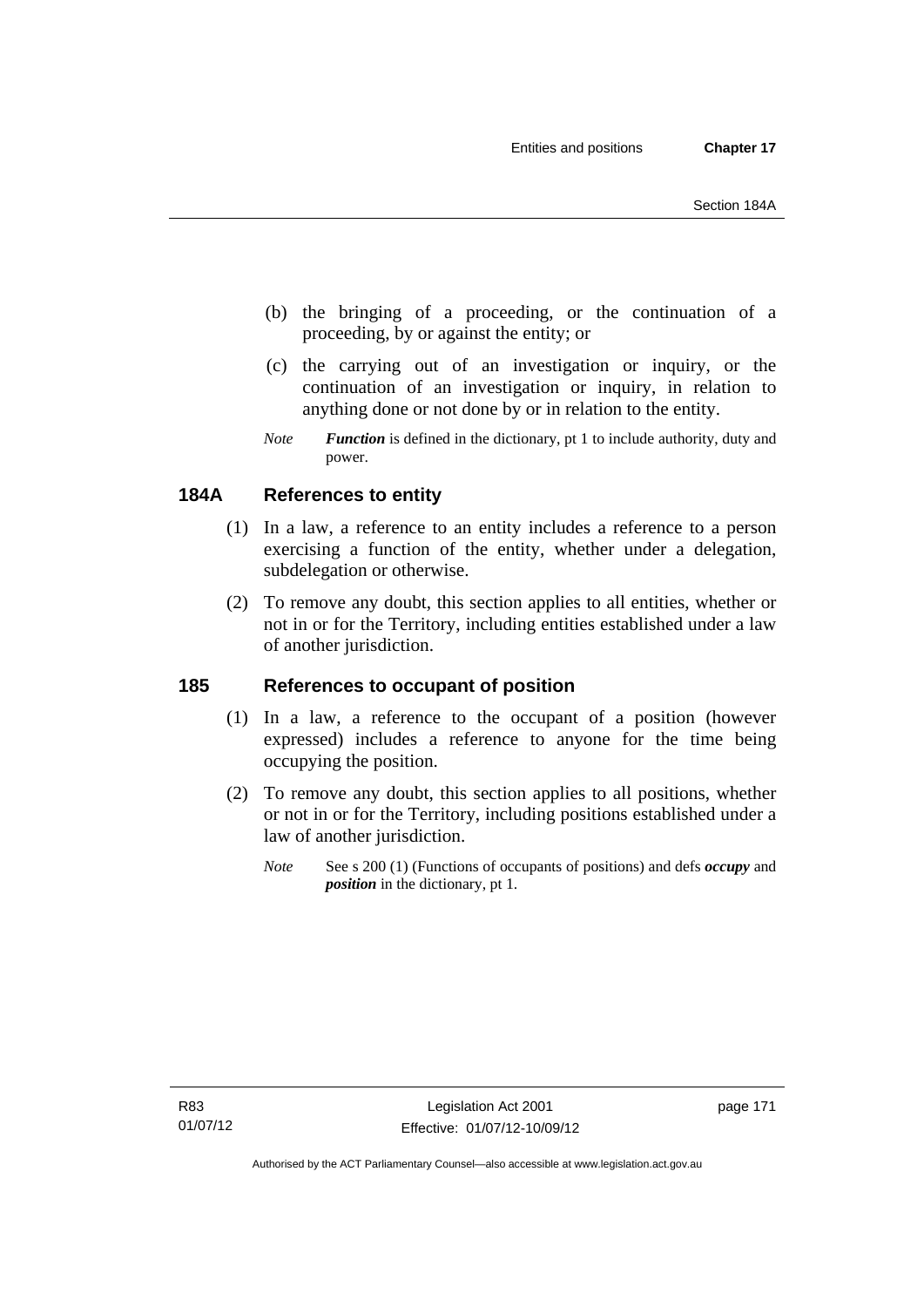(b) the bringing of a proceeding, or the continuation of a proceeding, by or against the entity; or

(c) the carrying out of an investigation or inquiry, or the continuation of an investigation or inquiry, in relation to anything done or not done by or in relation to the entity.

*Note* ***Function*** is defined in the dictionary, pt 1 to include authority, duty and power.

## 184A References to entity

(1) In a law, a reference to an entity includes a reference to a person exercising a function of the entity, whether under a delegation, subdelegation or otherwise.

(2) To remove any doubt, this section applies to all entities, whether or not in or for the Territory, including entities established under a law of another jurisdiction.

## 185 References to occupant of position

(1) In a law, a reference to the occupant of a position (however expressed) includes a reference to anyone for the time being occupying the position.

(2) To remove any doubt, this section applies to all positions, whether or not in or for the Territory, including positions established under a law of another jurisdiction.

*Note* See s 200 (1) (Functions of occupants of positions) and defs ***occupy*** and ***position*** in the dictionary, pt 1.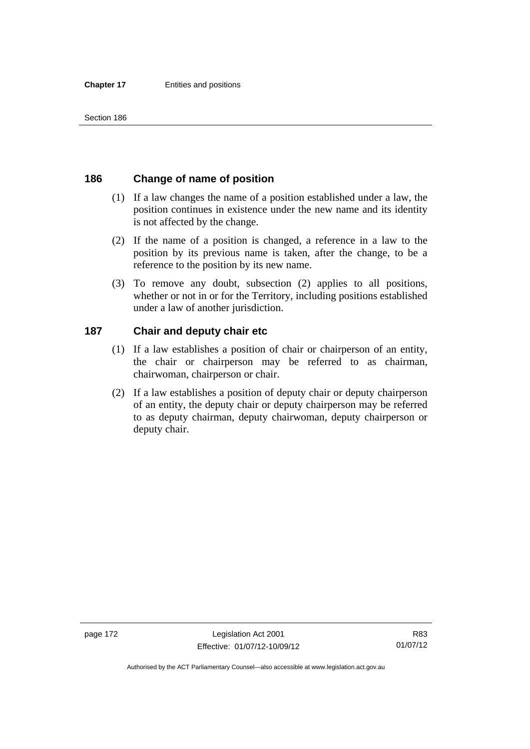## 186 Change of name of position

(1) If a law changes the name of a position established under a law, the position continues in existence under the new name and its identity is not affected by the change.

(2) If the name of a position is changed, a reference in a law to the position by its previous name is taken, after the change, to be a reference to the position by its new name.

(3) To remove any doubt, subsection (2) applies to all positions, whether or not in or for the Territory, including positions established under a law of another jurisdiction.

## 187 Chair and deputy chair etc

(1) If a law establishes a position of chair or chairperson of an entity, the chair or chairperson may be referred to as chairman, chairwoman, chairperson or chair.

(2) If a law establishes a position of deputy chair or deputy chairperson of an entity, the deputy chair or deputy chairperson may be referred to as deputy chairman, deputy chairwoman, deputy chairperson or deputy chair.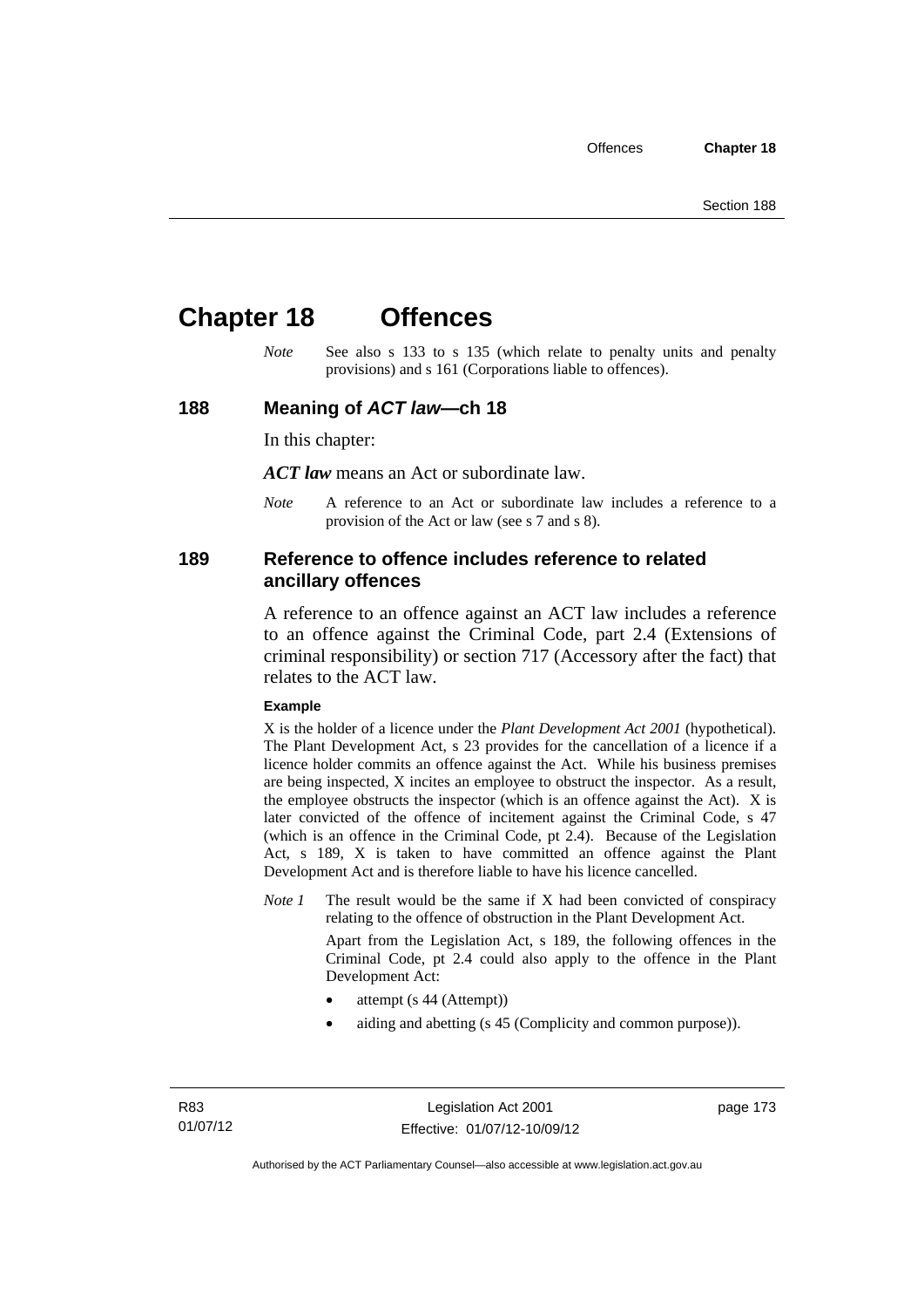# Chapter 18 Offences

*Note* See also s 133 to s 135 (which relate to penalty units and penalty provisions) and s 161 (Corporations liable to offences).

## 188 Meaning of *ACT law*—ch 18

In this chapter:

***ACT law*** means an Act or subordinate law.

*Note* A reference to an Act or subordinate law includes a reference to a provision of the Act or law (see s 7 and s 8).

## 189 Reference to offence includes reference to related ancillary offences

A reference to an offence against an ACT law includes a reference to an offence against the Criminal Code, part 2.4 (Extensions of criminal responsibility) or section 717 (Accessory after the fact) that relates to the ACT law.

**Example**

X is the holder of a licence under the *Plant Development Act 2001* (hypothetical). The Plant Development Act, s 23 provides for the cancellation of a licence if a licence holder commits an offence against the Act. While his business premises are being inspected, X incites an employee to obstruct the inspector. As a result, the employee obstructs the inspector (which is an offence against the Act). X is later convicted of the offence of incitement against the Criminal Code, s 47 (which is an offence in the Criminal Code, pt 2.4). Because of the Legislation Act, s 189, X is taken to have committed an offence against the Plant Development Act and is therefore liable to have his licence cancelled.

*Note 1* The result would be the same if X had been convicted of conspiracy relating to the offence of obstruction in the Plant Development Act.

Apart from the Legislation Act, s 189, the following offences in the Criminal Code, pt 2.4 could also apply to the offence in the Plant Development Act:

- attempt (s 44 (Attempt))
- aiding and abetting (s 45 (Complicity and common purpose)).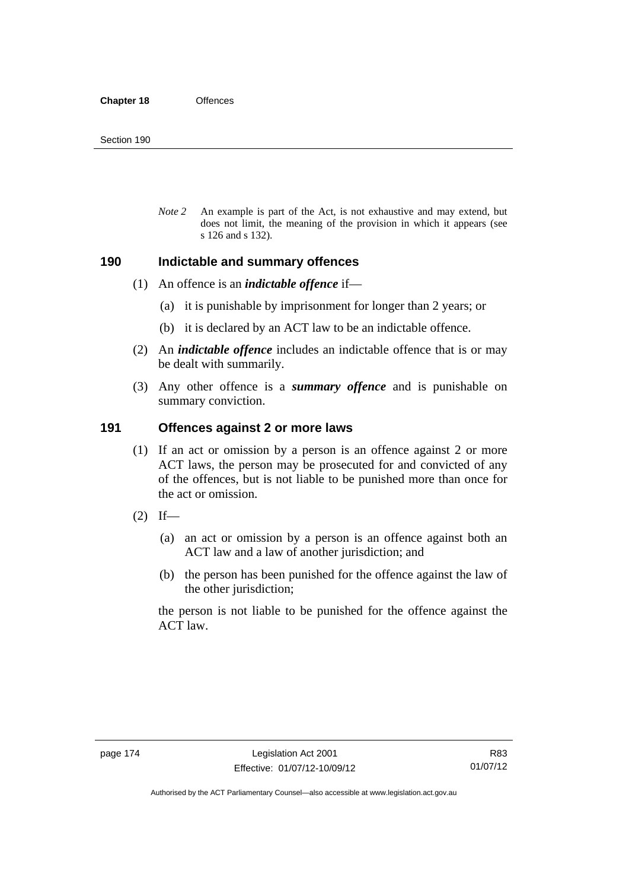*Note 2* An example is part of the Act, is not exhaustive and may extend, but does not limit, the meaning of the provision in which it appears (see s 126 and s 132).

## 190 Indictable and summary offences

(1) An offence is an ***indictable offence*** if—

(a) it is punishable by imprisonment for longer than 2 years; or

(b) it is declared by an ACT law to be an indictable offence.

(2) An ***indictable offence*** includes an indictable offence that is or may be dealt with summarily.

(3) Any other offence is a ***summary offence*** and is punishable on summary conviction.

## 191 Offences against 2 or more laws

(1) If an act or omission by a person is an offence against 2 or more ACT laws, the person may be prosecuted for and convicted of any of the offences, but is not liable to be punished more than once for the act or omission.

(2) If—

(a) an act or omission by a person is an offence against both an ACT law and a law of another jurisdiction; and

(b) the person has been punished for the offence against the law of the other jurisdiction;

the person is not liable to be punished for the offence against the ACT law.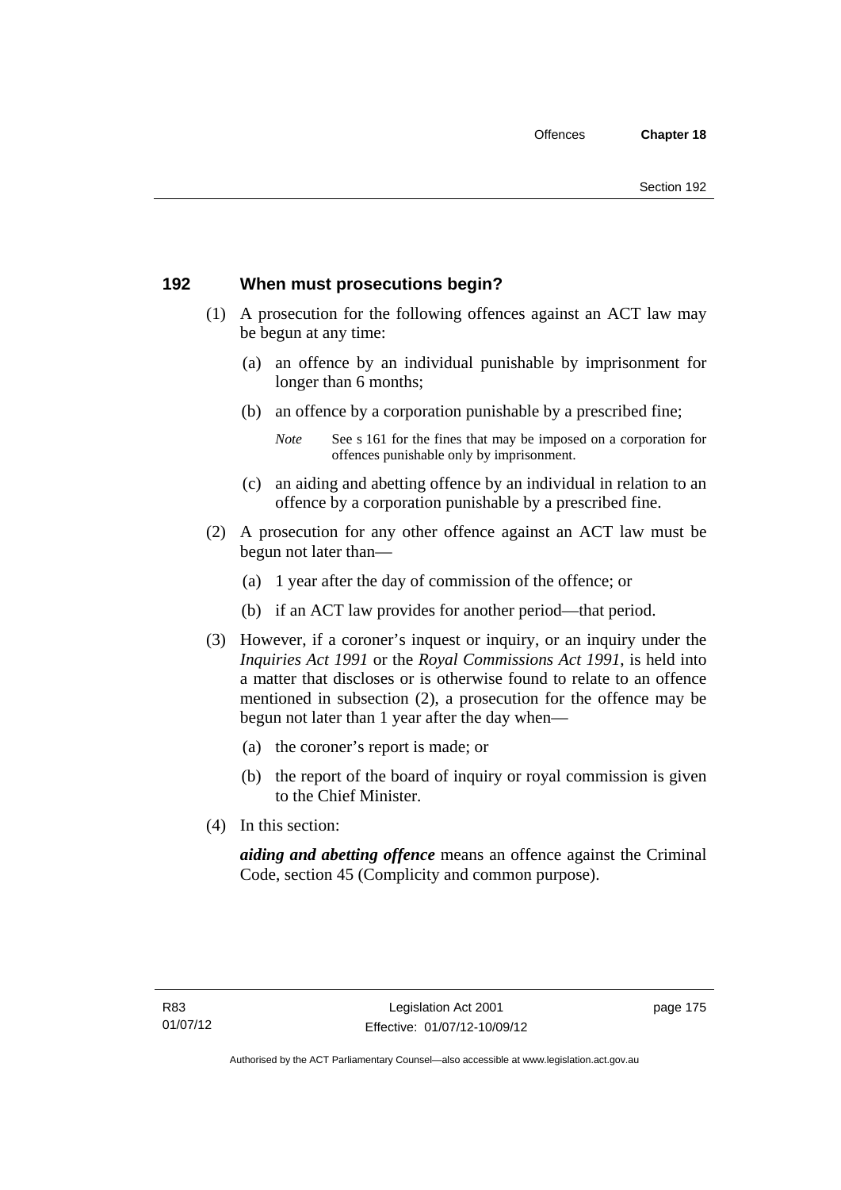## 192 When must prosecutions begin?

(1) A prosecution for the following offences against an ACT law may be begun at any time:

(a) an offence by an individual punishable by imprisonment for longer than 6 months;

(b) an offence by a corporation punishable by a prescribed fine;

*Note* See s 161 for the fines that may be imposed on a corporation for offences punishable only by imprisonment.

(c) an aiding and abetting offence by an individual in relation to an offence by a corporation punishable by a prescribed fine.

(2) A prosecution for any other offence against an ACT law must be begun not later than—

(a) 1 year after the day of commission of the offence; or

(b) if an ACT law provides for another period—that period.

(3) However, if a coroner's inquest or inquiry, or an inquiry under the *Inquiries Act 1991* or the *Royal Commissions Act 1991*, is held into a matter that discloses or is otherwise found to relate to an offence mentioned in subsection (2), a prosecution for the offence may be begun not later than 1 year after the day when—

(a) the coroner's report is made; or

(b) the report of the board of inquiry or royal commission is given to the Chief Minister.

(4) In this section:

***aiding and abetting offence*** means an offence against the Criminal Code, section 45 (Complicity and common purpose).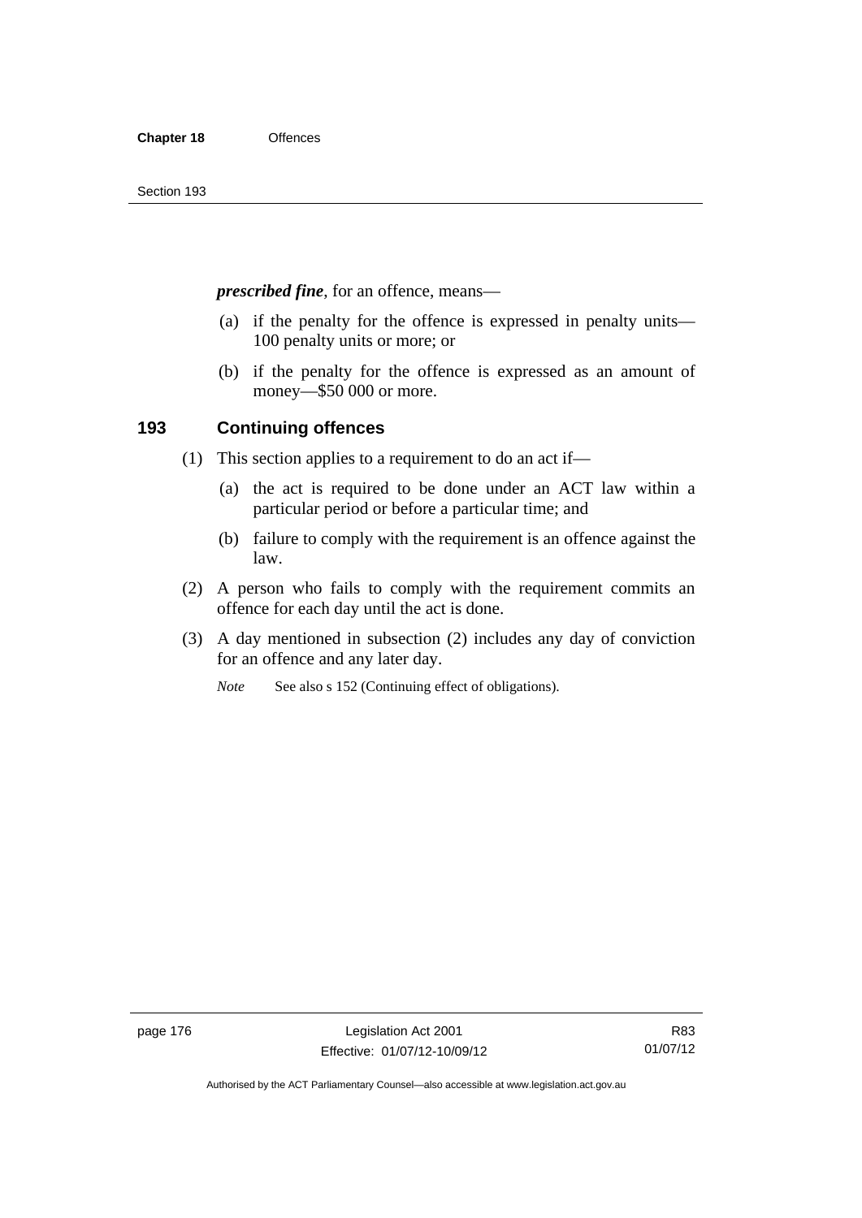***prescribed fine***, for an offence, means—

(a) if the penalty for the offence is expressed in penalty units—100 penalty units or more; or

(b) if the penalty for the offence is expressed as an amount of money—$50 000 or more.

## 193 Continuing offences

(1) This section applies to a requirement to do an act if—

(a) the act is required to be done under an ACT law within a particular period or before a particular time; and

(b) failure to comply with the requirement is an offence against the law.

(2) A person who fails to comply with the requirement commits an offence for each day until the act is done.

(3) A day mentioned in subsection (2) includes any day of conviction for an offence and any later day.

*Note* See also s 152 (Continuing effect of obligations).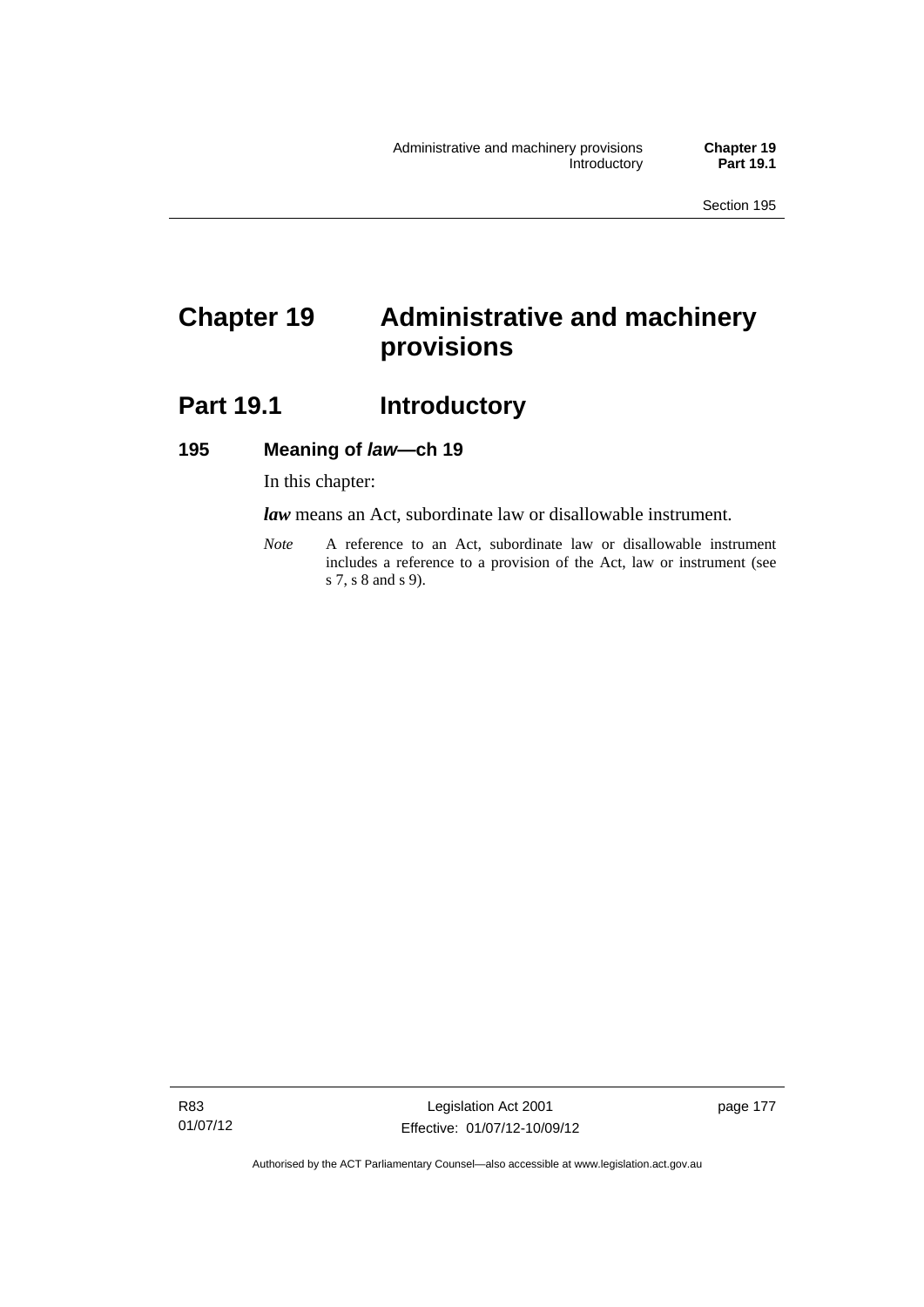# Chapter 19 Administrative and machinery provisions

## Part 19.1 Introductory

### 195 Meaning of *law*—ch 19

In this chapter:

***law*** means an Act, subordinate law or disallowable instrument.

*Note* A reference to an Act, subordinate law or disallowable instrument includes a reference to a provision of the Act, law or instrument (see s 7, s 8 and s 9).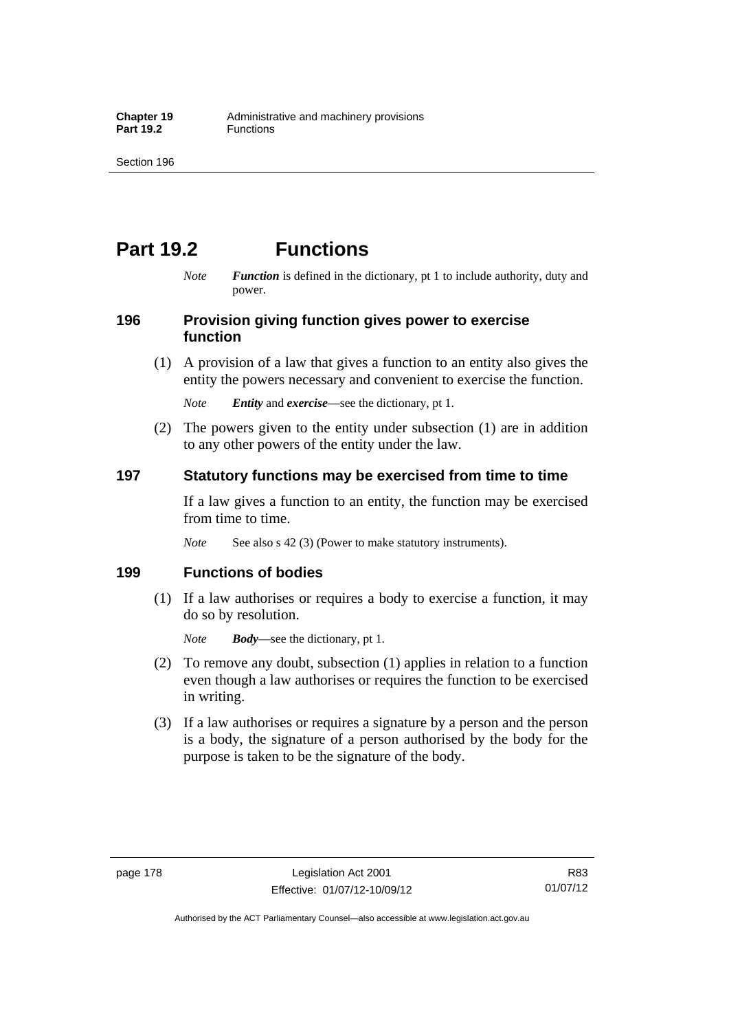# Part 19.2 Functions

*Note* ***Function*** is defined in the dictionary, pt 1 to include authority, duty and power.

## 196 Provision giving function gives power to exercise function

(1) A provision of a law that gives a function to an entity also gives the entity the powers necessary and convenient to exercise the function.

*Note* ***Entity*** and ***exercise***—see the dictionary, pt 1.

(2) The powers given to the entity under subsection (1) are in addition to any other powers of the entity under the law.

## 197 Statutory functions may be exercised from time to time

If a law gives a function to an entity, the function may be exercised from time to time.

*Note* See also s 42 (3) (Power to make statutory instruments).

## 199 Functions of bodies

(1) If a law authorises or requires a body to exercise a function, it may do so by resolution.

*Note* ***Body***—see the dictionary, pt 1.

(2) To remove any doubt, subsection (1) applies in relation to a function even though a law authorises or requires the function to be exercised in writing.

(3) If a law authorises or requires a signature by a person and the person is a body, the signature of a person authorised by the body for the purpose is taken to be the signature of the body.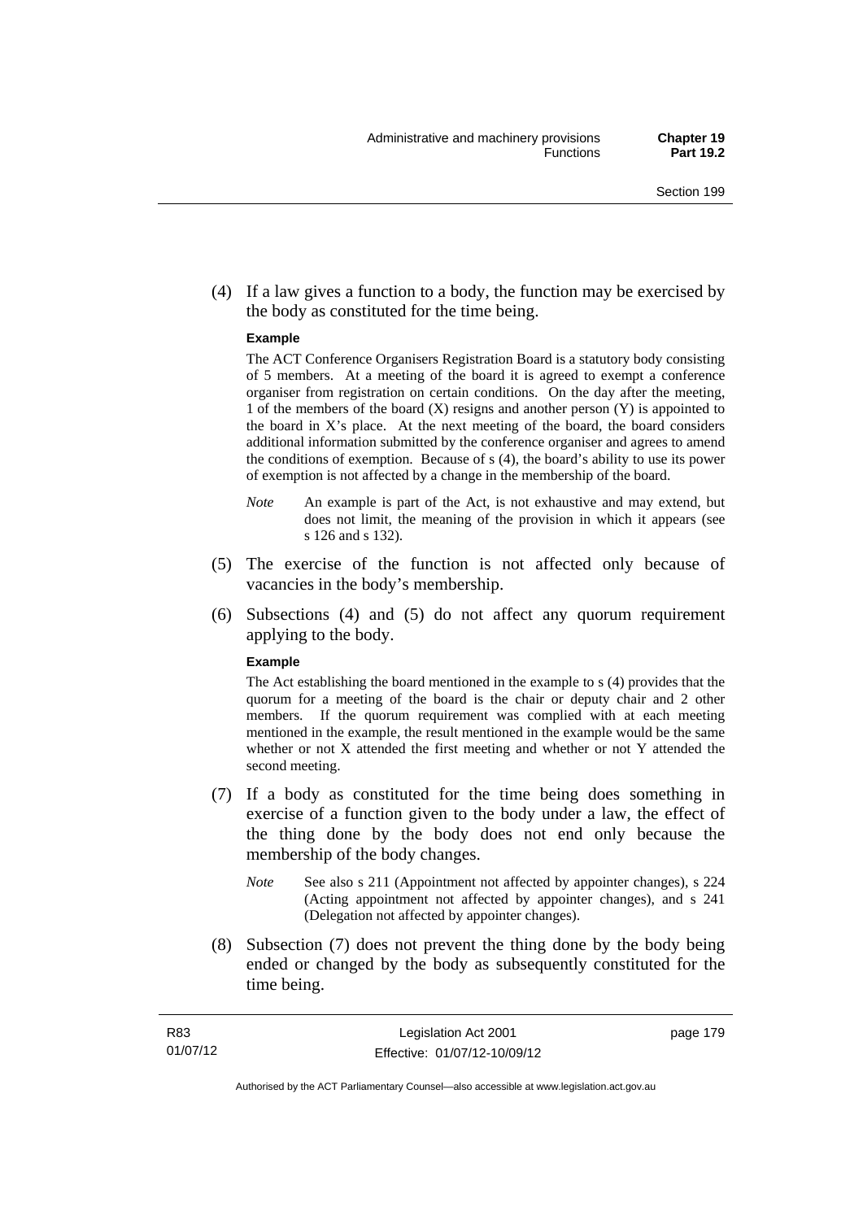(4) If a law gives a function to a body, the function may be exercised by the body as constituted for the time being.

**Example**

The ACT Conference Organisers Registration Board is a statutory body consisting of 5 members. At a meeting of the board it is agreed to exempt a conference organiser from registration on certain conditions. On the day after the meeting, 1 of the members of the board (X) resigns and another person (Y) is appointed to the board in X's place. At the next meeting of the board, the board considers additional information submitted by the conference organiser and agrees to amend the conditions of exemption. Because of s (4), the board's ability to use its power of exemption is not affected by a change in the membership of the board.

*Note* An example is part of the Act, is not exhaustive and may extend, but does not limit, the meaning of the provision in which it appears (see s 126 and s 132).

(5) The exercise of the function is not affected only because of vacancies in the body's membership.

(6) Subsections (4) and (5) do not affect any quorum requirement applying to the body.

**Example**

The Act establishing the board mentioned in the example to s (4) provides that the quorum for a meeting of the board is the chair or deputy chair and 2 other members. If the quorum requirement was complied with at each meeting mentioned in the example, the result mentioned in the example would be the same whether or not X attended the first meeting and whether or not Y attended the second meeting.

(7) If a body as constituted for the time being does something in exercise of a function given to the body under a law, the effect of the thing done by the body does not end only because the membership of the body changes.

*Note* See also s 211 (Appointment not affected by appointer changes), s 224 (Acting appointment not affected by appointer changes), and s 241 (Delegation not affected by appointer changes).

(8) Subsection (7) does not prevent the thing done by the body being ended or changed by the body as subsequently constituted for the time being.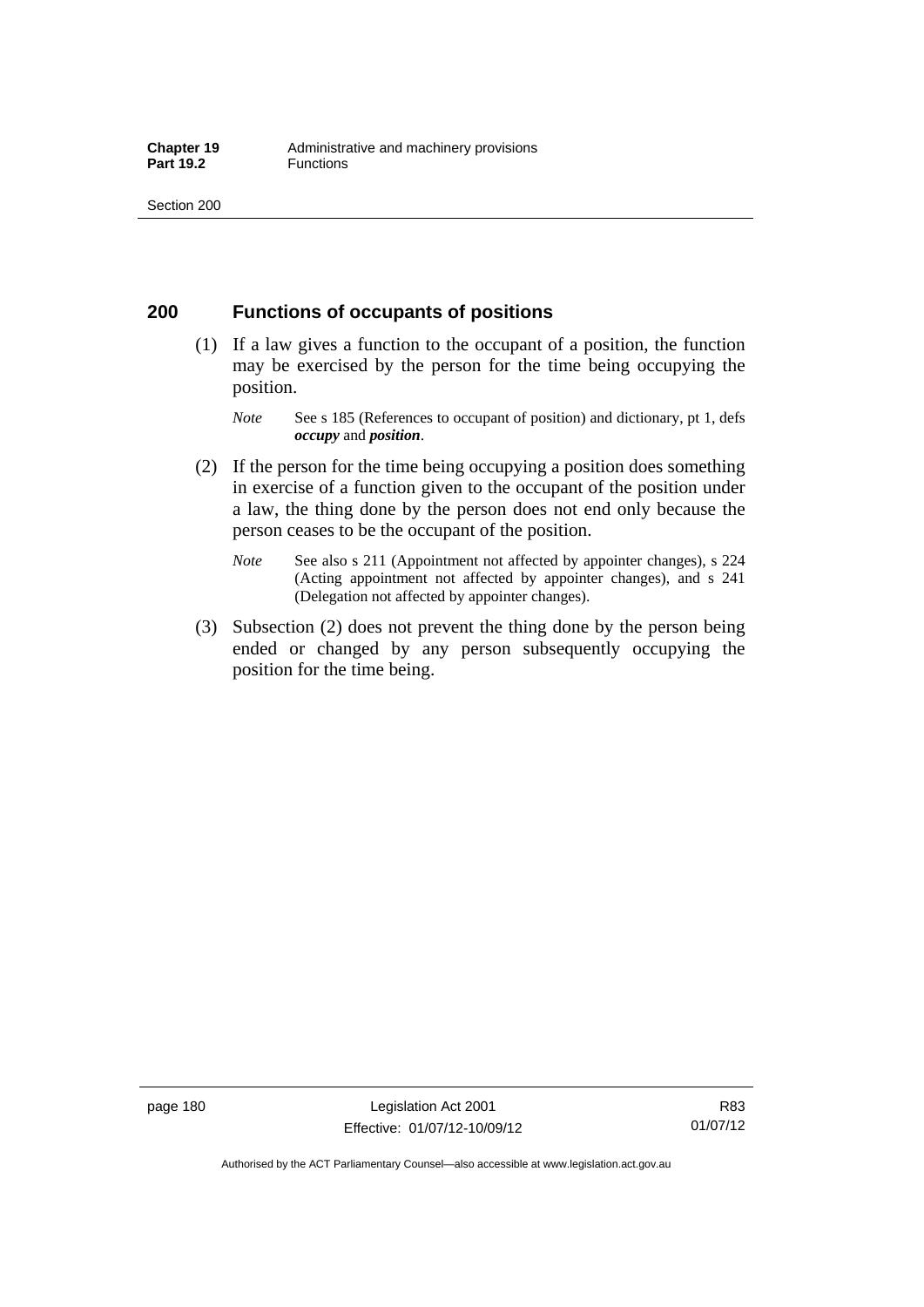## 200 Functions of occupants of positions

(1) If a law gives a function to the occupant of a position, the function may be exercised by the person for the time being occupying the position.

*Note* See s 185 (References to occupant of position) and dictionary, pt 1, defs ***occupy*** and ***position***.

(2) If the person for the time being occupying a position does something in exercise of a function given to the occupant of the position under a law, the thing done by the person does not end only because the person ceases to be the occupant of the position.

*Note* See also s 211 (Appointment not affected by appointer changes), s 224 (Acting appointment not affected by appointer changes), and s 241 (Delegation not affected by appointer changes).

(3) Subsection (2) does not prevent the thing done by the person being ended or changed by any person subsequently occupying the position for the time being.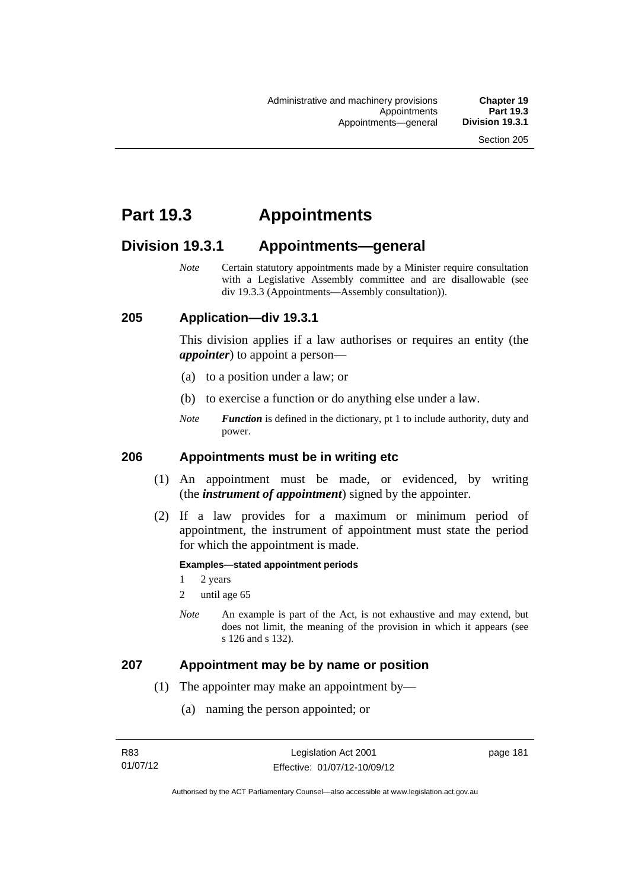# Part 19.3 Appointments

## Division 19.3.1 Appointments—general

*Note* Certain statutory appointments made by a Minister require consultation with a Legislative Assembly committee and are disallowable (see div 19.3.3 (Appointments—Assembly consultation)).

### 205 Application—div 19.3.1

This division applies if a law authorises or requires an entity (the ***appointer***) to appoint a person—

(a) to a position under a law; or

(b) to exercise a function or do anything else under a law.

*Note* ***Function*** is defined in the dictionary, pt 1 to include authority, duty and power.

### 206 Appointments must be in writing etc

(1) An appointment must be made, or evidenced, by writing (the ***instrument of appointment***) signed by the appointer.

(2) If a law provides for a maximum or minimum period of appointment, the instrument of appointment must state the period for which the appointment is made.

**Examples—stated appointment periods**

1 2 years

2 until age 65

*Note* An example is part of the Act, is not exhaustive and may extend, but does not limit, the meaning of the provision in which it appears (see s 126 and s 132).

### 207 Appointment may be by name or position

(1) The appointer may make an appointment by—

(a) naming the person appointed; or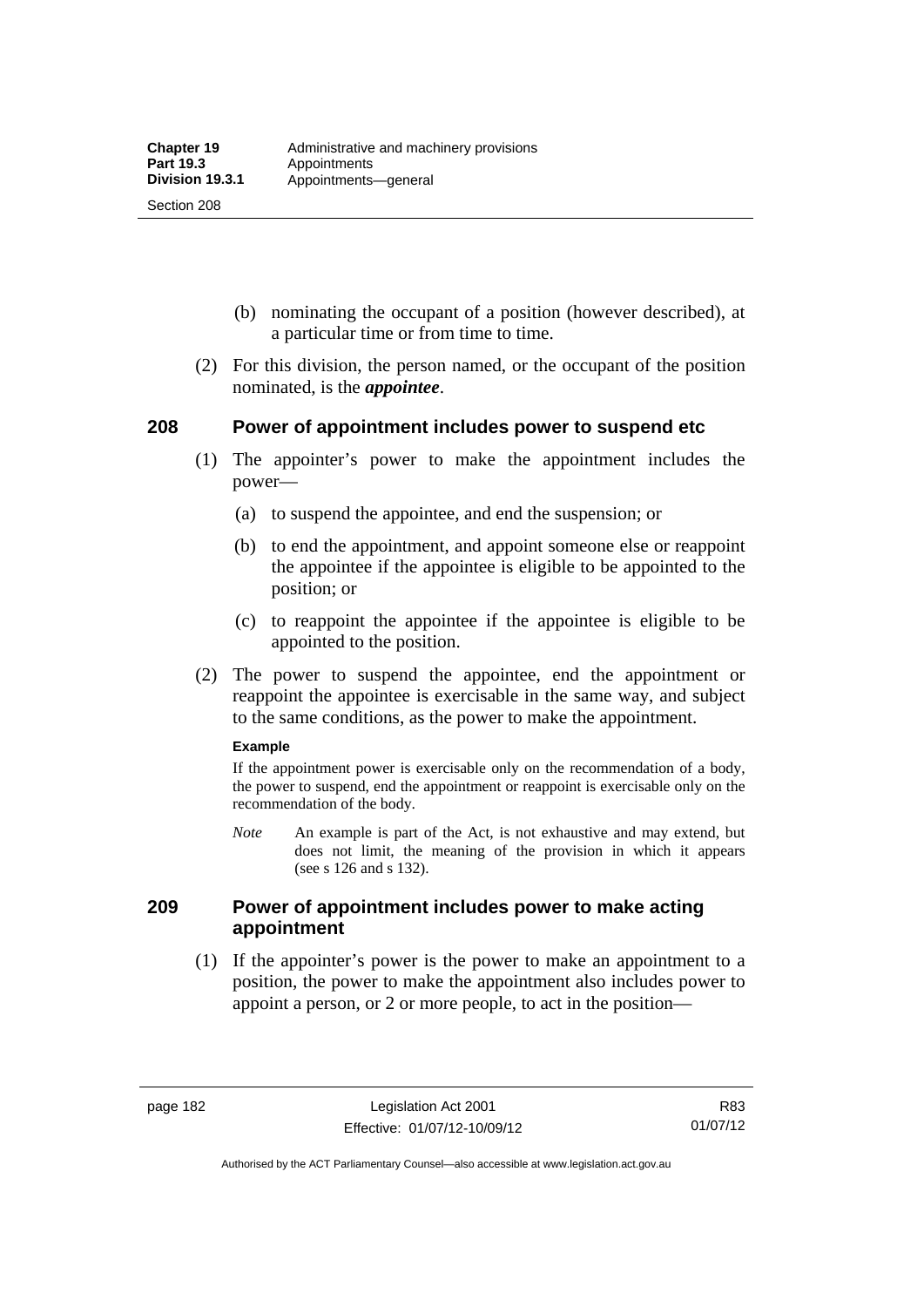(b) nominating the occupant of a position (however described), at a particular time or from time to time.

(2) For this division, the person named, or the occupant of the position nominated, is the ***appointee***.

## 208 Power of appointment includes power to suspend etc

(1) The appointer's power to make the appointment includes the power—

(a) to suspend the appointee, and end the suspension; or

(b) to end the appointment, and appoint someone else or reappoint the appointee if the appointee is eligible to be appointed to the position; or

(c) to reappoint the appointee if the appointee is eligible to be appointed to the position.

(2) The power to suspend the appointee, end the appointment or reappoint the appointee is exercisable in the same way, and subject to the same conditions, as the power to make the appointment.

**Example**

If the appointment power is exercisable only on the recommendation of a body, the power to suspend, end the appointment or reappoint is exercisable only on the recommendation of the body.

*Note* An example is part of the Act, is not exhaustive and may extend, but does not limit, the meaning of the provision in which it appears (see s 126 and s 132).

## 209 Power of appointment includes power to make acting appointment

(1) If the appointer's power is the power to make an appointment to a position, the power to make the appointment also includes power to appoint a person, or 2 or more people, to act in the position—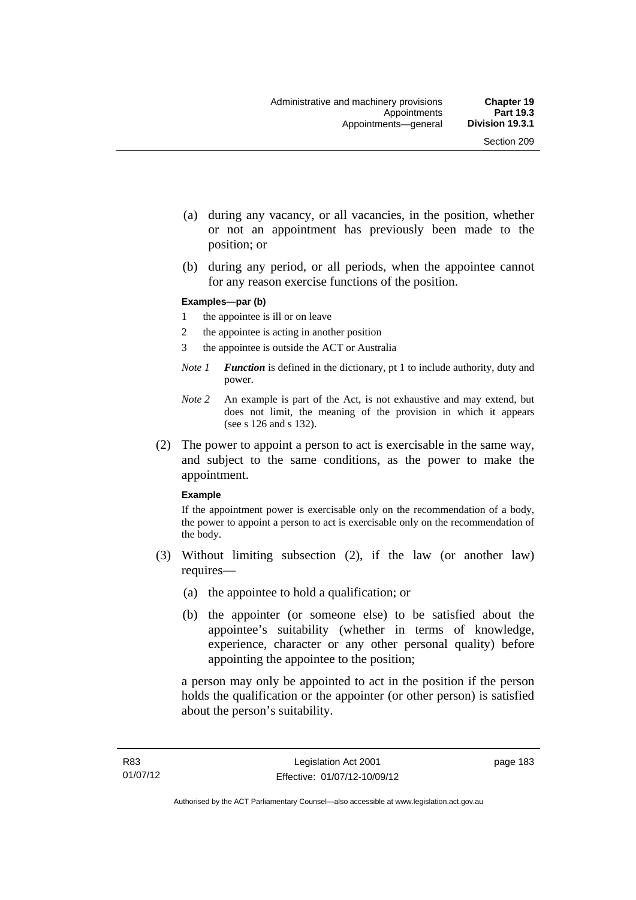(a) during any vacancy, or all vacancies, in the position, whether or not an appointment has previously been made to the position; or

(b) during any period, or all periods, when the appointee cannot for any reason exercise functions of the position.

**Examples—par (b)**

1 the appointee is ill or on leave

2 the appointee is acting in another position

3 the appointee is outside the ACT or Australia

*Note 1* ***Function*** is defined in the dictionary, pt 1 to include authority, duty and power.

*Note 2* An example is part of the Act, is not exhaustive and may extend, but does not limit, the meaning of the provision in which it appears (see s 126 and s 132).

(2) The power to appoint a person to act is exercisable in the same way, and subject to the same conditions, as the power to make the appointment.

**Example**

If the appointment power is exercisable only on the recommendation of a body, the power to appoint a person to act is exercisable only on the recommendation of the body.

(3) Without limiting subsection (2), if the law (or another law) requires—

(a) the appointee to hold a qualification; or

(b) the appointer (or someone else) to be satisfied about the appointee's suitability (whether in terms of knowledge, experience, character or any other personal quality) before appointing the appointee to the position;

a person may only be appointed to act in the position if the person holds the qualification or the appointer (or other person) is satisfied about the person's suitability.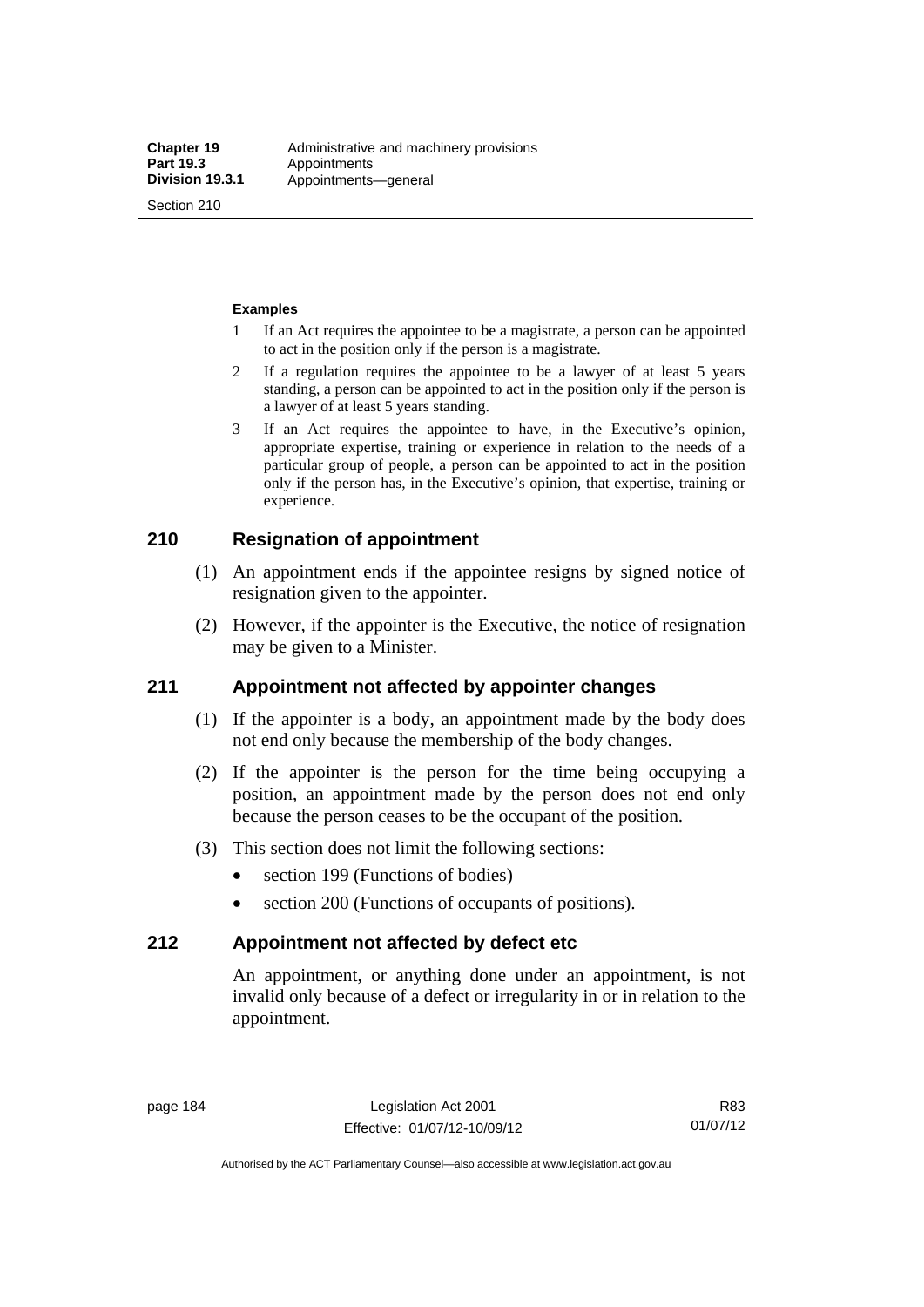**Examples**

1. If an Act requires the appointee to be a magistrate, a person can be appointed to act in the position only if the person is a magistrate.
2. If a regulation requires the appointee to be a lawyer of at least 5 years standing, a person can be appointed to act in the position only if the person is a lawyer of at least 5 years standing.
3. If an Act requires the appointee to have, in the Executive's opinion, appropriate expertise, training or experience in relation to the needs of a particular group of people, a person can be appointed to act in the position only if the person has, in the Executive's opinion, that expertise, training or experience.

## 210 Resignation of appointment

(1) An appointment ends if the appointee resigns by signed notice of resignation given to the appointer.

(2) However, if the appointer is the Executive, the notice of resignation may be given to a Minister.

## 211 Appointment not affected by appointer changes

(1) If the appointer is a body, an appointment made by the body does not end only because the membership of the body changes.

(2) If the appointer is the person for the time being occupying a position, an appointment made by the person does not end only because the person ceases to be the occupant of the position.

(3) This section does not limit the following sections:

- section 199 (Functions of bodies)
- section 200 (Functions of occupants of positions).

## 212 Appointment not affected by defect etc

An appointment, or anything done under an appointment, is not invalid only because of a defect or irregularity in or in relation to the appointment.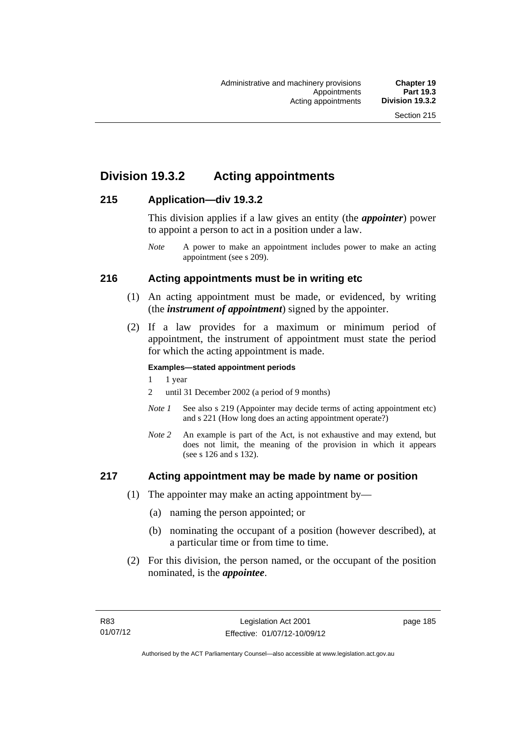## Division 19.3.2 Acting appointments

### 215 Application—div 19.3.2

This division applies if a law gives an entity (the ***appointer***) power to appoint a person to act in a position under a law.

*Note* A power to make an appointment includes power to make an acting appointment (see s 209).

### 216 Acting appointments must be in writing etc

(1) An acting appointment must be made, or evidenced, by writing (the ***instrument of appointment***) signed by the appointer.

(2) If a law provides for a maximum or minimum period of appointment, the instrument of appointment must state the period for which the acting appointment is made.

**Examples—stated appointment periods**

1 1 year

2 until 31 December 2002 (a period of 9 months)

*Note 1* See also s 219 (Appointer may decide terms of acting appointment etc) and s 221 (How long does an acting appointment operate?)

*Note 2* An example is part of the Act, is not exhaustive and may extend, but does not limit, the meaning of the provision in which it appears (see s 126 and s 132).

### 217 Acting appointment may be made by name or position

(1) The appointer may make an acting appointment by—

(a) naming the person appointed; or

(b) nominating the occupant of a position (however described), at a particular time or from time to time.

(2) For this division, the person named, or the occupant of the position nominated, is the ***appointee***.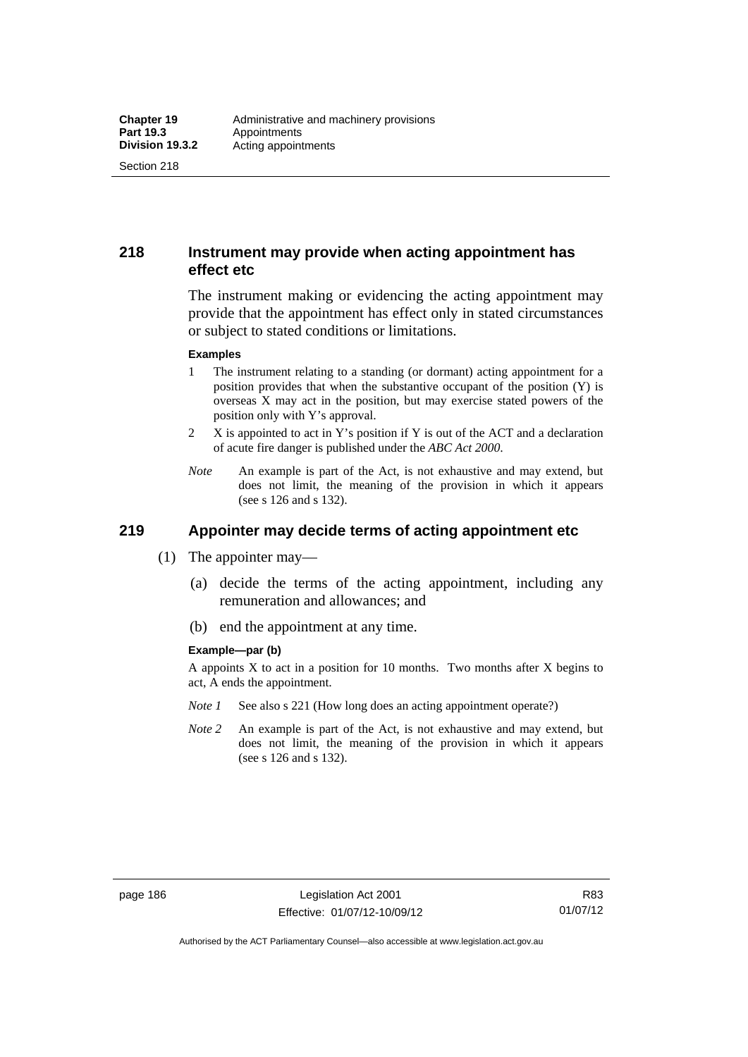## 218 Instrument may provide when acting appointment has effect etc

The instrument making or evidencing the acting appointment may provide that the appointment has effect only in stated circumstances or subject to stated conditions or limitations.

**Examples**

1 The instrument relating to a standing (or dormant) acting appointment for a position provides that when the substantive occupant of the position (Y) is overseas X may act in the position, but may exercise stated powers of the position only with Y's approval.

2 X is appointed to act in Y's position if Y is out of the ACT and a declaration of acute fire danger is published under the *ABC Act 2000*.

*Note* An example is part of the Act, is not exhaustive and may extend, but does not limit, the meaning of the provision in which it appears (see s 126 and s 132).

## 219 Appointer may decide terms of acting appointment etc

(1) The appointer may—

(a) decide the terms of the acting appointment, including any remuneration and allowances; and

(b) end the appointment at any time.

**Example—par (b)**

A appoints X to act in a position for 10 months. Two months after X begins to act, A ends the appointment.

*Note 1* See also s 221 (How long does an acting appointment operate?)

*Note 2* An example is part of the Act, is not exhaustive and may extend, but does not limit, the meaning of the provision in which it appears (see s 126 and s 132).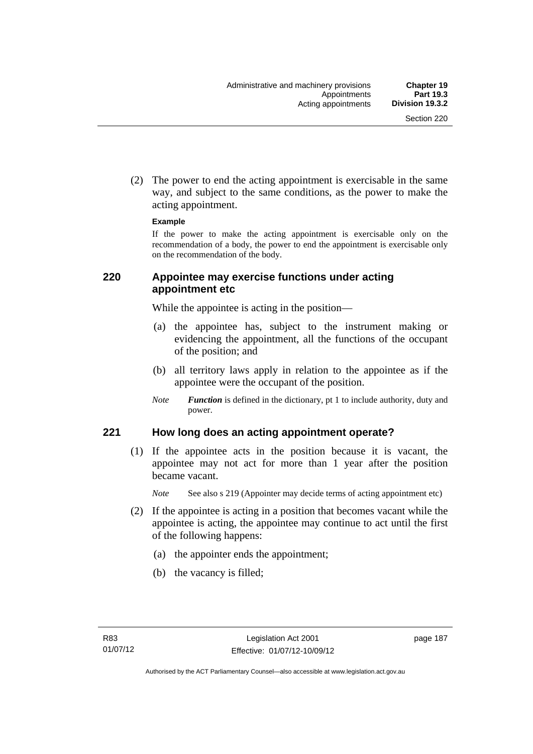(2) The power to end the acting appointment is exercisable in the same way, and subject to the same conditions, as the power to make the acting appointment.

**Example**

If the power to make the acting appointment is exercisable only on the recommendation of a body, the power to end the appointment is exercisable only on the recommendation of the body.

### 220 Appointee may exercise functions under acting appointment etc

While the appointee is acting in the position—

(a) the appointee has, subject to the instrument making or evidencing the appointment, all the functions of the occupant of the position; and

(b) all territory laws apply in relation to the appointee as if the appointee were the occupant of the position.

*Note* ***Function*** is defined in the dictionary, pt 1 to include authority, duty and power.

### 221 How long does an acting appointment operate?

(1) If the appointee acts in the position because it is vacant, the appointee may not act for more than 1 year after the position became vacant.

*Note* See also s 219 (Appointer may decide terms of acting appointment etc)

(2) If the appointee is acting in a position that becomes vacant while the appointee is acting, the appointee may continue to act until the first of the following happens:

(a) the appointer ends the appointment;

(b) the vacancy is filled;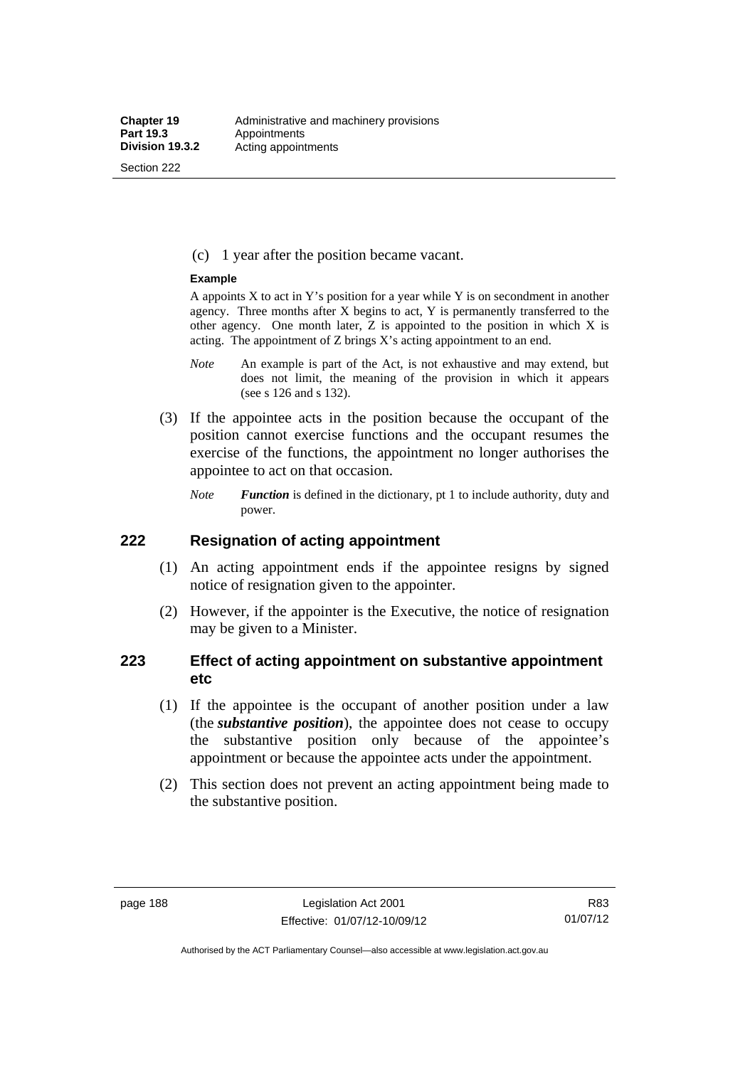(c) 1 year after the position became vacant.

**Example**

A appoints X to act in Y's position for a year while Y is on secondment in another agency. Three months after X begins to act, Y is permanently transferred to the other agency. One month later, Z is appointed to the position in which X is acting. The appointment of Z brings X's acting appointment to an end.

*Note* An example is part of the Act, is not exhaustive and may extend, but does not limit, the meaning of the provision in which it appears (see s 126 and s 132).

(3) If the appointee acts in the position because the occupant of the position cannot exercise functions and the occupant resumes the exercise of the functions, the appointment no longer authorises the appointee to act on that occasion.

*Note* ***Function*** is defined in the dictionary, pt 1 to include authority, duty and power.

## 222 Resignation of acting appointment

(1) An acting appointment ends if the appointee resigns by signed notice of resignation given to the appointer.

(2) However, if the appointer is the Executive, the notice of resignation may be given to a Minister.

## 223 Effect of acting appointment on substantive appointment etc

(1) If the appointee is the occupant of another position under a law (the ***substantive position***), the appointee does not cease to occupy the substantive position only because of the appointee's appointment or because the appointee acts under the appointment.

(2) This section does not prevent an acting appointment being made to the substantive position.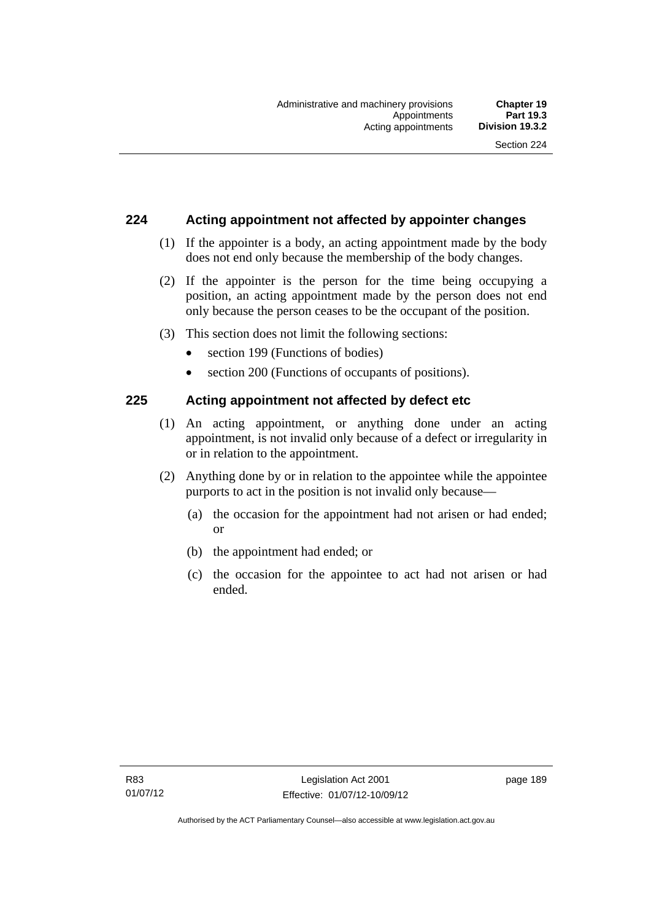## 224 Acting appointment not affected by appointer changes

(1) If the appointer is a body, an acting appointment made by the body does not end only because the membership of the body changes.

(2) If the appointer is the person for the time being occupying a position, an acting appointment made by the person does not end only because the person ceases to be the occupant of the position.

(3) This section does not limit the following sections:

- section 199 (Functions of bodies)
- section 200 (Functions of occupants of positions).

## 225 Acting appointment not affected by defect etc

(1) An acting appointment, or anything done under an acting appointment, is not invalid only because of a defect or irregularity in or in relation to the appointment.

(2) Anything done by or in relation to the appointee while the appointee purports to act in the position is not invalid only because—

(a) the occasion for the appointment had not arisen or had ended; or

(b) the appointment had ended; or

(c) the occasion for the appointee to act had not arisen or had ended.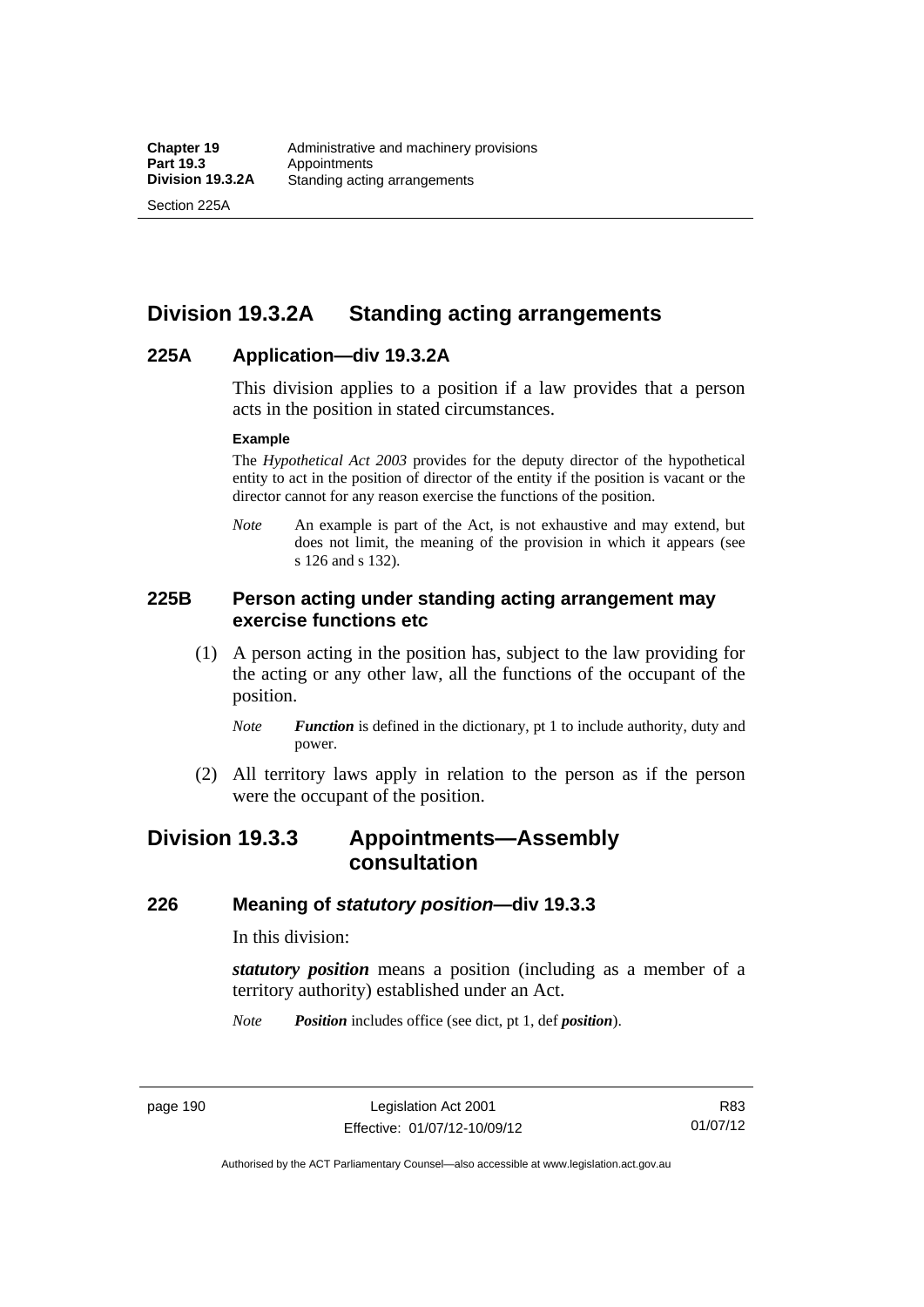## Division 19.3.2A Standing acting arrangements

### 225A Application—div 19.3.2A

This division applies to a position if a law provides that a person acts in the position in stated circumstances.

**Example**

The *Hypothetical Act 2003* provides for the deputy director of the hypothetical entity to act in the position of director of the entity if the position is vacant or the director cannot for any reason exercise the functions of the position.

*Note* An example is part of the Act, is not exhaustive and may extend, but does not limit, the meaning of the provision in which it appears (see s 126 and s 132).

### 225B Person acting under standing acting arrangement may exercise functions etc

(1) A person acting in the position has, subject to the law providing for the acting or any other law, all the functions of the occupant of the position.

*Note* ***Function*** is defined in the dictionary, pt 1 to include authority, duty and power.

(2) All territory laws apply in relation to the person as if the person were the occupant of the position.

## Division 19.3.3 Appointments—Assembly consultation

### 226 Meaning of *statutory position*—div 19.3.3

In this division:

***statutory position*** means a position (including as a member of a territory authority) established under an Act.

*Note* ***Position*** includes office (see dict, pt 1, def ***position***).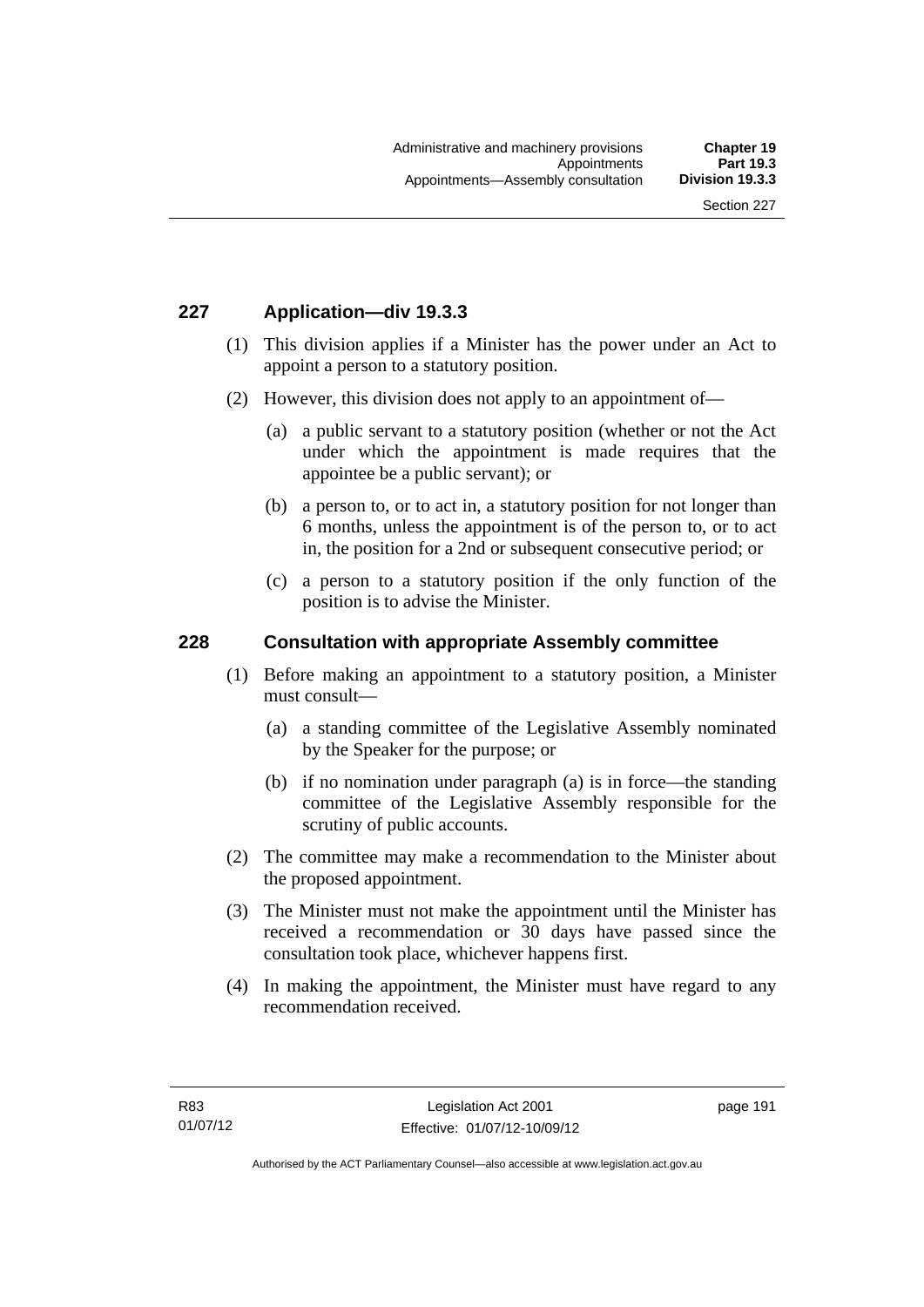## 227 Application—div 19.3.3

(1) This division applies if a Minister has the power under an Act to appoint a person to a statutory position.

(2) However, this division does not apply to an appointment of—

(a) a public servant to a statutory position (whether or not the Act under which the appointment is made requires that the appointee be a public servant); or

(b) a person to, or to act in, a statutory position for not longer than 6 months, unless the appointment is of the person to, or to act in, the position for a 2nd or subsequent consecutive period; or

(c) a person to a statutory position if the only function of the position is to advise the Minister.

## 228 Consultation with appropriate Assembly committee

(1) Before making an appointment to a statutory position, a Minister must consult—

(a) a standing committee of the Legislative Assembly nominated by the Speaker for the purpose; or

(b) if no nomination under paragraph (a) is in force—the standing committee of the Legislative Assembly responsible for the scrutiny of public accounts.

(2) The committee may make a recommendation to the Minister about the proposed appointment.

(3) The Minister must not make the appointment until the Minister has received a recommendation or 30 days have passed since the consultation took place, whichever happens first.

(4) In making the appointment, the Minister must have regard to any recommendation received.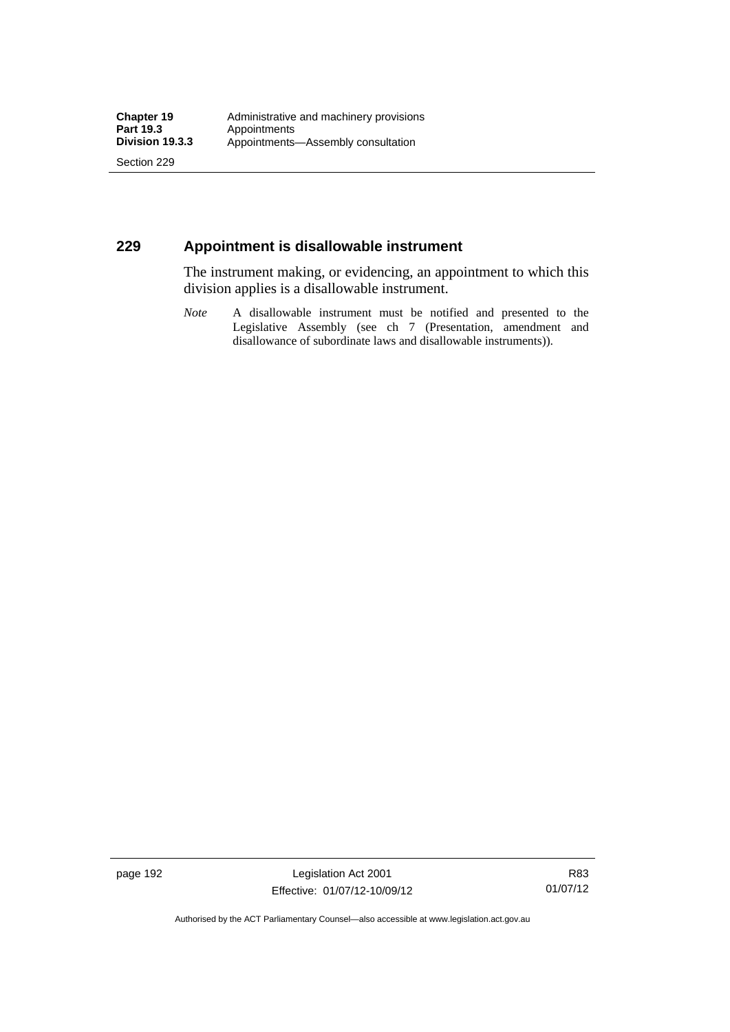## 229 Appointment is disallowable instrument

The instrument making, or evidencing, an appointment to which this division applies is a disallowable instrument.

*Note* A disallowable instrument must be notified and presented to the Legislative Assembly (see ch 7 (Presentation, amendment and disallowance of subordinate laws and disallowable instruments)).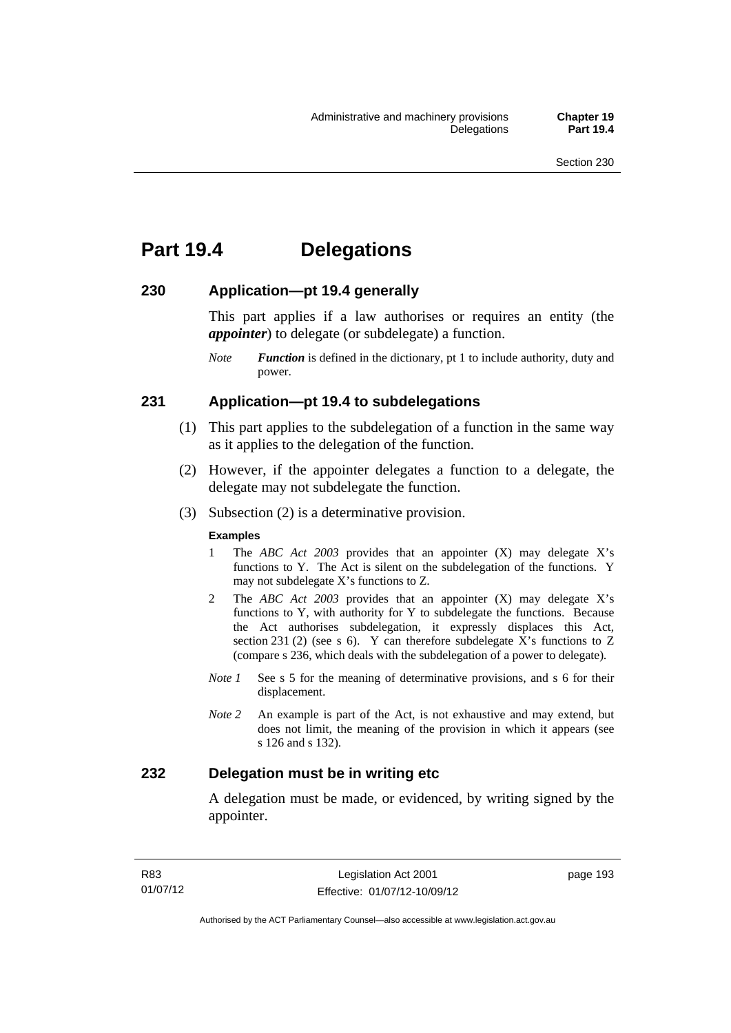# Part 19.4 Delegations

## 230 Application—pt 19.4 generally

This part applies if a law authorises or requires an entity (the ***appointer***) to delegate (or subdelegate) a function.

*Note* ***Function*** is defined in the dictionary, pt 1 to include authority, duty and power.

## 231 Application—pt 19.4 to subdelegations

(1) This part applies to the subdelegation of a function in the same way as it applies to the delegation of the function.

(2) However, if the appointer delegates a function to a delegate, the delegate may not subdelegate the function.

(3) Subsection (2) is a determinative provision.

**Examples**

1 The *ABC Act 2003* provides that an appointer (X) may delegate X's functions to Y. The Act is silent on the subdelegation of the functions. Y may not subdelegate X's functions to Z.

2 The *ABC Act 2003* provides that an appointer (X) may delegate X's functions to Y, with authority for Y to subdelegate the functions. Because the Act authorises subdelegation, it expressly displaces this Act, section 231 (2) (see s 6). Y can therefore subdelegate X's functions to Z (compare s 236, which deals with the subdelegation of a power to delegate).

*Note 1* See s 5 for the meaning of determinative provisions, and s 6 for their displacement.

*Note 2* An example is part of the Act, is not exhaustive and may extend, but does not limit, the meaning of the provision in which it appears (see s 126 and s 132).

## 232 Delegation must be in writing etc

A delegation must be made, or evidenced, by writing signed by the appointer.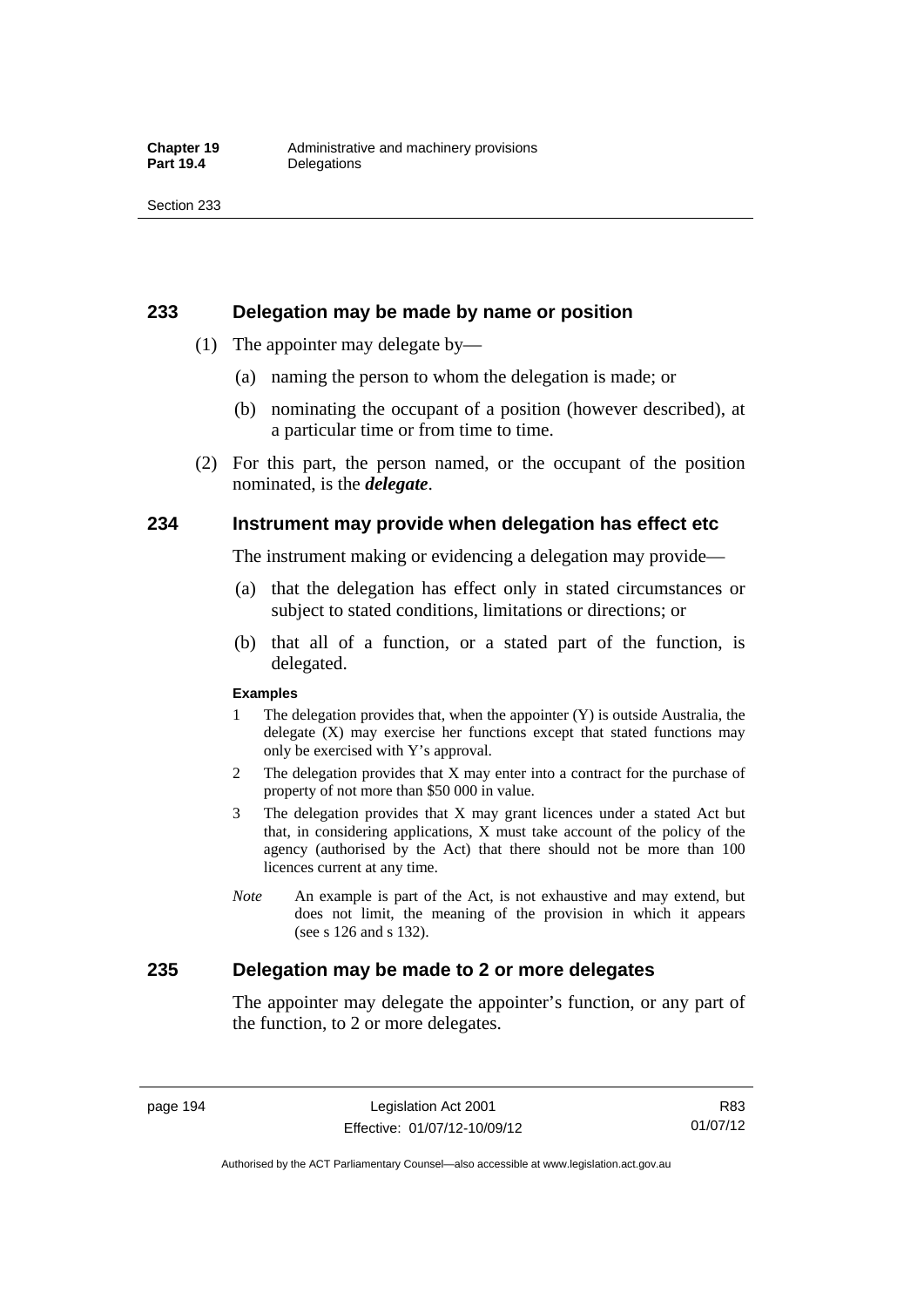## 233 Delegation may be made by name or position

(1) The appointer may delegate by—

(a) naming the person to whom the delegation is made; or

(b) nominating the occupant of a position (however described), at a particular time or from time to time.

(2) For this part, the person named, or the occupant of the position nominated, is the ***delegate***.

## 234 Instrument may provide when delegation has effect etc

The instrument making or evidencing a delegation may provide—

(a) that the delegation has effect only in stated circumstances or subject to stated conditions, limitations or directions; or

(b) that all of a function, or a stated part of the function, is delegated.

**Examples**

1 The delegation provides that, when the appointer (Y) is outside Australia, the delegate (X) may exercise her functions except that stated functions may only be exercised with Y's approval.

2 The delegation provides that X may enter into a contract for the purchase of property of not more than $50 000 in value.

3 The delegation provides that X may grant licences under a stated Act but that, in considering applications, X must take account of the policy of the agency (authorised by the Act) that there should not be more than 100 licences current at any time.

*Note* An example is part of the Act, is not exhaustive and may extend, but does not limit, the meaning of the provision in which it appears (see s 126 and s 132).

## 235 Delegation may be made to 2 or more delegates

The appointer may delegate the appointer's function, or any part of the function, to 2 or more delegates.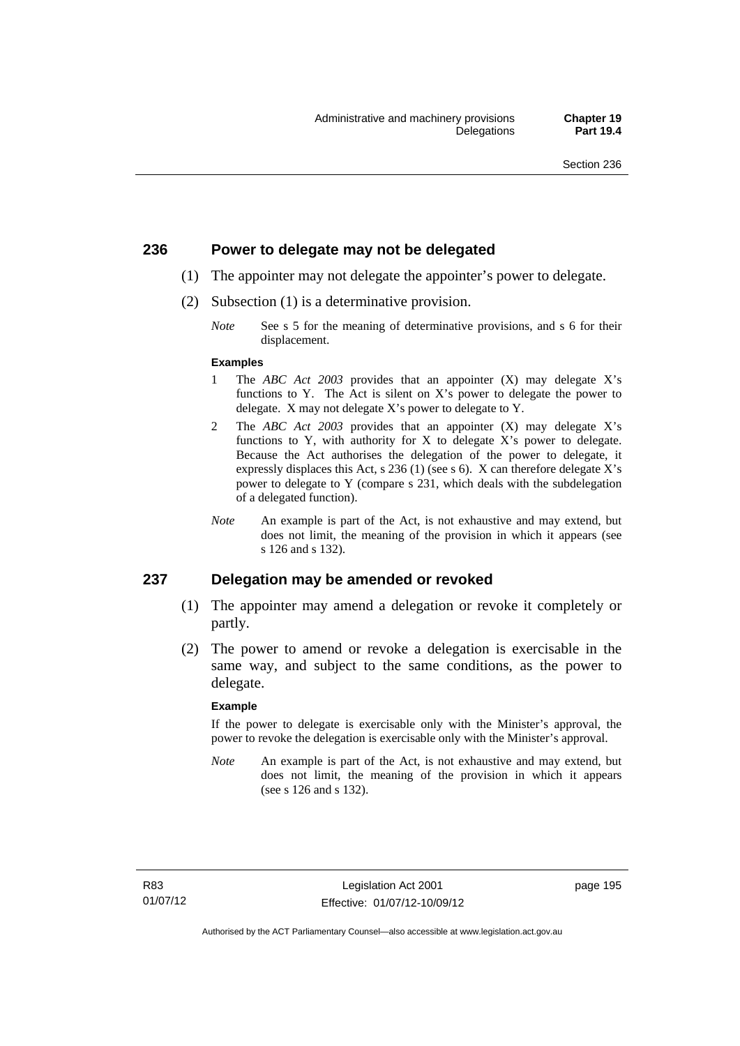## 236 Power to delegate may not be delegated

(1) The appointer may not delegate the appointer's power to delegate.

(2) Subsection (1) is a determinative provision.

*Note* See s 5 for the meaning of determinative provisions, and s 6 for their displacement.

**Examples**

1 The *ABC Act 2003* provides that an appointer (X) may delegate X's functions to Y. The Act is silent on X's power to delegate the power to delegate. X may not delegate X's power to delegate to Y.

2 The *ABC Act 2003* provides that an appointer (X) may delegate X's functions to Y, with authority for X to delegate X's power to delegate. Because the Act authorises the delegation of the power to delegate, it expressly displaces this Act, s 236 (1) (see s 6). X can therefore delegate X's power to delegate to Y (compare s 231, which deals with the subdelegation of a delegated function).

*Note* An example is part of the Act, is not exhaustive and may extend, but does not limit, the meaning of the provision in which it appears (see s 126 and s 132).

## 237 Delegation may be amended or revoked

(1) The appointer may amend a delegation or revoke it completely or partly.

(2) The power to amend or revoke a delegation is exercisable in the same way, and subject to the same conditions, as the power to delegate.

**Example**

If the power to delegate is exercisable only with the Minister's approval, the power to revoke the delegation is exercisable only with the Minister's approval.

*Note* An example is part of the Act, is not exhaustive and may extend, but does not limit, the meaning of the provision in which it appears (see s 126 and s 132).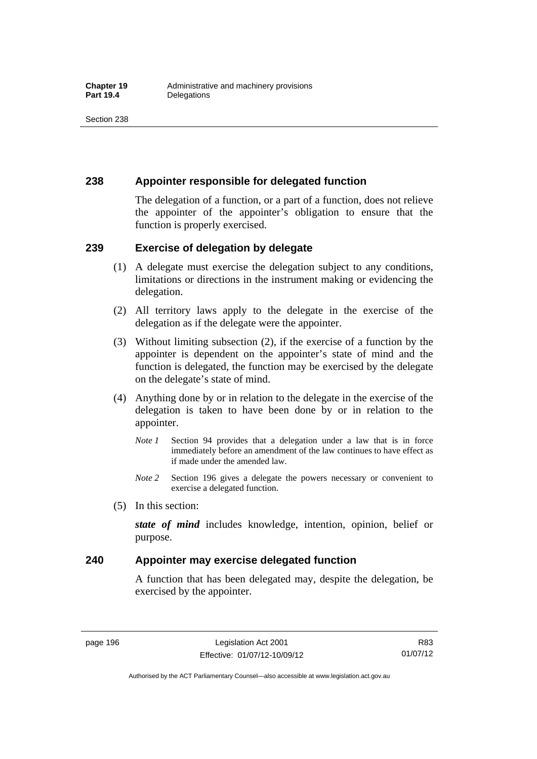## 238 Appointer responsible for delegated function

The delegation of a function, or a part of a function, does not relieve the appointer of the appointer's obligation to ensure that the function is properly exercised.

## 239 Exercise of delegation by delegate

(1) A delegate must exercise the delegation subject to any conditions, limitations or directions in the instrument making or evidencing the delegation.

(2) All territory laws apply to the delegate in the exercise of the delegation as if the delegate were the appointer.

(3) Without limiting subsection (2), if the exercise of a function by the appointer is dependent on the appointer's state of mind and the function is delegated, the function may be exercised by the delegate on the delegate's state of mind.

(4) Anything done by or in relation to the delegate in the exercise of the delegation is taken to have been done by or in relation to the appointer.

*Note 1* Section 94 provides that a delegation under a law that is in force immediately before an amendment of the law continues to have effect as if made under the amended law.

*Note 2* Section 196 gives a delegate the powers necessary or convenient to exercise a delegated function.

(5) In this section:

***state of mind*** includes knowledge, intention, opinion, belief or purpose.

## 240 Appointer may exercise delegated function

A function that has been delegated may, despite the delegation, be exercised by the appointer.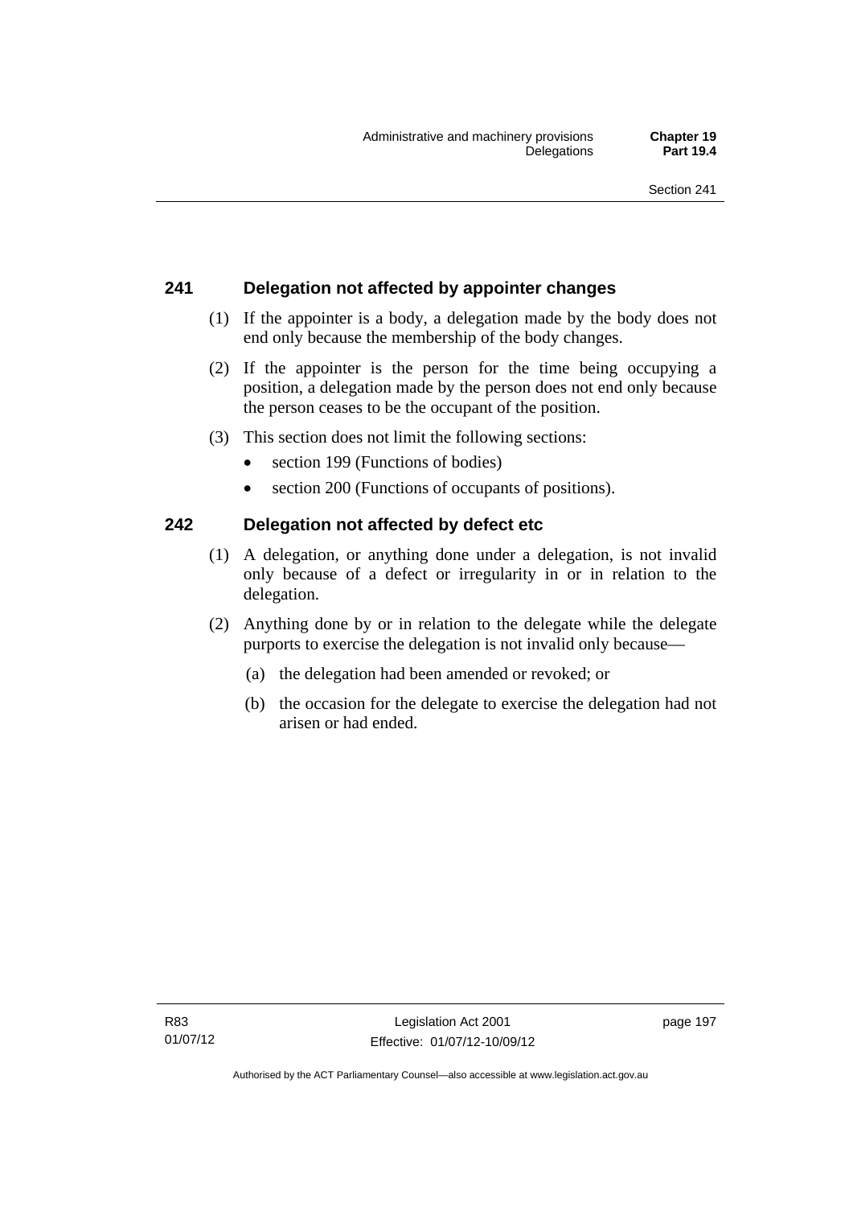## 241 Delegation not affected by appointer changes

(1) If the appointer is a body, a delegation made by the body does not end only because the membership of the body changes.

(2) If the appointer is the person for the time being occupying a position, a delegation made by the person does not end only because the person ceases to be the occupant of the position.

(3) This section does not limit the following sections:

- section 199 (Functions of bodies)
- section 200 (Functions of occupants of positions).

## 242 Delegation not affected by defect etc

(1) A delegation, or anything done under a delegation, is not invalid only because of a defect or irregularity in or in relation to the delegation.

(2) Anything done by or in relation to the delegate while the delegate purports to exercise the delegation is not invalid only because—

(a) the delegation had been amended or revoked; or

(b) the occasion for the delegate to exercise the delegation had not arisen or had ended.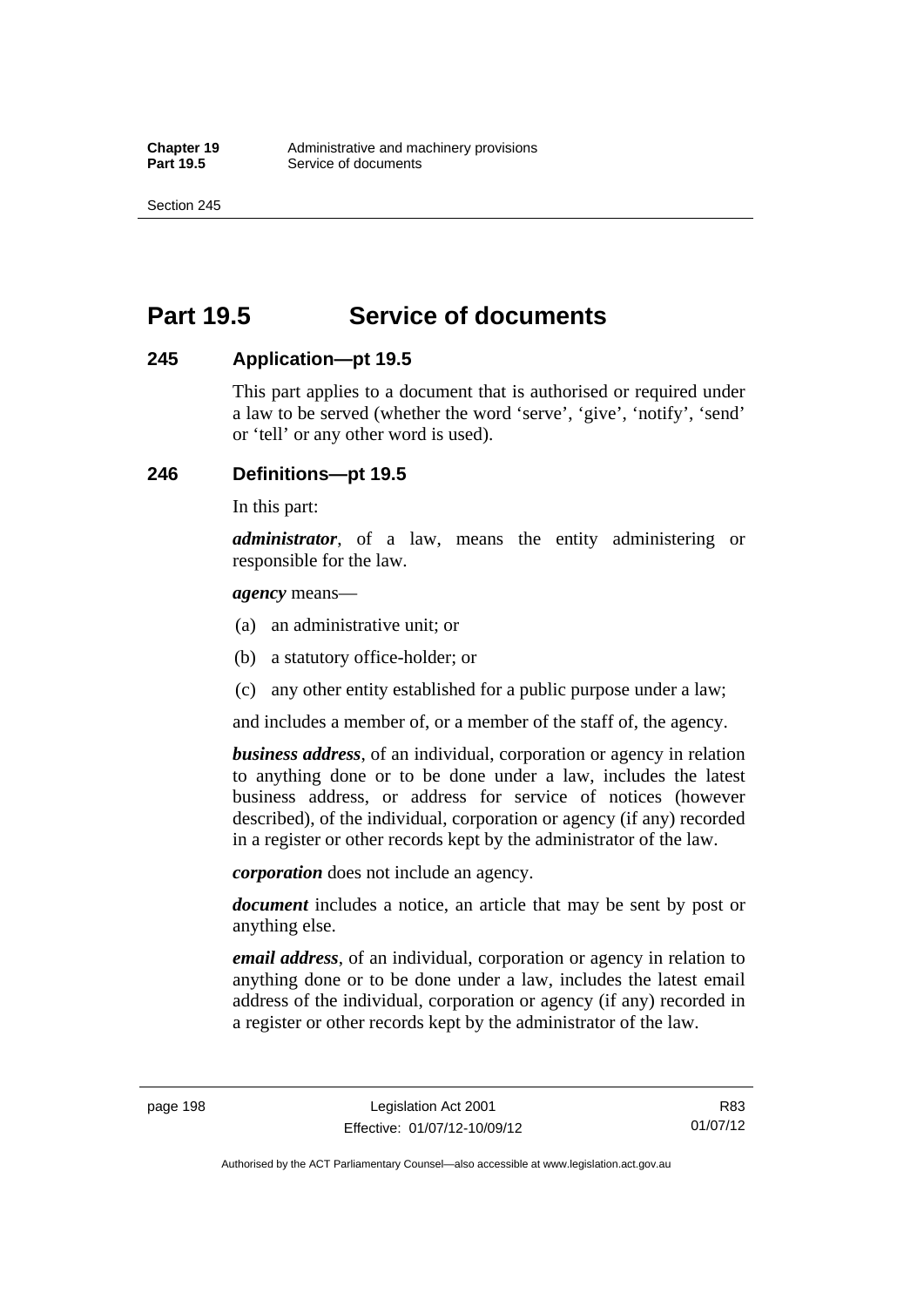# Part 19.5 Service of documents

## 245 Application—pt 19.5

This part applies to a document that is authorised or required under a law to be served (whether the word 'serve', 'give', 'notify', 'send' or 'tell' or any other word is used).

## 246 Definitions—pt 19.5

In this part:

***administrator***, of a law, means the entity administering or responsible for the law.

***agency*** means—

(a) an administrative unit; or

(b) a statutory office-holder; or

(c) any other entity established for a public purpose under a law;

and includes a member of, or a member of the staff of, the agency.

***business address***, of an individual, corporation or agency in relation to anything done or to be done under a law, includes the latest business address, or address for service of notices (however described), of the individual, corporation or agency (if any) recorded in a register or other records kept by the administrator of the law.

***corporation*** does not include an agency.

***document*** includes a notice, an article that may be sent by post or anything else.

***email address***, of an individual, corporation or agency in relation to anything done or to be done under a law, includes the latest email address of the individual, corporation or agency (if any) recorded in a register or other records kept by the administrator of the law.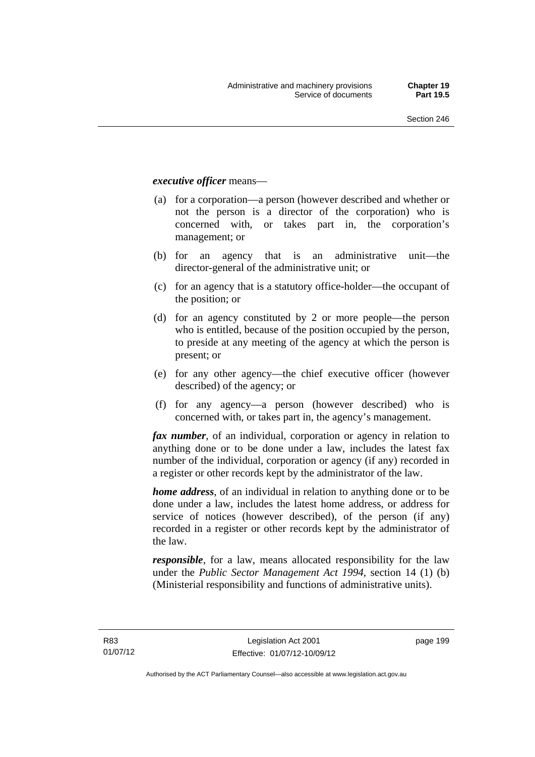***executive officer*** means—

(a) for a corporation—a person (however described and whether or not the person is a director of the corporation) who is concerned with, or takes part in, the corporation's management; or

(b) for an agency that is an administrative unit—the director-general of the administrative unit; or

(c) for an agency that is a statutory office-holder—the occupant of the position; or

(d) for an agency constituted by 2 or more people—the person who is entitled, because of the position occupied by the person, to preside at any meeting of the agency at which the person is present; or

(e) for any other agency—the chief executive officer (however described) of the agency; or

(f) for any agency—a person (however described) who is concerned with, or takes part in, the agency's management.

***fax number***, of an individual, corporation or agency in relation to anything done or to be done under a law, includes the latest fax number of the individual, corporation or agency (if any) recorded in a register or other records kept by the administrator of the law.

***home address***, of an individual in relation to anything done or to be done under a law, includes the latest home address, or address for service of notices (however described), of the person (if any) recorded in a register or other records kept by the administrator of the law.

***responsible***, for a law, means allocated responsibility for the law under the *Public Sector Management Act 1994*, section 14 (1) (b) (Ministerial responsibility and functions of administrative units).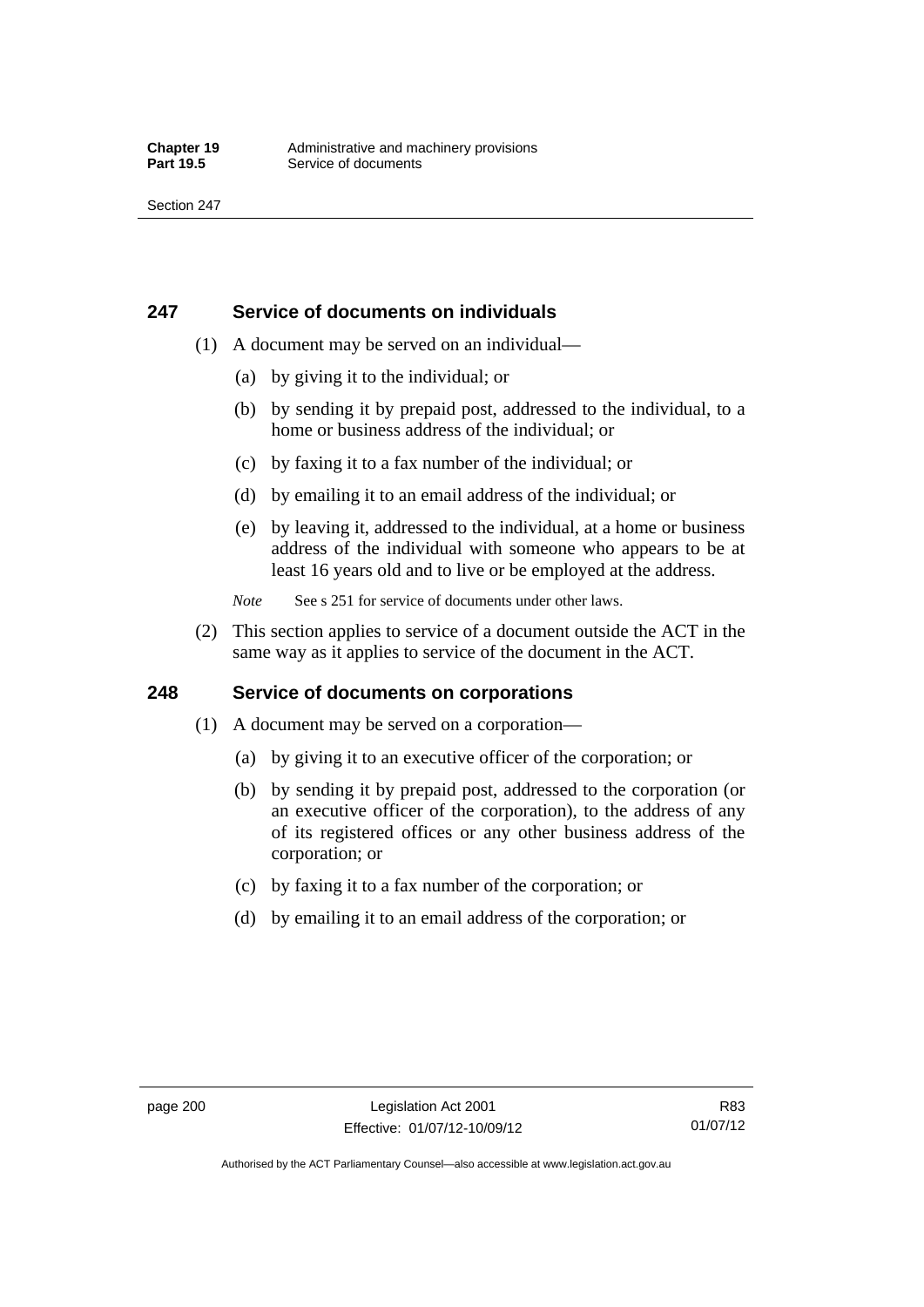## 247 Service of documents on individuals

(1) A document may be served on an individual—

(a) by giving it to the individual; or

(b) by sending it by prepaid post, addressed to the individual, to a home or business address of the individual; or

(c) by faxing it to a fax number of the individual; or

(d) by emailing it to an email address of the individual; or

(e) by leaving it, addressed to the individual, at a home or business address of the individual with someone who appears to be at least 16 years old and to live or be employed at the address.

*Note* See s 251 for service of documents under other laws.

(2) This section applies to service of a document outside the ACT in the same way as it applies to service of the document in the ACT.

## 248 Service of documents on corporations

(1) A document may be served on a corporation—

(a) by giving it to an executive officer of the corporation; or

(b) by sending it by prepaid post, addressed to the corporation (or an executive officer of the corporation), to the address of any of its registered offices or any other business address of the corporation; or

(c) by faxing it to a fax number of the corporation; or

(d) by emailing it to an email address of the corporation; or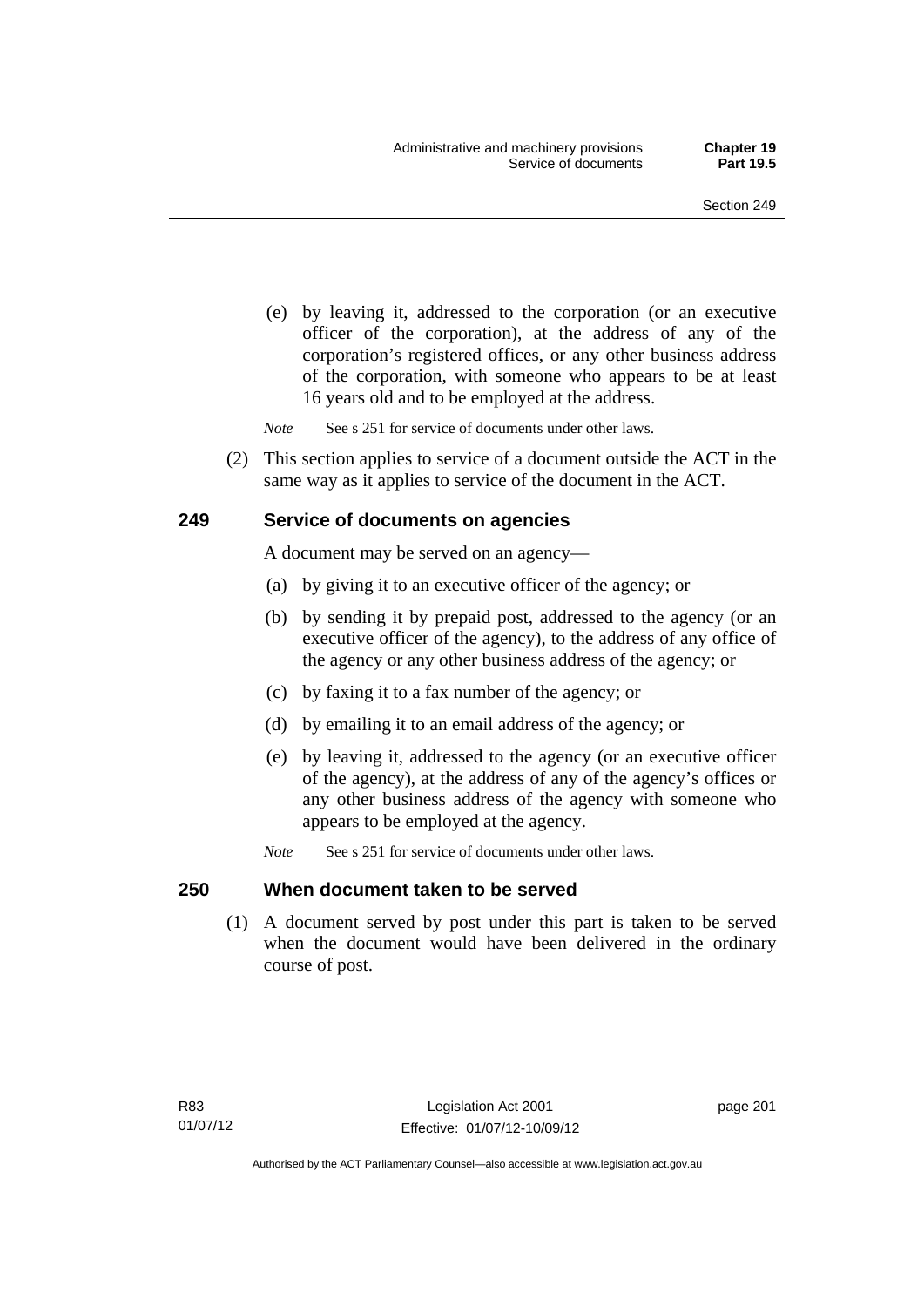(e) by leaving it, addressed to the corporation (or an executive officer of the corporation), at the address of any of the corporation's registered offices, or any other business address of the corporation, with someone who appears to be at least 16 years old and to be employed at the address.

*Note* See s 251 for service of documents under other laws.

(2) This section applies to service of a document outside the ACT in the same way as it applies to service of the document in the ACT.

## 249 Service of documents on agencies

A document may be served on an agency—

(a) by giving it to an executive officer of the agency; or

(b) by sending it by prepaid post, addressed to the agency (or an executive officer of the agency), to the address of any office of the agency or any other business address of the agency; or

(c) by faxing it to a fax number of the agency; or

(d) by emailing it to an email address of the agency; or

(e) by leaving it, addressed to the agency (or an executive officer of the agency), at the address of any of the agency's offices or any other business address of the agency with someone who appears to be employed at the agency.

*Note* See s 251 for service of documents under other laws.

## 250 When document taken to be served

(1) A document served by post under this part is taken to be served when the document would have been delivered in the ordinary course of post.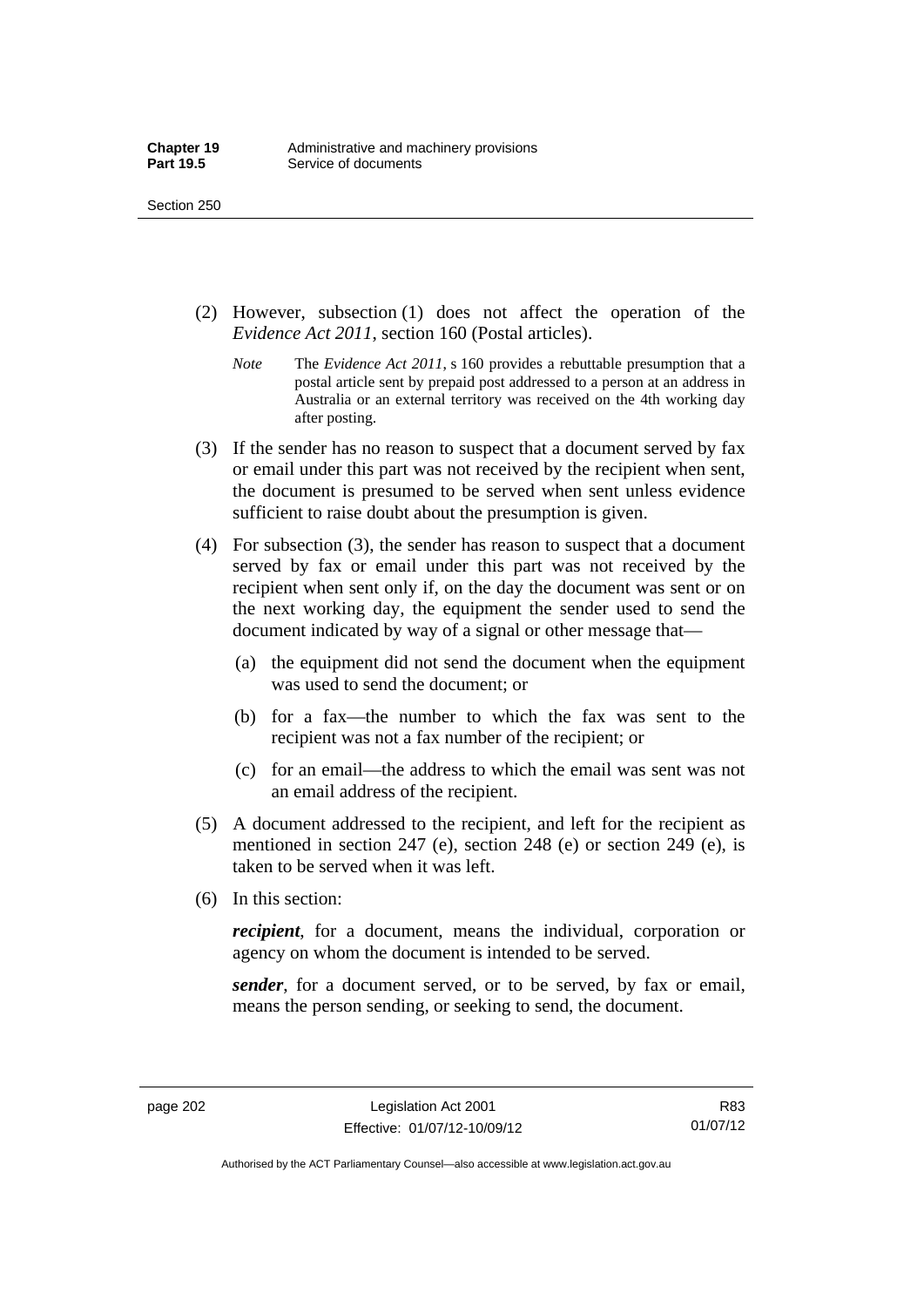(2) However, subsection (1) does not affect the operation of the *Evidence Act 2011*, section 160 (Postal articles).

*Note* The *Evidence Act 2011*, s 160 provides a rebuttable presumption that a postal article sent by prepaid post addressed to a person at an address in Australia or an external territory was received on the 4th working day after posting.

(3) If the sender has no reason to suspect that a document served by fax or email under this part was not received by the recipient when sent, the document is presumed to be served when sent unless evidence sufficient to raise doubt about the presumption is given.

(4) For subsection (3), the sender has reason to suspect that a document served by fax or email under this part was not received by the recipient when sent only if, on the day the document was sent or on the next working day, the equipment the sender used to send the document indicated by way of a signal or other message that—

(a) the equipment did not send the document when the equipment was used to send the document; or

(b) for a fax—the number to which the fax was sent to the recipient was not a fax number of the recipient; or

(c) for an email—the address to which the email was sent was not an email address of the recipient.

(5) A document addressed to the recipient, and left for the recipient as mentioned in section 247 (e), section 248 (e) or section 249 (e), is taken to be served when it was left.

(6) In this section:

***recipient***, for a document, means the individual, corporation or agency on whom the document is intended to be served.

***sender***, for a document served, or to be served, by fax or email, means the person sending, or seeking to send, the document.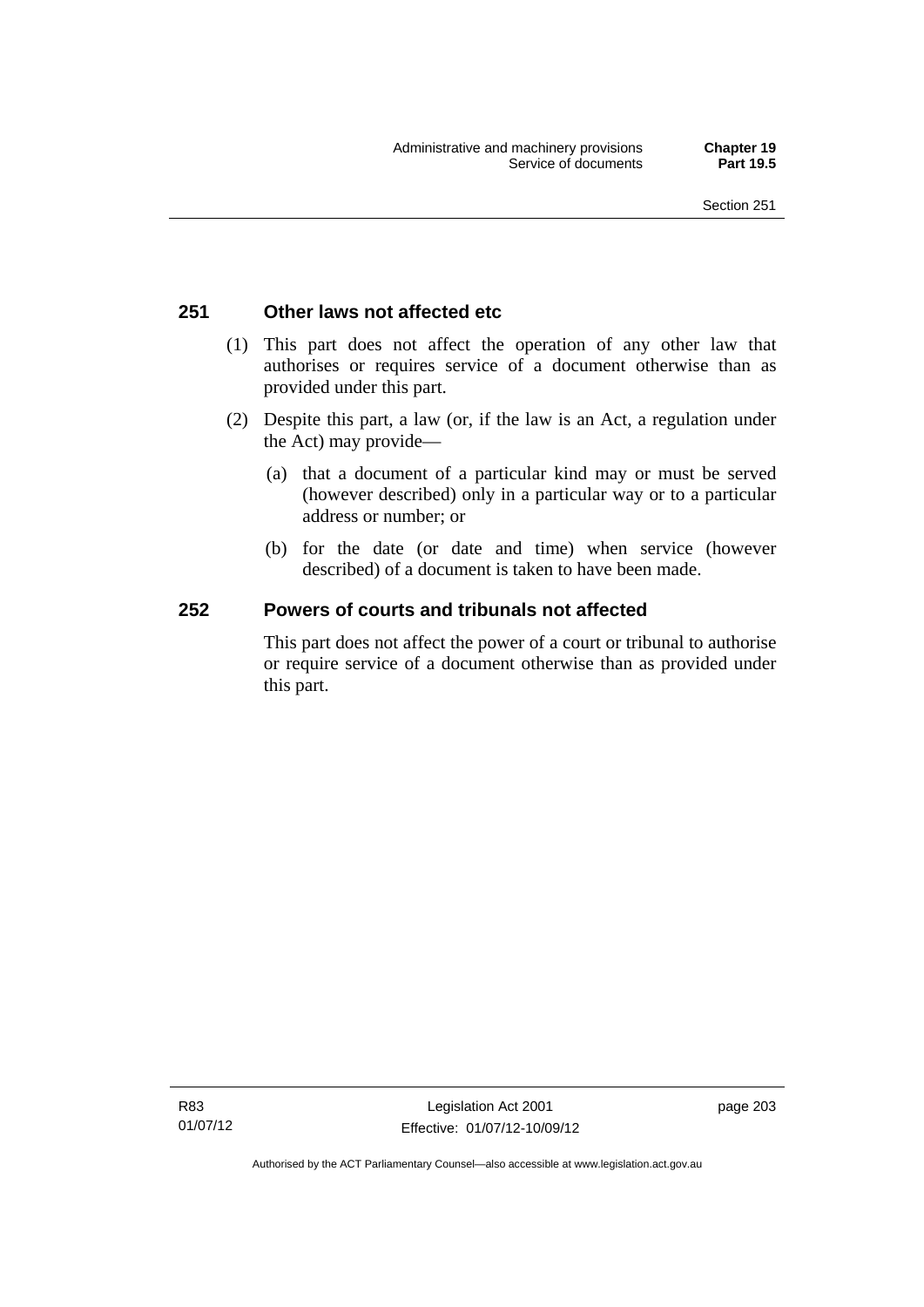## 251 Other laws not affected etc

(1) This part does not affect the operation of any other law that authorises or requires service of a document otherwise than as provided under this part.

(2) Despite this part, a law (or, if the law is an Act, a regulation under the Act) may provide—

(a) that a document of a particular kind may or must be served (however described) only in a particular way or to a particular address or number; or

(b) for the date (or date and time) when service (however described) of a document is taken to have been made.

## 252 Powers of courts and tribunals not affected

This part does not affect the power of a court or tribunal to authorise or require service of a document otherwise than as provided under this part.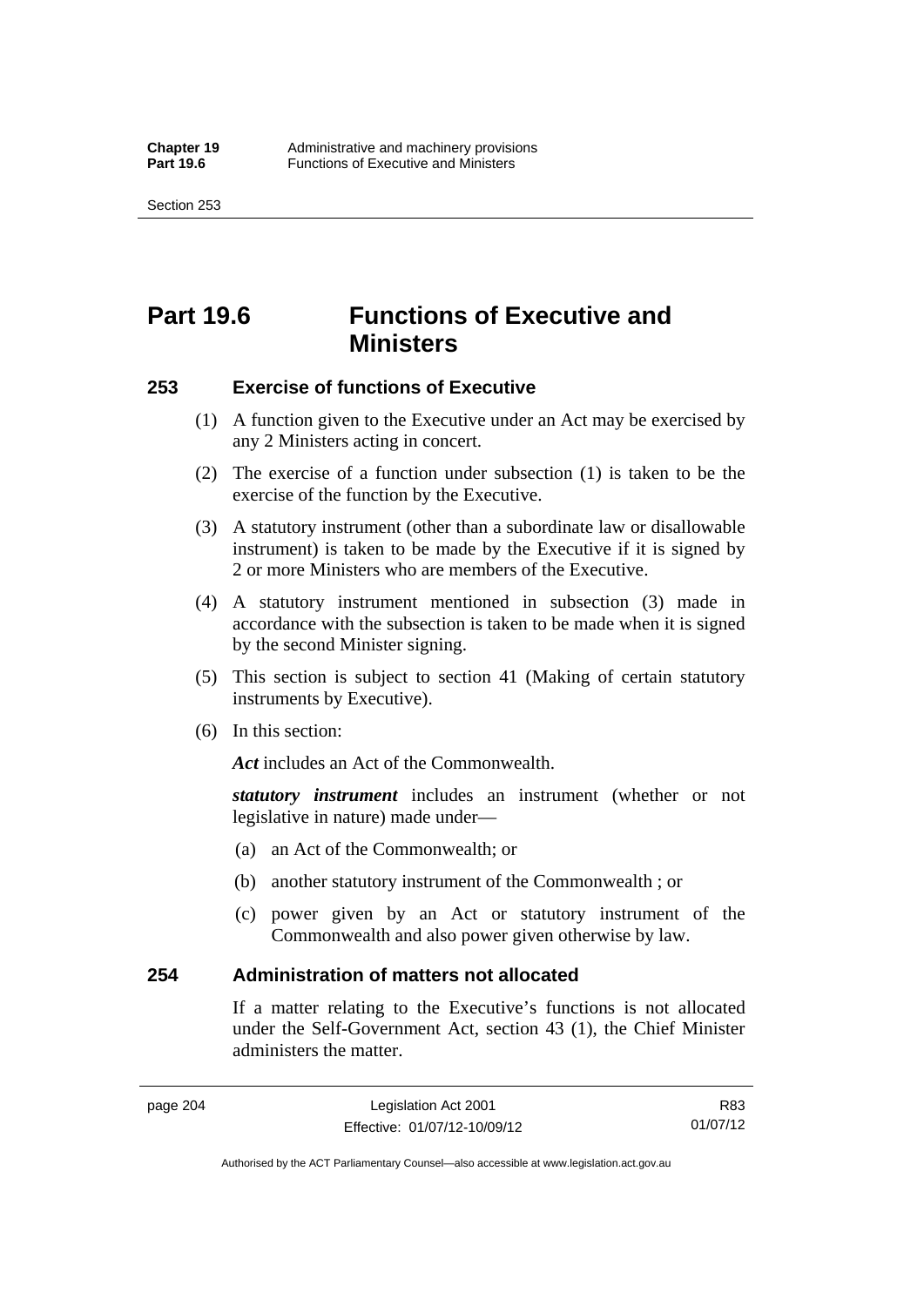# Part 19.6 Functions of Executive and Ministers

## 253 Exercise of functions of Executive

(1) A function given to the Executive under an Act may be exercised by any 2 Ministers acting in concert.

(2) The exercise of a function under subsection (1) is taken to be the exercise of the function by the Executive.

(3) A statutory instrument (other than a subordinate law or disallowable instrument) is taken to be made by the Executive if it is signed by 2 or more Ministers who are members of the Executive.

(4) A statutory instrument mentioned in subsection (3) made in accordance with the subsection is taken to be made when it is signed by the second Minister signing.

(5) This section is subject to section 41 (Making of certain statutory instruments by Executive).

(6) In this section:

***Act*** includes an Act of the Commonwealth.

***statutory instrument*** includes an instrument (whether or not legislative in nature) made under—

(a) an Act of the Commonwealth; or

(b) another statutory instrument of the Commonwealth ; or

(c) power given by an Act or statutory instrument of the Commonwealth and also power given otherwise by law.

## 254 Administration of matters not allocated

If a matter relating to the Executive's functions is not allocated under the Self-Government Act, section 43 (1), the Chief Minister administers the matter.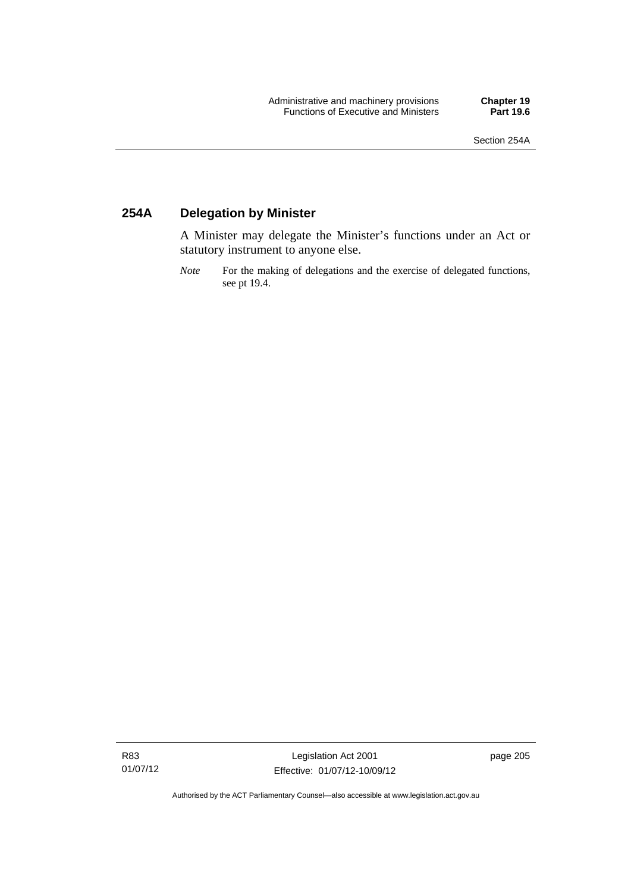## 254A Delegation by Minister

A Minister may delegate the Minister's functions under an Act or statutory instrument to anyone else.

*Note* For the making of delegations and the exercise of delegated functions, see pt 19.4.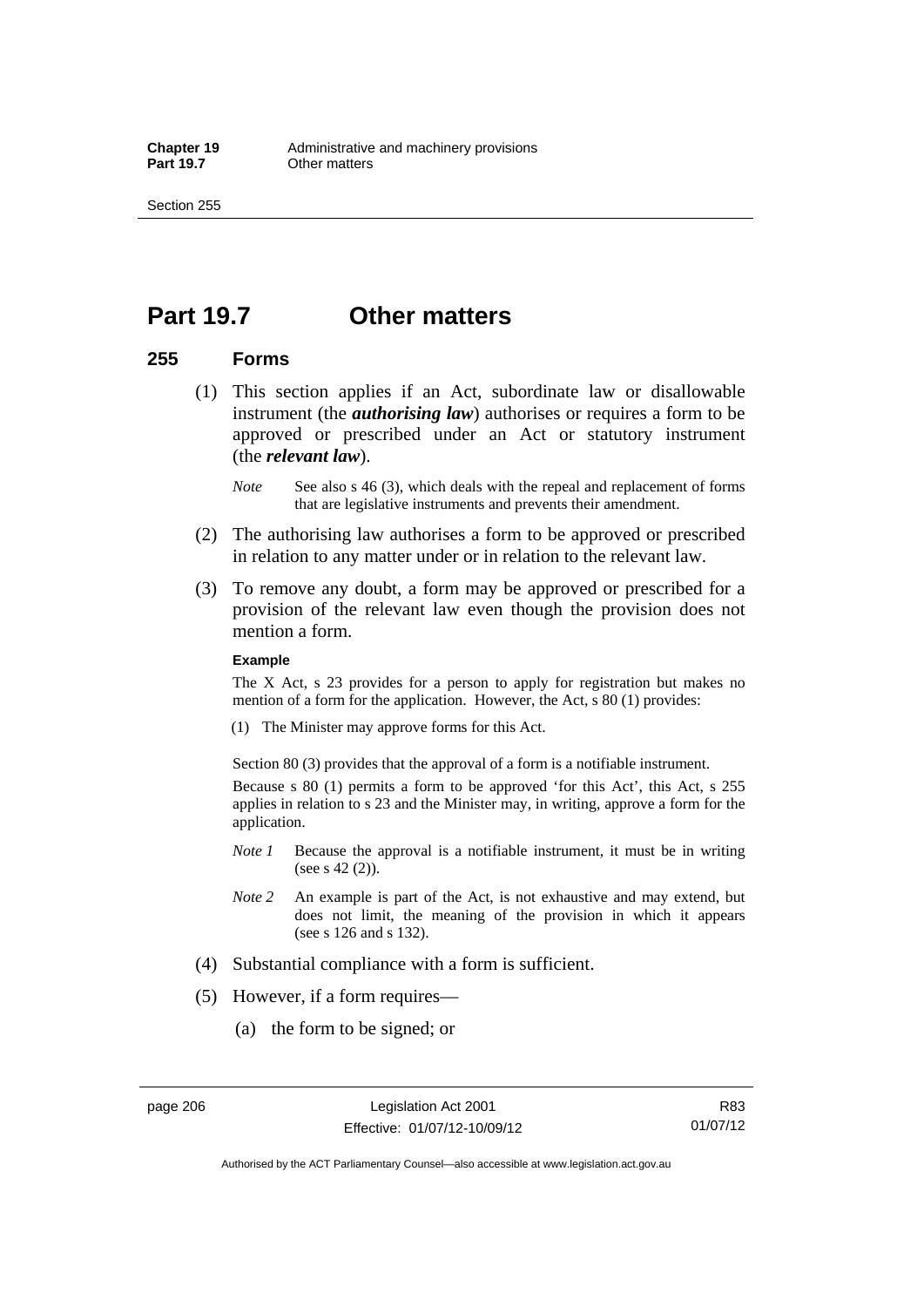# Part 19.7 Other matters

## 255 Forms

(1) This section applies if an Act, subordinate law or disallowable instrument (the ***authorising law***) authorises or requires a form to be approved or prescribed under an Act or statutory instrument (the ***relevant law***).

*Note* See also s 46 (3), which deals with the repeal and replacement of forms that are legislative instruments and prevents their amendment.

(2) The authorising law authorises a form to be approved or prescribed in relation to any matter under or in relation to the relevant law.

(3) To remove any doubt, a form may be approved or prescribed for a provision of the relevant law even though the provision does not mention a form.

**Example**

The X Act, s 23 provides for a person to apply for registration but makes no mention of a form for the application. However, the Act, s 80 (1) provides:

(1) The Minister may approve forms for this Act.

Section 80 (3) provides that the approval of a form is a notifiable instrument.

Because s 80 (1) permits a form to be approved 'for this Act', this Act, s 255 applies in relation to s 23 and the Minister may, in writing, approve a form for the application.

*Note 1* Because the approval is a notifiable instrument, it must be in writing (see s 42 (2)).

*Note 2* An example is part of the Act, is not exhaustive and may extend, but does not limit, the meaning of the provision in which it appears (see s 126 and s 132).

(4) Substantial compliance with a form is sufficient.

(5) However, if a form requires—

(a) the form to be signed; or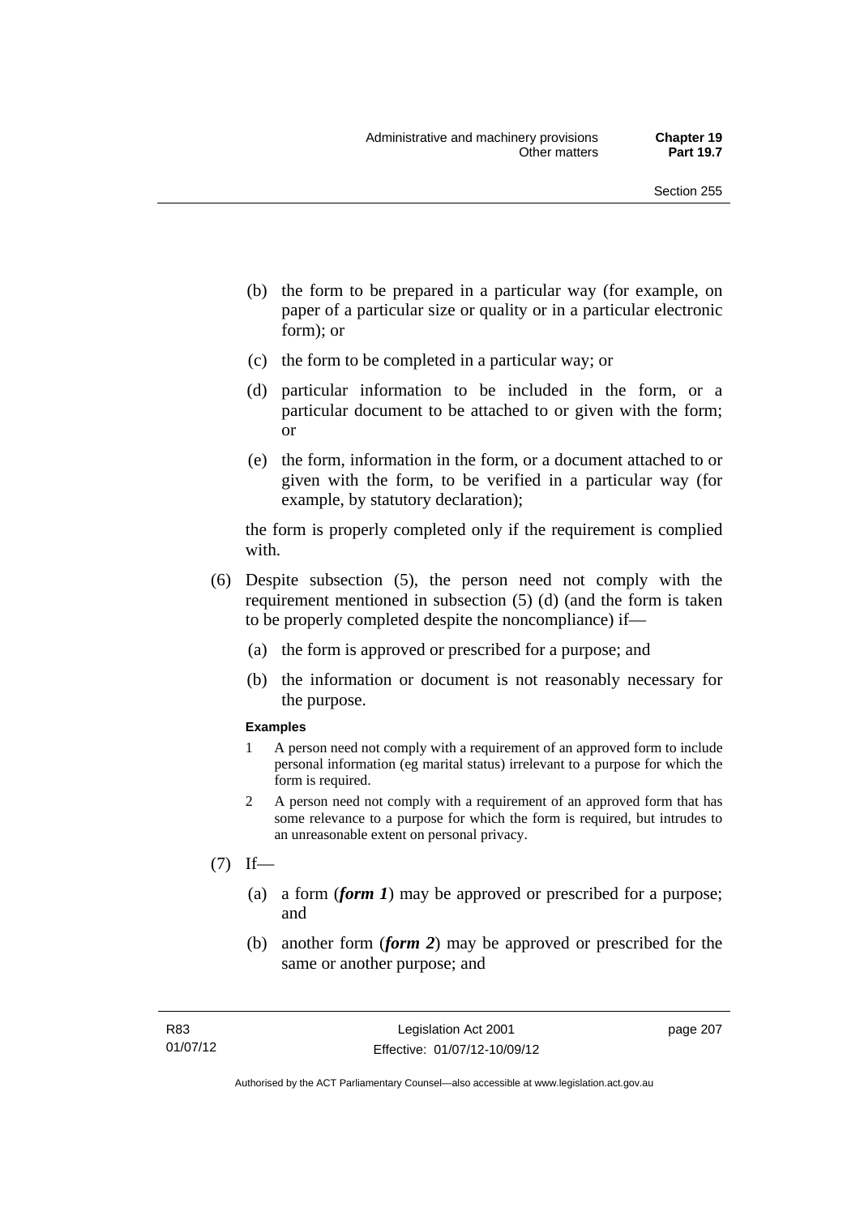(b) the form to be prepared in a particular way (for example, on paper of a particular size or quality or in a particular electronic form); or

(c) the form to be completed in a particular way; or

(d) particular information to be included in the form, or a particular document to be attached to or given with the form; or

(e) the form, information in the form, or a document attached to or given with the form, to be verified in a particular way (for example, by statutory declaration);

the form is properly completed only if the requirement is complied with.

(6) Despite subsection (5), the person need not comply with the requirement mentioned in subsection (5) (d) (and the form is taken to be properly completed despite the noncompliance) if—

(a) the form is approved or prescribed for a purpose; and

(b) the information or document is not reasonably necessary for the purpose.

**Examples**

1 A person need not comply with a requirement of an approved form to include personal information (eg marital status) irrelevant to a purpose for which the form is required.

2 A person need not comply with a requirement of an approved form that has some relevance to a purpose for which the form is required, but intrudes to an unreasonable extent on personal privacy.

(7) If—

(a) a form (***form 1***) may be approved or prescribed for a purpose; and

(b) another form (***form 2***) may be approved or prescribed for the same or another purpose; and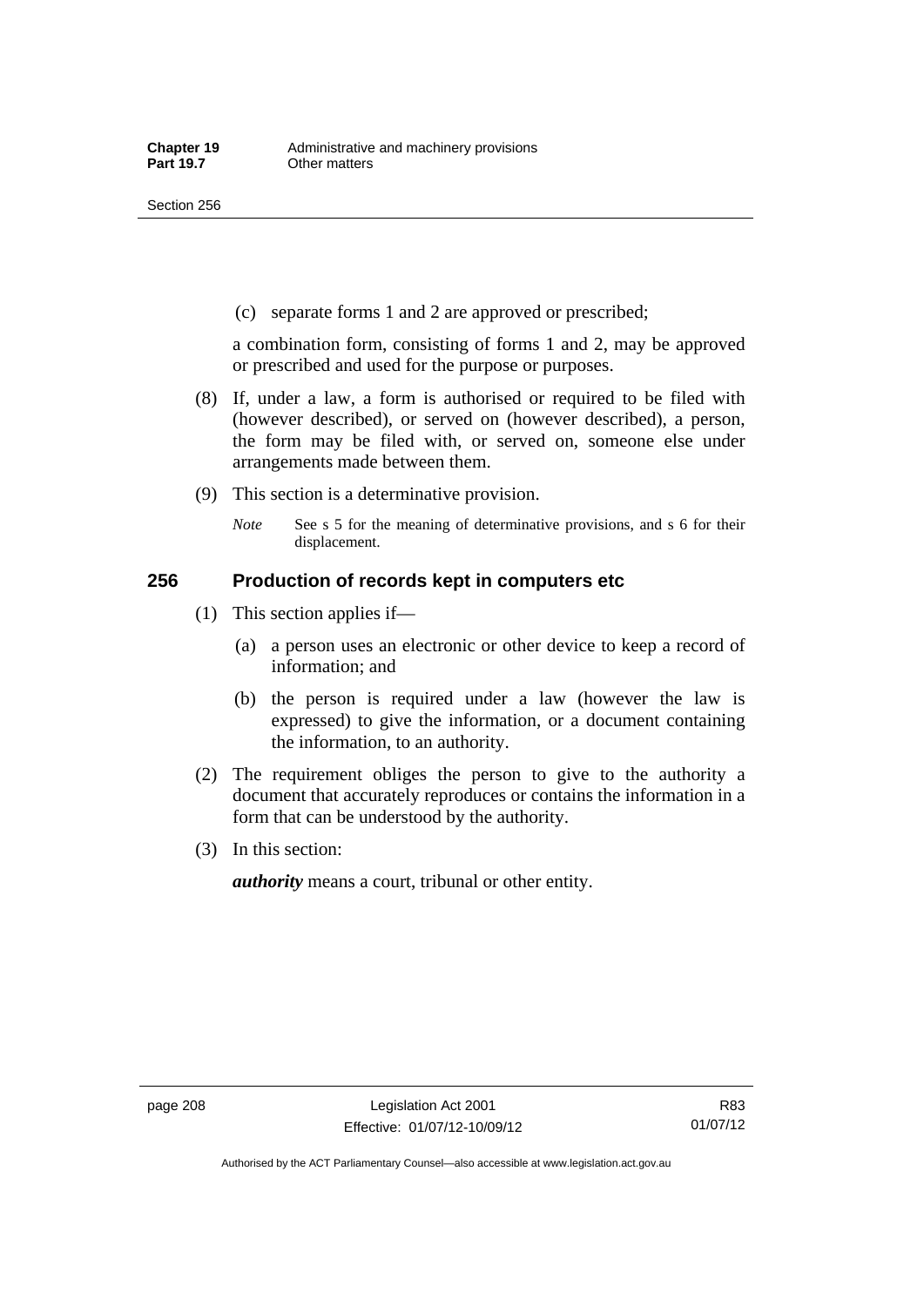(c) separate forms 1 and 2 are approved or prescribed;

a combination form, consisting of forms 1 and 2, may be approved or prescribed and used for the purpose or purposes.

(8) If, under a law, a form is authorised or required to be filed with (however described), or served on (however described), a person, the form may be filed with, or served on, someone else under arrangements made between them.

(9) This section is a determinative provision.

*Note* See s 5 for the meaning of determinative provisions, and s 6 for their displacement.

## 256 Production of records kept in computers etc

(1) This section applies if—

(a) a person uses an electronic or other device to keep a record of information; and

(b) the person is required under a law (however the law is expressed) to give the information, or a document containing the information, to an authority.

(2) The requirement obliges the person to give to the authority a document that accurately reproduces or contains the information in a form that can be understood by the authority.

(3) In this section:

***authority*** means a court, tribunal or other entity.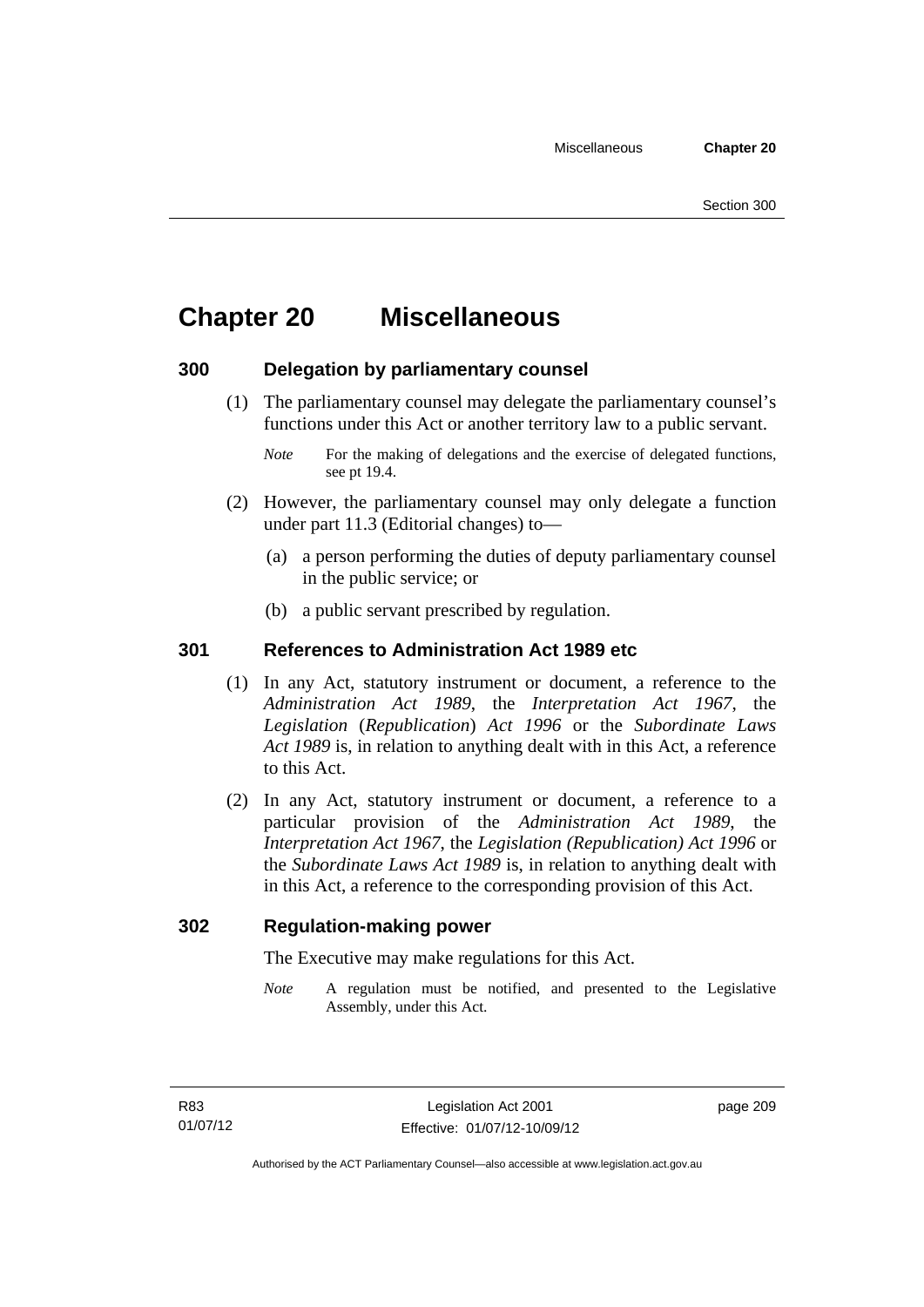# Chapter 20 Miscellaneous

## 300 Delegation by parliamentary counsel

(1) The parliamentary counsel may delegate the parliamentary counsel's functions under this Act or another territory law to a public servant.

*Note* For the making of delegations and the exercise of delegated functions, see pt 19.4.

(2) However, the parliamentary counsel may only delegate a function under part 11.3 (Editorial changes) to—

(a) a person performing the duties of deputy parliamentary counsel in the public service; or

(b) a public servant prescribed by regulation.

## 301 References to Administration Act 1989 etc

(1) In any Act, statutory instrument or document, a reference to the *Administration Act 1989*, the *Interpretation Act 1967*, the *Legislation* (*Republication*) *Act 1996* or the *Subordinate Laws Act 1989* is, in relation to anything dealt with in this Act, a reference to this Act.

(2) In any Act, statutory instrument or document, a reference to a particular provision of the *Administration Act 1989*, the *Interpretation Act 1967*, the *Legislation (Republication) Act 1996* or the *Subordinate Laws Act 1989* is, in relation to anything dealt with in this Act, a reference to the corresponding provision of this Act.

## 302 Regulation-making power

The Executive may make regulations for this Act.

*Note* A regulation must be notified, and presented to the Legislative Assembly, under this Act.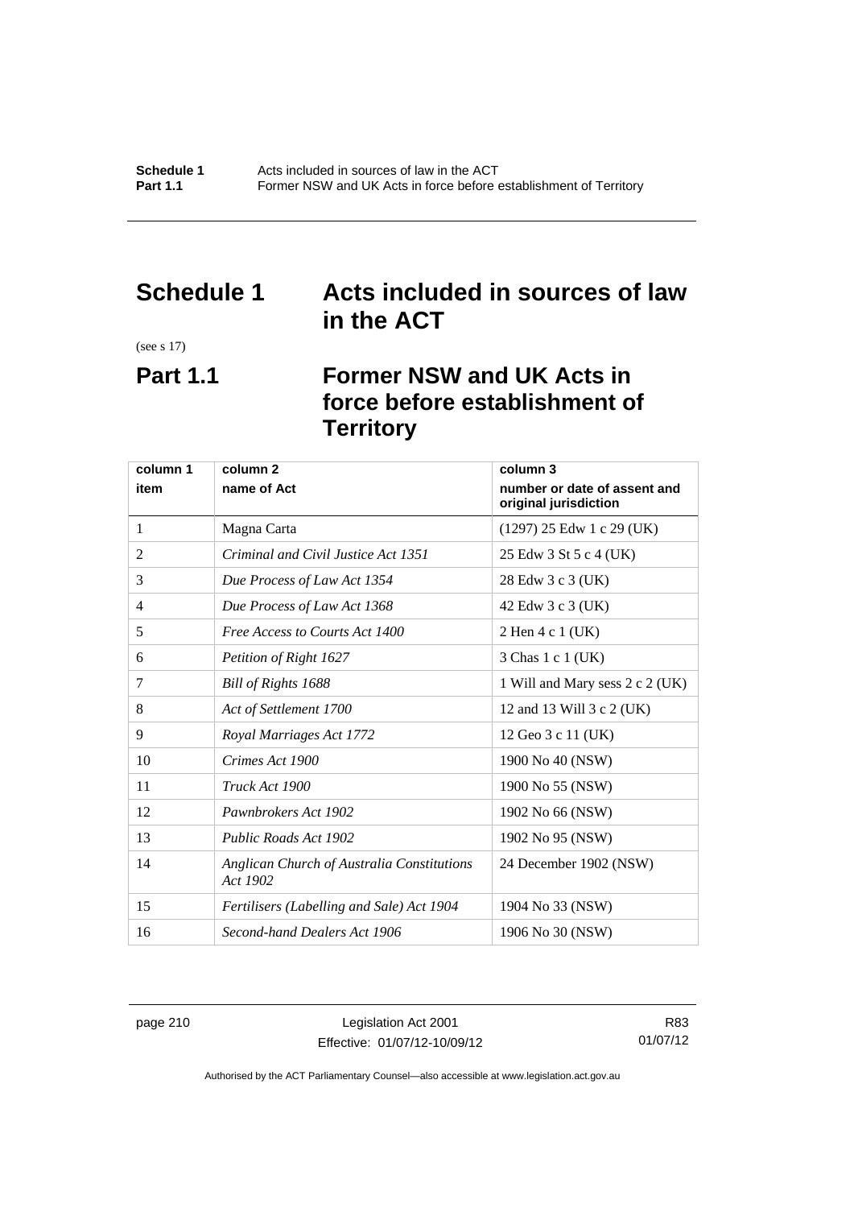# Schedule 1 Acts included in sources of law in the ACT

(see s 17)

## Part 1.1 Former NSW and UK Acts in force before establishment of Territory

| column 1<br>item | column 2<br>name of Act | column 3<br>number or date of assent and original jurisdiction |
|---|---|---|
| 1 | Magna Carta | (1297) 25 Edw 1 c 29 (UK) |
| 2 | *Criminal and Civil Justice Act 1351* | 25 Edw 3 St 5 c 4 (UK) |
| 3 | *Due Process of Law Act 1354* | 28 Edw 3 c 3 (UK) |
| 4 | *Due Process of Law Act 1368* | 42 Edw 3 c 3 (UK) |
| 5 | *Free Access to Courts Act 1400* | 2 Hen 4 c 1 (UK) |
| 6 | *Petition of Right 1627* | 3 Chas 1 c 1 (UK) |
| 7 | *Bill of Rights 1688* | 1 Will and Mary sess 2 c 2 (UK) |
| 8 | *Act of Settlement 1700* | 12 and 13 Will 3 c 2 (UK) |
| 9 | *Royal Marriages Act 1772* | 12 Geo 3 c 11 (UK) |
| 10 | *Crimes Act 1900* | 1900 No 40 (NSW) |
| 11 | *Truck Act 1900* | 1900 No 55 (NSW) |
| 12 | *Pawnbrokers Act 1902* | 1902 No 66 (NSW) |
| 13 | *Public Roads Act 1902* | 1902 No 95 (NSW) |
| 14 | *Anglican Church of Australia Constitutions Act 1902* | 24 December 1902 (NSW) |
| 15 | *Fertilisers (Labelling and Sale) Act 1904* | 1904 No 33 (NSW) |
| 16 | *Second-hand Dealers Act 1906* | 1906 No 30 (NSW) |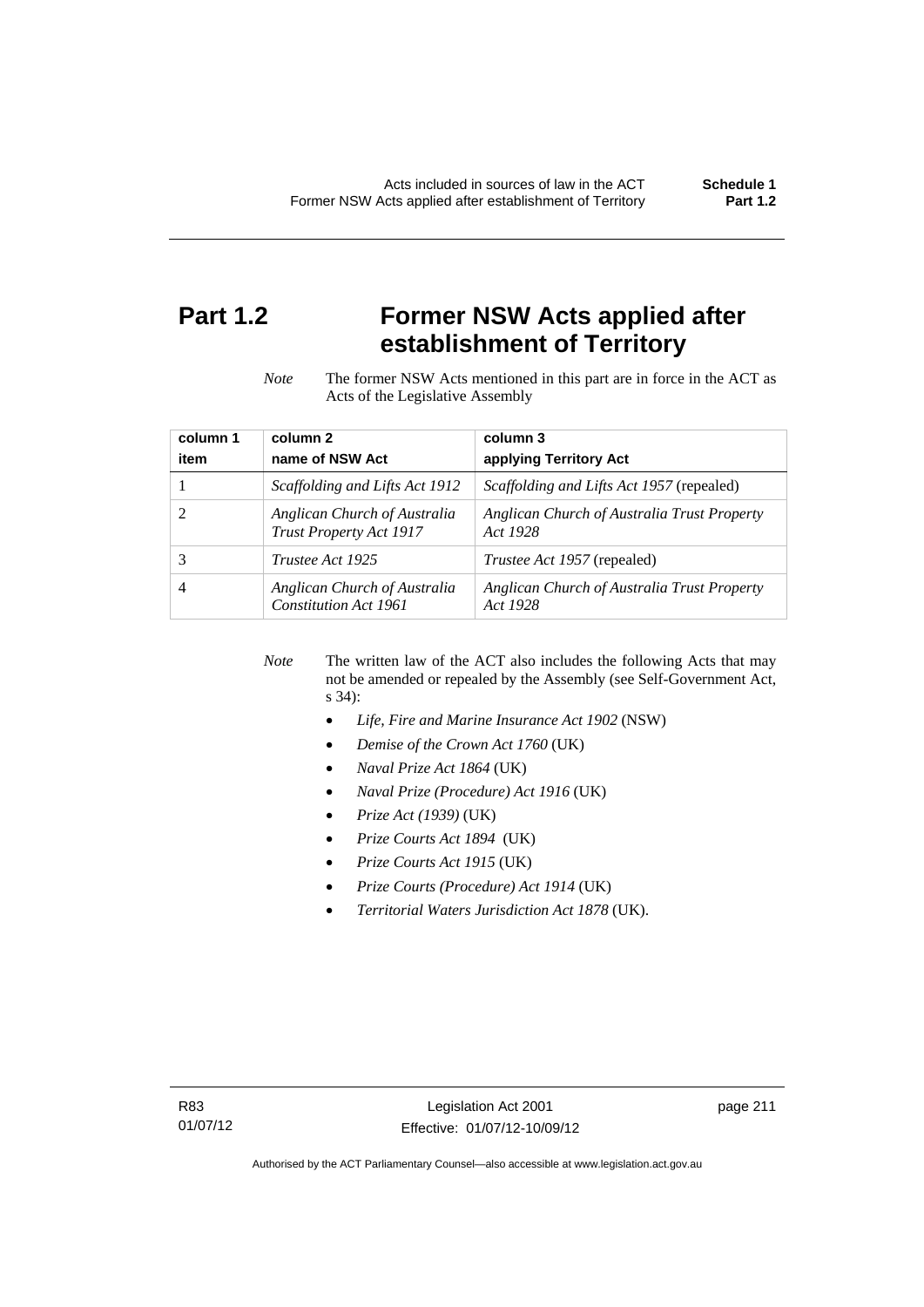# Part 1.2 Former NSW Acts applied after establishment of Territory

*Note* The former NSW Acts mentioned in this part are in force in the ACT as Acts of the Legislative Assembly

| column 1<br>item | column 2<br>name of NSW Act | column 3<br>applying Territory Act |
|---|---|---|
| 1 | *Scaffolding and Lifts Act 1912* | *Scaffolding and Lifts Act 1957* (repealed) |
| 2 | *Anglican Church of Australia Trust Property Act 1917* | *Anglican Church of Australia Trust Property Act 1928* |
| 3 | *Trustee Act 1925* | *Trustee Act 1957* (repealed) |
| 4 | *Anglican Church of Australia Constitution Act 1961* | *Anglican Church of Australia Trust Property Act 1928* |

*Note* The written law of the ACT also includes the following Acts that may not be amended or repealed by the Assembly (see Self-Government Act, s 34):

- *Life, Fire and Marine Insurance Act 1902* (NSW)
- *Demise of the Crown Act 1760* (UK)
- *Naval Prize Act 1864* (UK)
- *Naval Prize (Procedure) Act 1916* (UK)
- *Prize Act (1939)* (UK)
- *Prize Courts Act 1894* (UK)
- *Prize Courts Act 1915* (UK)
- *Prize Courts (Procedure) Act 1914* (UK)
- *Territorial Waters Jurisdiction Act 1878* (UK).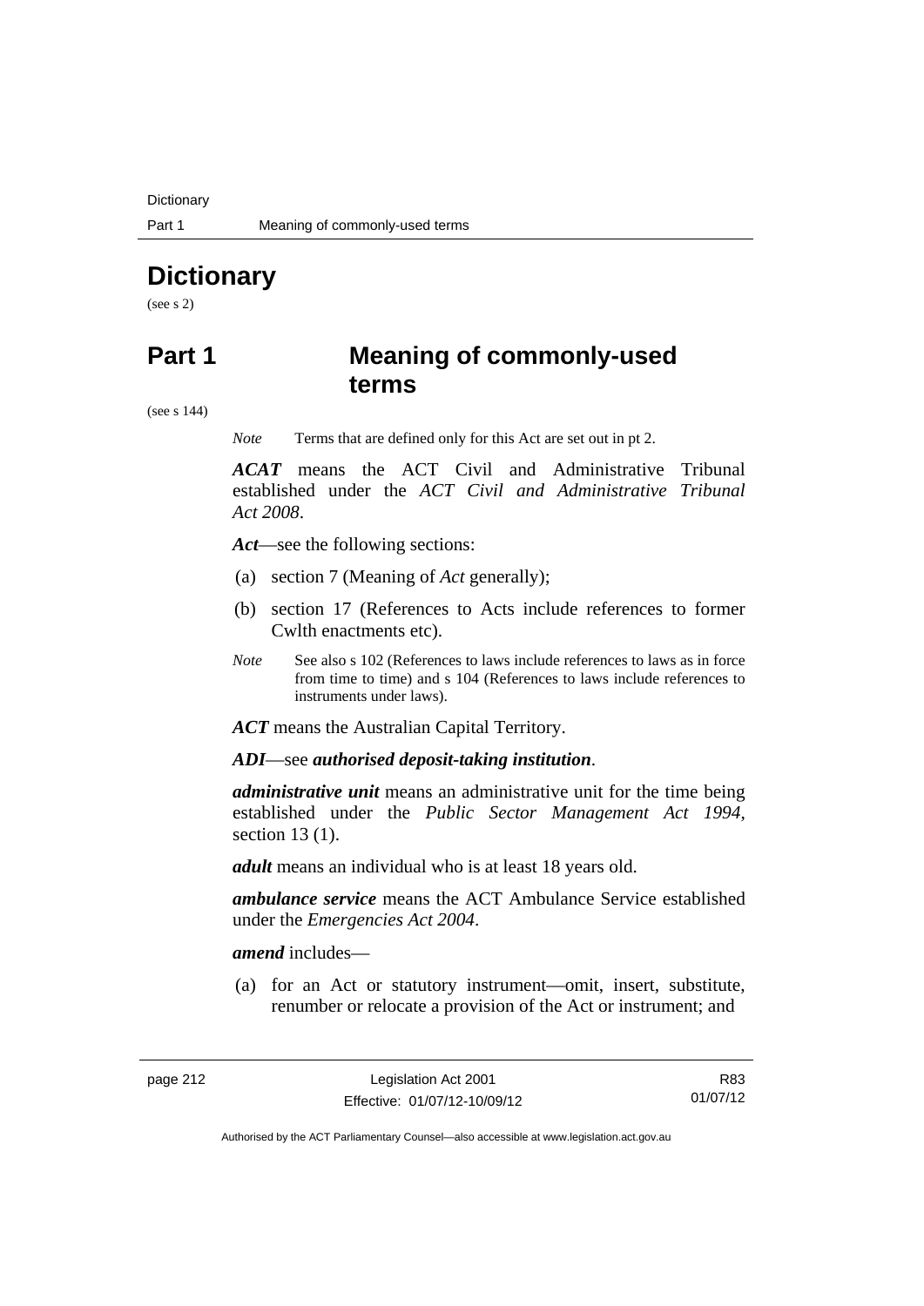# Dictionary

(see s 2)

# Part 1 Meaning of commonly-used terms

(see s 144)

*Note* Terms that are defined only for this Act are set out in pt 2.

***ACAT*** means the ACT Civil and Administrative Tribunal established under the *ACT Civil and Administrative Tribunal Act 2008*.

***Act***—see the following sections:

(a) section 7 (Meaning of *Act* generally);

(b) section 17 (References to Acts include references to former Cwlth enactments etc).

*Note* See also s 102 (References to laws include references to laws as in force from time to time) and s 104 (References to laws include references to instruments under laws).

***ACT*** means the Australian Capital Territory.

***ADI***—see ***authorised deposit-taking institution***.

***administrative unit*** means an administrative unit for the time being established under the *Public Sector Management Act 1994*, section 13 (1).

***adult*** means an individual who is at least 18 years old.

***ambulance service*** means the ACT Ambulance Service established under the *Emergencies Act 2004*.

***amend*** includes—

(a) for an Act or statutory instrument—omit, insert, substitute, renumber or relocate a provision of the Act or instrument; and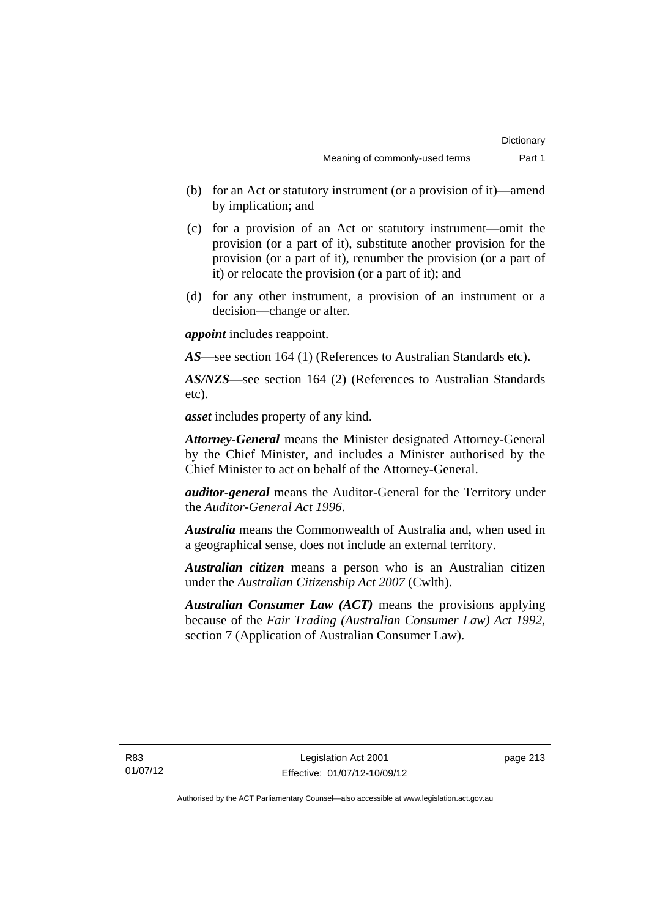(b) for an Act or statutory instrument (or a provision of it)—amend by implication; and

(c) for a provision of an Act or statutory instrument—omit the provision (or a part of it), substitute another provision for the provision (or a part of it), renumber the provision (or a part of it) or relocate the provision (or a part of it); and

(d) for any other instrument, a provision of an instrument or a decision—change or alter.

***appoint*** includes reappoint.

***AS***—see section 164 (1) (References to Australian Standards etc).

***AS/NZS***—see section 164 (2) (References to Australian Standards etc).

***asset*** includes property of any kind.

***Attorney-General*** means the Minister designated Attorney-General by the Chief Minister, and includes a Minister authorised by the Chief Minister to act on behalf of the Attorney-General.

***auditor-general*** means the Auditor-General for the Territory under the *Auditor-General Act 1996*.

***Australia*** means the Commonwealth of Australia and, when used in a geographical sense, does not include an external territory.

***Australian citizen*** means a person who is an Australian citizen under the *Australian Citizenship Act 2007* (Cwlth).

***Australian Consumer Law (ACT)*** means the provisions applying because of the *Fair Trading (Australian Consumer Law) Act 1992*, section 7 (Application of Australian Consumer Law).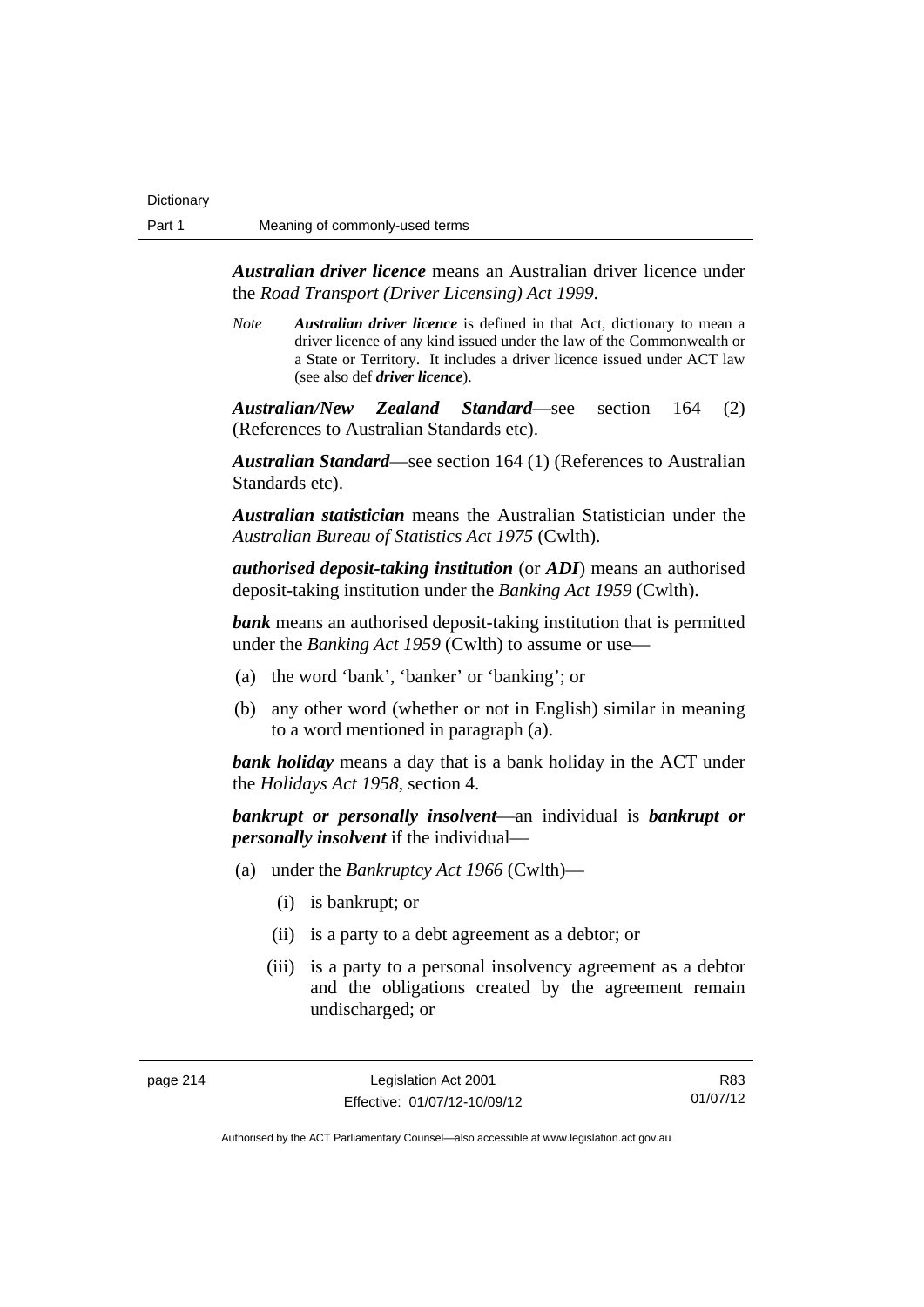***Australian driver licence*** means an Australian driver licence under the *Road Transport (Driver Licensing) Act 1999*.

*Note* ***Australian driver licence*** is defined in that Act, dictionary to mean a driver licence of any kind issued under the law of the Commonwealth or a State or Territory. It includes a driver licence issued under ACT law (see also def ***driver licence***).

***Australian/New Zealand Standard***—see section 164 (2) (References to Australian Standards etc).

***Australian Standard***—see section 164 (1) (References to Australian Standards etc).

***Australian statistician*** means the Australian Statistician under the *Australian Bureau of Statistics Act 1975* (Cwlth).

***authorised deposit-taking institution*** (or ***ADI***) means an authorised deposit-taking institution under the *Banking Act 1959* (Cwlth).

***bank*** means an authorised deposit-taking institution that is permitted under the *Banking Act 1959* (Cwlth) to assume or use—

(a) the word 'bank', 'banker' or 'banking'; or

(b) any other word (whether or not in English) similar in meaning to a word mentioned in paragraph (a).

***bank holiday*** means a day that is a bank holiday in the ACT under the *Holidays Act 1958*, section 4.

***bankrupt or personally insolvent***—an individual is ***bankrupt or personally insolvent*** if the individual—

(a) under the *Bankruptcy Act 1966* (Cwlth)—

   (i) is bankrupt; or

   (ii) is a party to a debt agreement as a debtor; or

   (iii) is a party to a personal insolvency agreement as a debtor and the obligations created by the agreement remain undischarged; or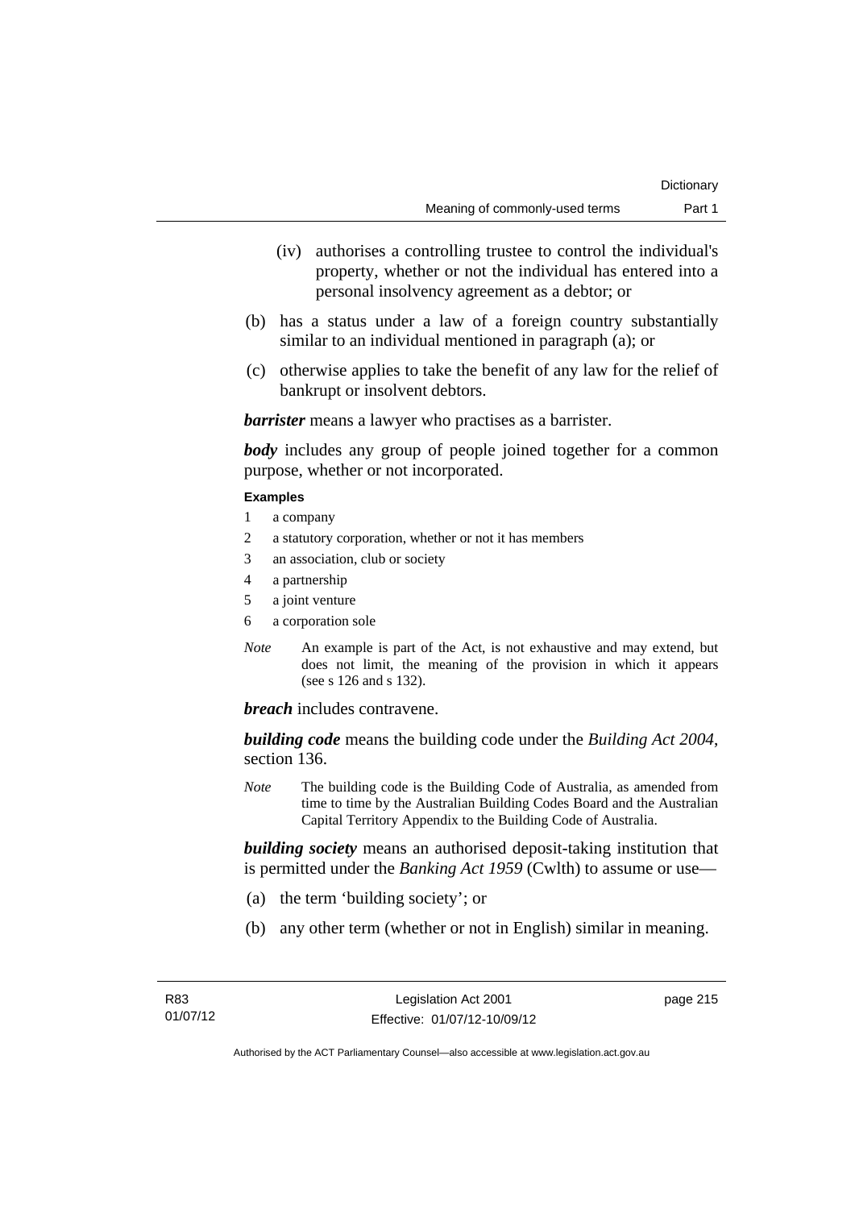(iv) authorises a controlling trustee to control the individual's property, whether or not the individual has entered into a personal insolvency agreement as a debtor; or

(b) has a status under a law of a foreign country substantially similar to an individual mentioned in paragraph (a); or

(c) otherwise applies to take the benefit of any law for the relief of bankrupt or insolvent debtors.

***barrister*** means a lawyer who practises as a barrister.

***body*** includes any group of people joined together for a common purpose, whether or not incorporated.

**Examples**

1 a company
2 a statutory corporation, whether or not it has members
3 an association, club or society
4 a partnership
5 a joint venture
6 a corporation sole

*Note* An example is part of the Act, is not exhaustive and may extend, but does not limit, the meaning of the provision in which it appears (see s 126 and s 132).

***breach*** includes contravene.

***building code*** means the building code under the *Building Act 2004*, section 136.

*Note* The building code is the Building Code of Australia, as amended from time to time by the Australian Building Codes Board and the Australian Capital Territory Appendix to the Building Code of Australia.

***building society*** means an authorised deposit-taking institution that is permitted under the *Banking Act 1959* (Cwlth) to assume or use—

(a) the term 'building society'; or

(b) any other term (whether or not in English) similar in meaning.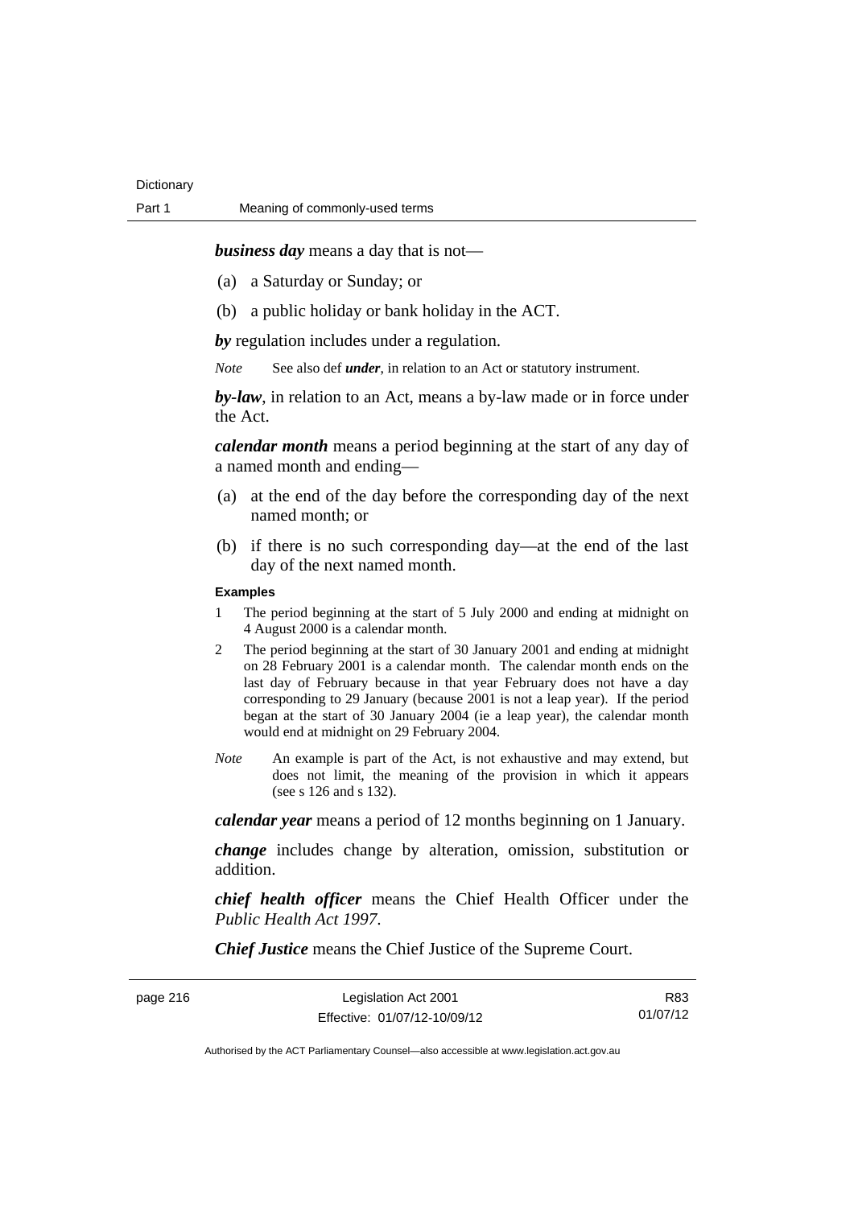***business day*** means a day that is not—

(a) a Saturday or Sunday; or

(b) a public holiday or bank holiday in the ACT.

***by*** regulation includes under a regulation.

*Note* See also def ***under***, in relation to an Act or statutory instrument.

***by-law***, in relation to an Act, means a by-law made or in force under the Act.

***calendar month*** means a period beginning at the start of any day of a named month and ending—

(a) at the end of the day before the corresponding day of the next named month; or

(b) if there is no such corresponding day—at the end of the last day of the next named month.

**Examples**

1 The period beginning at the start of 5 July 2000 and ending at midnight on 4 August 2000 is a calendar month.

2 The period beginning at the start of 30 January 2001 and ending at midnight on 28 February 2001 is a calendar month. The calendar month ends on the last day of February because in that year February does not have a day corresponding to 29 January (because 2001 is not a leap year). If the period began at the start of 30 January 2004 (ie a leap year), the calendar month would end at midnight on 29 February 2004.

*Note* An example is part of the Act, is not exhaustive and may extend, but does not limit, the meaning of the provision in which it appears (see s 126 and s 132).

***calendar year*** means a period of 12 months beginning on 1 January.

***change*** includes change by alteration, omission, substitution or addition.

***chief health officer*** means the Chief Health Officer under the *Public Health Act 1997*.

***Chief Justice*** means the Chief Justice of the Supreme Court.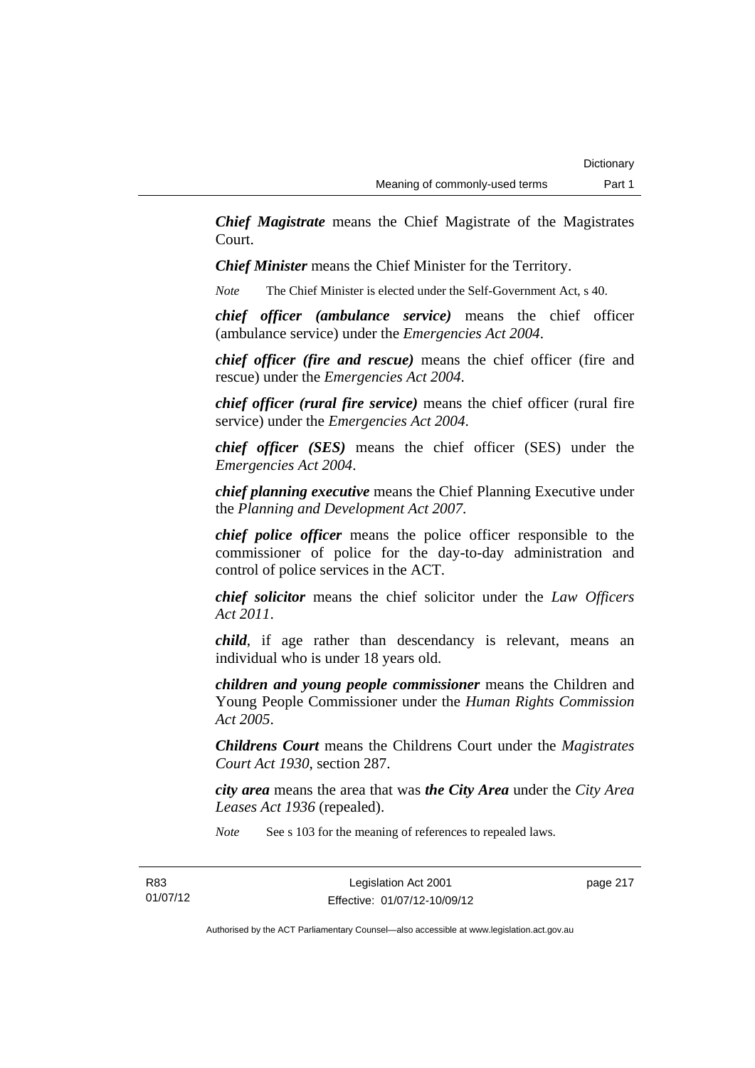***Chief Magistrate*** means the Chief Magistrate of the Magistrates Court.

***Chief Minister*** means the Chief Minister for the Territory.

*Note* The Chief Minister is elected under the Self-Government Act, s 40.

***chief officer (ambulance service)*** means the chief officer (ambulance service) under the *Emergencies Act 2004*.

***chief officer (fire and rescue)*** means the chief officer (fire and rescue) under the *Emergencies Act 2004*.

***chief officer (rural fire service)*** means the chief officer (rural fire service) under the *Emergencies Act 2004*.

***chief officer (SES)*** means the chief officer (SES) under the *Emergencies Act 2004*.

***chief planning executive*** means the Chief Planning Executive under the *Planning and Development Act 2007*.

***chief police officer*** means the police officer responsible to the commissioner of police for the day-to-day administration and control of police services in the ACT.

***chief solicitor*** means the chief solicitor under the *Law Officers Act 2011*.

***child***, if age rather than descendancy is relevant, means an individual who is under 18 years old.

***children and young people commissioner*** means the Children and Young People Commissioner under the *Human Rights Commission Act 2005*.

***Childrens Court*** means the Childrens Court under the *Magistrates Court Act 1930*, section 287.

***city area*** means the area that was ***the City Area*** under the *City Area Leases Act 1936* (repealed).

*Note* See s 103 for the meaning of references to repealed laws.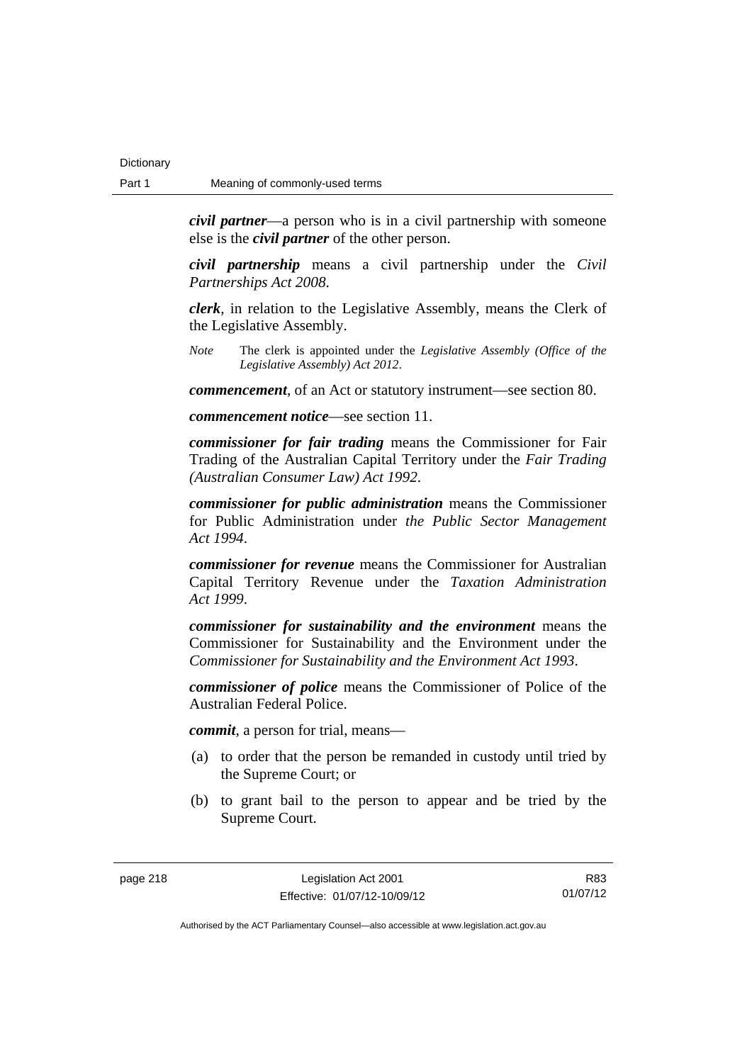***civil partner***—a person who is in a civil partnership with someone else is the ***civil partner*** of the other person.

***civil partnership*** means a civil partnership under the *Civil Partnerships Act 2008*.

***clerk***, in relation to the Legislative Assembly, means the Clerk of the Legislative Assembly.

*Note* The clerk is appointed under the *Legislative Assembly (Office of the Legislative Assembly) Act 2012*.

***commencement***, of an Act or statutory instrument—see section 80.

***commencement notice***—see section 11.

***commissioner for fair trading*** means the Commissioner for Fair Trading of the Australian Capital Territory under the *Fair Trading (Australian Consumer Law) Act 1992*.

***commissioner for public administration*** means the Commissioner for Public Administration under *the Public Sector Management Act 1994*.

***commissioner for revenue*** means the Commissioner for Australian Capital Territory Revenue under the *Taxation Administration Act 1999*.

***commissioner for sustainability and the environment*** means the Commissioner for Sustainability and the Environment under the *Commissioner for Sustainability and the Environment Act 1993*.

***commissioner of police*** means the Commissioner of Police of the Australian Federal Police.

***commit***, a person for trial, means—

(a) to order that the person be remanded in custody until tried by the Supreme Court; or

(b) to grant bail to the person to appear and be tried by the Supreme Court.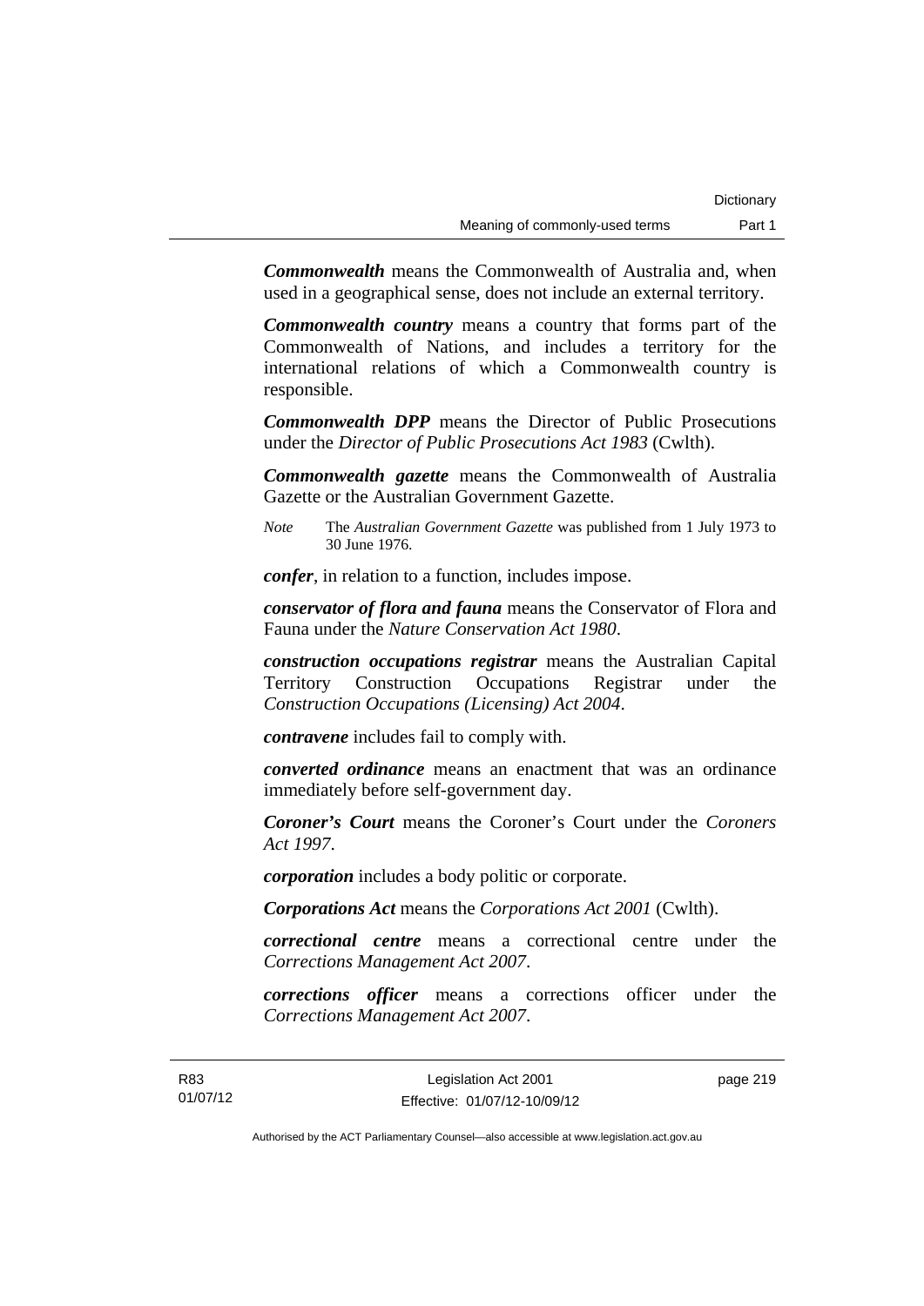***Commonwealth*** means the Commonwealth of Australia and, when used in a geographical sense, does not include an external territory.

***Commonwealth country*** means a country that forms part of the Commonwealth of Nations, and includes a territory for the international relations of which a Commonwealth country is responsible.

***Commonwealth DPP*** means the Director of Public Prosecutions under the *Director of Public Prosecutions Act 1983* (Cwlth).

***Commonwealth gazette*** means the Commonwealth of Australia Gazette or the Australian Government Gazette.

*Note* The *Australian Government Gazette* was published from 1 July 1973 to 30 June 1976.

***confer***, in relation to a function, includes impose.

***conservator of flora and fauna*** means the Conservator of Flora and Fauna under the *Nature Conservation Act 1980*.

***construction occupations registrar*** means the Australian Capital Territory Construction Occupations Registrar under the *Construction Occupations (Licensing) Act 2004*.

***contravene*** includes fail to comply with.

***converted ordinance*** means an enactment that was an ordinance immediately before self-government day.

***Coroner's Court*** means the Coroner's Court under the *Coroners Act 1997*.

***corporation*** includes a body politic or corporate.

***Corporations Act*** means the *Corporations Act 2001* (Cwlth).

***correctional centre*** means a correctional centre under the *Corrections Management Act 2007*.

***corrections officer*** means a corrections officer under the *Corrections Management Act 2007*.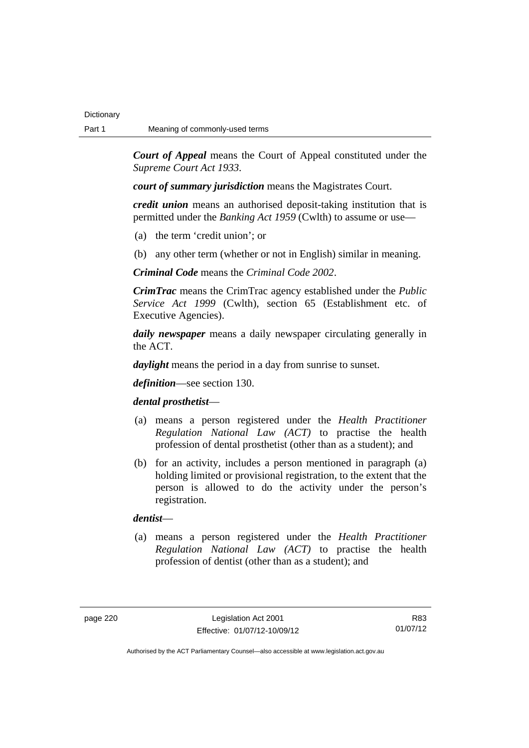***Court of Appeal*** means the Court of Appeal constituted under the *Supreme Court Act 1933*.

***court of summary jurisdiction*** means the Magistrates Court.

***credit union*** means an authorised deposit-taking institution that is permitted under the *Banking Act 1959* (Cwlth) to assume or use—

(a) the term 'credit union'; or

(b) any other term (whether or not in English) similar in meaning.

***Criminal Code*** means the *Criminal Code 2002*.

***CrimTrac*** means the CrimTrac agency established under the *Public Service Act 1999* (Cwlth), section 65 (Establishment etc. of Executive Agencies).

***daily newspaper*** means a daily newspaper circulating generally in the ACT.

***daylight*** means the period in a day from sunrise to sunset.

***definition***—see section 130.

***dental prosthetist***—

(a) means a person registered under the *Health Practitioner Regulation National Law (ACT)* to practise the health profession of dental prosthetist (other than as a student); and

(b) for an activity, includes a person mentioned in paragraph (a) holding limited or provisional registration, to the extent that the person is allowed to do the activity under the person's registration.

***dentist***—

(a) means a person registered under the *Health Practitioner Regulation National Law (ACT)* to practise the health profession of dentist (other than as a student); and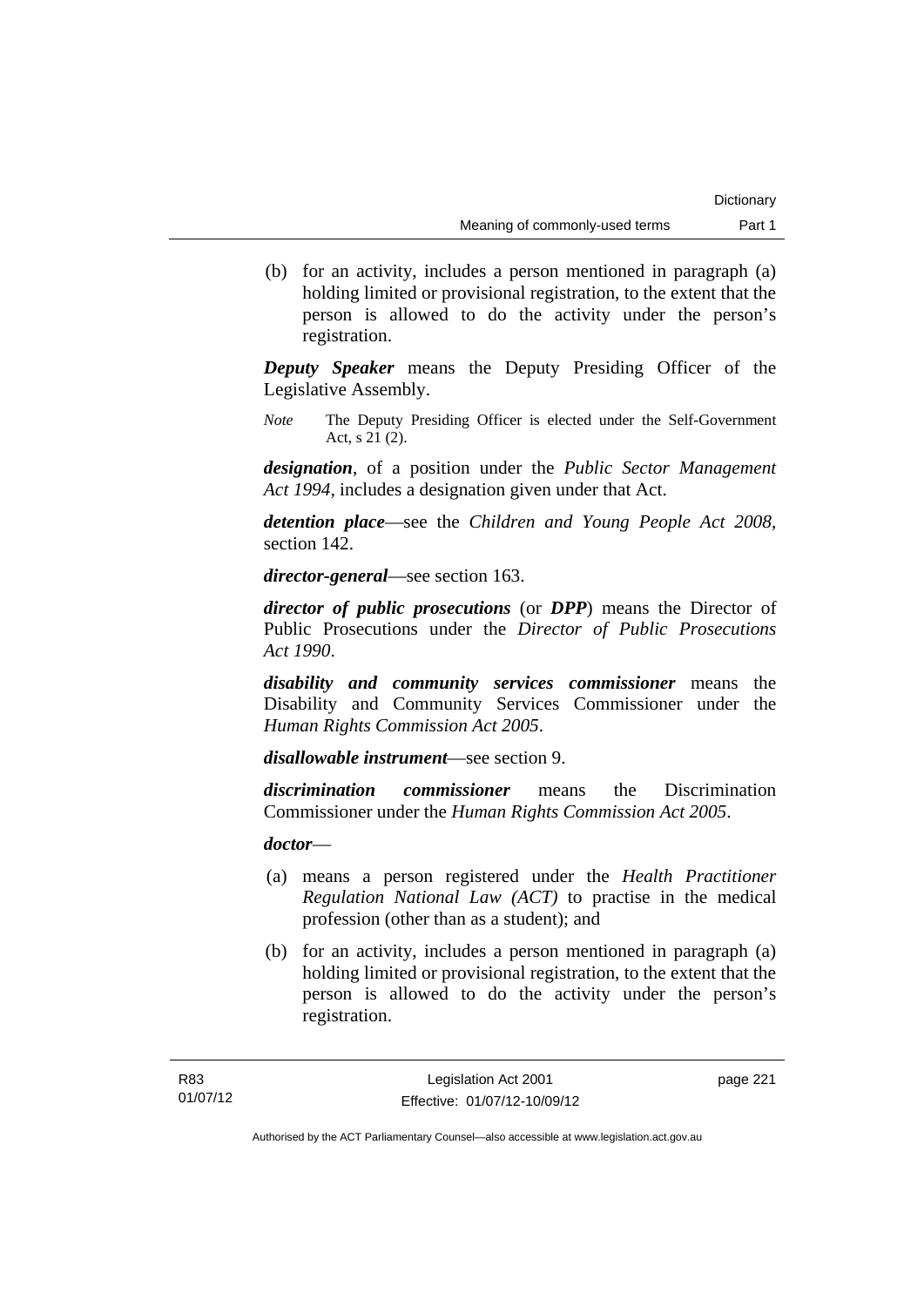(b) for an activity, includes a person mentioned in paragraph (a) holding limited or provisional registration, to the extent that the person is allowed to do the activity under the person's registration.

***Deputy Speaker*** means the Deputy Presiding Officer of the Legislative Assembly.

*Note* The Deputy Presiding Officer is elected under the Self-Government Act, s 21 (2).

***designation***, of a position under the *Public Sector Management Act 1994*, includes a designation given under that Act.

***detention place***—see the *Children and Young People Act 2008*, section 142.

***director-general***—see section 163.

***director of public prosecutions*** (or ***DPP***) means the Director of Public Prosecutions under the *Director of Public Prosecutions Act 1990*.

***disability and community services commissioner*** means the Disability and Community Services Commissioner under the *Human Rights Commission Act 2005*.

***disallowable instrument***—see section 9.

***discrimination commissioner*** means the Discrimination Commissioner under the *Human Rights Commission Act 2005*.

***doctor***—

(a) means a person registered under the *Health Practitioner Regulation National Law (ACT)* to practise in the medical profession (other than as a student); and

(b) for an activity, includes a person mentioned in paragraph (a) holding limited or provisional registration, to the extent that the person is allowed to do the activity under the person's registration.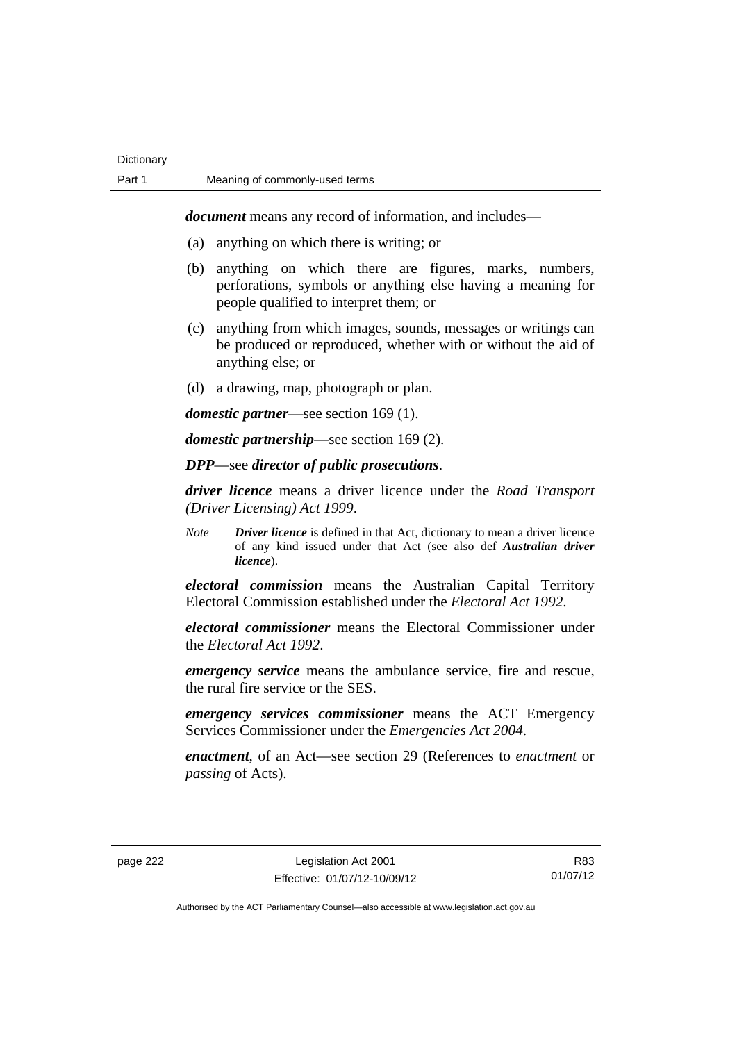***document*** means any record of information, and includes—

(a) anything on which there is writing; or

(b) anything on which there are figures, marks, numbers, perforations, symbols or anything else having a meaning for people qualified to interpret them; or

(c) anything from which images, sounds, messages or writings can be produced or reproduced, whether with or without the aid of anything else; or

(d) a drawing, map, photograph or plan.

***domestic partner***—see section 169 (1).

***domestic partnership***—see section 169 (2).

***DPP***—see ***director of public prosecutions***.

***driver licence*** means a driver licence under the *Road Transport (Driver Licensing) Act 1999*.

*Note* ***Driver licence*** is defined in that Act, dictionary to mean a driver licence of any kind issued under that Act (see also def ***Australian driver licence***).

***electoral commission*** means the Australian Capital Territory Electoral Commission established under the *Electoral Act 1992*.

***electoral commissioner*** means the Electoral Commissioner under the *Electoral Act 1992*.

***emergency service*** means the ambulance service, fire and rescue, the rural fire service or the SES.

***emergency services commissioner*** means the ACT Emergency Services Commissioner under the *Emergencies Act 2004*.

***enactment***, of an Act—see section 29 (References to *enactment* or *passing* of Acts).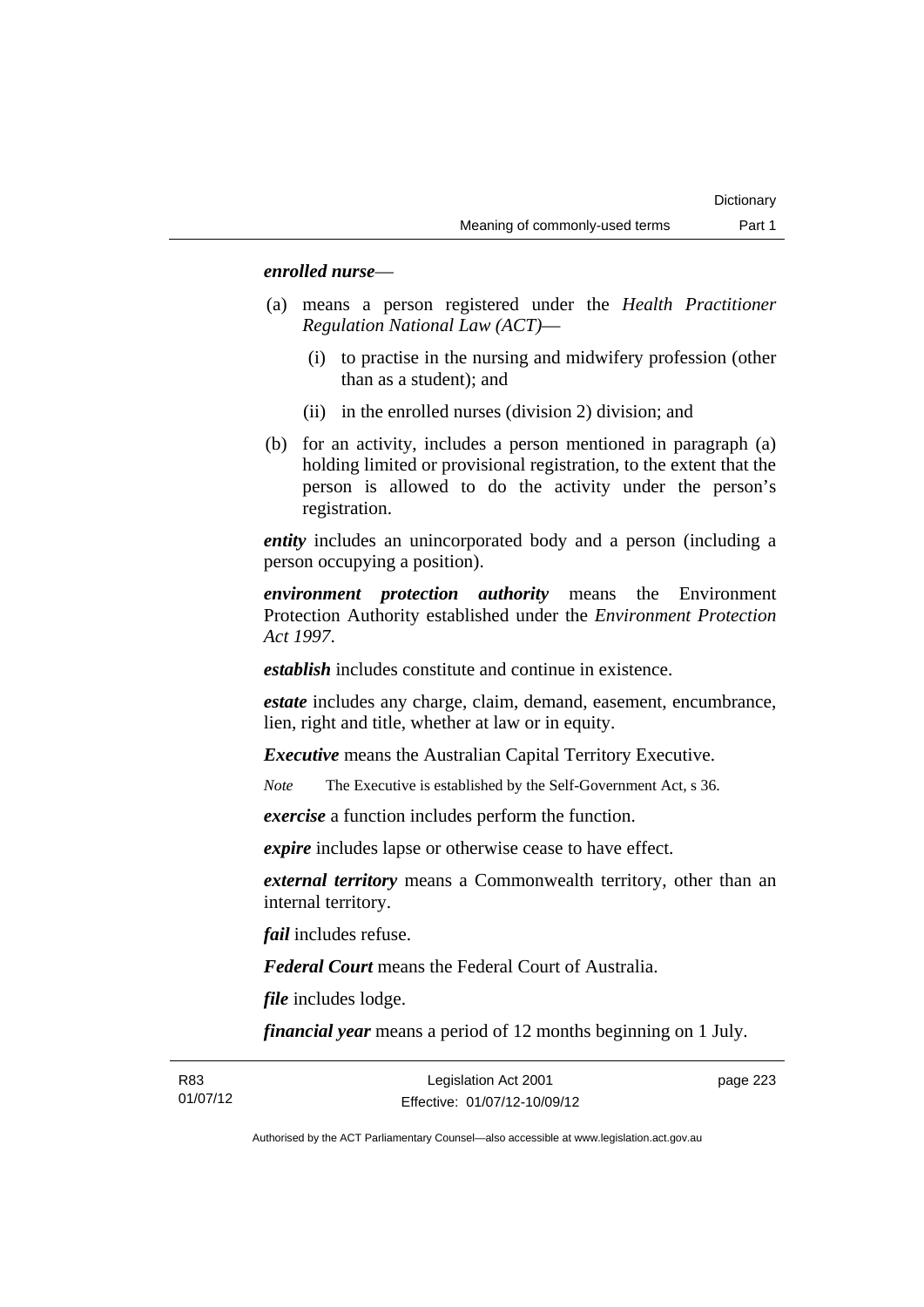***enrolled nurse***—

(a) means a person registered under the *Health Practitioner Regulation National Law (ACT)*—

(i) to practise in the nursing and midwifery profession (other than as a student); and

(ii) in the enrolled nurses (division 2) division; and

(b) for an activity, includes a person mentioned in paragraph (a) holding limited or provisional registration, to the extent that the person is allowed to do the activity under the person's registration.

***entity*** includes an unincorporated body and a person (including a person occupying a position).

***environment protection authority*** means the Environment Protection Authority established under the *Environment Protection Act 1997*.

***establish*** includes constitute and continue in existence.

***estate*** includes any charge, claim, demand, easement, encumbrance, lien, right and title, whether at law or in equity.

***Executive*** means the Australian Capital Territory Executive.

*Note* The Executive is established by the Self-Government Act, s 36.

***exercise*** a function includes perform the function.

***expire*** includes lapse or otherwise cease to have effect.

***external territory*** means a Commonwealth territory, other than an internal territory.

***fail*** includes refuse.

***Federal Court*** means the Federal Court of Australia.

***file*** includes lodge.

***financial year*** means a period of 12 months beginning on 1 July.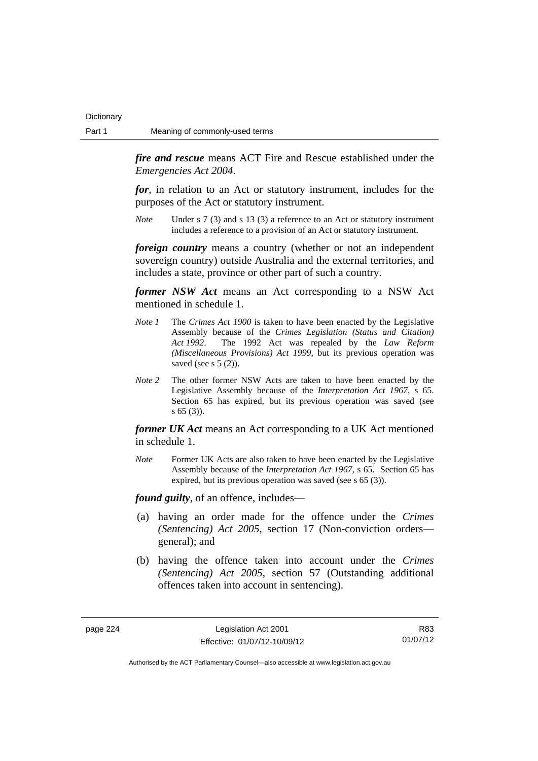***fire and rescue*** means ACT Fire and Rescue established under the *Emergencies Act 2004*.

***for***, in relation to an Act or statutory instrument, includes for the purposes of the Act or statutory instrument.

*Note* Under s 7 (3) and s 13 (3) a reference to an Act or statutory instrument includes a reference to a provision of an Act or statutory instrument.

***foreign country*** means a country (whether or not an independent sovereign country) outside Australia and the external territories, and includes a state, province or other part of such a country.

***former NSW Act*** means an Act corresponding to a NSW Act mentioned in schedule 1.

*Note 1* The *Crimes Act 1900* is taken to have been enacted by the Legislative Assembly because of the *Crimes Legislation (Status and Citation) Act 1992*. The 1992 Act was repealed by the *Law Reform (Miscellaneous Provisions) Act 1999*, but its previous operation was saved (see s 5 (2)).

*Note 2* The other former NSW Acts are taken to have been enacted by the Legislative Assembly because of the *Interpretation Act 1967*, s 65. Section 65 has expired, but its previous operation was saved (see s 65 (3)).

***former UK Act*** means an Act corresponding to a UK Act mentioned in schedule 1.

*Note* Former UK Acts are also taken to have been enacted by the Legislative Assembly because of the *Interpretation Act 1967*, s 65. Section 65 has expired, but its previous operation was saved (see s 65 (3)).

***found guilty***, of an offence, includes—

(a) having an order made for the offence under the *Crimes (Sentencing) Act 2005*, section 17 (Non-conviction orders—general); and

(b) having the offence taken into account under the *Crimes (Sentencing) Act 2005*, section 57 (Outstanding additional offences taken into account in sentencing).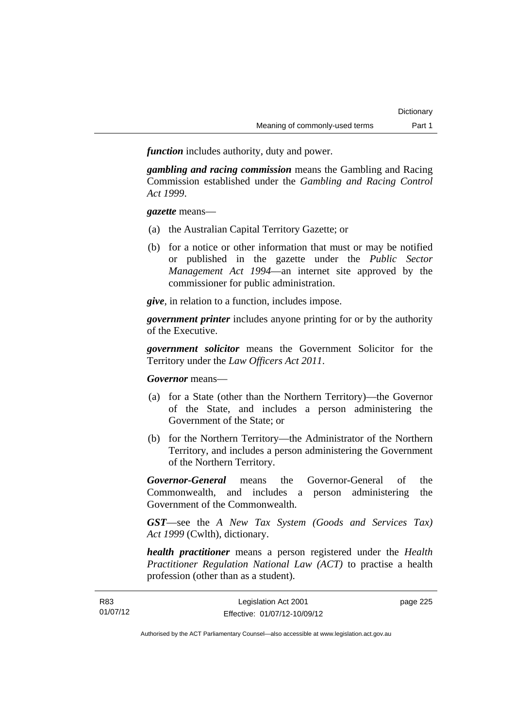***function*** includes authority, duty and power.

***gambling and racing commission*** means the Gambling and Racing Commission established under the *Gambling and Racing Control Act 1999*.

***gazette*** means—

(a) the Australian Capital Territory Gazette; or

(b) for a notice or other information that must or may be notified or published in the gazette under the *Public Sector Management Act 1994*—an internet site approved by the commissioner for public administration.

***give***, in relation to a function, includes impose.

***government printer*** includes anyone printing for or by the authority of the Executive.

***government solicitor*** means the Government Solicitor for the Territory under the *Law Officers Act 2011*.

***Governor*** means—

(a) for a State (other than the Northern Territory)—the Governor of the State, and includes a person administering the Government of the State; or

(b) for the Northern Territory—the Administrator of the Northern Territory, and includes a person administering the Government of the Northern Territory.

***Governor-General*** means the Governor-General of the Commonwealth, and includes a person administering the Government of the Commonwealth.

***GST***—see the *A New Tax System (Goods and Services Tax) Act 1999* (Cwlth), dictionary.

***health practitioner*** means a person registered under the *Health Practitioner Regulation National Law (ACT)* to practise a health profession (other than as a student).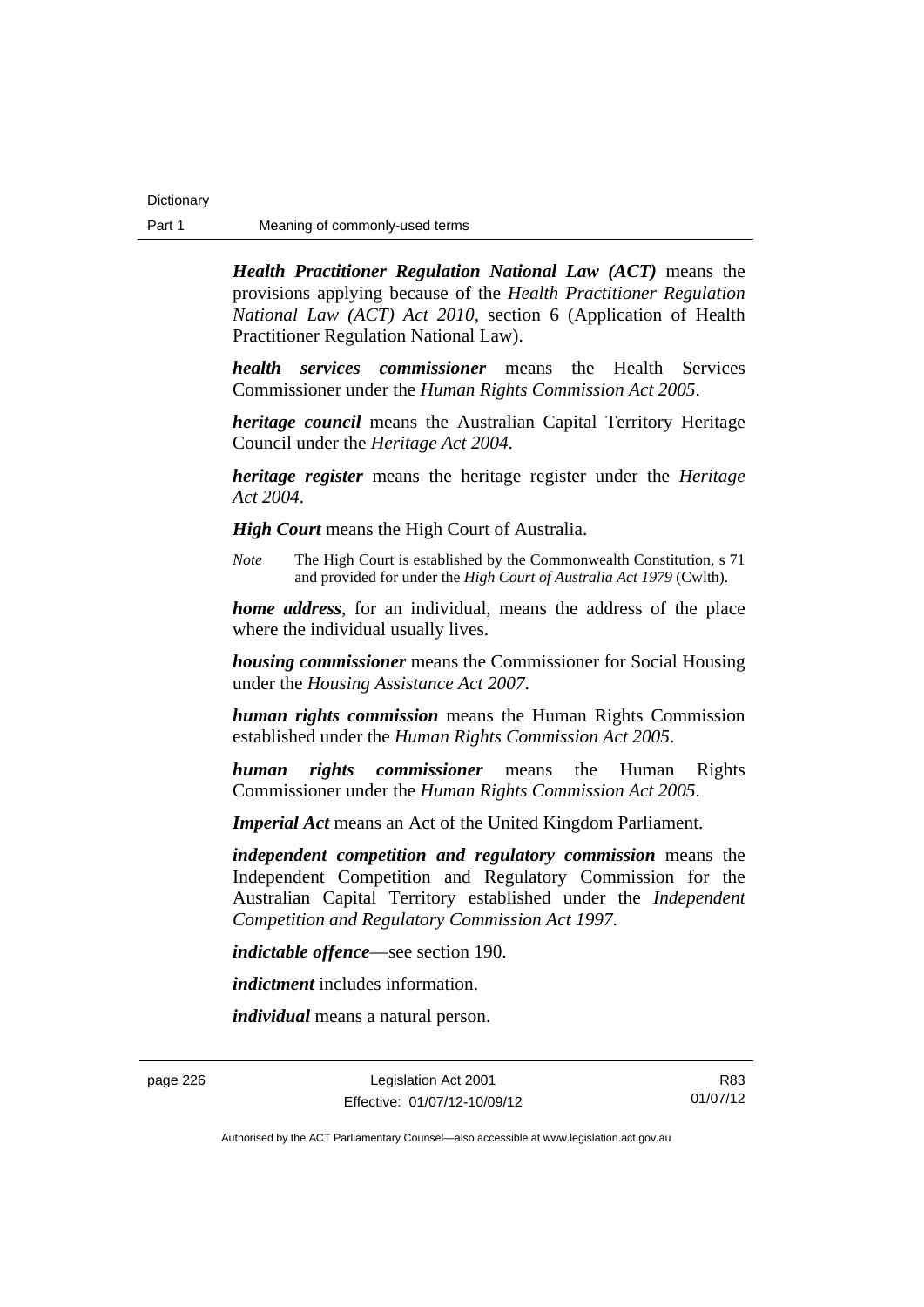***Health Practitioner Regulation National Law (ACT)*** means the provisions applying because of the *Health Practitioner Regulation National Law (ACT) Act 2010*, section 6 (Application of Health Practitioner Regulation National Law).

***health services commissioner*** means the Health Services Commissioner under the *Human Rights Commission Act 2005*.

***heritage council*** means the Australian Capital Territory Heritage Council under the *Heritage Act 2004*.

***heritage register*** means the heritage register under the *Heritage Act 2004*.

***High Court*** means the High Court of Australia.

*Note* The High Court is established by the Commonwealth Constitution, s 71 and provided for under the *High Court of Australia Act 1979* (Cwlth).

***home address***, for an individual, means the address of the place where the individual usually lives.

***housing commissioner*** means the Commissioner for Social Housing under the *Housing Assistance Act 2007*.

***human rights commission*** means the Human Rights Commission established under the *Human Rights Commission Act 2005*.

***human rights commissioner*** means the Human Rights Commissioner under the *Human Rights Commission Act 2005*.

***Imperial Act*** means an Act of the United Kingdom Parliament.

***independent competition and regulatory commission*** means the Independent Competition and Regulatory Commission for the Australian Capital Territory established under the *Independent Competition and Regulatory Commission Act 1997*.

***indictable offence***—see section 190.

***indictment*** includes information.

***individual*** means a natural person.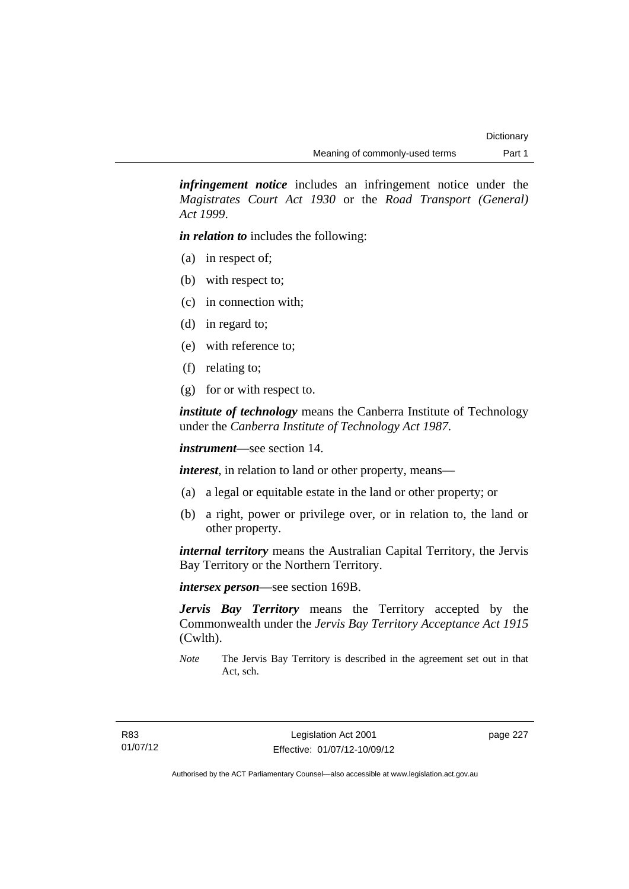***infringement notice*** includes an infringement notice under the *Magistrates Court Act 1930* or the *Road Transport (General) Act 1999*.

***in relation to*** includes the following:

(a) in respect of;

(b) with respect to;

(c) in connection with;

(d) in regard to;

(e) with reference to;

(f) relating to;

(g) for or with respect to.

***institute of technology*** means the Canberra Institute of Technology under the *Canberra Institute of Technology Act 1987*.

***instrument***—see section 14.

***interest***, in relation to land or other property, means—

(a) a legal or equitable estate in the land or other property; or

(b) a right, power or privilege over, or in relation to, the land or other property.

***internal territory*** means the Australian Capital Territory, the Jervis Bay Territory or the Northern Territory.

***intersex person***—see section 169B.

***Jervis Bay Territory*** means the Territory accepted by the Commonwealth under the *Jervis Bay Territory Acceptance Act 1915* (Cwlth).

*Note* The Jervis Bay Territory is described in the agreement set out in that Act, sch.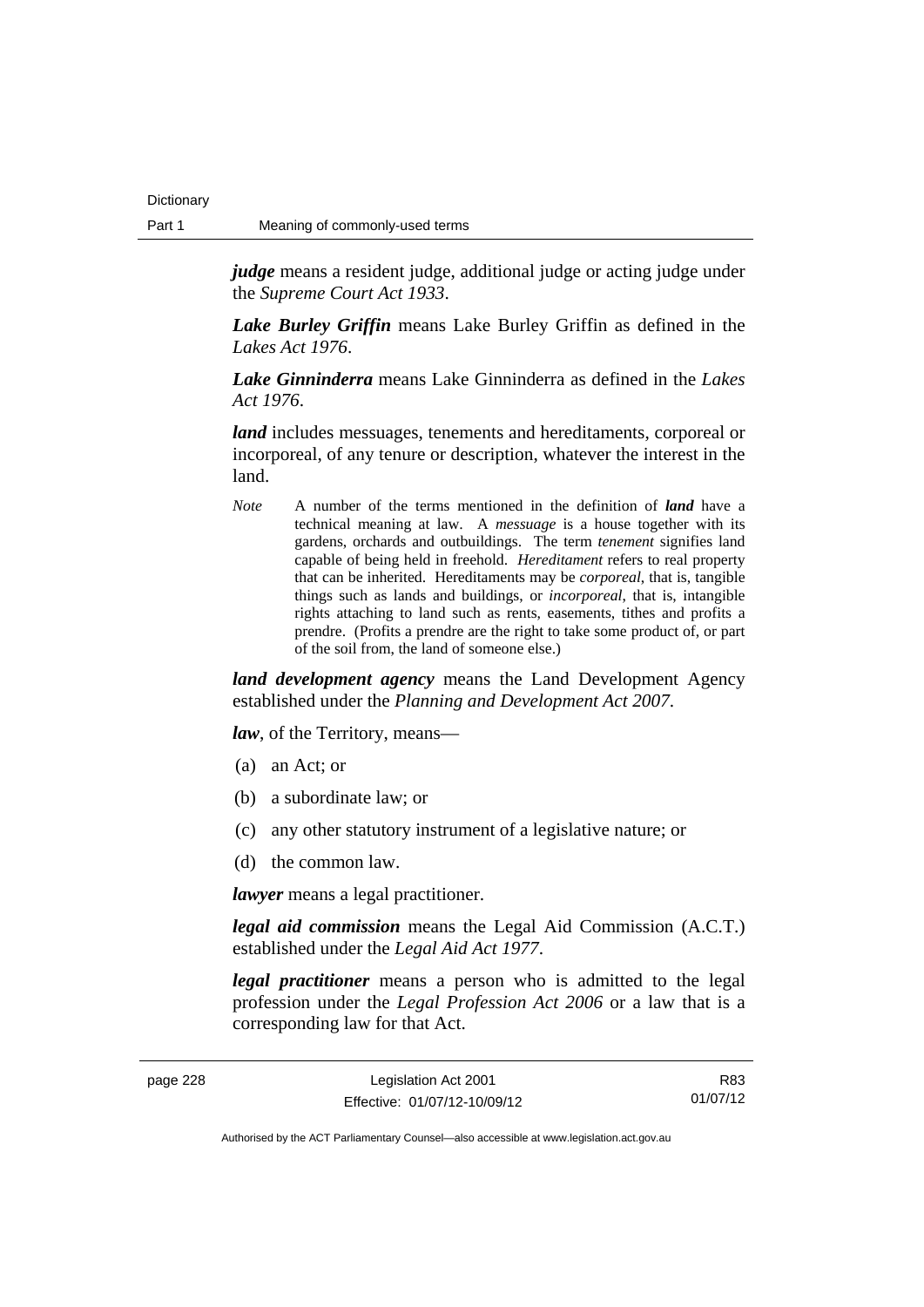***judge*** means a resident judge, additional judge or acting judge under the *Supreme Court Act 1933*.

***Lake Burley Griffin*** means Lake Burley Griffin as defined in the *Lakes Act 1976*.

***Lake Ginninderra*** means Lake Ginninderra as defined in the *Lakes Act 1976*.

***land*** includes messuages, tenements and hereditaments, corporeal or incorporeal, of any tenure or description, whatever the interest in the land.

*Note* A number of the terms mentioned in the definition of ***land*** have a technical meaning at law. A *messuage* is a house together with its gardens, orchards and outbuildings. The term *tenement* signifies land capable of being held in freehold. *Hereditament* refers to real property that can be inherited. Hereditaments may be *corporeal*, that is, tangible things such as lands and buildings, or *incorporeal*, that is, intangible rights attaching to land such as rents, easements, tithes and profits a prendre. (Profits a prendre are the right to take some product of, or part of the soil from, the land of someone else.)

***land development agency*** means the Land Development Agency established under the *Planning and Development Act 2007*.

***law***, of the Territory, means—

(a) an Act; or

(b) a subordinate law; or

(c) any other statutory instrument of a legislative nature; or

(d) the common law.

***lawyer*** means a legal practitioner.

***legal aid commission*** means the Legal Aid Commission (A.C.T.) established under the *Legal Aid Act 1977*.

***legal practitioner*** means a person who is admitted to the legal profession under the *Legal Profession Act 2006* or a law that is a corresponding law for that Act.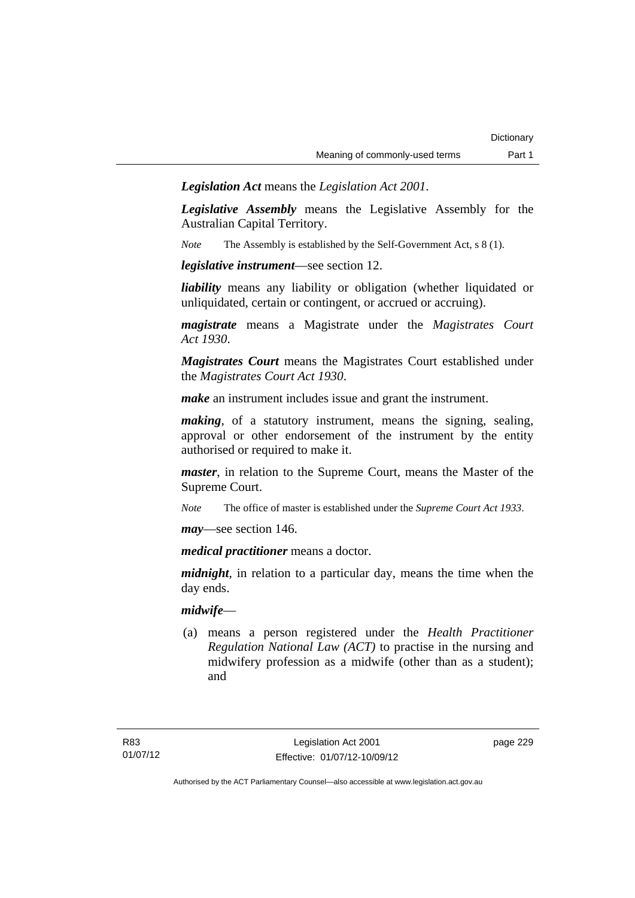***Legislation Act*** means the *Legislation Act 2001*.

***Legislative Assembly*** means the Legislative Assembly for the Australian Capital Territory.

*Note* The Assembly is established by the Self-Government Act, s 8 (1).

***legislative instrument***—see section 12.

***liability*** means any liability or obligation (whether liquidated or unliquidated, certain or contingent, or accrued or accruing).

***magistrate*** means a Magistrate under the *Magistrates Court Act 1930*.

***Magistrates Court*** means the Magistrates Court established under the *Magistrates Court Act 1930*.

***make*** an instrument includes issue and grant the instrument.

***making***, of a statutory instrument, means the signing, sealing, approval or other endorsement of the instrument by the entity authorised or required to make it.

***master***, in relation to the Supreme Court, means the Master of the Supreme Court.

*Note* The office of master is established under the *Supreme Court Act 1933*.

***may***—see section 146.

***medical practitioner*** means a doctor.

***midnight***, in relation to a particular day, means the time when the day ends.

***midwife***—

(a) means a person registered under the *Health Practitioner Regulation National Law (ACT)* to practise in the nursing and midwifery profession as a midwife (other than as a student); and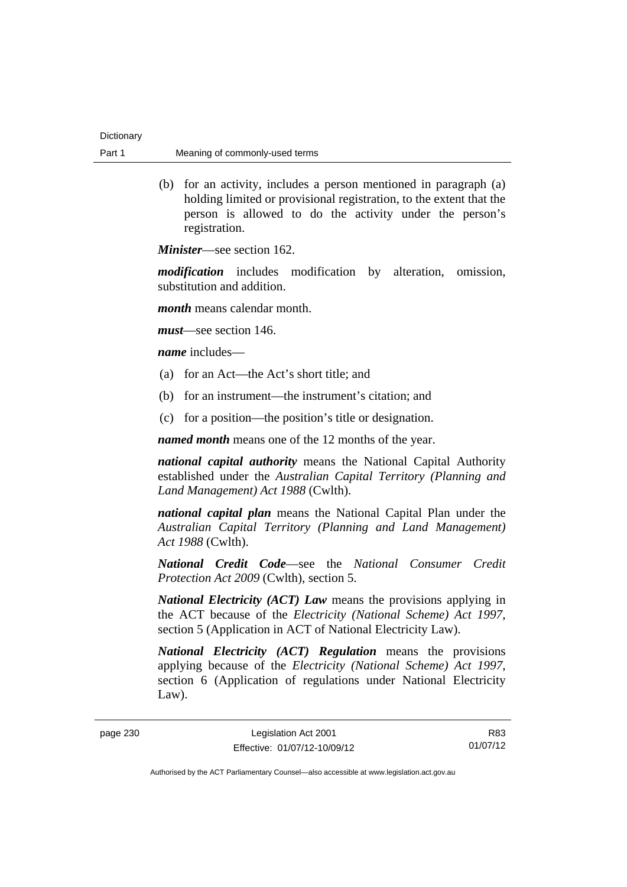(b) for an activity, includes a person mentioned in paragraph (a) holding limited or provisional registration, to the extent that the person is allowed to do the activity under the person's registration.

***Minister***—see section 162.

***modification*** includes modification by alteration, omission, substitution and addition.

***month*** means calendar month.

***must***—see section 146.

***name*** includes—

(a) for an Act—the Act's short title; and

(b) for an instrument—the instrument's citation; and

(c) for a position—the position's title or designation.

***named month*** means one of the 12 months of the year.

***national capital authority*** means the National Capital Authority established under the *Australian Capital Territory (Planning and Land Management) Act 1988* (Cwlth).

***national capital plan*** means the National Capital Plan under the *Australian Capital Territory (Planning and Land Management) Act 1988* (Cwlth).

***National Credit Code***—see the *National Consumer Credit Protection Act 2009* (Cwlth), section 5.

***National Electricity (ACT) Law*** means the provisions applying in the ACT because of the *Electricity (National Scheme) Act 1997*, section 5 (Application in ACT of National Electricity Law).

***National Electricity (ACT) Regulation*** means the provisions applying because of the *Electricity (National Scheme) Act 1997*, section 6 (Application of regulations under National Electricity Law).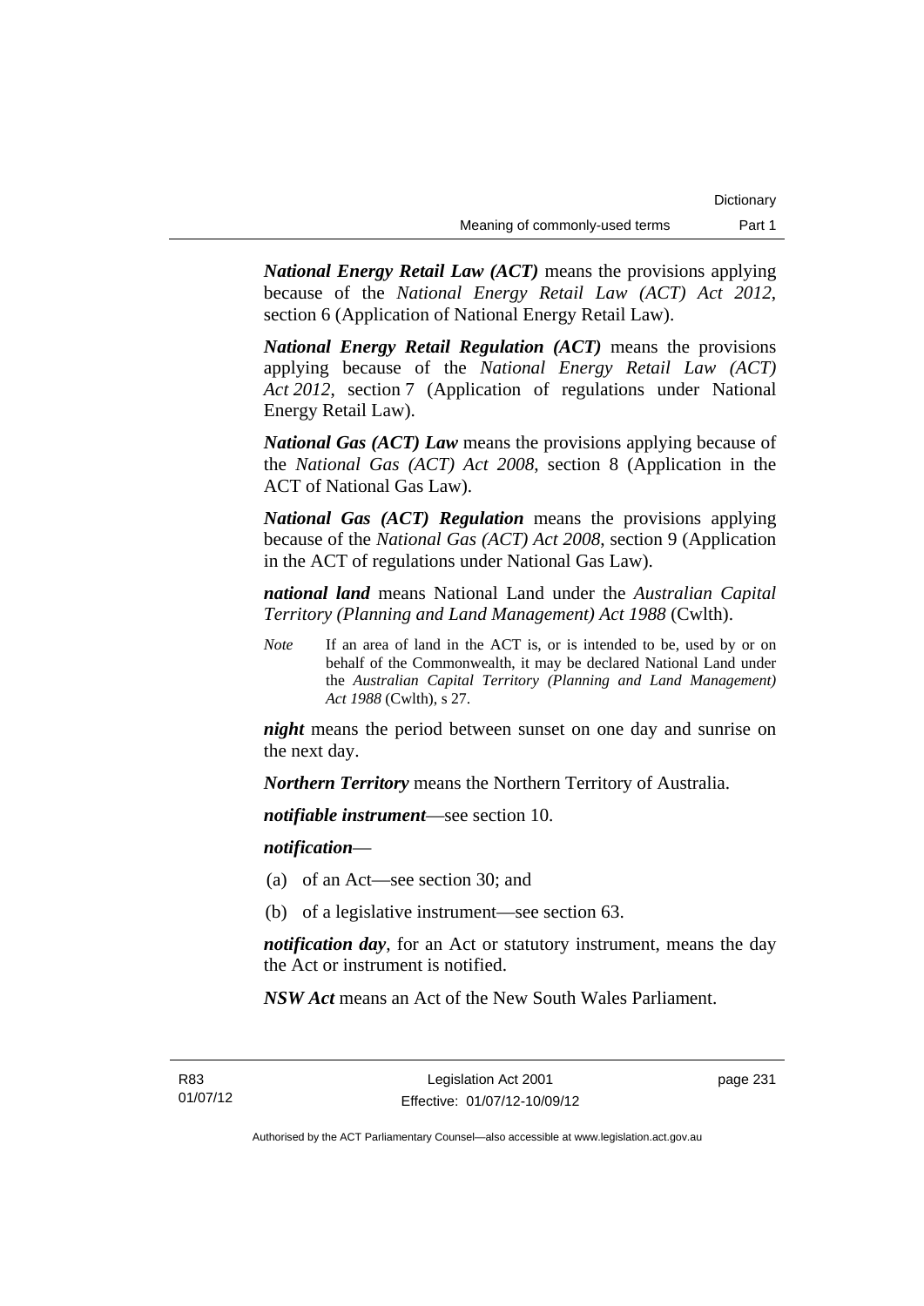***National Energy Retail Law (ACT)*** means the provisions applying because of the *National Energy Retail Law (ACT) Act 2012*, section 6 (Application of National Energy Retail Law).

***National Energy Retail Regulation (ACT)*** means the provisions applying because of the *National Energy Retail Law (ACT) Act 2012*, section 7 (Application of regulations under National Energy Retail Law).

***National Gas (ACT) Law*** means the provisions applying because of the *National Gas (ACT) Act 2008*, section 8 (Application in the ACT of National Gas Law).

***National Gas (ACT) Regulation*** means the provisions applying because of the *National Gas (ACT) Act 2008*, section 9 (Application in the ACT of regulations under National Gas Law).

***national land*** means National Land under the *Australian Capital Territory (Planning and Land Management) Act 1988* (Cwlth).

*Note* If an area of land in the ACT is, or is intended to be, used by or on behalf of the Commonwealth, it may be declared National Land under the *Australian Capital Territory (Planning and Land Management) Act 1988* (Cwlth), s 27.

***night*** means the period between sunset on one day and sunrise on the next day.

***Northern Territory*** means the Northern Territory of Australia.

***notifiable instrument***—see section 10.

***notification***—

(a) of an Act—see section 30; and

(b) of a legislative instrument—see section 63.

***notification day***, for an Act or statutory instrument, means the day the Act or instrument is notified.

***NSW Act*** means an Act of the New South Wales Parliament.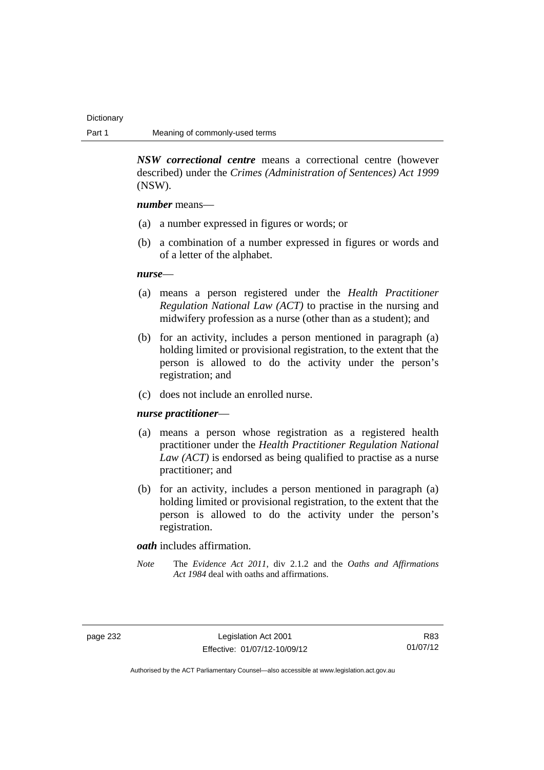***NSW correctional centre*** means a correctional centre (however described) under the *Crimes (Administration of Sentences) Act 1999* (NSW).

***number*** means—

(a) a number expressed in figures or words; or

(b) a combination of a number expressed in figures or words and of a letter of the alphabet.

***nurse***—

(a) means a person registered under the *Health Practitioner Regulation National Law (ACT)* to practise in the nursing and midwifery profession as a nurse (other than as a student); and

(b) for an activity, includes a person mentioned in paragraph (a) holding limited or provisional registration, to the extent that the person is allowed to do the activity under the person's registration; and

(c) does not include an enrolled nurse.

***nurse practitioner***—

(a) means a person whose registration as a registered health practitioner under the *Health Practitioner Regulation National Law (ACT)* is endorsed as being qualified to practise as a nurse practitioner; and

(b) for an activity, includes a person mentioned in paragraph (a) holding limited or provisional registration, to the extent that the person is allowed to do the activity under the person's registration.

***oath*** includes affirmation.

*Note* The *Evidence Act 2011*, div 2.1.2 and the *Oaths and Affirmations Act 1984* deal with oaths and affirmations.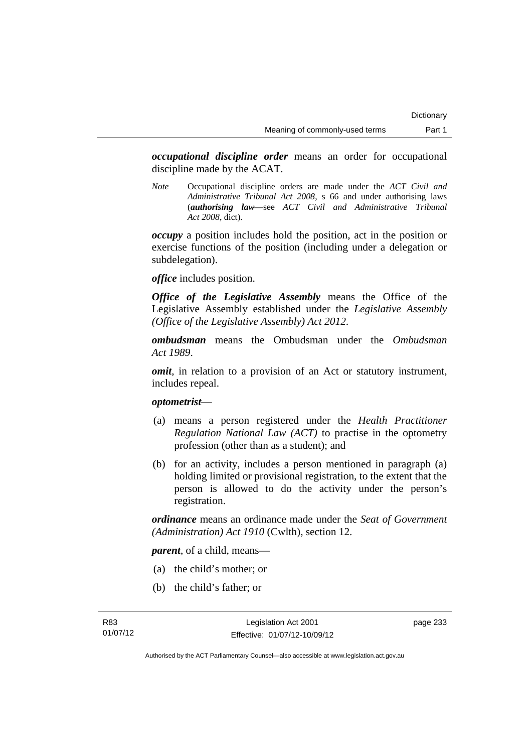***occupational discipline order*** means an order for occupational discipline made by the ACAT.

*Note* Occupational discipline orders are made under the *ACT Civil and Administrative Tribunal Act 2008*, s 66 and under authorising laws (***authorising law***—see *ACT Civil and Administrative Tribunal Act 2008*, dict).

***occupy*** a position includes hold the position, act in the position or exercise functions of the position (including under a delegation or subdelegation).

***office*** includes position.

***Office of the Legislative Assembly*** means the Office of the Legislative Assembly established under the *Legislative Assembly (Office of the Legislative Assembly) Act 2012*.

***ombudsman*** means the Ombudsman under the *Ombudsman Act 1989*.

***omit***, in relation to a provision of an Act or statutory instrument, includes repeal.

***optometrist***—

(a) means a person registered under the *Health Practitioner Regulation National Law (ACT)* to practise in the optometry profession (other than as a student); and

(b) for an activity, includes a person mentioned in paragraph (a) holding limited or provisional registration, to the extent that the person is allowed to do the activity under the person's registration.

***ordinance*** means an ordinance made under the *Seat of Government (Administration) Act 1910* (Cwlth), section 12.

***parent***, of a child, means—

(a) the child's mother; or

(b) the child's father; or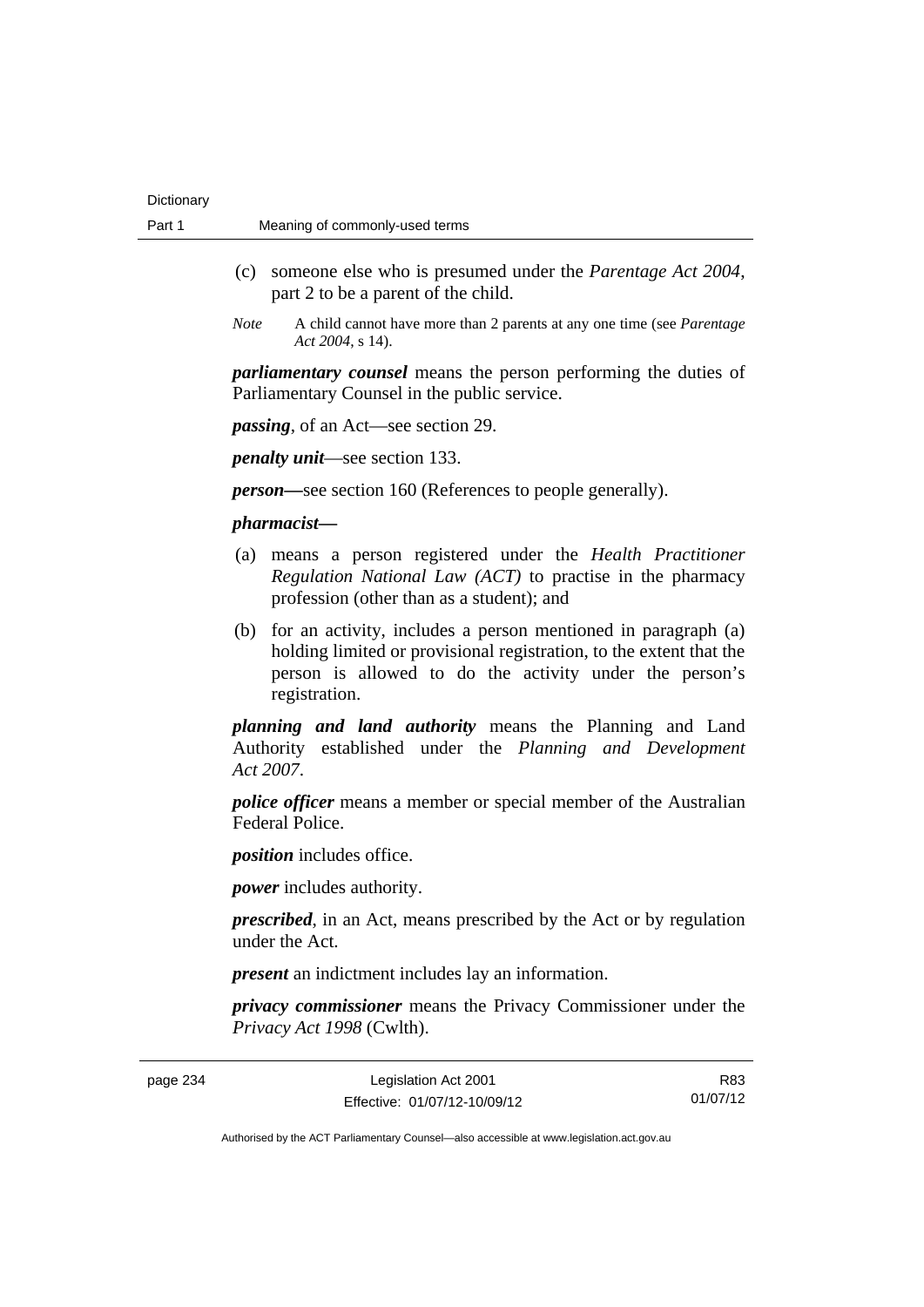(c) someone else who is presumed under the *Parentage Act 2004*, part 2 to be a parent of the child.

*Note* A child cannot have more than 2 parents at any one time (see *Parentage Act 2004*, s 14).

***parliamentary counsel*** means the person performing the duties of Parliamentary Counsel in the public service.

***passing***, of an Act—see section 29.

***penalty unit***—see section 133.

***person—***see section 160 (References to people generally).

***pharmacist—***

(a) means a person registered under the *Health Practitioner Regulation National Law (ACT)* to practise in the pharmacy profession (other than as a student); and

(b) for an activity, includes a person mentioned in paragraph (a) holding limited or provisional registration, to the extent that the person is allowed to do the activity under the person's registration.

***planning and land authority*** means the Planning and Land Authority established under the *Planning and Development Act 2007*.

***police officer*** means a member or special member of the Australian Federal Police.

***position*** includes office.

***power*** includes authority.

***prescribed***, in an Act, means prescribed by the Act or by regulation under the Act.

***present*** an indictment includes lay an information.

***privacy commissioner*** means the Privacy Commissioner under the *Privacy Act 1998* (Cwlth).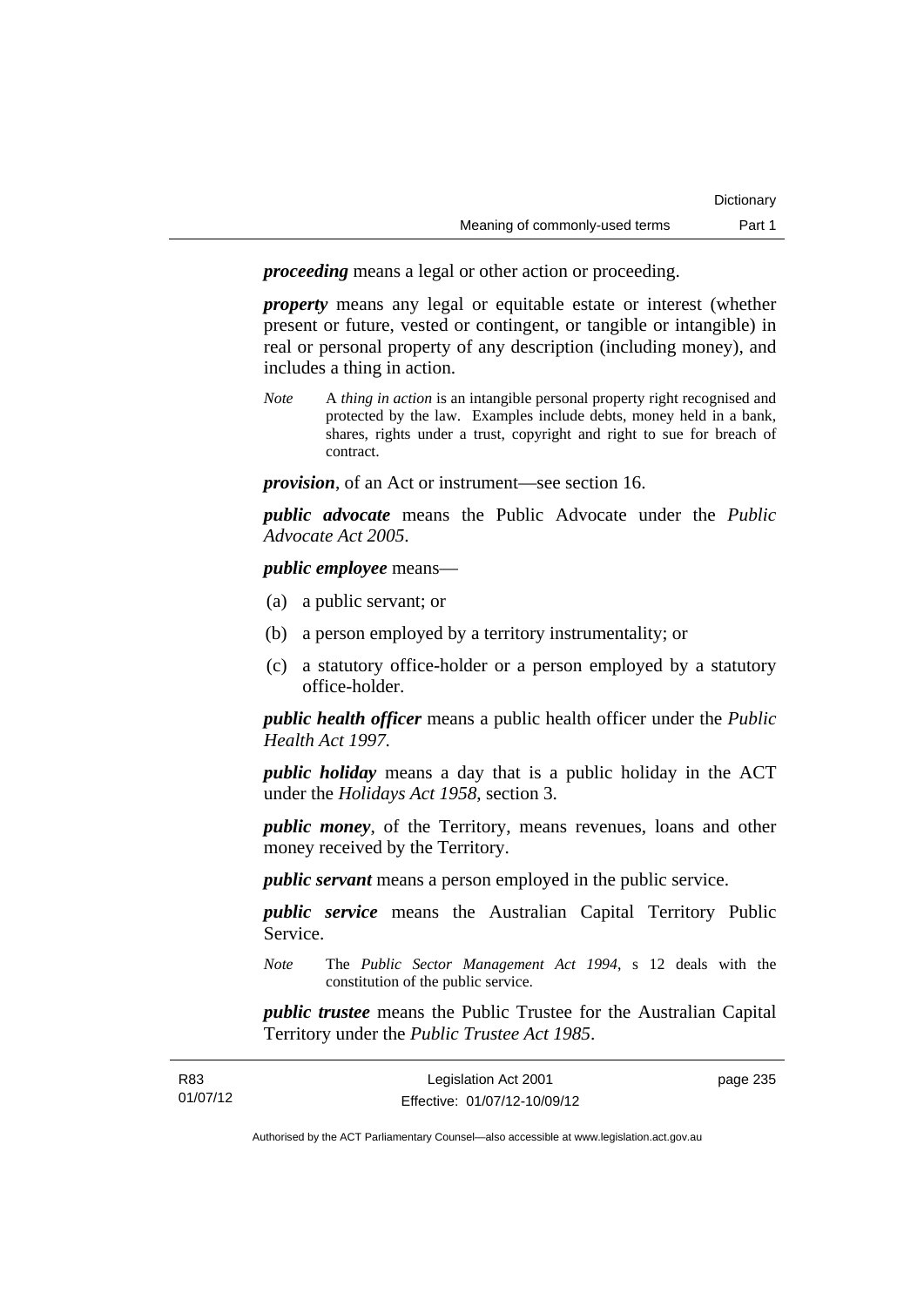***proceeding*** means a legal or other action or proceeding.

***property*** means any legal or equitable estate or interest (whether present or future, vested or contingent, or tangible or intangible) in real or personal property of any description (including money), and includes a thing in action.

*Note* A *thing in action* is an intangible personal property right recognised and protected by the law. Examples include debts, money held in a bank, shares, rights under a trust, copyright and right to sue for breach of contract.

***provision***, of an Act or instrument—see section 16.

***public advocate*** means the Public Advocate under the *Public Advocate Act 2005*.

***public employee*** means—

(a) a public servant; or

(b) a person employed by a territory instrumentality; or

(c) a statutory office-holder or a person employed by a statutory office-holder.

***public health officer*** means a public health officer under the *Public Health Act 1997*.

***public holiday*** means a day that is a public holiday in the ACT under the *Holidays Act 1958*, section 3.

***public money***, of the Territory, means revenues, loans and other money received by the Territory.

***public servant*** means a person employed in the public service.

***public service*** means the Australian Capital Territory Public Service.

*Note* The *Public Sector Management Act 1994*, s 12 deals with the constitution of the public service.

***public trustee*** means the Public Trustee for the Australian Capital Territory under the *Public Trustee Act 1985*.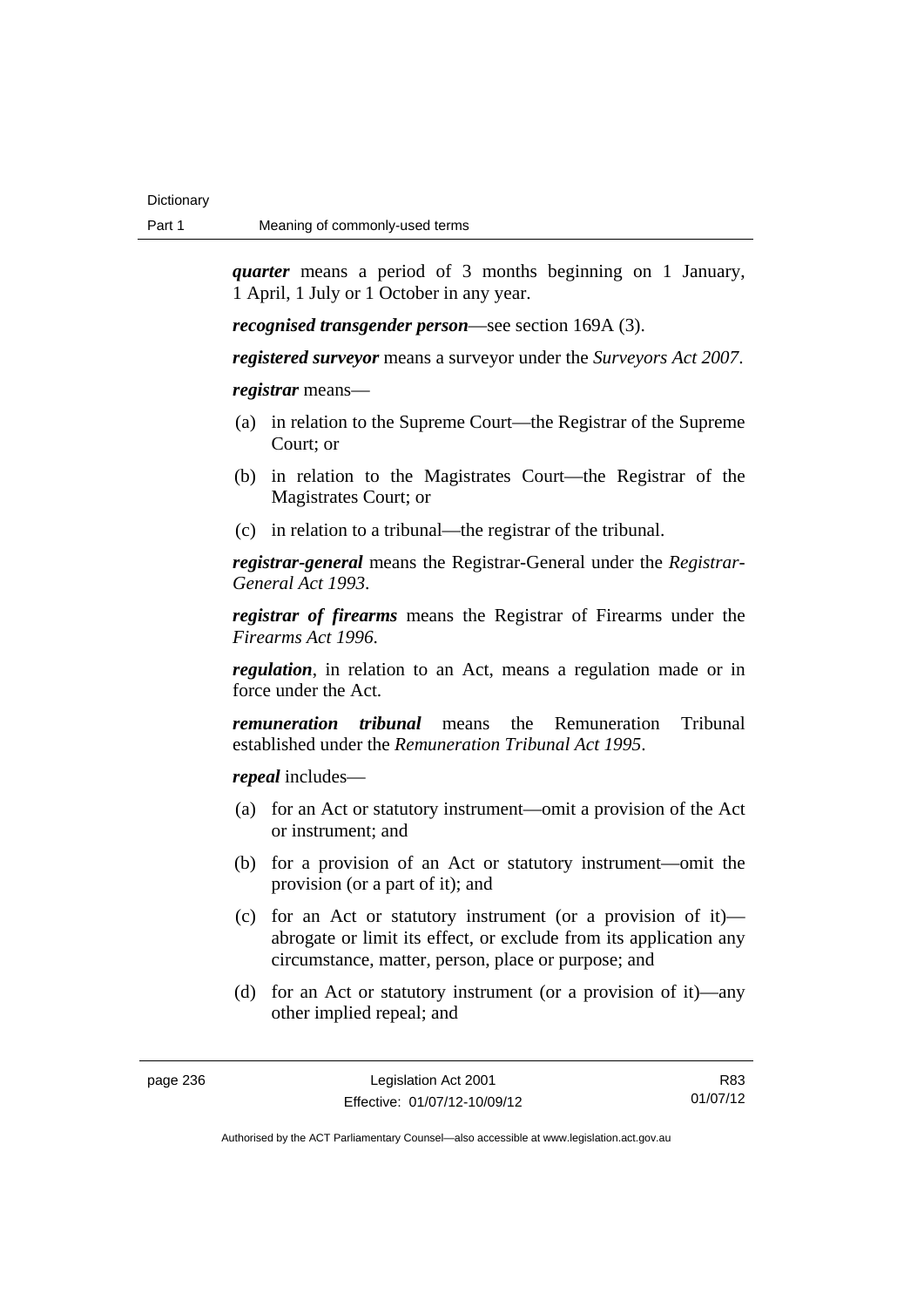***quarter*** means a period of 3 months beginning on 1 January, 1 April, 1 July or 1 October in any year.

***recognised transgender person***—see section 169A (3).

***registered surveyor*** means a surveyor under the *Surveyors Act 2007*.

***registrar*** means—

(a) in relation to the Supreme Court—the Registrar of the Supreme Court; or

(b) in relation to the Magistrates Court—the Registrar of the Magistrates Court; or

(c) in relation to a tribunal—the registrar of the tribunal.

***registrar-general*** means the Registrar-General under the *Registrar-General Act 1993*.

***registrar of firearms*** means the Registrar of Firearms under the *Firearms Act 1996*.

***regulation***, in relation to an Act, means a regulation made or in force under the Act.

***remuneration tribunal*** means the Remuneration Tribunal established under the *Remuneration Tribunal Act 1995*.

***repeal*** includes—

(a) for an Act or statutory instrument—omit a provision of the Act or instrument; and

(b) for a provision of an Act or statutory instrument—omit the provision (or a part of it); and

(c) for an Act or statutory instrument (or a provision of it)—abrogate or limit its effect, or exclude from its application any circumstance, matter, person, place or purpose; and

(d) for an Act or statutory instrument (or a provision of it)—any other implied repeal; and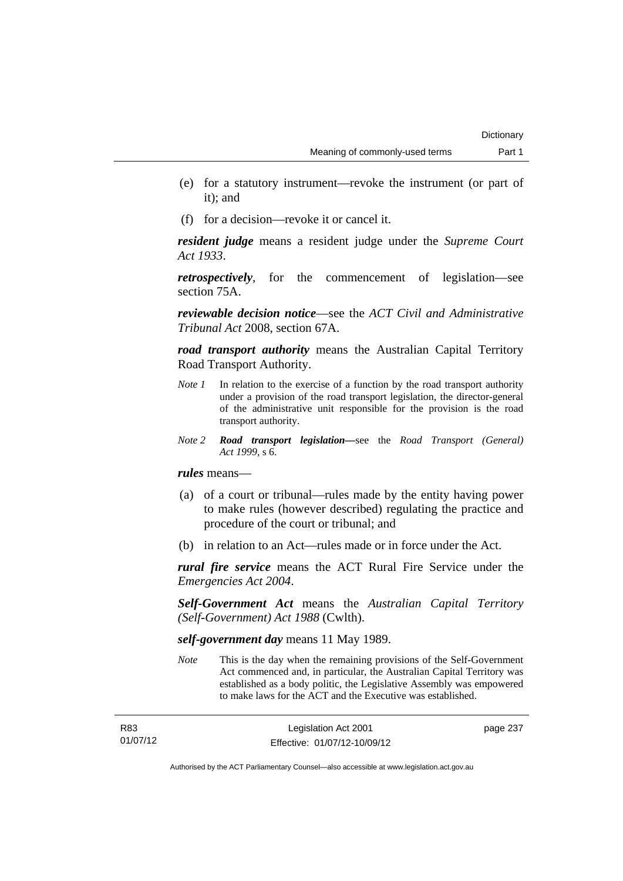(e) for a statutory instrument—revoke the instrument (or part of it); and

(f) for a decision—revoke it or cancel it.

***resident judge*** means a resident judge under the *Supreme Court Act 1933*.

***retrospectively***, for the commencement of legislation—see section 75A.

***reviewable decision notice***—see the *ACT Civil and Administrative Tribunal Act* 2008, section 67A.

***road transport authority*** means the Australian Capital Territory Road Transport Authority.

*Note 1* In relation to the exercise of a function by the road transport authority under a provision of the road transport legislation, the director-general of the administrative unit responsible for the provision is the road transport authority.

*Note 2* ***Road transport legislation***—see the *Road Transport (General) Act 1999*, s 6.

***rules*** means—

(a) of a court or tribunal—rules made by the entity having power to make rules (however described) regulating the practice and procedure of the court or tribunal; and

(b) in relation to an Act—rules made or in force under the Act.

***rural fire service*** means the ACT Rural Fire Service under the *Emergencies Act 2004*.

***Self-Government Act*** means the *Australian Capital Territory (Self-Government) Act 1988* (Cwlth).

***self-government day*** means 11 May 1989.

*Note* This is the day when the remaining provisions of the Self-Government Act commenced and, in particular, the Australian Capital Territory was established as a body politic, the Legislative Assembly was empowered to make laws for the ACT and the Executive was established.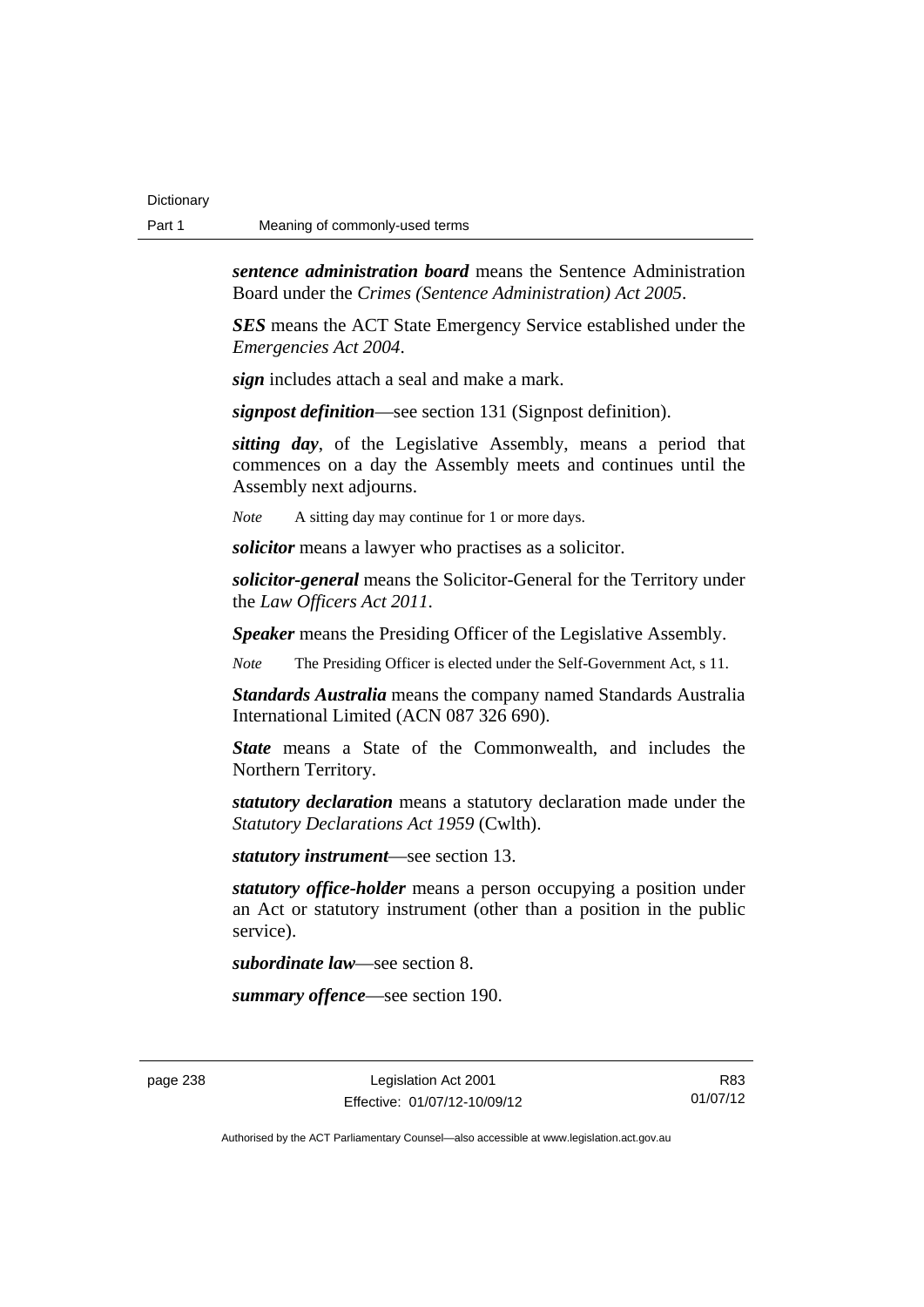***sentence administration board*** means the Sentence Administration Board under the *Crimes (Sentence Administration) Act 2005*.

***SES*** means the ACT State Emergency Service established under the *Emergencies Act 2004*.

***sign*** includes attach a seal and make a mark.

***signpost definition***—see section 131 (Signpost definition).

***sitting day***, of the Legislative Assembly, means a period that commences on a day the Assembly meets and continues until the Assembly next adjourns.

*Note* A sitting day may continue for 1 or more days.

***solicitor*** means a lawyer who practises as a solicitor.

***solicitor-general*** means the Solicitor-General for the Territory under the *Law Officers Act 2011*.

***Speaker*** means the Presiding Officer of the Legislative Assembly.

*Note* The Presiding Officer is elected under the Self-Government Act, s 11.

***Standards Australia*** means the company named Standards Australia International Limited (ACN 087 326 690).

***State*** means a State of the Commonwealth, and includes the Northern Territory.

***statutory declaration*** means a statutory declaration made under the *Statutory Declarations Act 1959* (Cwlth).

***statutory instrument***—see section 13.

***statutory office-holder*** means a person occupying a position under an Act or statutory instrument (other than a position in the public service).

***subordinate law***—see section 8.

***summary offence***—see section 190.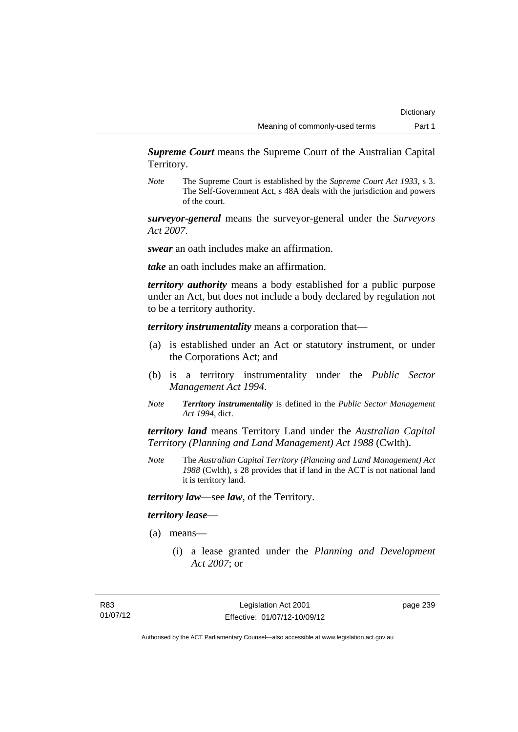***Supreme Court*** means the Supreme Court of the Australian Capital Territory.

*Note* The Supreme Court is established by the *Supreme Court Act 1933*, s 3. The Self-Government Act, s 48A deals with the jurisdiction and powers of the court.

***surveyor-general*** means the surveyor-general under the *Surveyors Act 2007*.

***swear*** an oath includes make an affirmation.

***take*** an oath includes make an affirmation.

***territory authority*** means a body established for a public purpose under an Act, but does not include a body declared by regulation not to be a territory authority.

***territory instrumentality*** means a corporation that—

(a) is established under an Act or statutory instrument, or under the Corporations Act; and

(b) is a territory instrumentality under the *Public Sector Management Act 1994*.

*Note* ***Territory instrumentality*** is defined in the *Public Sector Management Act 1994*, dict.

***territory land*** means Territory Land under the *Australian Capital Territory (Planning and Land Management) Act 1988* (Cwlth).

*Note* The *Australian Capital Territory (Planning and Land Management) Act 1988* (Cwlth), s 28 provides that if land in the ACT is not national land it is territory land.

***territory law***—see ***law***, of the Territory.

***territory lease***—

(a) means—

(i) a lease granted under the *Planning and Development Act 2007*; or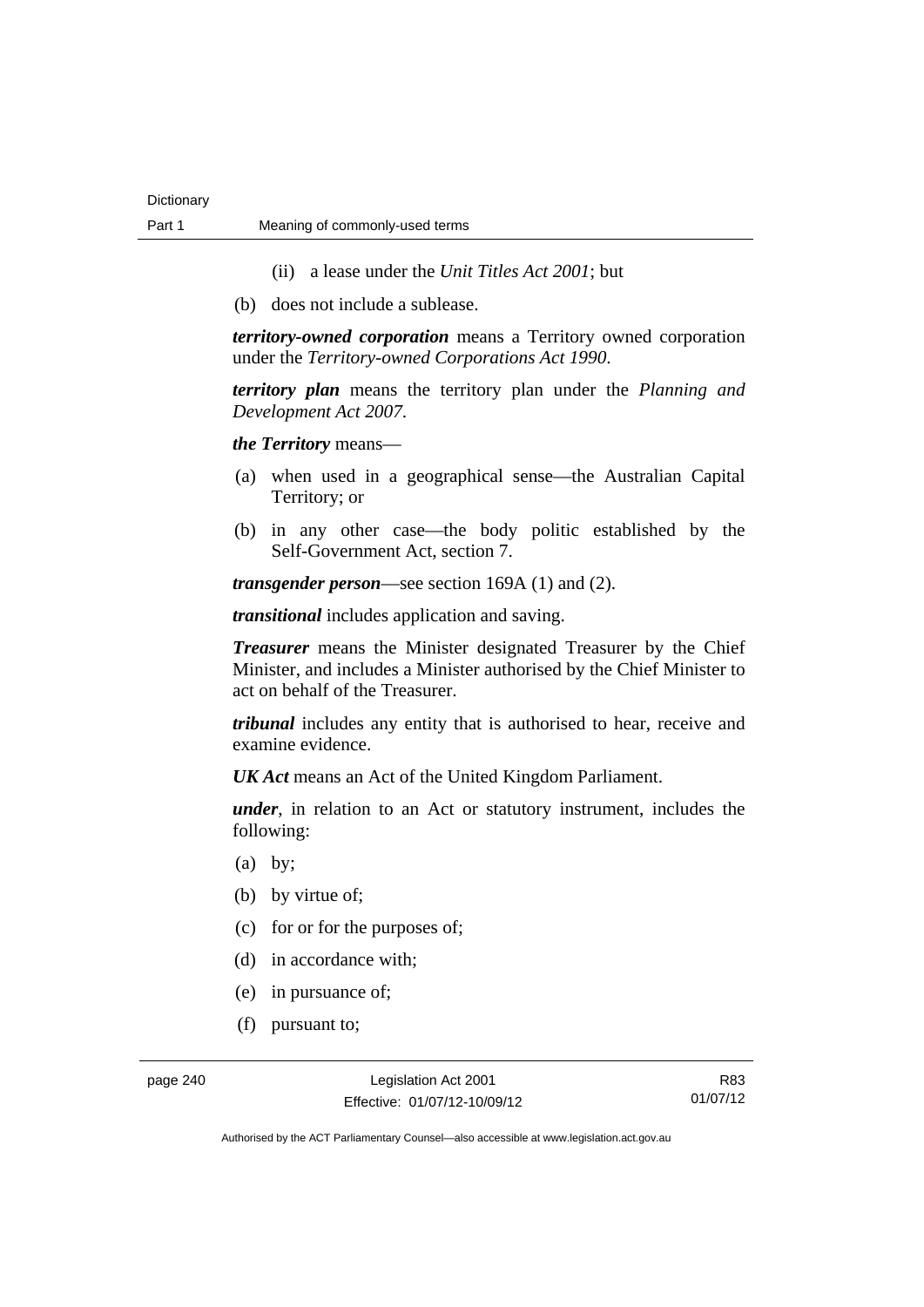(ii) a lease under the *Unit Titles Act 2001*; but

(b) does not include a sublease.

***territory-owned corporation*** means a Territory owned corporation under the *Territory-owned Corporations Act 1990*.

***territory plan*** means the territory plan under the *Planning and Development Act 2007*.

***the Territory*** means—

(a) when used in a geographical sense—the Australian Capital Territory; or

(b) in any other case—the body politic established by the Self-Government Act, section 7.

***transgender person***—see section 169A (1) and (2).

***transitional*** includes application and saving.

***Treasurer*** means the Minister designated Treasurer by the Chief Minister, and includes a Minister authorised by the Chief Minister to act on behalf of the Treasurer.

***tribunal*** includes any entity that is authorised to hear, receive and examine evidence.

***UK Act*** means an Act of the United Kingdom Parliament.

***under***, in relation to an Act or statutory instrument, includes the following:

(a) by;

(b) by virtue of;

(c) for or for the purposes of;

(d) in accordance with;

(e) in pursuance of;

(f) pursuant to;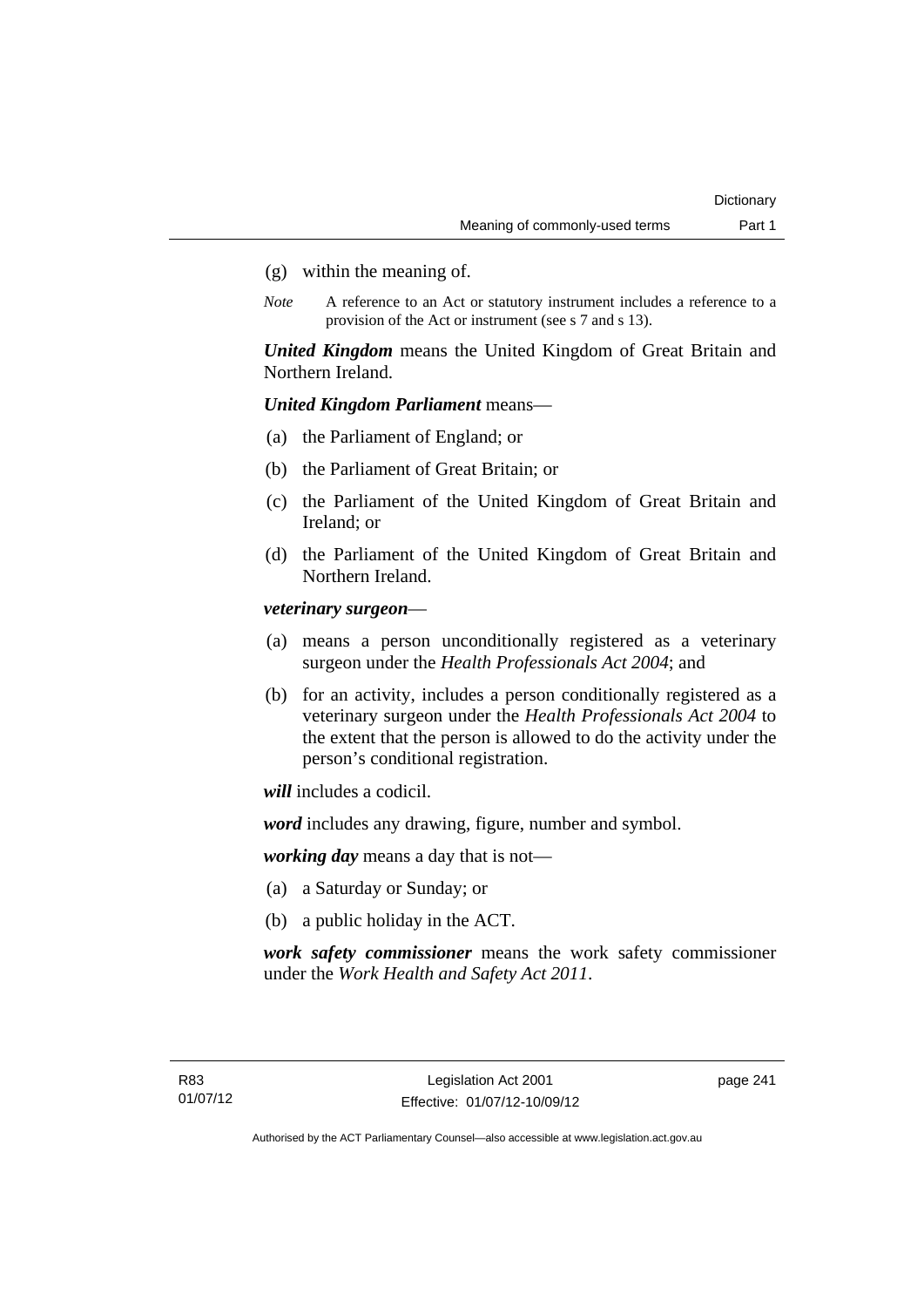(g) within the meaning of.

*Note* A reference to an Act or statutory instrument includes a reference to a provision of the Act or instrument (see s 7 and s 13).

***United Kingdom*** means the United Kingdom of Great Britain and Northern Ireland.

***United Kingdom Parliament*** means—

(a) the Parliament of England; or

(b) the Parliament of Great Britain; or

(c) the Parliament of the United Kingdom of Great Britain and Ireland; or

(d) the Parliament of the United Kingdom of Great Britain and Northern Ireland.

***veterinary surgeon***—

(a) means a person unconditionally registered as a veterinary surgeon under the *Health Professionals Act 2004*; and

(b) for an activity, includes a person conditionally registered as a veterinary surgeon under the *Health Professionals Act 2004* to the extent that the person is allowed to do the activity under the person's conditional registration.

***will*** includes a codicil.

***word*** includes any drawing, figure, number and symbol.

***working day*** means a day that is not—

(a) a Saturday or Sunday; or

(b) a public holiday in the ACT.

***work safety commissioner*** means the work safety commissioner under the *Work Health and Safety Act 2011*.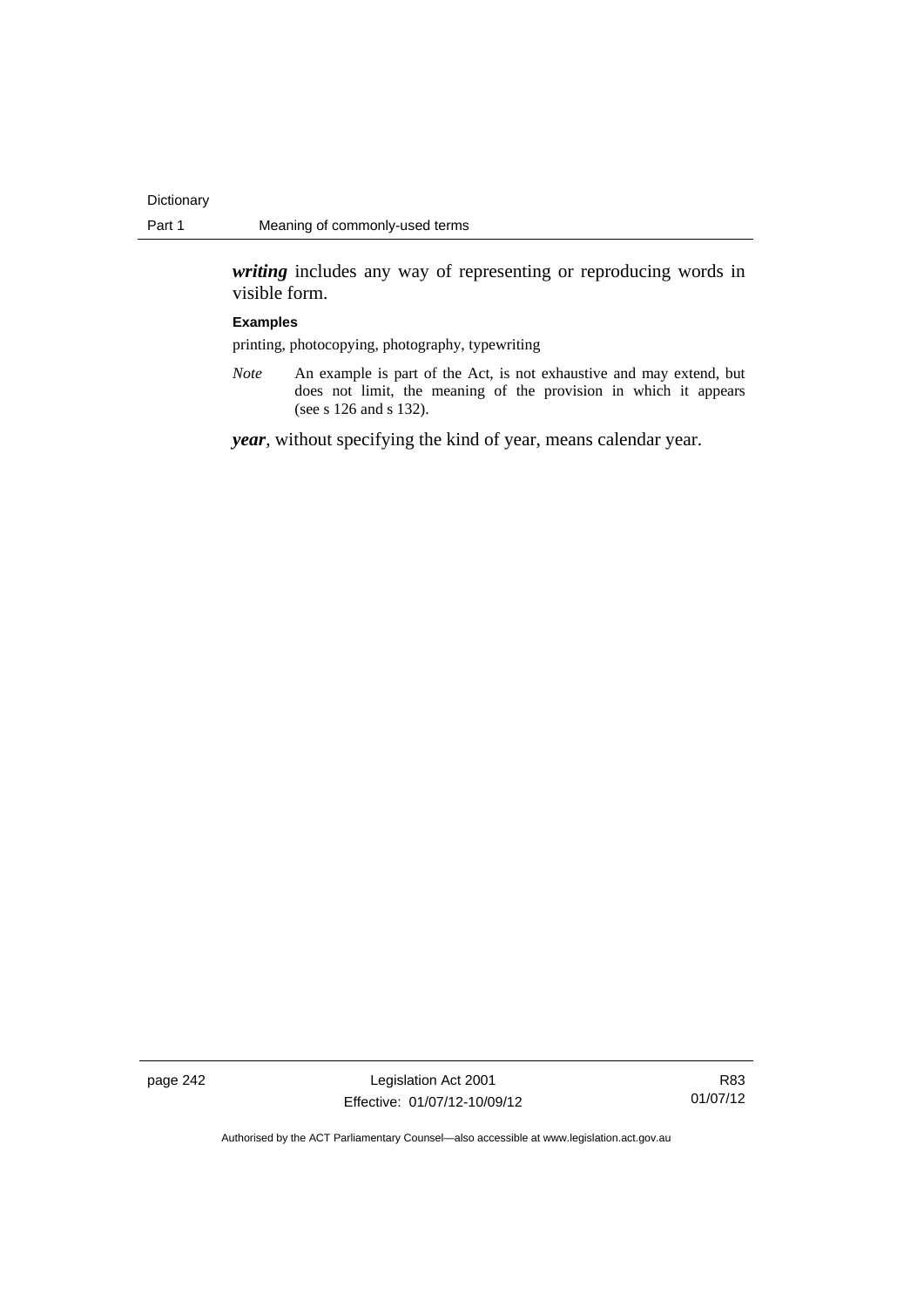***writing*** includes any way of representing or reproducing words in visible form.

**Examples**

printing, photocopying, photography, typewriting

*Note* An example is part of the Act, is not exhaustive and may extend, but does not limit, the meaning of the provision in which it appears (see s 126 and s 132).

***year***, without specifying the kind of year, means calendar year.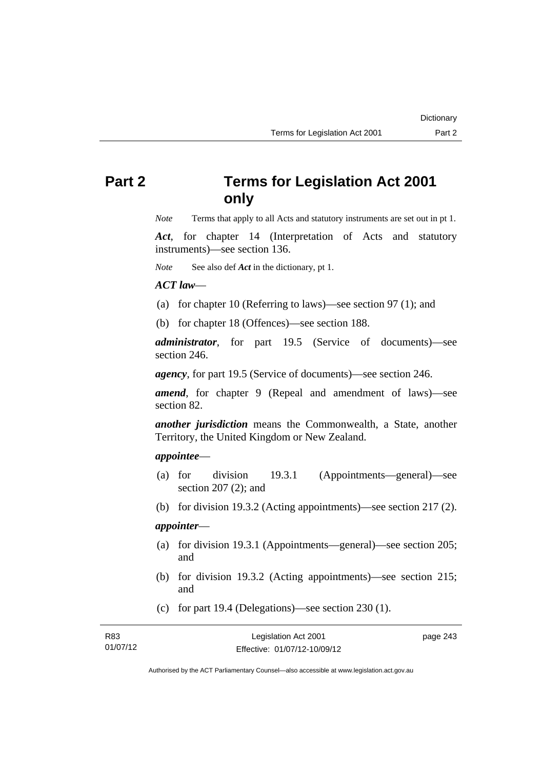# Part 2 Terms for Legislation Act 2001 only

*Note* Terms that apply to all Acts and statutory instruments are set out in pt 1.

***Act***, for chapter 14 (Interpretation of Acts and statutory instruments)—see section 136.

*Note* See also def ***Act*** in the dictionary, pt 1.

***ACT law***—

(a) for chapter 10 (Referring to laws)—see section 97 (1); and

(b) for chapter 18 (Offences)—see section 188.

***administrator***, for part 19.5 (Service of documents)—see section 246.

***agency***, for part 19.5 (Service of documents)—see section 246.

***amend***, for chapter 9 (Repeal and amendment of laws)—see section 82.

***another jurisdiction*** means the Commonwealth, a State, another Territory, the United Kingdom or New Zealand.

***appointee***—

(a) for division 19.3.1 (Appointments—general)—see section 207 (2); and

(b) for division 19.3.2 (Acting appointments)—see section 217 (2).

***appointer***—

(a) for division 19.3.1 (Appointments—general)—see section 205; and

(b) for division 19.3.2 (Acting appointments)—see section 215; and

(c) for part 19.4 (Delegations)—see section 230 (1).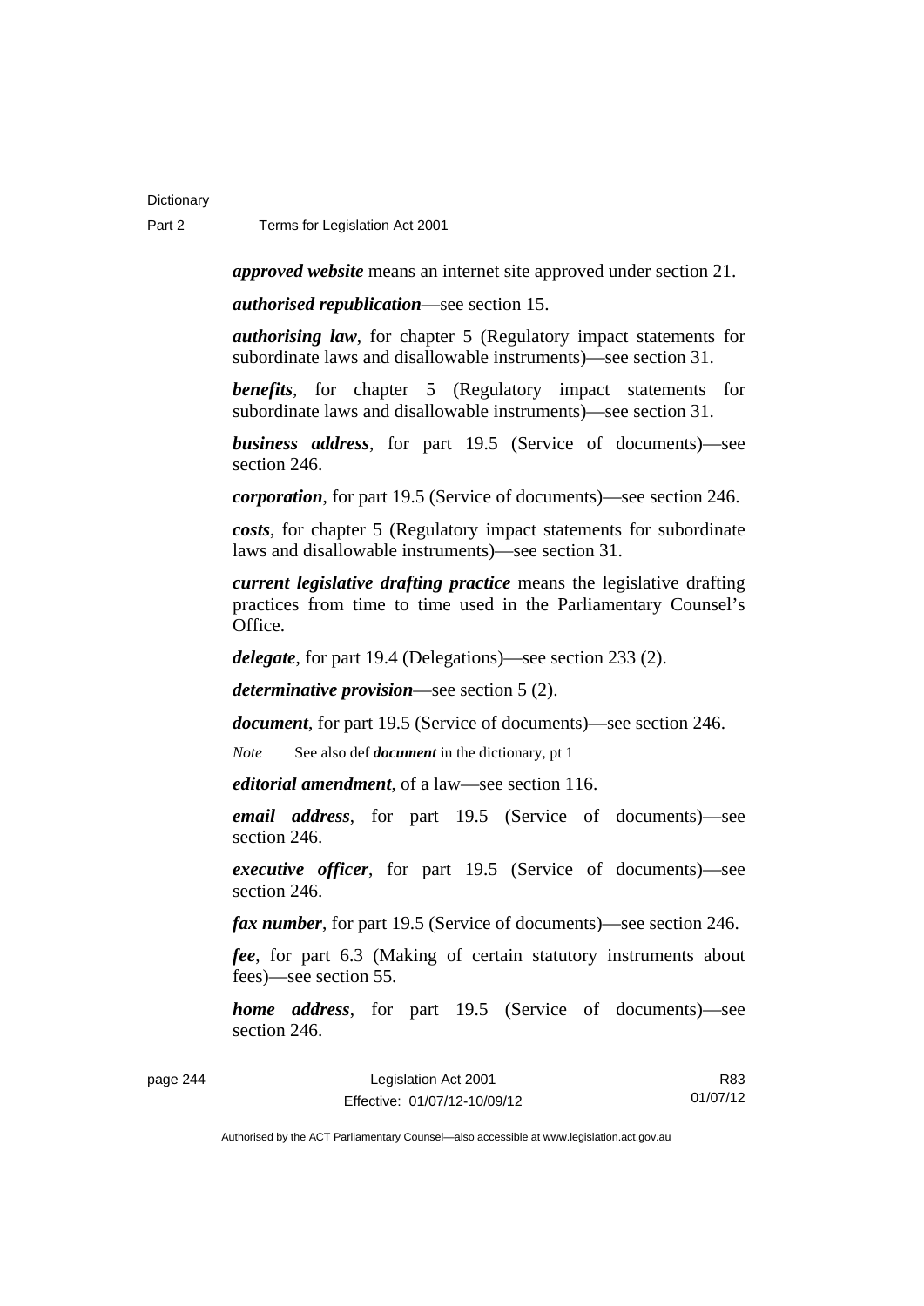***approved website*** means an internet site approved under section 21.

***authorised republication***—see section 15.

***authorising law***, for chapter 5 (Regulatory impact statements for subordinate laws and disallowable instruments)—see section 31.

***benefits***, for chapter 5 (Regulatory impact statements for subordinate laws and disallowable instruments)—see section 31.

***business address***, for part 19.5 (Service of documents)—see section 246.

***corporation***, for part 19.5 (Service of documents)—see section 246.

***costs***, for chapter 5 (Regulatory impact statements for subordinate laws and disallowable instruments)—see section 31.

***current legislative drafting practice*** means the legislative drafting practices from time to time used in the Parliamentary Counsel's Office.

***delegate***, for part 19.4 (Delegations)—see section 233 (2).

***determinative provision***—see section 5 (2).

***document***, for part 19.5 (Service of documents)—see section 246.

*Note* See also def ***document*** in the dictionary, pt 1

***editorial amendment***, of a law—see section 116.

***email address***, for part 19.5 (Service of documents)—see section 246.

***executive officer***, for part 19.5 (Service of documents)—see section 246.

***fax number***, for part 19.5 (Service of documents)—see section 246.

***fee***, for part 6.3 (Making of certain statutory instruments about fees)—see section 55.

***home address***, for part 19.5 (Service of documents)—see section 246.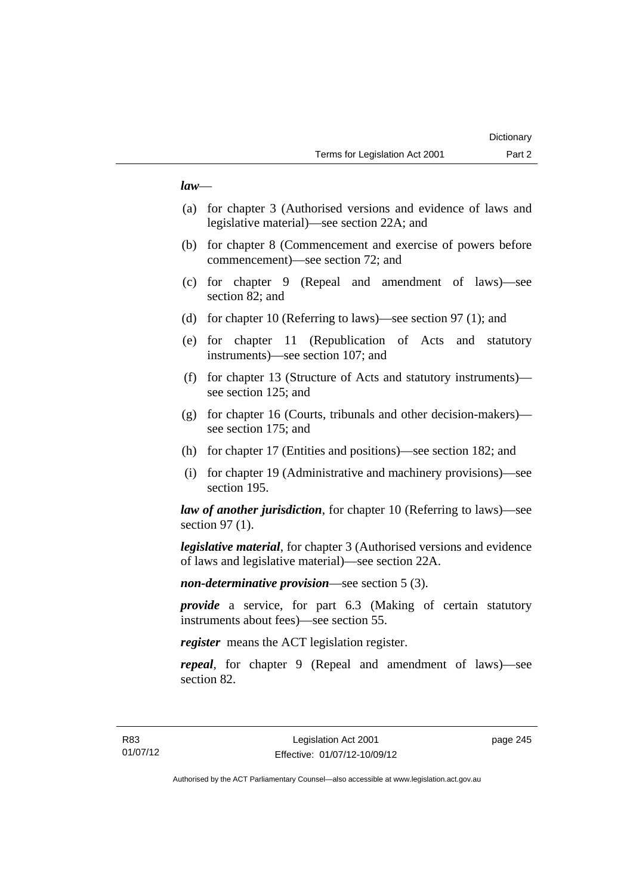***law***—

(a) for chapter 3 (Authorised versions and evidence of laws and legislative material)—see section 22A; and

(b) for chapter 8 (Commencement and exercise of powers before commencement)—see section 72; and

(c) for chapter 9 (Repeal and amendment of laws)—see section 82; and

(d) for chapter 10 (Referring to laws)—see section 97 (1); and

(e) for chapter 11 (Republication of Acts and statutory instruments)—see section 107; and

(f) for chapter 13 (Structure of Acts and statutory instruments)—see section 125; and

(g) for chapter 16 (Courts, tribunals and other decision-makers)—see section 175; and

(h) for chapter 17 (Entities and positions)—see section 182; and

(i) for chapter 19 (Administrative and machinery provisions)—see section 195.

***law of another jurisdiction***, for chapter 10 (Referring to laws)—see section 97 (1).

***legislative material***, for chapter 3 (Authorised versions and evidence of laws and legislative material)—see section 22A.

***non-determinative provision***—see section 5 (3).

***provide*** a service, for part 6.3 (Making of certain statutory instruments about fees)—see section 55.

***register*** means the ACT legislation register.

***repeal***, for chapter 9 (Repeal and amendment of laws)—see section 82.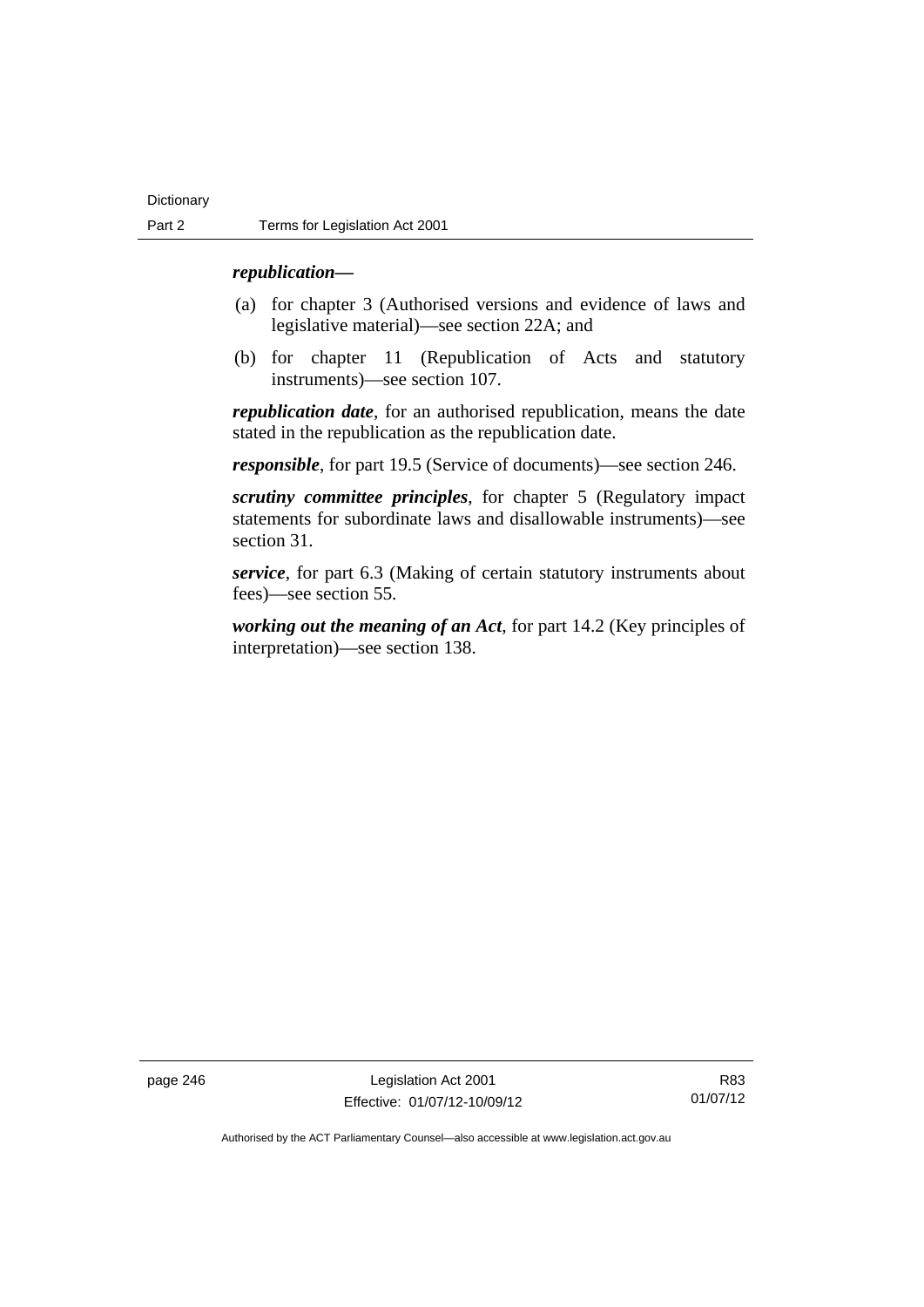***republication*—**

(a) for chapter 3 (Authorised versions and evidence of laws and legislative material)—see section 22A; and

(b) for chapter 11 (Republication of Acts and statutory instruments)—see section 107.

***republication date***, for an authorised republication, means the date stated in the republication as the republication date.

***responsible***, for part 19.5 (Service of documents)—see section 246.

***scrutiny committee principles***, for chapter 5 (Regulatory impact statements for subordinate laws and disallowable instruments)—see section 31.

***service***, for part 6.3 (Making of certain statutory instruments about fees)—see section 55.

***working out the meaning of an Act***, for part 14.2 (Key principles of interpretation)—see section 138.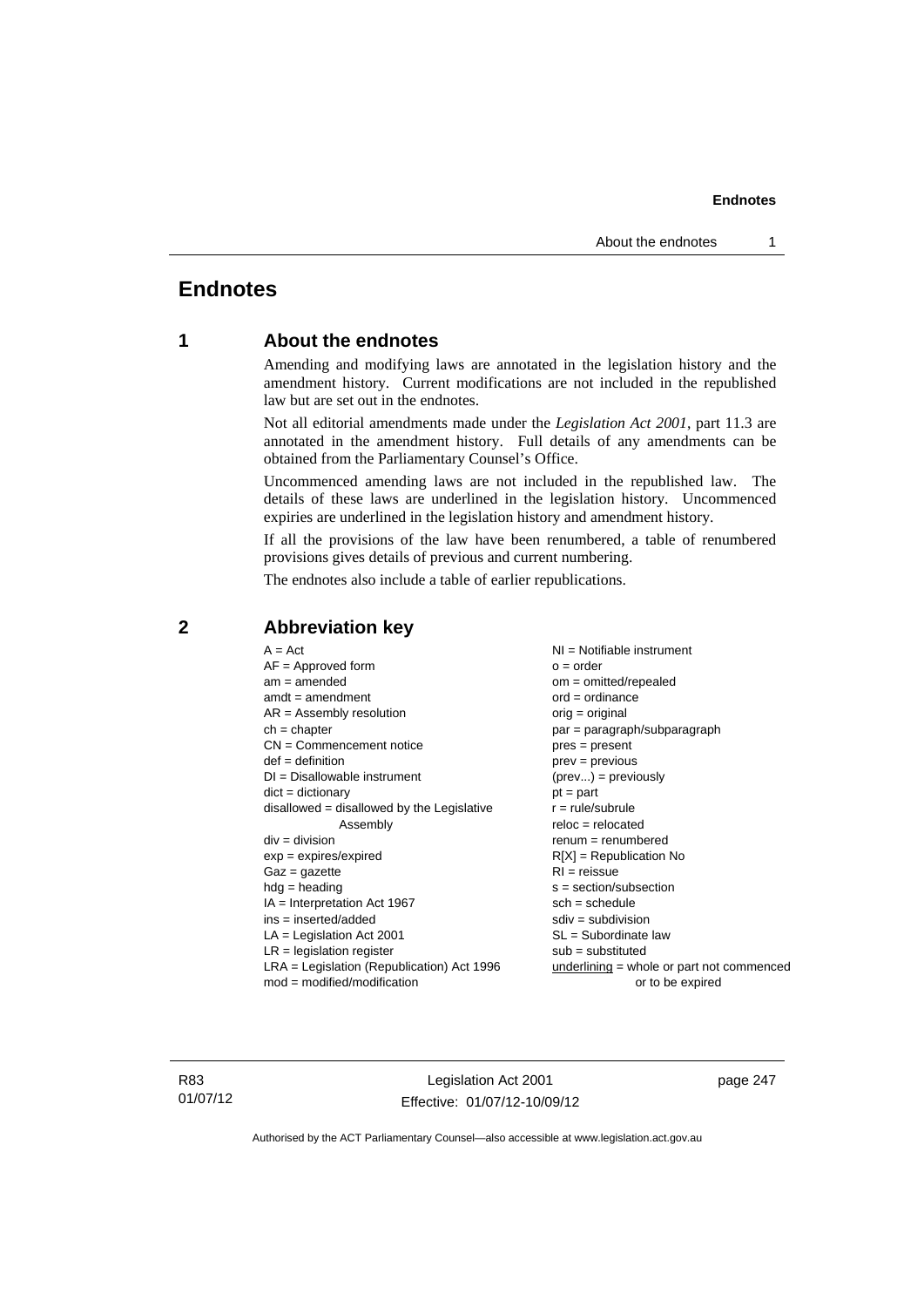# Endnotes

## 1 About the endnotes

Amending and modifying laws are annotated in the legislation history and the amendment history. Current modifications are not included in the republished law but are set out in the endnotes.

Not all editorial amendments made under the *Legislation Act 2001*, part 11.3 are annotated in the amendment history. Full details of any amendments can be obtained from the Parliamentary Counsel's Office.

Uncommenced amending laws are not included in the republished law. The details of these laws are underlined in the legislation history. Uncommenced expiries are underlined in the legislation history and amendment history.

If all the provisions of the law have been renumbered, a table of renumbered provisions gives details of previous and current numbering.

The endnotes also include a table of earlier republications.

## 2 Abbreviation key

A = Act
AF = Approved form
am = amended
amdt = amendment
AR = Assembly resolution
ch = chapter
CN = Commencement notice
def = definition
DI = Disallowable instrument
dict = dictionary
disallowed = disallowed by the Legislative Assembly
div = division
exp = expires/expired
Gaz = gazette
hdg = heading
IA = Interpretation Act 1967
ins = inserted/added
LA = Legislation Act 2001
LR = legislation register
LRA = Legislation (Republication) Act 1996
mod = modified/modification
NI = Notifiable instrument
o = order
om = omitted/repealed
ord = ordinance
orig = original
par = paragraph/subparagraph
pres = present
prev = previous
(prev...) = previously
pt = part
r = rule/subrule
reloc = relocated
renum = renumbered
R[X] = Republication No
RI = reissue
s = section/subsection
sch = schedule
sdiv = subdivision
SL = Subordinate law
sub = substituted
underlining = whole or part not commenced or to be expired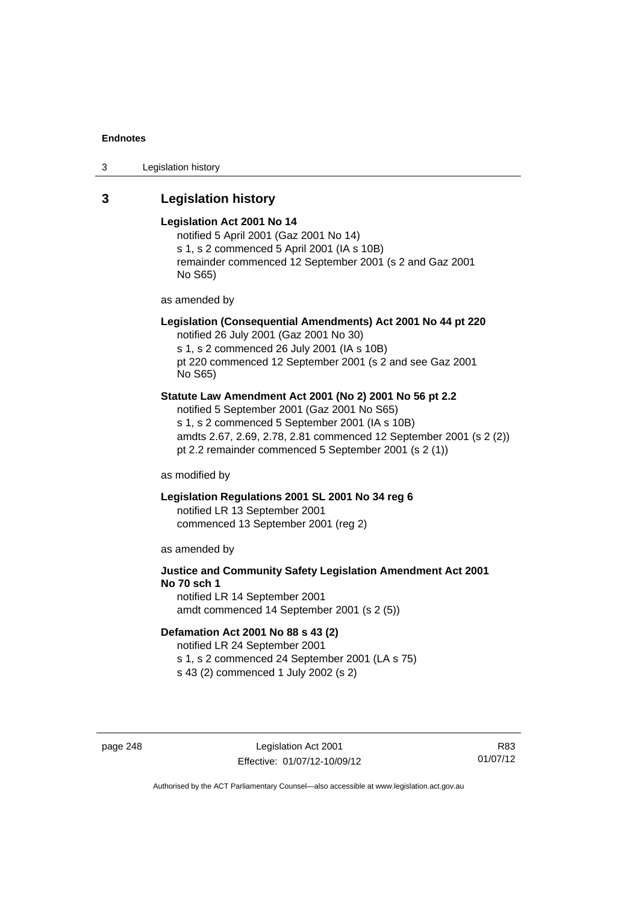## 3 Legislation history

**Legislation Act 2001 No 14**

notified 5 April 2001 (Gaz 2001 No 14)
s 1, s 2 commenced 5 April 2001 (IA s 10B)
remainder commenced 12 September 2001 (s 2 and Gaz 2001 No S65)

as amended by

**Legislation (Consequential Amendments) Act 2001 No 44 pt 220**

notified 26 July 2001 (Gaz 2001 No 30)
s 1, s 2 commenced 26 July 2001 (IA s 10B)
pt 220 commenced 12 September 2001 (s 2 and see Gaz 2001 No S65)

**Statute Law Amendment Act 2001 (No 2) 2001 No 56 pt 2.2**

notified 5 September 2001 (Gaz 2001 No S65)
s 1, s 2 commenced 5 September 2001 (IA s 10B)
amdts 2.67, 2.69, 2.78, 2.81 commenced 12 September 2001 (s 2 (2))
pt 2.2 remainder commenced 5 September 2001 (s 2 (1))

as modified by

**Legislation Regulations 2001 SL 2001 No 34 reg 6**

notified LR 13 September 2001
commenced 13 September 2001 (reg 2)

as amended by

**Justice and Community Safety Legislation Amendment Act 2001 No 70 sch 1**

notified LR 14 September 2001
amdt commenced 14 September 2001 (s 2 (5))

**Defamation Act 2001 No 88 s 43 (2)**

notified LR 24 September 2001
s 1, s 2 commenced 24 September 2001 (LA s 75)
s 43 (2) commenced 1 July 2002 (s 2)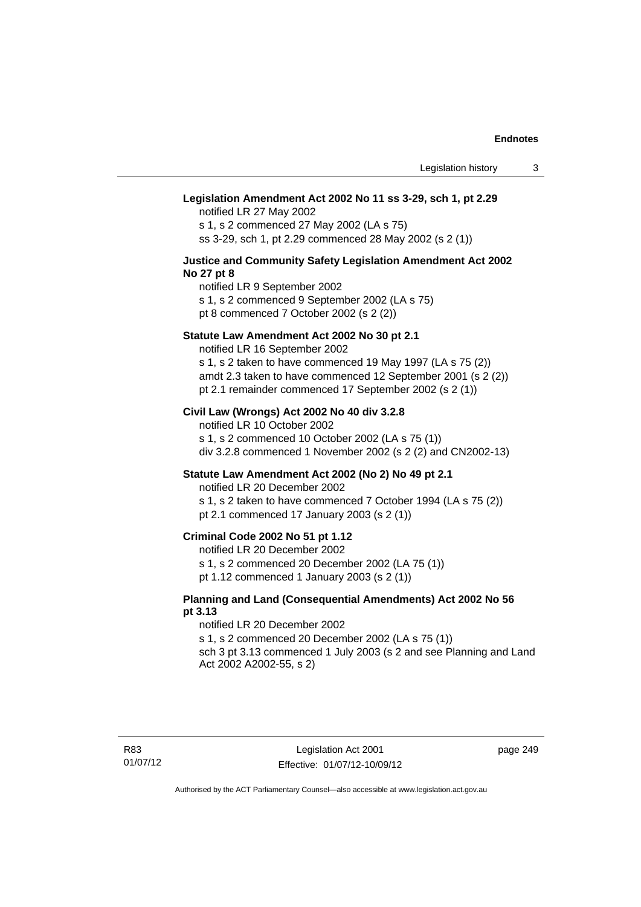**Legislation Amendment Act 2002 No 11 ss 3-29, sch 1, pt 2.29**

notified LR 27 May 2002
s 1, s 2 commenced 27 May 2002 (LA s 75)
ss 3-29, sch 1, pt 2.29 commenced 28 May 2002 (s 2 (1))

**Justice and Community Safety Legislation Amendment Act 2002 No 27 pt 8**

notified LR 9 September 2002
s 1, s 2 commenced 9 September 2002 (LA s 75)
pt 8 commenced 7 October 2002 (s 2 (2))

**Statute Law Amendment Act 2002 No 30 pt 2.1**

notified LR 16 September 2002
s 1, s 2 taken to have commenced 19 May 1997 (LA s 75 (2))
amdt 2.3 taken to have commenced 12 September 2001 (s 2 (2))
pt 2.1 remainder commenced 17 September 2002 (s 2 (1))

**Civil Law (Wrongs) Act 2002 No 40 div 3.2.8**

notified LR 10 October 2002
s 1, s 2 commenced 10 October 2002 (LA s 75 (1))
div 3.2.8 commenced 1 November 2002 (s 2 (2) and CN2002-13)

**Statute Law Amendment Act 2002 (No 2) No 49 pt 2.1**

notified LR 20 December 2002
s 1, s 2 taken to have commenced 7 October 1994 (LA s 75 (2))
pt 2.1 commenced 17 January 2003 (s 2 (1))

**Criminal Code 2002 No 51 pt 1.12**

notified LR 20 December 2002
s 1, s 2 commenced 20 December 2002 (LA 75 (1))
pt 1.12 commenced 1 January 2003 (s 2 (1))

**Planning and Land (Consequential Amendments) Act 2002 No 56 pt 3.13**

notified LR 20 December 2002
s 1, s 2 commenced 20 December 2002 (LA s 75 (1))
sch 3 pt 3.13 commenced 1 July 2003 (s 2 and see Planning and Land Act 2002 A2002-55, s 2)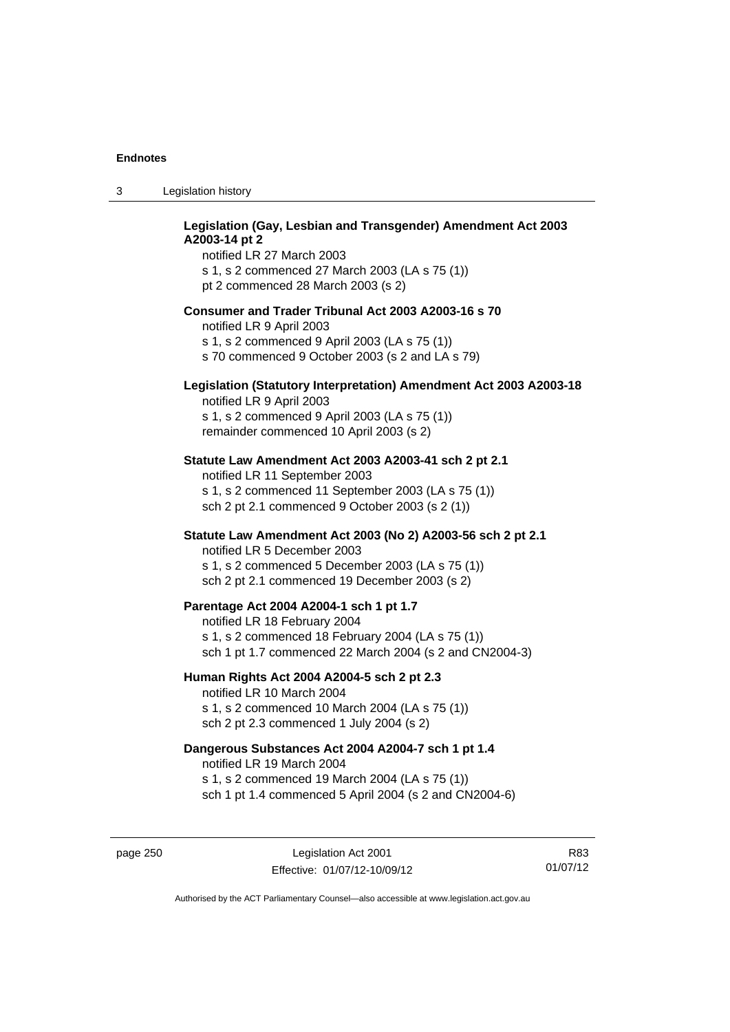**Legislation (Gay, Lesbian and Transgender) Amendment Act 2003 A2003-14 pt 2**

notified LR 27 March 2003
s 1, s 2 commenced 27 March 2003 (LA s 75 (1))
pt 2 commenced 28 March 2003 (s 2)

**Consumer and Trader Tribunal Act 2003 A2003-16 s 70**

notified LR 9 April 2003
s 1, s 2 commenced 9 April 2003 (LA s 75 (1))
s 70 commenced 9 October 2003 (s 2 and LA s 79)

**Legislation (Statutory Interpretation) Amendment Act 2003 A2003-18**

notified LR 9 April 2003
s 1, s 2 commenced 9 April 2003 (LA s 75 (1))
remainder commenced 10 April 2003 (s 2)

**Statute Law Amendment Act 2003 A2003-41 sch 2 pt 2.1**

notified LR 11 September 2003
s 1, s 2 commenced 11 September 2003 (LA s 75 (1))
sch 2 pt 2.1 commenced 9 October 2003 (s 2 (1))

**Statute Law Amendment Act 2003 (No 2) A2003-56 sch 2 pt 2.1**

notified LR 5 December 2003
s 1, s 2 commenced 5 December 2003 (LA s 75 (1))
sch 2 pt 2.1 commenced 19 December 2003 (s 2)

**Parentage Act 2004 A2004-1 sch 1 pt 1.7**

notified LR 18 February 2004
s 1, s 2 commenced 18 February 2004 (LA s 75 (1))
sch 1 pt 1.7 commenced 22 March 2004 (s 2 and CN2004-3)

**Human Rights Act 2004 A2004-5 sch 2 pt 2.3**

notified LR 10 March 2004
s 1, s 2 commenced 10 March 2004 (LA s 75 (1))
sch 2 pt 2.3 commenced 1 July 2004 (s 2)

**Dangerous Substances Act 2004 A2004-7 sch 1 pt 1.4**

notified LR 19 March 2004
s 1, s 2 commenced 19 March 2004 (LA s 75 (1))
sch 1 pt 1.4 commenced 5 April 2004 (s 2 and CN2004-6)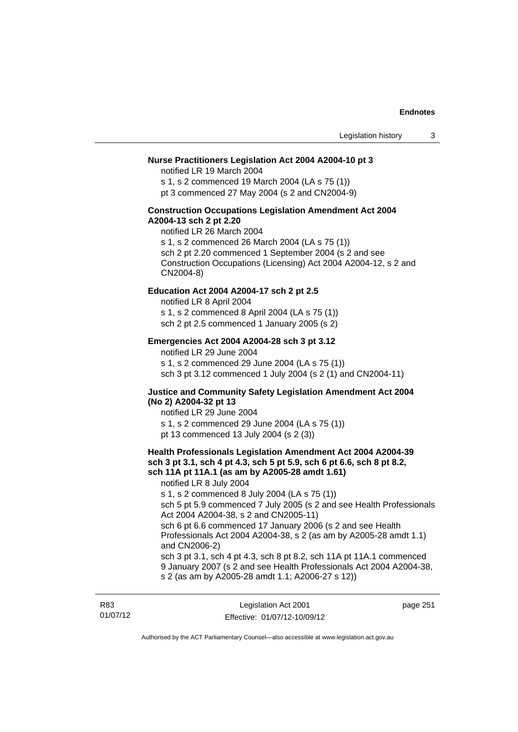**Nurse Practitioners Legislation Act 2004 A2004-10 pt 3**

notified LR 19 March 2004

s 1, s 2 commenced 19 March 2004 (LA s 75 (1))

pt 3 commenced 27 May 2004 (s 2 and CN2004-9)

**Construction Occupations Legislation Amendment Act 2004 A2004-13 sch 2 pt 2.20**

notified LR 26 March 2004

s 1, s 2 commenced 26 March 2004 (LA s 75 (1))

sch 2 pt 2.20 commenced 1 September 2004 (s 2 and see Construction Occupations (Licensing) Act 2004 A2004-12, s 2 and CN2004-8)

**Education Act 2004 A2004-17 sch 2 pt 2.5**

notified LR 8 April 2004

s 1, s 2 commenced 8 April 2004 (LA s 75 (1))

sch 2 pt 2.5 commenced 1 January 2005 (s 2)

**Emergencies Act 2004 A2004-28 sch 3 pt 3.12**

notified LR 29 June 2004

s 1, s 2 commenced 29 June 2004 (LA s 75 (1))

sch 3 pt 3.12 commenced 1 July 2004 (s 2 (1) and CN2004-11)

**Justice and Community Safety Legislation Amendment Act 2004 (No 2) A2004-32 pt 13**

notified LR 29 June 2004

s 1, s 2 commenced 29 June 2004 (LA s 75 (1))

pt 13 commenced 13 July 2004 (s 2 (3))

**Health Professionals Legislation Amendment Act 2004 A2004-39 sch 3 pt 3.1, sch 4 pt 4.3, sch 5 pt 5.9, sch 6 pt 6.6, sch 8 pt 8.2, sch 11A pt 11A.1 (as am by A2005-28 amdt 1.61)**

notified LR 8 July 2004

s 1, s 2 commenced 8 July 2004 (LA s 75 (1))

sch 5 pt 5.9 commenced 7 July 2005 (s 2 and see Health Professionals Act 2004 A2004-38, s 2 and CN2005-11)

sch 6 pt 6.6 commenced 17 January 2006 (s 2 and see Health Professionals Act 2004 A2004-38, s 2 (as am by A2005-28 amdt 1.1) and CN2006-2)

sch 3 pt 3.1, sch 4 pt 4.3, sch 8 pt 8.2, sch 11A pt 11A.1 commenced 9 January 2007 (s 2 and see Health Professionals Act 2004 A2004-38, s 2 (as am by A2005-28 amdt 1.1; A2006-27 s 12))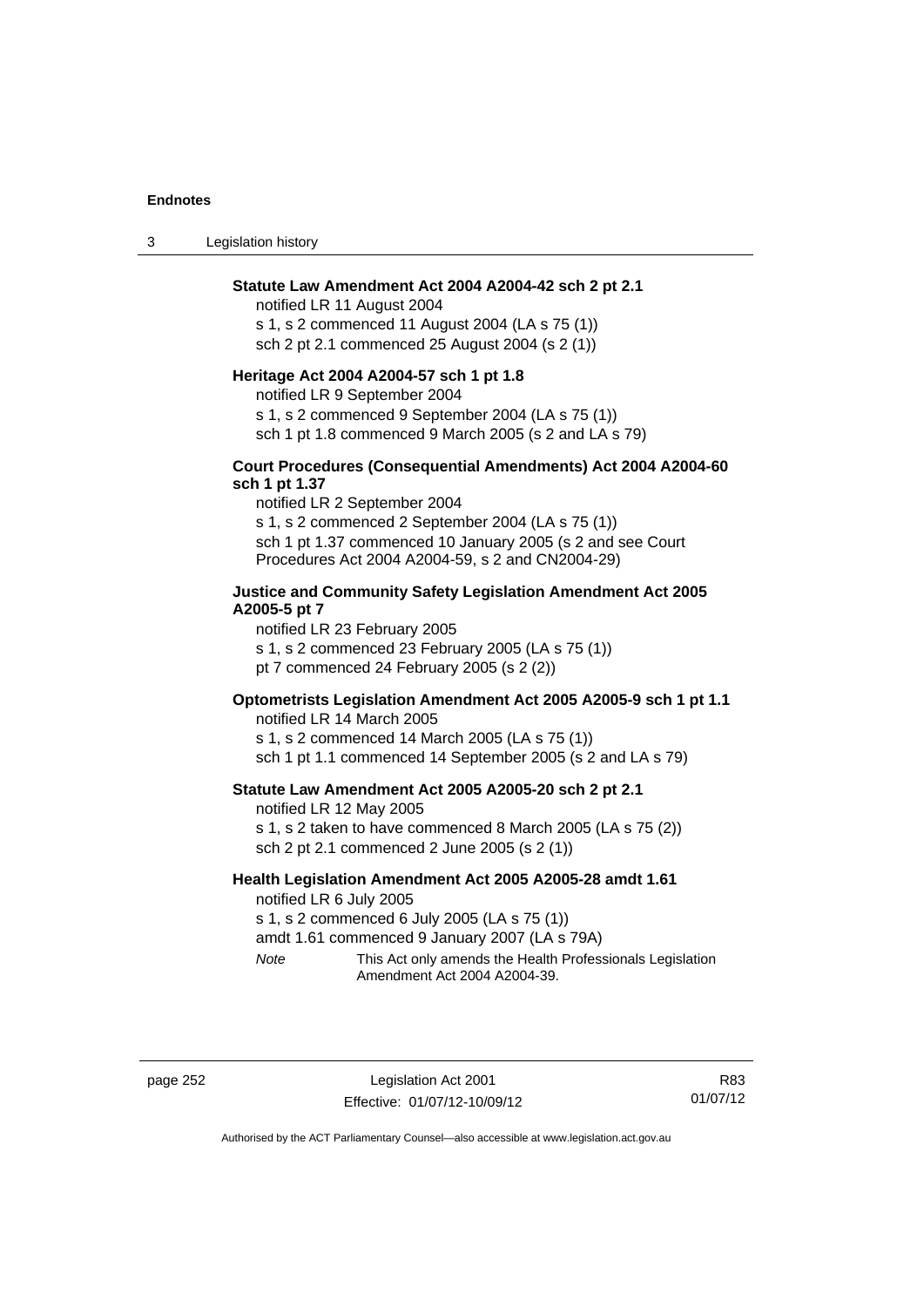**Statute Law Amendment Act 2004 A2004-42 sch 2 pt 2.1**

notified LR 11 August 2004

s 1, s 2 commenced 11 August 2004 (LA s 75 (1))

sch 2 pt 2.1 commenced 25 August 2004 (s 2 (1))

**Heritage Act 2004 A2004-57 sch 1 pt 1.8**

notified LR 9 September 2004

s 1, s 2 commenced 9 September 2004 (LA s 75 (1))

sch 1 pt 1.8 commenced 9 March 2005 (s 2 and LA s 79)

**Court Procedures (Consequential Amendments) Act 2004 A2004-60 sch 1 pt 1.37**

notified LR 2 September 2004

s 1, s 2 commenced 2 September 2004 (LA s 75 (1))

sch 1 pt 1.37 commenced 10 January 2005 (s 2 and see Court Procedures Act 2004 A2004-59, s 2 and CN2004-29)

**Justice and Community Safety Legislation Amendment Act 2005 A2005-5 pt 7**

notified LR 23 February 2005

s 1, s 2 commenced 23 February 2005 (LA s 75 (1))

pt 7 commenced 24 February 2005 (s 2 (2))

**Optometrists Legislation Amendment Act 2005 A2005-9 sch 1 pt 1.1**

notified LR 14 March 2005

s 1, s 2 commenced 14 March 2005 (LA s 75 (1))

sch 1 pt 1.1 commenced 14 September 2005 (s 2 and LA s 79)

**Statute Law Amendment Act 2005 A2005-20 sch 2 pt 2.1**

notified LR 12 May 2005

s 1, s 2 taken to have commenced 8 March 2005 (LA s 75 (2))

sch 2 pt 2.1 commenced 2 June 2005 (s 2 (1))

**Health Legislation Amendment Act 2005 A2005-28 amdt 1.61**

notified LR 6 July 2005

s 1, s 2 commenced 6 July 2005 (LA s 75 (1))

amdt 1.61 commenced 9 January 2007 (LA s 79A)

*Note* This Act only amends the Health Professionals Legislation Amendment Act 2004 A2004-39.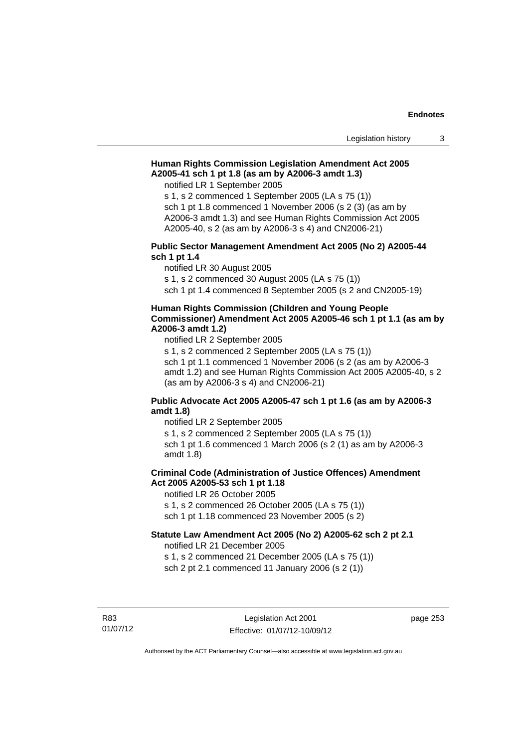**Human Rights Commission Legislation Amendment Act 2005 A2005-41 sch 1 pt 1.8 (as am by A2006-3 amdt 1.3)**

notified LR 1 September 2005

s 1, s 2 commenced 1 September 2005 (LA s 75 (1))

sch 1 pt 1.8 commenced 1 November 2006 (s 2 (3) (as am by A2006-3 amdt 1.3) and see Human Rights Commission Act 2005 A2005-40, s 2 (as am by A2006-3 s 4) and CN2006-21)

**Public Sector Management Amendment Act 2005 (No 2) A2005-44 sch 1 pt 1.4**

notified LR 30 August 2005

s 1, s 2 commenced 30 August 2005 (LA s 75 (1))

sch 1 pt 1.4 commenced 8 September 2005 (s 2 and CN2005-19)

**Human Rights Commission (Children and Young People Commissioner) Amendment Act 2005 A2005-46 sch 1 pt 1.1 (as am by A2006-3 amdt 1.2)**

notified LR 2 September 2005

s 1, s 2 commenced 2 September 2005 (LA s 75 (1))

sch 1 pt 1.1 commenced 1 November 2006 (s 2 (as am by A2006-3 amdt 1.2) and see Human Rights Commission Act 2005 A2005-40, s 2 (as am by A2006-3 s 4) and CN2006-21)

**Public Advocate Act 2005 A2005-47 sch 1 pt 1.6 (as am by A2006-3 amdt 1.8)**

notified LR 2 September 2005

s 1, s 2 commenced 2 September 2005 (LA s 75 (1))

sch 1 pt 1.6 commenced 1 March 2006 (s 2 (1) as am by A2006-3 amdt 1.8)

**Criminal Code (Administration of Justice Offences) Amendment Act 2005 A2005-53 sch 1 pt 1.18**

notified LR 26 October 2005

s 1, s 2 commenced 26 October 2005 (LA s 75 (1))

sch 1 pt 1.18 commenced 23 November 2005 (s 2)

**Statute Law Amendment Act 2005 (No 2) A2005-62 sch 2 pt 2.1**

notified LR 21 December 2005

s 1, s 2 commenced 21 December 2005 (LA s 75 (1))

sch 2 pt 2.1 commenced 11 January 2006 (s 2 (1))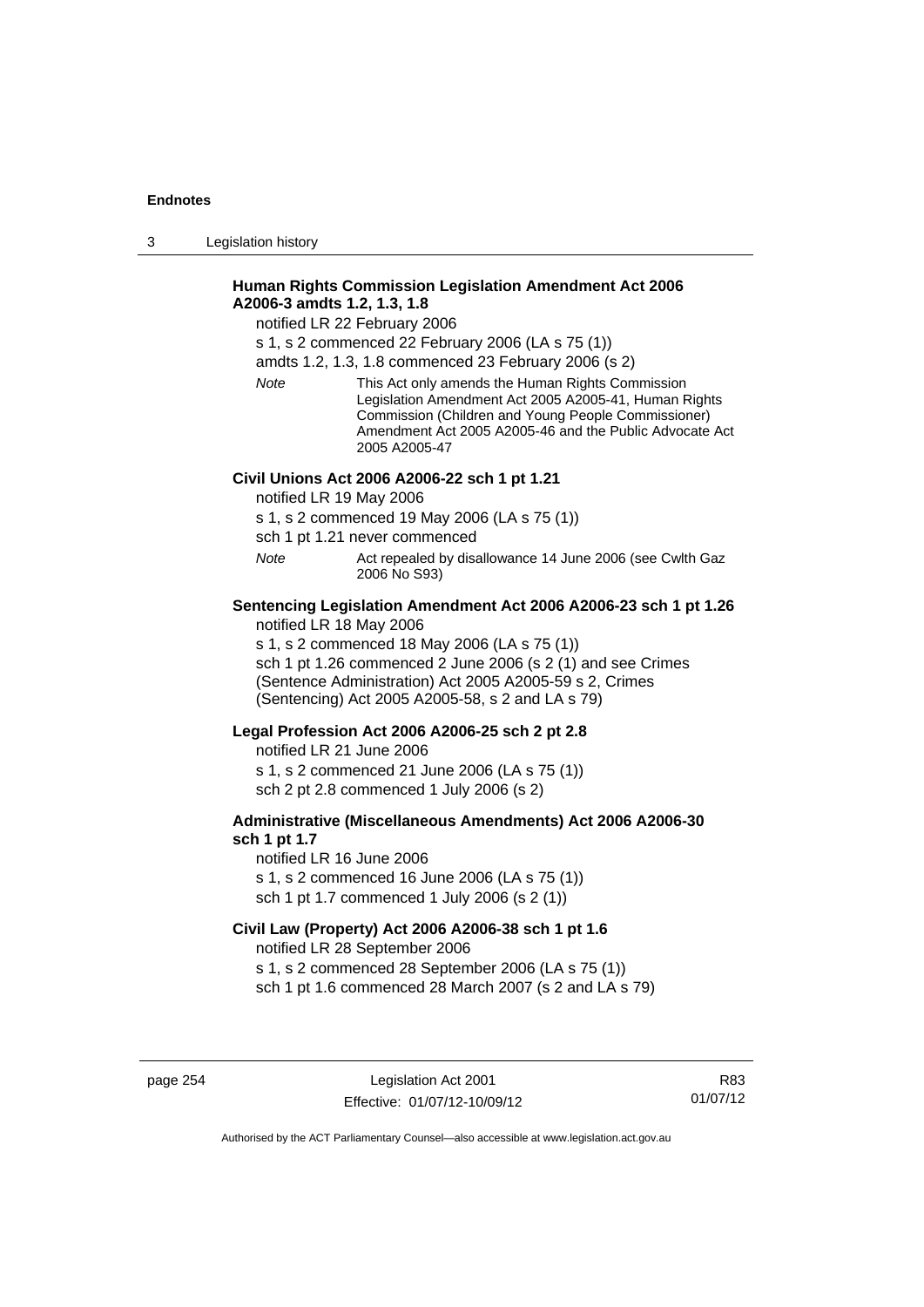**Human Rights Commission Legislation Amendment Act 2006 A2006-3 amdts 1.2, 1.3, 1.8**

notified LR 22 February 2006

s 1, s 2 commenced 22 February 2006 (LA s 75 (1))

amdts 1.2, 1.3, 1.8 commenced 23 February 2006 (s 2)

*Note* This Act only amends the Human Rights Commission Legislation Amendment Act 2005 A2005-41, Human Rights Commission (Children and Young People Commissioner) Amendment Act 2005 A2005-46 and the Public Advocate Act 2005 A2005-47

**Civil Unions Act 2006 A2006-22 sch 1 pt 1.21**

notified LR 19 May 2006

s 1, s 2 commenced 19 May 2006 (LA s 75 (1))

sch 1 pt 1.21 never commenced

*Note* Act repealed by disallowance 14 June 2006 (see Cwlth Gaz 2006 No S93)

**Sentencing Legislation Amendment Act 2006 A2006-23 sch 1 pt 1.26**

notified LR 18 May 2006

s 1, s 2 commenced 18 May 2006 (LA s 75 (1))

sch 1 pt 1.26 commenced 2 June 2006 (s 2 (1) and see Crimes (Sentence Administration) Act 2005 A2005-59 s 2, Crimes (Sentencing) Act 2005 A2005-58, s 2 and LA s 79)

**Legal Profession Act 2006 A2006-25 sch 2 pt 2.8**

notified LR 21 June 2006

s 1, s 2 commenced 21 June 2006 (LA s 75 (1))

sch 2 pt 2.8 commenced 1 July 2006 (s 2)

**Administrative (Miscellaneous Amendments) Act 2006 A2006-30 sch 1 pt 1.7**

notified LR 16 June 2006

s 1, s 2 commenced 16 June 2006 (LA s 75 (1))

sch 1 pt 1.7 commenced 1 July 2006 (s 2 (1))

**Civil Law (Property) Act 2006 A2006-38 sch 1 pt 1.6**

notified LR 28 September 2006

s 1, s 2 commenced 28 September 2006 (LA s 75 (1))

sch 1 pt 1.6 commenced 28 March 2007 (s 2 and LA s 79)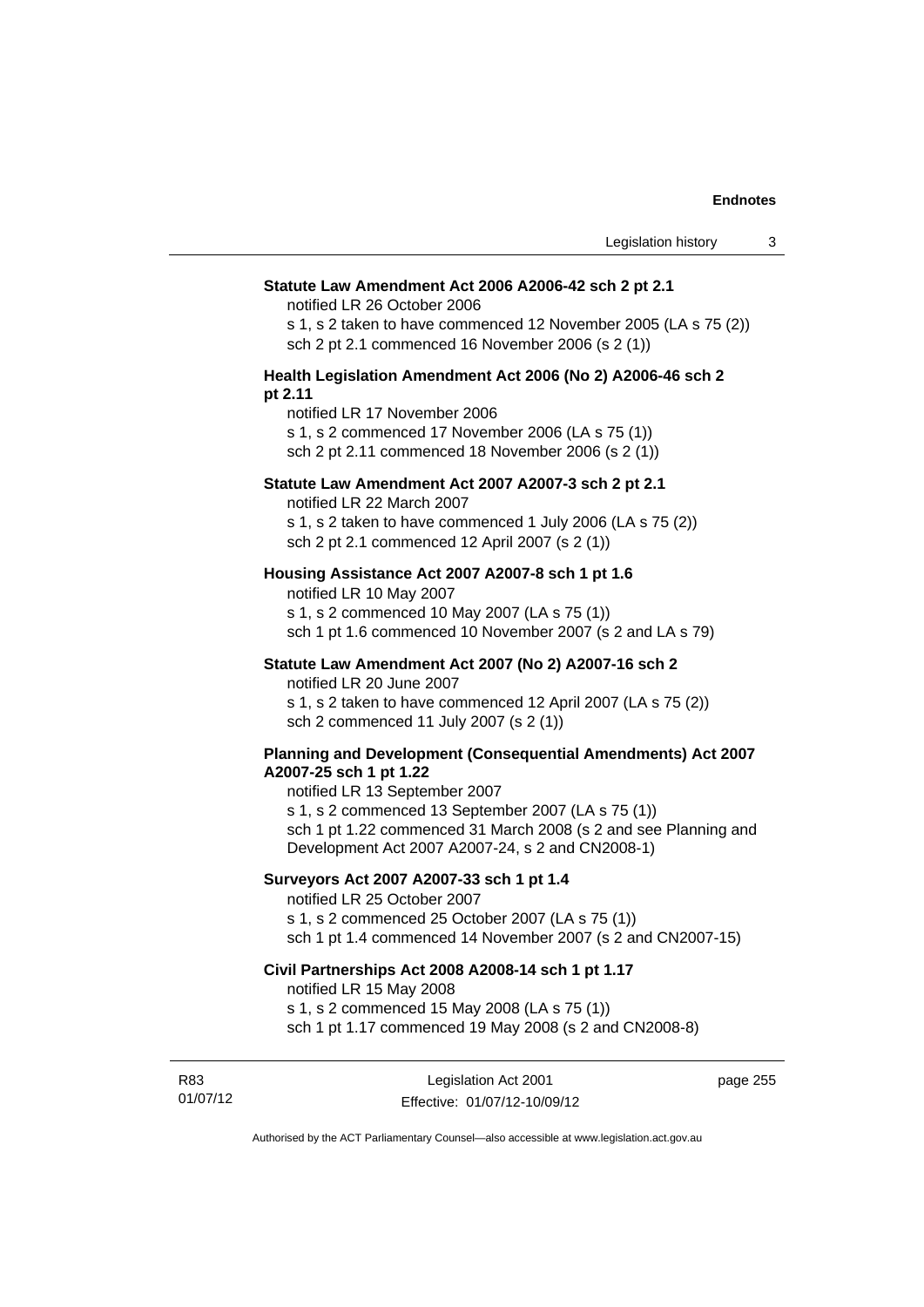**Statute Law Amendment Act 2006 A2006-42 sch 2 pt 2.1**

notified LR 26 October 2006

s 1, s 2 taken to have commenced 12 November 2005 (LA s 75 (2))

sch 2 pt 2.1 commenced 16 November 2006 (s 2 (1))

**Health Legislation Amendment Act 2006 (No 2) A2006-46 sch 2 pt 2.11**

notified LR 17 November 2006

s 1, s 2 commenced 17 November 2006 (LA s 75 (1))

sch 2 pt 2.11 commenced 18 November 2006 (s 2 (1))

**Statute Law Amendment Act 2007 A2007-3 sch 2 pt 2.1**

notified LR 22 March 2007

s 1, s 2 taken to have commenced 1 July 2006 (LA s 75 (2))

sch 2 pt 2.1 commenced 12 April 2007 (s 2 (1))

**Housing Assistance Act 2007 A2007-8 sch 1 pt 1.6**

notified LR 10 May 2007

s 1, s 2 commenced 10 May 2007 (LA s 75 (1))

sch 1 pt 1.6 commenced 10 November 2007 (s 2 and LA s 79)

**Statute Law Amendment Act 2007 (No 2) A2007-16 sch 2**

notified LR 20 June 2007

s 1, s 2 taken to have commenced 12 April 2007 (LA s 75 (2))

sch 2 commenced 11 July 2007 (s 2 (1))

**Planning and Development (Consequential Amendments) Act 2007 A2007-25 sch 1 pt 1.22**

notified LR 13 September 2007

s 1, s 2 commenced 13 September 2007 (LA s 75 (1))

sch 1 pt 1.22 commenced 31 March 2008 (s 2 and see Planning and Development Act 2007 A2007-24, s 2 and CN2008-1)

**Surveyors Act 2007 A2007-33 sch 1 pt 1.4**

notified LR 25 October 2007

s 1, s 2 commenced 25 October 2007 (LA s 75 (1))

sch 1 pt 1.4 commenced 14 November 2007 (s 2 and CN2007-15)

**Civil Partnerships Act 2008 A2008-14 sch 1 pt 1.17**

notified LR 15 May 2008

s 1, s 2 commenced 15 May 2008 (LA s 75 (1))

sch 1 pt 1.17 commenced 19 May 2008 (s 2 and CN2008-8)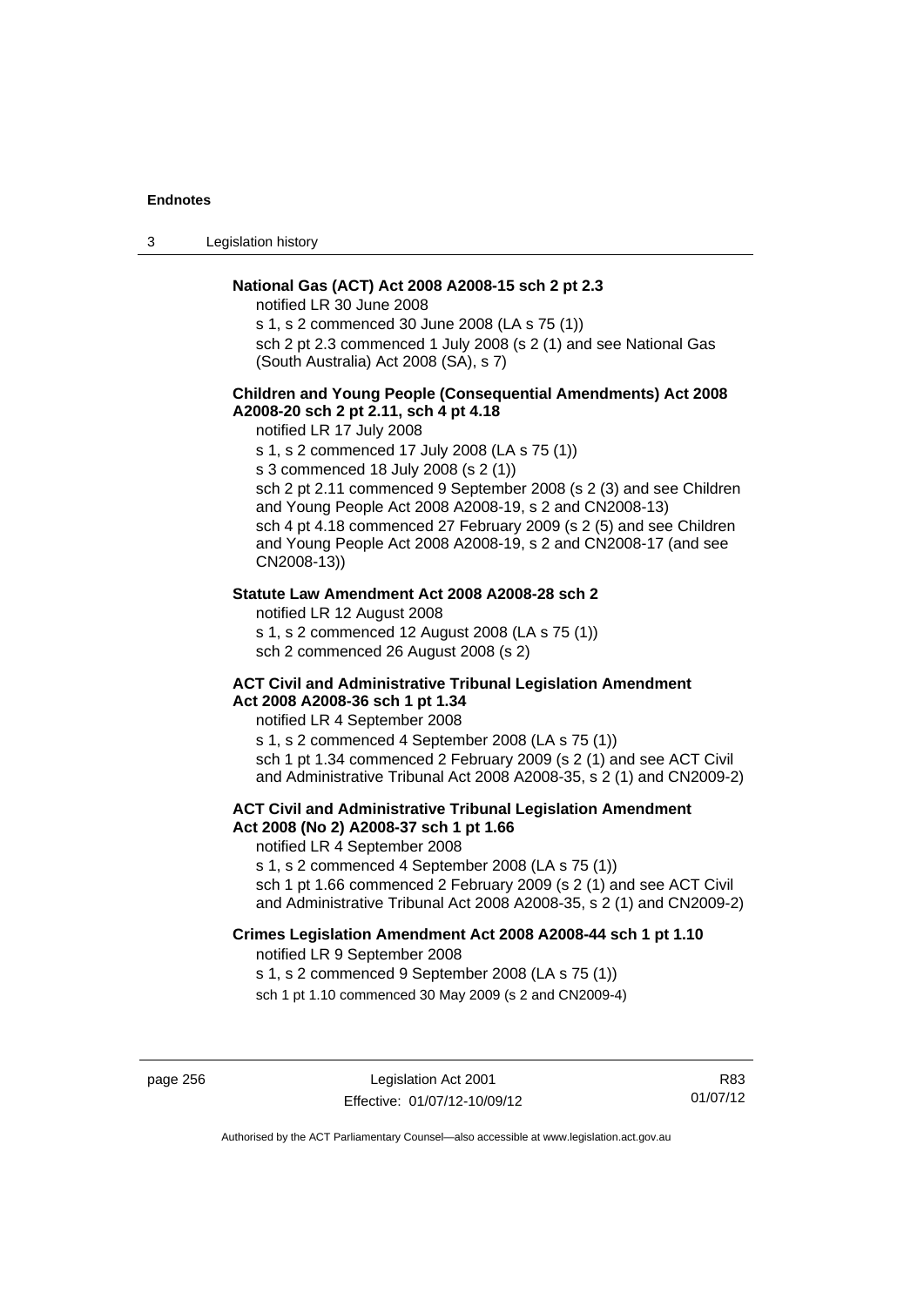**National Gas (ACT) Act 2008 A2008-15 sch 2 pt 2.3**

notified LR 30 June 2008

s 1, s 2 commenced 30 June 2008 (LA s 75 (1))

sch 2 pt 2.3 commenced 1 July 2008 (s 2 (1) and see National Gas (South Australia) Act 2008 (SA), s 7)

**Children and Young People (Consequential Amendments) Act 2008 A2008-20 sch 2 pt 2.11, sch 4 pt 4.18**

notified LR 17 July 2008

s 1, s 2 commenced 17 July 2008 (LA s 75 (1))

s 3 commenced 18 July 2008 (s 2 (1))

sch 2 pt 2.11 commenced 9 September 2008 (s 2 (3) and see Children and Young People Act 2008 A2008-19, s 2 and CN2008-13)

sch 4 pt 4.18 commenced 27 February 2009 (s 2 (5) and see Children and Young People Act 2008 A2008-19, s 2 and CN2008-17 (and see CN2008-13))

**Statute Law Amendment Act 2008 A2008-28 sch 2**

notified LR 12 August 2008

s 1, s 2 commenced 12 August 2008 (LA s 75 (1))

sch 2 commenced 26 August 2008 (s 2)

**ACT Civil and Administrative Tribunal Legislation Amendment Act 2008 A2008-36 sch 1 pt 1.34**

notified LR 4 September 2008

s 1, s 2 commenced 4 September 2008 (LA s 75 (1))

sch 1 pt 1.34 commenced 2 February 2009 (s 2 (1) and see ACT Civil and Administrative Tribunal Act 2008 A2008-35, s 2 (1) and CN2009-2)

**ACT Civil and Administrative Tribunal Legislation Amendment Act 2008 (No 2) A2008-37 sch 1 pt 1.66**

notified LR 4 September 2008

s 1, s 2 commenced 4 September 2008 (LA s 75 (1))

sch 1 pt 1.66 commenced 2 February 2009 (s 2 (1) and see ACT Civil and Administrative Tribunal Act 2008 A2008-35, s 2 (1) and CN2009-2)

**Crimes Legislation Amendment Act 2008 A2008-44 sch 1 pt 1.10**

notified LR 9 September 2008

s 1, s 2 commenced 9 September 2008 (LA s 75 (1))

sch 1 pt 1.10 commenced 30 May 2009 (s 2 and CN2009-4)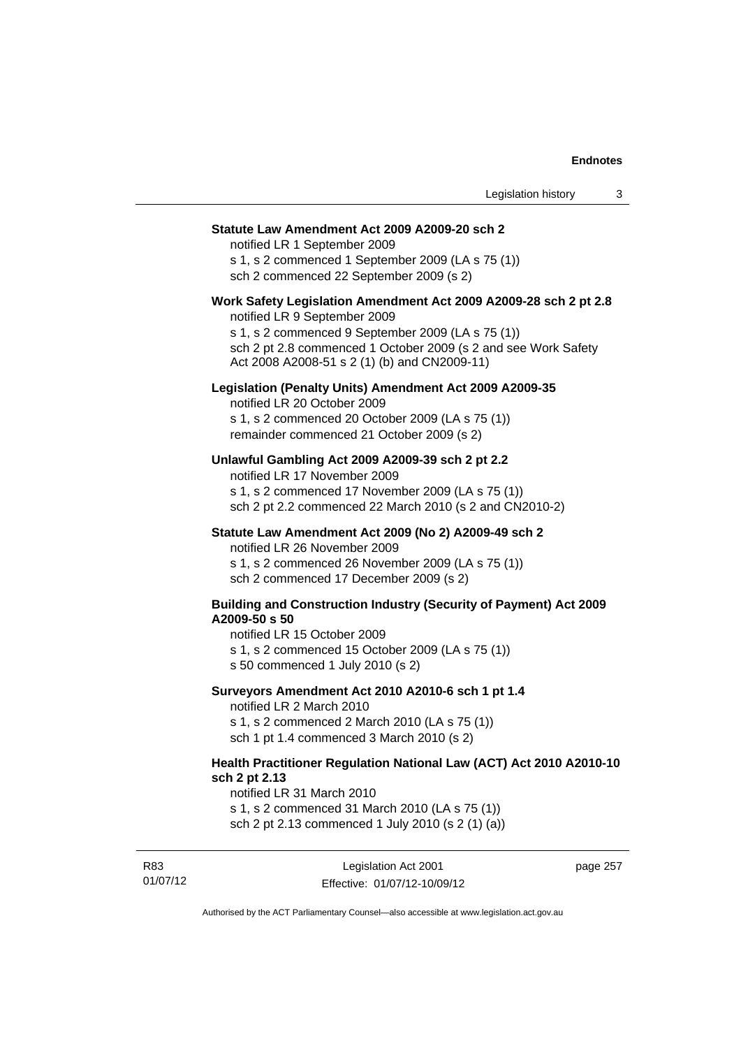**Statute Law Amendment Act 2009 A2009-20 sch 2**

notified LR 1 September 2009

s 1, s 2 commenced 1 September 2009 (LA s 75 (1))

sch 2 commenced 22 September 2009 (s 2)

**Work Safety Legislation Amendment Act 2009 A2009-28 sch 2 pt 2.8**

notified LR 9 September 2009

s 1, s 2 commenced 9 September 2009 (LA s 75 (1))

sch 2 pt 2.8 commenced 1 October 2009 (s 2 and see Work Safety Act 2008 A2008-51 s 2 (1) (b) and CN2009-11)

**Legislation (Penalty Units) Amendment Act 2009 A2009-35**

notified LR 20 October 2009

s 1, s 2 commenced 20 October 2009 (LA s 75 (1))

remainder commenced 21 October 2009 (s 2)

**Unlawful Gambling Act 2009 A2009-39 sch 2 pt 2.2**

notified LR 17 November 2009

s 1, s 2 commenced 17 November 2009 (LA s 75 (1))

sch 2 pt 2.2 commenced 22 March 2010 (s 2 and CN2010-2)

**Statute Law Amendment Act 2009 (No 2) A2009-49 sch 2**

notified LR 26 November 2009

s 1, s 2 commenced 26 November 2009 (LA s 75 (1))

sch 2 commenced 17 December 2009 (s 2)

**Building and Construction Industry (Security of Payment) Act 2009 A2009-50 s 50**

notified LR 15 October 2009

s 1, s 2 commenced 15 October 2009 (LA s 75 (1))

s 50 commenced 1 July 2010 (s 2)

**Surveyors Amendment Act 2010 A2010-6 sch 1 pt 1.4**

notified LR 2 March 2010

s 1, s 2 commenced 2 March 2010 (LA s 75 (1))

sch 1 pt 1.4 commenced 3 March 2010 (s 2)

**Health Practitioner Regulation National Law (ACT) Act 2010 A2010-10 sch 2 pt 2.13**

notified LR 31 March 2010

s 1, s 2 commenced 31 March 2010 (LA s 75 (1))

sch 2 pt 2.13 commenced 1 July 2010 (s 2 (1) (a))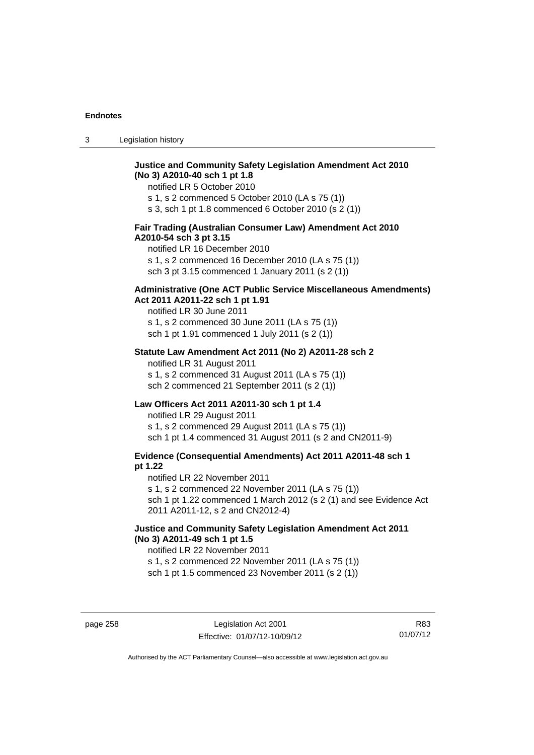**Justice and Community Safety Legislation Amendment Act 2010 (No 3) A2010-40 sch 1 pt 1.8**

notified LR 5 October 2010

s 1, s 2 commenced 5 October 2010 (LA s 75 (1))

s 3, sch 1 pt 1.8 commenced 6 October 2010 (s 2 (1))

**Fair Trading (Australian Consumer Law) Amendment Act 2010 A2010-54 sch 3 pt 3.15**

notified LR 16 December 2010

s 1, s 2 commenced 16 December 2010 (LA s 75 (1))

sch 3 pt 3.15 commenced 1 January 2011 (s 2 (1))

**Administrative (One ACT Public Service Miscellaneous Amendments) Act 2011 A2011-22 sch 1 pt 1.91**

notified LR 30 June 2011

s 1, s 2 commenced 30 June 2011 (LA s 75 (1))

sch 1 pt 1.91 commenced 1 July 2011 (s 2 (1))

**Statute Law Amendment Act 2011 (No 2) A2011-28 sch 2**

notified LR 31 August 2011

s 1, s 2 commenced 31 August 2011 (LA s 75 (1))

sch 2 commenced 21 September 2011 (s 2 (1))

**Law Officers Act 2011 A2011-30 sch 1 pt 1.4**

notified LR 29 August 2011

s 1, s 2 commenced 29 August 2011 (LA s 75 (1))

sch 1 pt 1.4 commenced 31 August 2011 (s 2 and CN2011-9)

**Evidence (Consequential Amendments) Act 2011 A2011-48 sch 1 pt 1.22**

notified LR 22 November 2011

s 1, s 2 commenced 22 November 2011 (LA s 75 (1))

sch 1 pt 1.22 commenced 1 March 2012 (s 2 (1) and see Evidence Act 2011 A2011-12, s 2 and CN2012-4)

**Justice and Community Safety Legislation Amendment Act 2011 (No 3) A2011-49 sch 1 pt 1.5**

notified LR 22 November 2011

s 1, s 2 commenced 22 November 2011 (LA s 75 (1))

sch 1 pt 1.5 commenced 23 November 2011 (s 2 (1))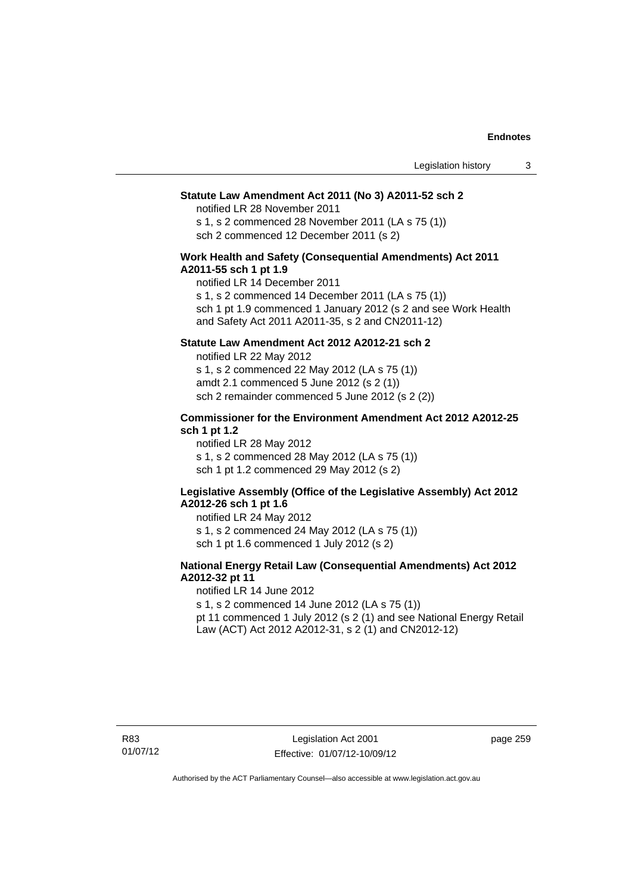**Statute Law Amendment Act 2011 (No 3) A2011-52 sch 2**

notified LR 28 November 2011

s 1, s 2 commenced 28 November 2011 (LA s 75 (1))

sch 2 commenced 12 December 2011 (s 2)

**Work Health and Safety (Consequential Amendments) Act 2011 A2011-55 sch 1 pt 1.9**

notified LR 14 December 2011

s 1, s 2 commenced 14 December 2011 (LA s 75 (1))

sch 1 pt 1.9 commenced 1 January 2012 (s 2 and see Work Health and Safety Act 2011 A2011-35, s 2 and CN2011-12)

**Statute Law Amendment Act 2012 A2012-21 sch 2**

notified LR 22 May 2012

s 1, s 2 commenced 22 May 2012 (LA s 75 (1))

amdt 2.1 commenced 5 June 2012 (s 2 (1))

sch 2 remainder commenced 5 June 2012 (s 2 (2))

**Commissioner for the Environment Amendment Act 2012 A2012-25 sch 1 pt 1.2**

notified LR 28 May 2012

s 1, s 2 commenced 28 May 2012 (LA s 75 (1))

sch 1 pt 1.2 commenced 29 May 2012 (s 2)

**Legislative Assembly (Office of the Legislative Assembly) Act 2012 A2012-26 sch 1 pt 1.6**

notified LR 24 May 2012

s 1, s 2 commenced 24 May 2012 (LA s 75 (1))

sch 1 pt 1.6 commenced 1 July 2012 (s 2)

**National Energy Retail Law (Consequential Amendments) Act 2012 A2012-32 pt 11**

notified LR 14 June 2012

s 1, s 2 commenced 14 June 2012 (LA s 75 (1))

pt 11 commenced 1 July 2012 (s 2 (1) and see National Energy Retail Law (ACT) Act 2012 A2012-31, s 2 (1) and CN2012-12)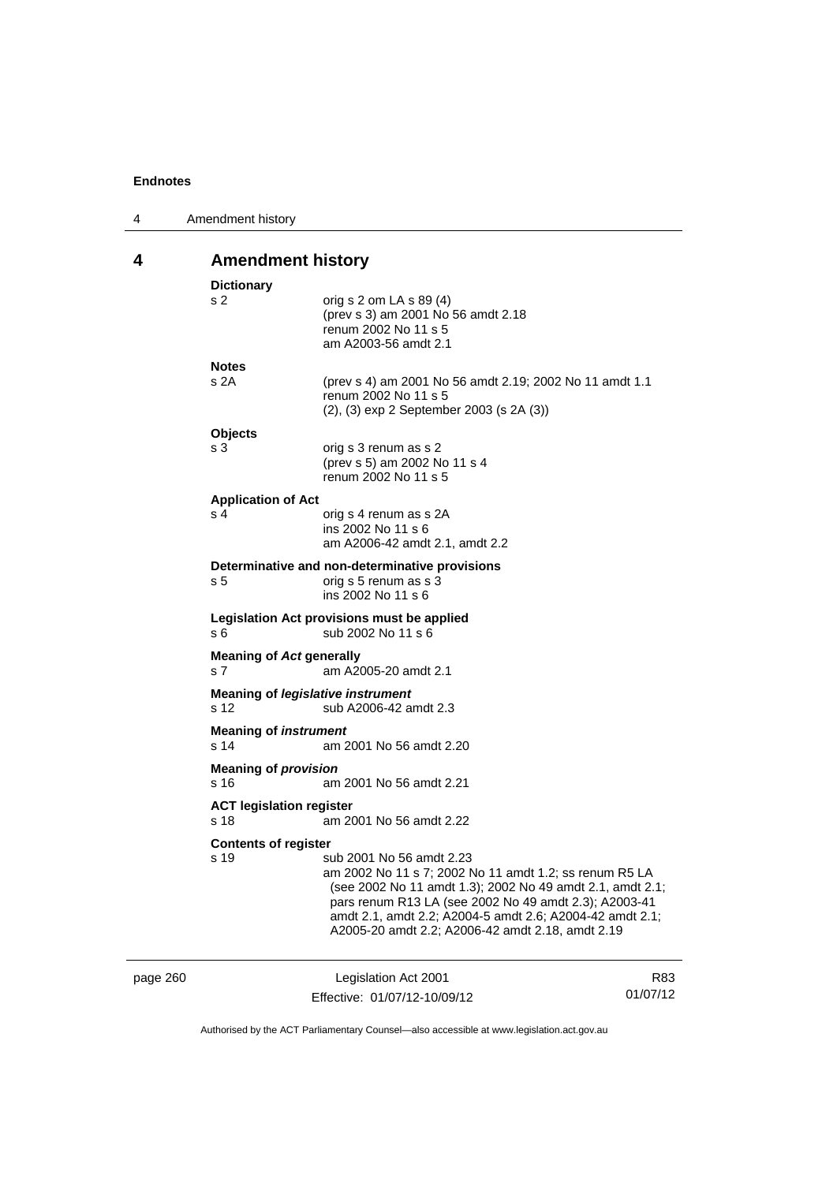## 4 Amendment history

**Dictionary**
s 2 — orig s 2 om LA s 89 (4)
(prev s 3) am 2001 No 56 amdt 2.18
renum 2002 No 11 s 5
am A2003-56 amdt 2.1

**Notes**
s 2A — (prev s 4) am 2001 No 56 amdt 2.19; 2002 No 11 amdt 1.1
renum 2002 No 11 s 5
(2), (3) exp 2 September 2003 (s 2A (3))

**Objects**
s 3 — orig s 3 renum as s 2
(prev s 5) am 2002 No 11 s 4
renum 2002 No 11 s 5

**Application of Act**
s 4 — orig s 4 renum as s 2A
ins 2002 No 11 s 6
am A2006-42 amdt 2.1, amdt 2.2

**Determinative and non-determinative provisions**
s 5 — orig s 5 renum as s 3
ins 2002 No 11 s 6

**Legislation Act provisions must be applied**
s 6 — sub 2002 No 11 s 6

**Meaning of *Act* generally**
s 7 — am A2005-20 amdt 2.1

**Meaning of *legislative instrument***
s 12 — sub A2006-42 amdt 2.3

**Meaning of *instrument***
s 14 — am 2001 No 56 amdt 2.20

**Meaning of *provision***
s 16 — am 2001 No 56 amdt 2.21

**ACT legislation register**
s 18 — am 2001 No 56 amdt 2.22

**Contents of register**
s 19 — sub 2001 No 56 amdt 2.23
am 2002 No 11 s 7; 2002 No 11 amdt 1.2; ss renum R5 LA (see 2002 No 11 amdt 1.3); 2002 No 49 amdt 2.1, amdt 2.1; pars renum R13 LA (see 2002 No 49 amdt 2.3); A2003-41 amdt 2.1, amdt 2.2; A2004-5 amdt 2.6; A2004-42 amdt 2.1; A2005-20 amdt 2.2; A2006-42 amdt 2.18, amdt 2.19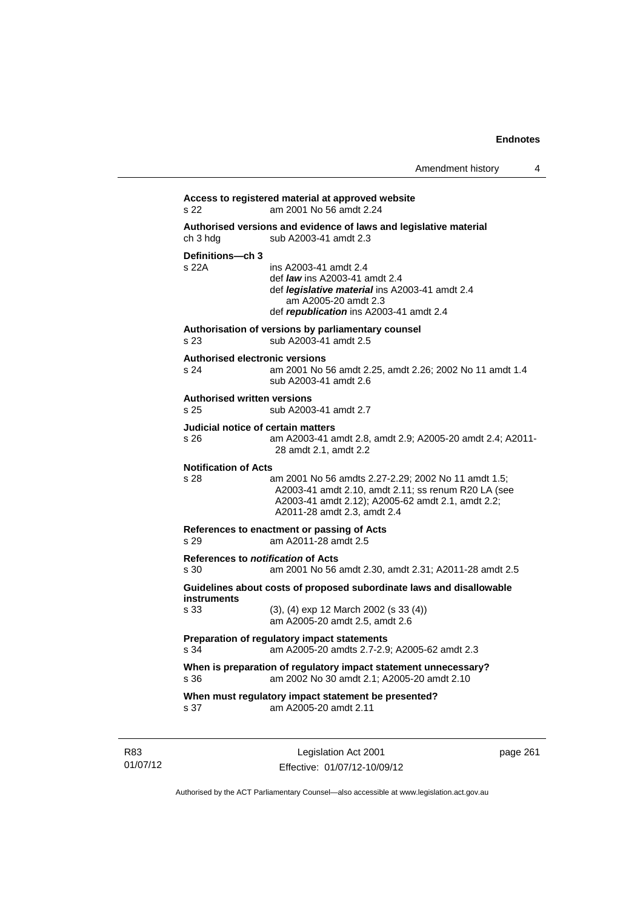**Access to registered material at approved website**
s 22 am 2001 No 56 amdt 2.24

**Authorised versions and evidence of laws and legislative material**
ch 3 hdg sub A2003-41 amdt 2.3

**Definitions—ch 3**
s 22A ins A2003-41 amdt 2.4
def ***law*** ins A2003-41 amdt 2.4
def ***legislative material*** ins A2003-41 amdt 2.4
am A2005-20 amdt 2.3
def ***republication*** ins A2003-41 amdt 2.4

**Authorisation of versions by parliamentary counsel**
s 23 sub A2003-41 amdt 2.5

**Authorised electronic versions**
s 24 am 2001 No 56 amdt 2.25, amdt 2.26; 2002 No 11 amdt 1.4
sub A2003-41 amdt 2.6

**Authorised written versions**
s 25 sub A2003-41 amdt 2.7

**Judicial notice of certain matters**
s 26 am A2003-41 amdt 2.8, amdt 2.9; A2005-20 amdt 2.4; A2011-28 amdt 2.1, amdt 2.2

**Notification of Acts**
s 28 am 2001 No 56 amdts 2.27-2.29; 2002 No 11 amdt 1.5; A2003-41 amdt 2.10, amdt 2.11; ss renum R20 LA (see A2003-41 amdt 2.12); A2005-62 amdt 2.1, amdt 2.2; A2011-28 amdt 2.3, amdt 2.4

**References to enactment or passing of Acts**
s 29 am A2011-28 amdt 2.5

**References to *notification* of Acts**
s 30 am 2001 No 56 amdt 2.30, amdt 2.31; A2011-28 amdt 2.5

**Guidelines about costs of proposed subordinate laws and disallowable instruments**
s 33 (3), (4) exp 12 March 2002 (s 33 (4))
am A2005-20 amdt 2.5, amdt 2.6

**Preparation of regulatory impact statements**
s 34 am A2005-20 amdts 2.7-2.9; A2005-62 amdt 2.3

**When is preparation of regulatory impact statement unnecessary?**
s 36 am 2002 No 30 amdt 2.1; A2005-20 amdt 2.10

**When must regulatory impact statement be presented?**
s 37 am A2005-20 amdt 2.11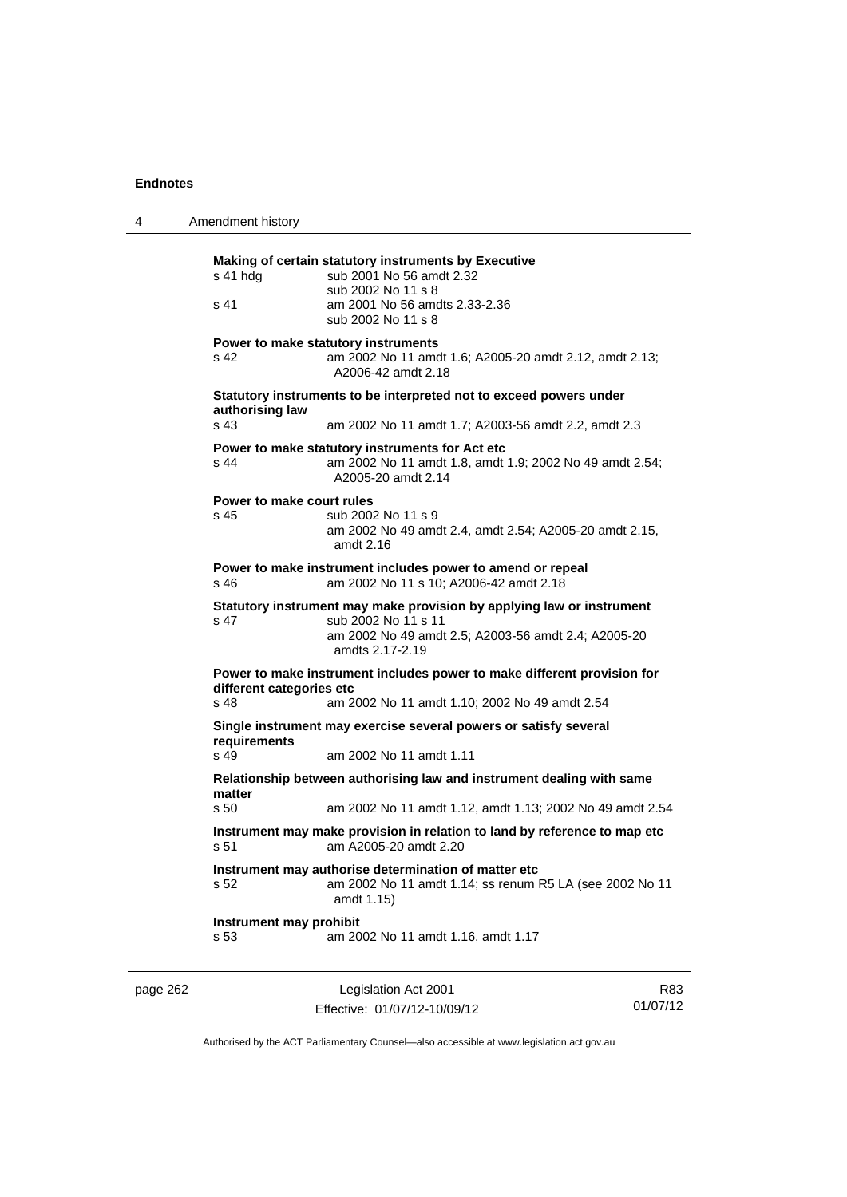**Making of certain statutory instruments by Executive**

s 41 hdg sub 2001 No 56 amdt 2.32
sub 2002 No 11 s 8

s 41 am 2001 No 56 amdts 2.33-2.36
sub 2002 No 11 s 8

**Power to make statutory instruments**

s 42 am 2002 No 11 amdt 1.6; A2005-20 amdt 2.12, amdt 2.13; A2006-42 amdt 2.18

**Statutory instruments to be interpreted not to exceed powers under authorising law**

s 43 am 2002 No 11 amdt 1.7; A2003-56 amdt 2.2, amdt 2.3

**Power to make statutory instruments for Act etc**

s 44 am 2002 No 11 amdt 1.8, amdt 1.9; 2002 No 49 amdt 2.54; A2005-20 amdt 2.14

**Power to make court rules**

s 45 sub 2002 No 11 s 9
am 2002 No 49 amdt 2.4, amdt 2.54; A2005-20 amdt 2.15, amdt 2.16

**Power to make instrument includes power to amend or repeal**

s 46 am 2002 No 11 s 10; A2006-42 amdt 2.18

**Statutory instrument may make provision by applying law or instrument**

s 47 sub 2002 No 11 s 11
am 2002 No 49 amdt 2.5; A2003-56 amdt 2.4; A2005-20 amdts 2.17-2.19

**Power to make instrument includes power to make different provision for different categories etc**

s 48 am 2002 No 11 amdt 1.10; 2002 No 49 amdt 2.54

**Single instrument may exercise several powers or satisfy several requirements**

s 49 am 2002 No 11 amdt 1.11

**Relationship between authorising law and instrument dealing with same matter**

s 50 am 2002 No 11 amdt 1.12, amdt 1.13; 2002 No 49 amdt 2.54

**Instrument may make provision in relation to land by reference to map etc**

s 51 am A2005-20 amdt 2.20

**Instrument may authorise determination of matter etc**

s 52 am 2002 No 11 amdt 1.14; ss renum R5 LA (see 2002 No 11 amdt 1.15)

**Instrument may prohibit**

s 53 am 2002 No 11 amdt 1.16, amdt 1.17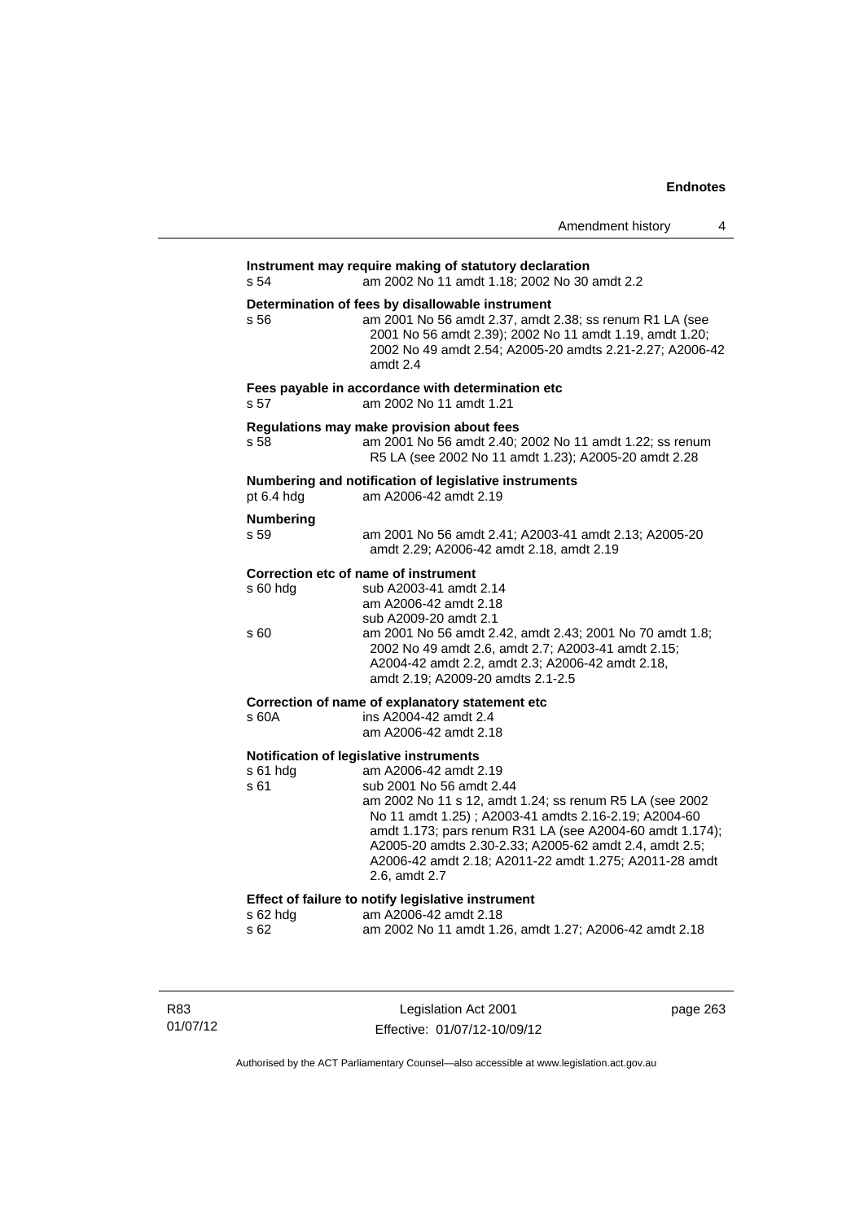**Instrument may require making of statutory declaration**

s 54 am 2002 No 11 amdt 1.18; 2002 No 30 amdt 2.2

**Determination of fees by disallowable instrument**

s 56 am 2001 No 56 amdt 2.37, amdt 2.38; ss renum R1 LA (see 2001 No 56 amdt 2.39); 2002 No 11 amdt 1.19, amdt 1.20; 2002 No 49 amdt 2.54; A2005-20 amdts 2.21-2.27; A2006-42 amdt 2.4

**Fees payable in accordance with determination etc**

s 57 am 2002 No 11 amdt 1.21

**Regulations may make provision about fees**

s 58 am 2001 No 56 amdt 2.40; 2002 No 11 amdt 1.22; ss renum R5 LA (see 2002 No 11 amdt 1.23); A2005-20 amdt 2.28

**Numbering and notification of legislative instruments**

pt 6.4 hdg am A2006-42 amdt 2.19

**Numbering**

s 59 am 2001 No 56 amdt 2.41; A2003-41 amdt 2.13; A2005-20 amdt 2.29; A2006-42 amdt 2.18, amdt 2.19

**Correction etc of name of instrument**

s 60 hdg sub A2003-41 amdt 2.14
am A2006-42 amdt 2.18
sub A2009-20 amdt 2.1

s 60 am 2001 No 56 amdt 2.42, amdt 2.43; 2001 No 70 amdt 1.8; 2002 No 49 amdt 2.6, amdt 2.7; A2003-41 amdt 2.15; A2004-42 amdt 2.2, amdt 2.3; A2006-42 amdt 2.18, amdt 2.19; A2009-20 amdts 2.1-2.5

**Correction of name of explanatory statement etc**

s 60A ins A2004-42 amdt 2.4
am A2006-42 amdt 2.18

**Notification of legislative instruments**

s 61 hdg am A2006-42 amdt 2.19

s 61 sub 2001 No 56 amdt 2.44
am 2002 No 11 s 12, amdt 1.24; ss renum R5 LA (see 2002 No 11 amdt 1.25) ; A2003-41 amdts 2.16-2.19; A2004-60 amdt 1.173; pars renum R31 LA (see A2004-60 amdt 1.174); A2005-20 amdts 2.30-2.33; A2005-62 amdt 2.4, amdt 2.5; A2006-42 amdt 2.18; A2011-22 amdt 1.275; A2011-28 amdt 2.6, amdt 2.7

**Effect of failure to notify legislative instrument**

s 62 hdg am A2006-42 amdt 2.18

s 62 am 2002 No 11 amdt 1.26, amdt 1.27; A2006-42 amdt 2.18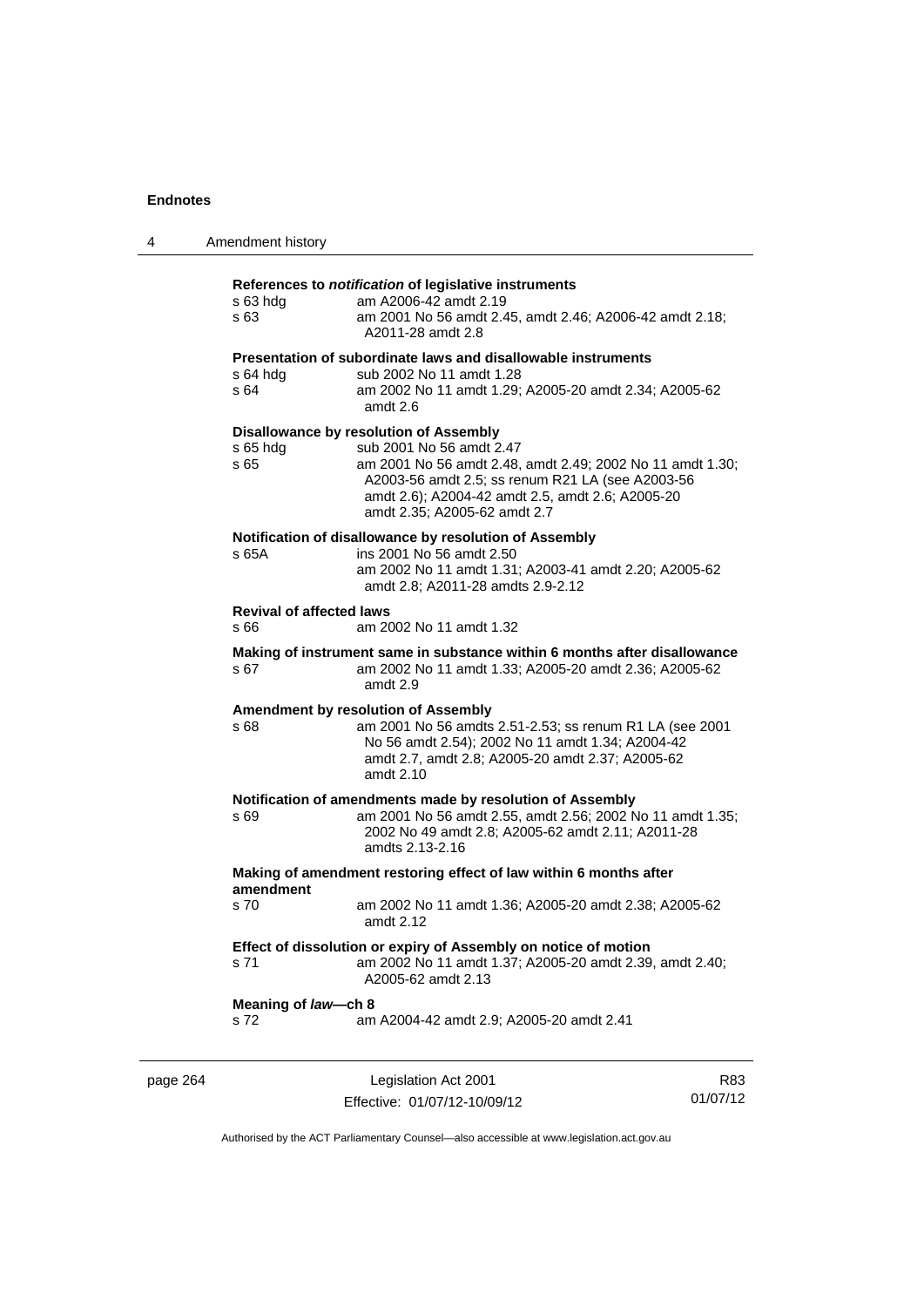**References to *notification* of legislative instruments**

s 63 hdg am A2006-42 amdt 2.19

s 63 am 2001 No 56 amdt 2.45, amdt 2.46; A2006-42 amdt 2.18; A2011-28 amdt 2.8

**Presentation of subordinate laws and disallowable instruments**

s 64 hdg sub 2002 No 11 amdt 1.28

s 64 am 2002 No 11 amdt 1.29; A2005-20 amdt 2.34; A2005-62 amdt 2.6

**Disallowance by resolution of Assembly**

s 65 hdg sub 2001 No 56 amdt 2.47

s 65 am 2001 No 56 amdt 2.48, amdt 2.49; 2002 No 11 amdt 1.30; A2003-56 amdt 2.5; ss renum R21 LA (see A2003-56 amdt 2.6); A2004-42 amdt 2.5, amdt 2.6; A2005-20 amdt 2.35; A2005-62 amdt 2.7

**Notification of disallowance by resolution of Assembly**

s 65A ins 2001 No 56 amdt 2.50
am 2002 No 11 amdt 1.31; A2003-41 amdt 2.20; A2005-62 amdt 2.8; A2011-28 amdts 2.9-2.12

**Revival of affected laws**

s 66 am 2002 No 11 amdt 1.32

**Making of instrument same in substance within 6 months after disallowance**

s 67 am 2002 No 11 amdt 1.33; A2005-20 amdt 2.36; A2005-62 amdt 2.9

**Amendment by resolution of Assembly**

s 68 am 2001 No 56 amdts 2.51-2.53; ss renum R1 LA (see 2001 No 56 amdt 2.54); 2002 No 11 amdt 1.34; A2004-42 amdt 2.7, amdt 2.8; A2005-20 amdt 2.37; A2005-62 amdt 2.10

**Notification of amendments made by resolution of Assembly**

s 69 am 2001 No 56 amdt 2.55, amdt 2.56; 2002 No 11 amdt 1.35; 2002 No 49 amdt 2.8; A2005-62 amdt 2.11; A2011-28 amdts 2.13-2.16

**Making of amendment restoring effect of law within 6 months after amendment**

s 70 am 2002 No 11 amdt 1.36; A2005-20 amdt 2.38; A2005-62 amdt 2.12

**Effect of dissolution or expiry of Assembly on notice of motion**

s 71 am 2002 No 11 amdt 1.37; A2005-20 amdt 2.39, amdt 2.40; A2005-62 amdt 2.13

**Meaning of *law*—ch 8**

s 72 am A2004-42 amdt 2.9; A2005-20 amdt 2.41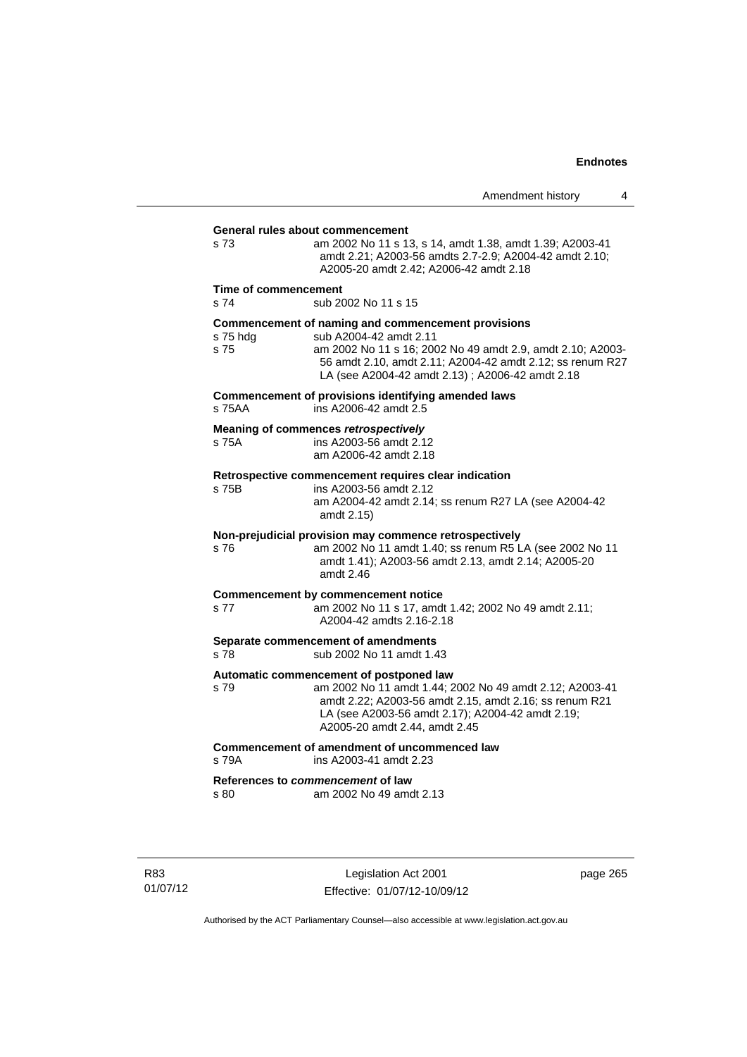**General rules about commencement**

s 73 am 2002 No 11 s 13, s 14, amdt 1.38, amdt 1.39; A2003-41 amdt 2.21; A2003-56 amdts 2.7-2.9; A2004-42 amdt 2.10; A2005-20 amdt 2.42; A2006-42 amdt 2.18

**Time of commencement**

s 74 sub 2002 No 11 s 15

**Commencement of naming and commencement provisions**

s 75 hdg sub A2004-42 amdt 2.11

s 75 am 2002 No 11 s 16; 2002 No 49 amdt 2.9, amdt 2.10; A2003-56 amdt 2.10, amdt 2.11; A2004-42 amdt 2.12; ss renum R27 LA (see A2004-42 amdt 2.13) ; A2006-42 amdt 2.18

**Commencement of provisions identifying amended laws**

s 75AA ins A2006-42 amdt 2.5

**Meaning of commences *retrospectively***

s 75A ins A2003-56 amdt 2.12
am A2006-42 amdt 2.18

**Retrospective commencement requires clear indication**

s 75B ins A2003-56 amdt 2.12
am A2004-42 amdt 2.14; ss renum R27 LA (see A2004-42 amdt 2.15)

**Non-prejudicial provision may commence retrospectively**

s 76 am 2002 No 11 amdt 1.40; ss renum R5 LA (see 2002 No 11 amdt 1.41); A2003-56 amdt 2.13, amdt 2.14; A2005-20 amdt 2.46

**Commencement by commencement notice**

s 77 am 2002 No 11 s 17, amdt 1.42; 2002 No 49 amdt 2.11; A2004-42 amdts 2.16-2.18

**Separate commencement of amendments**

s 78 sub 2002 No 11 amdt 1.43

**Automatic commencement of postponed law**

s 79 am 2002 No 11 amdt 1.44; 2002 No 49 amdt 2.12; A2003-41 amdt 2.22; A2003-56 amdt 2.15, amdt 2.16; ss renum R21 LA (see A2003-56 amdt 2.17); A2004-42 amdt 2.19; A2005-20 amdt 2.44, amdt 2.45

**Commencement of amendment of uncommenced law**

s 79A ins A2003-41 amdt 2.23

**References to *commencement* of law**

s 80 am 2002 No 49 amdt 2.13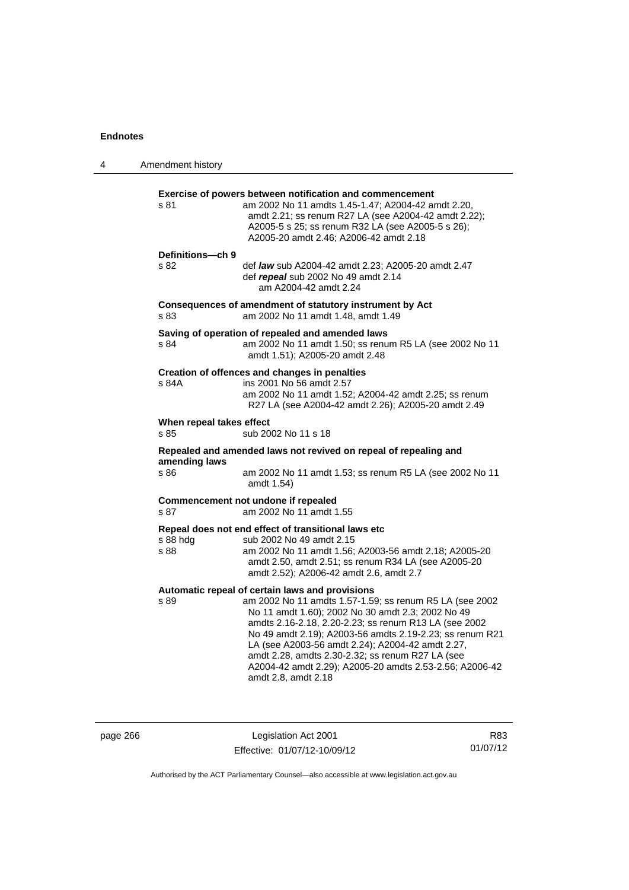**Exercise of powers between notification and commencement**

s 81 — am 2002 No 11 amdts 1.45-1.47; A2004-42 amdt 2.20, amdt 2.21; ss renum R27 LA (see A2004-42 amdt 2.22); A2005-5 s 25; ss renum R32 LA (see A2005-5 s 26); A2005-20 amdt 2.46; A2006-42 amdt 2.18

**Definitions—ch 9**

s 82 — def ***law*** sub A2004-42 amdt 2.23; A2005-20 amdt 2.47
def ***repeal*** sub 2002 No 49 amdt 2.14
am A2004-42 amdt 2.24

**Consequences of amendment of statutory instrument by Act**

s 83 — am 2002 No 11 amdt 1.48, amdt 1.49

**Saving of operation of repealed and amended laws**

s 84 — am 2002 No 11 amdt 1.50; ss renum R5 LA (see 2002 No 11 amdt 1.51); A2005-20 amdt 2.48

**Creation of offences and changes in penalties**

s 84A — ins 2001 No 56 amdt 2.57
am 2002 No 11 amdt 1.52; A2004-42 amdt 2.25; ss renum R27 LA (see A2004-42 amdt 2.26); A2005-20 amdt 2.49

**When repeal takes effect**

s 85 — sub 2002 No 11 s 18

**Repealed and amended laws not revived on repeal of repealing and amending laws**

s 86 — am 2002 No 11 amdt 1.53; ss renum R5 LA (see 2002 No 11 amdt 1.54)

**Commencement not undone if repealed**

s 87 — am 2002 No 11 amdt 1.55

**Repeal does not end effect of transitional laws etc**

s 88 hdg — sub 2002 No 49 amdt 2.15

s 88 — am 2002 No 11 amdt 1.56; A2003-56 amdt 2.18; A2005-20 amdt 2.50, amdt 2.51; ss renum R34 LA (see A2005-20 amdt 2.52); A2006-42 amdt 2.6, amdt 2.7

**Automatic repeal of certain laws and provisions**

s 89 — am 2002 No 11 amdts 1.57-1.59; ss renum R5 LA (see 2002 No 11 amdt 1.60); 2002 No 30 amdt 2.3; 2002 No 49 amdts 2.16-2.18, 2.20-2.23; ss renum R13 LA (see 2002 No 49 amdt 2.19); A2003-56 amdts 2.19-2.23; ss renum R21 LA (see A2003-56 amdt 2.24); A2004-42 amdt 2.27, amdt 2.28, amdts 2.30-2.32; ss renum R27 LA (see A2004-42 amdt 2.29); A2005-20 amdts 2.53-2.56; A2006-42 amdt 2.8, amdt 2.18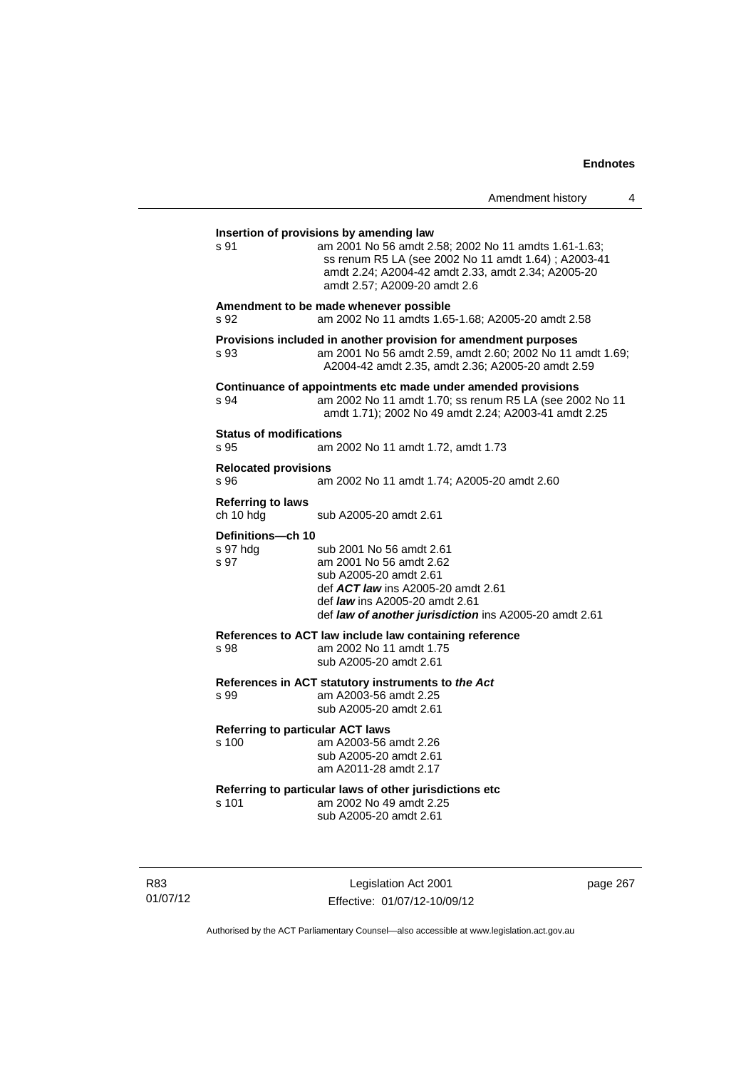**Insertion of provisions by amending law**

s 91 am 2001 No 56 amdt 2.58; 2002 No 11 amdts 1.61-1.63; ss renum R5 LA (see 2002 No 11 amdt 1.64) ; A2003-41 amdt 2.24; A2004-42 amdt 2.33, amdt 2.34; A2005-20 amdt 2.57; A2009-20 amdt 2.6

**Amendment to be made whenever possible**

s 92 am 2002 No 11 amdts 1.65-1.68; A2005-20 amdt 2.58

**Provisions included in another provision for amendment purposes**

s 93 am 2001 No 56 amdt 2.59, amdt 2.60; 2002 No 11 amdt 1.69; A2004-42 amdt 2.35, amdt 2.36; A2005-20 amdt 2.59

**Continuance of appointments etc made under amended provisions**

s 94 am 2002 No 11 amdt 1.70; ss renum R5 LA (see 2002 No 11 amdt 1.71); 2002 No 49 amdt 2.24; A2003-41 amdt 2.25

**Status of modifications**

s 95 am 2002 No 11 amdt 1.72, amdt 1.73

**Relocated provisions**

s 96 am 2002 No 11 amdt 1.74; A2005-20 amdt 2.60

**Referring to laws**

ch 10 hdg sub A2005-20 amdt 2.61

**Definitions—ch 10**

s 97 hdg sub 2001 No 56 amdt 2.61

s 97 am 2001 No 56 amdt 2.62
sub A2005-20 amdt 2.61
def ***ACT law*** ins A2005-20 amdt 2.61
def ***law*** ins A2005-20 amdt 2.61
def ***law of another jurisdiction*** ins A2005-20 amdt 2.61

**References to ACT law include law containing reference**

s 98 am 2002 No 11 amdt 1.75
sub A2005-20 amdt 2.61

**References in ACT statutory instruments to *the Act***

s 99 am A2003-56 amdt 2.25
sub A2005-20 amdt 2.61

**Referring to particular ACT laws**

s 100 am A2003-56 amdt 2.26
sub A2005-20 amdt 2.61
am A2011-28 amdt 2.17

**Referring to particular laws of other jurisdictions etc**

s 101 am 2002 No 49 amdt 2.25
sub A2005-20 amdt 2.61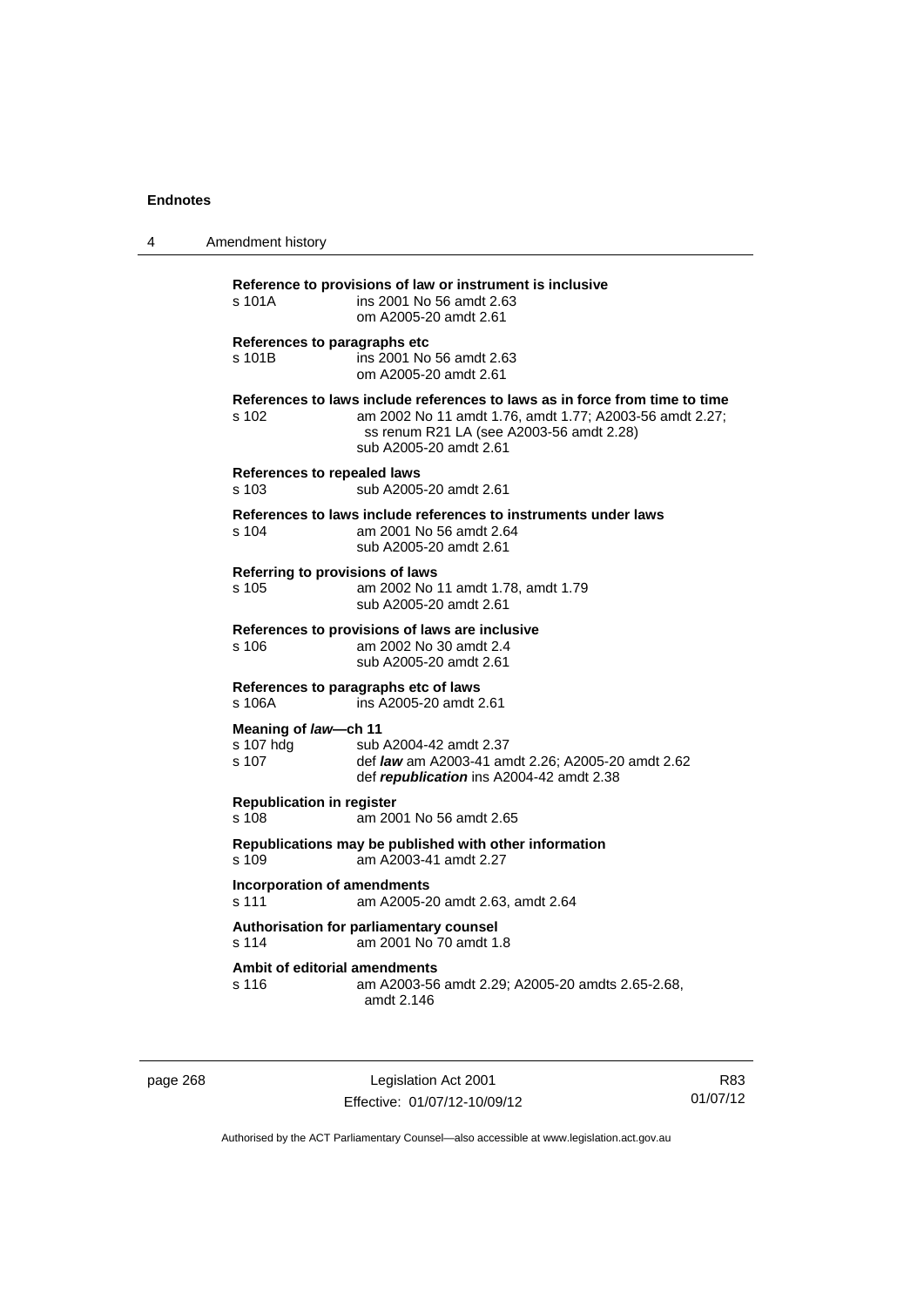**Reference to provisions of law or instrument is inclusive**

s 101A ins 2001 No 56 amdt 2.63
om A2005-20 amdt 2.61

**References to paragraphs etc**

s 101B ins 2001 No 56 amdt 2.63
om A2005-20 amdt 2.61

**References to laws include references to laws as in force from time to time**

s 102 am 2002 No 11 amdt 1.76, amdt 1.77; A2003-56 amdt 2.27; ss renum R21 LA (see A2003-56 amdt 2.28)
sub A2005-20 amdt 2.61

**References to repealed laws**

s 103 sub A2005-20 amdt 2.61

**References to laws include references to instruments under laws**

s 104 am 2001 No 56 amdt 2.64
sub A2005-20 amdt 2.61

**Referring to provisions of laws**

s 105 am 2002 No 11 amdt 1.78, amdt 1.79
sub A2005-20 amdt 2.61

**References to provisions of laws are inclusive**

s 106 am 2002 No 30 amdt 2.4
sub A2005-20 amdt 2.61

**References to paragraphs etc of laws**

s 106A ins A2005-20 amdt 2.61

**Meaning of *law*—ch 11**

s 107 hdg sub A2004-42 amdt 2.37
s 107 def ***law*** am A2003-41 amdt 2.26; A2005-20 amdt 2.62
def ***republication*** ins A2004-42 amdt 2.38

**Republication in register**

s 108 am 2001 No 56 amdt 2.65

**Republications may be published with other information**

s 109 am A2003-41 amdt 2.27

**Incorporation of amendments**

s 111 am A2005-20 amdt 2.63, amdt 2.64

**Authorisation for parliamentary counsel**

s 114 am 2001 No 70 amdt 1.8

**Ambit of editorial amendments**

s 116 am A2003-56 amdt 2.29; A2005-20 amdts 2.65-2.68, amdt 2.146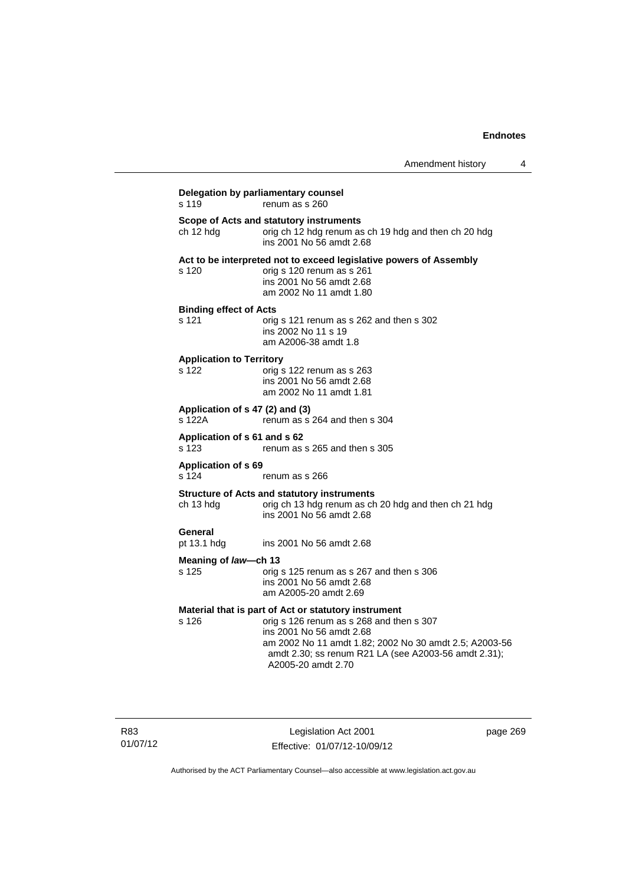**Delegation by parliamentary counsel**

s 119 renum as s 260

**Scope of Acts and statutory instruments**

ch 12 hdg orig ch 12 hdg renum as ch 19 hdg and then ch 20 hdg
ins 2001 No 56 amdt 2.68

**Act to be interpreted not to exceed legislative powers of Assembly**

s 120 orig s 120 renum as s 261
ins 2001 No 56 amdt 2.68
am 2002 No 11 amdt 1.80

**Binding effect of Acts**

s 121 orig s 121 renum as s 262 and then s 302
ins 2002 No 11 s 19
am A2006-38 amdt 1.8

**Application to Territory**

s 122 orig s 122 renum as s 263
ins 2001 No 56 amdt 2.68
am 2002 No 11 amdt 1.81

**Application of s 47 (2) and (3)**

s 122A renum as s 264 and then s 304

**Application of s 61 and s 62**

s 123 renum as s 265 and then s 305

**Application of s 69**

s 124 renum as s 266

**Structure of Acts and statutory instruments**

ch 13 hdg orig ch 13 hdg renum as ch 20 hdg and then ch 21 hdg
ins 2001 No 56 amdt 2.68

**General**

pt 13.1 hdg ins 2001 No 56 amdt 2.68

**Meaning of *law*—ch 13**

s 125 orig s 125 renum as s 267 and then s 306
ins 2001 No 56 amdt 2.68
am A2005-20 amdt 2.69

**Material that is part of Act or statutory instrument**

s 126 orig s 126 renum as s 268 and then s 307
ins 2001 No 56 amdt 2.68
am 2002 No 11 amdt 1.82; 2002 No 30 amdt 2.5; A2003-56 amdt 2.30; ss renum R21 LA (see A2003-56 amdt 2.31); A2005-20 amdt 2.70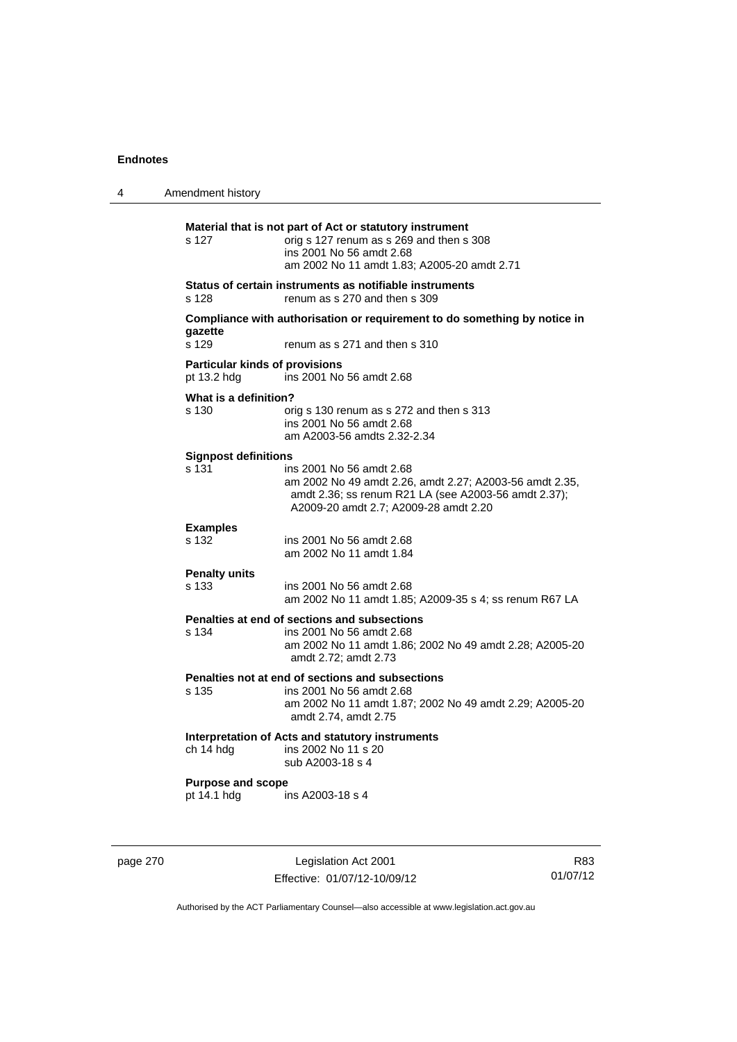**Material that is not part of Act or statutory instrument**

s 127 — orig s 127 renum as s 269 and then s 308
ins 2001 No 56 amdt 2.68
am 2002 No 11 amdt 1.83; A2005-20 amdt 2.71

**Status of certain instruments as notifiable instruments**

s 128 — renum as s 270 and then s 309

**Compliance with authorisation or requirement to do something by notice in gazette**

s 129 — renum as s 271 and then s 310

**Particular kinds of provisions**

pt 13.2 hdg — ins 2001 No 56 amdt 2.68

**What is a definition?**

s 130 — orig s 130 renum as s 272 and then s 313
ins 2001 No 56 amdt 2.68
am A2003-56 amdts 2.32-2.34

**Signpost definitions**

s 131 — ins 2001 No 56 amdt 2.68
am 2002 No 49 amdt 2.26, amdt 2.27; A2003-56 amdt 2.35, amdt 2.36; ss renum R21 LA (see A2003-56 amdt 2.37); A2009-20 amdt 2.7; A2009-28 amdt 2.20

**Examples**

s 132 — ins 2001 No 56 amdt 2.68
am 2002 No 11 amdt 1.84

**Penalty units**

s 133 — ins 2001 No 56 amdt 2.68
am 2002 No 11 amdt 1.85; A2009-35 s 4; ss renum R67 LA

**Penalties at end of sections and subsections**

s 134 — ins 2001 No 56 amdt 2.68
am 2002 No 11 amdt 1.86; 2002 No 49 amdt 2.28; A2005-20 amdt 2.72; amdt 2.73

**Penalties not at end of sections and subsections**

s 135 — ins 2001 No 56 amdt 2.68
am 2002 No 11 amdt 1.87; 2002 No 49 amdt 2.29; A2005-20 amdt 2.74, amdt 2.75

**Interpretation of Acts and statutory instruments**

ch 14 hdg — ins 2002 No 11 s 20
sub A2003-18 s 4

**Purpose and scope**

pt 14.1 hdg — ins A2003-18 s 4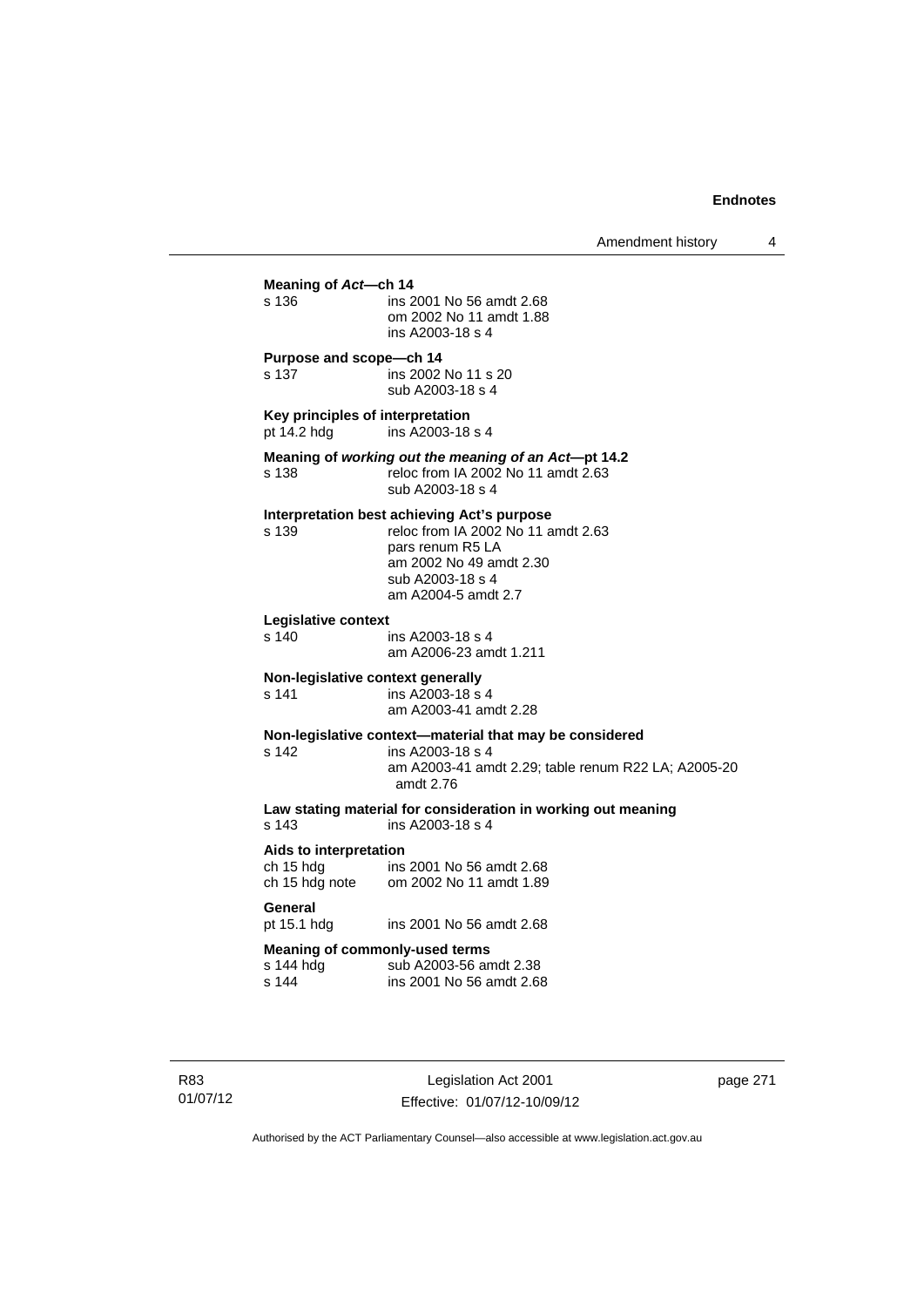**Meaning of *Act*—ch 14**

s 136 ins 2001 No 56 amdt 2.68
om 2002 No 11 amdt 1.88
ins A2003-18 s 4

**Purpose and scope—ch 14**

s 137 ins 2002 No 11 s 20
sub A2003-18 s 4

**Key principles of interpretation**

pt 14.2 hdg ins A2003-18 s 4

**Meaning of *working out the meaning of an Act*—pt 14.2**

s 138 reloc from IA 2002 No 11 amdt 2.63
sub A2003-18 s 4

**Interpretation best achieving Act's purpose**

s 139 reloc from IA 2002 No 11 amdt 2.63
pars renum R5 LA
am 2002 No 49 amdt 2.30
sub A2003-18 s 4
am A2004-5 amdt 2.7

**Legislative context**

s 140 ins A2003-18 s 4
am A2006-23 amdt 1.211

**Non-legislative context generally**

s 141 ins A2003-18 s 4
am A2003-41 amdt 2.28

**Non-legislative context—material that may be considered**

s 142 ins A2003-18 s 4
am A2003-41 amdt 2.29; table renum R22 LA; A2005-20 amdt 2.76

**Law stating material for consideration in working out meaning**

s 143 ins A2003-18 s 4

**Aids to interpretation**

ch 15 hdg ins 2001 No 56 amdt 2.68
ch 15 hdg note om 2002 No 11 amdt 1.89

**General**

pt 15.1 hdg ins 2001 No 56 amdt 2.68

**Meaning of commonly-used terms**

s 144 hdg sub A2003-56 amdt 2.38
s 144 ins 2001 No 56 amdt 2.68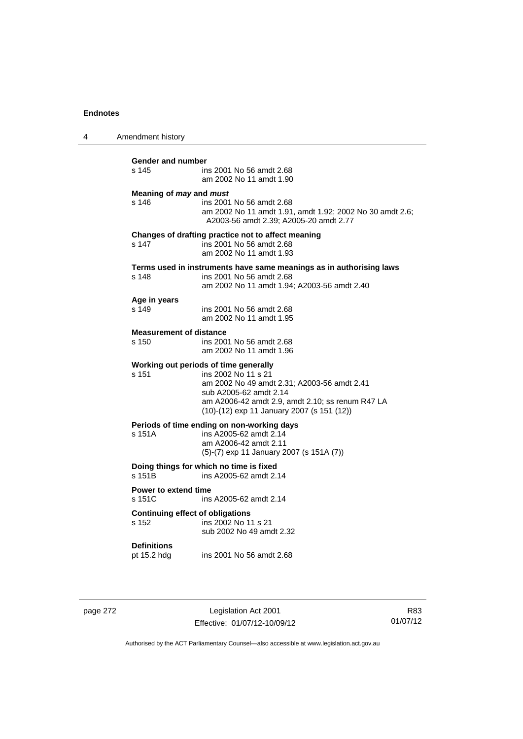**Gender and number**

s 145 ins 2001 No 56 amdt 2.68
am 2002 No 11 amdt 1.90

**Meaning of *may* and *must***

s 146 ins 2001 No 56 amdt 2.68
am 2002 No 11 amdt 1.91, amdt 1.92; 2002 No 30 amdt 2.6; A2003-56 amdt 2.39; A2005-20 amdt 2.77

**Changes of drafting practice not to affect meaning**

s 147 ins 2001 No 56 amdt 2.68
am 2002 No 11 amdt 1.93

**Terms used in instruments have same meanings as in authorising laws**

s 148 ins 2001 No 56 amdt 2.68
am 2002 No 11 amdt 1.94; A2003-56 amdt 2.40

**Age in years**

s 149 ins 2001 No 56 amdt 2.68
am 2002 No 11 amdt 1.95

**Measurement of distance**

s 150 ins 2001 No 56 amdt 2.68
am 2002 No 11 amdt 1.96

**Working out periods of time generally**

s 151 ins 2002 No 11 s 21
am 2002 No 49 amdt 2.31; A2003-56 amdt 2.41
sub A2005-62 amdt 2.14
am A2006-42 amdt 2.9, amdt 2.10; ss renum R47 LA
(10)-(12) exp 11 January 2007 (s 151 (12))

**Periods of time ending on non-working days**

s 151A ins A2005-62 amdt 2.14
am A2006-42 amdt 2.11
(5)-(7) exp 11 January 2007 (s 151A (7))

**Doing things for which no time is fixed**

s 151B ins A2005-62 amdt 2.14

**Power to extend time**

s 151C ins A2005-62 amdt 2.14

**Continuing effect of obligations**

s 152 ins 2002 No 11 s 21
sub 2002 No 49 amdt 2.32

**Definitions**

pt 15.2 hdg ins 2001 No 56 amdt 2.68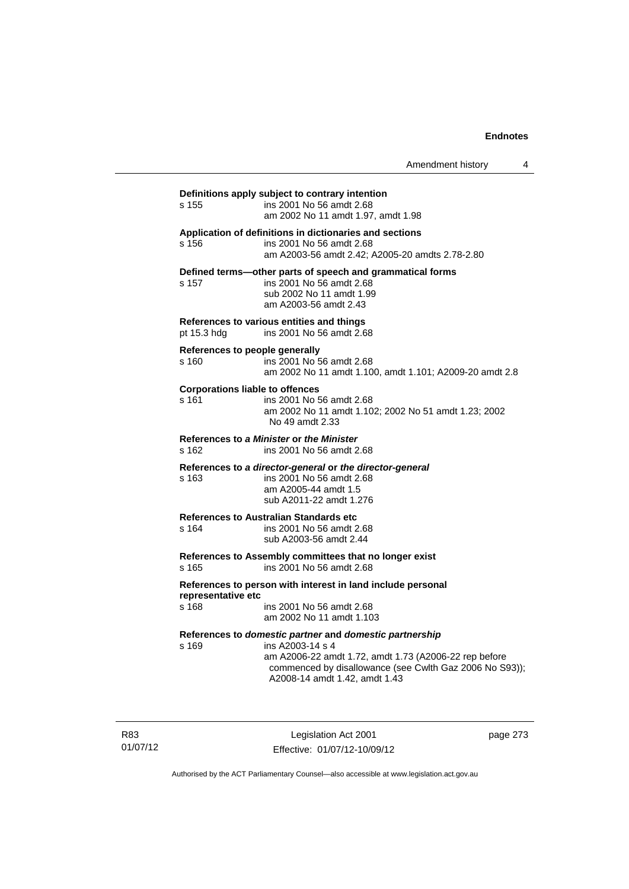**Definitions apply subject to contrary intention**

s 155 ins 2001 No 56 amdt 2.68
am 2002 No 11 amdt 1.97, amdt 1.98

**Application of definitions in dictionaries and sections**

s 156 ins 2001 No 56 amdt 2.68
am A2003-56 amdt 2.42; A2005-20 amdts 2.78-2.80

**Defined terms—other parts of speech and grammatical forms**

s 157 ins 2001 No 56 amdt 2.68
sub 2002 No 11 amdt 1.99
am A2003-56 amdt 2.43

**References to various entities and things**

pt 15.3 hdg ins 2001 No 56 amdt 2.68

**References to people generally**

s 160 ins 2001 No 56 amdt 2.68
am 2002 No 11 amdt 1.100, amdt 1.101; A2009-20 amdt 2.8

**Corporations liable to offences**

s 161 ins 2001 No 56 amdt 2.68
am 2002 No 11 amdt 1.102; 2002 No 51 amdt 1.23; 2002 No 49 amdt 2.33

**References to *a Minister* or *the Minister***

s 162 ins 2001 No 56 amdt 2.68

**References to *a director-general* or *the director-general***

s 163 ins 2001 No 56 amdt 2.68
am A2005-44 amdt 1.5
sub A2011-22 amdt 1.276

**References to Australian Standards etc**

s 164 ins 2001 No 56 amdt 2.68
sub A2003-56 amdt 2.44

**References to Assembly committees that no longer exist**

s 165 ins 2001 No 56 amdt 2.68

**References to person with interest in land include personal representative etc**

s 168 ins 2001 No 56 amdt 2.68
am 2002 No 11 amdt 1.103

**References to *domestic partner* and *domestic partnership***

s 169 ins A2003-14 s 4
am A2006-22 amdt 1.72, amdt 1.73 (A2006-22 rep before commenced by disallowance (see Cwlth Gaz 2006 No S93)); A2008-14 amdt 1.42, amdt 1.43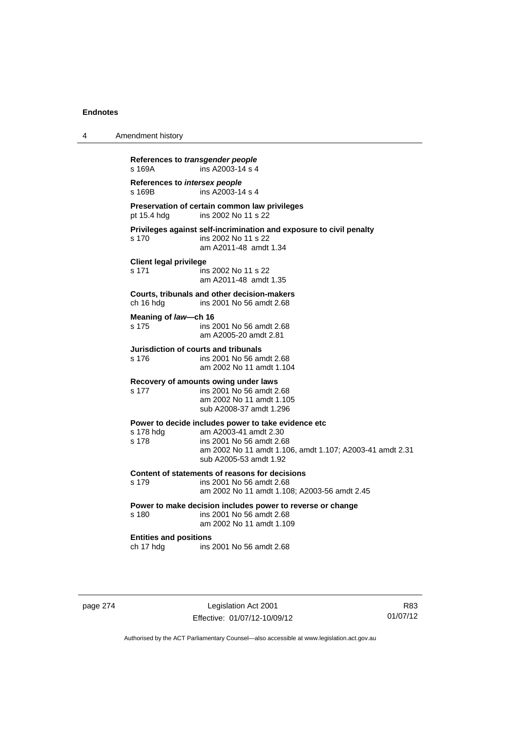**References to *transgender people***
s 169A ins A2003-14 s 4

**References to *intersex people***
s 169B ins A2003-14 s 4

**Preservation of certain common law privileges**
pt 15.4 hdg ins 2002 No 11 s 22

**Privileges against self-incrimination and exposure to civil penalty**
s 170 ins 2002 No 11 s 22
am A2011-48 amdt 1.34

**Client legal privilege**
s 171 ins 2002 No 11 s 22
am A2011-48 amdt 1.35

**Courts, tribunals and other decision-makers**
ch 16 hdg ins 2001 No 56 amdt 2.68

**Meaning of *law*—ch 16**
s 175 ins 2001 No 56 amdt 2.68
am A2005-20 amdt 2.81

**Jurisdiction of courts and tribunals**
s 176 ins 2001 No 56 amdt 2.68
am 2002 No 11 amdt 1.104

**Recovery of amounts owing under laws**
s 177 ins 2001 No 56 amdt 2.68
am 2002 No 11 amdt 1.105
sub A2008-37 amdt 1.296

**Power to decide includes power to take evidence etc**
s 178 hdg am A2003-41 amdt 2.30
s 178 ins 2001 No 56 amdt 2.68
am 2002 No 11 amdt 1.106, amdt 1.107; A2003-41 amdt 2.31
sub A2005-53 amdt 1.92

**Content of statements of reasons for decisions**
s 179 ins 2001 No 56 amdt 2.68
am 2002 No 11 amdt 1.108; A2003-56 amdt 2.45

**Power to make decision includes power to reverse or change**
s 180 ins 2001 No 56 amdt 2.68
am 2002 No 11 amdt 1.109

**Entities and positions**
ch 17 hdg ins 2001 No 56 amdt 2.68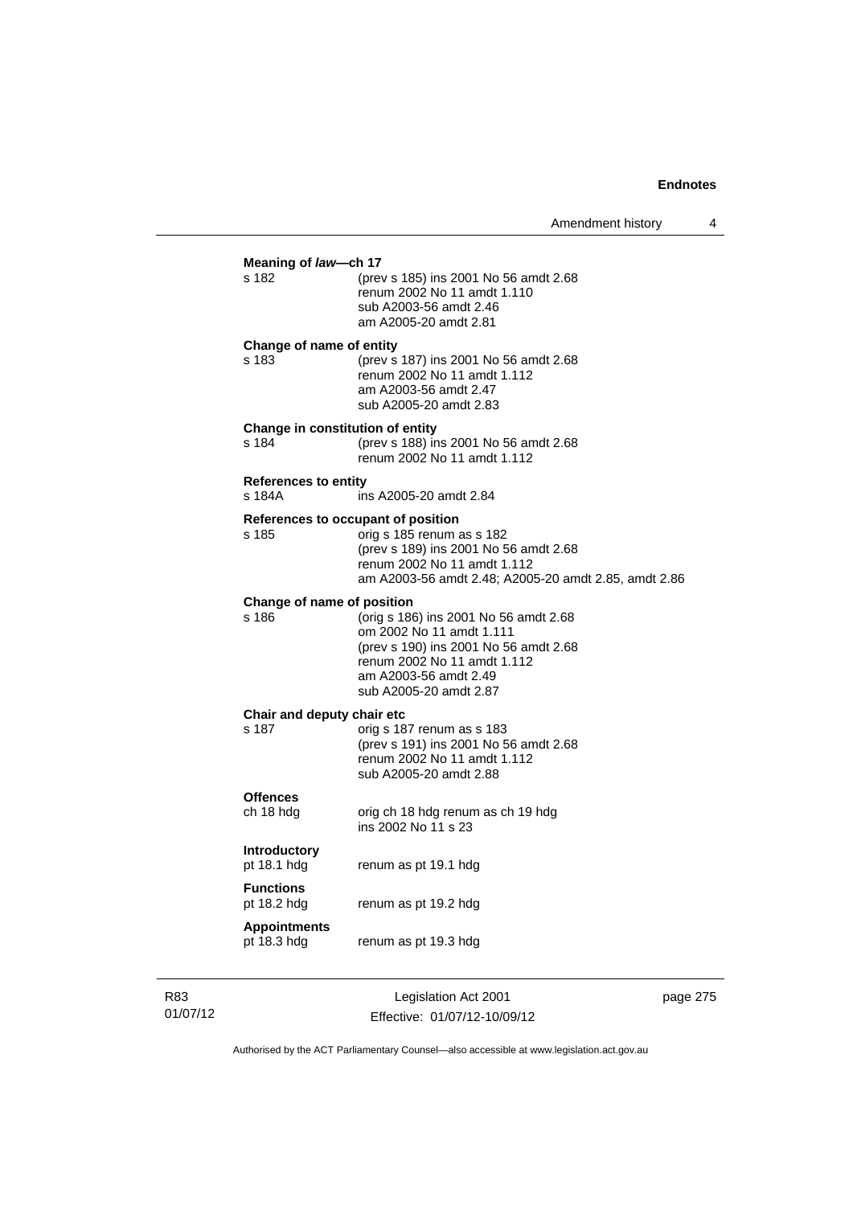**Meaning of *law*—ch 17**

s 182 (prev s 185) ins 2001 No 56 amdt 2.68
renum 2002 No 11 amdt 1.110
sub A2003-56 amdt 2.46
am A2005-20 amdt 2.81

**Change of name of entity**

s 183 (prev s 187) ins 2001 No 56 amdt 2.68
renum 2002 No 11 amdt 1.112
am A2003-56 amdt 2.47
sub A2005-20 amdt 2.83

**Change in constitution of entity**

s 184 (prev s 188) ins 2001 No 56 amdt 2.68
renum 2002 No 11 amdt 1.112

**References to entity**

s 184A ins A2005-20 amdt 2.84

**References to occupant of position**

s 185 orig s 185 renum as s 182
(prev s 189) ins 2001 No 56 amdt 2.68
renum 2002 No 11 amdt 1.112
am A2003-56 amdt 2.48; A2005-20 amdt 2.85, amdt 2.86

**Change of name of position**

s 186 (orig s 186) ins 2001 No 56 amdt 2.68
om 2002 No 11 amdt 1.111
(prev s 190) ins 2001 No 56 amdt 2.68
renum 2002 No 11 amdt 1.112
am A2003-56 amdt 2.49
sub A2005-20 amdt 2.87

**Chair and deputy chair etc**

s 187 orig s 187 renum as s 183
(prev s 191) ins 2001 No 56 amdt 2.68
renum 2002 No 11 amdt 1.112
sub A2005-20 amdt 2.88

**Offences**

ch 18 hdg orig ch 18 hdg renum as ch 19 hdg
ins 2002 No 11 s 23

**Introductory**

pt 18.1 hdg renum as pt 19.1 hdg

**Functions**

pt 18.2 hdg renum as pt 19.2 hdg

**Appointments**

pt 18.3 hdg renum as pt 19.3 hdg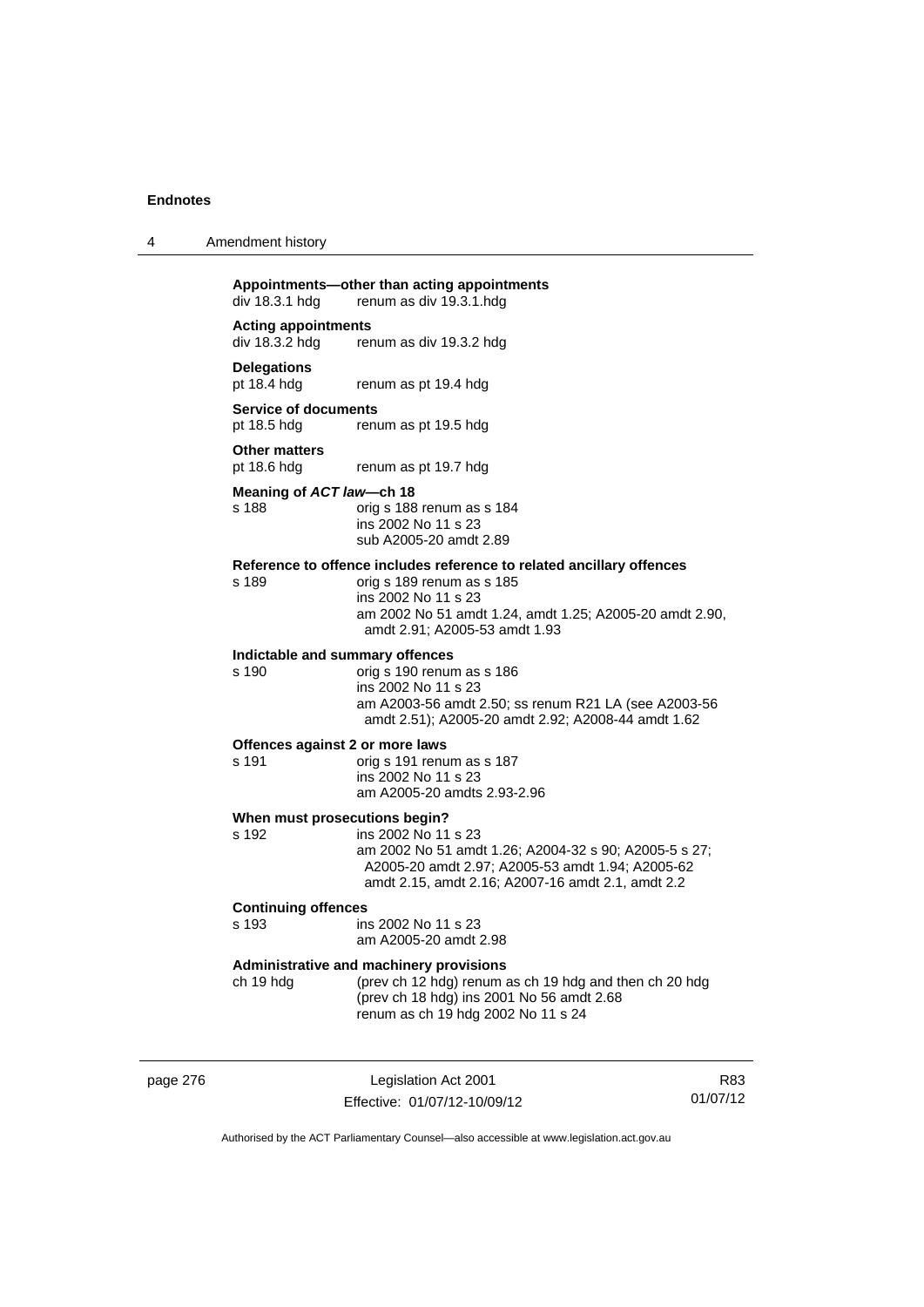**Appointments—other than acting appointments**
div 18.3.1 hdg renum as div 19.3.1.hdg

**Acting appointments**
div 18.3.2 hdg renum as div 19.3.2 hdg

**Delegations**
pt 18.4 hdg renum as pt 19.4 hdg

**Service of documents**
pt 18.5 hdg renum as pt 19.5 hdg

**Other matters**
pt 18.6 hdg renum as pt 19.7 hdg

**Meaning of *ACT law*—ch 18**
s 188 orig s 188 renum as s 184
ins 2002 No 11 s 23
sub A2005-20 amdt 2.89

**Reference to offence includes reference to related ancillary offences**
s 189 orig s 189 renum as s 185
ins 2002 No 11 s 23
am 2002 No 51 amdt 1.24, amdt 1.25; A2005-20 amdt 2.90, amdt 2.91; A2005-53 amdt 1.93

**Indictable and summary offences**
s 190 orig s 190 renum as s 186
ins 2002 No 11 s 23
am A2003-56 amdt 2.50; ss renum R21 LA (see A2003-56 amdt 2.51); A2005-20 amdt 2.92; A2008-44 amdt 1.62

**Offences against 2 or more laws**
s 191 orig s 191 renum as s 187
ins 2002 No 11 s 23
am A2005-20 amdts 2.93-2.96

**When must prosecutions begin?**
s 192 ins 2002 No 11 s 23
am 2002 No 51 amdt 1.26; A2004-32 s 90; A2005-5 s 27; A2005-20 amdt 2.97; A2005-53 amdt 1.94; A2005-62 amdt 2.15, amdt 2.16; A2007-16 amdt 2.1, amdt 2.2

**Continuing offences**
s 193 ins 2002 No 11 s 23
am A2005-20 amdt 2.98

**Administrative and machinery provisions**
ch 19 hdg (prev ch 12 hdg) renum as ch 19 hdg and then ch 20 hdg
(prev ch 18 hdg) ins 2001 No 56 amdt 2.68
renum as ch 19 hdg 2002 No 11 s 24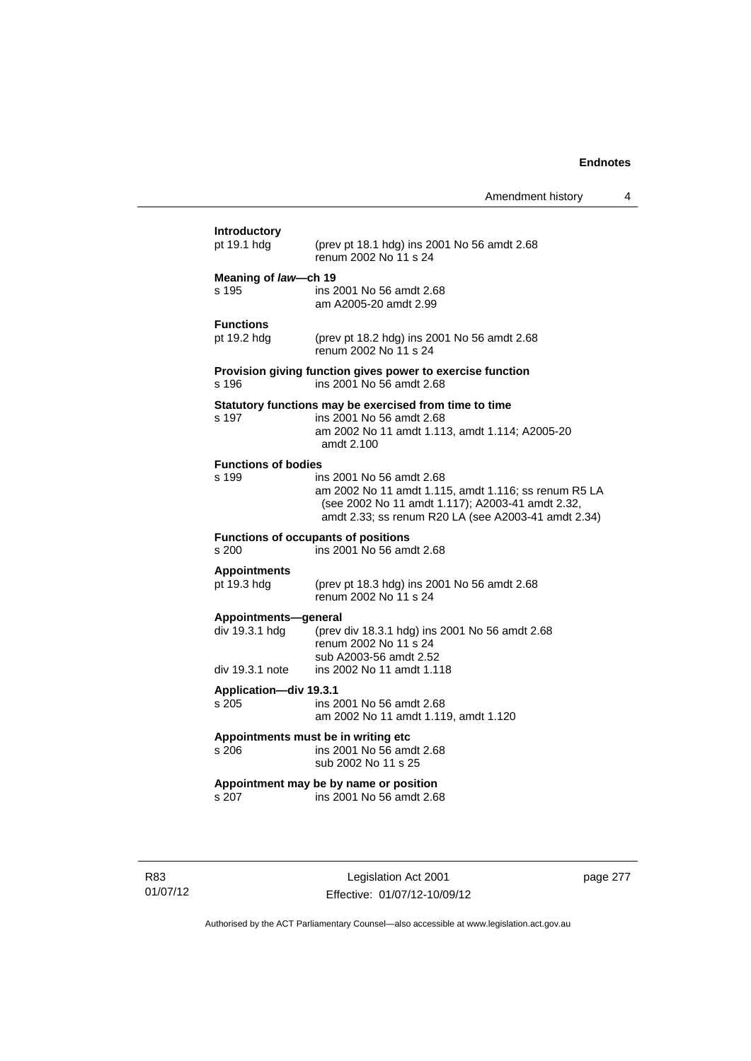**Introductory**

pt 19.1 hdg (prev pt 18.1 hdg) ins 2001 No 56 amdt 2.68
renum 2002 No 11 s 24

**Meaning of *law*—ch 19**

s 195 ins 2001 No 56 amdt 2.68
am A2005-20 amdt 2.99

**Functions**

pt 19.2 hdg (prev pt 18.2 hdg) ins 2001 No 56 amdt 2.68
renum 2002 No 11 s 24

**Provision giving function gives power to exercise function**

s 196 ins 2001 No 56 amdt 2.68

**Statutory functions may be exercised from time to time**

s 197 ins 2001 No 56 amdt 2.68
am 2002 No 11 amdt 1.113, amdt 1.114; A2005-20 amdt 2.100

**Functions of bodies**

s 199 ins 2001 No 56 amdt 2.68
am 2002 No 11 amdt 1.115, amdt 1.116; ss renum R5 LA (see 2002 No 11 amdt 1.117); A2003-41 amdt 2.32, amdt 2.33; ss renum R20 LA (see A2003-41 amdt 2.34)

**Functions of occupants of positions**

s 200 ins 2001 No 56 amdt 2.68

**Appointments**

pt 19.3 hdg (prev pt 18.3 hdg) ins 2001 No 56 amdt 2.68
renum 2002 No 11 s 24

**Appointments—general**

div 19.3.1 hdg (prev div 18.3.1 hdg) ins 2001 No 56 amdt 2.68
renum 2002 No 11 s 24
sub A2003-56 amdt 2.52

div 19.3.1 note ins 2002 No 11 amdt 1.118

**Application—div 19.3.1**

s 205 ins 2001 No 56 amdt 2.68
am 2002 No 11 amdt 1.119, amdt 1.120

**Appointments must be in writing etc**

s 206 ins 2001 No 56 amdt 2.68
sub 2002 No 11 s 25

**Appointment may be by name or position**

s 207 ins 2001 No 56 amdt 2.68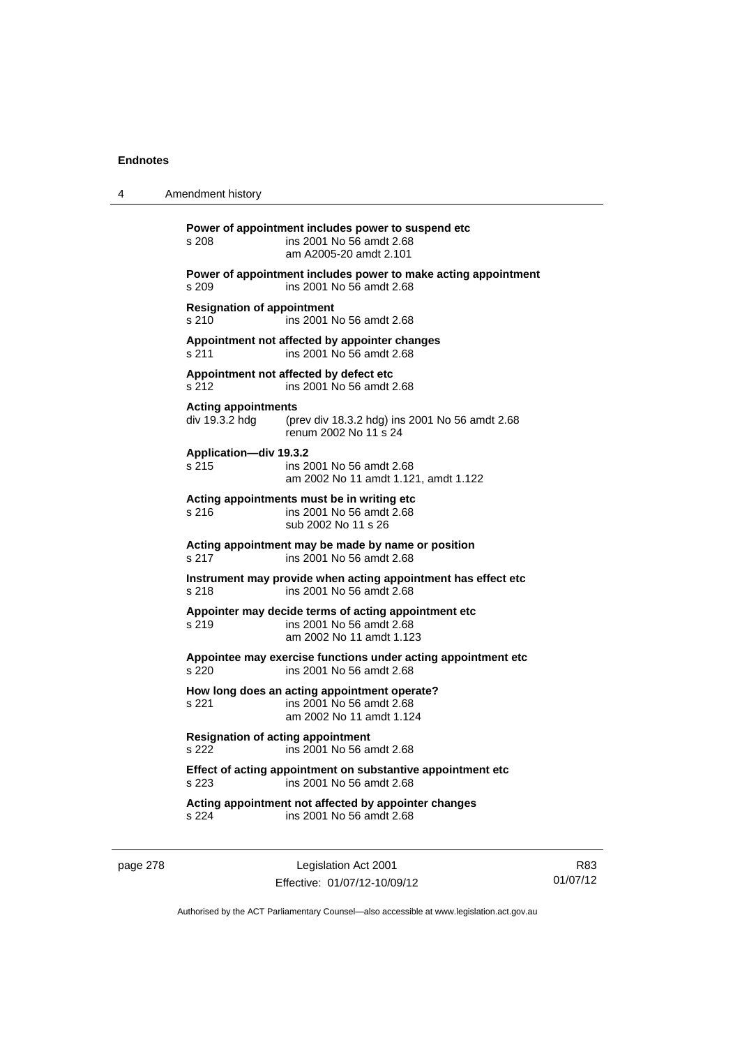**Power of appointment includes power to suspend etc**
s 208 ins 2001 No 56 amdt 2.68
am A2005-20 amdt 2.101

**Power of appointment includes power to make acting appointment**
s 209 ins 2001 No 56 amdt 2.68

**Resignation of appointment**
s 210 ins 2001 No 56 amdt 2.68

**Appointment not affected by appointer changes**
s 211 ins 2001 No 56 amdt 2.68

**Appointment not affected by defect etc**
s 212 ins 2001 No 56 amdt 2.68

**Acting appointments**
div 19.3.2 hdg (prev div 18.3.2 hdg) ins 2001 No 56 amdt 2.68
renum 2002 No 11 s 24

**Application—div 19.3.2**
s 215 ins 2001 No 56 amdt 2.68
am 2002 No 11 amdt 1.121, amdt 1.122

**Acting appointments must be in writing etc**
s 216 ins 2001 No 56 amdt 2.68
sub 2002 No 11 s 26

**Acting appointment may be made by name or position**
s 217 ins 2001 No 56 amdt 2.68

**Instrument may provide when acting appointment has effect etc**
s 218 ins 2001 No 56 amdt 2.68

**Appointer may decide terms of acting appointment etc**
s 219 ins 2001 No 56 amdt 2.68
am 2002 No 11 amdt 1.123

**Appointee may exercise functions under acting appointment etc**
s 220 ins 2001 No 56 amdt 2.68

**How long does an acting appointment operate?**
s 221 ins 2001 No 56 amdt 2.68
am 2002 No 11 amdt 1.124

**Resignation of acting appointment**
s 222 ins 2001 No 56 amdt 2.68

**Effect of acting appointment on substantive appointment etc**
s 223 ins 2001 No 56 amdt 2.68

**Acting appointment not affected by appointer changes**
s 224 ins 2001 No 56 amdt 2.68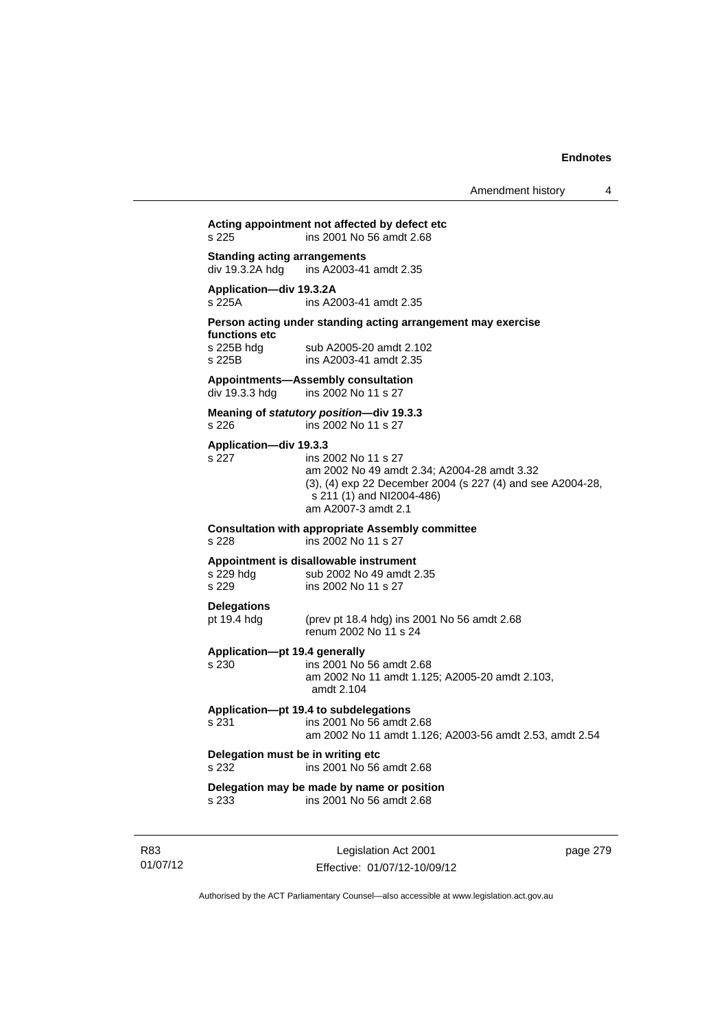**Acting appointment not affected by defect etc**
s 225 ins 2001 No 56 amdt 2.68

**Standing acting arrangements**
div 19.3.2A hdg ins A2003-41 amdt 2.35

**Application—div 19.3.2A**
s 225A ins A2003-41 amdt 2.35

**Person acting under standing acting arrangement may exercise functions etc**
s 225B hdg sub A2005-20 amdt 2.102
s 225B ins A2003-41 amdt 2.35

**Appointments—Assembly consultation**
div 19.3.3 hdg ins 2002 No 11 s 27

**Meaning of *statutory position*—div 19.3.3**
s 226 ins 2002 No 11 s 27

**Application—div 19.3.3**
s 227 ins 2002 No 11 s 27
am 2002 No 49 amdt 2.34; A2004-28 amdt 3.32
(3), (4) exp 22 December 2004 (s 227 (4) and see A2004-28, s 211 (1) and NI2004-486)
am A2007-3 amdt 2.1

**Consultation with appropriate Assembly committee**
s 228 ins 2002 No 11 s 27

**Appointment is disallowable instrument**
s 229 hdg sub 2002 No 49 amdt 2.35
s 229 ins 2002 No 11 s 27

**Delegations**
pt 19.4 hdg (prev pt 18.4 hdg) ins 2001 No 56 amdt 2.68
renum 2002 No 11 s 24

**Application—pt 19.4 generally**
s 230 ins 2001 No 56 amdt 2.68
am 2002 No 11 amdt 1.125; A2005-20 amdt 2.103, amdt 2.104

**Application—pt 19.4 to subdelegations**
s 231 ins 2001 No 56 amdt 2.68
am 2002 No 11 amdt 1.126; A2003-56 amdt 2.53, amdt 2.54

**Delegation must be in writing etc**
s 232 ins 2001 No 56 amdt 2.68

**Delegation may be made by name or position**
s 233 ins 2001 No 56 amdt 2.68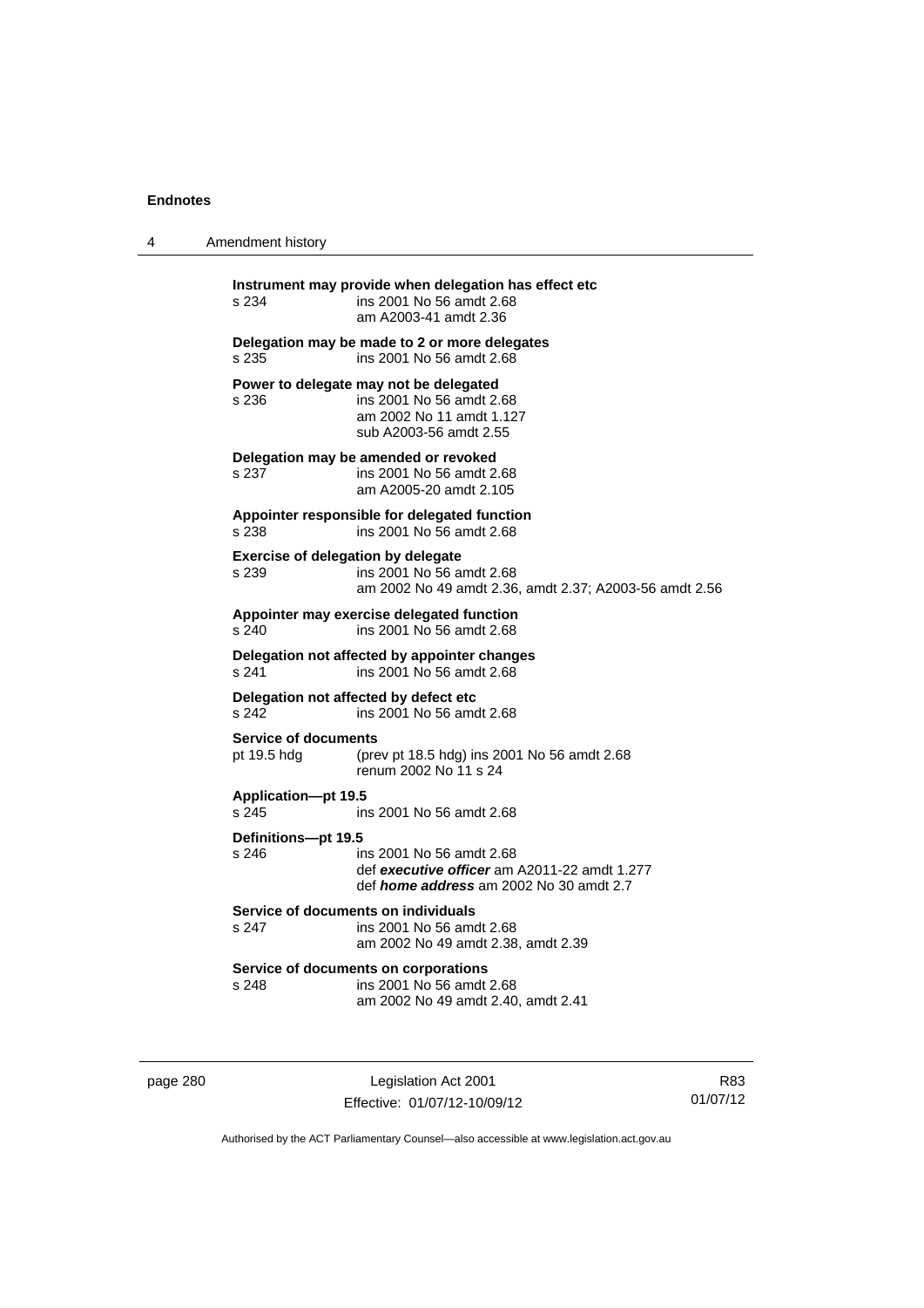**Instrument may provide when delegation has effect etc**
s 234 ins 2001 No 56 amdt 2.68
am A2003-41 amdt 2.36

**Delegation may be made to 2 or more delegates**
s 235 ins 2001 No 56 amdt 2.68

**Power to delegate may not be delegated**
s 236 ins 2001 No 56 amdt 2.68
am 2002 No 11 amdt 1.127
sub A2003-56 amdt 2.55

**Delegation may be amended or revoked**
s 237 ins 2001 No 56 amdt 2.68
am A2005-20 amdt 2.105

**Appointer responsible for delegated function**
s 238 ins 2001 No 56 amdt 2.68

**Exercise of delegation by delegate**
s 239 ins 2001 No 56 amdt 2.68
am 2002 No 49 amdt 2.36, amdt 2.37; A2003-56 amdt 2.56

**Appointer may exercise delegated function**
s 240 ins 2001 No 56 amdt 2.68

**Delegation not affected by appointer changes**
s 241 ins 2001 No 56 amdt 2.68

**Delegation not affected by defect etc**
s 242 ins 2001 No 56 amdt 2.68

**Service of documents**
pt 19.5 hdg (prev pt 18.5 hdg) ins 2001 No 56 amdt 2.68
renum 2002 No 11 s 24

**Application—pt 19.5**
s 245 ins 2001 No 56 amdt 2.68

**Definitions—pt 19.5**
s 246 ins 2001 No 56 amdt 2.68
def ***executive officer*** am A2011-22 amdt 1.277
def ***home address*** am 2002 No 30 amdt 2.7

**Service of documents on individuals**
s 247 ins 2001 No 56 amdt 2.68
am 2002 No 49 amdt 2.38, amdt 2.39

**Service of documents on corporations**
s 248 ins 2001 No 56 amdt 2.68
am 2002 No 49 amdt 2.40, amdt 2.41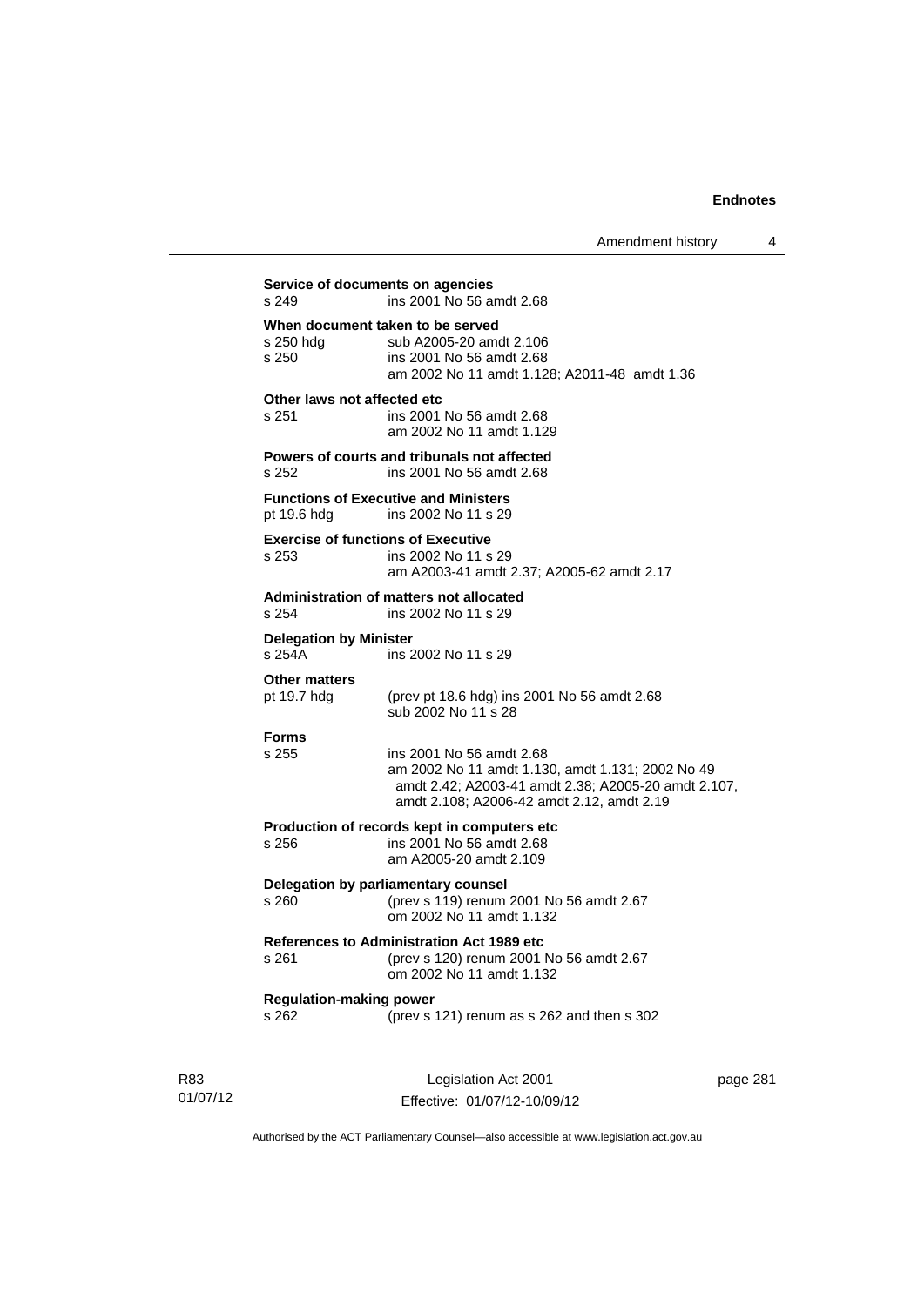**Service of documents on agencies**
s 249 ins 2001 No 56 amdt 2.68

**When document taken to be served**
s 250 hdg sub A2005-20 amdt 2.106
s 250 ins 2001 No 56 amdt 2.68
am 2002 No 11 amdt 1.128; A2011-48 amdt 1.36

**Other laws not affected etc**
s 251 ins 2001 No 56 amdt 2.68
am 2002 No 11 amdt 1.129

**Powers of courts and tribunals not affected**
s 252 ins 2001 No 56 amdt 2.68

**Functions of Executive and Ministers**
pt 19.6 hdg ins 2002 No 11 s 29

**Exercise of functions of Executive**
s 253 ins 2002 No 11 s 29
am A2003-41 amdt 2.37; A2005-62 amdt 2.17

**Administration of matters not allocated**
s 254 ins 2002 No 11 s 29

**Delegation by Minister**
s 254A ins 2002 No 11 s 29

**Other matters**
pt 19.7 hdg (prev pt 18.6 hdg) ins 2001 No 56 amdt 2.68
sub 2002 No 11 s 28

**Forms**
s 255 ins 2001 No 56 amdt 2.68
am 2002 No 11 amdt 1.130, amdt 1.131; 2002 No 49 amdt 2.42; A2003-41 amdt 2.38; A2005-20 amdt 2.107, amdt 2.108; A2006-42 amdt 2.12, amdt 2.19

**Production of records kept in computers etc**
s 256 ins 2001 No 56 amdt 2.68
am A2005-20 amdt 2.109

**Delegation by parliamentary counsel**
s 260 (prev s 119) renum 2001 No 56 amdt 2.67
om 2002 No 11 amdt 1.132

**References to Administration Act 1989 etc**
s 261 (prev s 120) renum 2001 No 56 amdt 2.67
om 2002 No 11 amdt 1.132

**Regulation-making power**
s 262 (prev s 121) renum as s 262 and then s 302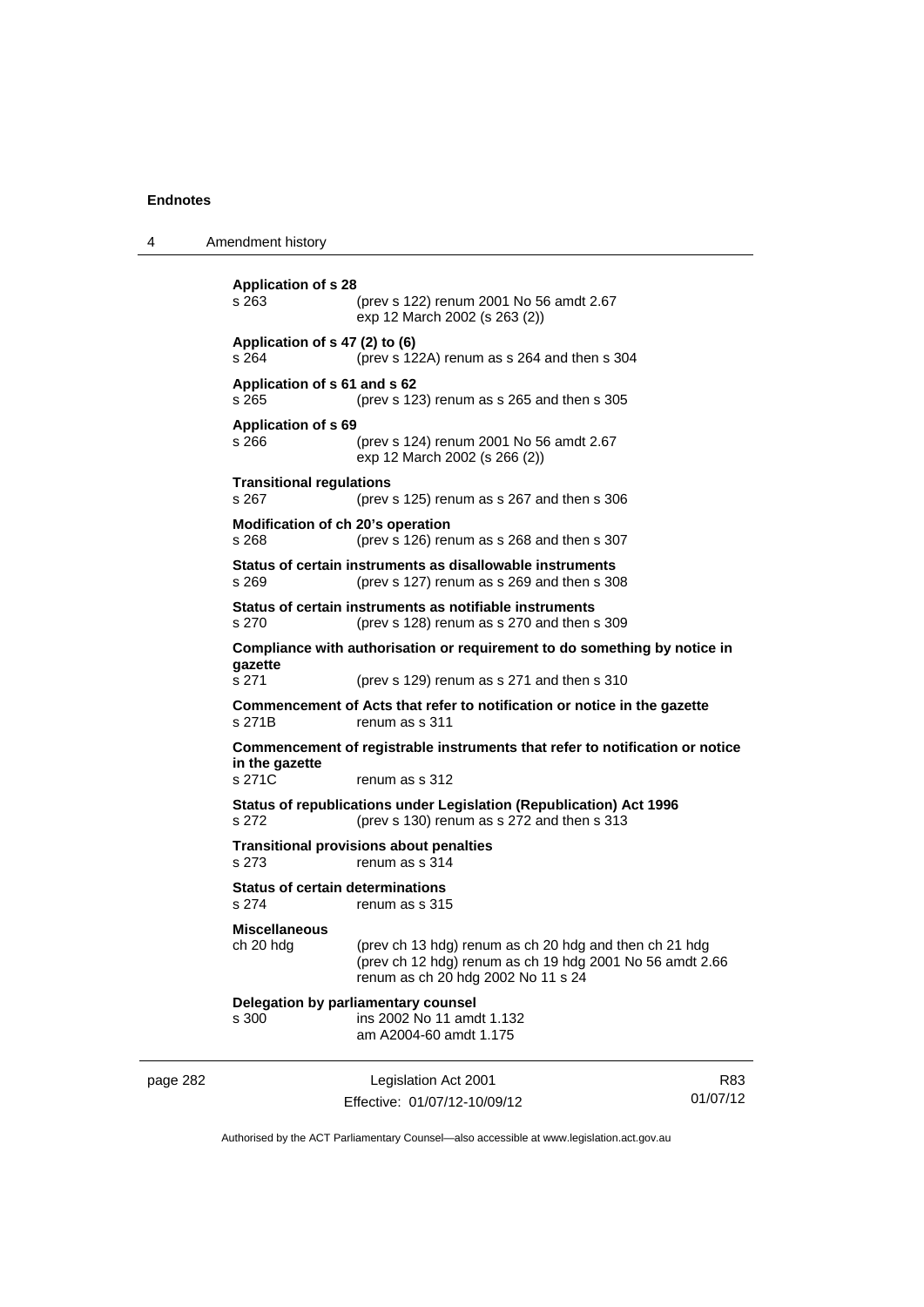**Application of s 28**
s 263 (prev s 122) renum 2001 No 56 amdt 2.67
exp 12 March 2002 (s 263 (2))

**Application of s 47 (2) to (6)**
s 264 (prev s 122A) renum as s 264 and then s 304

**Application of s 61 and s 62**
s 265 (prev s 123) renum as s 265 and then s 305

**Application of s 69**
s 266 (prev s 124) renum 2001 No 56 amdt 2.67
exp 12 March 2002 (s 266 (2))

**Transitional regulations**
s 267 (prev s 125) renum as s 267 and then s 306

**Modification of ch 20's operation**
s 268 (prev s 126) renum as s 268 and then s 307

**Status of certain instruments as disallowable instruments**
s 269 (prev s 127) renum as s 269 and then s 308

**Status of certain instruments as notifiable instruments**
s 270 (prev s 128) renum as s 270 and then s 309

**Compliance with authorisation or requirement to do something by notice in gazette**
s 271 (prev s 129) renum as s 271 and then s 310

**Commencement of Acts that refer to notification or notice in the gazette**
s 271B renum as s 311

**Commencement of registrable instruments that refer to notification or notice in the gazette**
s 271C renum as s 312

**Status of republications under Legislation (Republication) Act 1996**
s 272 (prev s 130) renum as s 272 and then s 313

**Transitional provisions about penalties**
s 273 renum as s 314

**Status of certain determinations**
s 274 renum as s 315

**Miscellaneous**
ch 20 hdg (prev ch 13 hdg) renum as ch 20 hdg and then ch 21 hdg
(prev ch 12 hdg) renum as ch 19 hdg 2001 No 56 amdt 2.66
renum as ch 20 hdg 2002 No 11 s 24

**Delegation by parliamentary counsel**
s 300 ins 2002 No 11 amdt 1.132
am A2004-60 amdt 1.175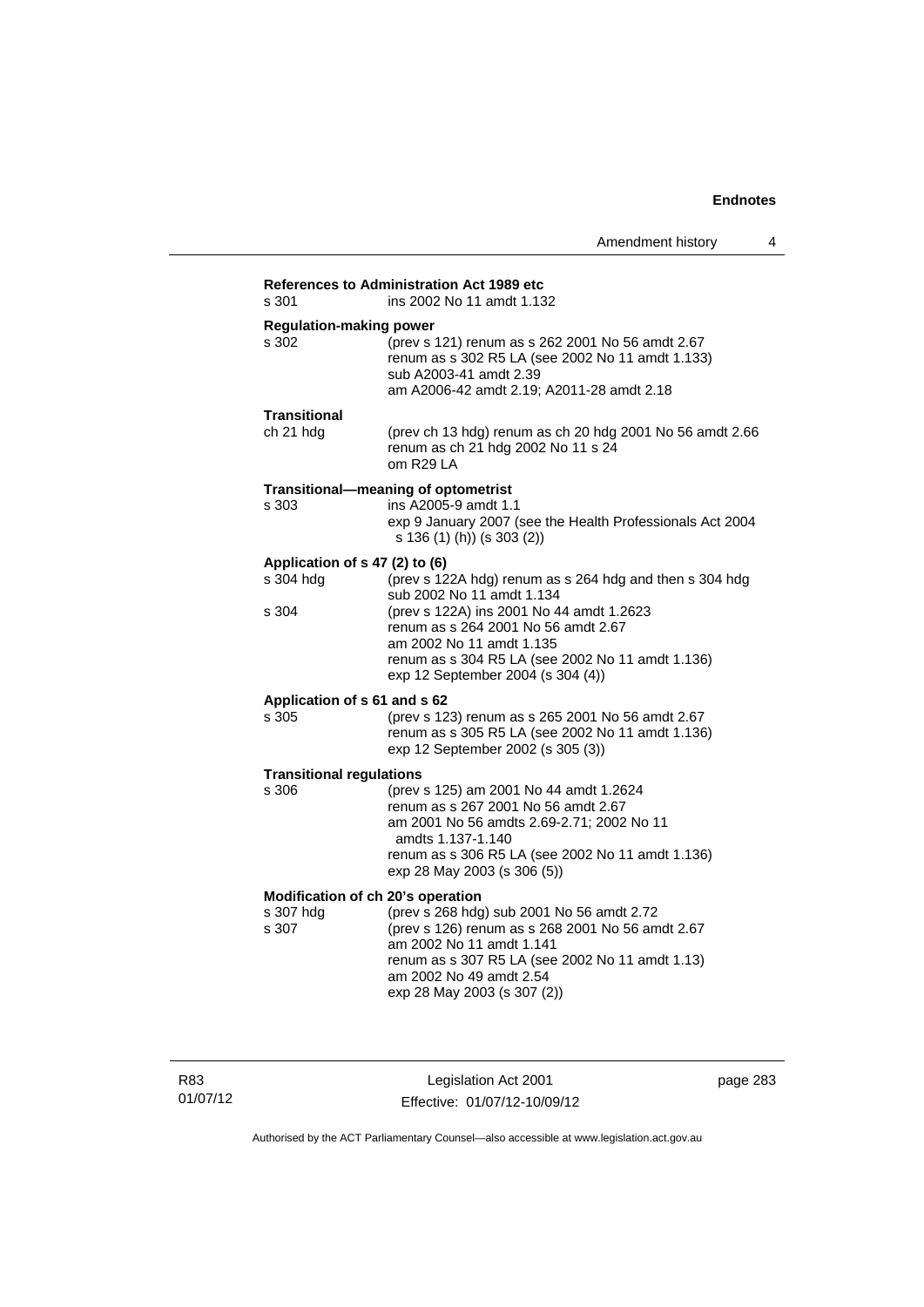**References to Administration Act 1989 etc**

s 301 ins 2002 No 11 amdt 1.132

**Regulation-making power**

s 302 (prev s 121) renum as s 262 2001 No 56 amdt 2.67
renum as s 302 R5 LA (see 2002 No 11 amdt 1.133)
sub A2003-41 amdt 2.39
am A2006-42 amdt 2.19; A2011-28 amdt 2.18

**Transitional**

ch 21 hdg (prev ch 13 hdg) renum as ch 20 hdg 2001 No 56 amdt 2.66
renum as ch 21 hdg 2002 No 11 s 24
om R29 LA

**Transitional—meaning of optometrist**

s 303 ins A2005-9 amdt 1.1
exp 9 January 2007 (see the Health Professionals Act 2004 s 136 (1) (h)) (s 303 (2))

**Application of s 47 (2) to (6)**

s 304 hdg (prev s 122A hdg) renum as s 264 hdg and then s 304 hdg
sub 2002 No 11 amdt 1.134

s 304 (prev s 122A) ins 2001 No 44 amdt 1.2623
renum as s 264 2001 No 56 amdt 2.67
am 2002 No 11 amdt 1.135
renum as s 304 R5 LA (see 2002 No 11 amdt 1.136)
exp 12 September 2004 (s 304 (4))

**Application of s 61 and s 62**

s 305 (prev s 123) renum as s 265 2001 No 56 amdt 2.67
renum as s 305 R5 LA (see 2002 No 11 amdt 1.136)
exp 12 September 2002 (s 305 (3))

**Transitional regulations**

s 306 (prev s 125) am 2001 No 44 amdt 1.2624
renum as s 267 2001 No 56 amdt 2.67
am 2001 No 56 amdts 2.69-2.71; 2002 No 11 amdts 1.137-1.140
renum as s 306 R5 LA (see 2002 No 11 amdt 1.136)
exp 28 May 2003 (s 306 (5))

**Modification of ch 20's operation**

s 307 hdg (prev s 268 hdg) sub 2001 No 56 amdt 2.72

s 307 (prev s 126) renum as s 268 2001 No 56 amdt 2.67
am 2002 No 11 amdt 1.141
renum as s 307 R5 LA (see 2002 No 11 amdt 1.13)
am 2002 No 49 amdt 2.54
exp 28 May 2003 (s 307 (2))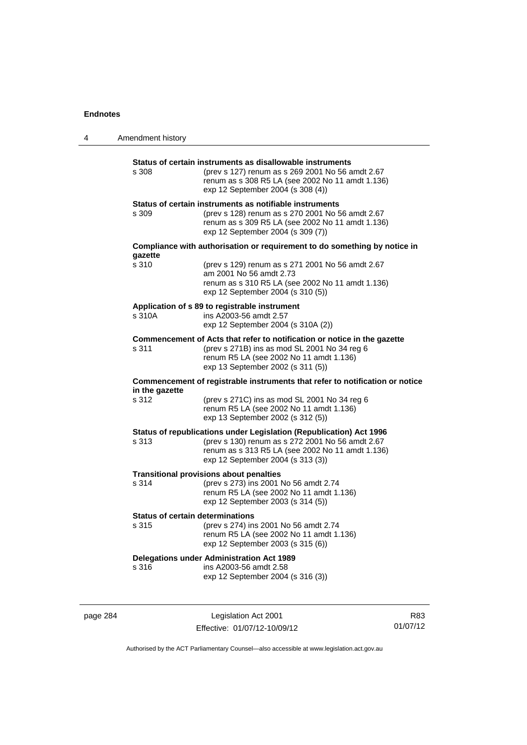**Status of certain instruments as disallowable instruments**

s 308 (prev s 127) renum as s 269 2001 No 56 amdt 2.67
renum as s 308 R5 LA (see 2002 No 11 amdt 1.136)
exp 12 September 2004 (s 308 (4))

**Status of certain instruments as notifiable instruments**

s 309 (prev s 128) renum as s 270 2001 No 56 amdt 2.67
renum as s 309 R5 LA (see 2002 No 11 amdt 1.136)
exp 12 September 2004 (s 309 (7))

**Compliance with authorisation or requirement to do something by notice in gazette**

s 310 (prev s 129) renum as s 271 2001 No 56 amdt 2.67
am 2001 No 56 amdt 2.73
renum as s 310 R5 LA (see 2002 No 11 amdt 1.136)
exp 12 September 2004 (s 310 (5))

**Application of s 89 to registrable instrument**

s 310A ins A2003-56 amdt 2.57
exp 12 September 2004 (s 310A (2))

**Commencement of Acts that refer to notification or notice in the gazette**

s 311 (prev s 271B) ins as mod SL 2001 No 34 reg 6
renum R5 LA (see 2002 No 11 amdt 1.136)
exp 13 September 2002 (s 311 (5))

**Commencement of registrable instruments that refer to notification or notice in the gazette**

s 312 (prev s 271C) ins as mod SL 2001 No 34 reg 6
renum R5 LA (see 2002 No 11 amdt 1.136)
exp 13 September 2002 (s 312 (5))

**Status of republications under Legislation (Republication) Act 1996**

s 313 (prev s 130) renum as s 272 2001 No 56 amdt 2.67
renum as s 313 R5 LA (see 2002 No 11 amdt 1.136)
exp 12 September 2004 (s 313 (3))

**Transitional provisions about penalties**

s 314 (prev s 273) ins 2001 No 56 amdt 2.74
renum R5 LA (see 2002 No 11 amdt 1.136)
exp 12 September 2003 (s 314 (5))

**Status of certain determinations**

s 315 (prev s 274) ins 2001 No 56 amdt 2.74
renum R5 LA (see 2002 No 11 amdt 1.136)
exp 12 September 2003 (s 315 (6))

**Delegations under Administration Act 1989**

s 316 ins A2003-56 amdt 2.58
exp 12 September 2004 (s 316 (3))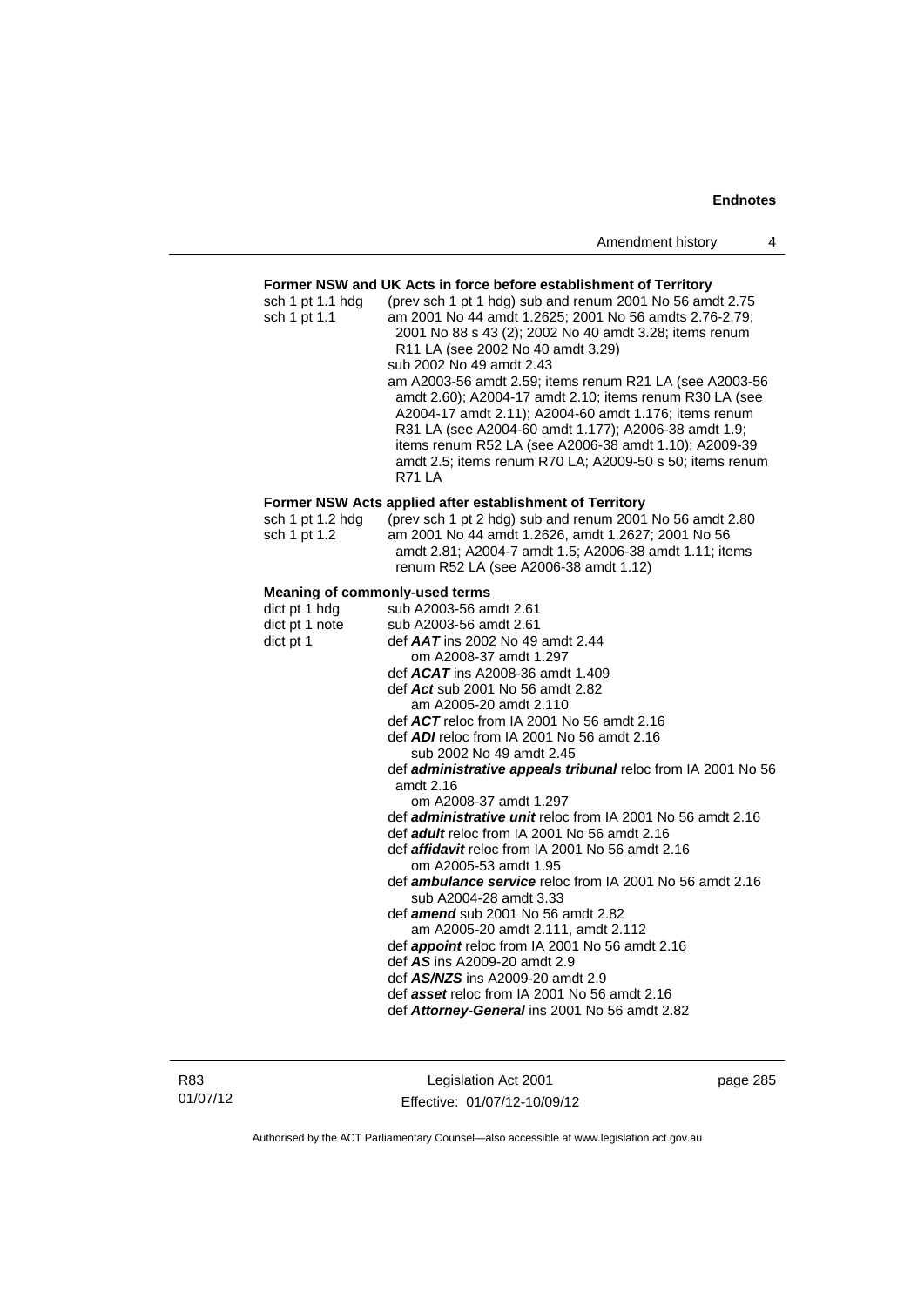**Former NSW and UK Acts in force before establishment of Territory**

sch 1 pt 1.1 hdg (prev sch 1 pt 1 hdg) sub and renum 2001 No 56 amdt 2.75

sch 1 pt 1.1 am 2001 No 44 amdt 1.2625; 2001 No 56 amdts 2.76-2.79; 2001 No 88 s 43 (2); 2002 No 40 amdt 3.28; items renum R11 LA (see 2002 No 40 amdt 3.29)
sub 2002 No 49 amdt 2.43
am A2003-56 amdt 2.59; items renum R21 LA (see A2003-56 amdt 2.60); A2004-17 amdt 2.10; items renum R30 LA (see A2004-17 amdt 2.11); A2004-60 amdt 1.176; items renum R31 LA (see A2004-60 amdt 1.177); A2006-38 amdt 1.9; items renum R52 LA (see A2006-38 amdt 1.10); A2009-39 amdt 2.5; items renum R70 LA; A2009-50 s 50; items renum R71 LA

**Former NSW Acts applied after establishment of Territory**

sch 1 pt 1.2 hdg (prev sch 1 pt 2 hdg) sub and renum 2001 No 56 amdt 2.80

sch 1 pt 1.2 am 2001 No 44 amdt 1.2626, amdt 1.2627; 2001 No 56 amdt 2.81; A2004-7 amdt 1.5; A2006-38 amdt 1.11; items renum R52 LA (see A2006-38 amdt 1.12)

**Meaning of commonly-used terms**

dict pt 1 hdg sub A2003-56 amdt 2.61

dict pt 1 note sub A2003-56 amdt 2.61

dict pt 1 def ***AAT*** ins 2002 No 49 amdt 2.44
om A2008-37 amdt 1.297
def ***ACAT*** ins A2008-36 amdt 1.409
def ***Act*** sub 2001 No 56 amdt 2.82
am A2005-20 amdt 2.110
def ***ACT*** reloc from IA 2001 No 56 amdt 2.16
def ***ADI*** reloc from IA 2001 No 56 amdt 2.16
sub 2002 No 49 amdt 2.45
def ***administrative appeals tribunal*** reloc from IA 2001 No 56 amdt 2.16
om A2008-37 amdt 1.297
def ***administrative unit*** reloc from IA 2001 No 56 amdt 2.16
def ***adult*** reloc from IA 2001 No 56 amdt 2.16
def ***affidavit*** reloc from IA 2001 No 56 amdt 2.16
om A2005-53 amdt 1.95
def ***ambulance service*** reloc from IA 2001 No 56 amdt 2.16
sub A2004-28 amdt 3.33
def ***amend*** sub 2001 No 56 amdt 2.82
am A2005-20 amdt 2.111, amdt 2.112
def ***appoint*** reloc from IA 2001 No 56 amdt 2.16
def ***AS*** ins A2009-20 amdt 2.9
def ***AS/NZS*** ins A2009-20 amdt 2.9
def ***asset*** reloc from IA 2001 No 56 amdt 2.16
def ***Attorney-General*** ins 2001 No 56 amdt 2.82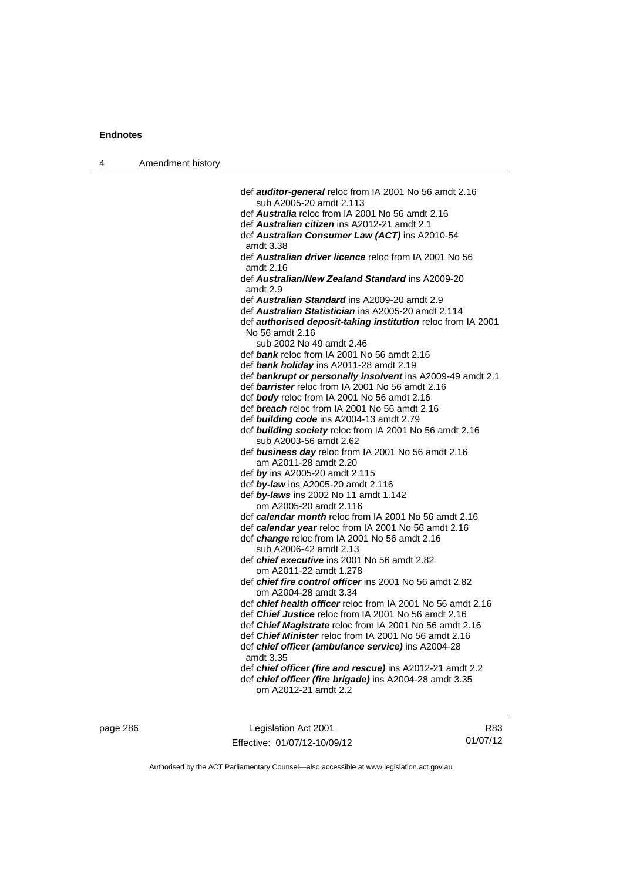def ***auditor-general*** reloc from IA 2001 No 56 amdt 2.16
sub A2005-20 amdt 2.113

def ***Australia*** reloc from IA 2001 No 56 amdt 2.16

def ***Australian citizen*** ins A2012-21 amdt 2.1

def ***Australian Consumer Law (ACT)*** ins A2010-54 amdt 3.38

def ***Australian driver licence*** reloc from IA 2001 No 56 amdt 2.16

def ***Australian/New Zealand Standard*** ins A2009-20 amdt 2.9

def ***Australian Standard*** ins A2009-20 amdt 2.9

def ***Australian Statistician*** ins A2005-20 amdt 2.114

def ***authorised deposit-taking institution*** reloc from IA 2001 No 56 amdt 2.16
sub 2002 No 49 amdt 2.46

def ***bank*** reloc from IA 2001 No 56 amdt 2.16

def ***bank holiday*** ins A2011-28 amdt 2.19

def ***bankrupt or personally insolvent*** ins A2009-49 amdt 2.1

def ***barrister*** reloc from IA 2001 No 56 amdt 2.16

def ***body*** reloc from IA 2001 No 56 amdt 2.16

def ***breach*** reloc from IA 2001 No 56 amdt 2.16

def ***building code*** ins A2004-13 amdt 2.79

def ***building society*** reloc from IA 2001 No 56 amdt 2.16
sub A2003-56 amdt 2.62

def ***business day*** reloc from IA 2001 No 56 amdt 2.16
am A2011-28 amdt 2.20

def ***by*** ins A2005-20 amdt 2.115

def ***by-law*** ins A2005-20 amdt 2.116

def ***by-laws*** ins 2002 No 11 amdt 1.142
om A2005-20 amdt 2.116

def ***calendar month*** reloc from IA 2001 No 56 amdt 2.16

def ***calendar year*** reloc from IA 2001 No 56 amdt 2.16

def ***change*** reloc from IA 2001 No 56 amdt 2.16
sub A2006-42 amdt 2.13

def ***chief executive*** ins 2001 No 56 amdt 2.82
om A2011-22 amdt 1.278

def ***chief fire control officer*** ins 2001 No 56 amdt 2.82
om A2004-28 amdt 3.34

def ***chief health officer*** reloc from IA 2001 No 56 amdt 2.16

def ***Chief Justice*** reloc from IA 2001 No 56 amdt 2.16

def ***Chief Magistrate*** reloc from IA 2001 No 56 amdt 2.16

def ***Chief Minister*** reloc from IA 2001 No 56 amdt 2.16

def ***chief officer (ambulance service)*** ins A2004-28 amdt 3.35

def ***chief officer (fire and rescue)*** ins A2012-21 amdt 2.2

def ***chief officer (fire brigade)*** ins A2004-28 amdt 3.35
om A2012-21 amdt 2.2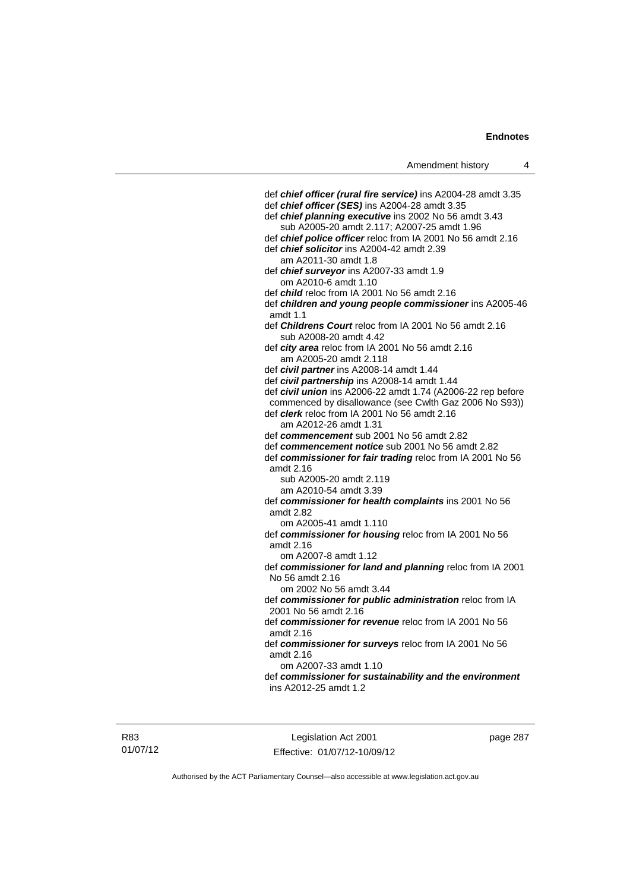def ***chief officer (rural fire service)*** ins A2004-28 amdt 3.35

def ***chief officer (SES)*** ins A2004-28 amdt 3.35

def ***chief planning executive*** ins 2002 No 56 amdt 3.43
    sub A2005-20 amdt 2.117; A2007-25 amdt 1.96

def ***chief police officer*** reloc from IA 2001 No 56 amdt 2.16

def ***chief solicitor*** ins A2004-42 amdt 2.39
    am A2011-30 amdt 1.8

def ***chief surveyor*** ins A2007-33 amdt 1.9
    om A2010-6 amdt 1.10

def ***child*** reloc from IA 2001 No 56 amdt 2.16

def ***children and young people commissioner*** ins A2005-46 amdt 1.1

def ***Childrens Court*** reloc from IA 2001 No 56 amdt 2.16
    sub A2008-20 amdt 4.42

def ***city area*** reloc from IA 2001 No 56 amdt 2.16
    am A2005-20 amdt 2.118

def ***civil partner*** ins A2008-14 amdt 1.44

def ***civil partnership*** ins A2008-14 amdt 1.44

def ***civil union*** ins A2006-22 amdt 1.74 (A2006-22 rep before commenced by disallowance (see Cwlth Gaz 2006 No S93))

def ***clerk*** reloc from IA 2001 No 56 amdt 2.16
    am A2012-26 amdt 1.31

def ***commencement*** sub 2001 No 56 amdt 2.82

def ***commencement notice*** sub 2001 No 56 amdt 2.82

def ***commissioner for fair trading*** reloc from IA 2001 No 56 amdt 2.16
    sub A2005-20 amdt 2.119
    am A2010-54 amdt 3.39

def ***commissioner for health complaints*** ins 2001 No 56 amdt 2.82
    om A2005-41 amdt 1.110

def ***commissioner for housing*** reloc from IA 2001 No 56 amdt 2.16
    om A2007-8 amdt 1.12

def ***commissioner for land and planning*** reloc from IA 2001 No 56 amdt 2.16
    om 2002 No 56 amdt 3.44

def ***commissioner for public administration*** reloc from IA 2001 No 56 amdt 2.16

def ***commissioner for revenue*** reloc from IA 2001 No 56 amdt 2.16

def ***commissioner for surveys*** reloc from IA 2001 No 56 amdt 2.16
    om A2007-33 amdt 1.10

def ***commissioner for sustainability and the environment*** ins A2012-25 amdt 1.2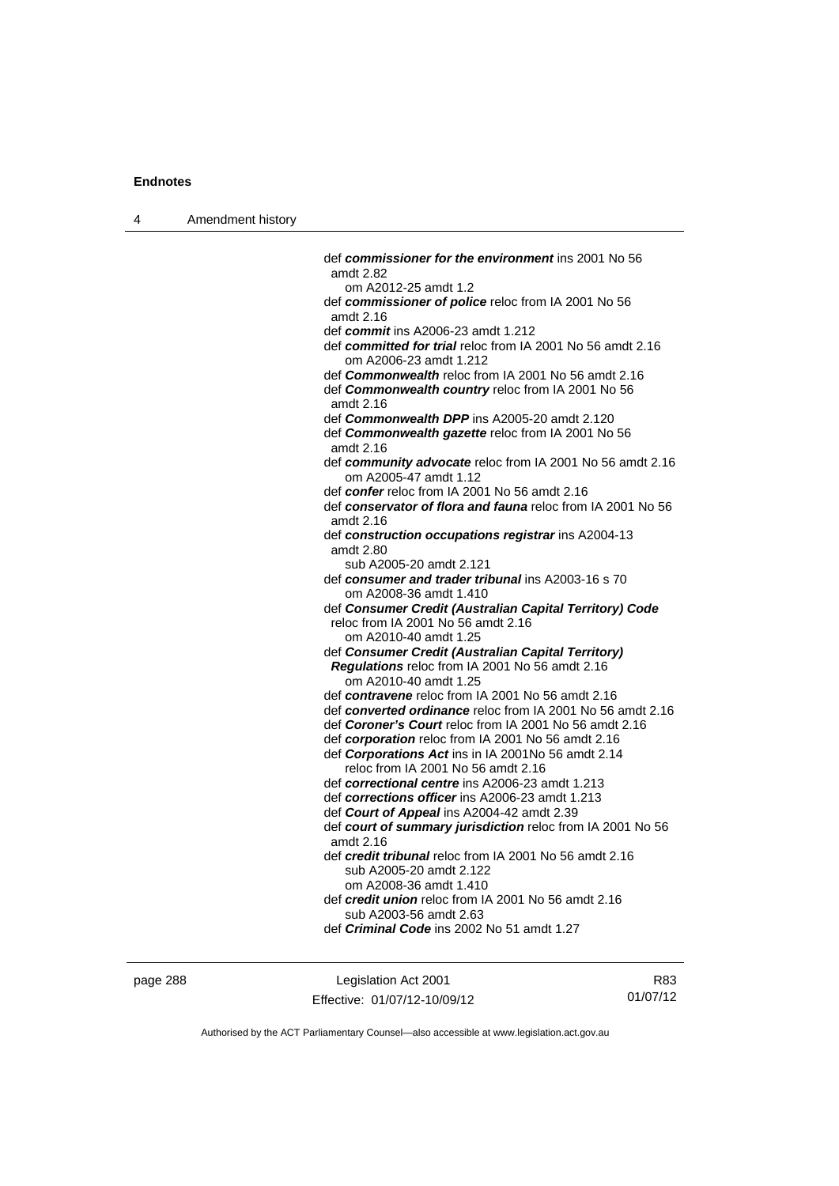def ***commissioner for the environment*** ins 2001 No 56 amdt 2.82
om A2012-25 amdt 1.2

def ***commissioner of police*** reloc from IA 2001 No 56 amdt 2.16

def ***commit*** ins A2006-23 amdt 1.212

def ***committed for trial*** reloc from IA 2001 No 56 amdt 2.16
om A2006-23 amdt 1.212

def ***Commonwealth*** reloc from IA 2001 No 56 amdt 2.16

def ***Commonwealth country*** reloc from IA 2001 No 56 amdt 2.16

def ***Commonwealth DPP*** ins A2005-20 amdt 2.120

def ***Commonwealth gazette*** reloc from IA 2001 No 56 amdt 2.16

def ***community advocate*** reloc from IA 2001 No 56 amdt 2.16
om A2005-47 amdt 1.12

def ***confer*** reloc from IA 2001 No 56 amdt 2.16

def ***conservator of flora and fauna*** reloc from IA 2001 No 56 amdt 2.16

def ***construction occupations registrar*** ins A2004-13 amdt 2.80
sub A2005-20 amdt 2.121

def ***consumer and trader tribunal*** ins A2003-16 s 70
om A2008-36 amdt 1.410

def ***Consumer Credit (Australian Capital Territory) Code*** reloc from IA 2001 No 56 amdt 2.16
om A2010-40 amdt 1.25

def ***Consumer Credit (Australian Capital Territory) Regulations*** reloc from IA 2001 No 56 amdt 2.16
om A2010-40 amdt 1.25

def ***contravene*** reloc from IA 2001 No 56 amdt 2.16

def ***converted ordinance*** reloc from IA 2001 No 56 amdt 2.16

def ***Coroner's Court*** reloc from IA 2001 No 56 amdt 2.16

def ***corporation*** reloc from IA 2001 No 56 amdt 2.16

def ***Corporations Act*** ins in IA 2001No 56 amdt 2.14
reloc from IA 2001 No 56 amdt 2.16

def ***correctional centre*** ins A2006-23 amdt 1.213

def ***corrections officer*** ins A2006-23 amdt 1.213

def ***Court of Appeal*** ins A2004-42 amdt 2.39

def ***court of summary jurisdiction*** reloc from IA 2001 No 56 amdt 2.16

def ***credit tribunal*** reloc from IA 2001 No 56 amdt 2.16
sub A2005-20 amdt 2.122
om A2008-36 amdt 1.410

def ***credit union*** reloc from IA 2001 No 56 amdt 2.16
sub A2003-56 amdt 2.63

def ***Criminal Code*** ins 2002 No 51 amdt 1.27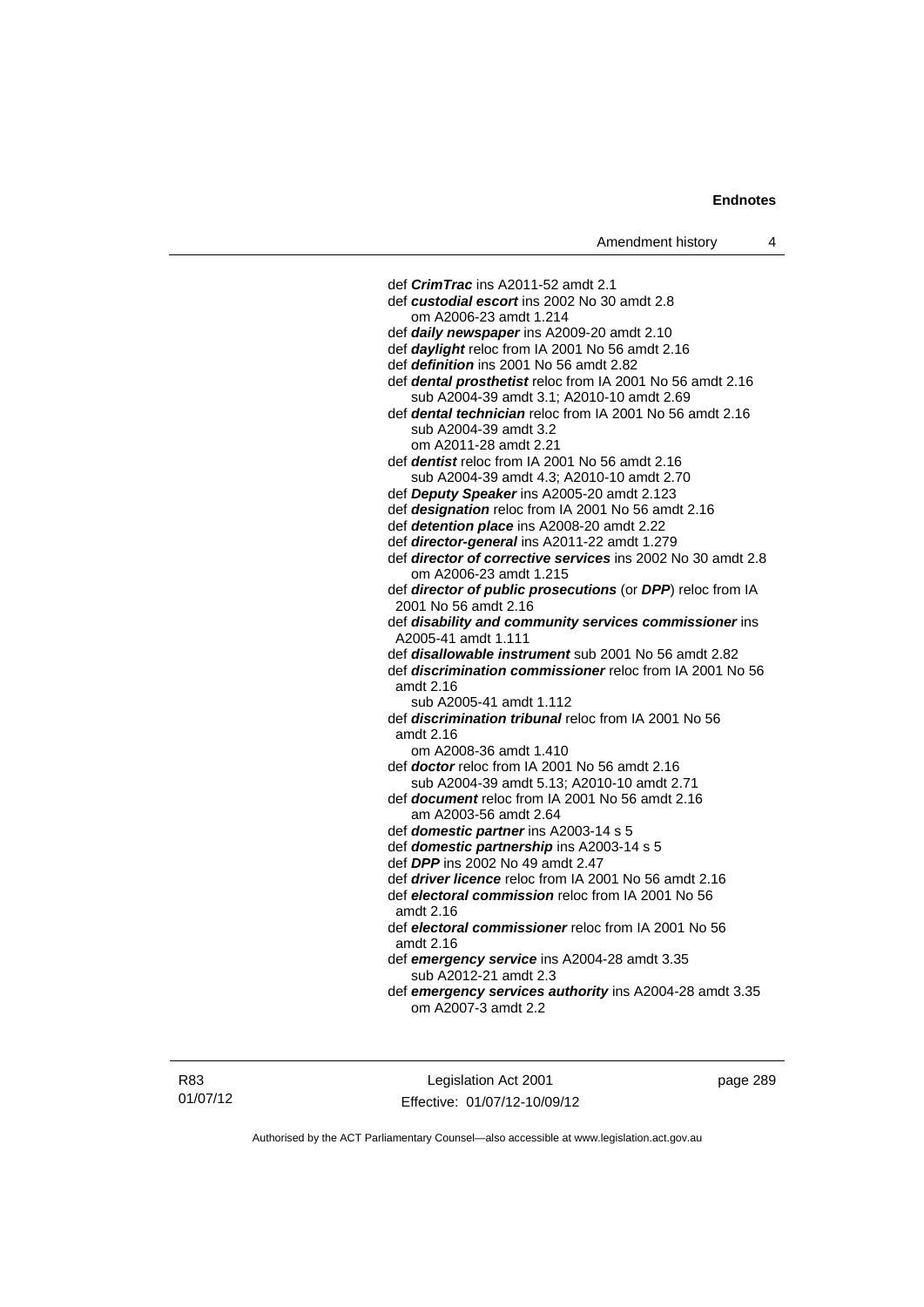def ***CrimTrac*** ins A2011-52 amdt 2.1

def ***custodial escort*** ins 2002 No 30 amdt 2.8
om A2006-23 amdt 1.214

def ***daily newspaper*** ins A2009-20 amdt 2.10

def ***daylight*** reloc from IA 2001 No 56 amdt 2.16

def ***definition*** ins 2001 No 56 amdt 2.82

def ***dental prosthetist*** reloc from IA 2001 No 56 amdt 2.16
sub A2004-39 amdt 3.1; A2010-10 amdt 2.69

def ***dental technician*** reloc from IA 2001 No 56 amdt 2.16
sub A2004-39 amdt 3.2
om A2011-28 amdt 2.21

def ***dentist*** reloc from IA 2001 No 56 amdt 2.16
sub A2004-39 amdt 4.3; A2010-10 amdt 2.70

def ***Deputy Speaker*** ins A2005-20 amdt 2.123

def ***designation*** reloc from IA 2001 No 56 amdt 2.16

def ***detention place*** ins A2008-20 amdt 2.22

def ***director-general*** ins A2011-22 amdt 1.279

def ***director of corrective services*** ins 2002 No 30 amdt 2.8
om A2006-23 amdt 1.215

def ***director of public prosecutions*** (or ***DPP***) reloc from IA 2001 No 56 amdt 2.16

def ***disability and community services commissioner*** ins A2005-41 amdt 1.111

def ***disallowable instrument*** sub 2001 No 56 amdt 2.82

def ***discrimination commissioner*** reloc from IA 2001 No 56 amdt 2.16
sub A2005-41 amdt 1.112

def ***discrimination tribunal*** reloc from IA 2001 No 56 amdt 2.16
om A2008-36 amdt 1.410

def ***doctor*** reloc from IA 2001 No 56 amdt 2.16
sub A2004-39 amdt 5.13; A2010-10 amdt 2.71

def ***document*** reloc from IA 2001 No 56 amdt 2.16
am A2003-56 amdt 2.64

def ***domestic partner*** ins A2003-14 s 5

def ***domestic partnership*** ins A2003-14 s 5

def ***DPP*** ins 2002 No 49 amdt 2.47

def ***driver licence*** reloc from IA 2001 No 56 amdt 2.16

def ***electoral commission*** reloc from IA 2001 No 56 amdt 2.16

def ***electoral commissioner*** reloc from IA 2001 No 56 amdt 2.16

def ***emergency service*** ins A2004-28 amdt 3.35
sub A2012-21 amdt 2.3

def ***emergency services authority*** ins A2004-28 amdt 3.35
om A2007-3 amdt 2.2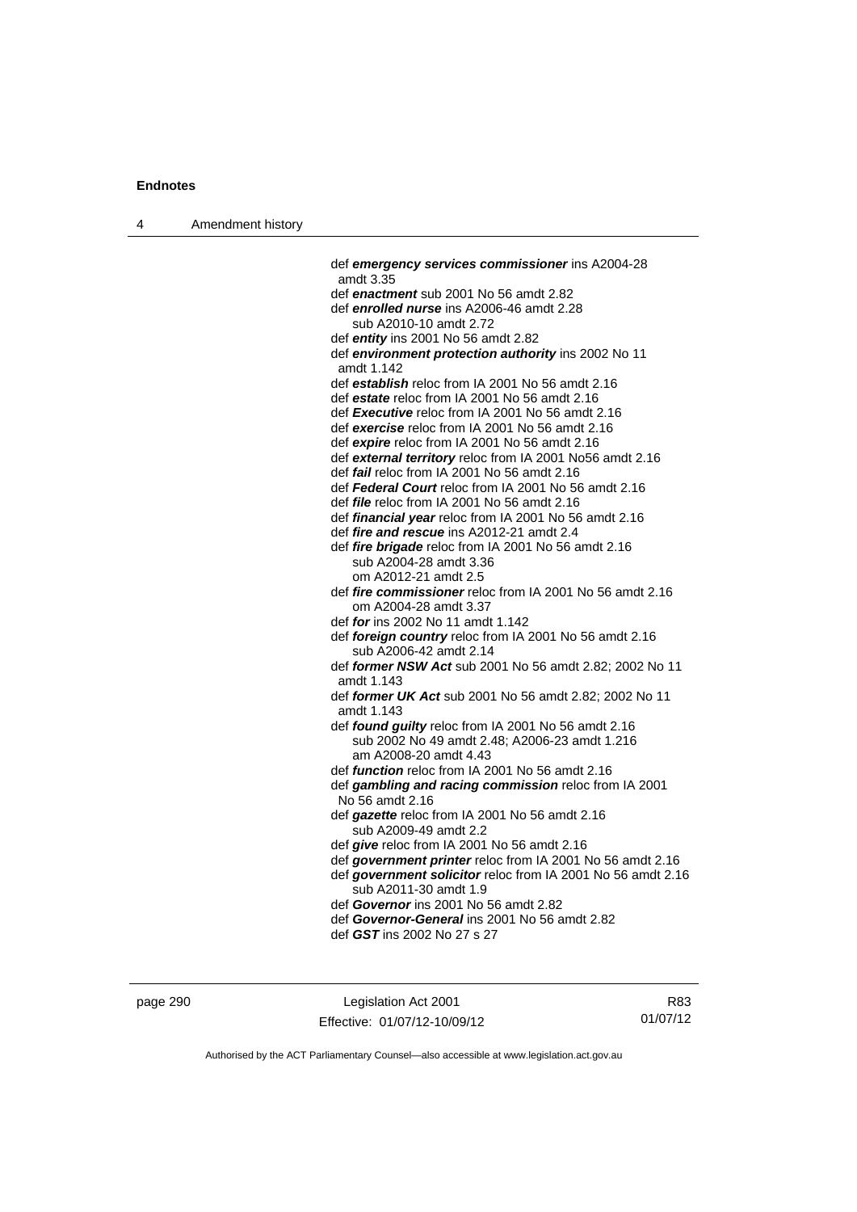def ***emergency services commissioner*** ins A2004-28 amdt 3.35

def ***enactment*** sub 2001 No 56 amdt 2.82

def ***enrolled nurse*** ins A2006-46 amdt 2.28
sub A2010-10 amdt 2.72

def ***entity*** ins 2001 No 56 amdt 2.82

def ***environment protection authority*** ins 2002 No 11 amdt 1.142

def ***establish*** reloc from IA 2001 No 56 amdt 2.16

def ***estate*** reloc from IA 2001 No 56 amdt 2.16

def ***Executive*** reloc from IA 2001 No 56 amdt 2.16

def ***exercise*** reloc from IA 2001 No 56 amdt 2.16

def ***expire*** reloc from IA 2001 No 56 amdt 2.16

def ***external territory*** reloc from IA 2001 No56 amdt 2.16

def ***fail*** reloc from IA 2001 No 56 amdt 2.16

def ***Federal Court*** reloc from IA 2001 No 56 amdt 2.16

def ***file*** reloc from IA 2001 No 56 amdt 2.16

def ***financial year*** reloc from IA 2001 No 56 amdt 2.16

def ***fire and rescue*** ins A2012-21 amdt 2.4

def ***fire brigade*** reloc from IA 2001 No 56 amdt 2.16
sub A2004-28 amdt 3.36
om A2012-21 amdt 2.5

def ***fire commissioner*** reloc from IA 2001 No 56 amdt 2.16
om A2004-28 amdt 3.37

def ***for*** ins 2002 No 11 amdt 1.142

def ***foreign country*** reloc from IA 2001 No 56 amdt 2.16
sub A2006-42 amdt 2.14

def ***former NSW Act*** sub 2001 No 56 amdt 2.82; 2002 No 11 amdt 1.143

def ***former UK Act*** sub 2001 No 56 amdt 2.82; 2002 No 11 amdt 1.143

def ***found guilty*** reloc from IA 2001 No 56 amdt 2.16
sub 2002 No 49 amdt 2.48; A2006-23 amdt 1.216
am A2008-20 amdt 4.43

def ***function*** reloc from IA 2001 No 56 amdt 2.16

def ***gambling and racing commission*** reloc from IA 2001 No 56 amdt 2.16

def ***gazette*** reloc from IA 2001 No 56 amdt 2.16
sub A2009-49 amdt 2.2

def ***give*** reloc from IA 2001 No 56 amdt 2.16

def ***government printer*** reloc from IA 2001 No 56 amdt 2.16

def ***government solicitor*** reloc from IA 2001 No 56 amdt 2.16
sub A2011-30 amdt 1.9

def ***Governor*** ins 2001 No 56 amdt 2.82

def ***Governor-General*** ins 2001 No 56 amdt 2.82

def ***GST*** ins 2002 No 27 s 27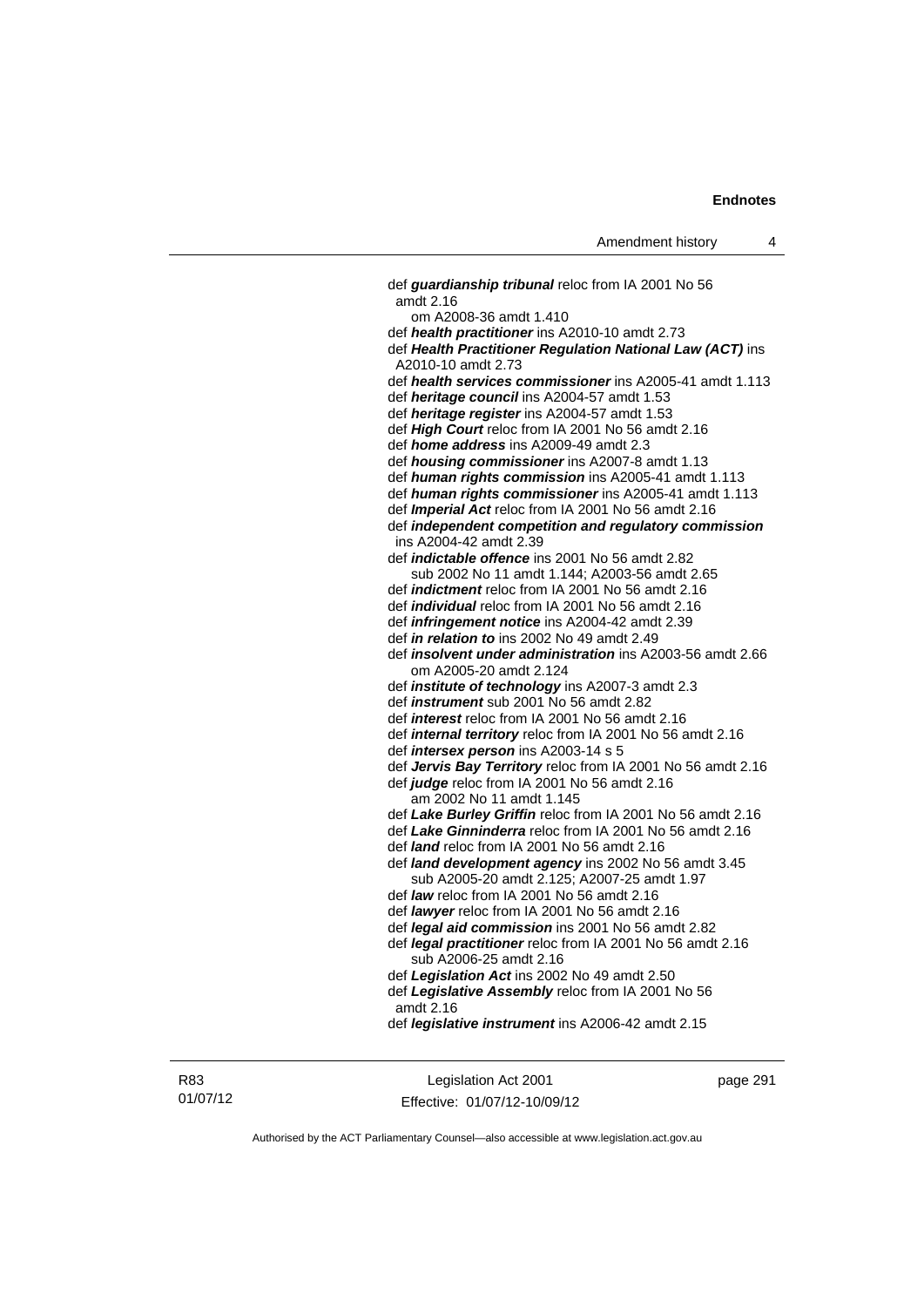def ***guardianship tribunal*** reloc from IA 2001 No 56 amdt 2.16

om A2008-36 amdt 1.410

def ***health practitioner*** ins A2010-10 amdt 2.73

def ***Health Practitioner Regulation National Law (ACT)*** ins A2010-10 amdt 2.73

def ***health services commissioner*** ins A2005-41 amdt 1.113

def ***heritage council*** ins A2004-57 amdt 1.53

def ***heritage register*** ins A2004-57 amdt 1.53

def ***High Court*** reloc from IA 2001 No 56 amdt 2.16

def ***home address*** ins A2009-49 amdt 2.3

def ***housing commissioner*** ins A2007-8 amdt 1.13

def ***human rights commission*** ins A2005-41 amdt 1.113

def ***human rights commissioner*** ins A2005-41 amdt 1.113

def ***Imperial Act*** reloc from IA 2001 No 56 amdt 2.16

def ***independent competition and regulatory commission*** ins A2004-42 amdt 2.39

def ***indictable offence*** ins 2001 No 56 amdt 2.82

sub 2002 No 11 amdt 1.144; A2003-56 amdt 2.65

def ***indictment*** reloc from IA 2001 No 56 amdt 2.16

def ***individual*** reloc from IA 2001 No 56 amdt 2.16

def ***infringement notice*** ins A2004-42 amdt 2.39

def ***in relation to*** ins 2002 No 49 amdt 2.49

def ***insolvent under administration*** ins A2003-56 amdt 2.66

om A2005-20 amdt 2.124

def ***institute of technology*** ins A2007-3 amdt 2.3

def ***instrument*** sub 2001 No 56 amdt 2.82

def ***interest*** reloc from IA 2001 No 56 amdt 2.16

def ***internal territory*** reloc from IA 2001 No 56 amdt 2.16

def ***intersex person*** ins A2003-14 s 5

def ***Jervis Bay Territory*** reloc from IA 2001 No 56 amdt 2.16

def ***judge*** reloc from IA 2001 No 56 amdt 2.16

am 2002 No 11 amdt 1.145

def ***Lake Burley Griffin*** reloc from IA 2001 No 56 amdt 2.16

def ***Lake Ginninderra*** reloc from IA 2001 No 56 amdt 2.16

def ***land*** reloc from IA 2001 No 56 amdt 2.16

def ***land development agency*** ins 2002 No 56 amdt 3.45

sub A2005-20 amdt 2.125; A2007-25 amdt 1.97

def ***law*** reloc from IA 2001 No 56 amdt 2.16

def ***lawyer*** reloc from IA 2001 No 56 amdt 2.16

def ***legal aid commission*** ins 2001 No 56 amdt 2.82

def ***legal practitioner*** reloc from IA 2001 No 56 amdt 2.16

sub A2006-25 amdt 2.16

def ***Legislation Act*** ins 2002 No 49 amdt 2.50

def ***Legislative Assembly*** reloc from IA 2001 No 56 amdt 2.16

def ***legislative instrument*** ins A2006-42 amdt 2.15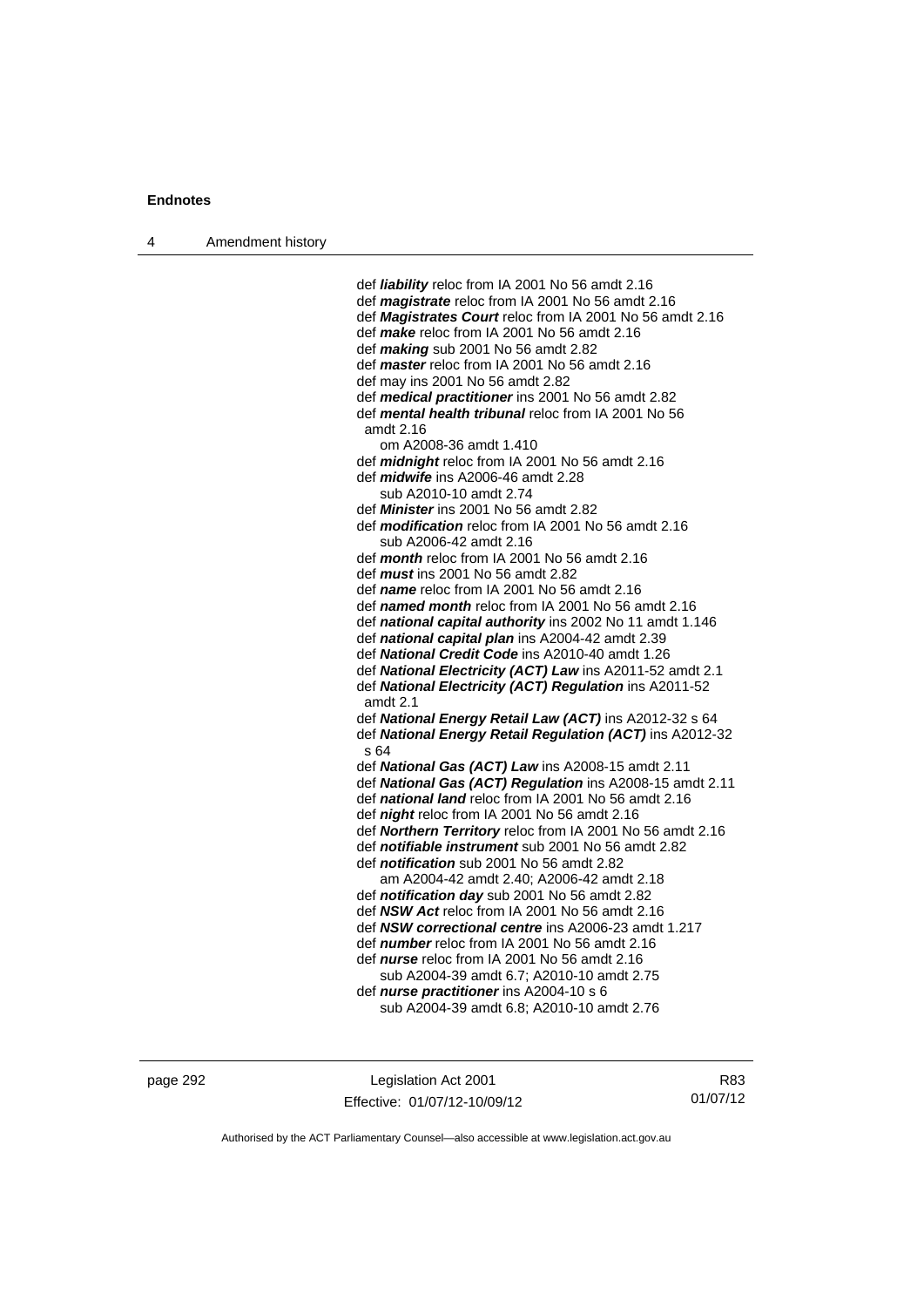def ***liability*** reloc from IA 2001 No 56 amdt 2.16
def ***magistrate*** reloc from IA 2001 No 56 amdt 2.16
def ***Magistrates Court*** reloc from IA 2001 No 56 amdt 2.16
def ***make*** reloc from IA 2001 No 56 amdt 2.16
def ***making*** sub 2001 No 56 amdt 2.82
def ***master*** reloc from IA 2001 No 56 amdt 2.16
def may ins 2001 No 56 amdt 2.82
def ***medical practitioner*** ins 2001 No 56 amdt 2.82
def ***mental health tribunal*** reloc from IA 2001 No 56 amdt 2.16
om A2008-36 amdt 1.410
def ***midnight*** reloc from IA 2001 No 56 amdt 2.16
def ***midwife*** ins A2006-46 amdt 2.28
sub A2010-10 amdt 2.74
def ***Minister*** ins 2001 No 56 amdt 2.82
def ***modification*** reloc from IA 2001 No 56 amdt 2.16
sub A2006-42 amdt 2.16
def ***month*** reloc from IA 2001 No 56 amdt 2.16
def ***must*** ins 2001 No 56 amdt 2.82
def ***name*** reloc from IA 2001 No 56 amdt 2.16
def ***named month*** reloc from IA 2001 No 56 amdt 2.16
def ***national capital authority*** ins 2002 No 11 amdt 1.146
def ***national capital plan*** ins A2004-42 amdt 2.39
def ***National Credit Code*** ins A2010-40 amdt 1.26
def ***National Electricity (ACT) Law*** ins A2011-52 amdt 2.1
def ***National Electricity (ACT) Regulation*** ins A2011-52 amdt 2.1
def ***National Energy Retail Law (ACT)*** ins A2012-32 s 64
def ***National Energy Retail Regulation (ACT)*** ins A2012-32 s 64
def ***National Gas (ACT) Law*** ins A2008-15 amdt 2.11
def ***National Gas (ACT) Regulation*** ins A2008-15 amdt 2.11
def ***national land*** reloc from IA 2001 No 56 amdt 2.16
def ***night*** reloc from IA 2001 No 56 amdt 2.16
def ***Northern Territory*** reloc from IA 2001 No 56 amdt 2.16
def ***notifiable instrument*** sub 2001 No 56 amdt 2.82
def ***notification*** sub 2001 No 56 amdt 2.82
am A2004-42 amdt 2.40; A2006-42 amdt 2.18
def ***notification day*** sub 2001 No 56 amdt 2.82
def ***NSW Act*** reloc from IA 2001 No 56 amdt 2.16
def ***NSW correctional centre*** ins A2006-23 amdt 1.217
def ***number*** reloc from IA 2001 No 56 amdt 2.16
def ***nurse*** reloc from IA 2001 No 56 amdt 2.16
sub A2004-39 amdt 6.7; A2010-10 amdt 2.75
def ***nurse practitioner*** ins A2004-10 s 6
sub A2004-39 amdt 6.8; A2010-10 amdt 2.76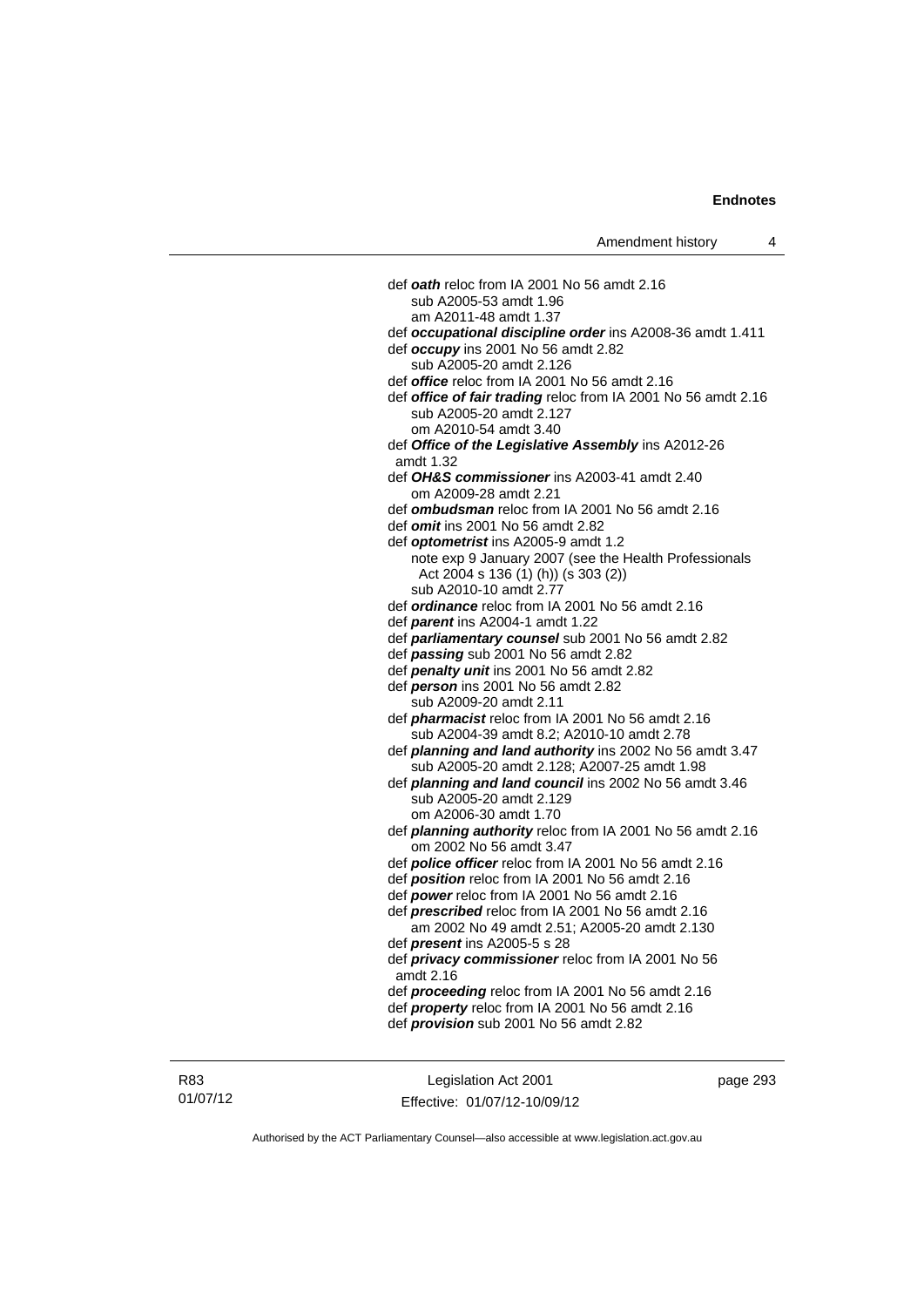def ***oath*** reloc from IA 2001 No 56 amdt 2.16
  sub A2005-53 amdt 1.96
  am A2011-48 amdt 1.37
def ***occupational discipline order*** ins A2008-36 amdt 1.411
def ***occupy*** ins 2001 No 56 amdt 2.82
  sub A2005-20 amdt 2.126
def ***office*** reloc from IA 2001 No 56 amdt 2.16
def ***office of fair trading*** reloc from IA 2001 No 56 amdt 2.16
  sub A2005-20 amdt 2.127
  om A2010-54 amdt 3.40
def ***Office of the Legislative Assembly*** ins A2012-26 amdt 1.32
def ***OH&S commissioner*** ins A2003-41 amdt 2.40
  om A2009-28 amdt 2.21
def ***ombudsman*** reloc from IA 2001 No 56 amdt 2.16
def ***omit*** ins 2001 No 56 amdt 2.82
def ***optometrist*** ins A2005-9 amdt 1.2
  note exp 9 January 2007 (see the Health Professionals Act 2004 s 136 (1) (h)) (s 303 (2))
  sub A2010-10 amdt 2.77
def ***ordinance*** reloc from IA 2001 No 56 amdt 2.16
def ***parent*** ins A2004-1 amdt 1.22
def ***parliamentary counsel*** sub 2001 No 56 amdt 2.82
def ***passing*** sub 2001 No 56 amdt 2.82
def ***penalty unit*** ins 2001 No 56 amdt 2.82
def ***person*** ins 2001 No 56 amdt 2.82
  sub A2009-20 amdt 2.11
def ***pharmacist*** reloc from IA 2001 No 56 amdt 2.16
  sub A2004-39 amdt 8.2; A2010-10 amdt 2.78
def ***planning and land authority*** ins 2002 No 56 amdt 3.47
  sub A2005-20 amdt 2.128; A2007-25 amdt 1.98
def ***planning and land council*** ins 2002 No 56 amdt 3.46
  sub A2005-20 amdt 2.129
  om A2006-30 amdt 1.70
def ***planning authority*** reloc from IA 2001 No 56 amdt 2.16
  om 2002 No 56 amdt 3.47
def ***police officer*** reloc from IA 2001 No 56 amdt 2.16
def ***position*** reloc from IA 2001 No 56 amdt 2.16
def ***power*** reloc from IA 2001 No 56 amdt 2.16
def ***prescribed*** reloc from IA 2001 No 56 amdt 2.16
  am 2002 No 49 amdt 2.51; A2005-20 amdt 2.130
def ***present*** ins A2005-5 s 28
def ***privacy commissioner*** reloc from IA 2001 No 56 amdt 2.16
def ***proceeding*** reloc from IA 2001 No 56 amdt 2.16
def ***property*** reloc from IA 2001 No 56 amdt 2.16
def ***provision*** sub 2001 No 56 amdt 2.82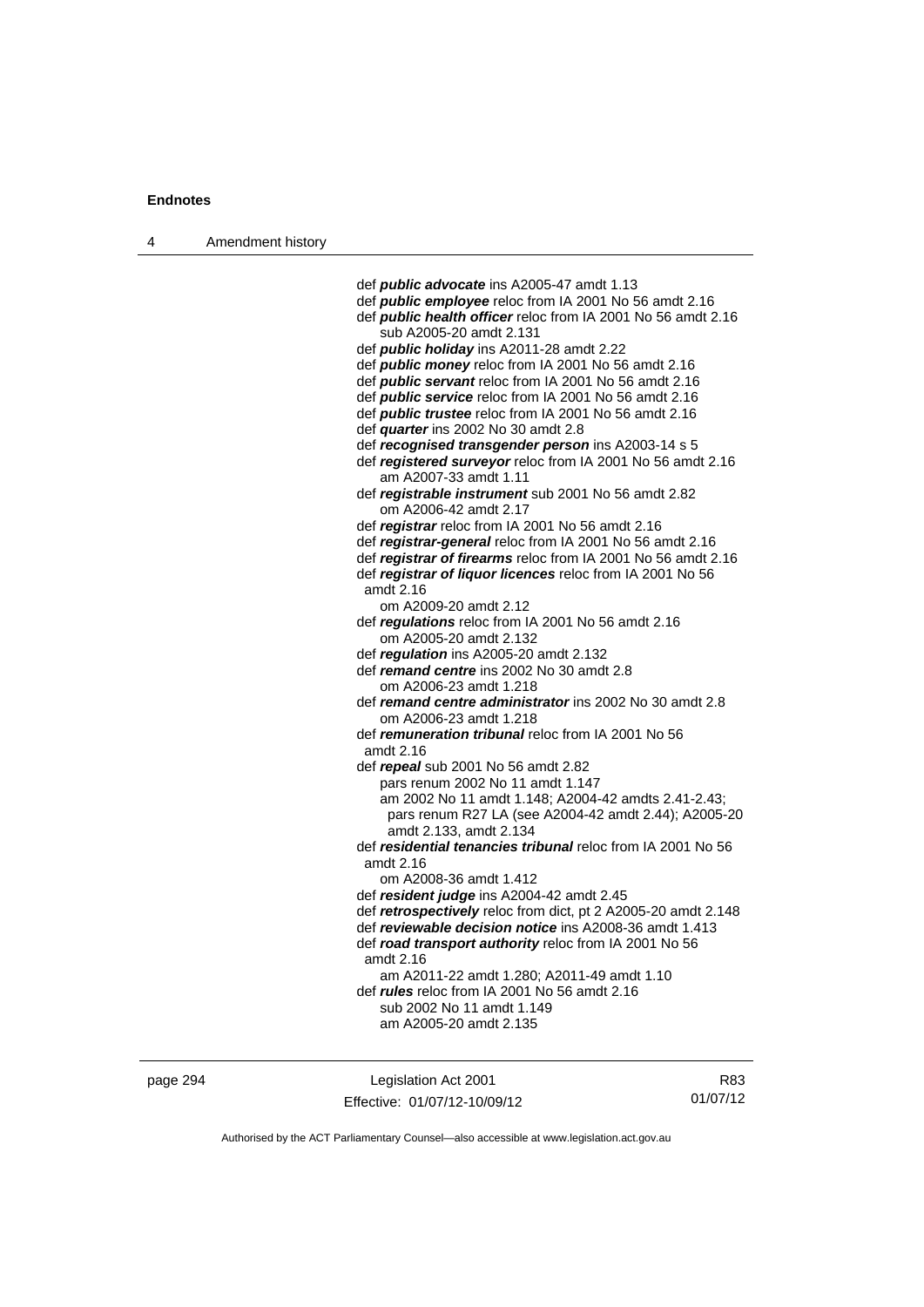def ***public advocate*** ins A2005-47 amdt 1.13
def ***public employee*** reloc from IA 2001 No 56 amdt 2.16
def ***public health officer*** reloc from IA 2001 No 56 amdt 2.16
  sub A2005-20 amdt 2.131
def ***public holiday*** ins A2011-28 amdt 2.22
def ***public money*** reloc from IA 2001 No 56 amdt 2.16
def ***public servant*** reloc from IA 2001 No 56 amdt 2.16
def ***public service*** reloc from IA 2001 No 56 amdt 2.16
def ***public trustee*** reloc from IA 2001 No 56 amdt 2.16
def ***quarter*** ins 2002 No 30 amdt 2.8
def ***recognised transgender person*** ins A2003-14 s 5
def ***registered surveyor*** reloc from IA 2001 No 56 amdt 2.16
  am A2007-33 amdt 1.11
def ***registrable instrument*** sub 2001 No 56 amdt 2.82
  om A2006-42 amdt 2.17
def ***registrar*** reloc from IA 2001 No 56 amdt 2.16
def ***registrar-general*** reloc from IA 2001 No 56 amdt 2.16
def ***registrar of firearms*** reloc from IA 2001 No 56 amdt 2.16
def ***registrar of liquor licences*** reloc from IA 2001 No 56 amdt 2.16
  om A2009-20 amdt 2.12
def ***regulations*** reloc from IA 2001 No 56 amdt 2.16
  om A2005-20 amdt 2.132
def ***regulation*** ins A2005-20 amdt 2.132
def ***remand centre*** ins 2002 No 30 amdt 2.8
  om A2006-23 amdt 1.218
def ***remand centre administrator*** ins 2002 No 30 amdt 2.8
  om A2006-23 amdt 1.218
def ***remuneration tribunal*** reloc from IA 2001 No 56 amdt 2.16
def ***repeal*** sub 2001 No 56 amdt 2.82
  pars renum 2002 No 11 amdt 1.147
  am 2002 No 11 amdt 1.148; A2004-42 amdts 2.41-2.43; pars renum R27 LA (see A2004-42 amdt 2.44); A2005-20 amdt 2.133, amdt 2.134
def ***residential tenancies tribunal*** reloc from IA 2001 No 56 amdt 2.16
  om A2008-36 amdt 1.412
def ***resident judge*** ins A2004-42 amdt 2.45
def ***retrospectively*** reloc from dict, pt 2 A2005-20 amdt 2.148
def ***reviewable decision notice*** ins A2008-36 amdt 1.413
def ***road transport authority*** reloc from IA 2001 No 56 amdt 2.16
  am A2011-22 amdt 1.280; A2011-49 amdt 1.10
def ***rules*** reloc from IA 2001 No 56 amdt 2.16
  sub 2002 No 11 amdt 1.149
  am A2005-20 amdt 2.135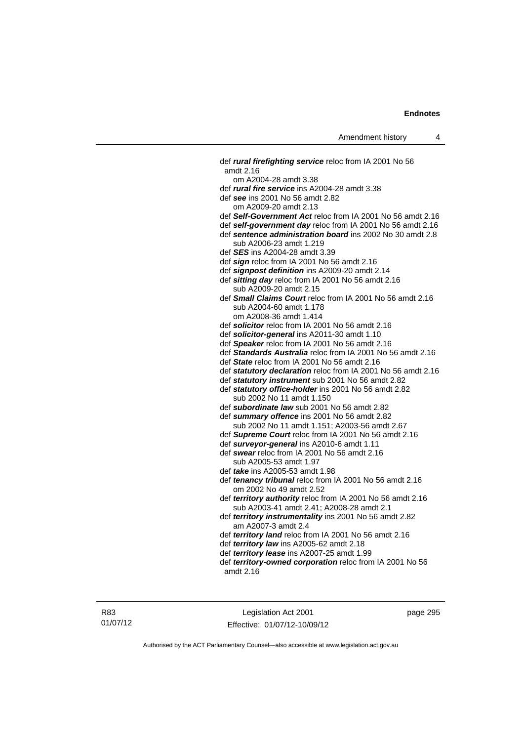def ***rural firefighting service*** reloc from IA 2001 No 56 amdt 2.16
om A2004-28 amdt 3.38

def ***rural fire service*** ins A2004-28 amdt 3.38

def ***see*** ins 2001 No 56 amdt 2.82
om A2009-20 amdt 2.13

def ***Self-Government Act*** reloc from IA 2001 No 56 amdt 2.16

def ***self-government day*** reloc from IA 2001 No 56 amdt 2.16

def ***sentence administration board*** ins 2002 No 30 amdt 2.8
sub A2006-23 amdt 1.219

def ***SES*** ins A2004-28 amdt 3.39

def ***sign*** reloc from IA 2001 No 56 amdt 2.16

def ***signpost definition*** ins A2009-20 amdt 2.14

def ***sitting day*** reloc from IA 2001 No 56 amdt 2.16
sub A2009-20 amdt 2.15

def ***Small Claims Court*** reloc from IA 2001 No 56 amdt 2.16
sub A2004-60 amdt 1.178
om A2008-36 amdt 1.414

def ***solicitor*** reloc from IA 2001 No 56 amdt 2.16

def ***solicitor-general*** ins A2011-30 amdt 1.10

def ***Speaker*** reloc from IA 2001 No 56 amdt 2.16

def ***Standards Australia*** reloc from IA 2001 No 56 amdt 2.16

def ***State*** reloc from IA 2001 No 56 amdt 2.16

def ***statutory declaration*** reloc from IA 2001 No 56 amdt 2.16

def ***statutory instrument*** sub 2001 No 56 amdt 2.82

def ***statutory office-holder*** ins 2001 No 56 amdt 2.82
sub 2002 No 11 amdt 1.150

def ***subordinate law*** sub 2001 No 56 amdt 2.82

def ***summary offence*** ins 2001 No 56 amdt 2.82
sub 2002 No 11 amdt 1.151; A2003-56 amdt 2.67

def ***Supreme Court*** reloc from IA 2001 No 56 amdt 2.16

def ***surveyor-general*** ins A2010-6 amdt 1.11

def ***swear*** reloc from IA 2001 No 56 amdt 2.16
sub A2005-53 amdt 1.97

def ***take*** ins A2005-53 amdt 1.98

def ***tenancy tribunal*** reloc from IA 2001 No 56 amdt 2.16
om 2002 No 49 amdt 2.52

def ***territory authority*** reloc from IA 2001 No 56 amdt 2.16
sub A2003-41 amdt 2.41; A2008-28 amdt 2.1

def ***territory instrumentality*** ins 2001 No 56 amdt 2.82
am A2007-3 amdt 2.4

def ***territory land*** reloc from IA 2001 No 56 amdt 2.16

def ***territory law*** ins A2005-62 amdt 2.18

def ***territory lease*** ins A2007-25 amdt 1.99

def ***territory-owned corporation*** reloc from IA 2001 No 56 amdt 2.16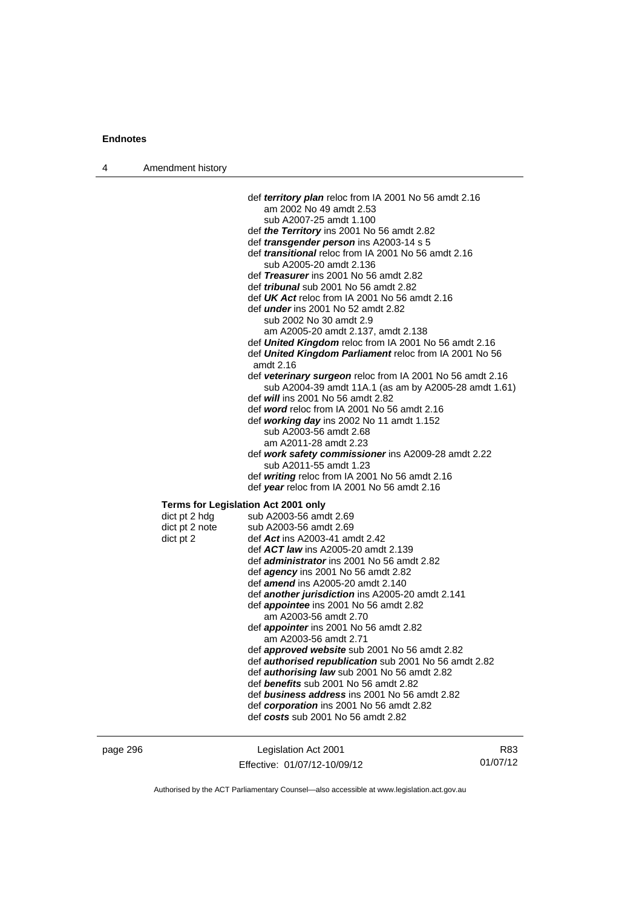def ***territory plan*** reloc from IA 2001 No 56 amdt 2.16
am 2002 No 49 amdt 2.53
sub A2007-25 amdt 1.100
def ***the Territory*** ins 2001 No 56 amdt 2.82
def ***transgender person*** ins A2003-14 s 5
def ***transitional*** reloc from IA 2001 No 56 amdt 2.16
sub A2005-20 amdt 2.136
def ***Treasurer*** ins 2001 No 56 amdt 2.82
def ***tribunal*** sub 2001 No 56 amdt 2.82
def ***UK Act*** reloc from IA 2001 No 56 amdt 2.16
def ***under*** ins 2001 No 52 amdt 2.82
sub 2002 No 30 amdt 2.9
am A2005-20 amdt 2.137, amdt 2.138
def ***United Kingdom*** reloc from IA 2001 No 56 amdt 2.16
def ***United Kingdom Parliament*** reloc from IA 2001 No 56 amdt 2.16
def ***veterinary surgeon*** reloc from IA 2001 No 56 amdt 2.16
sub A2004-39 amdt 11A.1 (as am by A2005-28 amdt 1.61)
def ***will*** ins 2001 No 56 amdt 2.82
def ***word*** reloc from IA 2001 No 56 amdt 2.16
def ***working day*** ins 2002 No 11 amdt 1.152
sub A2003-56 amdt 2.68
am A2011-28 amdt 2.23
def ***work safety commissioner*** ins A2009-28 amdt 2.22
sub A2011-55 amdt 1.23
def ***writing*** reloc from IA 2001 No 56 amdt 2.16
def ***year*** reloc from IA 2001 No 56 amdt 2.16

**Terms for Legislation Act 2001 only**

dict pt 2 hdg sub A2003-56 amdt 2.69
dict pt 2 note sub A2003-56 amdt 2.69
dict pt 2 def ***Act*** ins A2003-41 amdt 2.42
def ***ACT law*** ins A2005-20 amdt 2.139
def ***administrator*** ins 2001 No 56 amdt 2.82
def ***agency*** ins 2001 No 56 amdt 2.82
def ***amend*** ins A2005-20 amdt 2.140
def ***another jurisdiction*** ins A2005-20 amdt 2.141
def ***appointee*** ins 2001 No 56 amdt 2.82
am A2003-56 amdt 2.70
def ***appointer*** ins 2001 No 56 amdt 2.82
am A2003-56 amdt 2.71
def ***approved website*** sub 2001 No 56 amdt 2.82
def ***authorised republication*** sub 2001 No 56 amdt 2.82
def ***authorising law*** sub 2001 No 56 amdt 2.82
def ***benefits*** sub 2001 No 56 amdt 2.82
def ***business address*** ins 2001 No 56 amdt 2.82
def ***corporation*** ins 2001 No 56 amdt 2.82
def ***costs*** sub 2001 No 56 amdt 2.82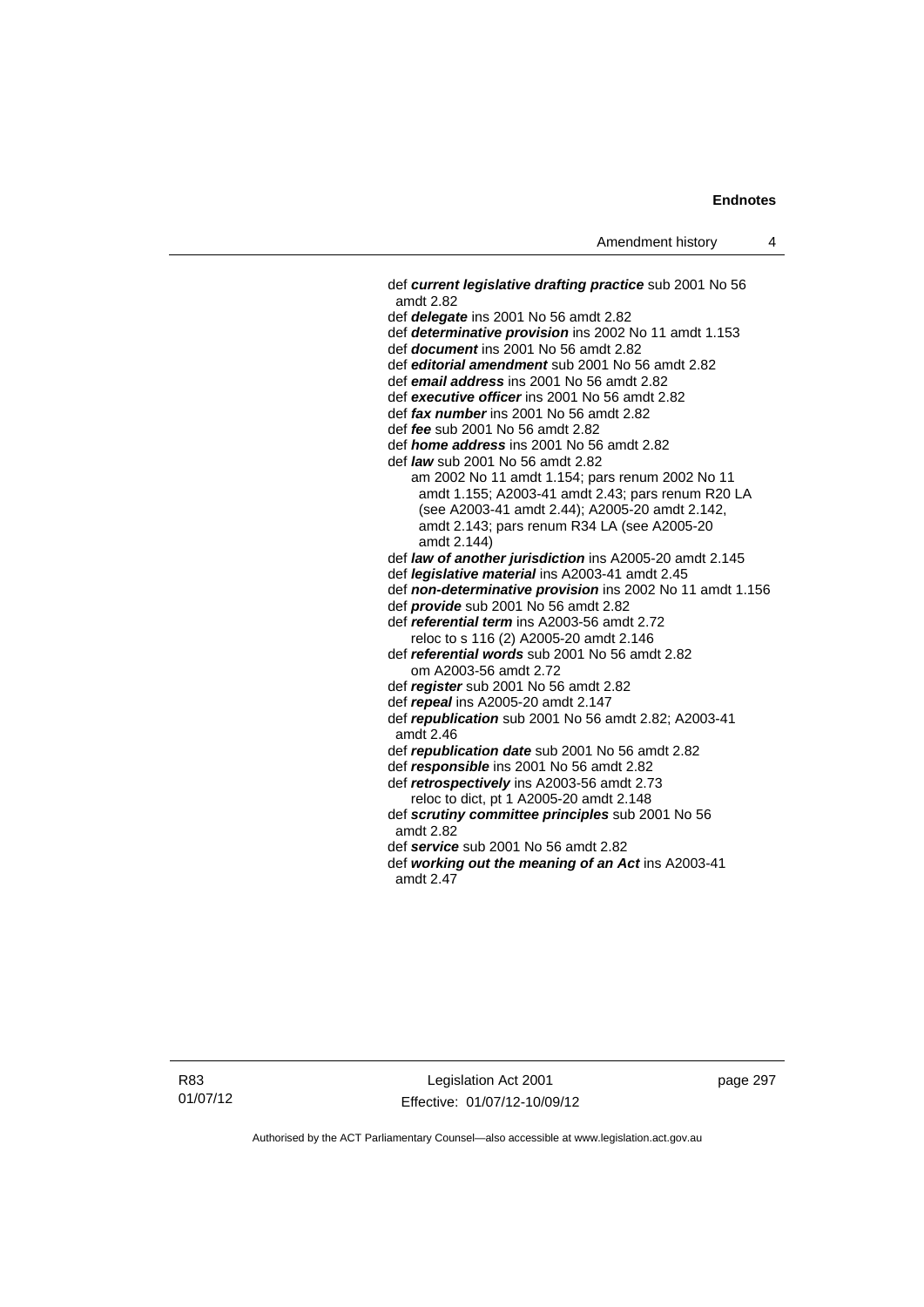def ***current legislative drafting practice*** sub 2001 No 56 amdt 2.82

def ***delegate*** ins 2001 No 56 amdt 2.82

def ***determinative provision*** ins 2002 No 11 amdt 1.153

def ***document*** ins 2001 No 56 amdt 2.82

def ***editorial amendment*** sub 2001 No 56 amdt 2.82

def ***email address*** ins 2001 No 56 amdt 2.82

def ***executive officer*** ins 2001 No 56 amdt 2.82

def ***fax number*** ins 2001 No 56 amdt 2.82

def ***fee*** sub 2001 No 56 amdt 2.82

def ***home address*** ins 2001 No 56 amdt 2.82

def ***law*** sub 2001 No 56 amdt 2.82
    am 2002 No 11 amdt 1.154; pars renum 2002 No 11 amdt 1.155; A2003-41 amdt 2.43; pars renum R20 LA (see A2003-41 amdt 2.44); A2005-20 amdt 2.142, amdt 2.143; pars renum R34 LA (see A2005-20 amdt 2.144)

def ***law of another jurisdiction*** ins A2005-20 amdt 2.145

def ***legislative material*** ins A2003-41 amdt 2.45

def ***non-determinative provision*** ins 2002 No 11 amdt 1.156

def ***provide*** sub 2001 No 56 amdt 2.82

def ***referential term*** ins A2003-56 amdt 2.72
    reloc to s 116 (2) A2005-20 amdt 2.146

def ***referential words*** sub 2001 No 56 amdt 2.82
    om A2003-56 amdt 2.72

def ***register*** sub 2001 No 56 amdt 2.82

def ***repeal*** ins A2005-20 amdt 2.147

def ***republication*** sub 2001 No 56 amdt 2.82; A2003-41 amdt 2.46

def ***republication date*** sub 2001 No 56 amdt 2.82

def ***responsible*** ins 2001 No 56 amdt 2.82

def ***retrospectively*** ins A2003-56 amdt 2.73
    reloc to dict, pt 1 A2005-20 amdt 2.148

def ***scrutiny committee principles*** sub 2001 No 56 amdt 2.82

def ***service*** sub 2001 No 56 amdt 2.82

def ***working out the meaning of an Act*** ins A2003-41 amdt 2.47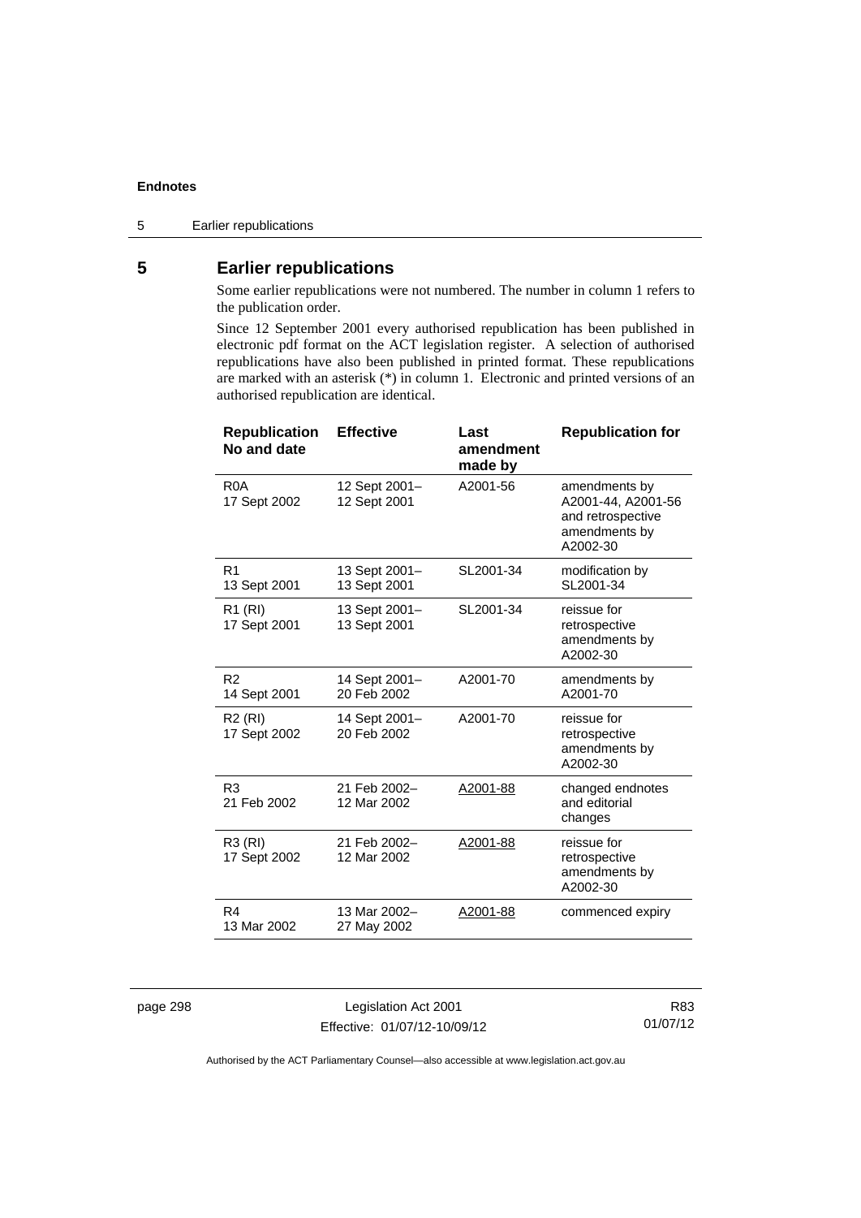## 5 Earlier republications

Some earlier republications were not numbered. The number in column 1 refers to the publication order.

Since 12 September 2001 every authorised republication has been published in electronic pdf format on the ACT legislation register. A selection of authorised republications have also been published in printed format. These republications are marked with an asterisk (*) in column 1. Electronic and printed versions of an authorised republication are identical.

| Republication No and date | Effective | Last amendment made by | Republication for |
|---|---|---|---|
| R0A<br>17 Sept 2002 | 12 Sept 2001–<br>12 Sept 2001 | A2001-56 | amendments by A2001-44, A2001-56 and retrospective amendments by A2002-30 |
| R1<br>13 Sept 2001 | 13 Sept 2001–<br>13 Sept 2001 | SL2001-34 | modification by SL2001-34 |
| R1 (RI)<br>17 Sept 2001 | 13 Sept 2001–<br>13 Sept 2001 | SL2001-34 | reissue for retrospective amendments by A2002-30 |
| R2<br>14 Sept 2001 | 14 Sept 2001–<br>20 Feb 2002 | A2001-70 | amendments by A2001-70 |
| R2 (RI)<br>17 Sept 2002 | 14 Sept 2001–<br>20 Feb 2002 | A2001-70 | reissue for retrospective amendments by A2002-30 |
| R3<br>21 Feb 2002 | 21 Feb 2002–<br>12 Mar 2002 | A2001-88 | changed endnotes and editorial changes |
| R3 (RI)<br>17 Sept 2002 | 21 Feb 2002–<br>12 Mar 2002 | A2001-88 | reissue for retrospective amendments by A2002-30 |
| R4<br>13 Mar 2002 | 13 Mar 2002–<br>27 May 2002 | A2001-88 | commenced expiry |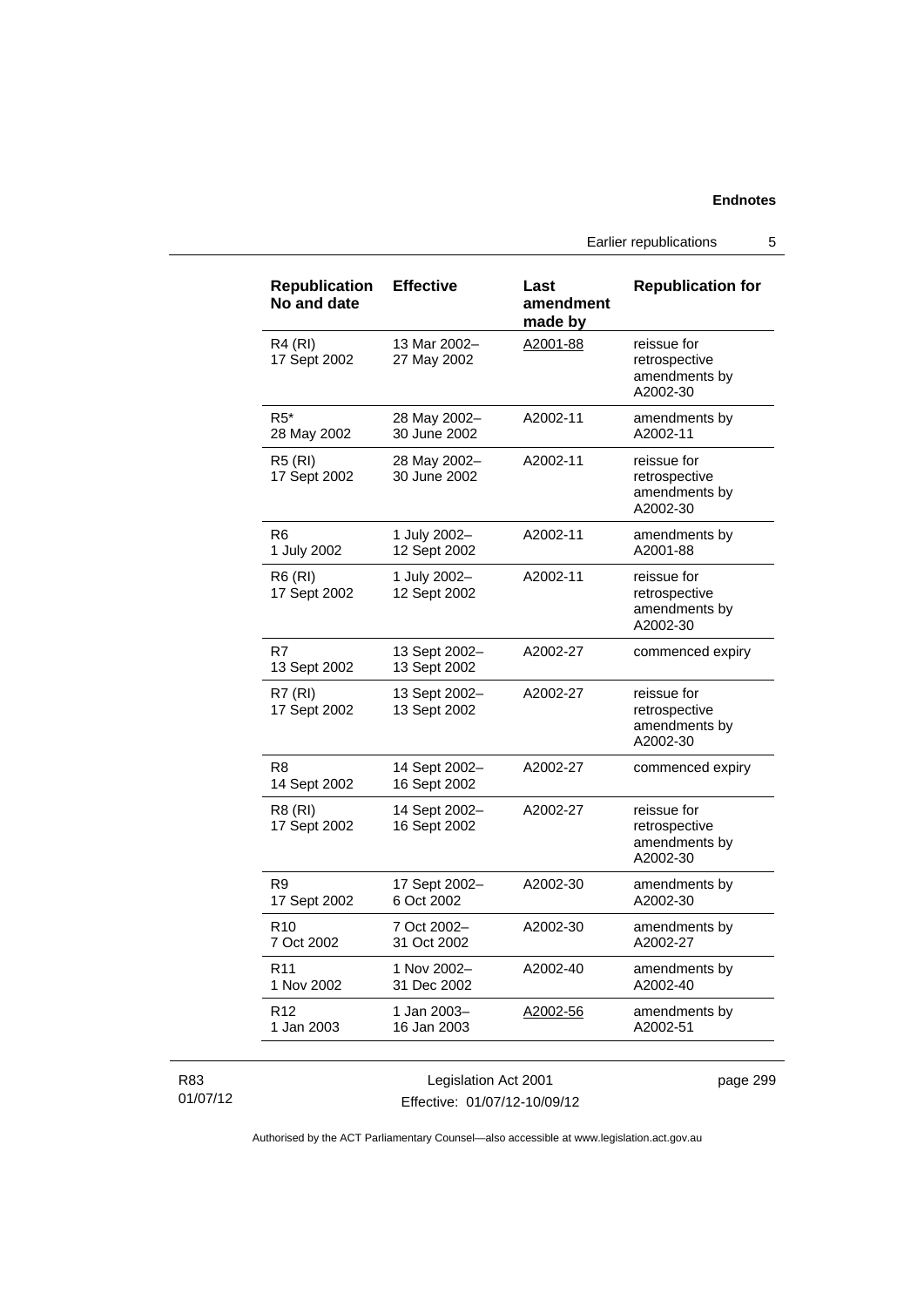| Republication No and date | Effective | Last amendment made by | Republication for |
| --- | --- | --- | --- |
| R4 (RI) 17 Sept 2002 | 13 Mar 2002– 27 May 2002 | A2001-88 | reissue for retrospective amendments by A2002-30 |
| R5* 28 May 2002 | 28 May 2002– 30 June 2002 | A2002-11 | amendments by A2002-11 |
| R5 (RI) 17 Sept 2002 | 28 May 2002– 30 June 2002 | A2002-11 | reissue for retrospective amendments by A2002-30 |
| R6 1 July 2002 | 1 July 2002– 12 Sept 2002 | A2002-11 | amendments by A2001-88 |
| R6 (RI) 17 Sept 2002 | 1 July 2002– 12 Sept 2002 | A2002-11 | reissue for retrospective amendments by A2002-30 |
| R7 13 Sept 2002 | 13 Sept 2002– 13 Sept 2002 | A2002-27 | commenced expiry |
| R7 (RI) 17 Sept 2002 | 13 Sept 2002– 13 Sept 2002 | A2002-27 | reissue for retrospective amendments by A2002-30 |
| R8 14 Sept 2002 | 14 Sept 2002– 16 Sept 2002 | A2002-27 | commenced expiry |
| R8 (RI) 17 Sept 2002 | 14 Sept 2002– 16 Sept 2002 | A2002-27 | reissue for retrospective amendments by A2002-30 |
| R9 17 Sept 2002 | 17 Sept 2002– 6 Oct 2002 | A2002-30 | amendments by A2002-30 |
| R10 7 Oct 2002 | 7 Oct 2002– 31 Oct 2002 | A2002-30 | amendments by A2002-27 |
| R11 1 Nov 2002 | 1 Nov 2002– 31 Dec 2002 | A2002-40 | amendments by A2002-40 |
| R12 1 Jan 2003 | 1 Jan 2003– 16 Jan 2003 | A2002-56 | amendments by A2002-51 |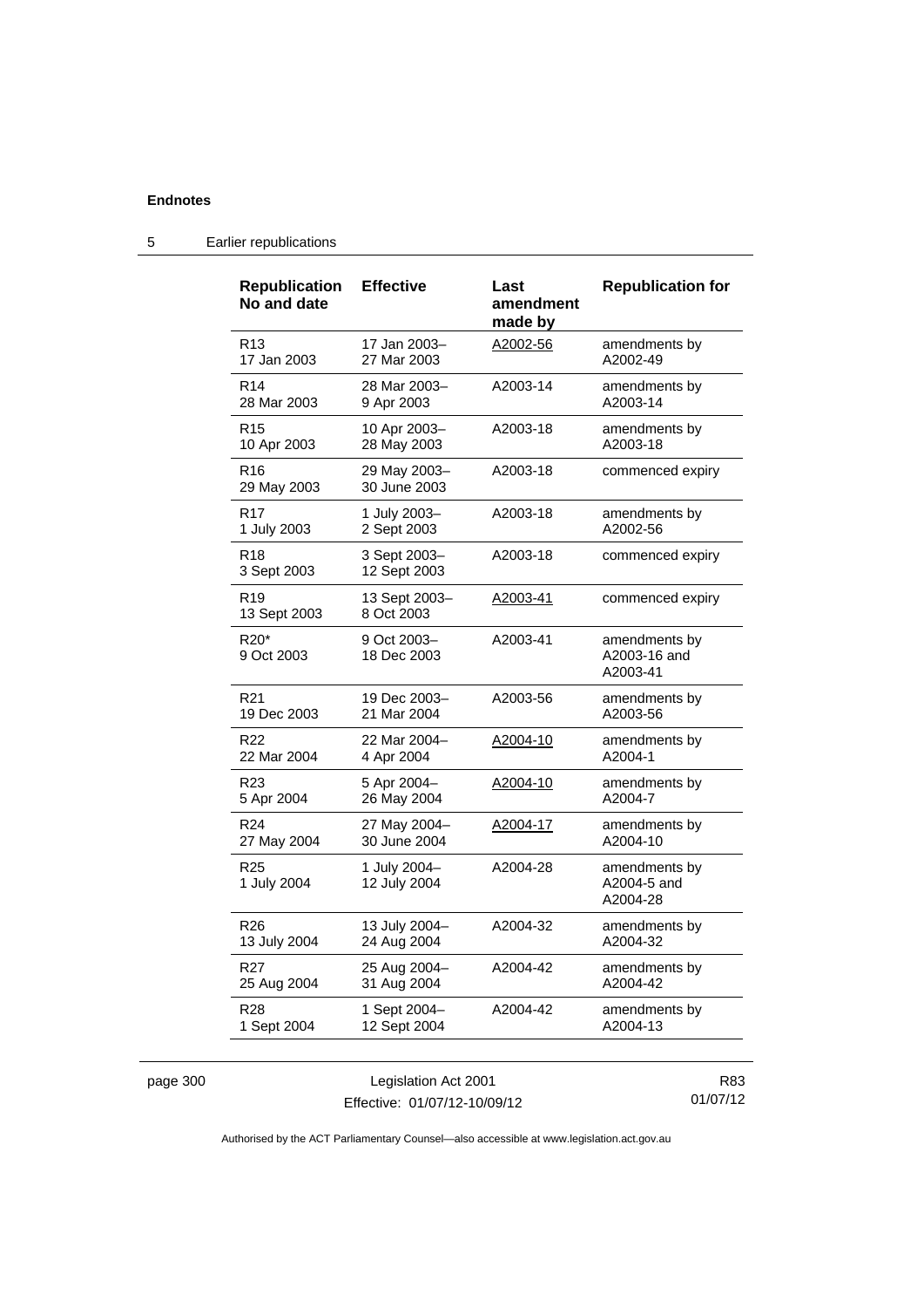| Republication No and date | Effective | Last amendment made by | Republication for |
|---|---|---|---|
| R13 17 Jan 2003 | 17 Jan 2003– 27 Mar 2003 | A2002-56 | amendments by A2002-49 |
| R14 28 Mar 2003 | 28 Mar 2003– 9 Apr 2003 | A2003-14 | amendments by A2003-14 |
| R15 10 Apr 2003 | 10 Apr 2003– 28 May 2003 | A2003-18 | amendments by A2003-18 |
| R16 29 May 2003 | 29 May 2003– 30 June 2003 | A2003-18 | commenced expiry |
| R17 1 July 2003 | 1 July 2003– 2 Sept 2003 | A2003-18 | amendments by A2002-56 |
| R18 3 Sept 2003 | 3 Sept 2003– 12 Sept 2003 | A2003-18 | commenced expiry |
| R19 13 Sept 2003 | 13 Sept 2003– 8 Oct 2003 | A2003-41 | commenced expiry |
| R20* 9 Oct 2003 | 9 Oct 2003– 18 Dec 2003 | A2003-41 | amendments by A2003-16 and A2003-41 |
| R21 19 Dec 2003 | 19 Dec 2003– 21 Mar 2004 | A2003-56 | amendments by A2003-56 |
| R22 22 Mar 2004 | 22 Mar 2004– 4 Apr 2004 | A2004-10 | amendments by A2004-1 |
| R23 5 Apr 2004 | 5 Apr 2004– 26 May 2004 | A2004-10 | amendments by A2004-7 |
| R24 27 May 2004 | 27 May 2004– 30 June 2004 | A2004-17 | amendments by A2004-10 |
| R25 1 July 2004 | 1 July 2004– 12 July 2004 | A2004-28 | amendments by A2004-5 and A2004-28 |
| R26 13 July 2004 | 13 July 2004– 24 Aug 2004 | A2004-32 | amendments by A2004-32 |
| R27 25 Aug 2004 | 25 Aug 2004– 31 Aug 2004 | A2004-42 | amendments by A2004-42 |
| R28 1 Sept 2004 | 1 Sept 2004– 12 Sept 2004 | A2004-42 | amendments by A2004-13 |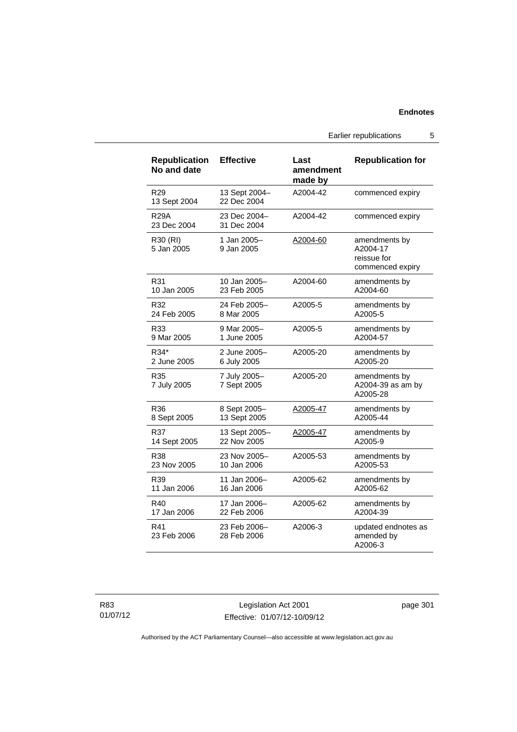| Republication No and date | Effective | Last amendment made by | Republication for |
|---|---|---|---|
| R29<br>13 Sept 2004 | 13 Sept 2004–<br>22 Dec 2004 | A2004-42 | commenced expiry |
| R29A<br>23 Dec 2004 | 23 Dec 2004–<br>31 Dec 2004 | A2004-42 | commenced expiry |
| R30 (RI)<br>5 Jan 2005 | 1 Jan 2005–<br>9 Jan 2005 | A2004-60 | amendments by A2004-17<br>reissue for commenced expiry |
| R31<br>10 Jan 2005 | 10 Jan 2005–<br>23 Feb 2005 | A2004-60 | amendments by A2004-60 |
| R32<br>24 Feb 2005 | 24 Feb 2005–<br>8 Mar 2005 | A2005-5 | amendments by A2005-5 |
| R33<br>9 Mar 2005 | 9 Mar 2005–<br>1 June 2005 | A2005-5 | amendments by A2004-57 |
| R34*<br>2 June 2005 | 2 June 2005–<br>6 July 2005 | A2005-20 | amendments by A2005-20 |
| R35<br>7 July 2005 | 7 July 2005–<br>7 Sept 2005 | A2005-20 | amendments by A2004-39 as am by A2005-28 |
| R36<br>8 Sept 2005 | 8 Sept 2005–<br>13 Sept 2005 | A2005-47 | amendments by A2005-44 |
| R37<br>14 Sept 2005 | 13 Sept 2005–<br>22 Nov 2005 | A2005-47 | amendments by A2005-9 |
| R38<br>23 Nov 2005 | 23 Nov 2005–<br>10 Jan 2006 | A2005-53 | amendments by A2005-53 |
| R39<br>11 Jan 2006 | 11 Jan 2006–<br>16 Jan 2006 | A2005-62 | amendments by A2005-62 |
| R40<br>17 Jan 2006 | 17 Jan 2006–<br>22 Feb 2006 | A2005-62 | amendments by A2004-39 |
| R41<br>23 Feb 2006 | 23 Feb 2006–<br>28 Feb 2006 | A2006-3 | updated endnotes as amended by A2006-3 |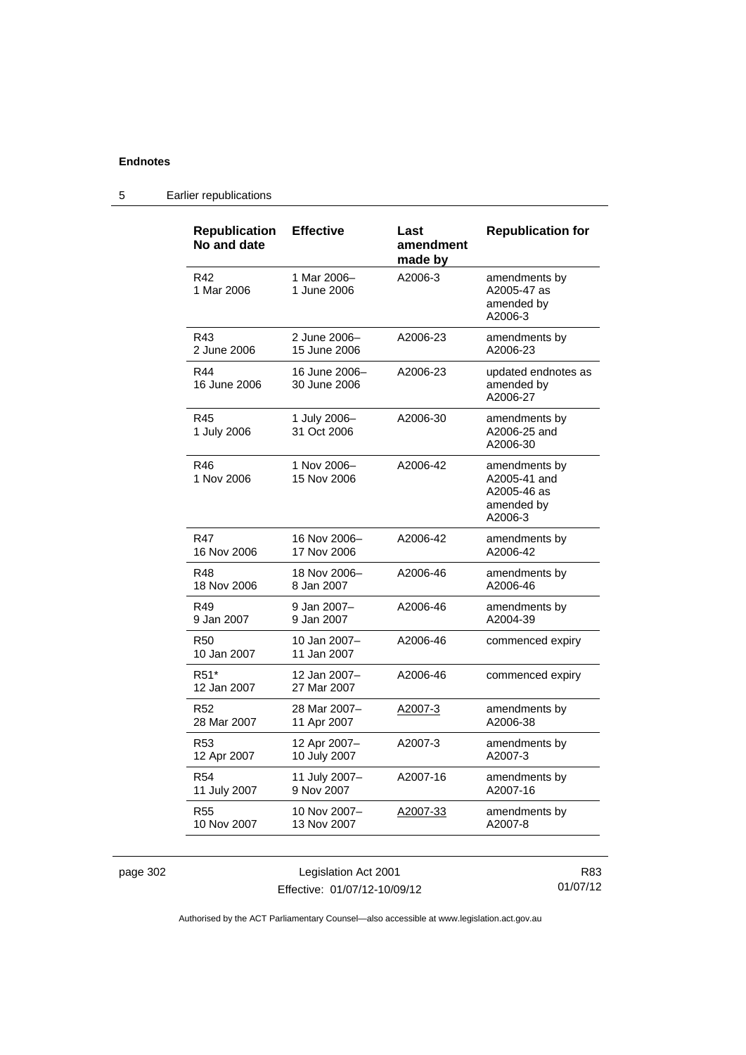## Endnotes

5 Earlier republications

| Republication No and date | Effective | Last amendment made by | Republication for |
|---|---|---|---|
| R42 1 Mar 2006 | 1 Mar 2006– 1 June 2006 | A2006-3 | amendments by A2005-47 as amended by A2006-3 |
| R43 2 June 2006 | 2 June 2006– 15 June 2006 | A2006-23 | amendments by A2006-23 |
| R44 16 June 2006 | 16 June 2006– 30 June 2006 | A2006-23 | updated endnotes as amended by A2006-27 |
| R45 1 July 2006 | 1 July 2006– 31 Oct 2006 | A2006-30 | amendments by A2006-25 and A2006-30 |
| R46 1 Nov 2006 | 1 Nov 2006– 15 Nov 2006 | A2006-42 | amendments by A2005-41 and A2005-46 as amended by A2006-3 |
| R47 16 Nov 2006 | 16 Nov 2006– 17 Nov 2006 | A2006-42 | amendments by A2006-42 |
| R48 18 Nov 2006 | 18 Nov 2006– 8 Jan 2007 | A2006-46 | amendments by A2006-46 |
| R49 9 Jan 2007 | 9 Jan 2007– 9 Jan 2007 | A2006-46 | amendments by A2004-39 |
| R50 10 Jan 2007 | 10 Jan 2007– 11 Jan 2007 | A2006-46 | commenced expiry |
| R51* 12 Jan 2007 | 12 Jan 2007– 27 Mar 2007 | A2006-46 | commenced expiry |
| R52 28 Mar 2007 | 28 Mar 2007– 11 Apr 2007 | A2007-3 | amendments by A2006-38 |
| R53 12 Apr 2007 | 12 Apr 2007– 10 July 2007 | A2007-3 | amendments by A2007-3 |
| R54 11 July 2007 | 11 July 2007– 9 Nov 2007 | A2007-16 | amendments by A2007-16 |
| R55 10 Nov 2007 | 10 Nov 2007– 13 Nov 2007 | A2007-33 | amendments by A2007-8 |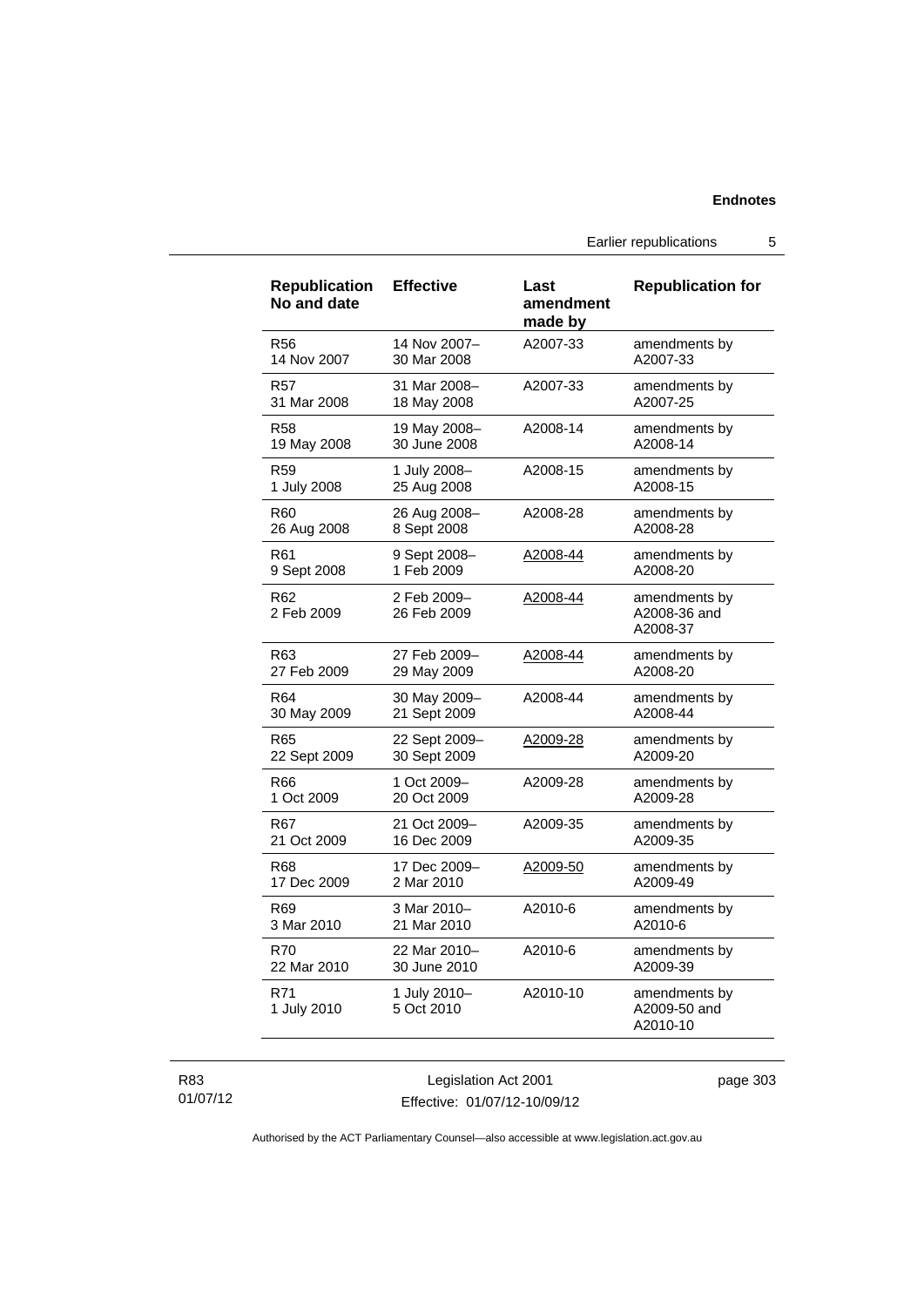| Republication No and date | Effective | Last amendment made by | Republication for |
| --- | --- | --- | --- |
| R56 14 Nov 2007 | 14 Nov 2007– 30 Mar 2008 | A2007-33 | amendments by A2007-33 |
| R57 31 Mar 2008 | 31 Mar 2008– 18 May 2008 | A2007-33 | amendments by A2007-25 |
| R58 19 May 2008 | 19 May 2008– 30 June 2008 | A2008-14 | amendments by A2008-14 |
| R59 1 July 2008 | 1 July 2008– 25 Aug 2008 | A2008-15 | amendments by A2008-15 |
| R60 26 Aug 2008 | 26 Aug 2008– 8 Sept 2008 | A2008-28 | amendments by A2008-28 |
| R61 9 Sept 2008 | 9 Sept 2008– 1 Feb 2009 | A2008-44 | amendments by A2008-20 |
| R62 2 Feb 2009 | 2 Feb 2009– 26 Feb 2009 | A2008-44 | amendments by A2008-36 and A2008-37 |
| R63 27 Feb 2009 | 27 Feb 2009– 29 May 2009 | A2008-44 | amendments by A2008-20 |
| R64 30 May 2009 | 30 May 2009– 21 Sept 2009 | A2008-44 | amendments by A2008-44 |
| R65 22 Sept 2009 | 22 Sept 2009– 30 Sept 2009 | A2009-28 | amendments by A2009-20 |
| R66 1 Oct 2009 | 1 Oct 2009– 20 Oct 2009 | A2009-28 | amendments by A2009-28 |
| R67 21 Oct 2009 | 21 Oct 2009– 16 Dec 2009 | A2009-35 | amendments by A2009-35 |
| R68 17 Dec 2009 | 17 Dec 2009– 2 Mar 2010 | A2009-50 | amendments by A2009-49 |
| R69 3 Mar 2010 | 3 Mar 2010– 21 Mar 2010 | A2010-6 | amendments by A2010-6 |
| R70 22 Mar 2010 | 22 Mar 2010– 30 June 2010 | A2010-6 | amendments by A2009-39 |
| R71 1 July 2010 | 1 July 2010– 5 Oct 2010 | A2010-10 | amendments by A2009-50 and A2010-10 |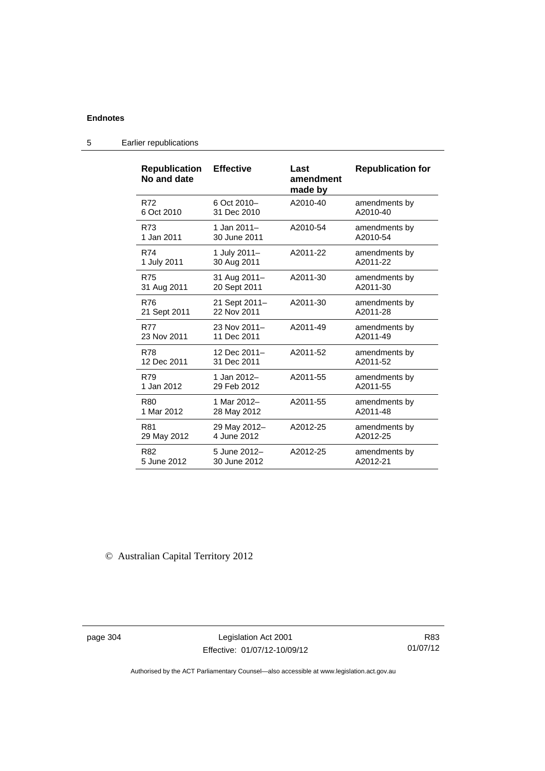| Republication No and date | Effective | Last amendment made by | Republication for |
|---|---|---|---|
| R72<br>6 Oct 2010 | 6 Oct 2010–<br>31 Dec 2010 | A2010-40 | amendments by<br>A2010-40 |
| R73<br>1 Jan 2011 | 1 Jan 2011–<br>30 June 2011 | A2010-54 | amendments by<br>A2010-54 |
| R74<br>1 July 2011 | 1 July 2011–<br>30 Aug 2011 | A2011-22 | amendments by<br>A2011-22 |
| R75<br>31 Aug 2011 | 31 Aug 2011–<br>20 Sept 2011 | A2011-30 | amendments by<br>A2011-30 |
| R76<br>21 Sept 2011 | 21 Sept 2011–<br>22 Nov 2011 | A2011-30 | amendments by<br>A2011-28 |
| R77<br>23 Nov 2011 | 23 Nov 2011–<br>11 Dec 2011 | A2011-49 | amendments by<br>A2011-49 |
| R78<br>12 Dec 2011 | 12 Dec 2011–<br>31 Dec 2011 | A2011-52 | amendments by<br>A2011-52 |
| R79<br>1 Jan 2012 | 1 Jan 2012–<br>29 Feb 2012 | A2011-55 | amendments by<br>A2011-55 |
| R80<br>1 Mar 2012 | 1 Mar 2012–<br>28 May 2012 | A2011-55 | amendments by<br>A2011-48 |
| R81<br>29 May 2012 | 29 May 2012–<br>4 June 2012 | A2012-25 | amendments by<br>A2012-25 |
| R82<br>5 June 2012 | 5 June 2012–<br>30 June 2012 | A2012-25 | amendments by<br>A2012-21 |

© Australian Capital Territory 2012